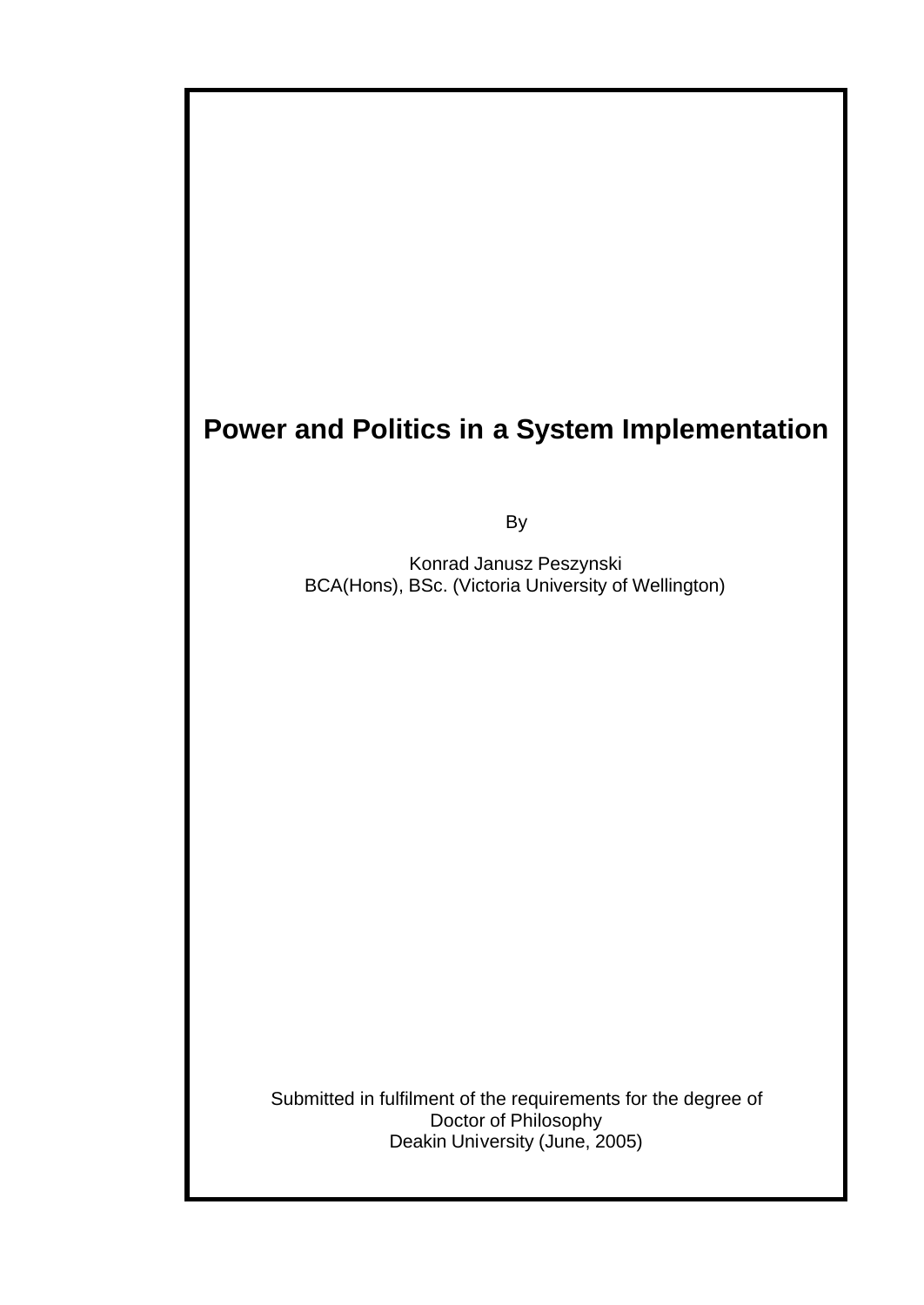# Power and Politics in a System Implementation

By

Konrad Janusz Peszynski
BCA(Hons), BSc. (Victoria University of Wellington)

Submitted in fulfilment of the requirements for the degree of
Doctor of Philosophy
Deakin University (June, 2005)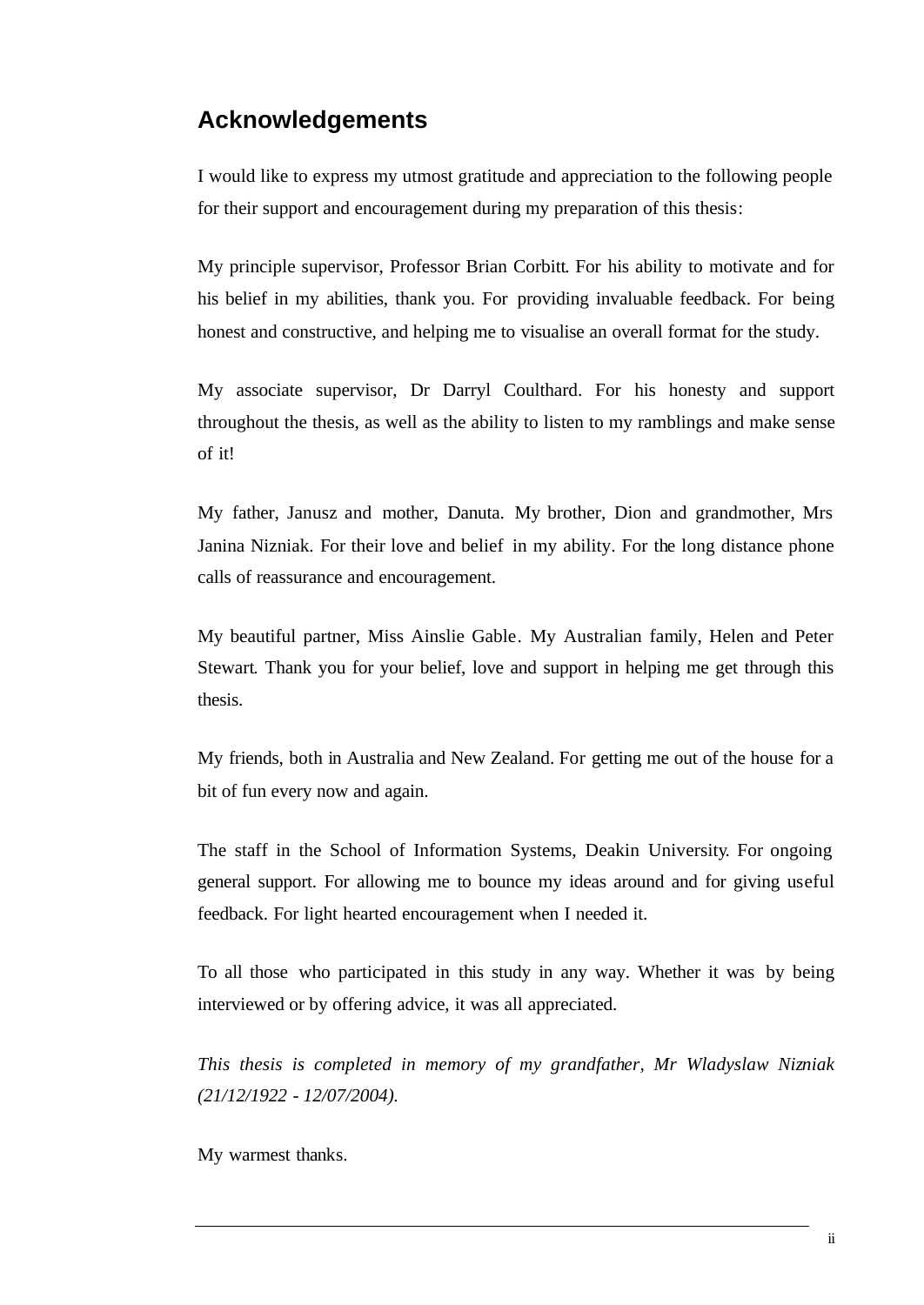## Acknowledgements

I would like to express my utmost gratitude and appreciation to the following people for their support and encouragement during my preparation of this thesis:

My principle supervisor, Professor Brian Corbitt. For his ability to motivate and for his belief in my abilities, thank you. For providing invaluable feedback. For being honest and constructive, and helping me to visualise an overall format for the study.

My associate supervisor, Dr Darryl Coulthard. For his honesty and support throughout the thesis, as well as the ability to listen to my ramblings and make sense of it!

My father, Janusz and mother, Danuta. My brother, Dion and grandmother, Mrs Janina Nizniak. For their love and belief in my ability. For the long distance phone calls of reassurance and encouragement.

My beautiful partner, Miss Ainslie Gable. My Australian family, Helen and Peter Stewart. Thank you for your belief, love and support in helping me get through this thesis.

My friends, both in Australia and New Zealand. For getting me out of the house for a bit of fun every now and again.

The staff in the School of Information Systems, Deakin University. For ongoing general support. For allowing me to bounce my ideas around and for giving useful feedback. For light hearted encouragement when I needed it.

To all those who participated in this study in any way. Whether it was by being interviewed or by offering advice, it was all appreciated.

*This thesis is completed in memory of my grandfather, Mr Wladyslaw Nizniak (21/12/1922 - 12/07/2004).*

My warmest thanks.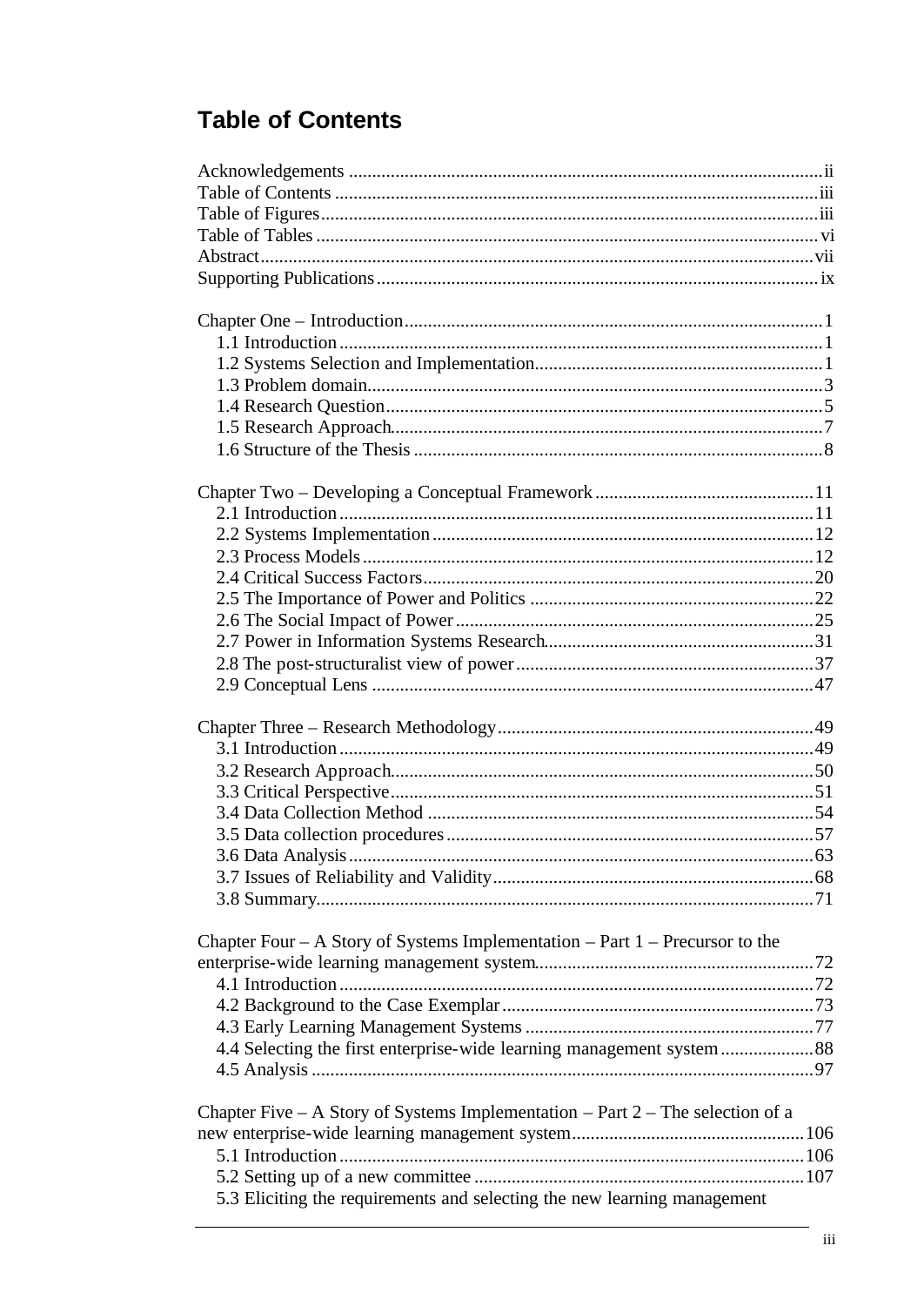# Table of Contents

Acknowledgements .......... ii
Table of Contents .......... iii
Table of Figures .......... iii
Table of Tables .......... vi
Abstract .......... vii
Supporting Publications .......... ix

Chapter One – Introduction .......... 1
- 1.1 Introduction .......... 1
- 1.2 Systems Selection and Implementation .......... 1
- 1.3 Problem domain .......... 3
- 1.4 Research Question .......... 5
- 1.5 Research Approach .......... 7
- 1.6 Structure of the Thesis .......... 8

Chapter Two – Developing a Conceptual Framework .......... 11
- 2.1 Introduction .......... 11
- 2.2 Systems Implementation .......... 12
- 2.3 Process Models .......... 12
- 2.4 Critical Success Factors .......... 20
- 2.5 The Importance of Power and Politics .......... 22
- 2.6 The Social Impact of Power .......... 25
- 2.7 Power in Information Systems Research .......... 31
- 2.8 The post-structuralist view of power .......... 37
- 2.9 Conceptual Lens .......... 47

Chapter Three – Research Methodology .......... 49
- 3.1 Introduction .......... 49
- 3.2 Research Approach .......... 50
- 3.3 Critical Perspective .......... 51
- 3.4 Data Collection Method .......... 54
- 3.5 Data collection procedures .......... 57
- 3.6 Data Analysis .......... 63
- 3.7 Issues of Reliability and Validity .......... 68
- 3.8 Summary .......... 71

Chapter Four – A Story of Systems Implementation – Part 1 – Precursor to the enterprise-wide learning management system .......... 72
- 4.1 Introduction .......... 72
- 4.2 Background to the Case Exemplar .......... 73
- 4.3 Early Learning Management Systems .......... 77
- 4.4 Selecting the first enterprise-wide learning management system .......... 88
- 4.5 Analysis .......... 97

Chapter Five – A Story of Systems Implementation – Part 2 – The selection of a new enterprise-wide learning management system .......... 106
- 5.1 Introduction .......... 106
- 5.2 Setting up of a new committee .......... 107
- 5.3 Eliciting the requirements and selecting the new learning management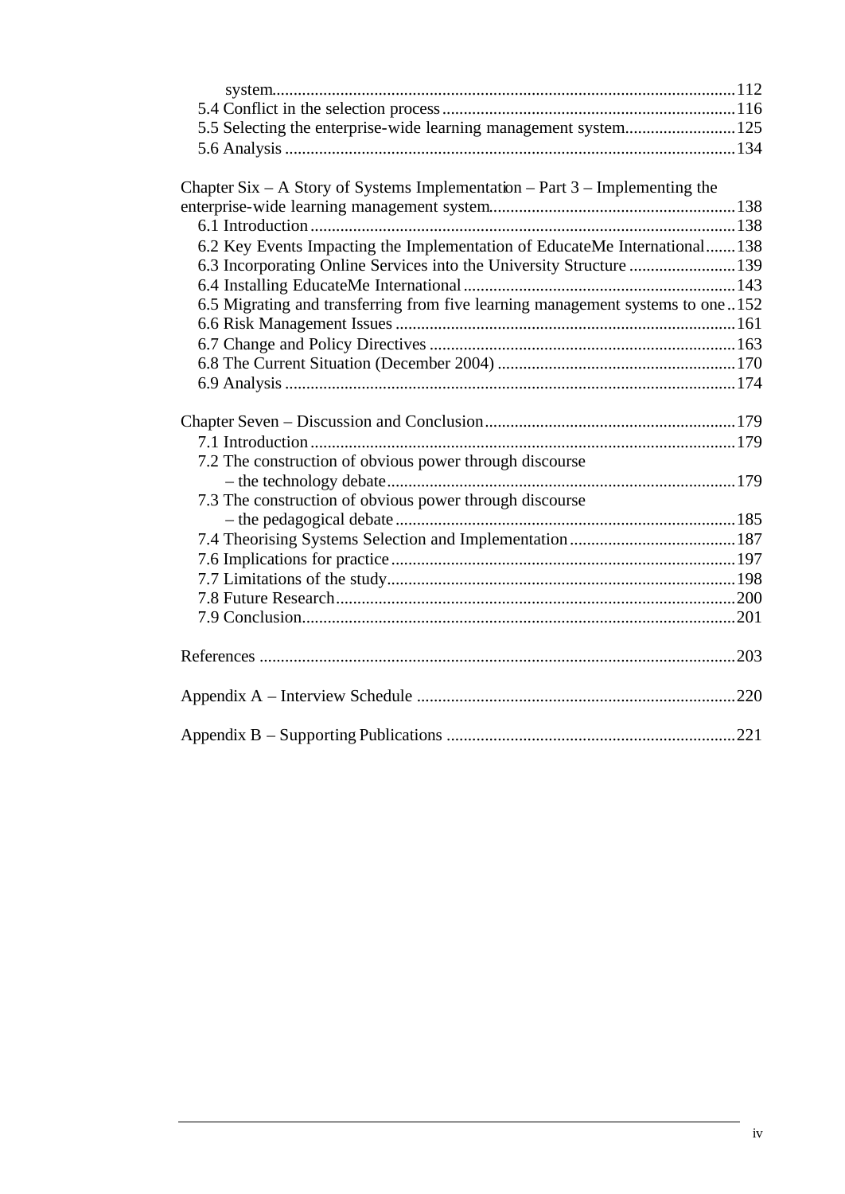system.......................................................................................................112
5.4 Conflict in the selection process....................................................................116
5.5 Selecting the enterprise-wide learning management system..........................125
5.6 Analysis.........................................................................................................134

Chapter Six – A Story of Systems Implementation – Part 3 – Implementing the enterprise-wide learning management system.........................................................138
6.1 Introduction...................................................................................................138
6.2 Key Events Impacting the Implementation of EducateMe International.......138
6.3 Incorporating Online Services into the University Structure.........................139
6.4 Installing EducateMe International................................................................143
6.5 Migrating and transferring from five learning management systems to one..152
6.6 Risk Management Issues...............................................................................161
6.7 Change and Policy Directives.......................................................................163
6.8 The Current Situation (December 2004).......................................................170
6.9 Analysis.........................................................................................................174

Chapter Seven – Discussion and Conclusion..........................................................179
7.1 Introduction...................................................................................................179
7.2 The construction of obvious power through discourse – the technology debate.................................................................................179
7.3 The construction of obvious power through discourse – the pedagogical debate................................................................................185
7.4 Theorising Systems Selection and Implementation.......................................187
7.6 Implications for practice................................................................................197
7.7 Limitations of the study.................................................................................198
7.8 Future Research.............................................................................................200
7.9 Conclusion.....................................................................................................201

References...............................................................................................................203

Appendix A – Interview Schedule..........................................................................220

Appendix B – Supporting Publications...................................................................221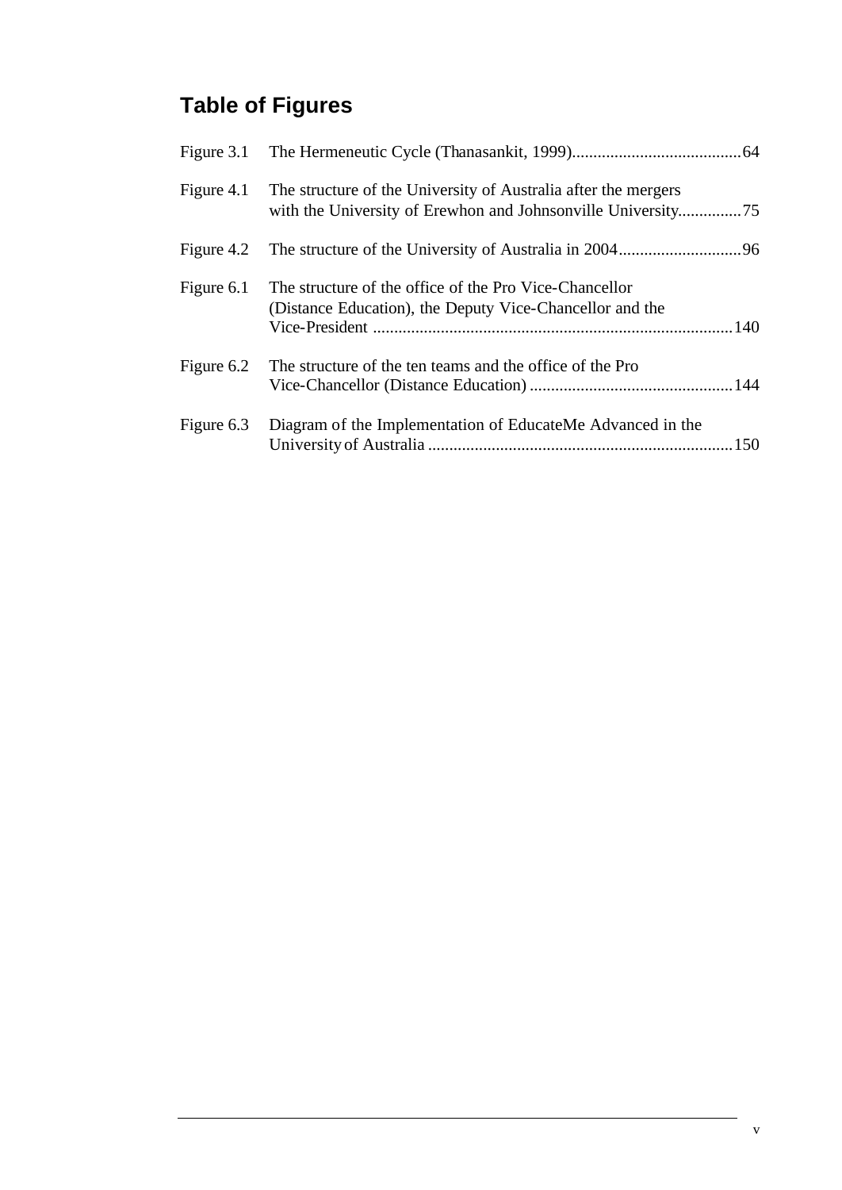# Table of Figures

| | | |
|---|---|---|
| Figure 3.1 | The Hermeneutic Cycle (Thanasankit, 1999) | 64 |
| Figure 4.1 | The structure of the University of Australia after the mergers with the University of Erewhon and Johnsonville University | 75 |
| Figure 4.2 | The structure of the University of Australia in 2004 | 96 |
| Figure 6.1 | The structure of the office of the Pro Vice-Chancellor (Distance Education), the Deputy Vice-Chancellor and the Vice-President | 140 |
| Figure 6.2 | The structure of the ten teams and the office of the Pro Vice-Chancellor (Distance Education) | 144 |
| Figure 6.3 | Diagram of the Implementation of EducateMe Advanced in the University of Australia | 150 |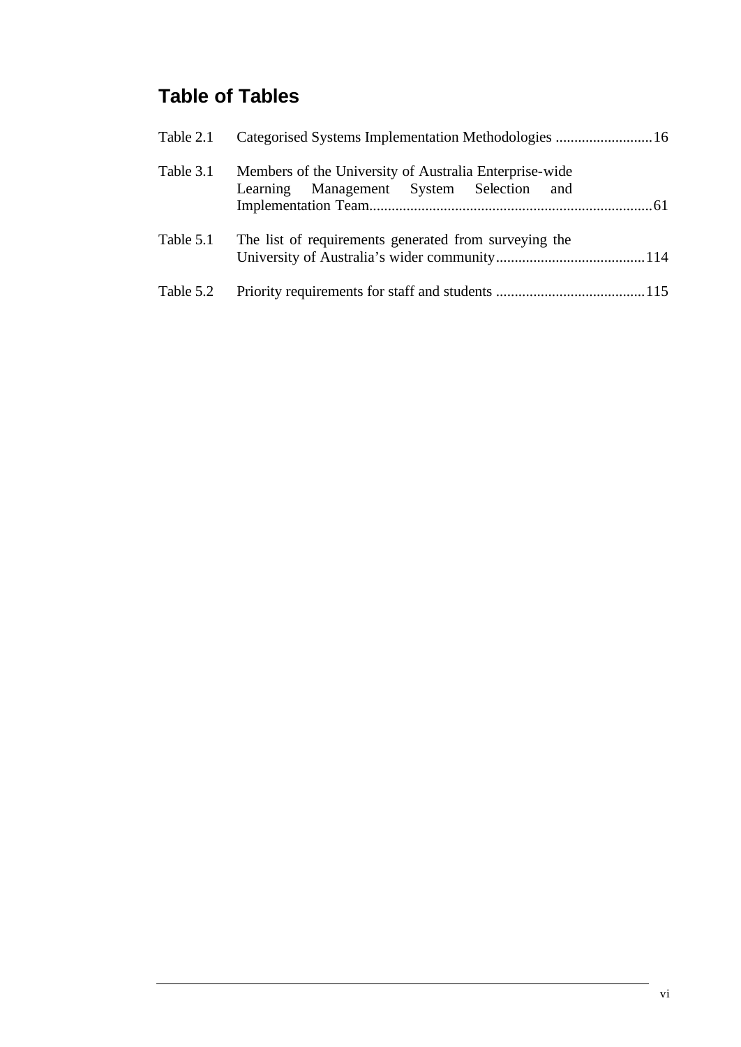## Table of Tables

| | | |
|---|---|---|
| Table 2.1 | Categorised Systems Implementation Methodologies | 16 |
| Table 3.1 | Members of the University of Australia Enterprise-wide Learning Management System Selection and Implementation Team | 61 |
| Table 5.1 | The list of requirements generated from surveying the University of Australia's wider community | 114 |
| Table 5.2 | Priority requirements for staff and students | 115 |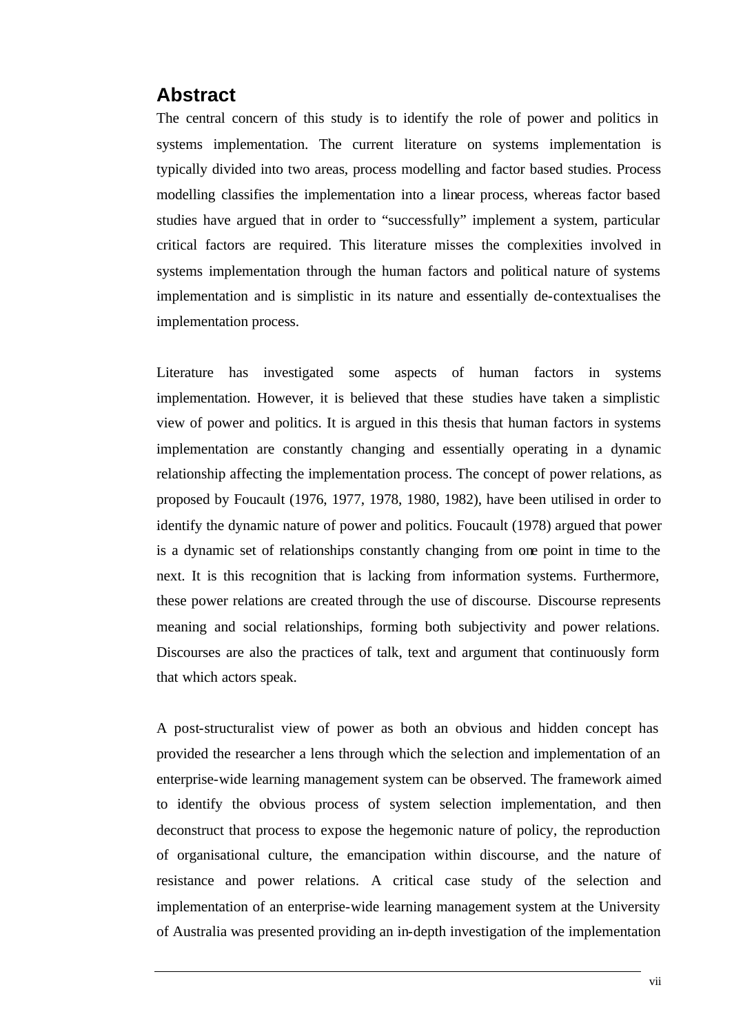## Abstract

The central concern of this study is to identify the role of power and politics in systems implementation. The current literature on systems implementation is typically divided into two areas, process modelling and factor based studies. Process modelling classifies the implementation into a linear process, whereas factor based studies have argued that in order to "successfully" implement a system, particular critical factors are required. This literature misses the complexities involved in systems implementation through the human factors and political nature of systems implementation and is simplistic in its nature and essentially de-contextualises the implementation process.

Literature has investigated some aspects of human factors in systems implementation. However, it is believed that these studies have taken a simplistic view of power and politics. It is argued in this thesis that human factors in systems implementation are constantly changing and essentially operating in a dynamic relationship affecting the implementation process. The concept of power relations, as proposed by Foucault (1976, 1977, 1978, 1980, 1982), have been utilised in order to identify the dynamic nature of power and politics. Foucault (1978) argued that power is a dynamic set of relationships constantly changing from one point in time to the next. It is this recognition that is lacking from information systems. Furthermore, these power relations are created through the use of discourse. Discourse represents meaning and social relationships, forming both subjectivity and power relations. Discourses are also the practices of talk, text and argument that continuously form that which actors speak.

A post-structuralist view of power as both an obvious and hidden concept has provided the researcher a lens through which the selection and implementation of an enterprise-wide learning management system can be observed. The framework aimed to identify the obvious process of system selection implementation, and then deconstruct that process to expose the hegemonic nature of policy, the reproduction of organisational culture, the emancipation within discourse, and the nature of resistance and power relations. A critical case study of the selection and implementation of an enterprise-wide learning management system at the University of Australia was presented providing an in-depth investigation of the implementation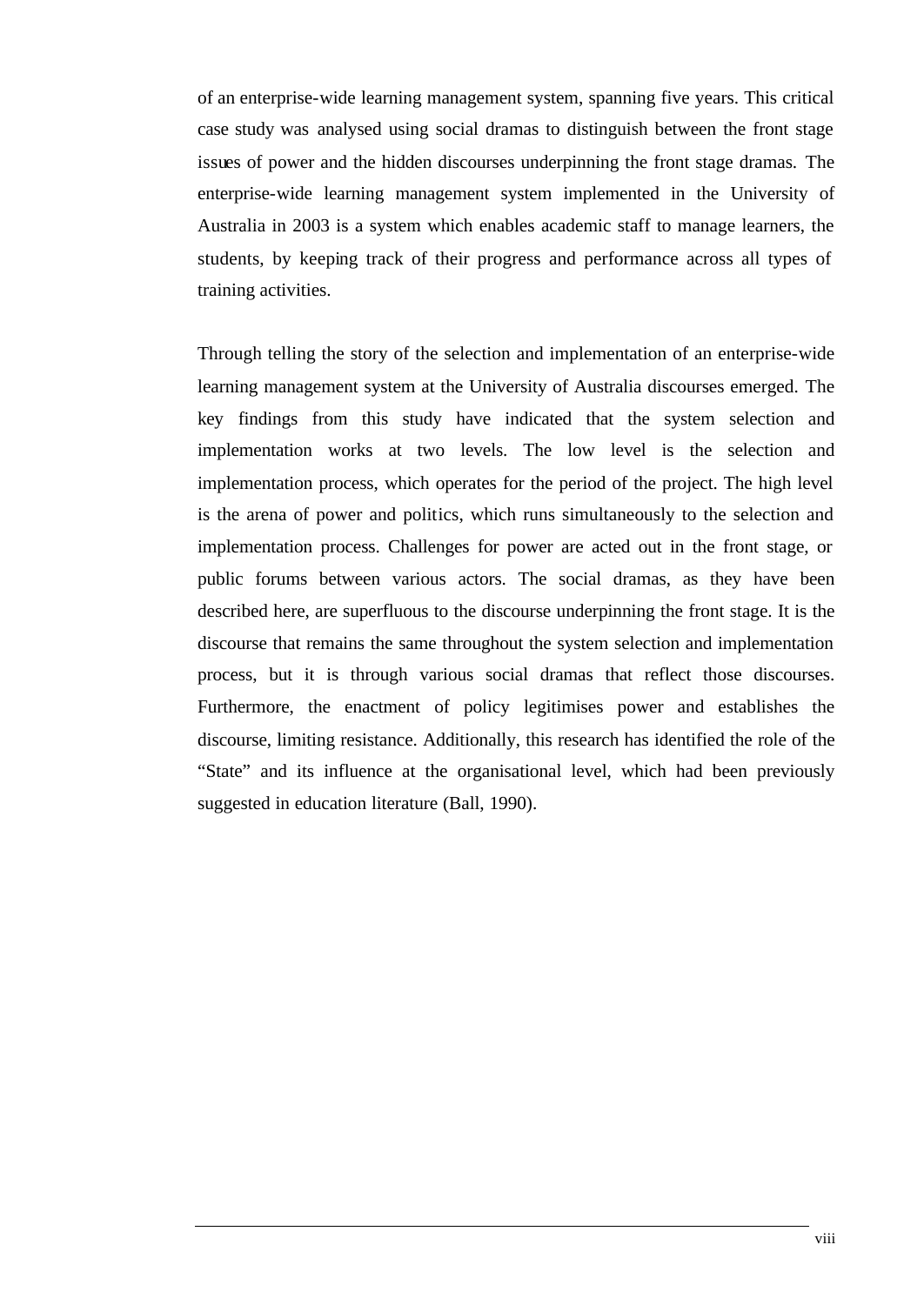of an enterprise-wide learning management system, spanning five years. This critical case study was analysed using social dramas to distinguish between the front stage issues of power and the hidden discourses underpinning the front stage dramas. The enterprise-wide learning management system implemented in the University of Australia in 2003 is a system which enables academic staff to manage learners, the students, by keeping track of their progress and performance across all types of training activities.

Through telling the story of the selection and implementation of an enterprise-wide learning management system at the University of Australia discourses emerged. The key findings from this study have indicated that the system selection and implementation works at two levels. The low level is the selection and implementation process, which operates for the period of the project. The high level is the arena of power and politics, which runs simultaneously to the selection and implementation process. Challenges for power are acted out in the front stage, or public forums between various actors. The social dramas, as they have been described here, are superfluous to the discourse underpinning the front stage. It is the discourse that remains the same throughout the system selection and implementation process, but it is through various social dramas that reflect those discourses. Furthermore, the enactment of policy legitimises power and establishes the discourse, limiting resistance. Additionally, this research has identified the role of the "State" and its influence at the organisational level, which had been previously suggested in education literature (Ball, 1990).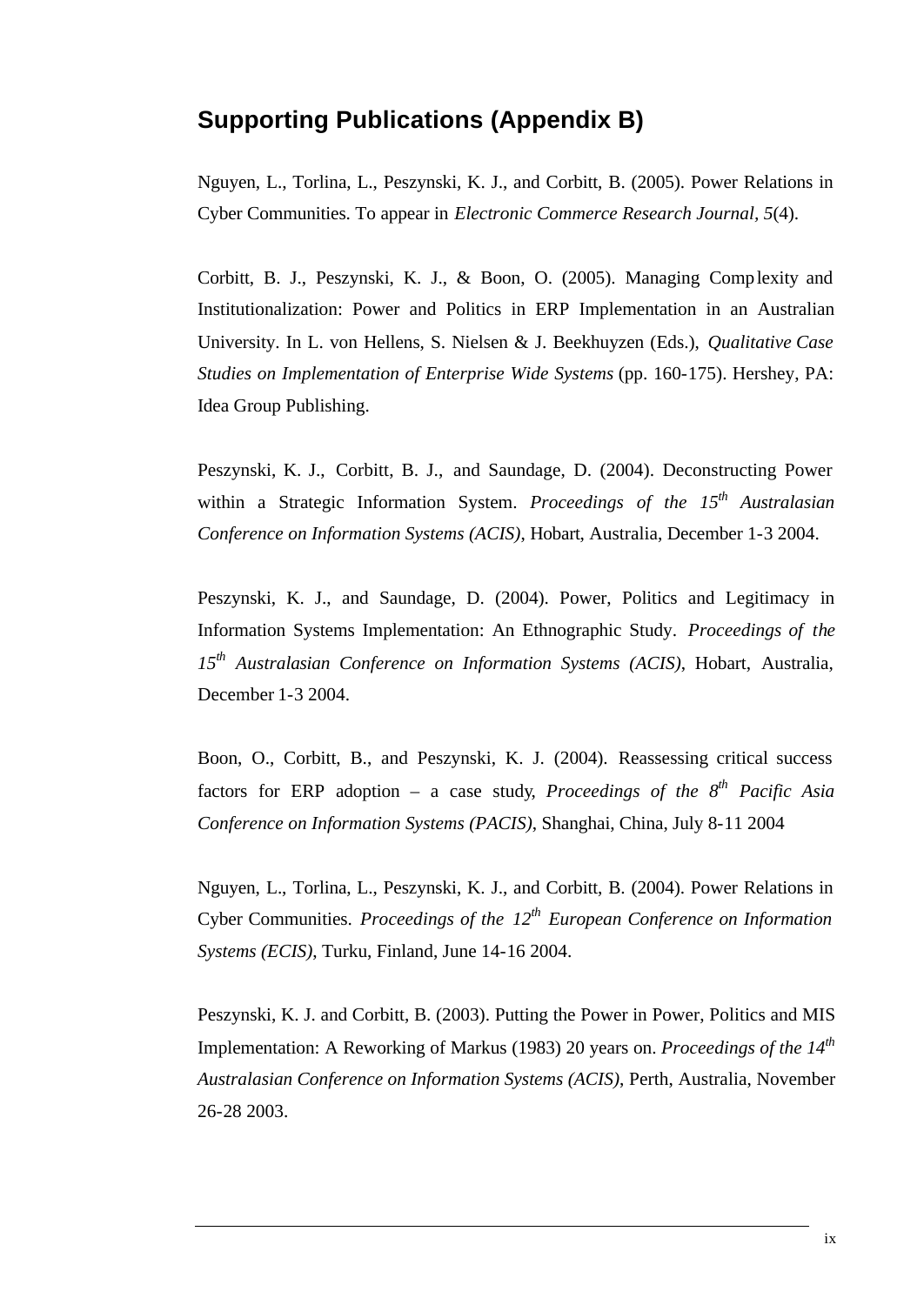## Supporting Publications (Appendix B)

Nguyen, L., Torlina, L., Peszynski, K. J., and Corbitt, B. (2005). Power Relations in Cyber Communities. To appear in *Electronic Commerce Research Journal, 5*(4).

Corbitt, B. J., Peszynski, K. J., & Boon, O. (2005). Managing Complexity and Institutionalization: Power and Politics in ERP Implementation in an Australian University. In L. von Hellens, S. Nielsen & J. Beekhuyzen (Eds.), *Qualitative Case Studies on Implementation of Enterprise Wide Systems* (pp. 160-175). Hershey, PA: Idea Group Publishing.

Peszynski, K. J., Corbitt, B. J., and Saundage, D. (2004). Deconstructing Power within a Strategic Information System. *Proceedings of the 15th Australasian Conference on Information Systems (ACIS)*, Hobart, Australia, December 1-3 2004.

Peszynski, K. J., and Saundage, D. (2004). Power, Politics and Legitimacy in Information Systems Implementation: An Ethnographic Study. *Proceedings of the 15th Australasian Conference on Information Systems (ACIS)*, Hobart, Australia, December 1-3 2004.

Boon, O., Corbitt, B., and Peszynski, K. J. (2004). Reassessing critical success factors for ERP adoption – a case study, *Proceedings of the 8th Pacific Asia Conference on Information Systems (PACIS)*, Shanghai, China, July 8-11 2004

Nguyen, L., Torlina, L., Peszynski, K. J., and Corbitt, B. (2004). Power Relations in Cyber Communities. *Proceedings of the 12th European Conference on Information Systems (ECIS)*, Turku, Finland, June 14-16 2004.

Peszynski, K. J. and Corbitt, B. (2003). Putting the Power in Power, Politics and MIS Implementation: A Reworking of Markus (1983) 20 years on. *Proceedings of the 14th Australasian Conference on Information Systems (ACIS)*, Perth, Australia, November 26-28 2003.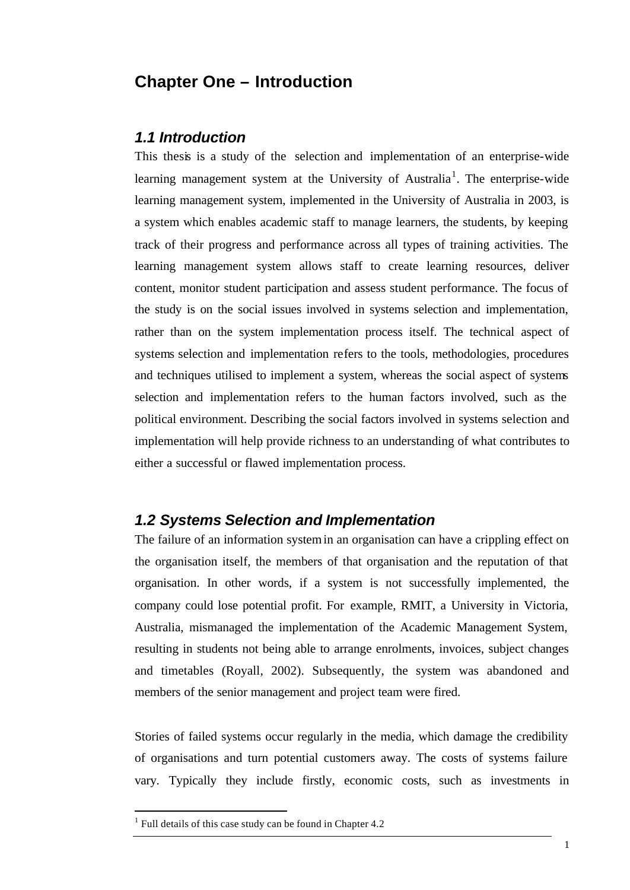# Chapter One – Introduction

## 1.1 Introduction

This thesis is a study of the selection and implementation of an enterprise-wide learning management system at the University of Australia[1]. The enterprise-wide learning management system, implemented in the University of Australia in 2003, is a system which enables academic staff to manage learners, the students, by keeping track of their progress and performance across all types of training activities. The learning management system allows staff to create learning resources, deliver content, monitor student participation and assess student performance. The focus of the study is on the social issues involved in systems selection and implementation, rather than on the system implementation process itself. The technical aspect of systems selection and implementation refers to the tools, methodologies, procedures and techniques utilised to implement a system, whereas the social aspect of systems selection and implementation refers to the human factors involved, such as the political environment. Describing the social factors involved in systems selection and implementation will help provide richness to an understanding of what contributes to either a successful or flawed implementation process.

## 1.2 Systems Selection and Implementation

The failure of an information system in an organisation can have a crippling effect on the organisation itself, the members of that organisation and the reputation of that organisation. In other words, if a system is not successfully implemented, the company could lose potential profit. For example, RMIT, a University in Victoria, Australia, mismanaged the implementation of the Academic Management System, resulting in students not being able to arrange enrolments, invoices, subject changes and timetables (Royall, 2002). Subsequently, the system was abandoned and members of the senior management and project team were fired.

Stories of failed systems occur regularly in the media, which damage the credibility of organisations and turn potential customers away. The costs of systems failure vary. Typically they include firstly, economic costs, such as investments in

[1] Full details of this case study can be found in Chapter 4.2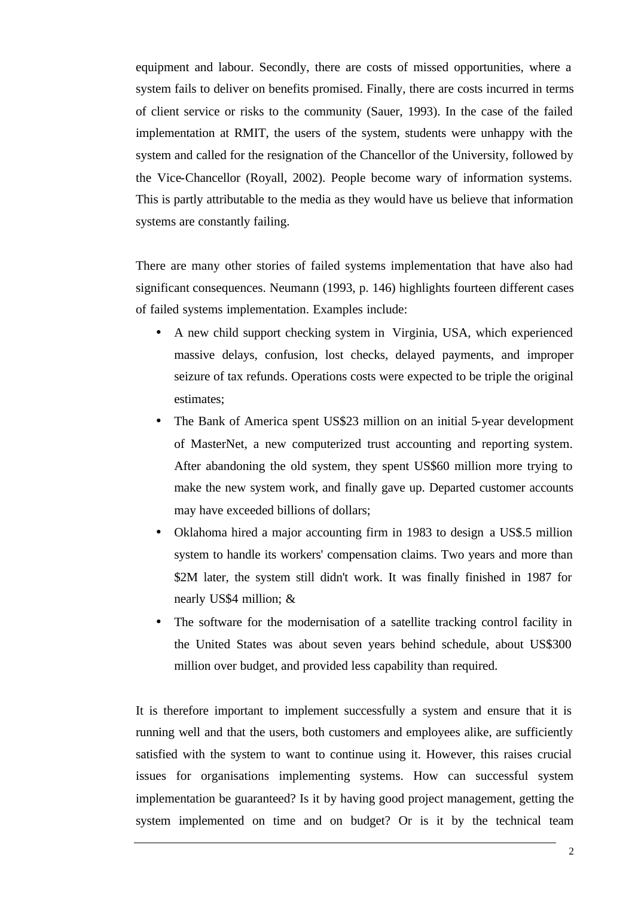equipment and labour. Secondly, there are costs of missed opportunities, where a system fails to deliver on benefits promised. Finally, there are costs incurred in terms of client service or risks to the community (Sauer, 1993). In the case of the failed implementation at RMIT, the users of the system, students were unhappy with the system and called for the resignation of the Chancellor of the University, followed by the Vice-Chancellor (Royall, 2002). People become wary of information systems. This is partly attributable to the media as they would have us believe that information systems are constantly failing.

There are many other stories of failed systems implementation that have also had significant consequences. Neumann (1993, p. 146) highlights fourteen different cases of failed systems implementation. Examples include:

- A new child support checking system in Virginia, USA, which experienced massive delays, confusion, lost checks, delayed payments, and improper seizure of tax refunds. Operations costs were expected to be triple the original estimates;
- The Bank of America spent US$23 million on an initial 5-year development of MasterNet, a new computerized trust accounting and reporting system. After abandoning the old system, they spent US$60 million more trying to make the new system work, and finally gave up. Departed customer accounts may have exceeded billions of dollars;
- Oklahoma hired a major accounting firm in 1983 to design a US$.5 million system to handle its workers' compensation claims. Two years and more than $2M later, the system still didn't work. It was finally finished in 1987 for nearly US$4 million; &
- The software for the modernisation of a satellite tracking control facility in the United States was about seven years behind schedule, about US$300 million over budget, and provided less capability than required.

It is therefore important to implement successfully a system and ensure that it is running well and that the users, both customers and employees alike, are sufficiently satisfied with the system to want to continue using it. However, this raises crucial issues for organisations implementing systems. How can successful system implementation be guaranteed? Is it by having good project management, getting the system implemented on time and on budget? Or is it by the technical team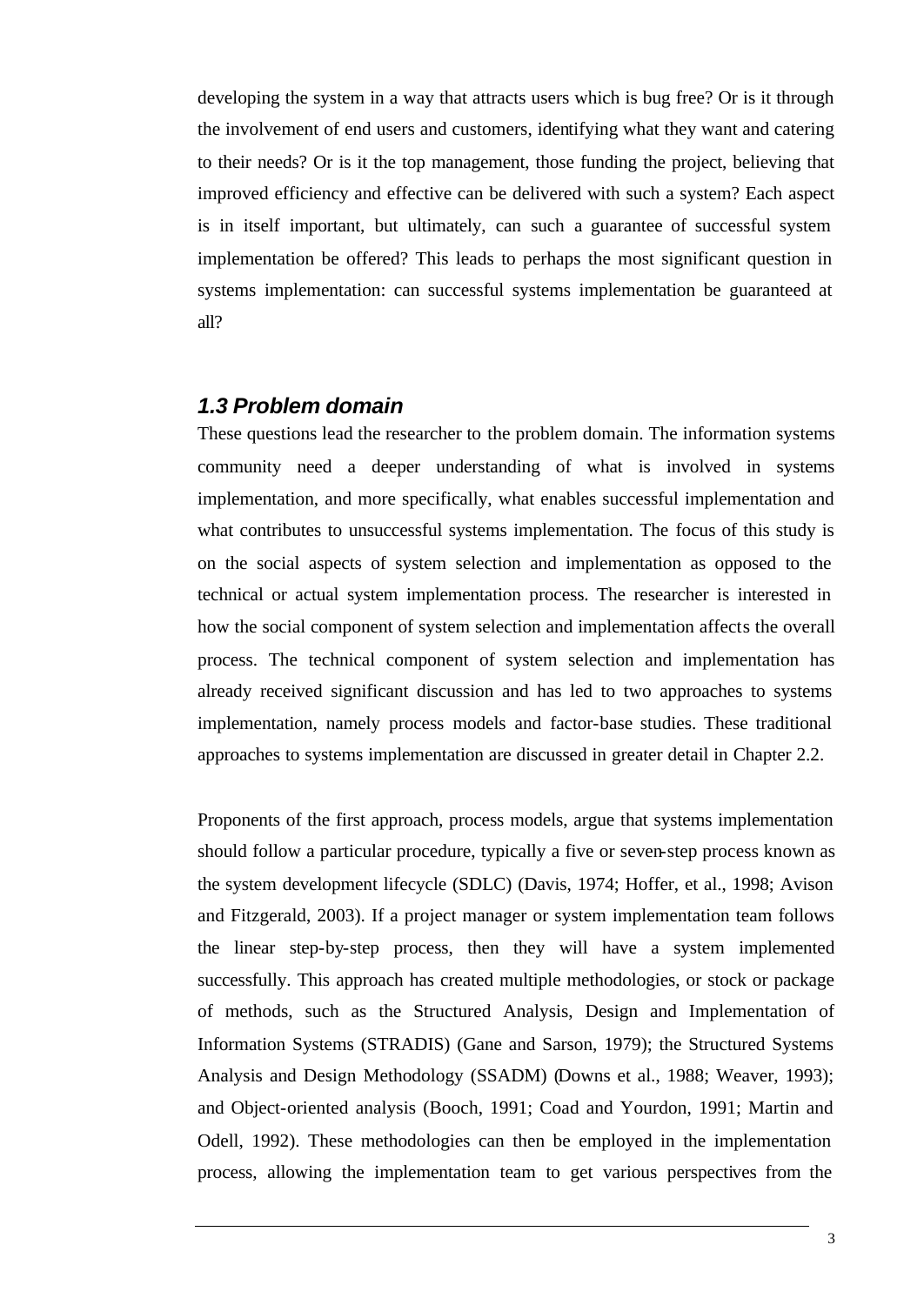developing the system in a way that attracts users which is bug free? Or is it through the involvement of end users and customers, identifying what they want and catering to their needs? Or is it the top management, those funding the project, believing that improved efficiency and effective can be delivered with such a system? Each aspect is in itself important, but ultimately, can such a guarantee of successful system implementation be offered? This leads to perhaps the most significant question in systems implementation: can successful systems implementation be guaranteed at all?

### *1.3 Problem domain*

These questions lead the researcher to the problem domain. The information systems community need a deeper understanding of what is involved in systems implementation, and more specifically, what enables successful implementation and what contributes to unsuccessful systems implementation. The focus of this study is on the social aspects of system selection and implementation as opposed to the technical or actual system implementation process. The researcher is interested in how the social component of system selection and implementation affects the overall process. The technical component of system selection and implementation has already received significant discussion and has led to two approaches to systems implementation, namely process models and factor-base studies. These traditional approaches to systems implementation are discussed in greater detail in Chapter 2.2.

Proponents of the first approach, process models, argue that systems implementation should follow a particular procedure, typically a five or seven-step process known as the system development lifecycle (SDLC) (Davis, 1974; Hoffer, et al., 1998; Avison and Fitzgerald, 2003). If a project manager or system implementation team follows the linear step-by-step process, then they will have a system implemented successfully. This approach has created multiple methodologies, or stock or package of methods, such as the Structured Analysis, Design and Implementation of Information Systems (STRADIS) (Gane and Sarson, 1979); the Structured Systems Analysis and Design Methodology (SSADM) (Downs et al., 1988; Weaver, 1993); and Object-oriented analysis (Booch, 1991; Coad and Yourdon, 1991; Martin and Odell, 1992). These methodologies can then be employed in the implementation process, allowing the implementation team to get various perspectives from the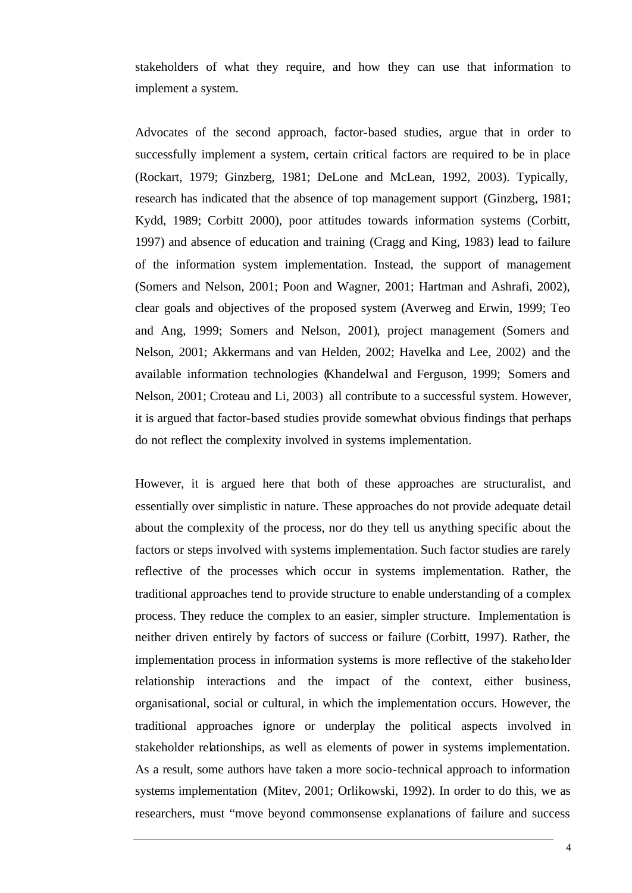stakeholders of what they require, and how they can use that information to implement a system.

Advocates of the second approach, factor-based studies, argue that in order to successfully implement a system, certain critical factors are required to be in place (Rockart, 1979; Ginzberg, 1981; DeLone and McLean, 1992, 2003). Typically, research has indicated that the absence of top management support (Ginzberg, 1981; Kydd, 1989; Corbitt 2000), poor attitudes towards information systems (Corbitt, 1997) and absence of education and training (Cragg and King, 1983) lead to failure of the information system implementation. Instead, the support of management (Somers and Nelson, 2001; Poon and Wagner, 2001; Hartman and Ashrafi, 2002), clear goals and objectives of the proposed system (Averweg and Erwin, 1999; Teo and Ang, 1999; Somers and Nelson, 2001), project management (Somers and Nelson, 2001; Akkermans and van Helden, 2002; Havelka and Lee, 2002) and the available information technologies (Khandelwal and Ferguson, 1999; Somers and Nelson, 2001; Croteau and Li, 2003) all contribute to a successful system. However, it is argued that factor-based studies provide somewhat obvious findings that perhaps do not reflect the complexity involved in systems implementation.

However, it is argued here that both of these approaches are structuralist, and essentially over simplistic in nature. These approaches do not provide adequate detail about the complexity of the process, nor do they tell us anything specific about the factors or steps involved with systems implementation. Such factor studies are rarely reflective of the processes which occur in systems implementation. Rather, the traditional approaches tend to provide structure to enable understanding of a complex process. They reduce the complex to an easier, simpler structure. Implementation is neither driven entirely by factors of success or failure (Corbitt, 1997). Rather, the implementation process in information systems is more reflective of the stakeholder relationship interactions and the impact of the context, either business, organisational, social or cultural, in which the implementation occurs. However, the traditional approaches ignore or underplay the political aspects involved in stakeholder relationships, as well as elements of power in systems implementation. As a result, some authors have taken a more socio-technical approach to information systems implementation (Mitev, 2001; Orlikowski, 1992). In order to do this, we as researchers, must "move beyond commonsense explanations of failure and success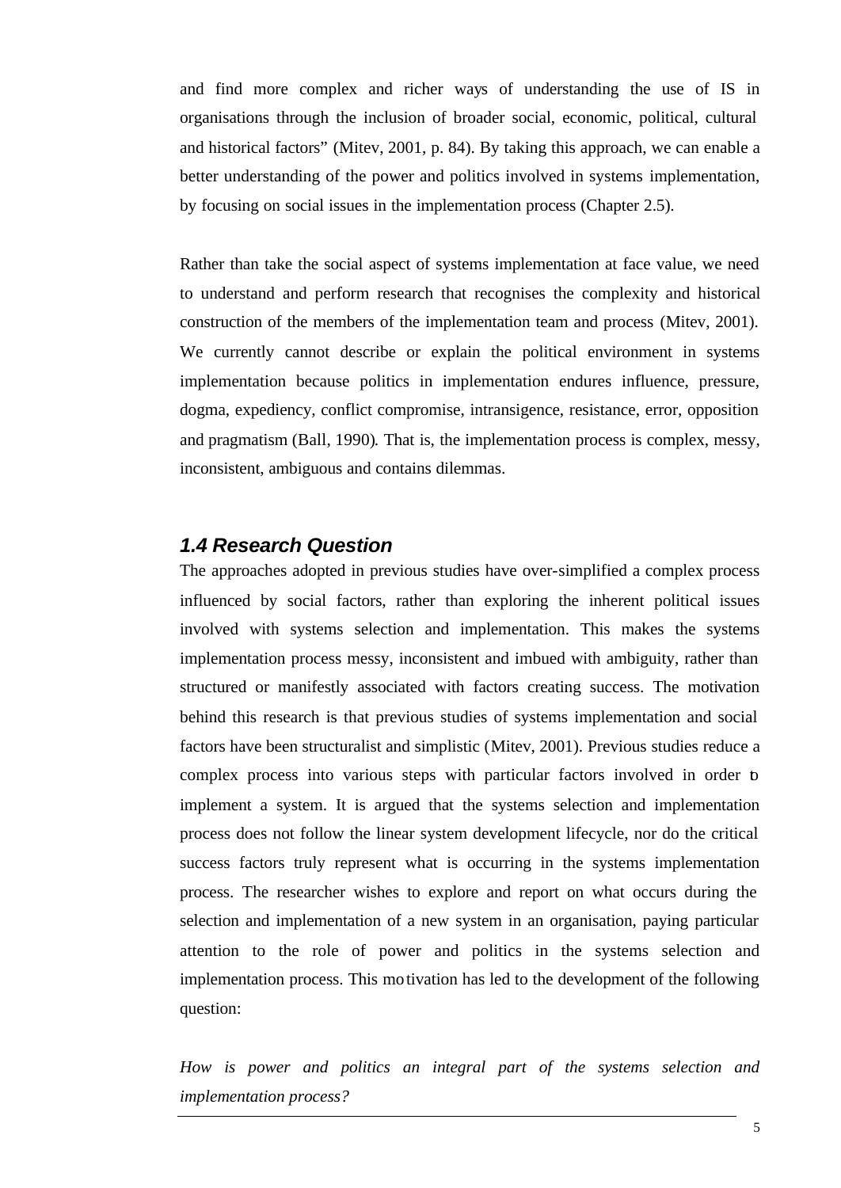and find more complex and richer ways of understanding the use of IS in organisations through the inclusion of broader social, economic, political, cultural and historical factors" (Mitev, 2001, p. 84). By taking this approach, we can enable a better understanding of the power and politics involved in systems implementation, by focusing on social issues in the implementation process (Chapter 2.5).

Rather than take the social aspect of systems implementation at face value, we need to understand and perform research that recognises the complexity and historical construction of the members of the implementation team and process (Mitev, 2001). We currently cannot describe or explain the political environment in systems implementation because politics in implementation endures influence, pressure, dogma, expediency, conflict compromise, intransigence, resistance, error, opposition and pragmatism (Ball, 1990). That is, the implementation process is complex, messy, inconsistent, ambiguous and contains dilemmas.

### *1.4 Research Question*

The approaches adopted in previous studies have over-simplified a complex process influenced by social factors, rather than exploring the inherent political issues involved with systems selection and implementation. This makes the systems implementation process messy, inconsistent and imbued with ambiguity, rather than structured or manifestly associated with factors creating success. The motivation behind this research is that previous studies of systems implementation and social factors have been structuralist and simplistic (Mitev, 2001). Previous studies reduce a complex process into various steps with particular factors involved in order to implement a system. It is argued that the systems selection and implementation process does not follow the linear system development lifecycle, nor do the critical success factors truly represent what is occurring in the systems implementation process. The researcher wishes to explore and report on what occurs during the selection and implementation of a new system in an organisation, paying particular attention to the role of power and politics in the systems selection and implementation process. This motivation has led to the development of the following question:

*How is power and politics an integral part of the systems selection and implementation process?*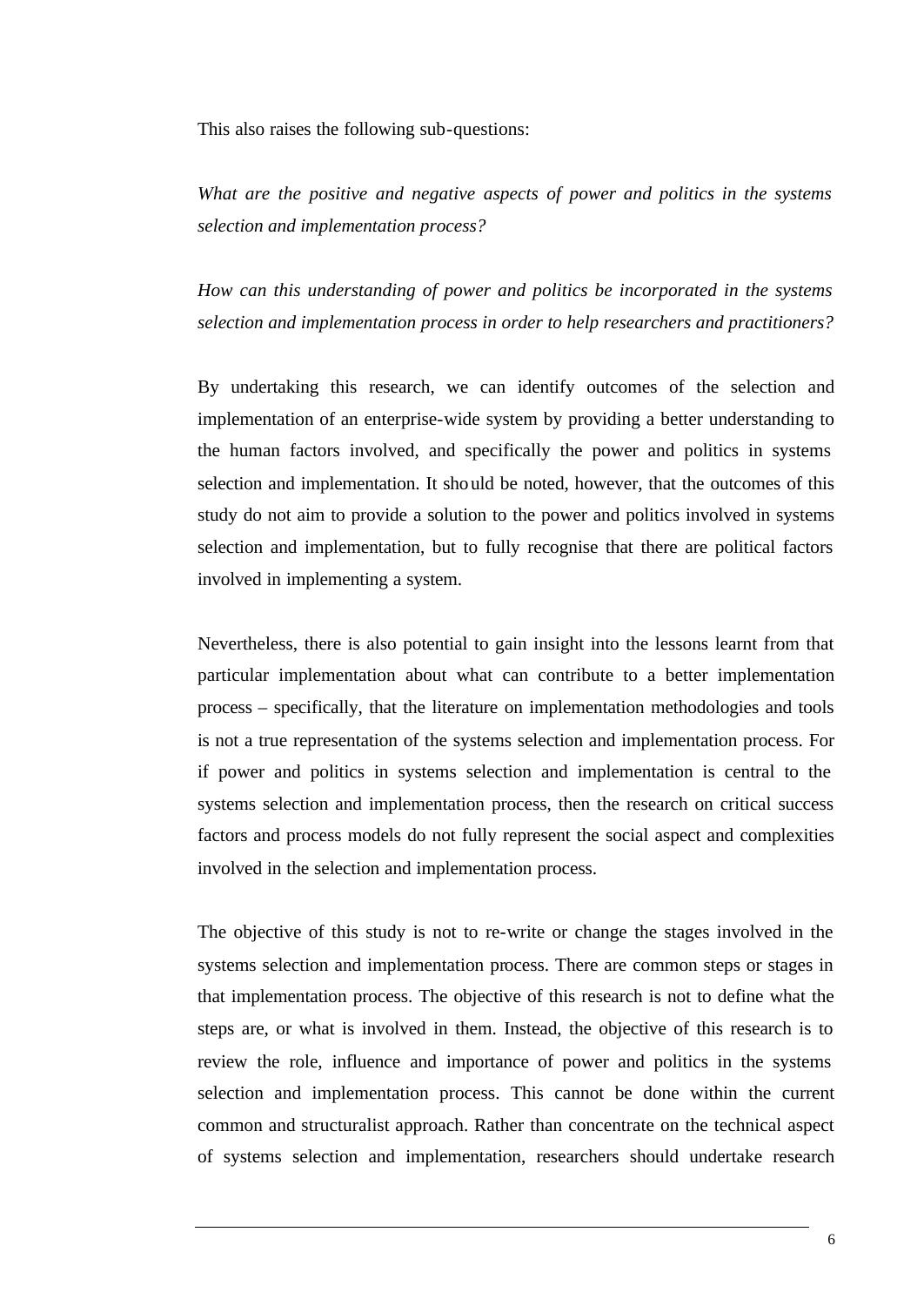This also raises the following sub-questions:

*What are the positive and negative aspects of power and politics in the systems selection and implementation process?*

*How can this understanding of power and politics be incorporated in the systems selection and implementation process in order to help researchers and practitioners?*

By undertaking this research, we can identify outcomes of the selection and implementation of an enterprise-wide system by providing a better understanding to the human factors involved, and specifically the power and politics in systems selection and implementation. It should be noted, however, that the outcomes of this study do not aim to provide a solution to the power and politics involved in systems selection and implementation, but to fully recognise that there are political factors involved in implementing a system.

Nevertheless, there is also potential to gain insight into the lessons learnt from that particular implementation about what can contribute to a better implementation process – specifically, that the literature on implementation methodologies and tools is not a true representation of the systems selection and implementation process. For if power and politics in systems selection and implementation is central to the systems selection and implementation process, then the research on critical success factors and process models do not fully represent the social aspect and complexities involved in the selection and implementation process.

The objective of this study is not to re-write or change the stages involved in the systems selection and implementation process. There are common steps or stages in that implementation process. The objective of this research is not to define what the steps are, or what is involved in them. Instead, the objective of this research is to review the role, influence and importance of power and politics in the systems selection and implementation process. This cannot be done within the current common and structuralist approach. Rather than concentrate on the technical aspect of systems selection and implementation, researchers should undertake research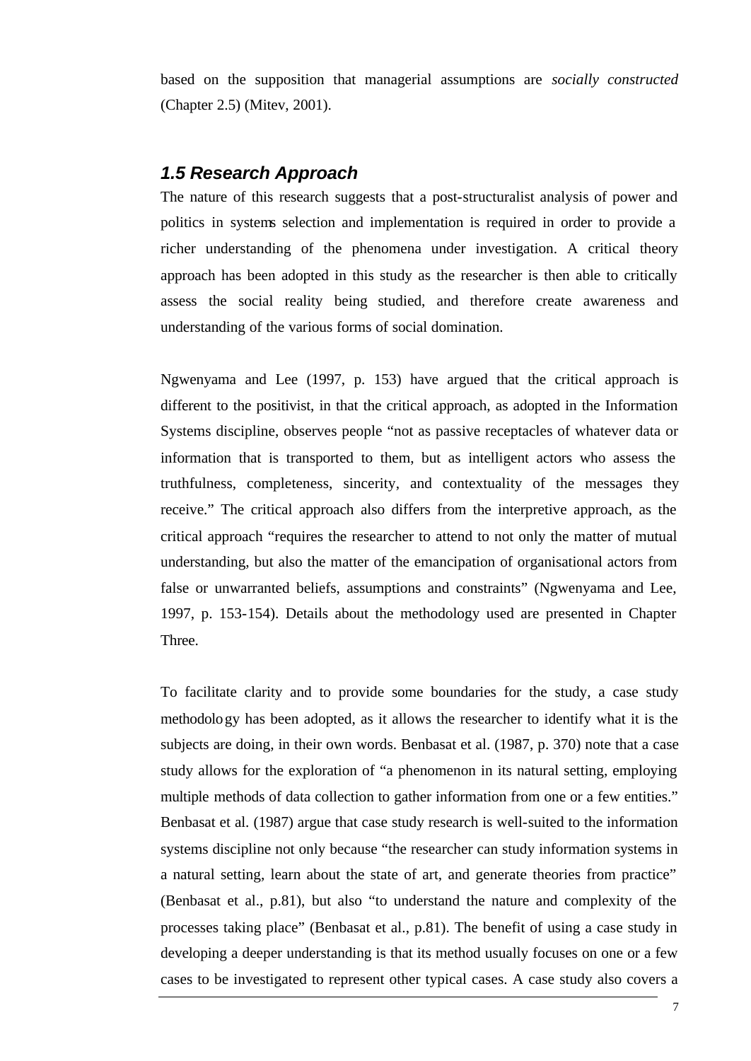based on the supposition that managerial assumptions are *socially constructed* (Chapter 2.5) (Mitev, 2001).

### *1.5 Research Approach*

The nature of this research suggests that a post-structuralist analysis of power and politics in systems selection and implementation is required in order to provide a richer understanding of the phenomena under investigation. A critical theory approach has been adopted in this study as the researcher is then able to critically assess the social reality being studied, and therefore create awareness and understanding of the various forms of social domination.

Ngwenyama and Lee (1997, p. 153) have argued that the critical approach is different to the positivist, in that the critical approach, as adopted in the Information Systems discipline, observes people "not as passive receptacles of whatever data or information that is transported to them, but as intelligent actors who assess the truthfulness, completeness, sincerity, and contextuality of the messages they receive." The critical approach also differs from the interpretive approach, as the critical approach "requires the researcher to attend to not only the matter of mutual understanding, but also the matter of the emancipation of organisational actors from false or unwarranted beliefs, assumptions and constraints" (Ngwenyama and Lee, 1997, p. 153-154). Details about the methodology used are presented in Chapter Three.

To facilitate clarity and to provide some boundaries for the study, a case study methodology has been adopted, as it allows the researcher to identify what it is the subjects are doing, in their own words. Benbasat et al. (1987, p. 370) note that a case study allows for the exploration of "a phenomenon in its natural setting, employing multiple methods of data collection to gather information from one or a few entities." Benbasat et al. (1987) argue that case study research is well-suited to the information systems discipline not only because "the researcher can study information systems in a natural setting, learn about the state of art, and generate theories from practice" (Benbasat et al., p.81), but also "to understand the nature and complexity of the processes taking place" (Benbasat et al., p.81). The benefit of using a case study in developing a deeper understanding is that its method usually focuses on one or a few cases to be investigated to represent other typical cases. A case study also covers a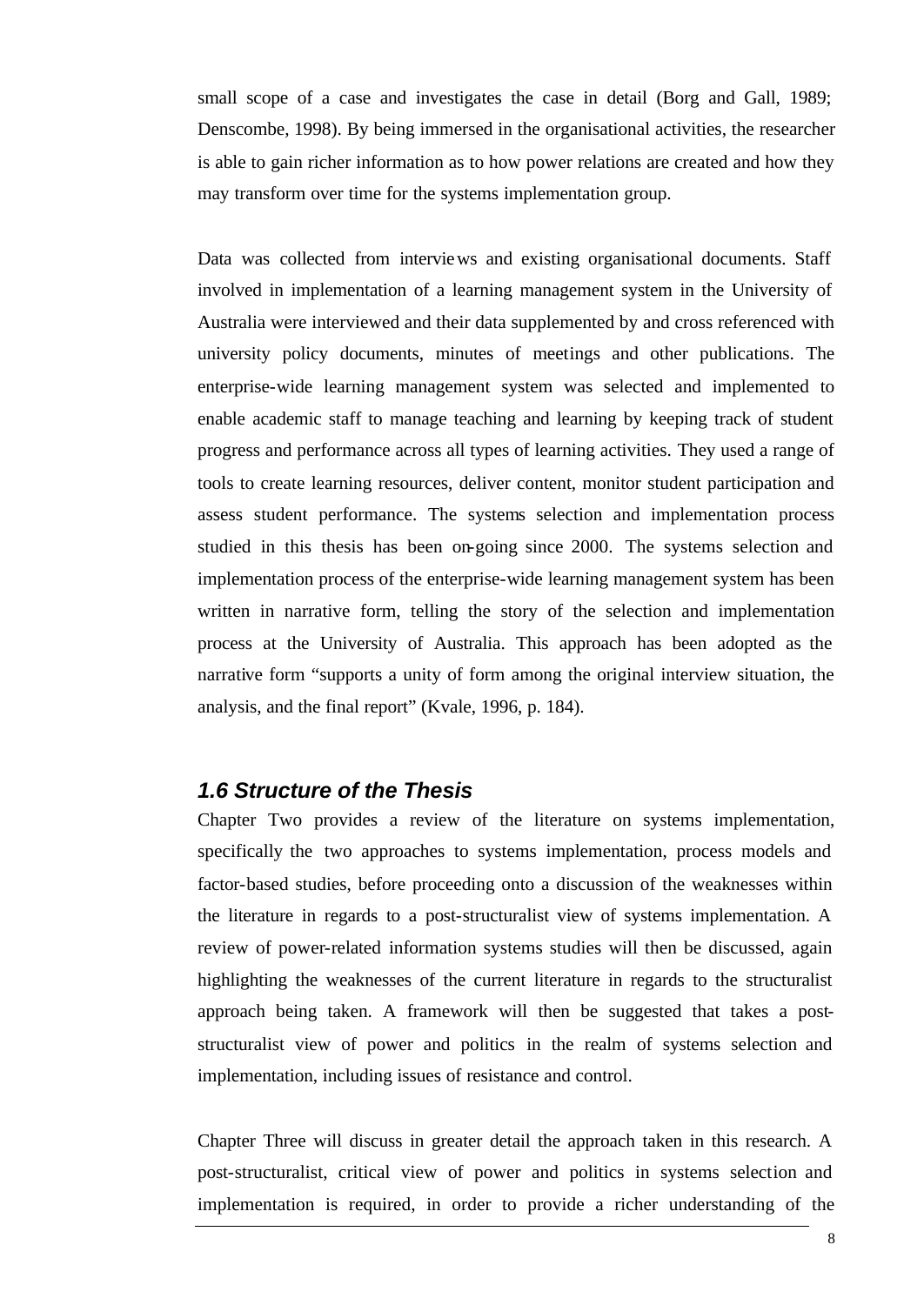small scope of a case and investigates the case in detail (Borg and Gall, 1989; Denscombe, 1998). By being immersed in the organisational activities, the researcher is able to gain richer information as to how power relations are created and how they may transform over time for the systems implementation group.

Data was collected from interviews and existing organisational documents. Staff involved in implementation of a learning management system in the University of Australia were interviewed and their data supplemented by and cross referenced with university policy documents, minutes of meetings and other publications. The enterprise-wide learning management system was selected and implemented to enable academic staff to manage teaching and learning by keeping track of student progress and performance across all types of learning activities. They used a range of tools to create learning resources, deliver content, monitor student participation and assess student performance. The systems selection and implementation process studied in this thesis has been on-going since 2000. The systems selection and implementation process of the enterprise-wide learning management system has been written in narrative form, telling the story of the selection and implementation process at the University of Australia. This approach has been adopted as the narrative form "supports a unity of form among the original interview situation, the analysis, and the final report" (Kvale, 1996, p. 184).

### *1.6 Structure of the Thesis*

Chapter Two provides a review of the literature on systems implementation, specifically the two approaches to systems implementation, process models and factor-based studies, before proceeding onto a discussion of the weaknesses within the literature in regards to a post-structuralist view of systems implementation. A review of power-related information systems studies will then be discussed, again highlighting the weaknesses of the current literature in regards to the structuralist approach being taken. A framework will then be suggested that takes a post-structuralist view of power and politics in the realm of systems selection and implementation, including issues of resistance and control.

Chapter Three will discuss in greater detail the approach taken in this research. A post-structuralist, critical view of power and politics in systems selection and implementation is required, in order to provide a richer understanding of the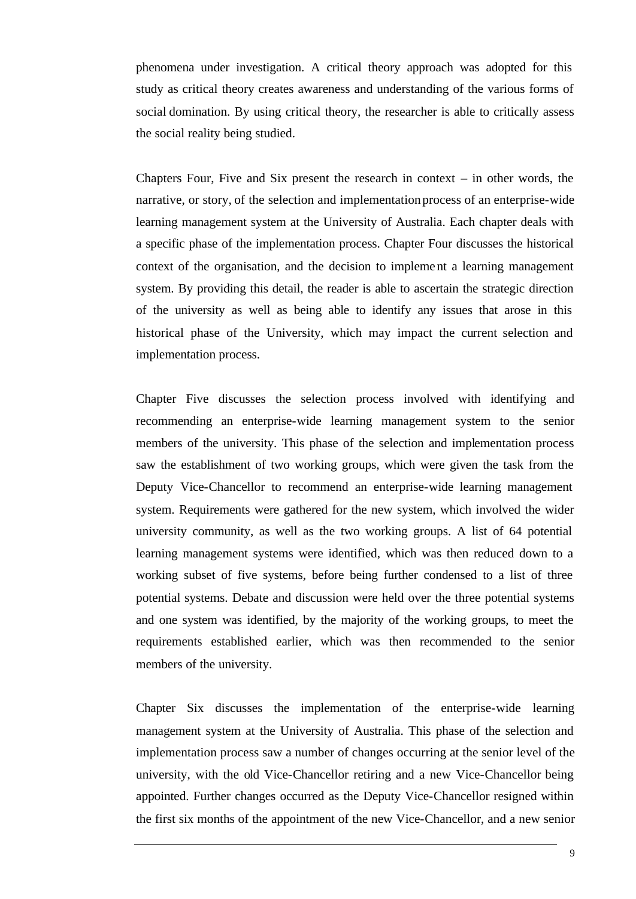phenomena under investigation. A critical theory approach was adopted for this study as critical theory creates awareness and understanding of the various forms of social domination. By using critical theory, the researcher is able to critically assess the social reality being studied.

Chapters Four, Five and Six present the research in context – in other words, the narrative, or story, of the selection and implementation process of an enterprise-wide learning management system at the University of Australia. Each chapter deals with a specific phase of the implementation process. Chapter Four discusses the historical context of the organisation, and the decision to implement a learning management system. By providing this detail, the reader is able to ascertain the strategic direction of the university as well as being able to identify any issues that arose in this historical phase of the University, which may impact the current selection and implementation process.

Chapter Five discusses the selection process involved with identifying and recommending an enterprise-wide learning management system to the senior members of the university. This phase of the selection and implementation process saw the establishment of two working groups, which were given the task from the Deputy Vice-Chancellor to recommend an enterprise-wide learning management system. Requirements were gathered for the new system, which involved the wider university community, as well as the two working groups. A list of 64 potential learning management systems were identified, which was then reduced down to a working subset of five systems, before being further condensed to a list of three potential systems. Debate and discussion were held over the three potential systems and one system was identified, by the majority of the working groups, to meet the requirements established earlier, which was then recommended to the senior members of the university.

Chapter Six discusses the implementation of the enterprise-wide learning management system at the University of Australia. This phase of the selection and implementation process saw a number of changes occurring at the senior level of the university, with the old Vice-Chancellor retiring and a new Vice-Chancellor being appointed. Further changes occurred as the Deputy Vice-Chancellor resigned within the first six months of the appointment of the new Vice-Chancellor, and a new senior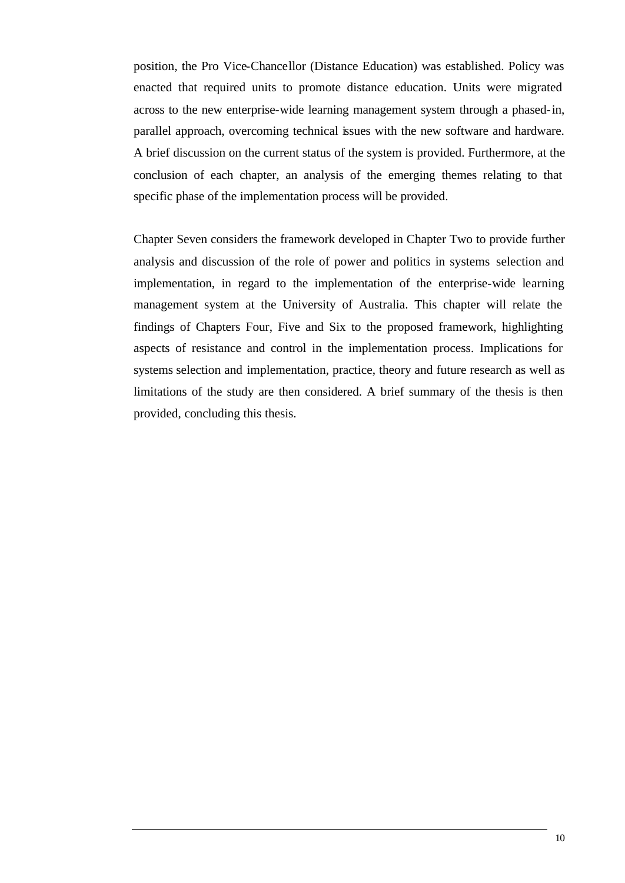position, the Pro Vice-Chancellor (Distance Education) was established. Policy was enacted that required units to promote distance education. Units were migrated across to the new enterprise-wide learning management system through a phased-in, parallel approach, overcoming technical issues with the new software and hardware. A brief discussion on the current status of the system is provided. Furthermore, at the conclusion of each chapter, an analysis of the emerging themes relating to that specific phase of the implementation process will be provided.

Chapter Seven considers the framework developed in Chapter Two to provide further analysis and discussion of the role of power and politics in systems selection and implementation, in regard to the implementation of the enterprise-wide learning management system at the University of Australia. This chapter will relate the findings of Chapters Four, Five and Six to the proposed framework, highlighting aspects of resistance and control in the implementation process. Implications for systems selection and implementation, practice, theory and future research as well as limitations of the study are then considered. A brief summary of the thesis is then provided, concluding this thesis.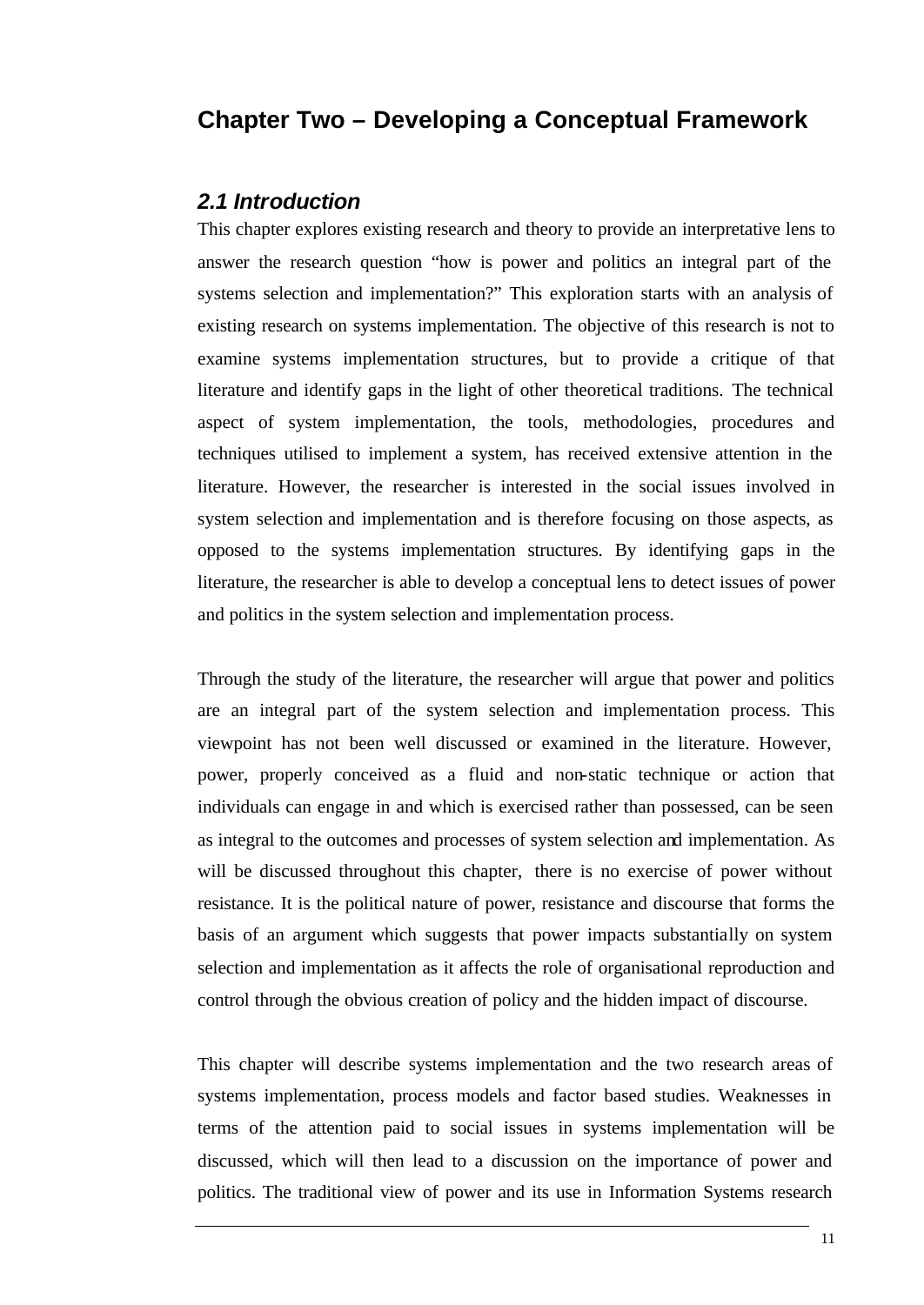# Chapter Two – Developing a Conceptual Framework

## *2.1 Introduction*

This chapter explores existing research and theory to provide an interpretative lens to answer the research question "how is power and politics an integral part of the systems selection and implementation?" This exploration starts with an analysis of existing research on systems implementation. The objective of this research is not to examine systems implementation structures, but to provide a critique of that literature and identify gaps in the light of other theoretical traditions. The technical aspect of system implementation, the tools, methodologies, procedures and techniques utilised to implement a system, has received extensive attention in the literature. However, the researcher is interested in the social issues involved in system selection and implementation and is therefore focusing on those aspects, as opposed to the systems implementation structures. By identifying gaps in the literature, the researcher is able to develop a conceptual lens to detect issues of power and politics in the system selection and implementation process.

Through the study of the literature, the researcher will argue that power and politics are an integral part of the system selection and implementation process. This viewpoint has not been well discussed or examined in the literature. However, power, properly conceived as a fluid and non-static technique or action that individuals can engage in and which is exercised rather than possessed, can be seen as integral to the outcomes and processes of system selection and implementation. As will be discussed throughout this chapter, there is no exercise of power without resistance. It is the political nature of power, resistance and discourse that forms the basis of an argument which suggests that power impacts substantially on system selection and implementation as it affects the role of organisational reproduction and control through the obvious creation of policy and the hidden impact of discourse.

This chapter will describe systems implementation and the two research areas of systems implementation, process models and factor based studies. Weaknesses in terms of the attention paid to social issues in systems implementation will be discussed, which will then lead to a discussion on the importance of power and politics. The traditional view of power and its use in Information Systems research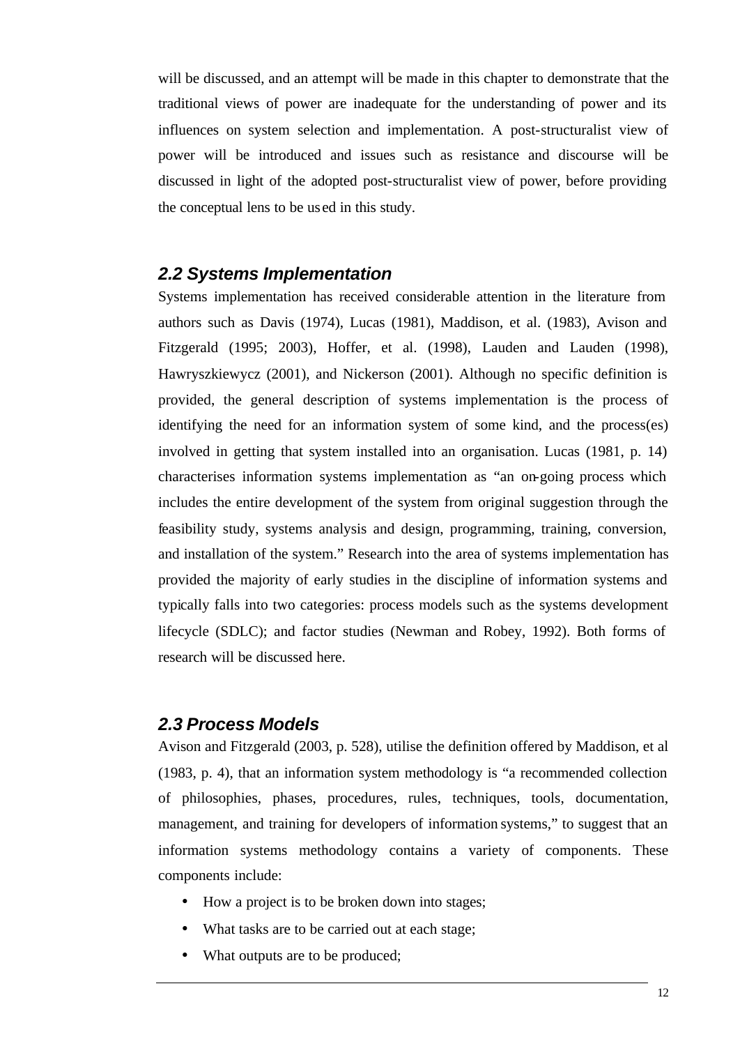will be discussed, and an attempt will be made in this chapter to demonstrate that the traditional views of power are inadequate for the understanding of power and its influences on system selection and implementation. A post-structuralist view of power will be introduced and issues such as resistance and discourse will be discussed in light of the adopted post-structuralist view of power, before providing the conceptual lens to be used in this study.

## *2.2 Systems Implementation*

Systems implementation has received considerable attention in the literature from authors such as Davis (1974), Lucas (1981), Maddison, et al. (1983), Avison and Fitzgerald (1995; 2003), Hoffer, et al. (1998), Lauden and Lauden (1998), Hawryszkiewycz (2001), and Nickerson (2001). Although no specific definition is provided, the general description of systems implementation is the process of identifying the need for an information system of some kind, and the process(es) involved in getting that system installed into an organisation. Lucas (1981, p. 14) characterises information systems implementation as "an on-going process which includes the entire development of the system from original suggestion through the feasibility study, systems analysis and design, programming, training, conversion, and installation of the system." Research into the area of systems implementation has provided the majority of early studies in the discipline of information systems and typically falls into two categories: process models such as the systems development lifecycle (SDLC); and factor studies (Newman and Robey, 1992). Both forms of research will be discussed here.

## *2.3 Process Models*

Avison and Fitzgerald (2003, p. 528), utilise the definition offered by Maddison, et al (1983, p. 4), that an information system methodology is "a recommended collection of philosophies, phases, procedures, rules, techniques, tools, documentation, management, and training for developers of information systems," to suggest that an information systems methodology contains a variety of components. These components include:

- How a project is to be broken down into stages;
- What tasks are to be carried out at each stage;
- What outputs are to be produced;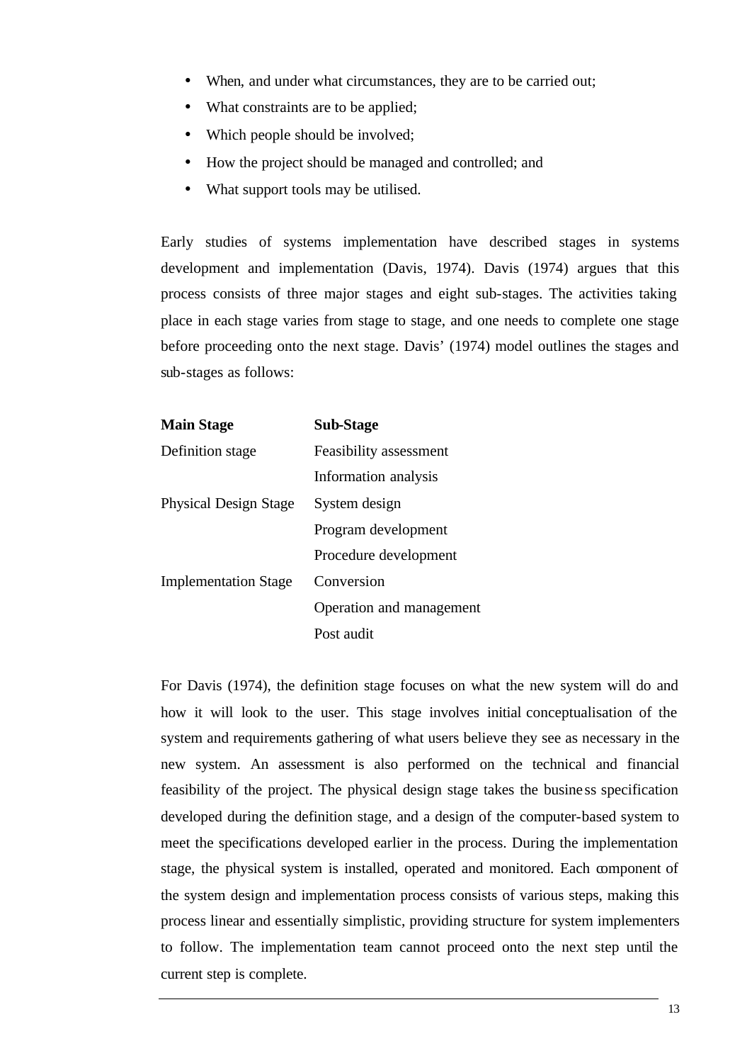- When, and under what circumstances, they are to be carried out;
- What constraints are to be applied;
- Which people should be involved;
- How the project should be managed and controlled; and
- What support tools may be utilised.

Early studies of systems implementation have described stages in systems development and implementation (Davis, 1974). Davis (1974) argues that this process consists of three major stages and eight sub-stages. The activities taking place in each stage varies from stage to stage, and one needs to complete one stage before proceeding onto the next stage. Davis' (1974) model outlines the stages and sub-stages as follows:

| **Main Stage** | **Sub-Stage** |
|---|---|
| Definition stage | Feasibility assessment |
| | Information analysis |
| Physical Design Stage | System design |
| | Program development |
| | Procedure development |
| Implementation Stage | Conversion |
| | Operation and management |
| | Post audit |

For Davis (1974), the definition stage focuses on what the new system will do and how it will look to the user. This stage involves initial conceptualisation of the system and requirements gathering of what users believe they see as necessary in the new system. An assessment is also performed on the technical and financial feasibility of the project. The physical design stage takes the business specification developed during the definition stage, and a design of the computer-based system to meet the specifications developed earlier in the process. During the implementation stage, the physical system is installed, operated and monitored. Each component of the system design and implementation process consists of various steps, making this process linear and essentially simplistic, providing structure for system implementers to follow. The implementation team cannot proceed onto the next step until the current step is complete.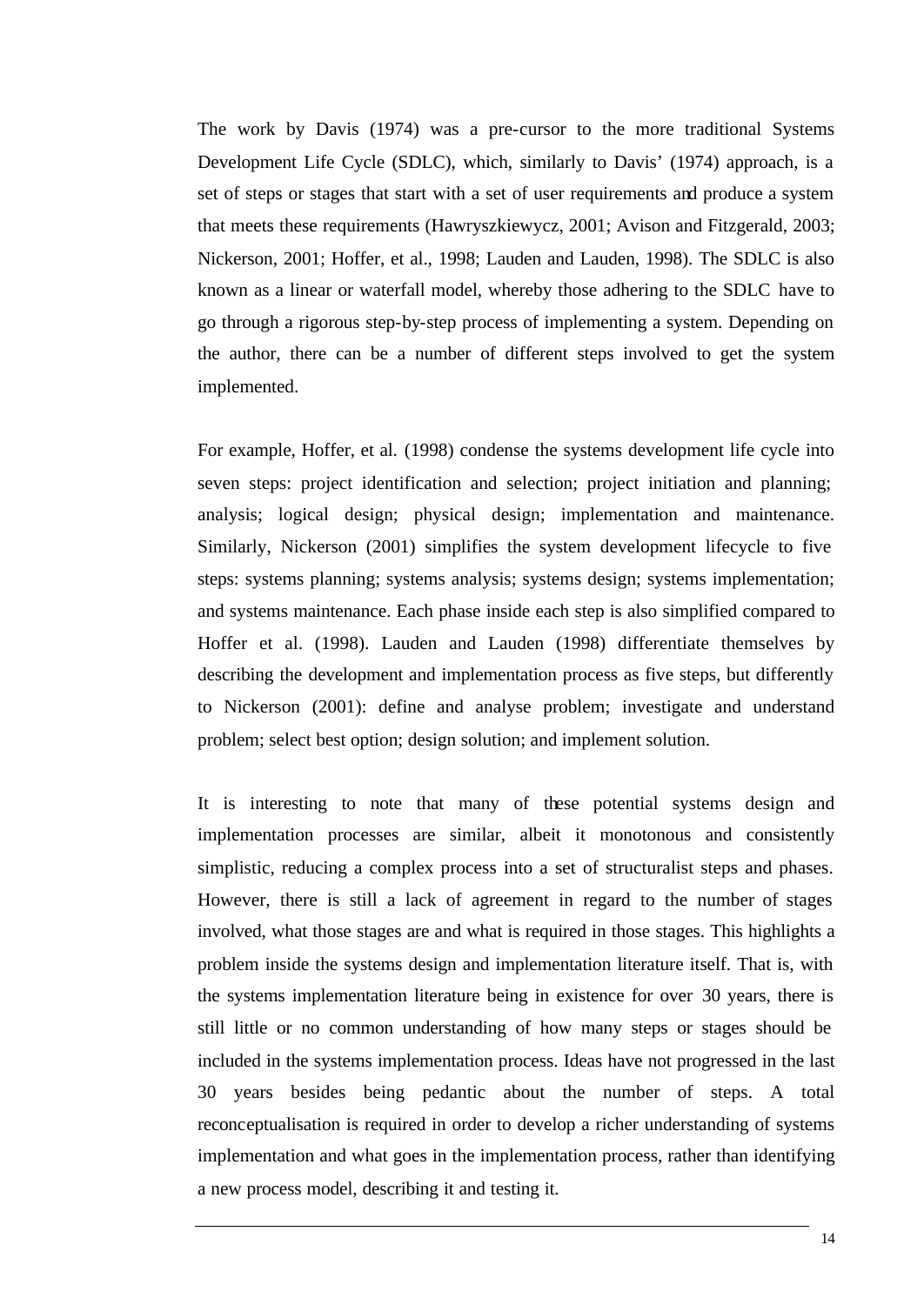The work by Davis (1974) was a pre-cursor to the more traditional Systems Development Life Cycle (SDLC), which, similarly to Davis' (1974) approach, is a set of steps or stages that start with a set of user requirements and produce a system that meets these requirements (Hawryszkiewycz, 2001; Avison and Fitzgerald, 2003; Nickerson, 2001; Hoffer, et al., 1998; Lauden and Lauden, 1998). The SDLC is also known as a linear or waterfall model, whereby those adhering to the SDLC have to go through a rigorous step-by-step process of implementing a system. Depending on the author, there can be a number of different steps involved to get the system implemented.

For example, Hoffer, et al. (1998) condense the systems development life cycle into seven steps: project identification and selection; project initiation and planning; analysis; logical design; physical design; implementation and maintenance. Similarly, Nickerson (2001) simplifies the system development lifecycle to five steps: systems planning; systems analysis; systems design; systems implementation; and systems maintenance. Each phase inside each step is also simplified compared to Hoffer et al. (1998). Lauden and Lauden (1998) differentiate themselves by describing the development and implementation process as five steps, but differently to Nickerson (2001): define and analyse problem; investigate and understand problem; select best option; design solution; and implement solution.

It is interesting to note that many of these potential systems design and implementation processes are similar, albeit it monotonous and consistently simplistic, reducing a complex process into a set of structuralist steps and phases. However, there is still a lack of agreement in regard to the number of stages involved, what those stages are and what is required in those stages. This highlights a problem inside the systems design and implementation literature itself. That is, with the systems implementation literature being in existence for over 30 years, there is still little or no common understanding of how many steps or stages should be included in the systems implementation process. Ideas have not progressed in the last 30 years besides being pedantic about the number of steps. A total reconceptualisation is required in order to develop a richer understanding of systems implementation and what goes in the implementation process, rather than identifying a new process model, describing it and testing it.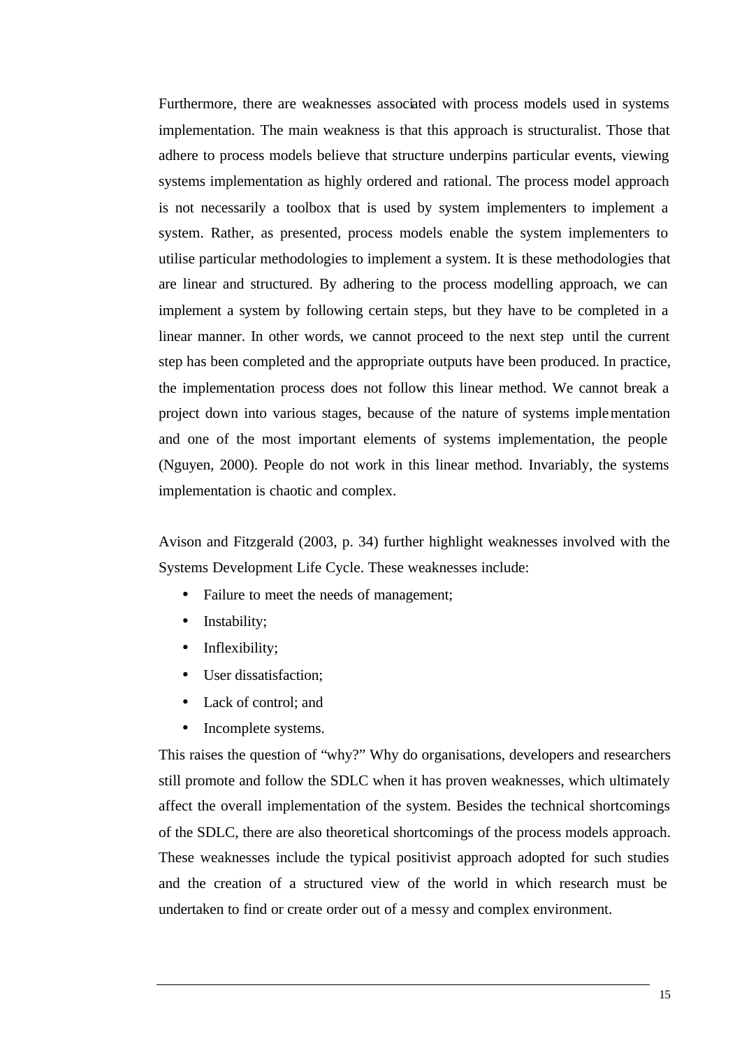Furthermore, there are weaknesses associated with process models used in systems implementation. The main weakness is that this approach is structuralist. Those that adhere to process models believe that structure underpins particular events, viewing systems implementation as highly ordered and rational. The process model approach is not necessarily a toolbox that is used by system implementers to implement a system. Rather, as presented, process models enable the system implementers to utilise particular methodologies to implement a system. It is these methodologies that are linear and structured. By adhering to the process modelling approach, we can implement a system by following certain steps, but they have to be completed in a linear manner. In other words, we cannot proceed to the next step until the current step has been completed and the appropriate outputs have been produced. In practice, the implementation process does not follow this linear method. We cannot break a project down into various stages, because of the nature of systems implementation and one of the most important elements of systems implementation, the people (Nguyen, 2000). People do not work in this linear method. Invariably, the systems implementation is chaotic and complex.

Avison and Fitzgerald (2003, p. 34) further highlight weaknesses involved with the Systems Development Life Cycle. These weaknesses include:

- Failure to meet the needs of management;
- Instability;
- Inflexibility;
- User dissatisfaction;
- Lack of control; and
- Incomplete systems.

This raises the question of "why?" Why do organisations, developers and researchers still promote and follow the SDLC when it has proven weaknesses, which ultimately affect the overall implementation of the system. Besides the technical shortcomings of the SDLC, there are also theoretical shortcomings of the process models approach. These weaknesses include the typical positivist approach adopted for such studies and the creation of a structured view of the world in which research must be undertaken to find or create order out of a messy and complex environment.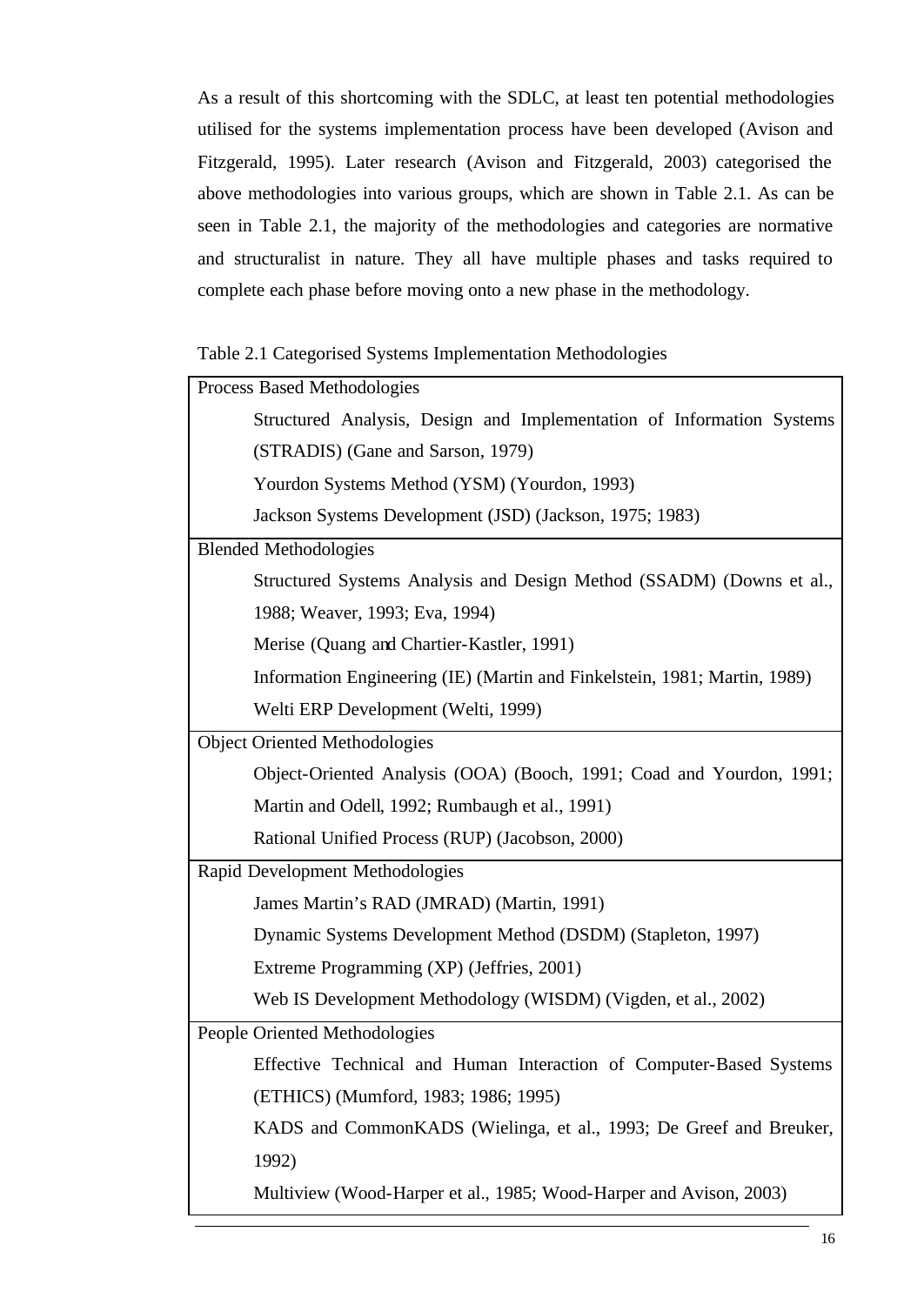As a result of this shortcoming with the SDLC, at least ten potential methodologies utilised for the systems implementation process have been developed (Avison and Fitzgerald, 1995). Later research (Avison and Fitzgerald, 2003) categorised the above methodologies into various groups, which are shown in Table 2.1. As can be seen in Table 2.1, the majority of the methodologies and categories are normative and structuralist in nature. They all have multiple phases and tasks required to complete each phase before moving onto a new phase in the methodology.

Table 2.1 Categorised Systems Implementation Methodologies

| Category / Methodology |
|---|
| **Process Based Methodologies** |
| Structured Analysis, Design and Implementation of Information Systems (STRADIS) (Gane and Sarson, 1979) |
| Yourdon Systems Method (YSM) (Yourdon, 1993) |
| Jackson Systems Development (JSD) (Jackson, 1975; 1983) |
| **Blended Methodologies** |
| Structured Systems Analysis and Design Method (SSADM) (Downs et al., 1988; Weaver, 1993; Eva, 1994) |
| Merise (Quang and Chartier-Kastler, 1991) |
| Information Engineering (IE) (Martin and Finkelstein, 1981; Martin, 1989) |
| Welti ERP Development (Welti, 1999) |
| **Object Oriented Methodologies** |
| Object-Oriented Analysis (OOA) (Booch, 1991; Coad and Yourdon, 1991; Martin and Odell, 1992; Rumbaugh et al., 1991) |
| Rational Unified Process (RUP) (Jacobson, 2000) |
| **Rapid Development Methodologies** |
| James Martin's RAD (JMRAD) (Martin, 1991) |
| Dynamic Systems Development Method (DSDM) (Stapleton, 1997) |
| Extreme Programming (XP) (Jeffries, 2001) |
| Web IS Development Methodology (WISDM) (Vigden, et al., 2002) |
| **People Oriented Methodologies** |
| Effective Technical and Human Interaction of Computer-Based Systems (ETHICS) (Mumford, 1983; 1986; 1995) |
| KADS and CommonKADS (Wielinga, et al., 1993; De Greef and Breuker, 1992) |
| Multiview (Wood-Harper et al., 1985; Wood-Harper and Avison, 2003) |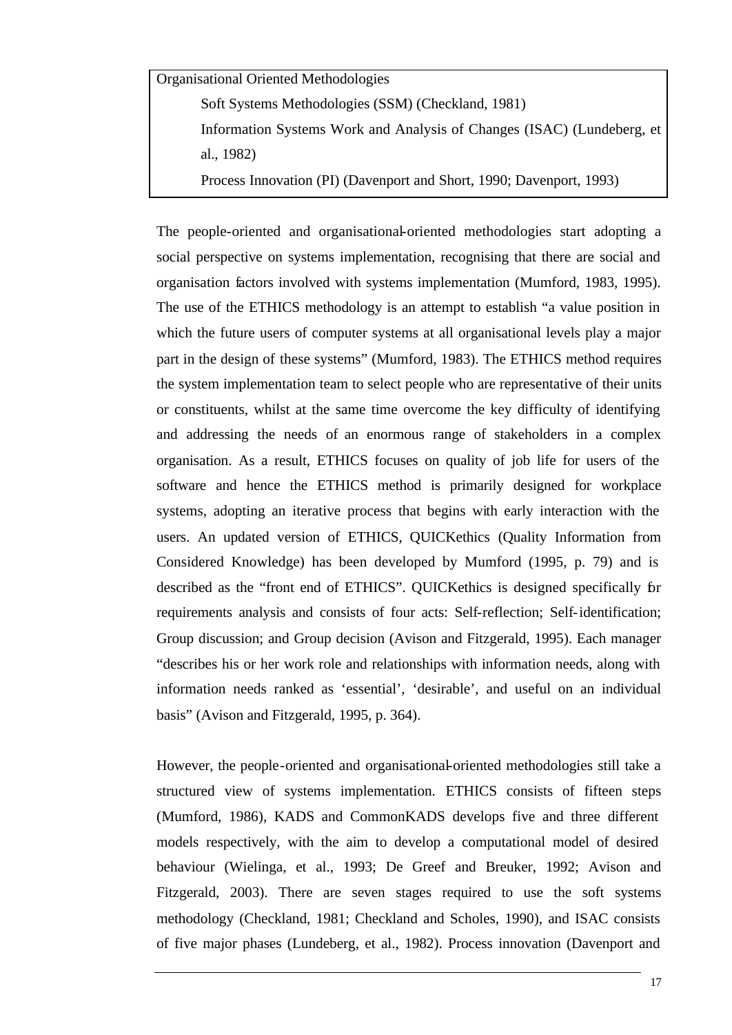Organisational Oriented Methodologies

- Soft Systems Methodologies (SSM) (Checkland, 1981)
- Information Systems Work and Analysis of Changes (ISAC) (Lundeberg, et al., 1982)
- Process Innovation (PI) (Davenport and Short, 1990; Davenport, 1993)

The people-oriented and organisational-oriented methodologies start adopting a social perspective on systems implementation, recognising that there are social and organisation factors involved with systems implementation (Mumford, 1983, 1995). The use of the ETHICS methodology is an attempt to establish "a value position in which the future users of computer systems at all organisational levels play a major part in the design of these systems" (Mumford, 1983). The ETHICS method requires the system implementation team to select people who are representative of their units or constituents, whilst at the same time overcome the key difficulty of identifying and addressing the needs of an enormous range of stakeholders in a complex organisation. As a result, ETHICS focuses on quality of job life for users of the software and hence the ETHICS method is primarily designed for workplace systems, adopting an iterative process that begins with early interaction with the users. An updated version of ETHICS, QUICKethics (Quality Information from Considered Knowledge) has been developed by Mumford (1995, p. 79) and is described as the "front end of ETHICS". QUICKethics is designed specifically for requirements analysis and consists of four acts: Self-reflection; Self-identification; Group discussion; and Group decision (Avison and Fitzgerald, 1995). Each manager "describes his or her work role and relationships with information needs, along with information needs ranked as 'essential', 'desirable', and useful on an individual basis" (Avison and Fitzgerald, 1995, p. 364).

However, the people-oriented and organisational-oriented methodologies still take a structured view of systems implementation. ETHICS consists of fifteen steps (Mumford, 1986), KADS and CommonKADS develops five and three different models respectively, with the aim to develop a computational model of desired behaviour (Wielinga, et al., 1993; De Greef and Breuker, 1992; Avison and Fitzgerald, 2003). There are seven stages required to use the soft systems methodology (Checkland, 1981; Checkland and Scholes, 1990), and ISAC consists of five major phases (Lundeberg, et al., 1982). Process innovation (Davenport and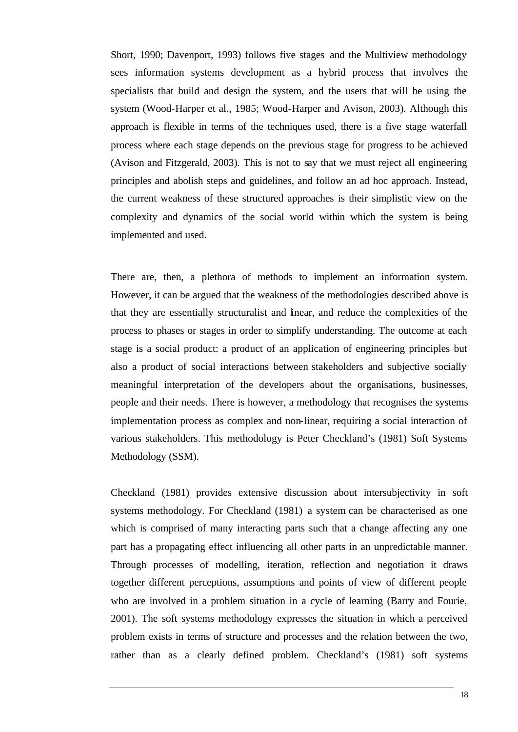Short, 1990; Davenport, 1993) follows five stages and the Multiview methodology sees information systems development as a hybrid process that involves the specialists that build and design the system, and the users that will be using the system (Wood-Harper et al., 1985; Wood-Harper and Avison, 2003). Although this approach is flexible in terms of the techniques used, there is a five stage waterfall process where each stage depends on the previous stage for progress to be achieved (Avison and Fitzgerald, 2003). This is not to say that we must reject all engineering principles and abolish steps and guidelines, and follow an ad hoc approach. Instead, the current weakness of these structured approaches is their simplistic view on the complexity and dynamics of the social world within which the system is being implemented and used.

There are, then, a plethora of methods to implement an information system. However, it can be argued that the weakness of the methodologies described above is that they are essentially structuralist and linear, and reduce the complexities of the process to phases or stages in order to simplify understanding. The outcome at each stage is a social product: a product of an application of engineering principles but also a product of social interactions between stakeholders and subjective socially meaningful interpretation of the developers about the organisations, businesses, people and their needs. There is however, a methodology that recognises the systems implementation process as complex and non-linear, requiring a social interaction of various stakeholders. This methodology is Peter Checkland's (1981) Soft Systems Methodology (SSM).

Checkland (1981) provides extensive discussion about intersubjectivity in soft systems methodology. For Checkland (1981) a system can be characterised as one which is comprised of many interacting parts such that a change affecting any one part has a propagating effect influencing all other parts in an unpredictable manner. Through processes of modelling, iteration, reflection and negotiation it draws together different perceptions, assumptions and points of view of different people who are involved in a problem situation in a cycle of learning (Barry and Fourie, 2001). The soft systems methodology expresses the situation in which a perceived problem exists in terms of structure and processes and the relation between the two, rather than as a clearly defined problem. Checkland's (1981) soft systems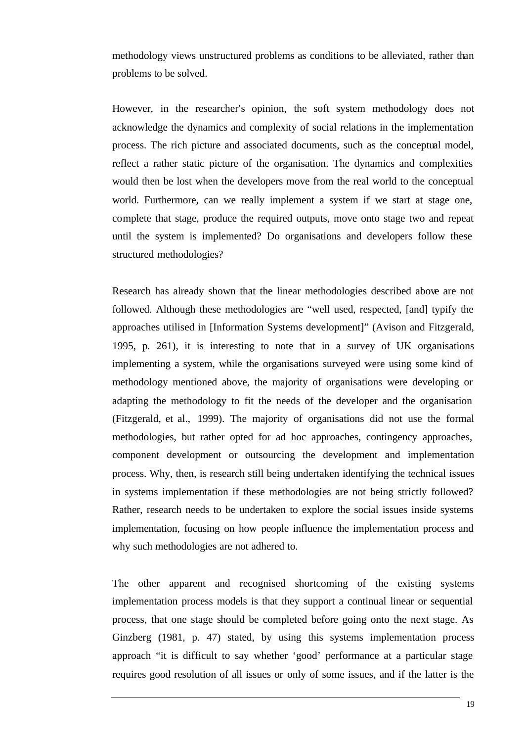methodology views unstructured problems as conditions to be alleviated, rather than problems to be solved.

However, in the researcher's opinion, the soft system methodology does not acknowledge the dynamics and complexity of social relations in the implementation process. The rich picture and associated documents, such as the conceptual model, reflect a rather static picture of the organisation. The dynamics and complexities would then be lost when the developers move from the real world to the conceptual world. Furthermore, can we really implement a system if we start at stage one, complete that stage, produce the required outputs, move onto stage two and repeat until the system is implemented? Do organisations and developers follow these structured methodologies?

Research has already shown that the linear methodologies described above are not followed. Although these methodologies are "well used, respected, [and] typify the approaches utilised in [Information Systems development]" (Avison and Fitzgerald, 1995, p. 261), it is interesting to note that in a survey of UK organisations implementing a system, while the organisations surveyed were using some kind of methodology mentioned above, the majority of organisations were developing or adapting the methodology to fit the needs of the developer and the organisation (Fitzgerald, et al., 1999). The majority of organisations did not use the formal methodologies, but rather opted for ad hoc approaches, contingency approaches, component development or outsourcing the development and implementation process. Why, then, is research still being undertaken identifying the technical issues in systems implementation if these methodologies are not being strictly followed? Rather, research needs to be undertaken to explore the social issues inside systems implementation, focusing on how people influence the implementation process and why such methodologies are not adhered to.

The other apparent and recognised shortcoming of the existing systems implementation process models is that they support a continual linear or sequential process, that one stage should be completed before going onto the next stage. As Ginzberg (1981, p. 47) stated, by using this systems implementation process approach "it is difficult to say whether 'good' performance at a particular stage requires good resolution of all issues or only of some issues, and if the latter is the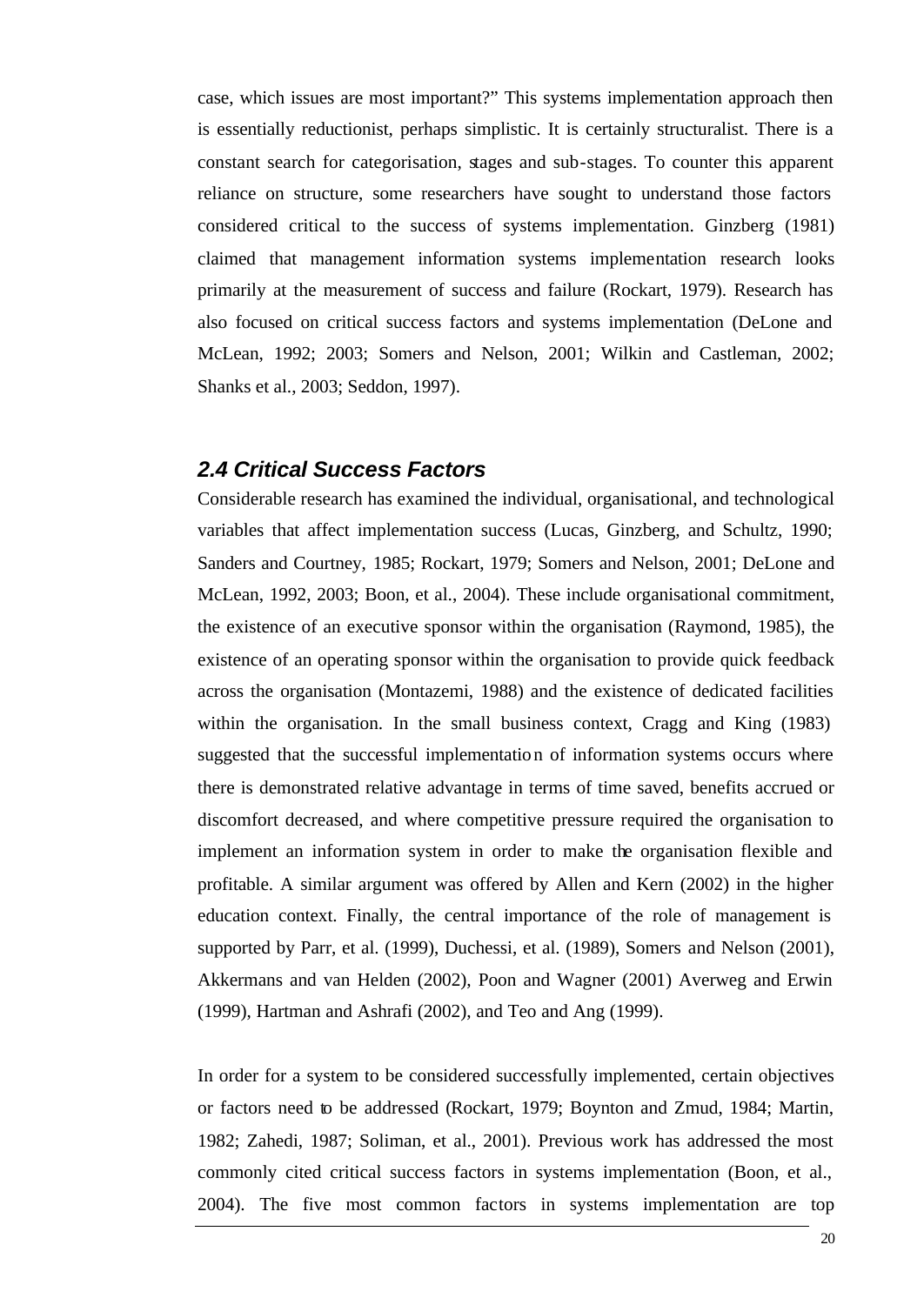case, which issues are most important?" This systems implementation approach then is essentially reductionist, perhaps simplistic. It is certainly structuralist. There is a constant search for categorisation, stages and sub-stages. To counter this apparent reliance on structure, some researchers have sought to understand those factors considered critical to the success of systems implementation. Ginzberg (1981) claimed that management information systems implementation research looks primarily at the measurement of success and failure (Rockart, 1979). Research has also focused on critical success factors and systems implementation (DeLone and McLean, 1992; 2003; Somers and Nelson, 2001; Wilkin and Castleman, 2002; Shanks et al., 2003; Seddon, 1997).

### *2.4 Critical Success Factors*

Considerable research has examined the individual, organisational, and technological variables that affect implementation success (Lucas, Ginzberg, and Schultz, 1990; Sanders and Courtney, 1985; Rockart, 1979; Somers and Nelson, 2001; DeLone and McLean, 1992, 2003; Boon, et al., 2004). These include organisational commitment, the existence of an executive sponsor within the organisation (Raymond, 1985), the existence of an operating sponsor within the organisation to provide quick feedback across the organisation (Montazemi, 1988) and the existence of dedicated facilities within the organisation. In the small business context, Cragg and King (1983) suggested that the successful implementation of information systems occurs where there is demonstrated relative advantage in terms of time saved, benefits accrued or discomfort decreased, and where competitive pressure required the organisation to implement an information system in order to make the organisation flexible and profitable. A similar argument was offered by Allen and Kern (2002) in the higher education context. Finally, the central importance of the role of management is supported by Parr, et al. (1999), Duchessi, et al. (1989), Somers and Nelson (2001), Akkermans and van Helden (2002), Poon and Wagner (2001) Averweg and Erwin (1999), Hartman and Ashrafi (2002), and Teo and Ang (1999).

In order for a system to be considered successfully implemented, certain objectives or factors need to be addressed (Rockart, 1979; Boynton and Zmud, 1984; Martin, 1982; Zahedi, 1987; Soliman, et al., 2001). Previous work has addressed the most commonly cited critical success factors in systems implementation (Boon, et al., 2004). The five most common factors in systems implementation are top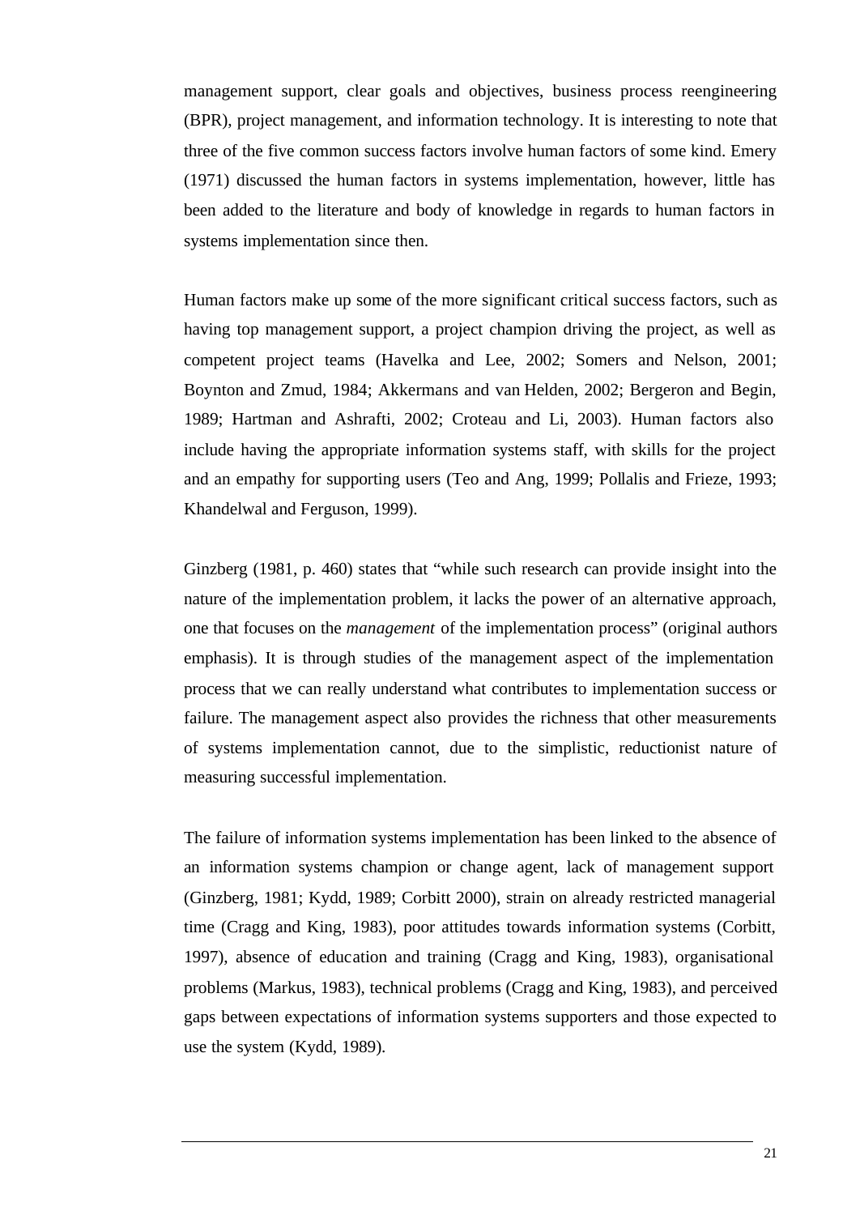management support, clear goals and objectives, business process reengineering (BPR), project management, and information technology. It is interesting to note that three of the five common success factors involve human factors of some kind. Emery (1971) discussed the human factors in systems implementation, however, little has been added to the literature and body of knowledge in regards to human factors in systems implementation since then.

Human factors make up some of the more significant critical success factors, such as having top management support, a project champion driving the project, as well as competent project teams (Havelka and Lee, 2002; Somers and Nelson, 2001; Boynton and Zmud, 1984; Akkermans and van Helden, 2002; Bergeron and Begin, 1989; Hartman and Ashrafti, 2002; Croteau and Li, 2003). Human factors also include having the appropriate information systems staff, with skills for the project and an empathy for supporting users (Teo and Ang, 1999; Pollalis and Frieze, 1993; Khandelwal and Ferguson, 1999).

Ginzberg (1981, p. 460) states that "while such research can provide insight into the nature of the implementation problem, it lacks the power of an alternative approach, one that focuses on the *management* of the implementation process" (original authors emphasis). It is through studies of the management aspect of the implementation process that we can really understand what contributes to implementation success or failure. The management aspect also provides the richness that other measurements of systems implementation cannot, due to the simplistic, reductionist nature of measuring successful implementation.

The failure of information systems implementation has been linked to the absence of an information systems champion or change agent, lack of management support (Ginzberg, 1981; Kydd, 1989; Corbitt 2000), strain on already restricted managerial time (Cragg and King, 1983), poor attitudes towards information systems (Corbitt, 1997), absence of education and training (Cragg and King, 1983), organisational problems (Markus, 1983), technical problems (Cragg and King, 1983), and perceived gaps between expectations of information systems supporters and those expected to use the system (Kydd, 1989).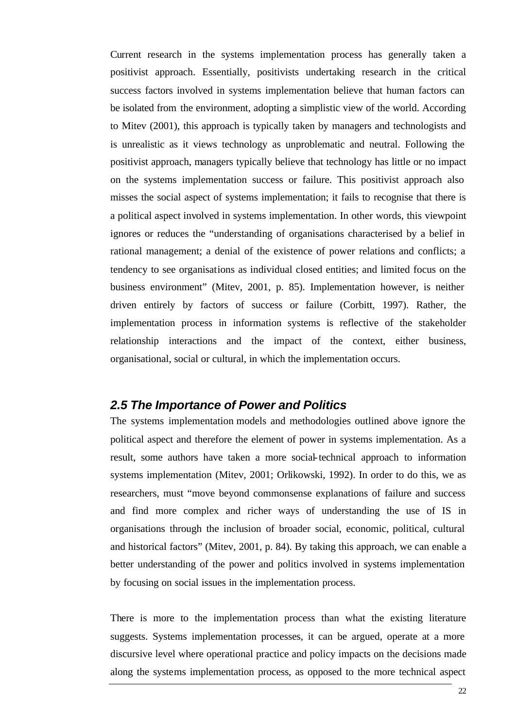Current research in the systems implementation process has generally taken a positivist approach. Essentially, positivists undertaking research in the critical success factors involved in systems implementation believe that human factors can be isolated from the environment, adopting a simplistic view of the world. According to Mitev (2001), this approach is typically taken by managers and technologists and is unrealistic as it views technology as unproblematic and neutral. Following the positivist approach, managers typically believe that technology has little or no impact on the systems implementation success or failure. This positivist approach also misses the social aspect of systems implementation; it fails to recognise that there is a political aspect involved in systems implementation. In other words, this viewpoint ignores or reduces the "understanding of organisations characterised by a belief in rational management; a denial of the existence of power relations and conflicts; a tendency to see organisations as individual closed entities; and limited focus on the business environment" (Mitev, 2001, p. 85). Implementation however, is neither driven entirely by factors of success or failure (Corbitt, 1997). Rather, the implementation process in information systems is reflective of the stakeholder relationship interactions and the impact of the context, either business, organisational, social or cultural, in which the implementation occurs.

## *2.5 The Importance of Power and Politics*

The systems implementation models and methodologies outlined above ignore the political aspect and therefore the element of power in systems implementation. As a result, some authors have taken a more social-technical approach to information systems implementation (Mitev, 2001; Orlikowski, 1992). In order to do this, we as researchers, must "move beyond commonsense explanations of failure and success and find more complex and richer ways of understanding the use of IS in organisations through the inclusion of broader social, economic, political, cultural and historical factors" (Mitev, 2001, p. 84). By taking this approach, we can enable a better understanding of the power and politics involved in systems implementation by focusing on social issues in the implementation process.

There is more to the implementation process than what the existing literature suggests. Systems implementation processes, it can be argued, operate at a more discursive level where operational practice and policy impacts on the decisions made along the systems implementation process, as opposed to the more technical aspect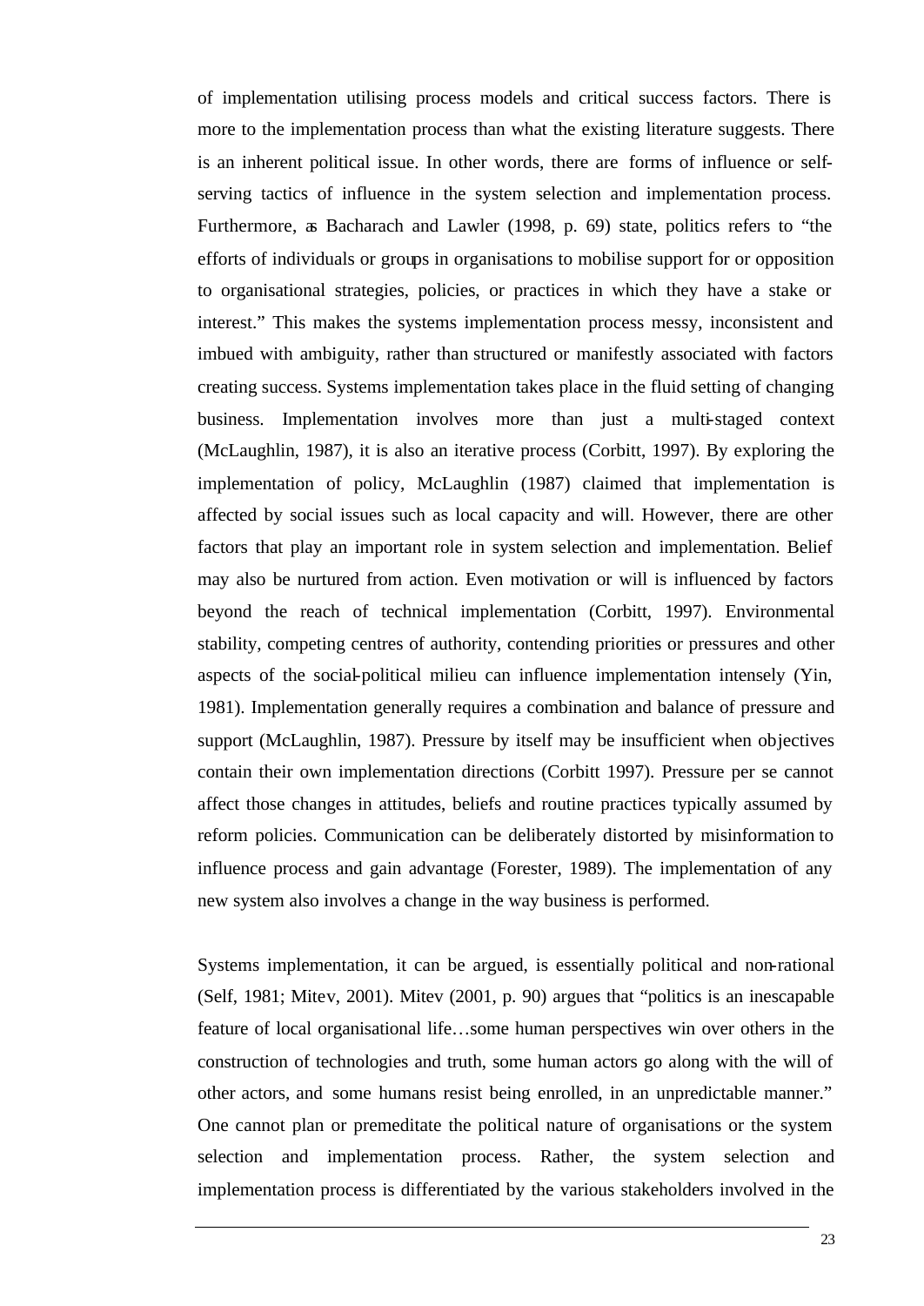of implementation utilising process models and critical success factors. There is more to the implementation process than what the existing literature suggests. There is an inherent political issue. In other words, there are forms of influence or self-serving tactics of influence in the system selection and implementation process. Furthermore, as Bacharach and Lawler (1998, p. 69) state, politics refers to "the efforts of individuals or groups in organisations to mobilise support for or opposition to organisational strategies, policies, or practices in which they have a stake or interest." This makes the systems implementation process messy, inconsistent and imbued with ambiguity, rather than structured or manifestly associated with factors creating success. Systems implementation takes place in the fluid setting of changing business. Implementation involves more than just a multi-staged context (McLaughlin, 1987), it is also an iterative process (Corbitt, 1997). By exploring the implementation of policy, McLaughlin (1987) claimed that implementation is affected by social issues such as local capacity and will. However, there are other factors that play an important role in system selection and implementation. Belief may also be nurtured from action. Even motivation or will is influenced by factors beyond the reach of technical implementation (Corbitt, 1997). Environmental stability, competing centres of authority, contending priorities or pressures and other aspects of the social-political milieu can influence implementation intensely (Yin, 1981). Implementation generally requires a combination and balance of pressure and support (McLaughlin, 1987). Pressure by itself may be insufficient when objectives contain their own implementation directions (Corbitt 1997). Pressure per se cannot affect those changes in attitudes, beliefs and routine practices typically assumed by reform policies. Communication can be deliberately distorted by misinformation to influence process and gain advantage (Forester, 1989). The implementation of any new system also involves a change in the way business is performed.

Systems implementation, it can be argued, is essentially political and non-rational (Self, 1981; Mitev, 2001). Mitev (2001, p. 90) argues that "politics is an inescapable feature of local organisational life…some human perspectives win over others in the construction of technologies and truth, some human actors go along with the will of other actors, and some humans resist being enrolled, in an unpredictable manner." One cannot plan or premeditate the political nature of organisations or the system selection and implementation process. Rather, the system selection and implementation process is differentiated by the various stakeholders involved in the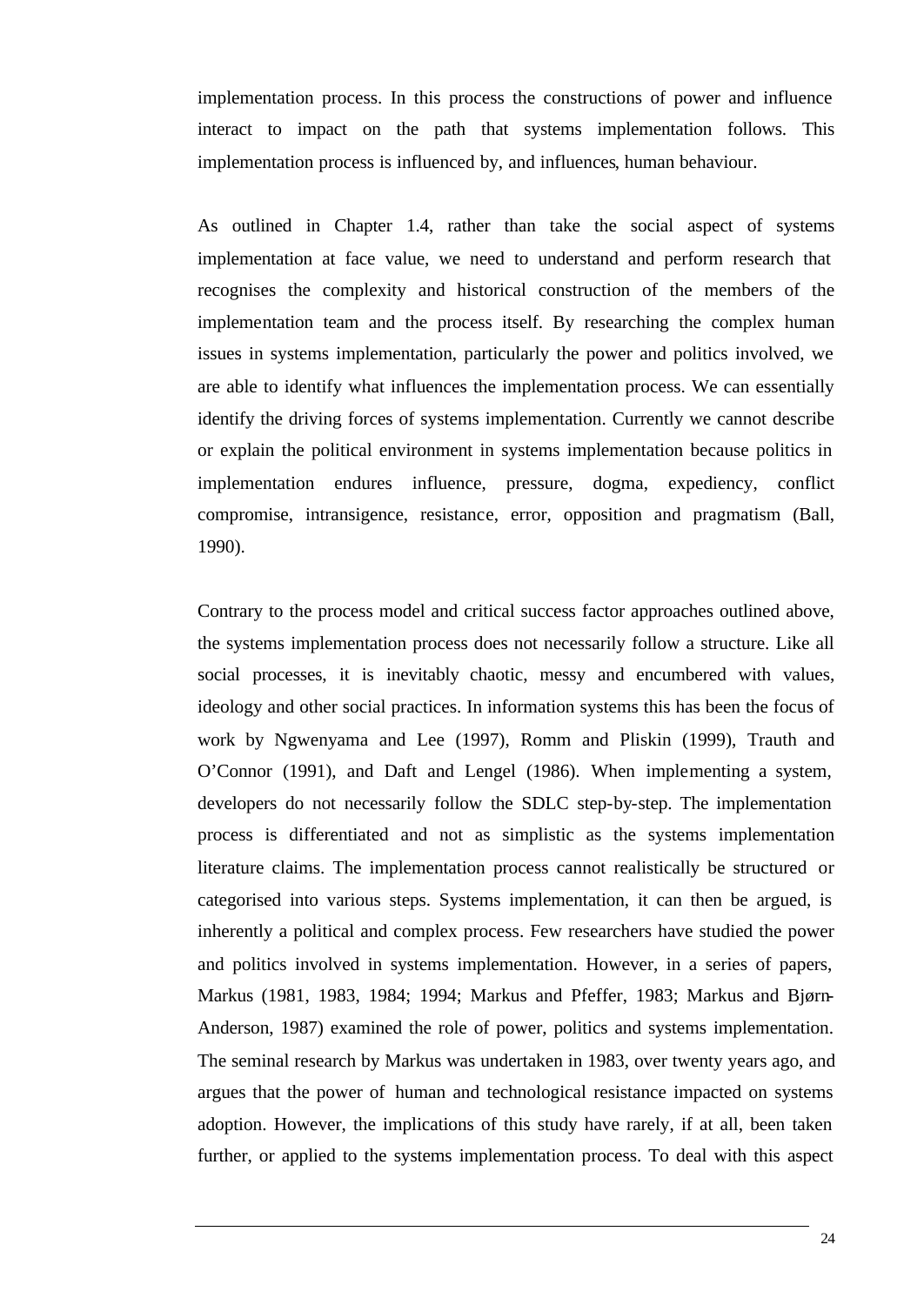implementation process. In this process the constructions of power and influence interact to impact on the path that systems implementation follows. This implementation process is influenced by, and influences, human behaviour.

As outlined in Chapter 1.4, rather than take the social aspect of systems implementation at face value, we need to understand and perform research that recognises the complexity and historical construction of the members of the implementation team and the process itself. By researching the complex human issues in systems implementation, particularly the power and politics involved, we are able to identify what influences the implementation process. We can essentially identify the driving forces of systems implementation. Currently we cannot describe or explain the political environment in systems implementation because politics in implementation endures influence, pressure, dogma, expediency, conflict compromise, intransigence, resistance, error, opposition and pragmatism (Ball, 1990).

Contrary to the process model and critical success factor approaches outlined above, the systems implementation process does not necessarily follow a structure. Like all social processes, it is inevitably chaotic, messy and encumbered with values, ideology and other social practices. In information systems this has been the focus of work by Ngwenyama and Lee (1997), Romm and Pliskin (1999), Trauth and O'Connor (1991), and Daft and Lengel (1986). When implementing a system, developers do not necessarily follow the SDLC step-by-step. The implementation process is differentiated and not as simplistic as the systems implementation literature claims. The implementation process cannot realistically be structured or categorised into various steps. Systems implementation, it can then be argued, is inherently a political and complex process. Few researchers have studied the power and politics involved in systems implementation. However, in a series of papers, Markus (1981, 1983, 1984; 1994; Markus and Pfeffer, 1983; Markus and Bjørn-Anderson, 1987) examined the role of power, politics and systems implementation. The seminal research by Markus was undertaken in 1983, over twenty years ago, and argues that the power of human and technological resistance impacted on systems adoption. However, the implications of this study have rarely, if at all, been taken further, or applied to the systems implementation process. To deal with this aspect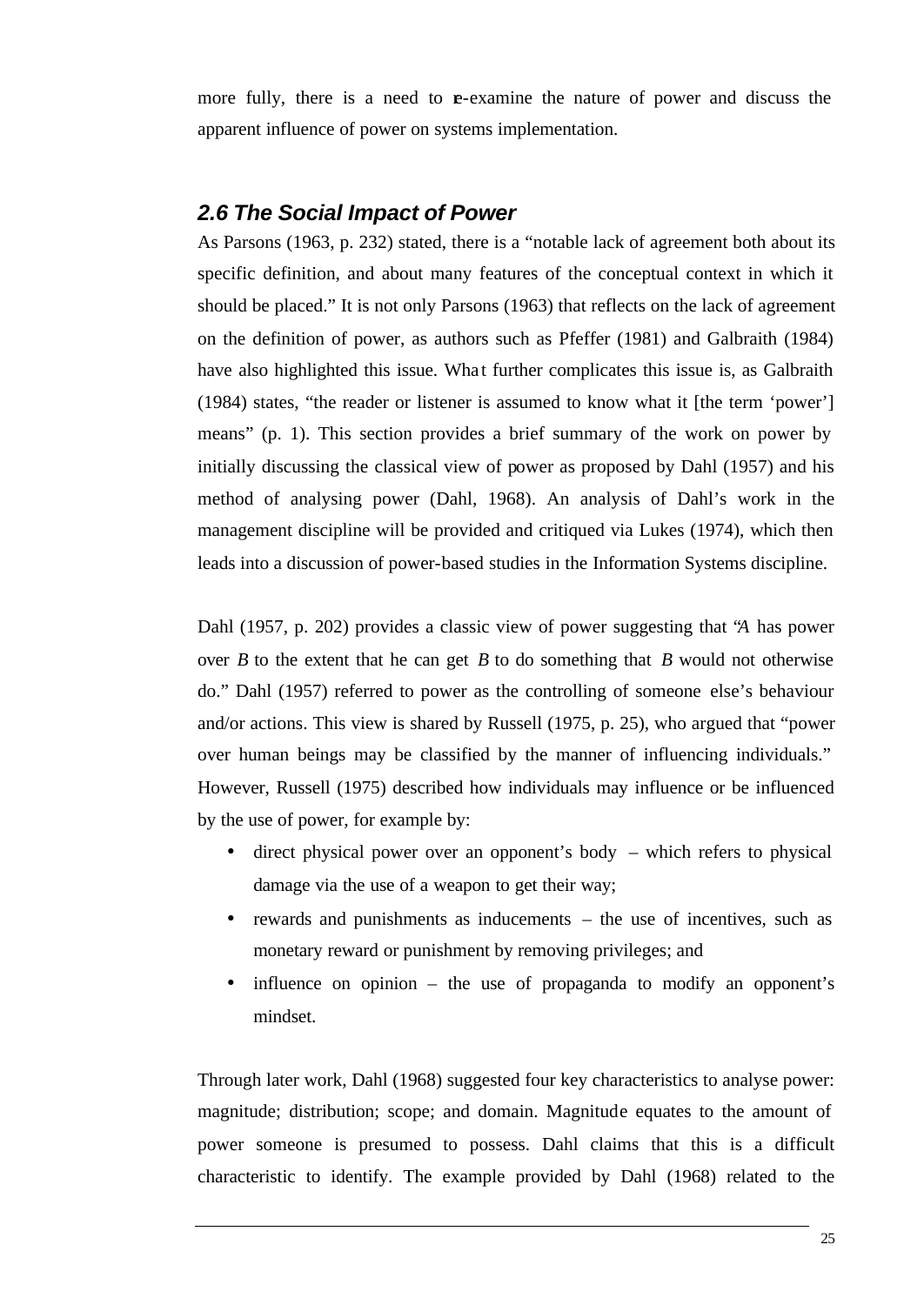more fully, there is a need to re-examine the nature of power and discuss the apparent influence of power on systems implementation.

### *2.6 The Social Impact of Power*

As Parsons (1963, p. 232) stated, there is a "notable lack of agreement both about its specific definition, and about many features of the conceptual context in which it should be placed." It is not only Parsons (1963) that reflects on the lack of agreement on the definition of power, as authors such as Pfeffer (1981) and Galbraith (1984) have also highlighted this issue. What further complicates this issue is, as Galbraith (1984) states, "the reader or listener is assumed to know what it [the term 'power'] means" (p. 1). This section provides a brief summary of the work on power by initially discussing the classical view of power as proposed by Dahl (1957) and his method of analysing power (Dahl, 1968). An analysis of Dahl's work in the management discipline will be provided and critiqued via Lukes (1974), which then leads into a discussion of power-based studies in the Information Systems discipline.

Dahl (1957, p. 202) provides a classic view of power suggesting that "*A* has power over *B* to the extent that he can get *B* to do something that *B* would not otherwise do." Dahl (1957) referred to power as the controlling of someone else's behaviour and/or actions. This view is shared by Russell (1975, p. 25), who argued that "power over human beings may be classified by the manner of influencing individuals." However, Russell (1975) described how individuals may influence or be influenced by the use of power, for example by:

- direct physical power over an opponent's body – which refers to physical damage via the use of a weapon to get their way;
- rewards and punishments as inducements – the use of incentives, such as monetary reward or punishment by removing privileges; and
- influence on opinion – the use of propaganda to modify an opponent's mindset.

Through later work, Dahl (1968) suggested four key characteristics to analyse power: magnitude; distribution; scope; and domain. Magnitude equates to the amount of power someone is presumed to possess. Dahl claims that this is a difficult characteristic to identify. The example provided by Dahl (1968) related to the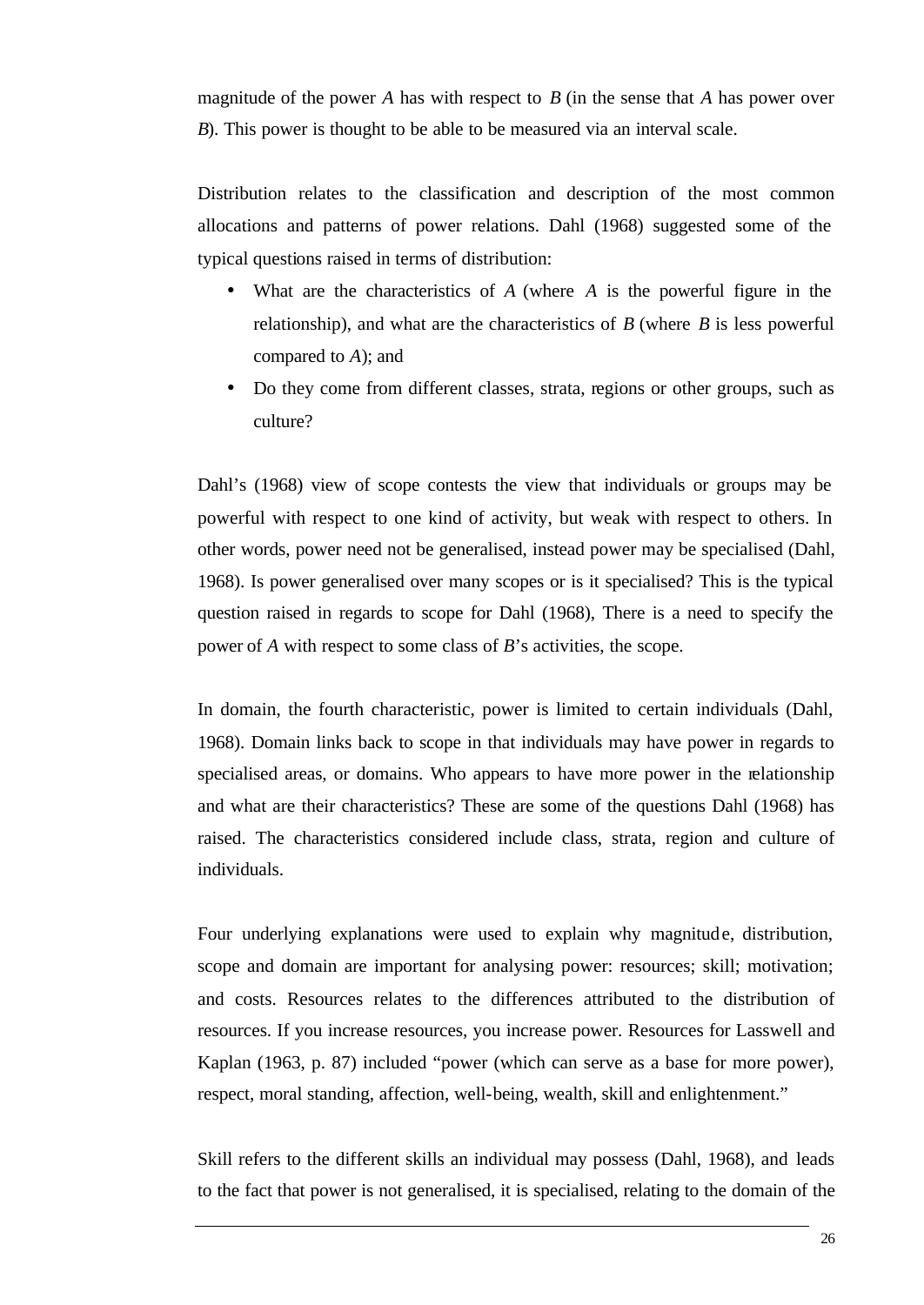magnitude of the power *A* has with respect to *B* (in the sense that *A* has power over *B*). This power is thought to be able to be measured via an interval scale.

Distribution relates to the classification and description of the most common allocations and patterns of power relations. Dahl (1968) suggested some of the typical questions raised in terms of distribution:

- What are the characteristics of *A* (where *A* is the powerful figure in the relationship), and what are the characteristics of *B* (where *B* is less powerful compared to *A*); and
- Do they come from different classes, strata, regions or other groups, such as culture?

Dahl's (1968) view of scope contests the view that individuals or groups may be powerful with respect to one kind of activity, but weak with respect to others. In other words, power need not be generalised, instead power may be specialised (Dahl, 1968). Is power generalised over many scopes or is it specialised? This is the typical question raised in regards to scope for Dahl (1968), There is a need to specify the power of *A* with respect to some class of *B*'s activities, the scope.

In domain, the fourth characteristic, power is limited to certain individuals (Dahl, 1968). Domain links back to scope in that individuals may have power in regards to specialised areas, or domains. Who appears to have more power in the relationship and what are their characteristics? These are some of the questions Dahl (1968) has raised. The characteristics considered include class, strata, region and culture of individuals.

Four underlying explanations were used to explain why magnitude, distribution, scope and domain are important for analysing power: resources; skill; motivation; and costs. Resources relates to the differences attributed to the distribution of resources. If you increase resources, you increase power. Resources for Lasswell and Kaplan (1963, p. 87) included "power (which can serve as a base for more power), respect, moral standing, affection, well-being, wealth, skill and enlightenment."

Skill refers to the different skills an individual may possess (Dahl, 1968), and leads to the fact that power is not generalised, it is specialised, relating to the domain of the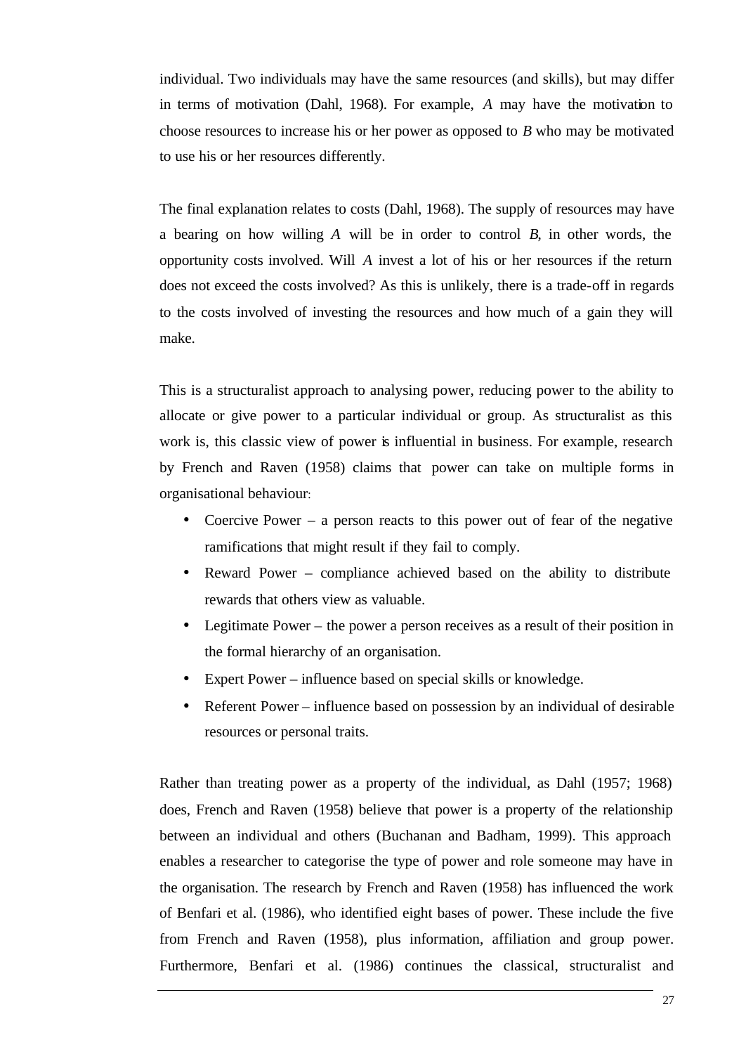individual. Two individuals may have the same resources (and skills), but may differ in terms of motivation (Dahl, 1968). For example, *A* may have the motivation to choose resources to increase his or her power as opposed to *B* who may be motivated to use his or her resources differently.

The final explanation relates to costs (Dahl, 1968). The supply of resources may have a bearing on how willing *A* will be in order to control *B*, in other words, the opportunity costs involved. Will *A* invest a lot of his or her resources if the return does not exceed the costs involved? As this is unlikely, there is a trade-off in regards to the costs involved of investing the resources and how much of a gain they will make.

This is a structuralist approach to analysing power, reducing power to the ability to allocate or give power to a particular individual or group. As structuralist as this work is, this classic view of power is influential in business. For example, research by French and Raven (1958) claims that power can take on multiple forms in organisational behaviour:

- Coercive Power – a person reacts to this power out of fear of the negative ramifications that might result if they fail to comply.
- Reward Power – compliance achieved based on the ability to distribute rewards that others view as valuable.
- Legitimate Power – the power a person receives as a result of their position in the formal hierarchy of an organisation.
- Expert Power – influence based on special skills or knowledge.
- Referent Power – influence based on possession by an individual of desirable resources or personal traits.

Rather than treating power as a property of the individual, as Dahl (1957; 1968) does, French and Raven (1958) believe that power is a property of the relationship between an individual and others (Buchanan and Badham, 1999). This approach enables a researcher to categorise the type of power and role someone may have in the organisation. The research by French and Raven (1958) has influenced the work of Benfari et al. (1986), who identified eight bases of power. These include the five from French and Raven (1958), plus information, affiliation and group power. Furthermore, Benfari et al. (1986) continues the classical, structuralist and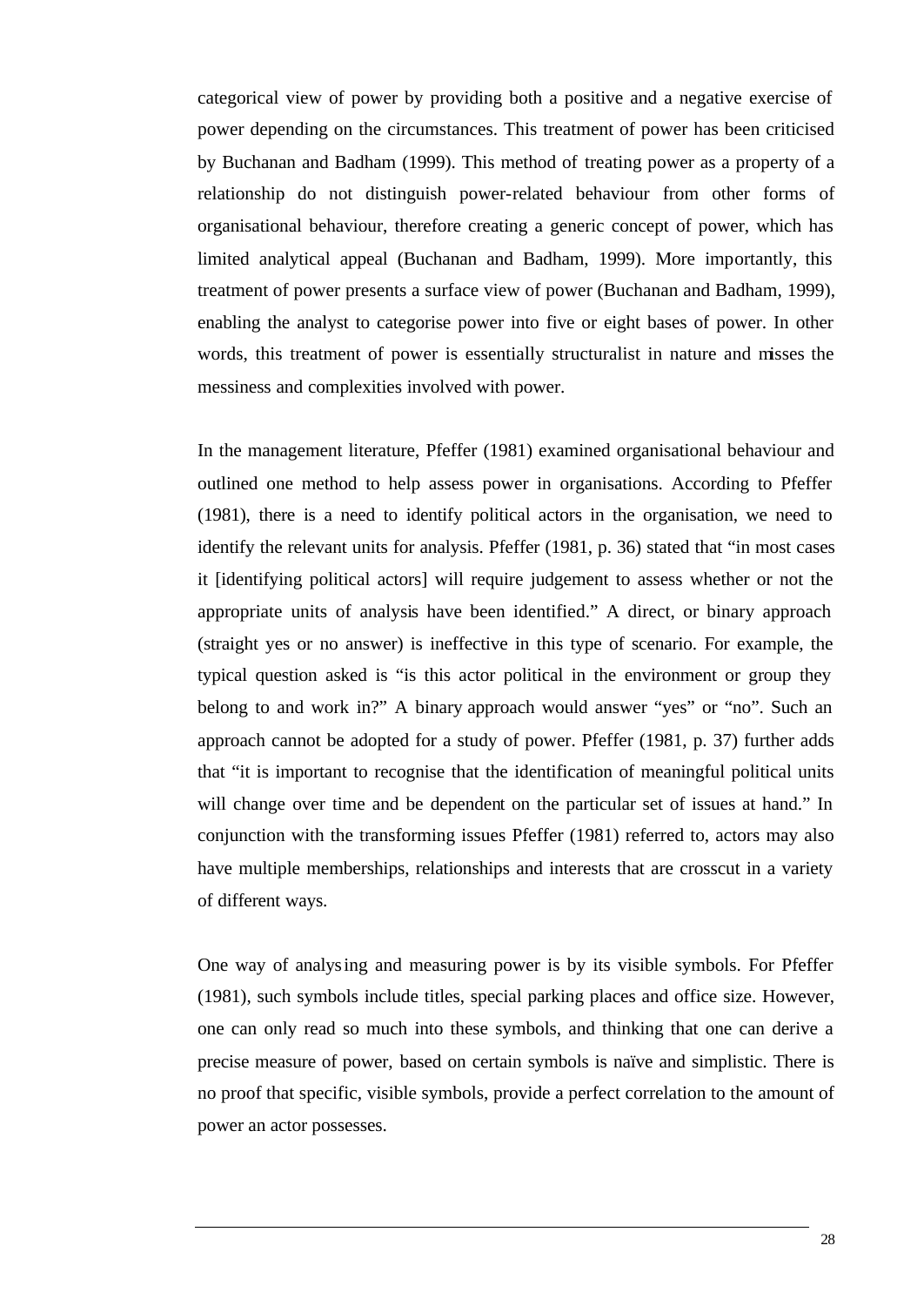categorical view of power by providing both a positive and a negative exercise of power depending the circumstances. This treatment of power has been criticised by Buchanan and Badham (1999). This method of treating power as a property of a relationship do not distinguish power-related behaviour from other forms of organisational behaviour, therefore creating a generic concept of power, which has limited analytical appeal (Buchanan and Badham, 1999). More importantly, this treatment of power presents a surface view of power (Buchanan and Badham, 1999), enabling the analyst to categorise power into five or eight bases of power. In other words, this treatment of power is essentially structuralist in nature and misses the messiness and complexities involved with power.

In the management literature, Pfeffer (1981) examined organisational behaviour and outlined one method to help assess power in organisations. According to Pfeffer (1981), there is a need to identify political actors in the organisation, we need to identify the relevant units for analysis. Pfeffer (1981, p. 36) stated that "in most cases it [identifying political actors] will require judgement to assess whether or not the appropriate units of analysis have been identified." A direct, or binary approach (straight yes or no answer) is ineffective in this type of scenario. For example, the typical question asked is "is this actor political in the environment or group they belong to and work in?" A binary approach would answer "yes" or "no". Such an approach cannot be adopted for a study of power. Pfeffer (1981, p. 37) further adds that "it is important to recognise that the identification of meaningful political units will change over time and be dependent on the particular set of issues at hand." In conjunction with the transforming issues Pfeffer (1981) referred to, actors may also have multiple memberships, relationships and interests that are crosscut in a variety of different ways.

One way of analysing and measuring power is by its visible symbols. For Pfeffer (1981), such symbols include titles, special parking places and office size. However, one can only read so much into these symbols, and thinking that one can derive a precise measure of power, based on certain symbols is naïve and simplistic. There is no proof that specific, visible symbols, provide a perfect correlation to the amount of power an actor possesses.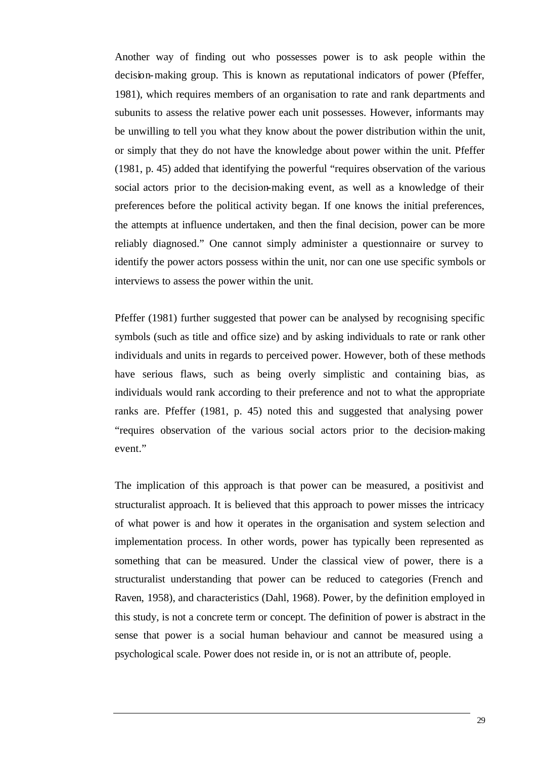Another way of finding out who possesses power is to ask people within the decision-making group. This is known as reputational indicators of power (Pfeffer, 1981), which requires members of an organisation to rate and rank departments and subunits to assess the relative power each unit possesses. However, informants may be unwilling to tell you what they know about the power distribution within the unit, or simply that they do not have the knowledge about power within the unit. Pfeffer (1981, p. 45) added that identifying the powerful "requires observation of the various social actors prior to the decision-making event, as well as a knowledge of their preferences before the political activity began. If one knows the initial preferences, the attempts at influence undertaken, and then the final decision, power can be more reliably diagnosed." One cannot simply administer a questionnaire or survey to identify the power actors possess within the unit, nor can one use specific symbols or interviews to assess the power within the unit.

Pfeffer (1981) further suggested that power can be analysed by recognising specific symbols (such as title and office size) and by asking individuals to rate or rank other individuals and units in regards to perceived power. However, both of these methods have serious flaws, such as being overly simplistic and containing bias, as individuals would rank according to their preference and not to what the appropriate ranks are. Pfeffer (1981, p. 45) noted this and suggested that analysing power "requires observation of the various social actors prior to the decision-making event."

The implication of this approach is that power can be measured, a positivist and structuralist approach. It is believed that this approach to power misses the intricacy of what power is and how it operates in the organisation and system selection and implementation process. In other words, power has typically been represented as something that can be measured. Under the classical view of power, there is a structuralist understanding that power can be reduced to categories (French and Raven, 1958), and characteristics (Dahl, 1968). Power, by the definition employed in this study, is not a concrete term or concept. The definition of power is abstract in the sense that power is a social human behaviour and cannot be measured using a psychological scale. Power does not reside in, or is not an attribute of, people.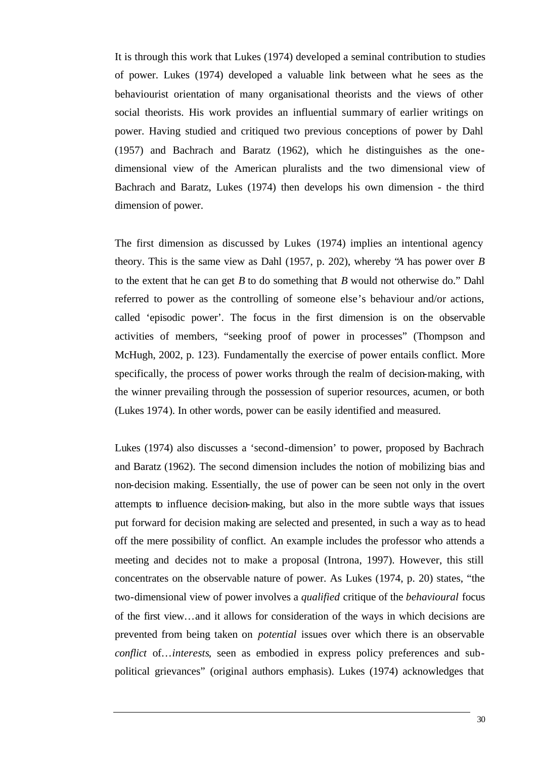It is through this work that Lukes (1974) developed a seminal contribution to studies of power. Lukes (1974) developed a valuable link between what he sees as the behaviourist orientation of many organisational theorists and the views of other social theorists. His work provides an influential summary of earlier writings on power. Having studied and critiqued two previous conceptions of power by Dahl (1957) and Bachrach and Baratz (1962), which he distinguishes as the one-dimensional view of the American pluralists and the two dimensional view of Bachrach and Baratz, Lukes (1974) then develops his own dimension - the third dimension of power.

The first dimension as discussed by Lukes (1974) implies an intentional agency theory. This is the same view as Dahl (1957, p. 202), whereby "*A* has power over *B* to the extent that he can get *B* to do something that *B* would not otherwise do." Dahl referred to power as the controlling of someone else's behaviour and/or actions, called 'episodic power'. The focus in the first dimension is on the observable activities of members, "seeking proof of power in processes" (Thompson and McHugh, 2002, p. 123). Fundamentally the exercise of power entails conflict. More specifically, the process of power works through the realm of decision-making, with the winner prevailing through the possession of superior resources, acumen, or both (Lukes 1974). In other words, power can be easily identified and measured.

Lukes (1974) also discusses a 'second-dimension' to power, proposed by Bachrach and Baratz (1962). The second dimension includes the notion of mobilizing bias and non-decision making. Essentially, the use of power can be seen not only in the overt attempts to influence decision-making, but also in the more subtle ways that issues put forward for decision making are selected and presented, in such a way as to head off the mere possibility of conflict. An example includes the professor who attends a meeting and decides not to make a proposal (Introna, 1997). However, this still concentrates on the observable nature of power. As Lukes (1974, p. 20) states, "the two-dimensional view of power involves a *qualified* critique of the *behavioural* focus of the first view…and it allows for consideration of the ways in which decisions are prevented from being taken on *potential* issues over which there is an observable *conflict* of…*interests*, seen as embodied in express policy preferences and sub-political grievances" (original authors emphasis). Lukes (1974) acknowledges that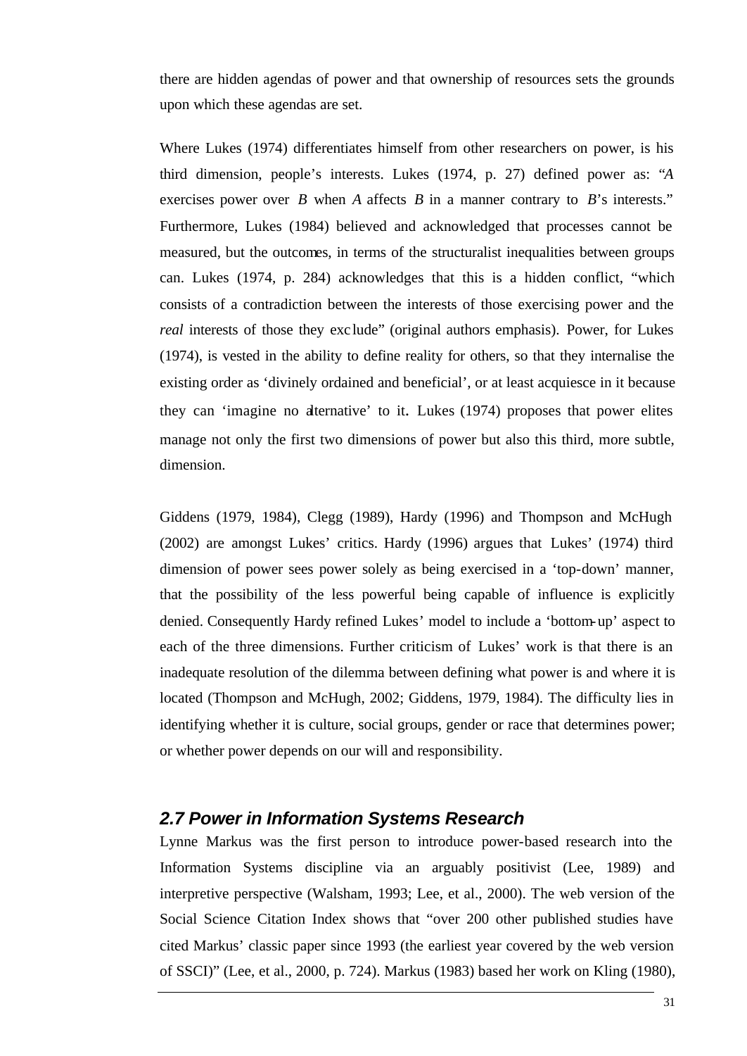there are hidden agendas of power and that ownership of resources sets the grounds upon which these agendas are set.

Where Lukes (1974) differentiates himself from other researchers on power, is his third dimension, people's interests. Lukes (1974, p. 27) defined power as: "*A* exercises power over *B* when *A* affects *B* in a manner contrary to *B*'s interests." Furthermore, Lukes (1984) believed and acknowledged that processes cannot be measured, but the outcomes, in terms of the structuralist inequalities between groups can. Lukes (1974, p. 284) acknowledges that this is a hidden conflict, "which consists of a contradiction between the interests of those exercising power and the *real* interests of those they exclude" (original authors emphasis). Power, for Lukes (1974), is vested in the ability to define reality for others, so that they internalise the existing order as 'divinely ordained and beneficial', or at least acquiesce in it because they can 'imagine no alternative' to it. Lukes (1974) proposes that power elites manage not only the first two dimensions of power but also this third, more subtle, dimension.

Giddens (1979, 1984), Clegg (1989), Hardy (1996) and Thompson and McHugh (2002) are amongst Lukes' critics. Hardy (1996) argues that Lukes' (1974) third dimension of power sees power solely as being exercised in a 'top-down' manner, that the possibility of the less powerful being capable of influence is explicitly denied. Consequently Hardy refined Lukes' model to include a 'bottom-up' aspect to each of the three dimensions. Further criticism of Lukes' work is that there is an inadequate resolution of the dilemma between defining what power is and where it is located (Thompson and McHugh, 2002; Giddens, 1979, 1984). The difficulty lies in identifying whether it is culture, social groups, gender or race that determines power; or whether power depends on our will and responsibility.

## 2.7 Power in Information Systems Research

Lynne Markus was the first person to introduce power-based research into the Information Systems discipline via an arguably positivist (Lee, 1989) and interpretive perspective (Walsham, 1993; Lee, et al., 2000). The web version of the Social Science Citation Index shows that "over 200 other published studies have cited Markus' classic paper since 1993 (the earliest year covered by the web version of SSCI)" (Lee, et al., 2000, p. 724). Markus (1983) based her work on Kling (1980),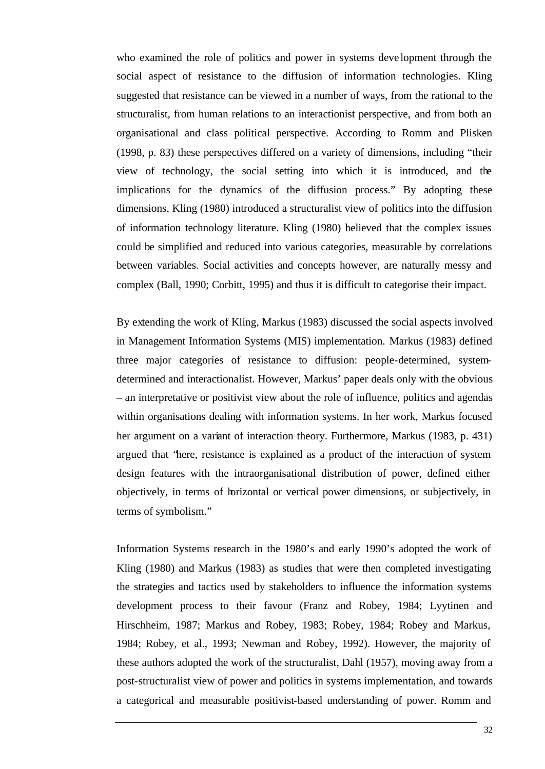who examined the role of politics and power in systems development through the social aspect of resistance to the diffusion of information technologies. Kling suggested that resistance can be viewed in a number of ways, from the rational to the structuralist, from human relations to an interactionist perspective, and from both an organisational and class political perspective. According to Romm and Plisken (1998, p. 83) these perspectives differed on a variety of dimensions, including "their view of technology, the social setting into which it is introduced, and the implications for the dynamics of the diffusion process." By adopting these dimensions, Kling (1980) introduced a structuralist view of politics into the diffusion of information technology literature. Kling (1980) believed that the complex issues could be simplified and reduced into various categories, measurable by correlations between variables. Social activities and concepts however, are naturally messy and complex (Ball, 1990; Corbitt, 1995) and thus it is difficult to categorise their impact.

By extending the work of Kling, Markus (1983) discussed the social aspects involved in Management Information Systems (MIS) implementation. Markus (1983) defined three major categories of resistance to diffusion: people-determined, system-determined and interactionalist. However, Markus' paper deals only with the obvious – an interpretative or positivist view about the role of influence, politics and agendas within organisations dealing with information systems. In her work, Markus focused her argument on a variant of interaction theory. Furthermore, Markus (1983, p. 431) argued that "here, resistance is explained as a product of the interaction of system design features with the intraorganisational distribution of power, defined either objectively, in terms of horizontal or vertical power dimensions, or subjectively, in terms of symbolism."

Information Systems research in the 1980's and early 1990's adopted the work of Kling (1980) and Markus (1983) as studies that were then completed investigating the strategies and tactics used by stakeholders to influence the information systems development process to their favour (Franz and Robey, 1984; Lyytinen and Hirschheim, 1987; Markus and Robey, 1983; Robey, 1984; Robey and Markus, 1984; Robey, et al., 1993; Newman and Robey, 1992). However, the majority of these authors adopted the work of the structuralist, Dahl (1957), moving away from a post-structuralist view of power and politics in systems implementation, and towards a categorical and measurable positivist-based understanding of power. Romm and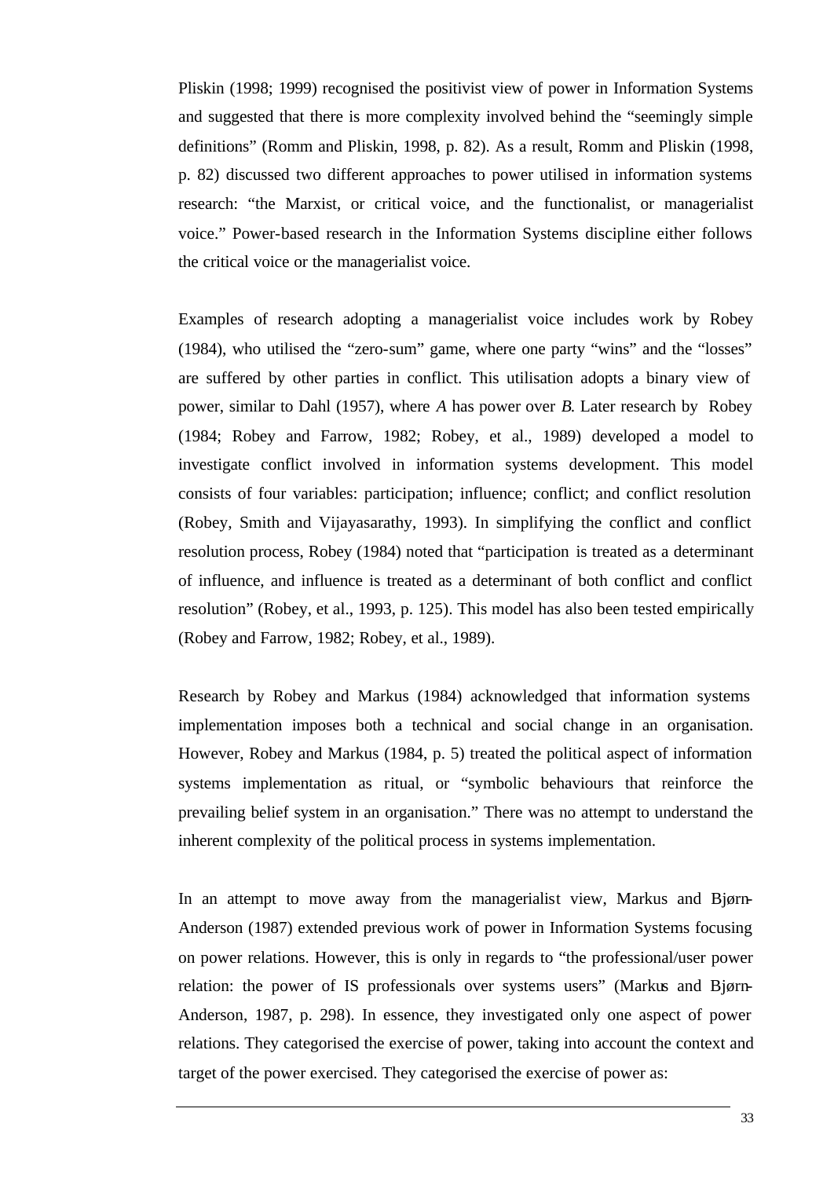Pliskin (1998; 1999) recognised the positivist view of power in Information Systems and suggested that there is more complexity involved behind the "seemingly simple definitions" (Romm and Pliskin, 1998, p. 82). As a result, Romm and Pliskin (1998, p. 82) discussed two different approaches to power utilised in information systems research: "the Marxist, or critical voice, and the functionalist, or managerialist voice." Power-based research in the Information Systems discipline either follows the critical voice or the managerialist voice.

Examples of research adopting a managerialist voice includes work by Robey (1984), who utilised the "zero-sum" game, where one party "wins" and the "losses" are suffered by other parties in conflict. This utilisation adopts a binary view of power, similar to Dahl (1957), where *A* has power over *B*. Later research by Robey (1984; Robey and Farrow, 1982; Robey, et al., 1989) developed a model to investigate conflict involved in information systems development. This model consists of four variables: participation; influence; conflict; and conflict resolution (Robey, Smith and Vijayasarathy, 1993). In simplifying the conflict and conflict resolution process, Robey (1984) noted that "participation is treated as a determinant of influence, and influence is treated as a determinant of both conflict and conflict resolution" (Robey, et al., 1993, p. 125). This model has also been tested empirically (Robey and Farrow, 1982; Robey, et al., 1989).

Research by Robey and Markus (1984) acknowledged that information systems implementation imposes both a technical and social change in an organisation. However, Robey and Markus (1984, p. 5) treated the political aspect of information systems implementation as ritual, or "symbolic behaviours that reinforce the prevailing belief system in an organisation." There was no attempt to understand the inherent complexity of the political process in systems implementation.

In an attempt to move away from the managerialist view, Markus and Bjørn-Anderson (1987) extended previous work of power in Information Systems focusing on power relations. However, this is only in regards to "the professional/user power relation: the power of IS professionals over systems users" (Markus and Bjørn-Anderson, 1987, p. 298). In essence, they investigated only one aspect of power relations. They categorised the exercise of power, taking into account the context and target of the power exercised. They categorised the exercise of power as: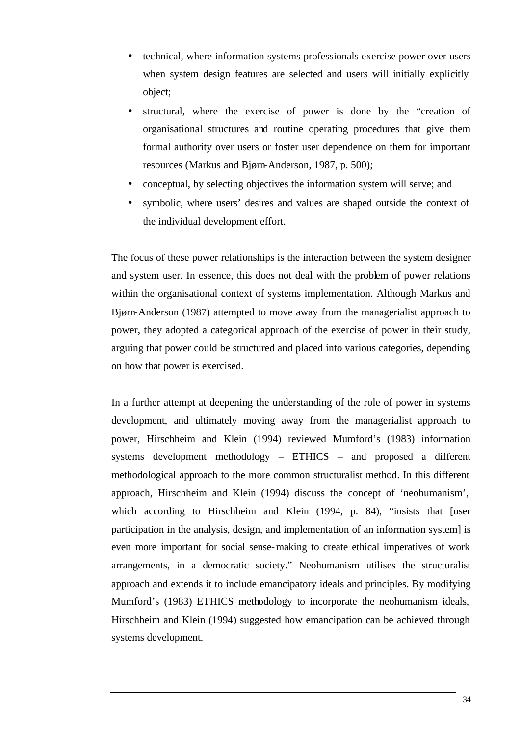- technical, where information systems professionals exercise power over users when system design features are selected and users will initially explicitly object;
- structural, where the exercise of power is done by the "creation of organisational structures and routine operating procedures that give them formal authority over users or foster user dependence on them for important resources (Markus and Bjørn-Anderson, 1987, p. 500);
- conceptual, by selecting objectives the information system will serve; and
- symbolic, where users' desires and values are shaped outside the context of the individual development effort.

The focus of these power relationships is the interaction between the system designer and system user. In essence, this does not deal with the problem of power relations within the organisational context of systems implementation. Although Markus and Bjørn-Anderson (1987) attempted to move away from the managerialist approach to power, they adopted a categorical approach of the exercise of power in their study, arguing that power could be structured and placed into various categories, depending on how that power is exercised.

In a further attempt at deepening the understanding of the role of power in systems development, and ultimately moving away from the managerialist approach to power, Hirschheim and Klein (1994) reviewed Mumford's (1983) information systems development methodology – ETHICS – and proposed a different methodological approach to the more common structuralist method. In this different approach, Hirschheim and Klein (1994) discuss the concept of 'neohumanism', which according to Hirschheim and Klein (1994, p. 84), "insists that [user participation in the analysis, design, and implementation of an information system] is even more important for social sense-making to create ethical imperatives of work arrangements, in a democratic society." Neohumanism utilises the structuralist approach and extends it to include emancipatory ideals and principles. By modifying Mumford's (1983) ETHICS methodology to incorporate the neohumanism ideals, Hirschheim and Klein (1994) suggested how emancipation can be achieved through systems development.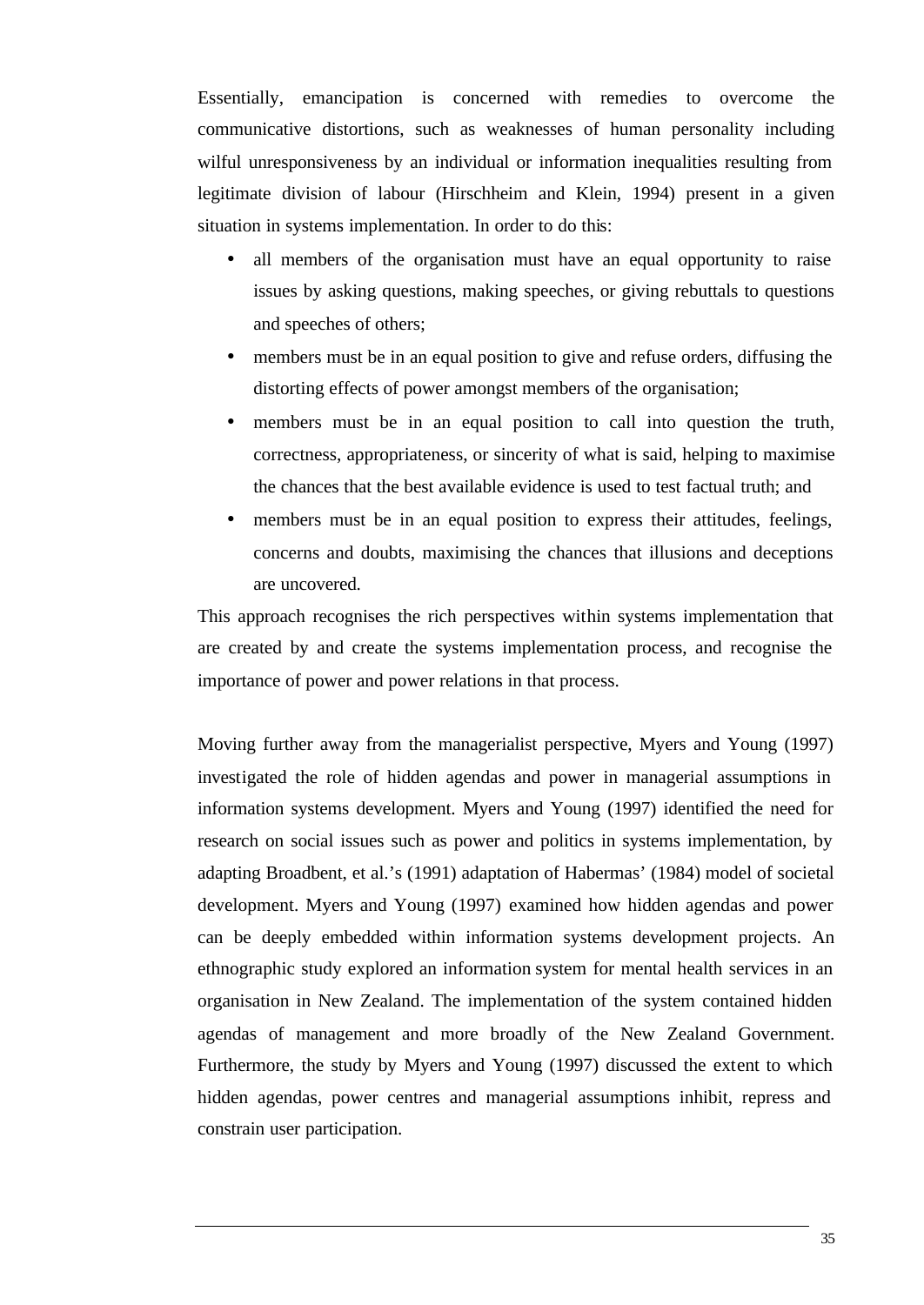Essentially, emancipation is concerned with remedies to overcome the communicative distortions, such as weaknesses of human personality including wilful unresponsiveness by an individual or information inequalities resulting from legitimate division of labour (Hirschheim and Klein, 1994) present in a given situation in systems implementation. In order to do this:

- all members of the organisation must have an equal opportunity to raise issues by asking questions, making speeches, or giving rebuttals to questions and speeches of others;
- members must be in an equal position to give and refuse orders, diffusing the distorting effects of power amongst members of the organisation;
- members must be in an equal position to call into question the truth, correctness, appropriateness, or sincerity of what is said, helping to maximise the chances that the best available evidence is used to test factual truth; and
- members must be in an equal position to express their attitudes, feelings, concerns and doubts, maximising the chances that illusions and deceptions are uncovered.

This approach recognises the rich perspectives within systems implementation that are created by and create the systems implementation process, and recognise the importance of power and power relations in that process.

Moving further away from the managerialist perspective, Myers and Young (1997) investigated the role of hidden agendas and power in managerial assumptions in information systems development. Myers and Young (1997) identified the need for research on social issues such as power and politics in systems implementation, by adapting Broadbent, et al.'s (1991) adaptation of Habermas' (1984) model of societal development. Myers and Young (1997) examined how hidden agendas and power can be deeply embedded within information systems development projects. An ethnographic study explored an information system for mental health services in an organisation in New Zealand. The implementation of the system contained hidden agendas of management and more broadly of the New Zealand Government. Furthermore, the study by Myers and Young (1997) discussed the extent to which hidden agendas, power centres and managerial assumptions inhibit, repress and constrain user participation.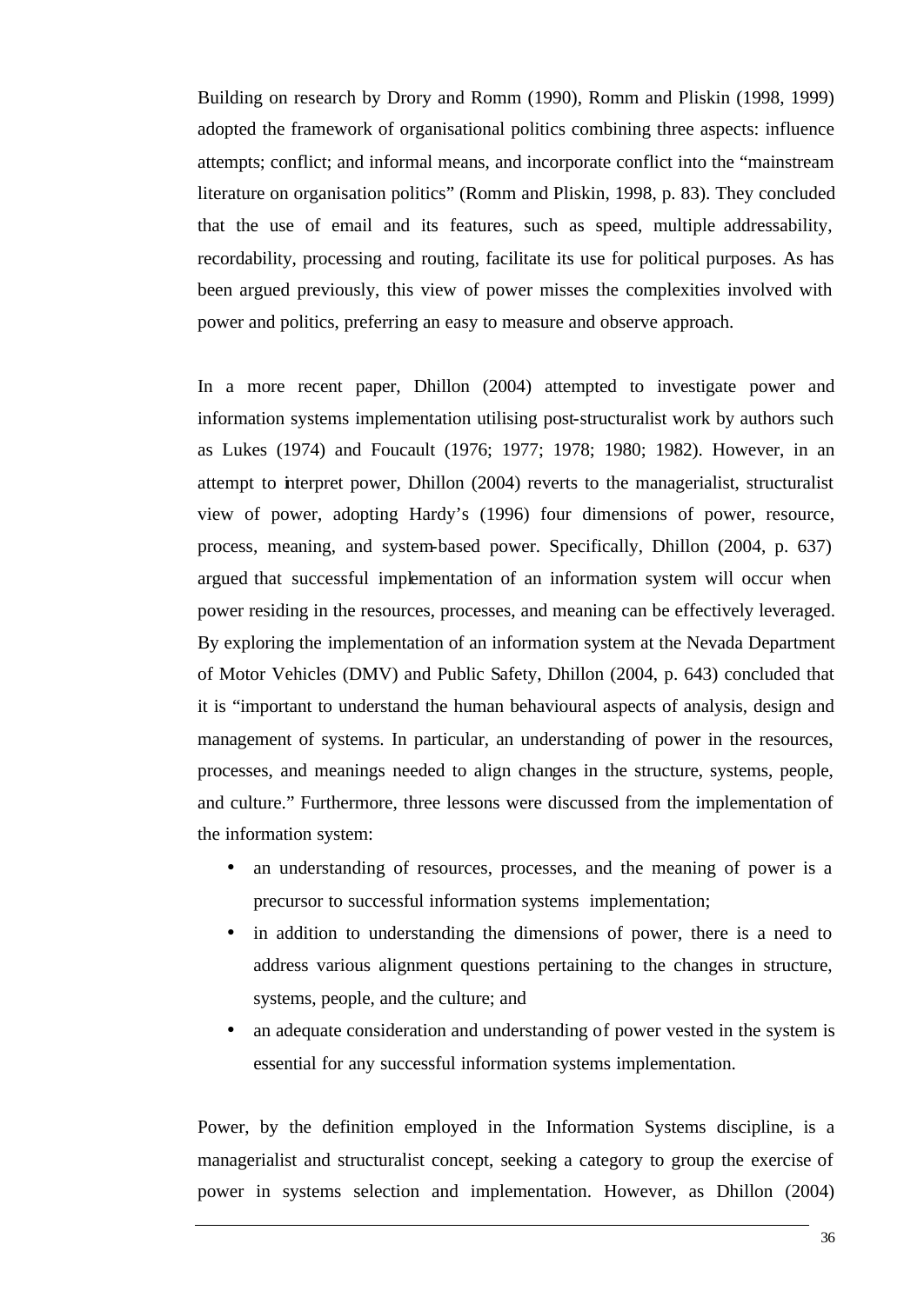Building on research by Drory and Romm (1990), Romm and Pliskin (1998, 1999) adopted the framework of organisational politics combining three aspects: influence attempts; conflict; and informal means, and incorporate conflict into the "mainstream literature on organisation politics" (Romm and Pliskin, 1998, p. 83). They concluded that the use of email and its features, such as speed, multiple addressability, recordability, processing and routing, facilitate its use for political purposes. As has been argued previously, this view of power misses the complexities involved with power and politics, preferring an easy to measure and observe approach.

In a more recent paper, Dhillon (2004) attempted to investigate power and information systems implementation utilising post-structuralist work by authors such as Lukes (1974) and Foucault (1976; 1977; 1978; 1980; 1982). However, in an attempt to interpret power, Dhillon (2004) reverts to the managerialist, structuralist view of power, adopting Hardy's (1996) four dimensions of power, resource, process, meaning, and system-based power. Specifically, Dhillon (2004, p. 637) argued that successful implementation of an information system will occur when power residing in the resources, processes, and meaning can be effectively leveraged. By exploring the implementation of an information system at the Nevada Department of Motor Vehicles (DMV) and Public Safety, Dhillon (2004, p. 643) concluded that it is "important to understand the human behavioural aspects of analysis, design and management of systems. In particular, an understanding of power in the resources, processes, and meanings needed to align changes in the structure, systems, people, and culture." Furthermore, three lessons were discussed from the implementation of the information system:

- an understanding of resources, processes, and the meaning of power is a precursor to successful information systems implementation;
- in addition to understanding the dimensions of power, there is a need to address various alignment questions pertaining to the changes in structure, systems, people, and the culture; and
- an adequate consideration and understanding of power vested in the system is essential for any successful information systems implementation.

Power, by the definition employed in the Information Systems discipline, is a managerialist and structuralist concept, seeking a category to group the exercise of power in systems selection and implementation. However, as Dhillon (2004)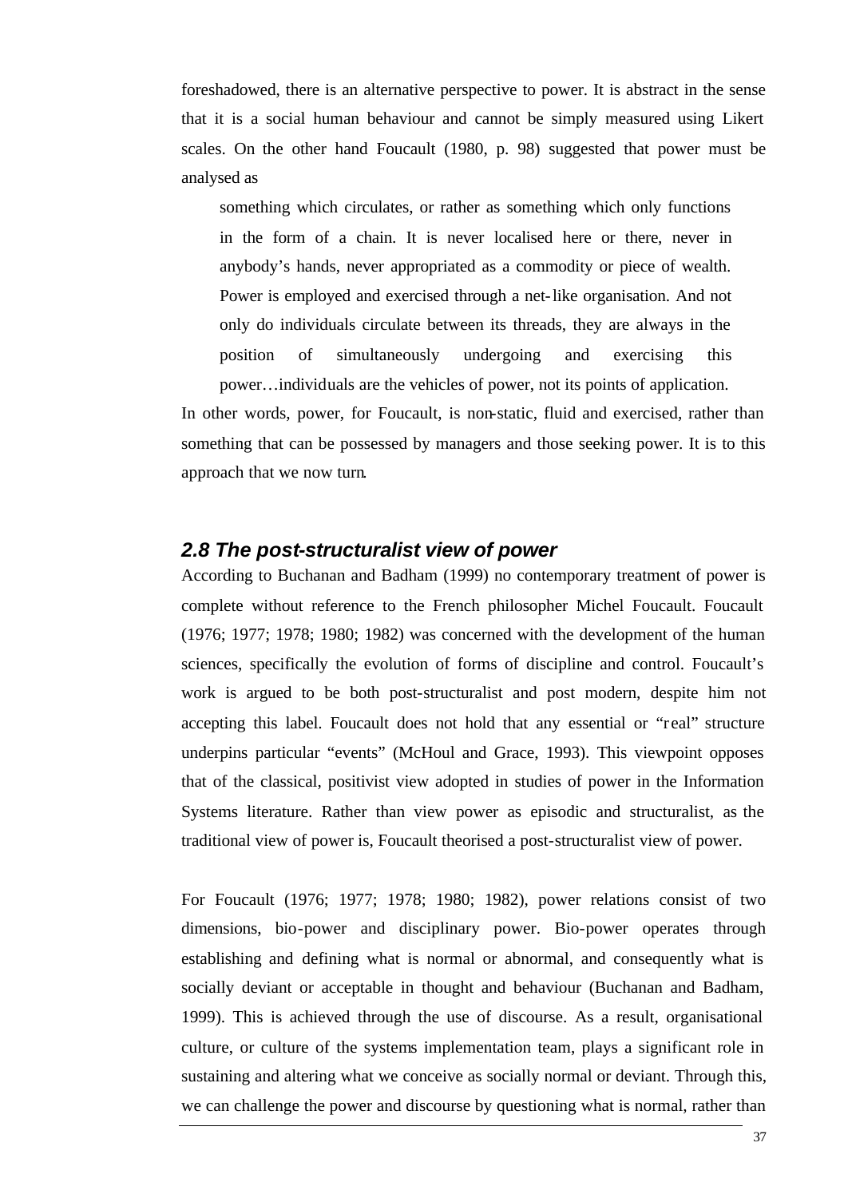foreshadowed, there is an alternative perspective to power. It is abstract in the sense that it is a social human behaviour and cannot be simply measured using Likert scales. On the other hand Foucault (1980, p. 98) suggested that power must be analysed as

> something which circulates, or rather as something which only functions in the form of a chain. It is never localised here or there, never in anybody's hands, never appropriated as a commodity or piece of wealth. Power is employed and exercised through a net-like organisation. And not only do individuals circulate between its threads, they are always in the position of simultaneously undergoing and exercising this power…individuals are the vehicles of power, not its points of application.

In other words, power, for Foucault, is non-static, fluid and exercised, rather than something that can be possessed by managers and those seeking power. It is to this approach that we now turn.

### *2.8 The post-structuralist view of power*

According to Buchanan and Badham (1999) no contemporary treatment of power is complete without reference to the French philosopher Michel Foucault. Foucault (1976; 1977; 1978; 1980; 1982) was concerned with the development of the human sciences, specifically the evolution of forms of discipline and control. Foucault's work is argued to be both post-structuralist and post modern, despite him not accepting this label. Foucault does not hold that any essential or "real" structure underpins particular "events" (McHoul and Grace, 1993). This viewpoint opposes that of the classical, positivist view adopted in studies of power in the Information Systems literature. Rather than view power as episodic and structuralist, as the traditional view of power is, Foucault theorised a post-structuralist view of power.

For Foucault (1976; 1977; 1978; 1980; 1982), power relations consist of two dimensions, bio-power and disciplinary power. Bio-power operates through establishing and defining what is normal or abnormal, and consequently what is socially deviant or acceptable in thought and behaviour (Buchanan and Badham, 1999). This is achieved through the use of discourse. As a result, organisational culture, or culture of the systems implementation team, plays a significant role in sustaining and altering what we conceive as socially normal or deviant. Through this, we can challenge the power and discourse by questioning what is normal, rather than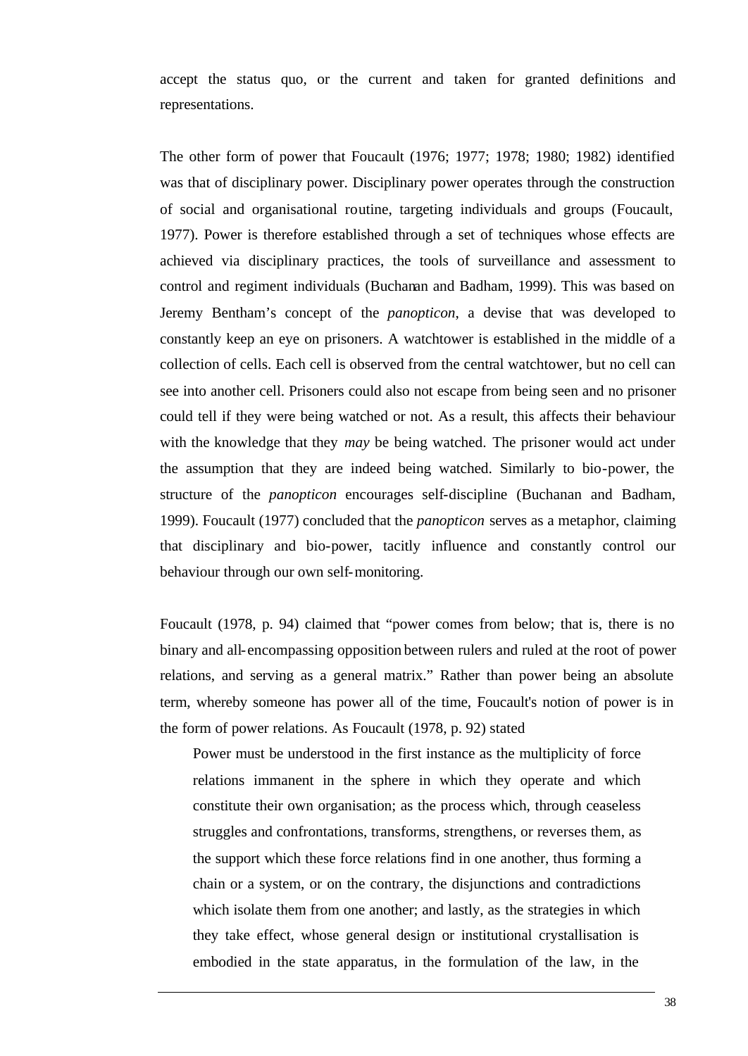accept the status quo, or the current and taken for granted definitions and representations.

The other form of power that Foucault (1976; 1977; 1978; 1980; 1982) identified was that of disciplinary power. Disciplinary power operates through the construction of social and organisational routine, targeting individuals and groups (Foucault, 1977). Power is therefore established through a set of techniques whose effects are achieved via disciplinary practices, the tools of surveillance and assessment to control and regiment individuals (Buchanan and Badham, 1999). This was based on Jeremy Bentham's concept of the *panopticon*, a devise that was developed to constantly keep an eye on prisoners. A watchtower is established in the middle of a collection of cells. Each cell is observed from the central watchtower, but no cell can see into another cell. Prisoners could also not escape from being seen and no prisoner could tell if they were being watched or not. As a result, this affects their behaviour with the knowledge that they *may* be being watched. The prisoner would act under the assumption that they are indeed being watched. Similarly to bio-power, the structure of the *panopticon* encourages self-discipline (Buchanan and Badham, 1999). Foucault (1977) concluded that the *panopticon* serves as a metaphor, claiming that disciplinary and bio-power, tacitly influence and constantly control our behaviour through our own self-monitoring.

Foucault (1978, p. 94) claimed that "power comes from below; that is, there is no binary and all-encompassing opposition between rulers and ruled at the root of power relations, and serving as a general matrix." Rather than power being an absolute term, whereby someone has power all of the time, Foucault's notion of power is in the form of power relations. As Foucault (1978, p. 92) stated

> Power must be understood in the first instance as the multiplicity of force relations immanent in the sphere in which they operate and which constitute their own organisation; as the process which, through ceaseless struggles and confrontations, transforms, strengthens, or reverses them, as the support which these force relations find in one another, thus forming a chain or a system, or on the contrary, the disjunctions and contradictions which isolate them from one another; and lastly, as the strategies in which they take effect, whose general design or institutional crystallisation is embodied in the state apparatus, in the formulation of the law, in the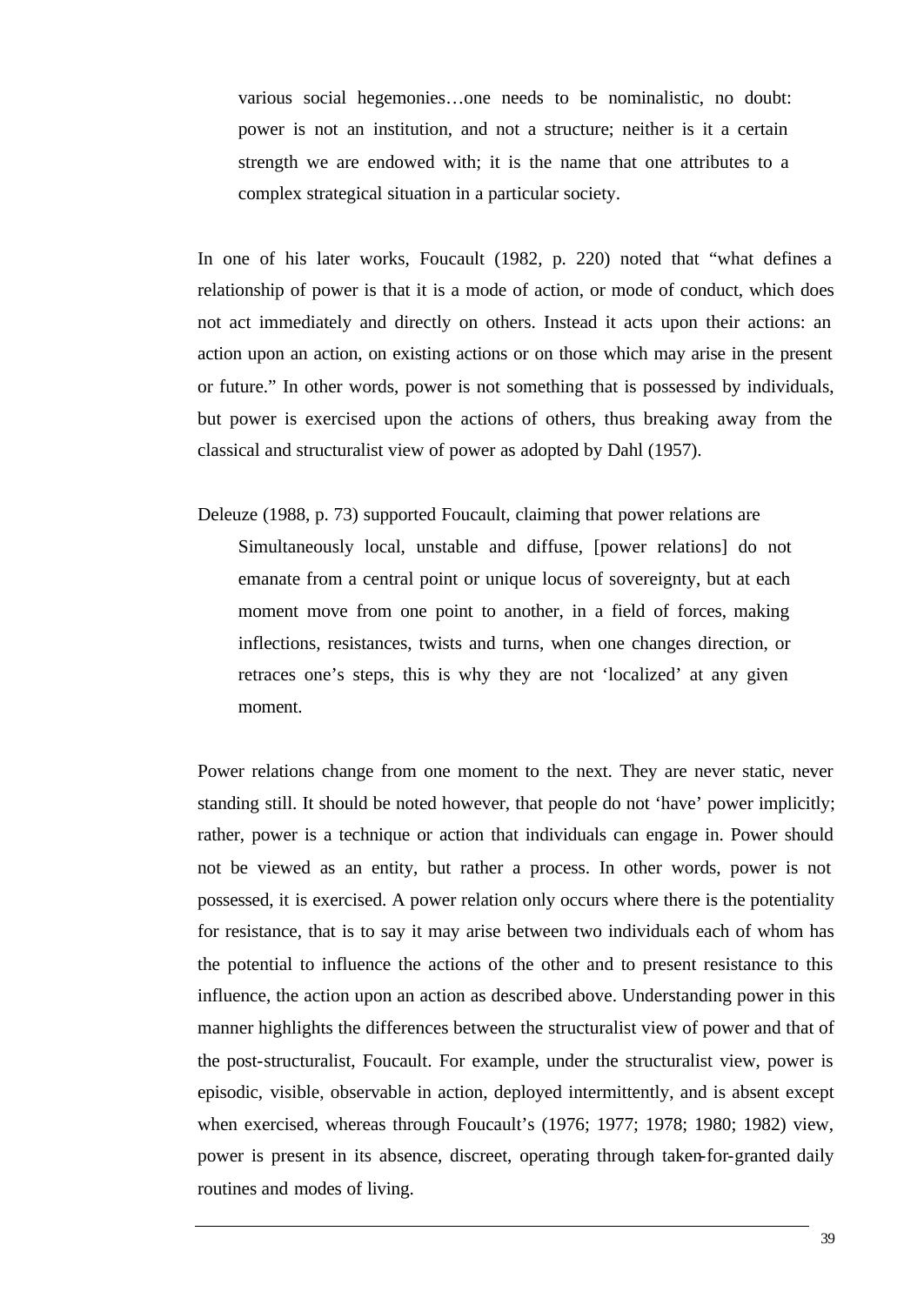> various social hegemonies…one needs to be nominalistic, no doubt: power is not an institution, and not a structure; neither is it a certain strength we are endowed with; it is the name that one attributes to a complex strategical situation in a particular society.

In one of his later works, Foucault (1982, p. 220) noted that "what defines a relationship of power is that it is a mode of action, or mode of conduct, which does not act immediately and directly on others. Instead it acts upon their actions: an action upon an action, on existing actions or on those which may arise in the present or future." In other words, power is not something that is possessed by individuals, but power is exercised upon the actions of others, thus breaking away from the classical and structuralist view of power as adopted by Dahl (1957).

Deleuze (1988, p. 73) supported Foucault, claiming that power relations are

> Simultaneously local, unstable and diffuse, [power relations] do not emanate from a central point or unique locus of sovereignty, but at each moment move from one point to another, in a field of forces, making inflections, resistances, twists and turns, when one changes direction, or retraces one's steps, this is why they are not 'localized' at any given moment.

Power relations change from one moment to the next. They are never static, never standing still. It should be noted however, that people do not 'have' power implicitly; rather, power is a technique or action that individuals can engage in. Power should not be viewed as an entity, but rather a process. In other words, power is not possessed, it is exercised. A power relation only occurs where there is the potentiality for resistance, that is to say it may arise between two individuals each of whom has the potential to influence the actions of the other and to present resistance to this influence, the action upon an action as described above. Understanding power in this manner highlights the differences between the structuralist view of power and that of the post-structuralist, Foucault. For example, under the structuralist view, power is episodic, visible, observable in action, deployed intermittently, and is absent except when exercised, whereas through Foucault's (1976; 1977; 1978; 1980; 1982) view, power is present in its absence, discreet, operating through taken-for-granted daily routines and modes of living.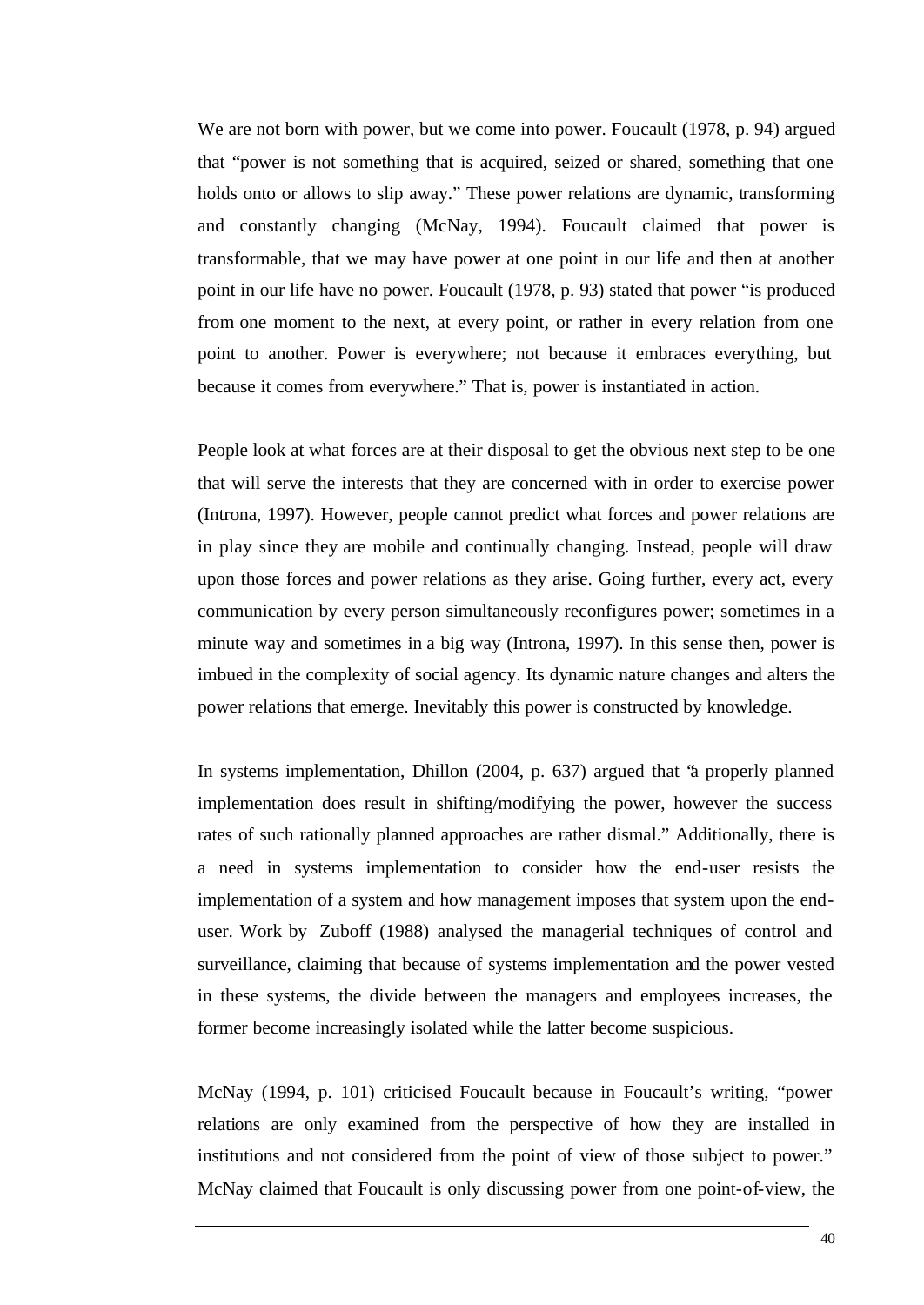We are not born with power, but we come into power. Foucault (1978, p. 94) argued that "power is not something that is acquired, seized or shared, something that one holds onto or allows to slip away." These power relations are dynamic, transforming and constantly changing (McNay, 1994). Foucault claimed that power is transformable, that we may have power at one point in our life and then at another point in our life have no power. Foucault (1978, p. 93) stated that power "is produced from one moment to the next, at every point, or rather in every relation from one point to another. Power is everywhere; not because it embraces everything, but because it comes from everywhere." That is, power is instantiated in action.

People look at what forces are at their disposal to get the obvious next step to be one that will serve the interests that they are concerned with in order to exercise power (Introna, 1997). However, people cannot predict what forces and power relations are in play since they are mobile and continually changing. Instead, people will draw upon those forces and power relations as they arise. Going further, every act, every communication by every person simultaneously reconfigures power; sometimes in a minute way and sometimes in a big way (Introna, 1997). In this sense then, power is imbued in the complexity of social agency. Its dynamic nature changes and alters the power relations that emerge. Inevitably this power is constructed by knowledge.

In systems implementation, Dhillon (2004, p. 637) argued that "a properly planned implementation does result in shifting/modifying the power, however the success rates of such rationally planned approaches are rather dismal." Additionally, there is a need in systems implementation to consider how the end-user resists the implementation of a system and how management imposes that system upon the end-user. Work by Zuboff (1988) analysed the managerial techniques of control and surveillance, claiming that because of systems implementation and the power vested in these systems, the divide between the managers and employees increases, the former become increasingly isolated while the latter become suspicious.

McNay (1994, p. 101) criticised Foucault because in Foucault's writing, "power relations are only examined from the perspective of how they are installed in institutions and not considered from the point of view of those subject to power." McNay claimed that Foucault is only discussing power from one point-of-view, the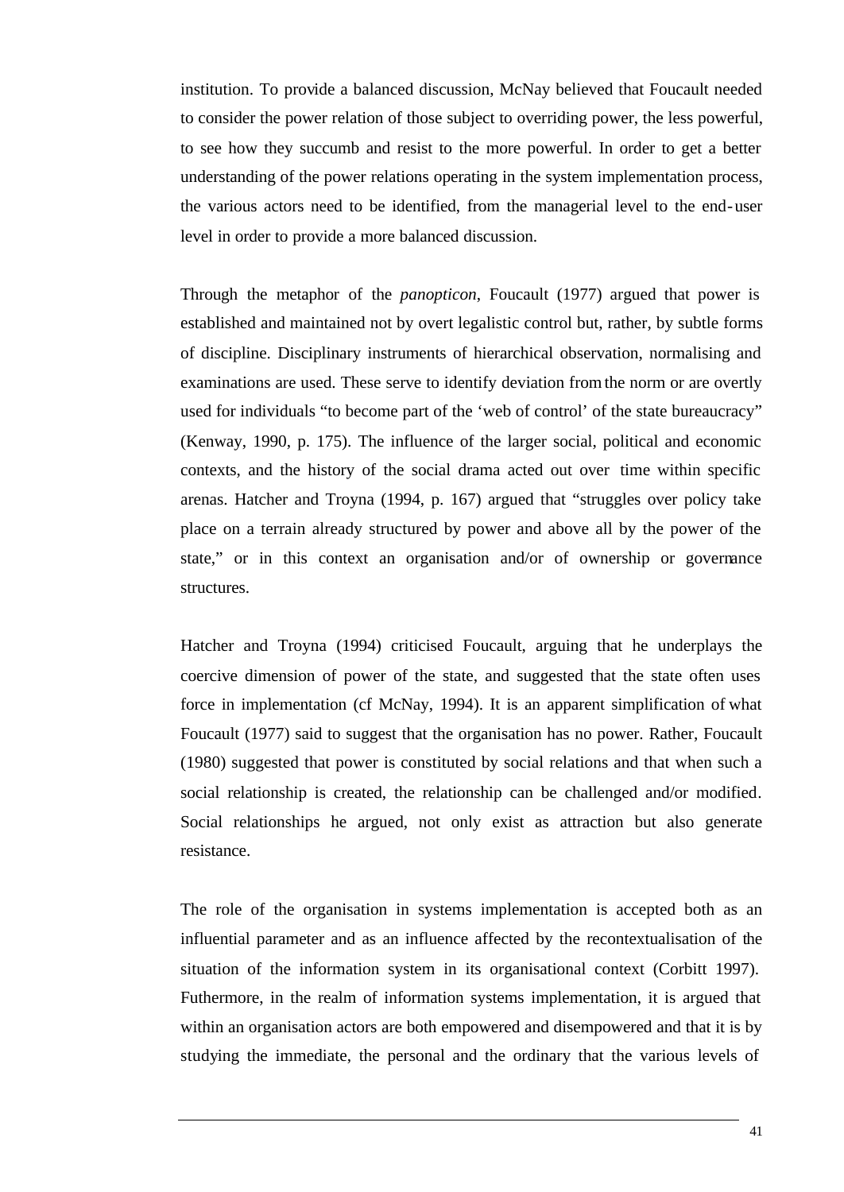institution. To provide a balanced discussion, McNay believed that Foucault needed to consider the power relation of those subject to overriding power, the less powerful, to see how they succumb and resist to the more powerful. In order to get a better understanding of the power relations operating in the system implementation process, the various actors need to be identified, from the managerial level to the end-user level in order to provide a more balanced discussion.

Through the metaphor of the *panopticon*, Foucault (1977) argued that power is established and maintained not by overt legalistic control but, rather, by subtle forms of discipline. Disciplinary instruments of hierarchical observation, normalising and examinations are used. These serve to identify deviation from the norm or are overtly used for individuals "to become part of the 'web of control' of the state bureaucracy" (Kenway, 1990, p. 175). The influence of the larger social, political and economic contexts, and the history of the social drama acted out over time within specific arenas. Hatcher and Troyna (1994, p. 167) argued that "struggles over policy take place on a terrain already structured by power and above all by the power of the state," or in this context an organisation and/or of ownership or governance structures.

Hatcher and Troyna (1994) criticised Foucault, arguing that he underplays the coercive dimension of power of the state, and suggested that the state often uses force in implementation (cf McNay, 1994). It is an apparent simplification of what Foucault (1977) said to suggest that the organisation has no power. Rather, Foucault (1980) suggested that power is constituted by social relations and that when such a social relationship is created, the relationship can be challenged and/or modified. Social relationships he argued, not only exist as attraction but also generate resistance.

The role of the organisation in systems implementation is accepted both as an influential parameter and as an influence affected by the recontextualisation of the situation of the information system in its organisational context (Corbitt 1997). Futhermore, in the realm of information systems implementation, it is argued that within an organisation actors are both empowered and disempowered and that it is by studying the immediate, the personal and the ordinary that the various levels of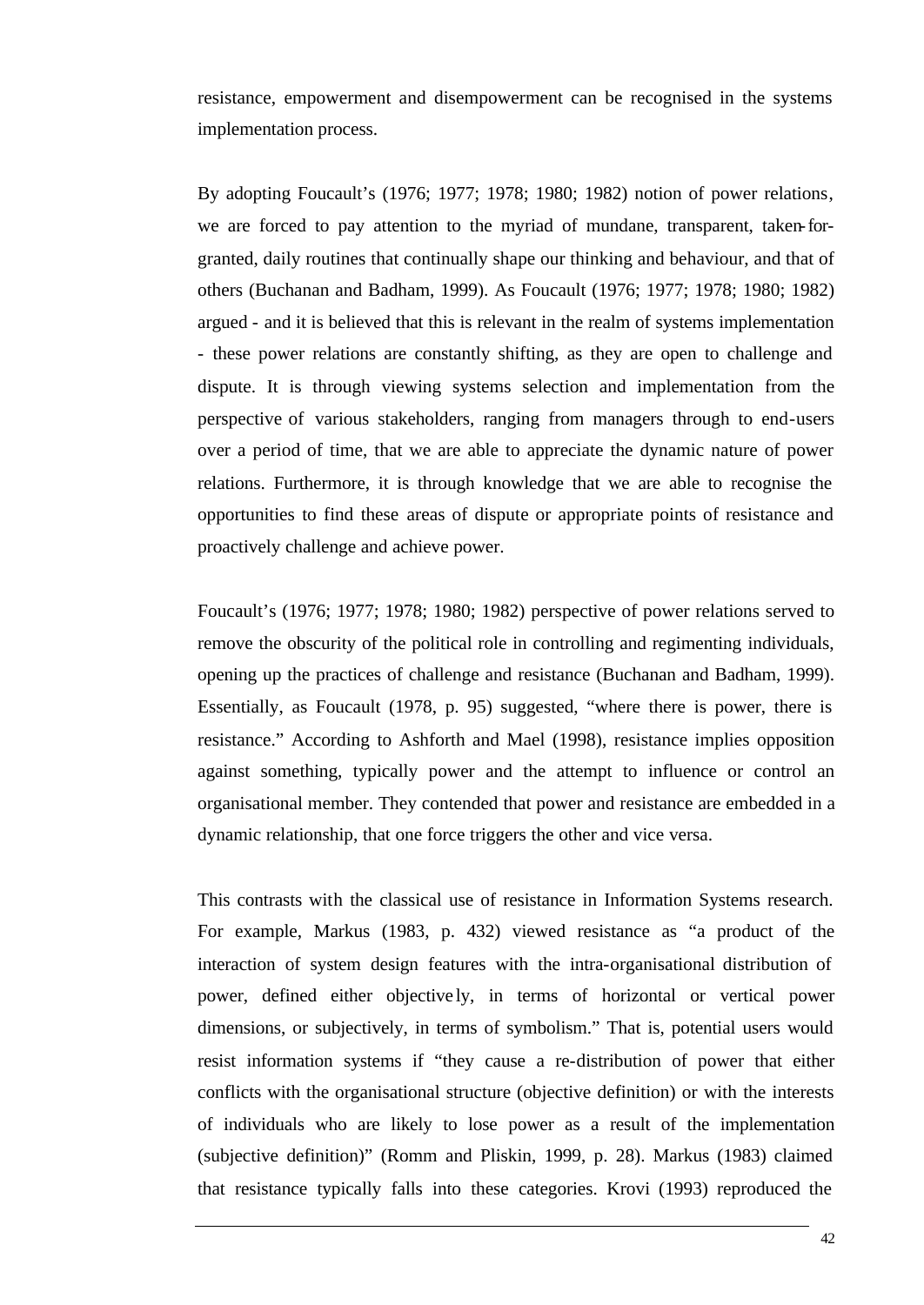resistance, empowerment and disempowerment can be recognised in the systems implementation process.

By adopting Foucault's (1976; 1977; 1978; 1980; 1982) notion of power relations, we are forced to pay attention to the myriad of mundane, transparent, taken-for-granted, daily routines that continually shape our thinking and behaviour, and that of others (Buchanan and Badham, 1999). As Foucault (1976; 1977; 1978; 1980; 1982) argued - and it is believed that this is relevant in the realm of systems implementation - these power relations are constantly shifting, as they are open to challenge and dispute. It is through viewing systems selection and implementation from the perspective of various stakeholders, ranging from managers through to end-users over a period of time, that we are able to appreciate the dynamic nature of power relations. Furthermore, it is through knowledge that we are able to recognise the opportunities to find these areas of dispute or appropriate points of resistance and proactively challenge and achieve power.

Foucault's (1976; 1977; 1978; 1980; 1982) perspective of power relations served to remove the obscurity of the political role in controlling and regimenting individuals, opening up the practices of challenge and resistance (Buchanan and Badham, 1999). Essentially, as Foucault (1978, p. 95) suggested, "where there is power, there is resistance." According to Ashforth and Mael (1998), resistance implies opposition against something, typically power and the attempt to influence or control an organisational member. They contended that power and resistance are embedded in a dynamic relationship, that one force triggers the other and vice versa.

This contrasts with the classical use of resistance in Information Systems research. For example, Markus (1983, p. 432) viewed resistance as "a product of the interaction of system design features with the intra-organisational distribution of power, defined either objectively, in terms of horizontal or vertical power dimensions, or subjectively, in terms of symbolism." That is, potential users would resist information systems if "they cause a re-distribution of power that either conflicts with the organisational structure (objective definition) or with the interests of individuals who are likely to lose power as a result of the implementation (subjective definition)" (Romm and Pliskin, 1999, p. 28). Markus (1983) claimed that resistance typically falls into these categories. Krovi (1993) reproduced the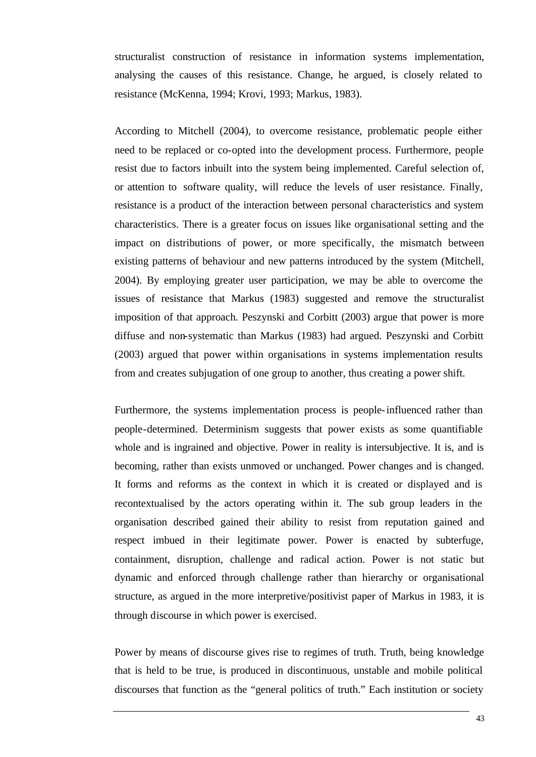structuralist construction of resistance in information systems implementation, analysing the causes of this resistance. Change, he argued, is closely related to resistance (McKenna, 1994; Krovi, 1993; Markus, 1983).

According to Mitchell (2004), to overcome resistance, problematic people either need to be replaced or co-opted into the development process. Furthermore, people resist due to factors inbuilt into the system being implemented. Careful selection of, or attention to software quality, will reduce the levels of user resistance. Finally, resistance is a product of the interaction between personal characteristics and system characteristics. There is a greater focus on issues like organisational setting and the impact on distributions of power, or more specifically, the mismatch between existing patterns of behaviour and new patterns introduced by the system (Mitchell, 2004). By employing greater user participation, we may be able to overcome the issues of resistance that Markus (1983) suggested and remove the structuralist imposition of that approach. Peszynski and Corbitt (2003) argue that power is more diffuse and non-systematic than Markus (1983) had argued. Peszynski and Corbitt (2003) argued that power within organisations in systems implementation results from and creates subjugation of one group to another, thus creating a power shift.

Furthermore, the systems implementation process is people-influenced rather than people-determined. Determinism suggests that power exists as some quantifiable whole and is ingrained and objective. Power in reality is intersubjective. It is, and is becoming, rather than exists unmoved or unchanged. Power changes and is changed. It forms and reforms as the context in which it is created or displayed and is recontextualised by the actors operating within it. The sub group leaders in the organisation described gained their ability to resist from reputation gained and respect imbued in their legitimate power. Power is enacted by subterfuge, containment, disruption, challenge and radical action. Power is not static but dynamic and enforced through challenge rather than hierarchy or organisational structure, as argued in the more interpretive/positivist paper of Markus in 1983, it is through discourse in which power is exercised.

Power by means of discourse gives rise to regimes of truth. Truth, being knowledge that is held to be true, is produced in discontinuous, unstable and mobile political discourses that function as the "general politics of truth." Each institution or society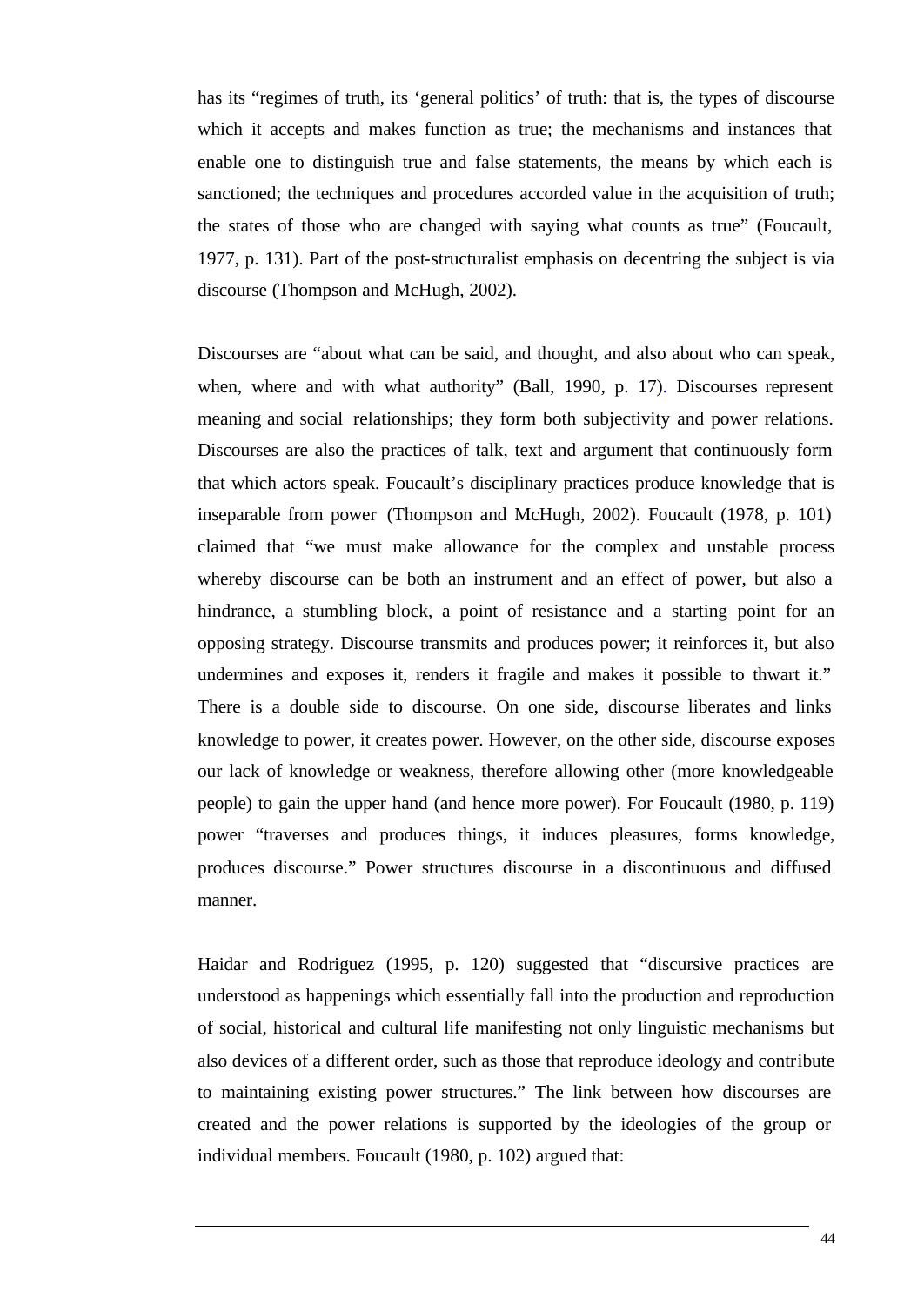has its "regimes of truth, its 'general politics' of truth: that is, the types of discourse which it accepts and makes function as true; the mechanisms and instances that enable one to distinguish true and false statements, the means by which each is sanctioned; the techniques and procedures accorded value in the acquisition of truth; the states of those who are changed with saying what counts as true" (Foucault, 1977, p. 131). Part of the post-structuralist emphasis on decentring the subject is via discourse (Thompson and McHugh, 2002).

Discourses are "about what can be said, and thought, and also about who can speak, when, where and with what authority" (Ball, 1990, p. 17). Discourses represent meaning and social relationships; they form both subjectivity and power relations. Discourses are also the practices of talk, text and argument that continuously form that which actors speak. Foucault's disciplinary practices produce knowledge that is inseparable from power (Thompson and McHugh, 2002). Foucault (1978, p. 101) claimed that "we must make allowance for the complex and unstable process whereby discourse can be both an instrument and an effect of power, but also a hindrance, a stumbling block, a point of resistance and a starting point for an opposing strategy. Discourse transmits and produces power; it reinforces it, but also undermines and exposes it, renders it fragile and makes it possible to thwart it." There is a double side to discourse. On one side, discourse liberates and links knowledge to power, it creates power. However, on the other side, discourse exposes our lack of knowledge or weakness, therefore allowing other (more knowledgeable people) to gain the upper hand (and hence more power). For Foucault (1980, p. 119) power "traverses and produces things, it induces pleasures, forms knowledge, produces discourse." Power structures discourse in a discontinuous and diffused manner.

Haidar and Rodriguez (1995, p. 120) suggested that "discursive practices are understood as happenings which essentially fall into the production and reproduction of social, historical and cultural life manifesting not only linguistic mechanisms but also devices of a different order, such as those that reproduce ideology and contribute to maintaining existing power structures." The link between how discourses are created and the power relations is supported by the ideologies of the group or individual members. Foucault (1980, p. 102) argued that: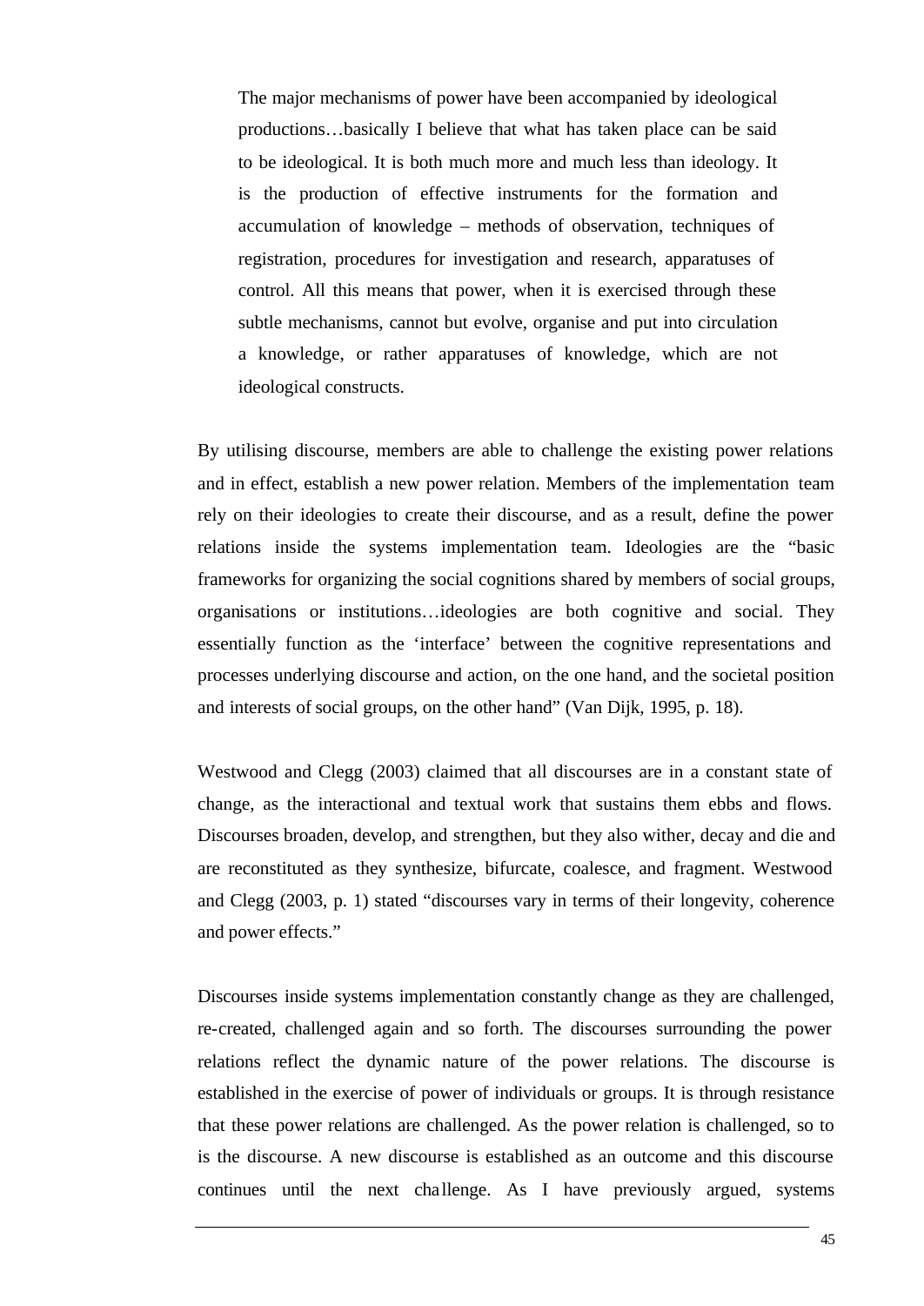> The major mechanisms of power have been accompanied by ideological productions…basically I believe that what has taken place can be said to be ideological. It is both much more and much less than ideology. It is the production of effective instruments for the formation and accumulation of knowledge – methods of observation, techniques of registration, procedures for investigation and research, apparatuses of control. All this means that power, when it is exercised through these subtle mechanisms, cannot but evolve, organise and put into circulation a knowledge, or rather apparatuses of knowledge, which are not ideological constructs.

By utilising discourse, members are able to challenge the existing power relations and in effect, establish a new power relation. Members of the implementation team rely on their ideologies to create their discourse, and as a result, define the power relations inside the systems implementation team. Ideologies are the "basic frameworks for organizing the social cognitions shared by members of social groups, organisations or institutions…ideologies are both cognitive and social. They essentially function as the 'interface' between the cognitive representations and processes underlying discourse and action, on the one hand, and the societal position and interests of social groups, on the other hand" (Van Dijk, 1995, p. 18).

Westwood and Clegg (2003) claimed that all discourses are in a constant state of change, as the interactional and textual work that sustains them ebbs and flows. Discourses broaden, develop, and strengthen, but they also wither, decay and die and are reconstituted as they synthesize, bifurcate, coalesce, and fragment. Westwood and Clegg (2003, p. 1) stated "discourses vary in terms of their longevity, coherence and power effects."

Discourses inside systems implementation constantly change as they are challenged, re-created, challenged again and so forth. The discourses surrounding the power relations reflect the dynamic nature of the power relations. The discourse is established in the exercise of power of individuals or groups. It is through resistance that these power relations are challenged. As the power relation is challenged, so to is the discourse. A new discourse is established as an outcome and this discourse continues until the next challenge. As I have previously argued, systems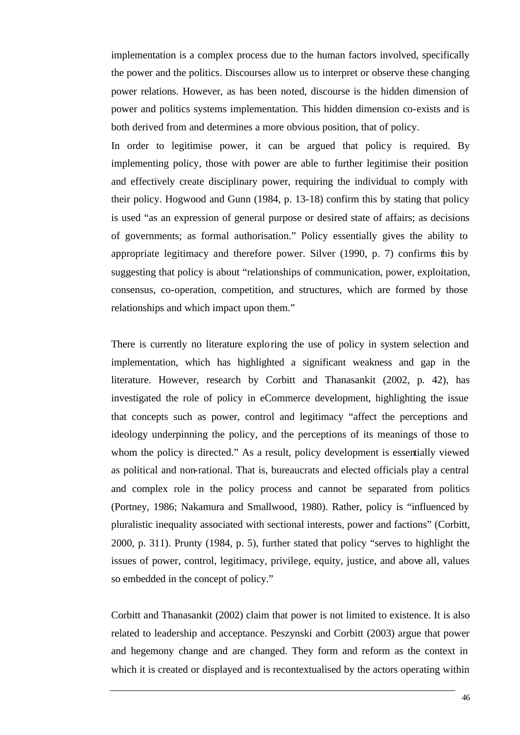implementation is a complex process due to the human factors involved, specifically the power and the politics. Discourses allow us to interpret or observe these changing power relations. However, as has been noted, discourse is the hidden dimension of power and politics systems implementation. This hidden dimension co-exists and is both derived from and determines a more obvious position, that of policy.

In order to legitimise power, it can be argued that policy is required. By implementing policy, those with power are able to further legitimise their position and effectively create disciplinary power, requiring the individual to comply with their policy. Hogwood and Gunn (1984, p. 13-18) confirm this by stating that policy is used "as an expression of general purpose or desired state of affairs; as decisions of governments; as formal authorisation." Policy essentially gives the ability to appropriate legitimacy and therefore power. Silver (1990, p. 7) confirms this by suggesting that policy is about "relationships of communication, power, exploitation, consensus, co-operation, competition, and structures, which are formed by those relationships and which impact upon them."

There is currently no literature exploring the use of policy in system selection and implementation, which has highlighted a significant weakness and gap in the literature. However, research by Corbitt and Thanasankit (2002, p. 42), has investigated the role of policy in eCommerce development, highlighting the issue that concepts such as power, control and legitimacy "affect the perceptions and ideology underpinning the policy, and the perceptions of its meanings of those to whom the policy is directed." As a result, policy development is essentially viewed as political and non-rational. That is, bureaucrats and elected officials play a central and complex role in the policy process and cannot be separated from politics (Portney, 1986; Nakamura and Smallwood, 1980). Rather, policy is "influenced by pluralistic inequality associated with sectional interests, power and factions" (Corbitt, 2000, p. 311). Prunty (1984, p. 5), further stated that policy "serves to highlight the issues of power, control, legitimacy, privilege, equity, justice, and above all, values so embedded in the concept of policy."

Corbitt and Thanasankit (2002) claim that power is not limited to existence. It is also related to leadership and acceptance. Peszynski and Corbitt (2003) argue that power and hegemony change and are changed. They form and reform as the context in which it is created or displayed and is recontextualised by the actors operating within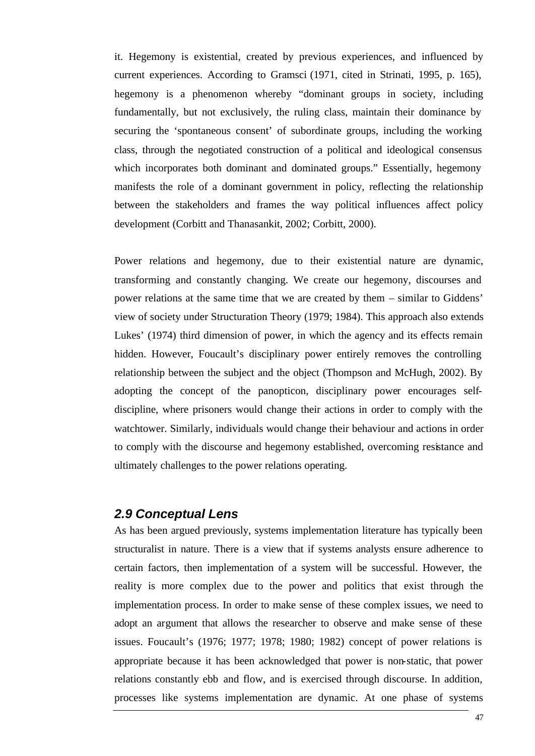it. Hegemony is existential, created by previous experiences, and influenced by current experiences. According to Gramsci (1971, cited in Strinati, 1995, p. 165), hegemony is a phenomenon whereby "dominant groups in society, including fundamentally, but not exclusively, the ruling class, maintain their dominance by securing the 'spontaneous consent' of subordinate groups, including the working class, through the negotiated construction of a political and ideological consensus which incorporates both dominant and dominated groups." Essentially, hegemony manifests the role of a dominant government in policy, reflecting the relationship between the stakeholders and frames the way political influences affect policy development (Corbitt and Thanasankit, 2002; Corbitt, 2000).

Power relations and hegemony, due to their existential nature are dynamic, transforming and constantly changing. We create our hegemony, discourses and power relations at the same time that we are created by them – similar to Giddens' view of society under Structuration Theory (1979; 1984). This approach also extends Lukes' (1974) third dimension of power, in which the agency and its effects remain hidden. However, Foucault's disciplinary power entirely removes the controlling relationship between the subject and the object (Thompson and McHugh, 2002). By adopting the concept of the panopticon, disciplinary power encourages self-discipline, where prisoners would change their actions in order to comply with the watchtower. Similarly, individuals would change their behaviour and actions in order to comply with the discourse and hegemony established, overcoming resistance and ultimately challenges to the power relations operating.

## 2.9 Conceptual Lens

As has been argued previously, systems implementation literature has typically been structuralist in nature. There is a view that if systems analysts ensure adherence to certain factors, then implementation of a system will be successful. However, the reality is more complex due to the power and politics that exist through the implementation process. In order to make sense of these complex issues, we need to adopt an argument that allows the researcher to observe and make sense of these issues. Foucault's (1976; 1977; 1978; 1980; 1982) concept of power relations is appropriate because it has been acknowledged that power is non-static, that power relations constantly ebb and flow, and is exercised through discourse. In addition, processes like systems implementation are dynamic. At one phase of systems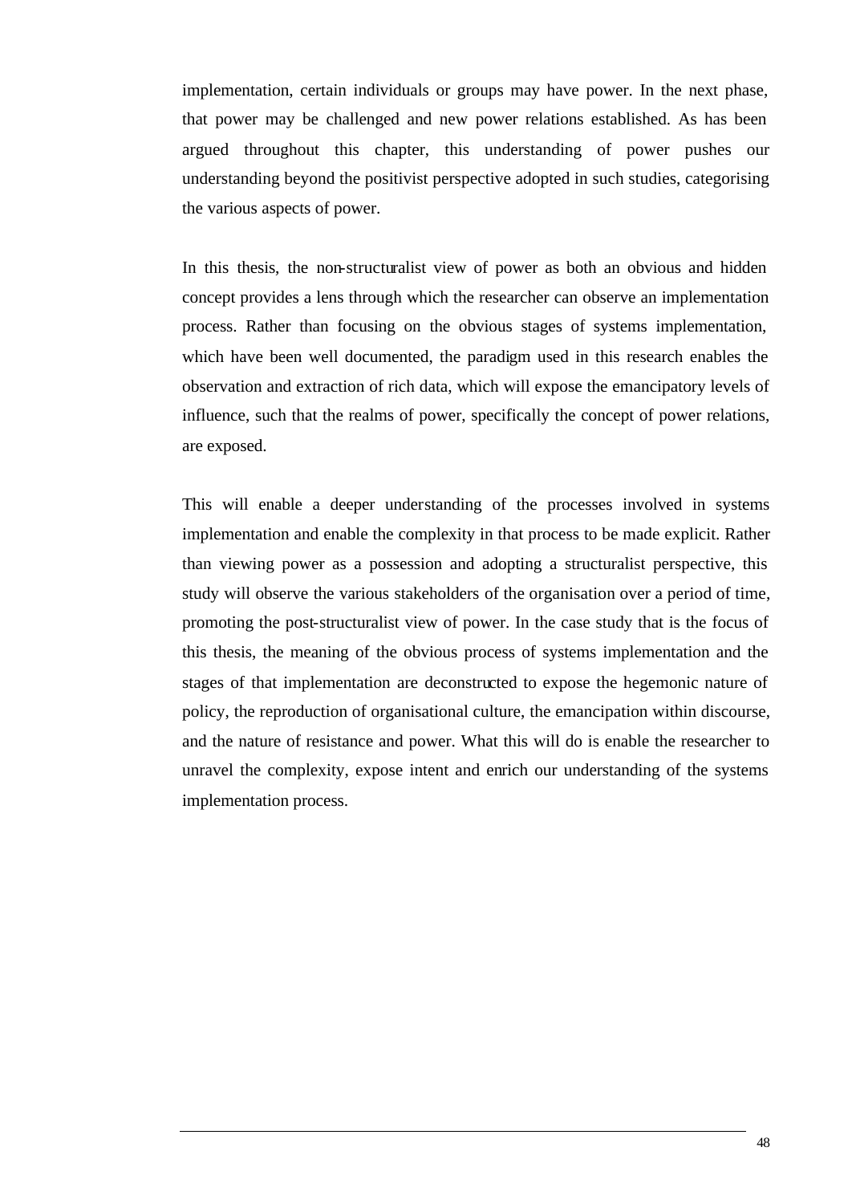implementation, certain individuals or groups may have power. In the next phase, that power may be challenged and new power relations established. As has been argued throughout this chapter, this understanding of power pushes our understanding beyond the positivist perspective adopted in such studies, categorising the various aspects of power.

In this thesis, the non-structuralist view of power as both an obvious and hidden concept provides a lens through which the researcher can observe an implementation process. Rather than focusing on the obvious stages of systems implementation, which have been well documented, the paradigm used in this research enables the observation and extraction of rich data, which will expose the emancipatory levels of influence, such that the realms of power, specifically the concept of power relations, are exposed.

This will enable a deeper understanding of the processes involved in systems implementation and enable the complexity in that process to be made explicit. Rather than viewing power as a possession and adopting a structuralist perspective, this study will observe the various stakeholders of the organisation over a period of time, promoting the post-structuralist view of power. In the case study that is the focus of this thesis, the meaning of the obvious process of systems implementation and the stages of that implementation are deconstructed to expose the hegemonic nature of policy, the reproduction of organisational culture, the emancipation within discourse, and the nature of resistance and power. What this will do is enable the researcher to unravel the complexity, expose intent and enrich our understanding of the systems implementation process.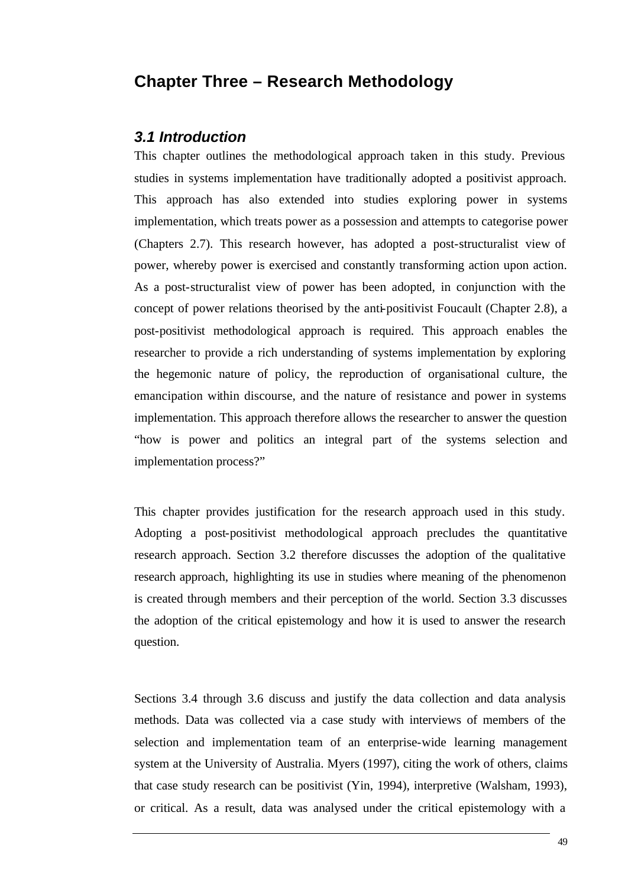# Chapter Three – Research Methodology

## *3.1 Introduction*

This chapter outlines the methodological approach taken in this study. Previous studies in systems implementation have traditionally adopted a positivist approach. This approach has also extended into studies exploring power in systems implementation, which treats power as a possession and attempts to categorise power (Chapters 2.7). This research however, has adopted a post-structuralist view of power, whereby power is exercised and constantly transforming action upon action. As a post-structuralist view of power has been adopted, in conjunction with the concept of power relations theorised by the anti-positivist Foucault (Chapter 2.8), a post-positivist methodological approach is required. This approach enables the researcher to provide a rich understanding of systems implementation by exploring the hegemonic nature of policy, the reproduction of organisational culture, the emancipation within discourse, and the nature of resistance and power in systems implementation. This approach therefore allows the researcher to answer the question "how is power and politics an integral part of the systems selection and implementation process?"

This chapter provides justification for the research approach used in this study. Adopting a post-positivist methodological approach precludes the quantitative research approach. Section 3.2 therefore discusses the adoption of the qualitative research approach, highlighting its use in studies where meaning of the phenomenon is created through members and their perception of the world. Section 3.3 discusses the adoption of the critical epistemology and how it is used to answer the research question.

Sections 3.4 through 3.6 discuss and justify the data collection and data analysis methods. Data was collected via a case study with interviews of members of the selection and implementation team of an enterprise-wide learning management system at the University of Australia. Myers (1997), citing the work of others, claims that case study research can be positivist (Yin, 1994), interpretive (Walsham, 1993), or critical. As a result, data was analysed under the critical epistemology with a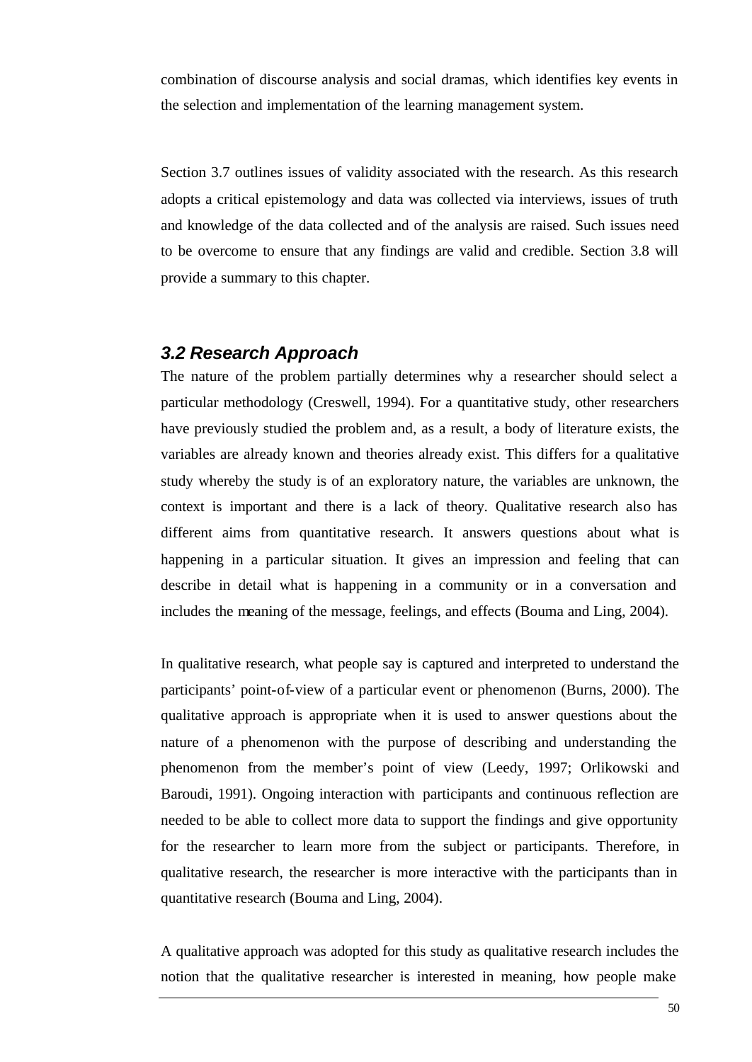combination of discourse analysis and social dramas, which identifies key events in the selection and implementation of the learning management system.

Section 3.7 outlines issues of validity associated with the research. As this research adopts a critical epistemology and data was collected via interviews, issues of truth and knowledge of the data collected and of the analysis are raised. Such issues need to be overcome to ensure that any findings are valid and credible. Section 3.8 will provide a summary to this chapter.

### *3.2 Research Approach*

The nature of the problem partially determines why a researcher should select a particular methodology (Creswell, 1994). For a quantitative study, other researchers have previously studied the problem and, as a result, a body of literature exists, the variables are already known and theories already exist. This differs for a qualitative study whereby the study is of an exploratory nature, the variables are unknown, the context is important and there is a lack of theory. Qualitative research also has different aims from quantitative research. It answers questions about what is happening in a particular situation. It gives an impression and feeling that can describe in detail what is happening in a community or in a conversation and includes the meaning of the message, feelings, and effects (Bouma and Ling, 2004).

In qualitative research, what people say is captured and interpreted to understand the participants' point-of-view of a particular event or phenomenon (Burns, 2000). The qualitative approach is appropriate when it is used to answer questions about the nature of a phenomenon with the purpose of describing and understanding the phenomenon from the member's point of view (Leedy, 1997; Orlikowski and Baroudi, 1991). Ongoing interaction with participants and continuous reflection are needed to be able to collect more data to support the findings and give opportunity for the researcher to learn more from the subject or participants. Therefore, in qualitative research, the researcher is more interactive with the participants than in quantitative research (Bouma and Ling, 2004).

A qualitative approach was adopted for this study as qualitative research includes the notion that the qualitative researcher is interested in meaning, how people make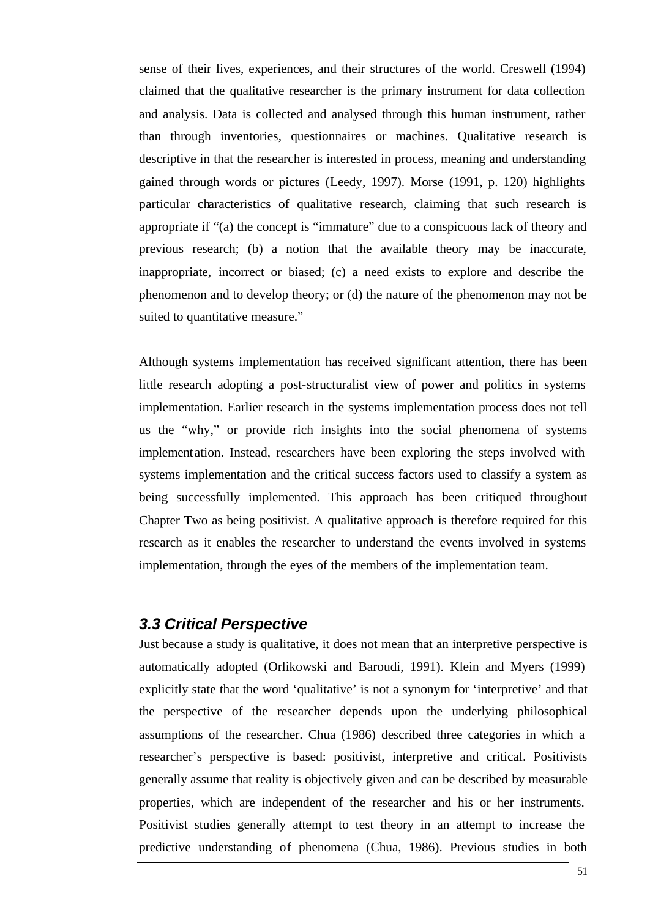sense of their lives, experiences, and their structures of the world. Creswell (1994) claimed that the qualitative researcher is the primary instrument for data collection and analysis. Data is collected and analysed through this human instrument, rather than through inventories, questionnaires or machines. Qualitative research is descriptive in that the researcher is interested in process, meaning and understanding gained through words or pictures (Leedy, 1997). Morse (1991, p. 120) highlights particular characteristics of qualitative research, claiming that such research is appropriate if "(a) the concept is "immature" due to a conspicuous lack of theory and previous research; (b) a notion that the available theory may be inaccurate, inappropriate, incorrect or biased; (c) a need exists to explore and describe the phenomenon and to develop theory; or (d) the nature of the phenomenon may not be suited to quantitative measure."

Although systems implementation has received significant attention, there has been little research adopting a post-structuralist view of power and politics in systems implementation. Earlier research in the systems implementation process does not tell us the "why," or provide rich insights into the social phenomena of systems implementation. Instead, researchers have been exploring the steps involved with systems implementation and the critical success factors used to classify a system as being successfully implemented. This approach has been critiqued throughout Chapter Two as being positivist. A qualitative approach is therefore required for this research as it enables the researcher to understand the events involved in systems implementation, through the eyes of the members of the implementation team.

### *3.3 Critical Perspective*

Just because a study is qualitative, it does not mean that an interpretive perspective is automatically adopted (Orlikowski and Baroudi, 1991). Klein and Myers (1999) explicitly state that the word 'qualitative' is not a synonym for 'interpretive' and that the perspective of the researcher depends upon the underlying philosophical assumptions of the researcher. Chua (1986) described three categories in which a researcher's perspective is based: positivist, interpretive and critical. Positivists generally assume that reality is objectively given and can be described by measurable properties, which are independent of the researcher and his or her instruments. Positivist studies generally attempt to test theory in an attempt to increase the predictive understanding of phenomena (Chua, 1986). Previous studies in both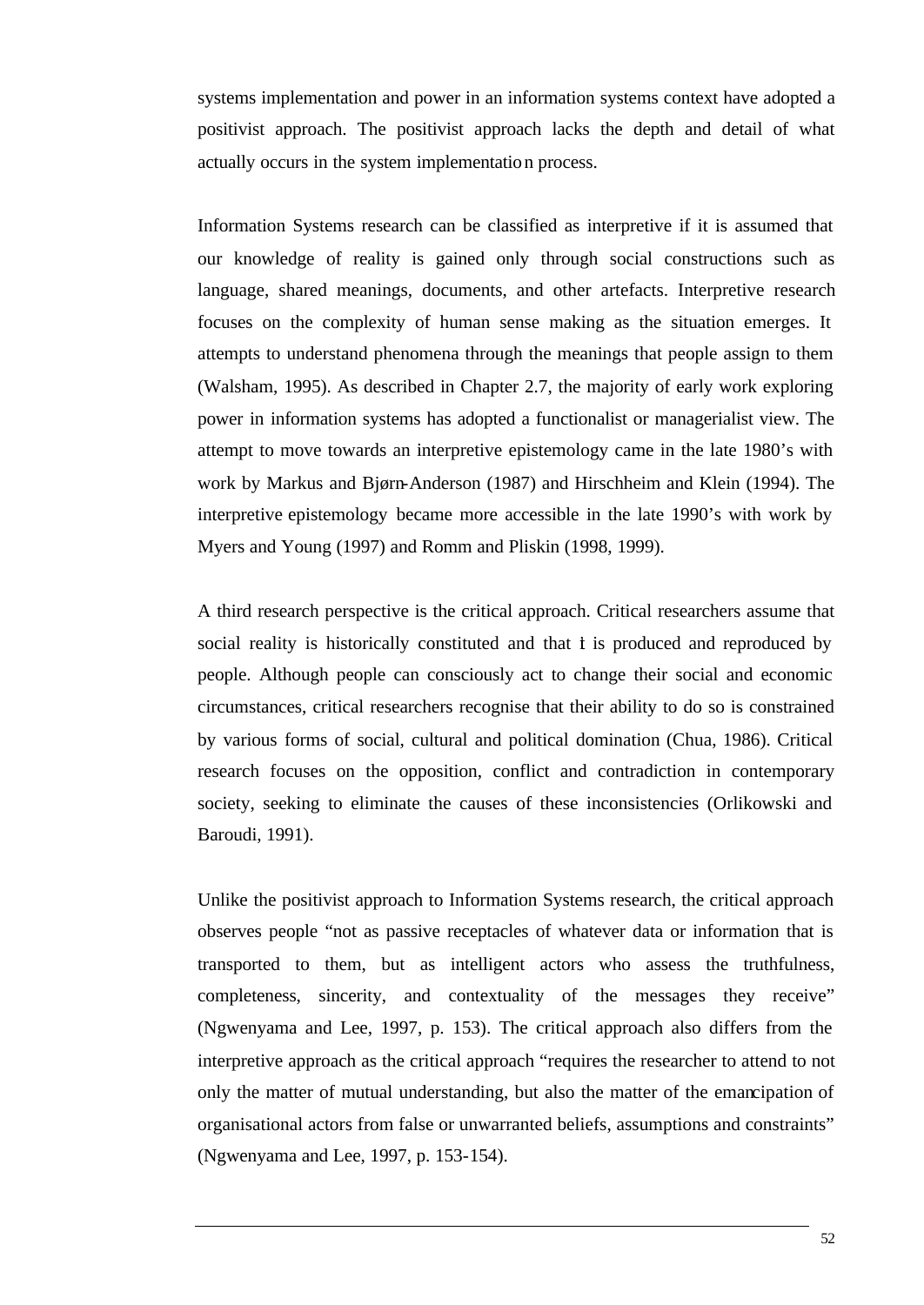systems implementation and power in an information systems context have adopted a positivist approach. The positivist approach lacks the depth and detail of what actually occurs in the system implementation process.

Information Systems research can be classified as interpretive if it is assumed that our knowledge of reality is gained only through social constructions such as language, shared meanings, documents, and other artefacts. Interpretive research focuses on the complexity of human sense making as the situation emerges. It attempts to understand phenomena through the meanings that people assign to them (Walsham, 1995). As described in Chapter 2.7, the majority of early work exploring power in information systems has adopted a functionalist or managerialist view. The attempt to move towards an interpretive epistemology came in the late 1980's with work by Markus and Bjørn-Anderson (1987) and Hirschheim and Klein (1994). The interpretive epistemology became more accessible in the late 1990's with work by Myers and Young (1997) and Romm and Pliskin (1998, 1999).

A third research perspective is the critical approach. Critical researchers assume that social reality is historically constituted and that it is produced and reproduced by people. Although people can consciously act to change their social and economic circumstances, critical researchers recognise that their ability to do so is constrained by various forms of social, cultural and political domination (Chua, 1986). Critical research focuses on the opposition, conflict and contradiction in contemporary society, seeking to eliminate the causes of these inconsistencies (Orlikowski and Baroudi, 1991).

Unlike the positivist approach to Information Systems research, the critical approach observes people "not as passive receptacles of whatever data or information that is transported to them, but as intelligent actors who assess the truthfulness, completeness, sincerity, and contextuality of the messages they receive" (Ngwenyama and Lee, 1997, p. 153). The critical approach also differs from the interpretive approach as the critical approach "requires the researcher to attend to not only the matter of mutual understanding, but also the matter of the emancipation of organisational actors from false or unwarranted beliefs, assumptions and constraints" (Ngwenyama and Lee, 1997, p. 153-154).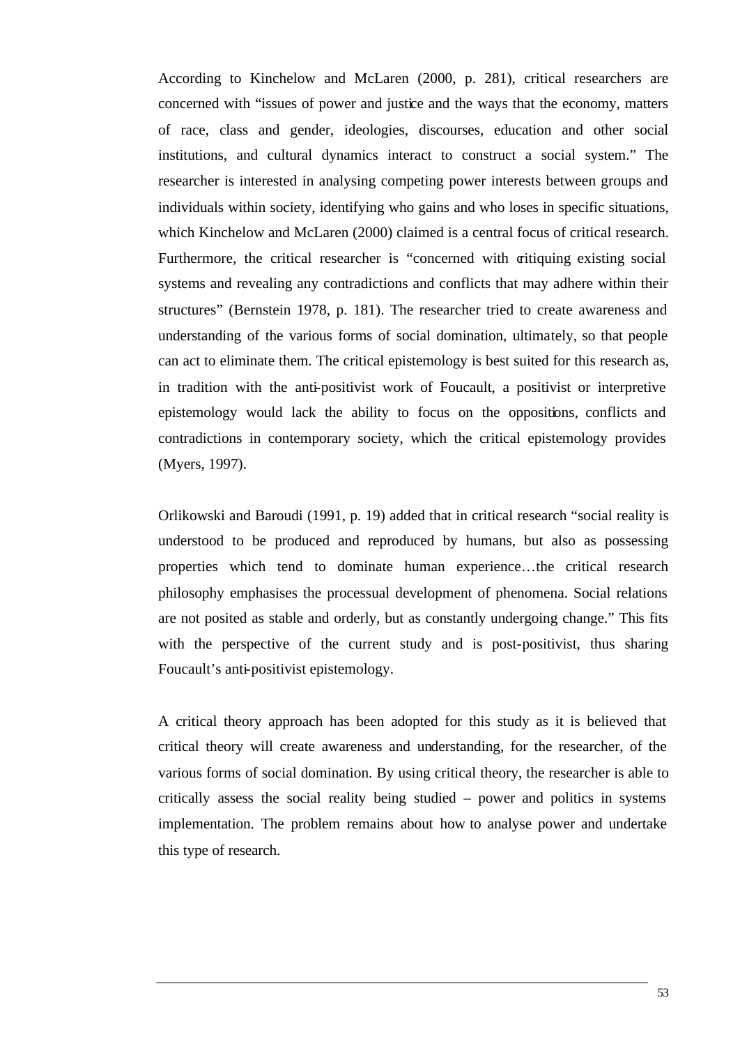According to Kinchelow and McLaren (2000, p. 281), critical researchers are concerned with "issues of power and justice and the ways that the economy, matters of race, class and gender, ideologies, discourses, education and other social institutions, and cultural dynamics interact to construct a social system." The researcher is interested in analysing competing power interests between groups and individuals within society, identifying who gains and who loses in specific situations, which Kinchelow and McLaren (2000) claimed is a central focus of critical research. Furthermore, the critical researcher is "concerned with critiquing existing social systems and revealing any contradictions and conflicts that may adhere within their structures" (Bernstein 1978, p. 181). The researcher tried to create awareness and understanding of the various forms of social domination, ultimately, so that people can act to eliminate them. The critical epistemology is best suited for this research as, in tradition with the anti-positivist work of Foucault, a positivist or interpretive epistemology would lack the ability to focus on the oppositions, conflicts and contradictions in contemporary society, which the critical epistemology provides (Myers, 1997).

Orlikowski and Baroudi (1991, p. 19) added that in critical research "social reality is understood to be produced and reproduced by humans, but also as possessing properties which tend to dominate human experience…the critical research philosophy emphasises the processual development of phenomena. Social relations are not posited as stable and orderly, but as constantly undergoing change." This fits with the perspective of the current study and is post-positivist, thus sharing Foucault's anti-positivist epistemology.

A critical theory approach has been adopted for this study as it is believed that critical theory will create awareness and understanding, for the researcher, of the various forms of social domination. By using critical theory, the researcher is able to critically assess the social reality being studied – power and politics in systems implementation. The problem remains about how to analyse power and undertake this type of research.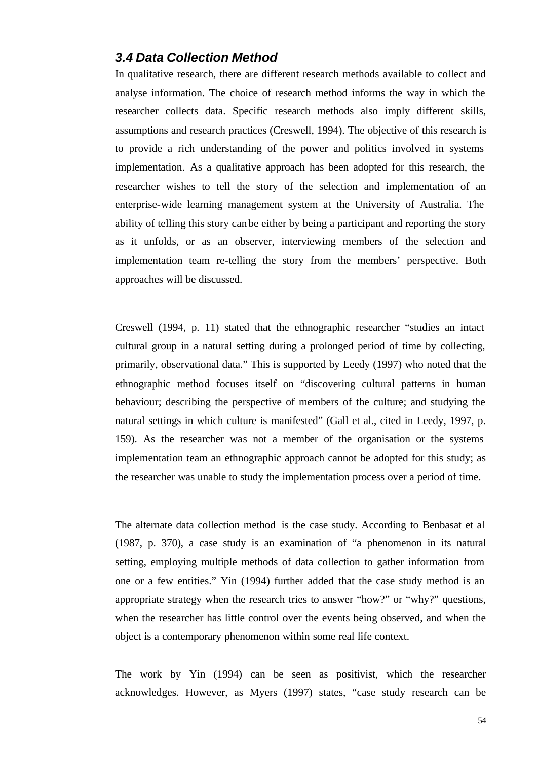### *3.4 Data Collection Method*

In qualitative research, there are different research methods available to collect and analyse information. The choice of research method informs the way in which the researcher collects data. Specific research methods also imply different skills, assumptions and research practices (Creswell, 1994). The objective of this research is to provide a rich understanding of the power and politics involved in systems implementation. As a qualitative approach has been adopted for this research, the researcher wishes to tell the story of the selection and implementation of an enterprise-wide learning management system at the University of Australia. The ability of telling this story can be either by being a participant and reporting the story as it unfolds, or as an observer, interviewing members of the selection and implementation team re-telling the story from the members' perspective. Both approaches will be discussed.

Creswell (1994, p. 11) stated that the ethnographic researcher "studies an intact cultural group in a natural setting during a prolonged period of time by collecting, primarily, observational data." This is supported by Leedy (1997) who noted that the ethnographic method focuses itself on "discovering cultural patterns in human behaviour; describing the perspective of members of the culture; and studying the natural settings in which culture is manifested" (Gall et al., cited in Leedy, 1997, p. 159). As the researcher was not a member of the organisation or the systems implementation team an ethnographic approach cannot be adopted for this study; as the researcher was unable to study the implementation process over a period of time.

The alternate data collection method is the case study. According to Benbasat et al (1987, p. 370), a case study is an examination of "a phenomenon in its natural setting, employing multiple methods of data collection to gather information from one or a few entities." Yin (1994) further added that the case study method is an appropriate strategy when the research tries to answer "how?" or "why?" questions, when the researcher has little control over the events being observed, and when the object is a contemporary phenomenon within some real life context.

The work by Yin (1994) can be seen as positivist, which the researcher acknowledges. However, as Myers (1997) states, "case study research can be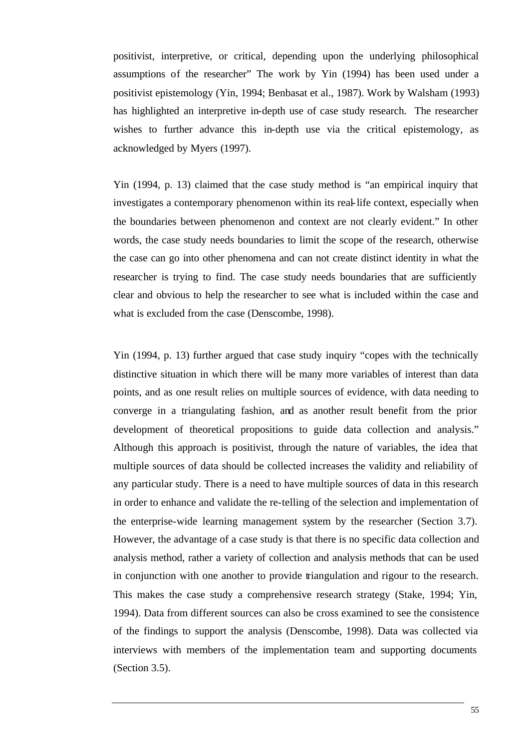positivist, interpretive, or critical, depending upon the underlying philosophical assumptions of the researcher" The work by Yin (1994) has been used under a positivist epistemology (Yin, 1994; Benbasat et al., 1987). Work by Walsham (1993) has highlighted an interpretive in-depth use of case study research. The researcher wishes to further advance this in-depth use via the critical epistemology, as acknowledged by Myers (1997).

Yin (1994, p. 13) claimed that the case study method is "an empirical inquiry that investigates a contemporary phenomenon within its real-life context, especially when the boundaries between phenomenon and context are not clearly evident." In other words, the case study needs boundaries to limit the scope of the research, otherwise the case can go into other phenomena and can not create distinct identity in what the researcher is trying to find. The case study needs boundaries that are sufficiently clear and obvious to help the researcher to see what is included within the case and what is excluded from the case (Denscombe, 1998).

Yin (1994, p. 13) further argued that case study inquiry "copes with the technically distinctive situation in which there will be many more variables of interest than data points, and as one result relies on multiple sources of evidence, with data needing to converge in a triangulating fashion, and as another result benefit from the prior development of theoretical propositions to guide data collection and analysis." Although this approach is positivist, through the nature of variables, the idea that multiple sources of data should be collected increases the validity and reliability of any particular study. There is a need to have multiple sources of data in this research in order to enhance and validate the re-telling of the selection and implementation of the enterprise-wide learning management system by the researcher (Section 3.7). However, the advantage of a case study is that there is no specific data collection and analysis method, rather a variety of collection and analysis methods that can be used in conjunction with one another to provide triangulation and rigour to the research. This makes the case study a comprehensive research strategy (Stake, 1994; Yin, 1994). Data from different sources can also be cross examined to see the consistence of the findings to support the analysis (Denscombe, 1998). Data was collected via interviews with members of the implementation team and supporting documents (Section 3.5).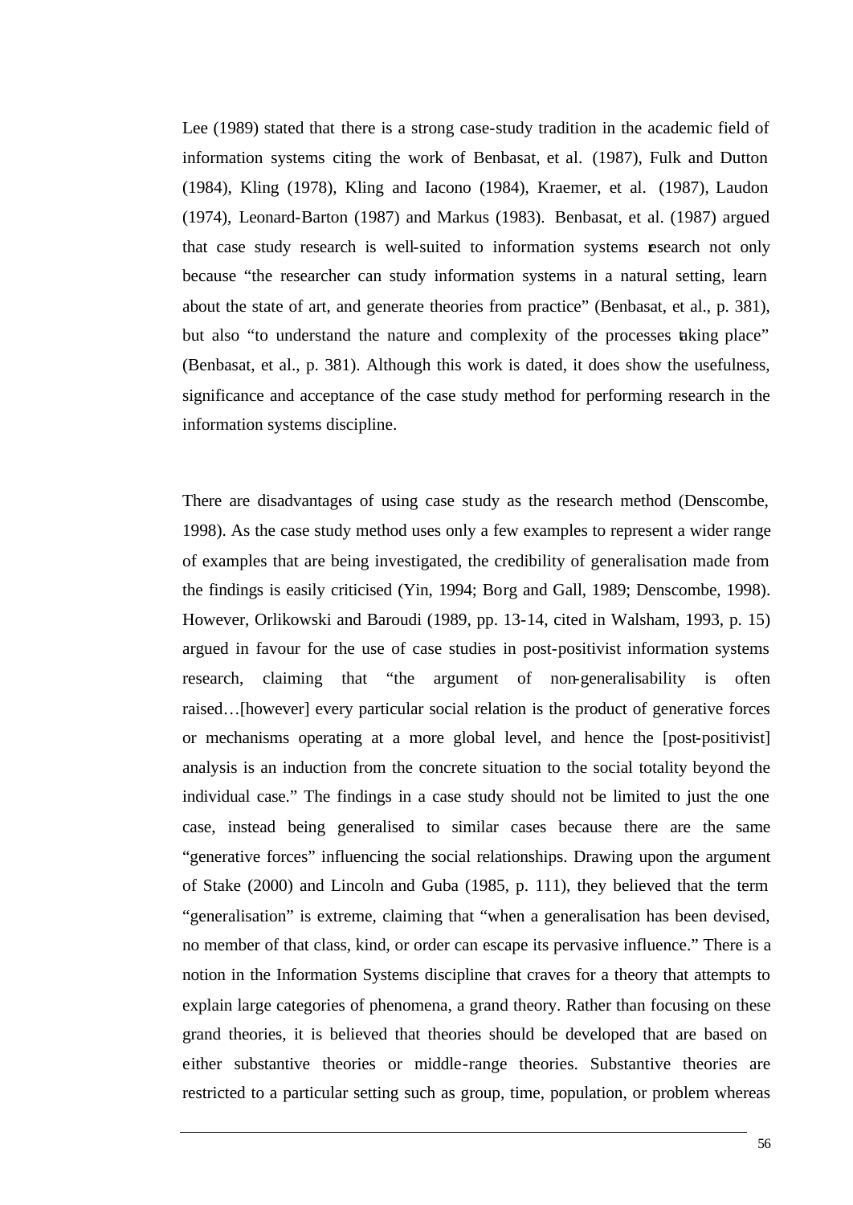Lee (1989) stated that there is a strong case-study tradition in the academic field of information systems citing the work of Benbasat, et al. (1987), Fulk and Dutton (1984), Kling (1978), Kling and Iacono (1984), Kraemer, et al. (1987), Laudon (1974), Leonard-Barton (1987) and Markus (1983). Benbasat, et al. (1987) argued that case study research is well-suited to information systems research not only because "the researcher can study information systems in a natural setting, learn about the state of art, and generate theories from practice" (Benbasat, et al., p. 381), but also "to understand the nature and complexity of the processes taking place" (Benbasat, et al., p. 381). Although this work is dated, it does show the usefulness, significance and acceptance of the case study method for performing research in the information systems discipline.

There are disadvantages of using case study as the research method (Denscombe, 1998). As the case study method uses only a few examples to represent a wider range of examples that are being investigated, the credibility of generalisation made from the findings is easily criticised (Yin, 1994; Borg and Gall, 1989; Denscombe, 1998). However, Orlikowski and Baroudi (1989, pp. 13-14, cited in Walsham, 1993, p. 15) argued in favour for the use of case studies in post-positivist information systems research, claiming that "the argument of non-generalisability is often raised…[however] every particular social relation is the product of generative forces or mechanisms operating at a more global level, and hence the [post-positivist] analysis is an induction from the concrete situation to the social totality beyond the individual case." The findings in a case study should not be limited to just the one case, instead being generalised to similar cases because there are the same "generative forces" influencing the social relationships. Drawing upon the argument of Stake (2000) and Lincoln and Guba (1985, p. 111), they believed that the term "generalisation" is extreme, claiming that "when a generalisation has been devised, no member of that class, kind, or order can escape its pervasive influence." There is a notion in the Information Systems discipline that craves for a theory that attempts to explain large categories of phenomena, a grand theory. Rather than focusing on these grand theories, it is believed that theories should be developed that are based on either substantive theories or middle-range theories. Substantive theories are restricted to a particular setting such as group, time, population, or problem whereas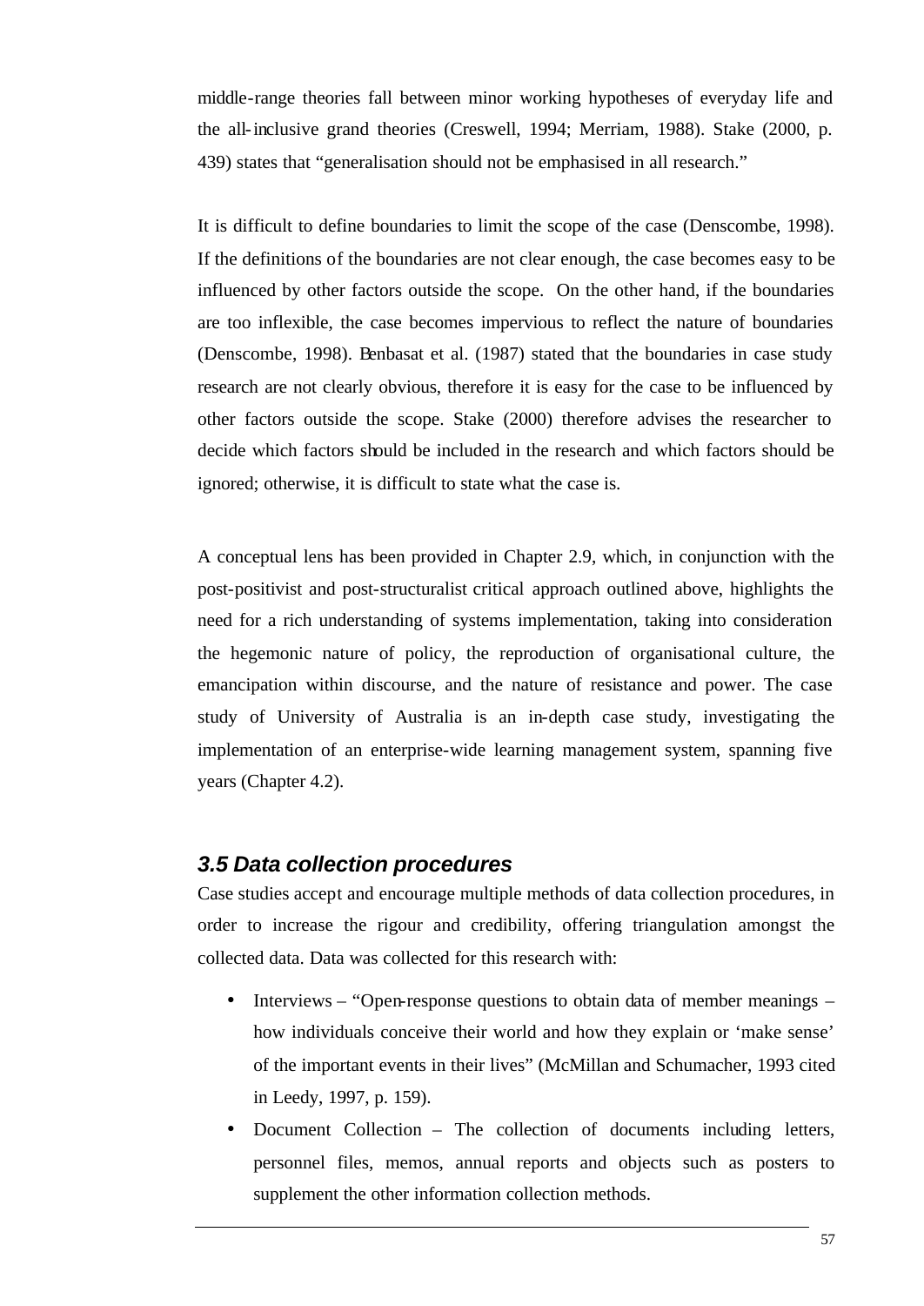middle-range theories fall between minor working hypotheses of everyday life and the all-inclusive grand theories (Creswell, 1994; Merriam, 1988). Stake (2000, p. 439) states that "generalisation should not be emphasised in all research."

It is difficult to define boundaries to limit the scope of the case (Denscombe, 1998). If the definitions of the boundaries are not clear enough, the case becomes easy to be influenced by other factors outside the scope. On the other hand, if the boundaries are too inflexible, the case becomes impervious to reflect the nature of boundaries (Denscombe, 1998). Benbasat et al. (1987) stated that the boundaries in case study research are not clearly obvious, therefore it is easy for the case to be influenced by other factors outside the scope. Stake (2000) therefore advises the researcher to decide which factors should be included in the research and which factors should be ignored; otherwise, it is difficult to state what the case is.

A conceptual lens has been provided in Chapter 2.9, which, in conjunction with the post-positivist and post-structuralist critical approach outlined above, highlights the need for a rich understanding of systems implementation, taking into consideration the hegemonic nature of policy, the reproduction of organisational culture, the emancipation within discourse, and the nature of resistance and power. The case study of University of Australia is an in-depth case study, investigating the implementation of an enterprise-wide learning management system, spanning five years (Chapter 4.2).

### *3.5 Data collection procedures*

Case studies accept and encourage multiple methods of data collection procedures, in order to increase the rigour and credibility, offering triangulation amongst the collected data. Data was collected for this research with:

- Interviews – "Open-response questions to obtain data of member meanings – how individuals conceive their world and how they explain or 'make sense' of the important events in their lives" (McMillan and Schumacher, 1993 cited in Leedy, 1997, p. 159).
- Document Collection – The collection of documents including letters, personnel files, memos, annual reports and objects such as posters to supplement the other information collection methods.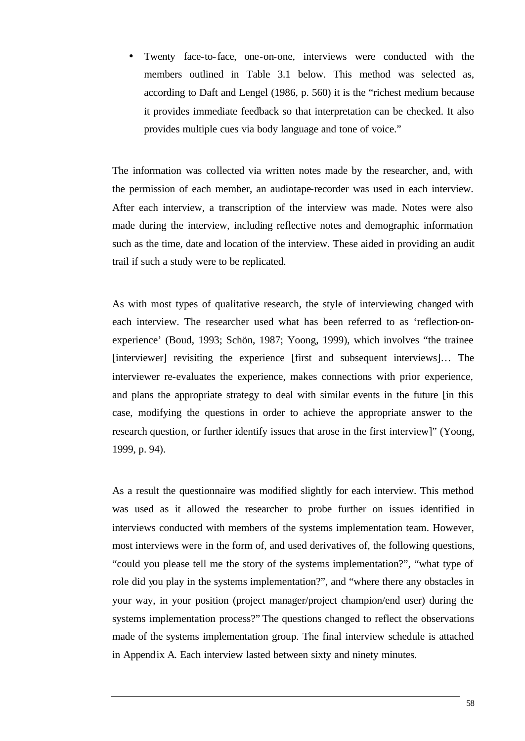- Twenty face-to-face, one-on-one, interviews were conducted with the members outlined in Table 3.1 below. This method was selected as, according to Daft and Lengel (1986, p. 560) it is the "richest medium because it provides immediate feedback so that interpretation can be checked. It also provides multiple cues via body language and tone of voice."

The information was collected via written notes made by the researcher, and, with the permission of each member, an audiotape-recorder was used in each interview. After each interview, a transcription of the interview was made. Notes were also made during the interview, including reflective notes and demographic information such as the time, date and location of the interview. These aided in providing an audit trail if such a study were to be replicated.

As with most types of qualitative research, the style of interviewing changed with each interview. The researcher used what has been referred to as 'reflection-on-experience' (Boud, 1993; Schön, 1987; Yoong, 1999), which involves "the trainee [interviewer] revisiting the experience [first and subsequent interviews]… The interviewer re-evaluates the experience, makes connections with prior experience, and plans the appropriate strategy to deal with similar events in the future [in this case, modifying the questions in order to achieve the appropriate answer to the research question, or further identify issues that arose in the first interview]" (Yoong, 1999, p. 94).

As a result the questionnaire was modified slightly for each interview. This method was used as it allowed the researcher to probe further on issues identified in interviews conducted with members of the systems implementation team. However, most interviews were in the form of, and used derivatives of, the following questions, "could you please tell me the story of the systems implementation?", "what type of role did you play in the systems implementation?", and "where there any obstacles in your way, in your position (project manager/project champion/end user) during the systems implementation process?" The questions changed to reflect the observations made of the systems implementation group. The final interview schedule is attached in Appendix A. Each interview lasted between sixty and ninety minutes.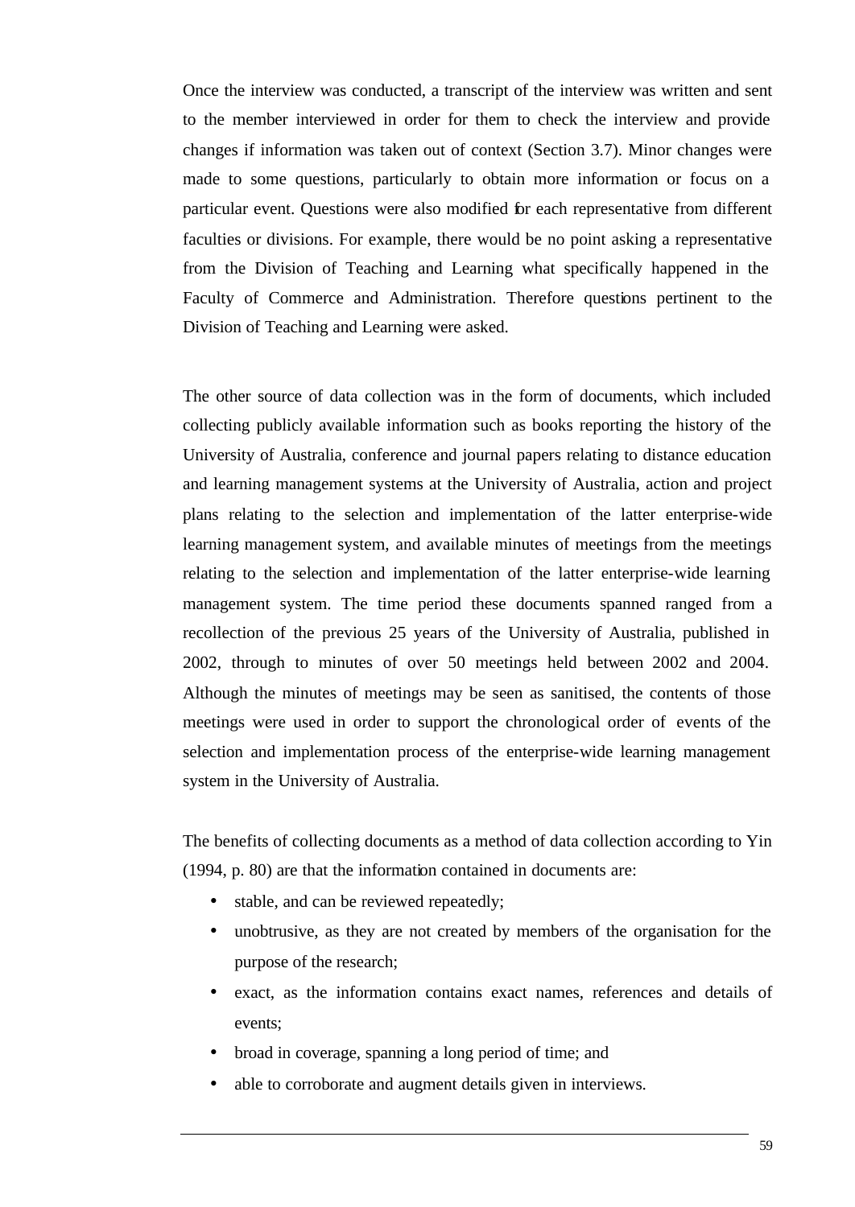Once the interview was conducted, a transcript of the interview was written and sent to the member interviewed in order for them to check the interview and provide changes if information was taken out of context (Section 3.7). Minor changes were made to some questions, particularly to obtain more information or focus on a particular event. Questions were also modified for each representative from different faculties or divisions. For example, there would be no point asking a representative from the Division of Teaching and Learning what specifically happened in the Faculty of Commerce and Administration. Therefore questions pertinent to the Division of Teaching and Learning were asked.

The other source of data collection was in the form of documents, which included collecting publicly available information such as books reporting the history of the University of Australia, conference and journal papers relating to distance education and learning management systems at the University of Australia, action and project plans relating to the selection and implementation of the latter enterprise-wide learning management system, and available minutes of meetings from the meetings relating to the selection and implementation of the latter enterprise-wide learning management system. The time period these documents spanned ranged from a recollection of the previous 25 years of the University of Australia, published in 2002, through to minutes of over 50 meetings held between 2002 and 2004. Although the minutes of meetings may be seen as sanitised, the contents of those meetings were used in order to support the chronological order of events of the selection and implementation process of the enterprise-wide learning management system in the University of Australia.

The benefits of collecting documents as a method of data collection according to Yin (1994, p. 80) are that the information contained in documents are:

- stable, and can be reviewed repeatedly;
- unobtrusive, as they are not created by members of the organisation for the purpose of the research;
- exact, as the information contains exact names, references and details of events;
- broad in coverage, spanning a long period of time; and
- able to corroborate and augment details given in interviews.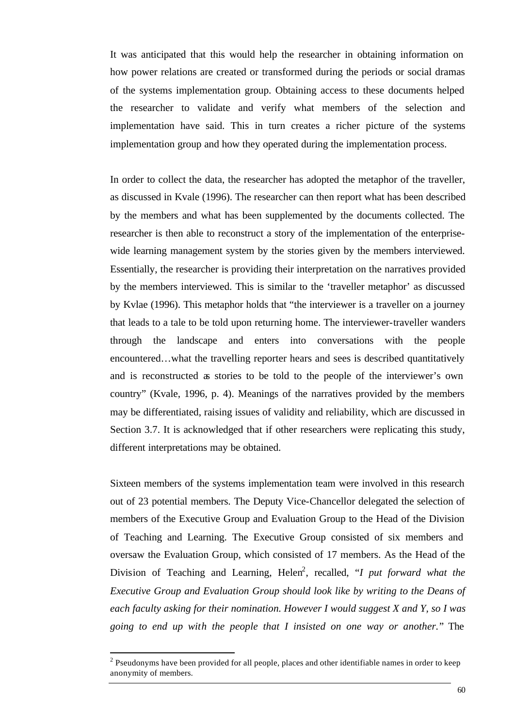It was anticipated that this would help the researcher in obtaining information on how power relations are created or transformed during the periods or social dramas of the systems implementation group. Obtaining access to these documents helped the researcher to validate and verify what members of the selection and implementation have said. This in turn creates a richer picture of the systems implementation group and how they operated during the implementation process.

In order to collect the data, the researcher has adopted the metaphor of the traveller, as discussed in Kvale (1996). The researcher can then report what has been described by the members and what has been supplemented by the documents collected. The researcher is then able to reconstruct a story of the implementation of the enterprise-wide learning management system by the stories given by the members interviewed. Essentially, the researcher is providing their interpretation on the narratives provided by the members interviewed. This is similar to the 'traveller metaphor' as discussed by Kvlae (1996). This metaphor holds that "the interviewer is a traveller on a journey that leads to a tale to be told upon returning home. The interviewer-traveller wanders through the landscape and enters into conversations with the people encountered…what the travelling reporter hears and sees is described quantitatively and is reconstructed as stories to be told to the people of the interviewer's own country" (Kvale, 1996, p. 4). Meanings of the narratives provided by the members may be differentiated, raising issues of validity and reliability, which are discussed in Section 3.7. It is acknowledged that if other researchers were replicating this study, different interpretations may be obtained.

Sixteen members of the systems implementation team were involved in this research out of 23 potential members. The Deputy Vice-Chancellor delegated the selection of members of the Executive Group and Evaluation Group to the Head of the Division of Teaching and Learning. The Executive Group consisted of six members and oversaw the Evaluation Group, which consisted of 17 members. As the Head of the Division of Teaching and Learning, Helen[2], recalled, "*I put forward what the Executive Group and Evaluation Group should look like by writing to the Deans of each faculty asking for their nomination. However I would suggest X and Y, so I was going to end up with the people that I insisted on one way or another.*" The

[2] Pseudonyms have been provided for all people, places and other identifiable names in order to keep anonymity of members.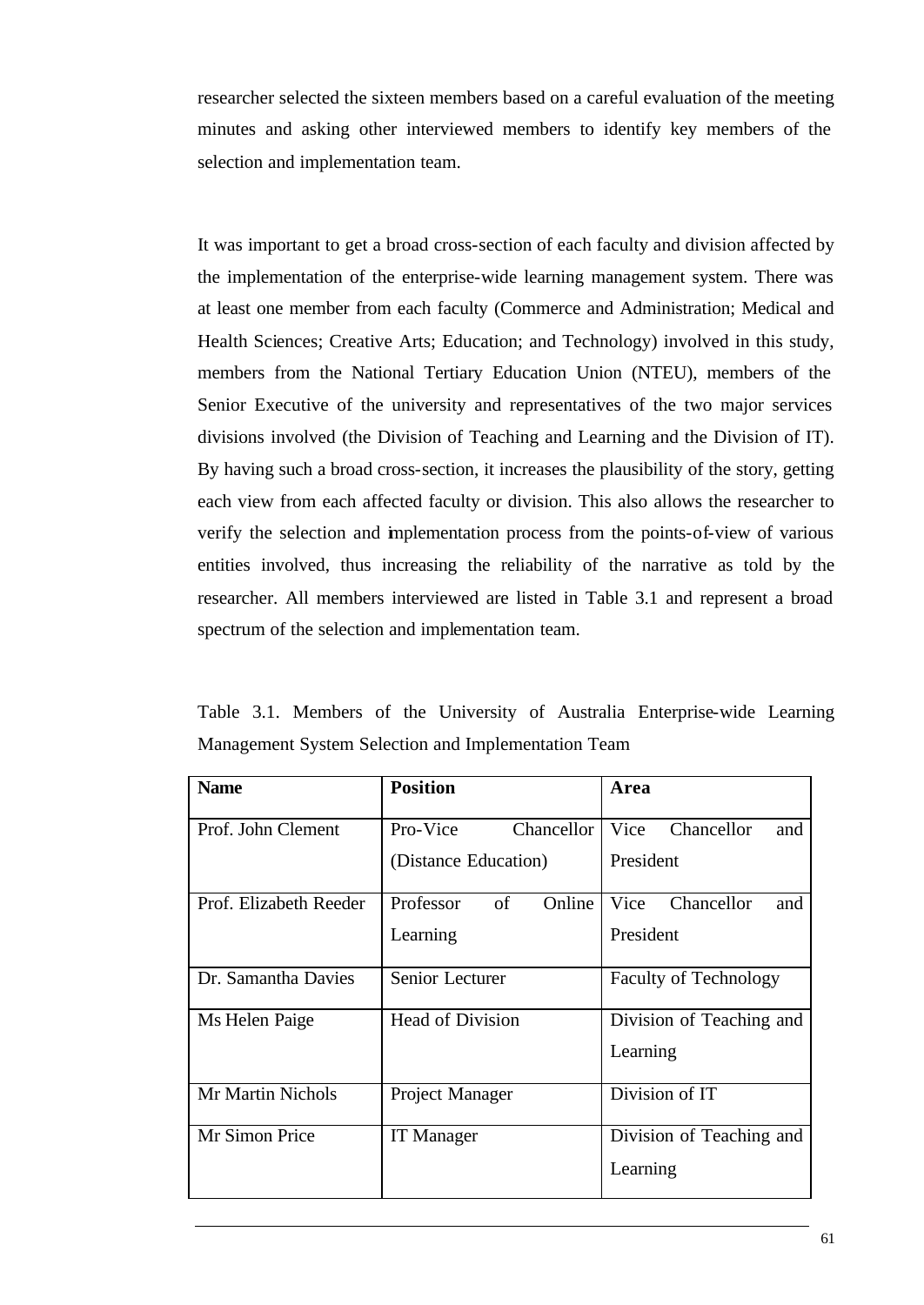researcher selected the sixteen members based on a careful evaluation of the meeting minutes and asking other interviewed members to identify key members of the selection and implementation team.

It was important to get a broad cross-section of each faculty and division affected by the implementation of the enterprise-wide learning management system. There was at least one member from each faculty (Commerce and Administration; Medical and Health Sciences; Creative Arts; Education; and Technology) involved in this study, members from the National Tertiary Education Union (NTEU), members of the Senior Executive of the university and representatives of the two major services divisions involved (the Division of Teaching and Learning and the Division of IT). By having such a broad cross-section, it increases the plausibility of the story, getting each view from each affected faculty or division. This also allows the researcher to verify the selection and implementation process from the points-of-view of various entities involved, thus increasing the reliability of the narrative as told by the researcher. All members interviewed are listed in Table 3.1 and represent a broad spectrum of the selection and implementation team.

Table 3.1. Members of the University of Australia Enterprise-wide Learning Management System Selection and Implementation Team

| **Name** | **Position** | **Area** |
|---|---|---|
| Prof. John Clement | Pro-Vice Chancellor (Distance Education) | Vice Chancellor and President |
| Prof. Elizabeth Reeder | Professor of Online Learning | Vice Chancellor and President |
| Dr. Samantha Davies | Senior Lecturer | Faculty of Technology |
| Ms Helen Paige | Head of Division | Division of Teaching and Learning |
| Mr Martin Nichols | Project Manager | Division of IT |
| Mr Simon Price | IT Manager | Division of Teaching and Learning |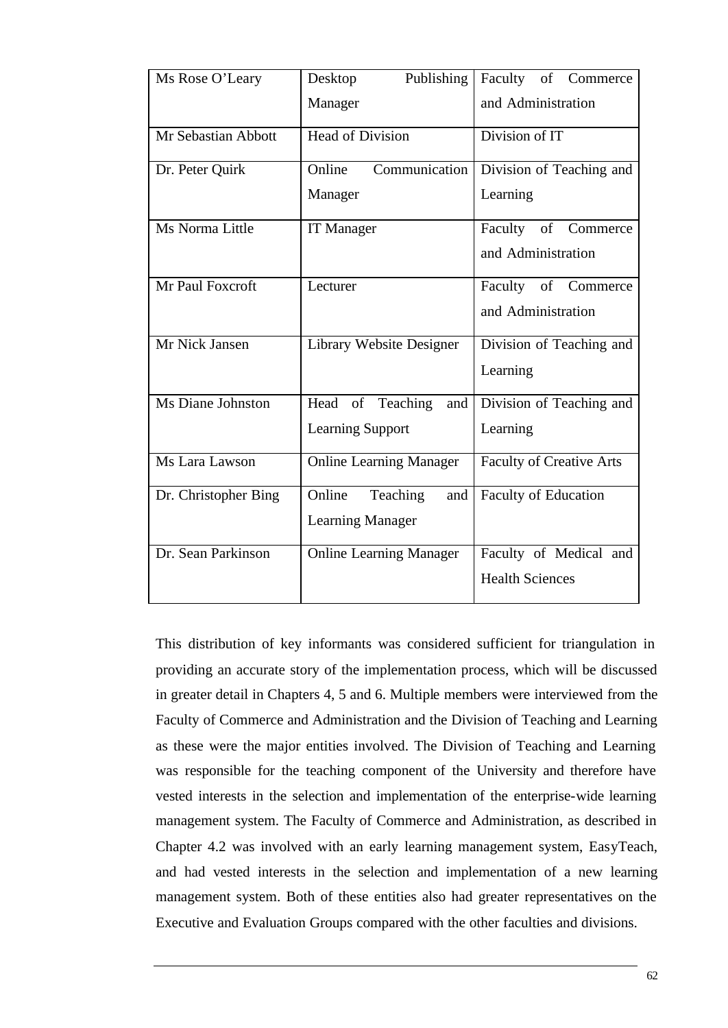| | | |
|---|---|---|
| Ms Rose O'Leary | Desktop Publishing Manager | Faculty of Commerce and Administration |
| Mr Sebastian Abbott | Head of Division | Division of IT |
| Dr. Peter Quirk | Online Communication Manager | Division of Teaching and Learning |
| Ms Norma Little | IT Manager | Faculty of Commerce and Administration |
| Mr Paul Foxcroft | Lecturer | Faculty of Commerce and Administration |
| Mr Nick Jansen | Library Website Designer | Division of Teaching and Learning |
| Ms Diane Johnston | Head of Teaching and Learning Support | Division of Teaching and Learning |
| Ms Lara Lawson | Online Learning Manager | Faculty of Creative Arts |
| Dr. Christopher Bing | Online Teaching and Learning Manager | Faculty of Education |
| Dr. Sean Parkinson | Online Learning Manager | Faculty of Medical and Health Sciences |

This distribution of key informants was considered sufficient for triangulation in providing an accurate story of the implementation process, which will be discussed in greater detail in Chapters 4, 5 and 6. Multiple members were interviewed from the Faculty of Commerce and Administration and the Division of Teaching and Learning as these were the major entities involved. The Division of Teaching and Learning was responsible for the teaching component of the University and therefore have vested interests in the selection and implementation of the enterprise-wide learning management system. The Faculty of Commerce and Administration, as described in Chapter 4.2 was involved with an early learning management system, EasyTeach, and had vested interests in the selection and implementation of a new learning management system. Both of these entities also had greater representatives on the Executive and Evaluation Groups compared with the other faculties and divisions.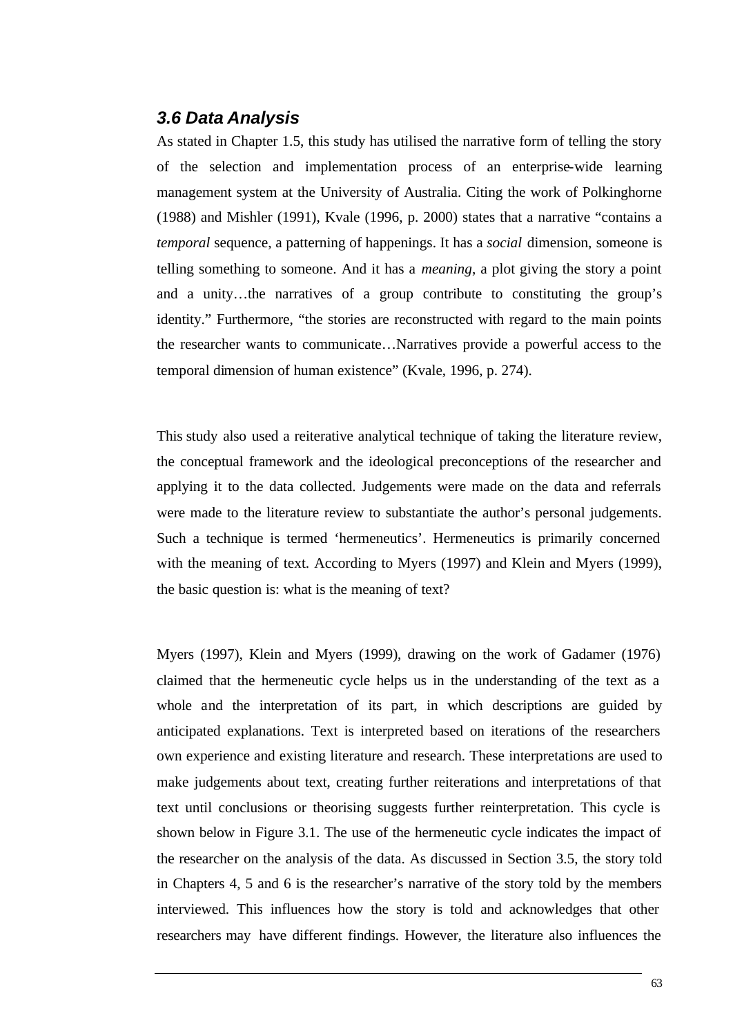### 3.6 Data Analysis

As stated in Chapter 1.5, this study has utilised the narrative form of telling the story of the selection and implementation process of an enterprise-wide learning management system at the University of Australia. Citing the work of Polkinghorne (1988) and Mishler (1991), Kvale (1996, p. 2000) states that a narrative "contains a *temporal* sequence, a patterning of happenings. It has a *social* dimension, someone is telling something to someone. And it has a *meaning*, a plot giving the story a point and a unity…the narratives of a group contribute to constituting the group's identity." Furthermore, "the stories are reconstructed with regard to the main points the researcher wants to communicate…Narratives provide a powerful access to the temporal dimension of human existence" (Kvale, 1996, p. 274).

This study also used a reiterative analytical technique of taking the literature review, the conceptual framework and the ideological preconceptions of the researcher and applying it to the data collected. Judgements were made on the data and referrals were made to the literature review to substantiate the author's personal judgements. Such a technique is termed 'hermeneutics'. Hermeneutics is primarily concerned with the meaning of text. According to Myers (1997) and Klein and Myers (1999), the basic question is: what is the meaning of text?

Myers (1997), Klein and Myers (1999), drawing on the work of Gadamer (1976) claimed that the hermeneutic cycle helps us in the understanding of the text as a whole and the interpretation of its part, in which descriptions are guided by anticipated explanations. Text is interpreted based on iterations of the researchers own experience and existing literature and research. These interpretations are used to make judgements about text, creating further reiterations and interpretations of that text until conclusions or theorising suggests further reinterpretation. This cycle is shown below in Figure 3.1. The use of the hermeneutic cycle indicates the impact of the researcher on the analysis of the data. As discussed in Section 3.5, the story told in Chapters 4, 5 and 6 is the researcher's narrative of the story told by the members interviewed. This influences how the story is told and acknowledges that other researchers may have different findings. However, the literature also influences the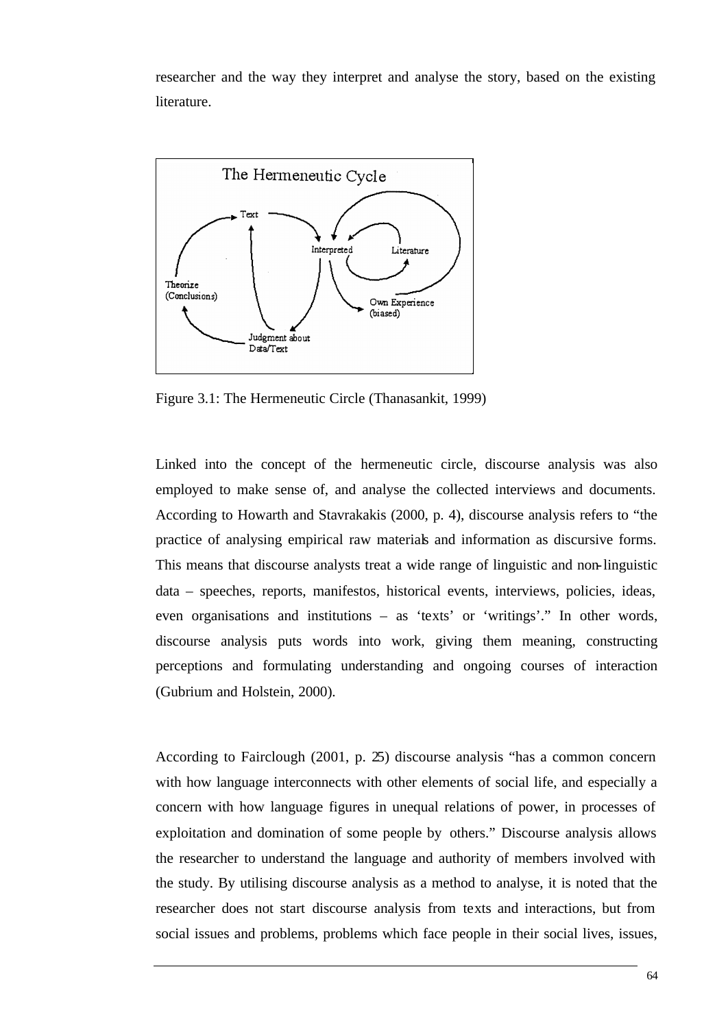researcher and the way they interpret and analyse the story, based on the existing literature.

Figure 3.1: The Hermeneutic Circle (Thanasankit, 1999)

Linked into the concept of the hermeneutic circle, discourse analysis was also employed to make sense of, and analyse the collected interviews and documents. According to Howarth and Stavrakakis (2000, p. 4), discourse analysis refers to "the practice of analysing empirical raw materials and information as discursive forms. This means that discourse analysts treat a wide range of linguistic and non-linguistic data – speeches, reports, manifestos, historical events, interviews, policies, ideas, even organisations and institutions – as 'texts' or 'writings'." In other words, discourse analysis puts words into work, giving them meaning, constructing perceptions and formulating understanding and ongoing courses of interaction (Gubrium and Holstein, 2000).

According to Fairclough (2001, p. 25) discourse analysis "has a common concern with how language interconnects with other elements of social life, and especially a concern with how language figures in unequal relations of power, in processes of exploitation and domination of some people by others." Discourse analysis allows the researcher to understand the language and authority of members involved with the study. By utilising discourse analysis as a method to analyse, it is noted that the researcher does not start discourse analysis from texts and interactions, but from social issues and problems, problems which face people in their social lives, issues,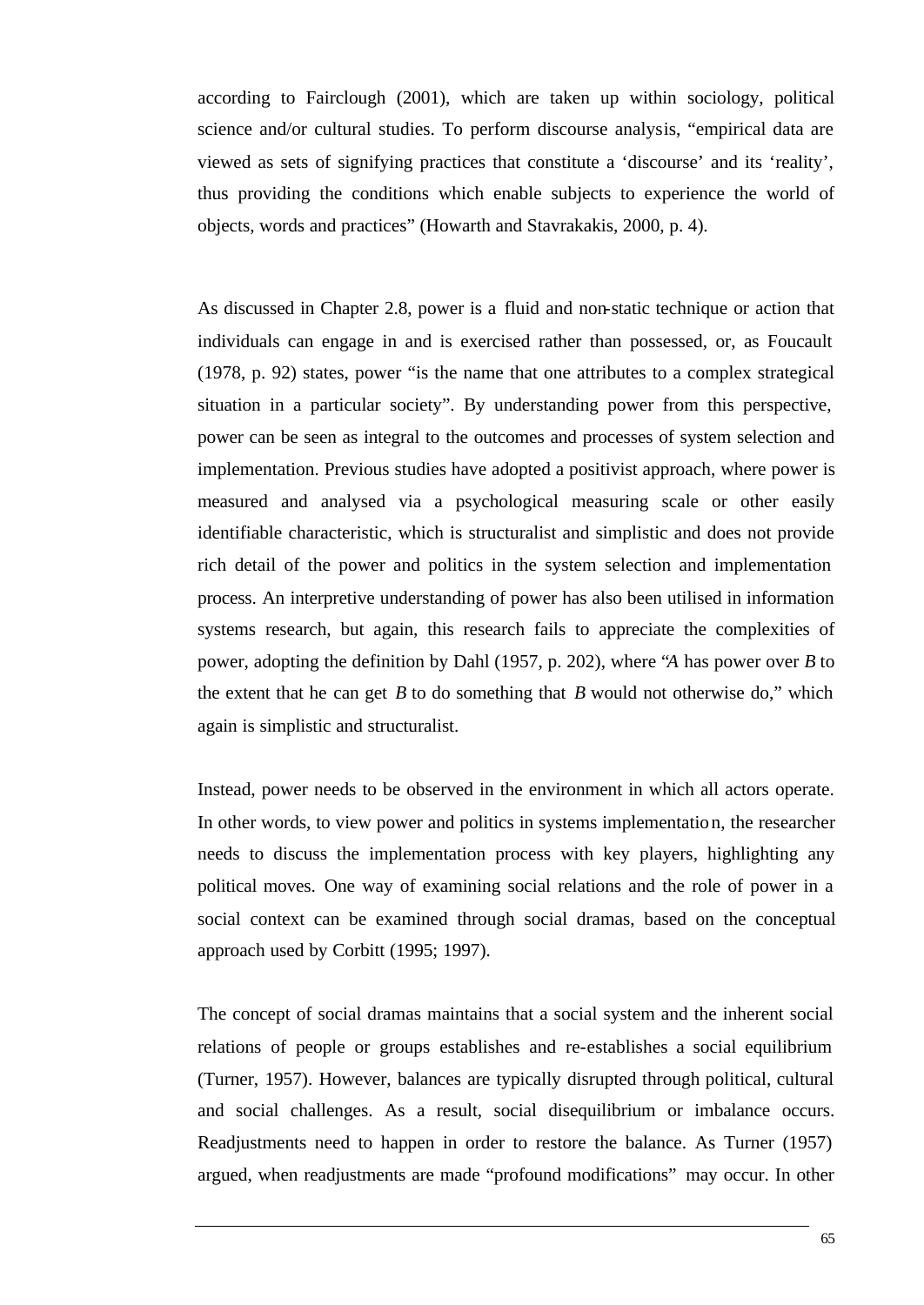according to Fairclough (2001), which are taken up within sociology, political science and/or cultural studies. To perform discourse analysis, "empirical data are viewed as sets of signifying practices that constitute a 'discourse' and its 'reality', thus providing the conditions which enable subjects to experience the world of objects, words and practices" (Howarth and Stavrakakis, 2000, p. 4).

As discussed in Chapter 2.8, power is a fluid and non-static technique or action that individuals can engage in and is exercised rather than possessed, or, as Foucault (1978, p. 92) states, power "is the name that one attributes to a complex strategical situation in a particular society". By understanding power from this perspective, power can be seen as integral to the outcomes and processes of system selection and implementation. Previous studies have adopted a positivist approach, where power is measured and analysed via a psychological measuring scale or other easily identifiable characteristic, which is structuralist and simplistic and does not provide rich detail of the power and politics in the system selection and implementation process. An interpretive understanding of power has also been utilised in information systems research, but again, this research fails to appreciate the complexities of power, adopting the definition by Dahl (1957, p. 202), where "*A* has power over *B* to the extent that he can get *B* to do something that *B* would not otherwise do," which again is simplistic and structuralist.

Instead, power needs to be observed in the environment in which all actors operate. In other words, to view power and politics in systems implementation, the researcher needs to discuss the implementation process with key players, highlighting any political moves. One way of examining social relations and the role of power in a social context can be examined through social dramas, based on the conceptual approach used by Corbitt (1995; 1997).

The concept of social dramas maintains that a social system and the inherent social relations of people or groups establishes and re-establishes a social equilibrium (Turner, 1957). However, balances are typically disrupted through political, cultural and social challenges. As a result, social disequilibrium or imbalance occurs. Readjustments need to happen in order to restore the balance. As Turner (1957) argued, when readjustments are made "profound modifications" may occur. In other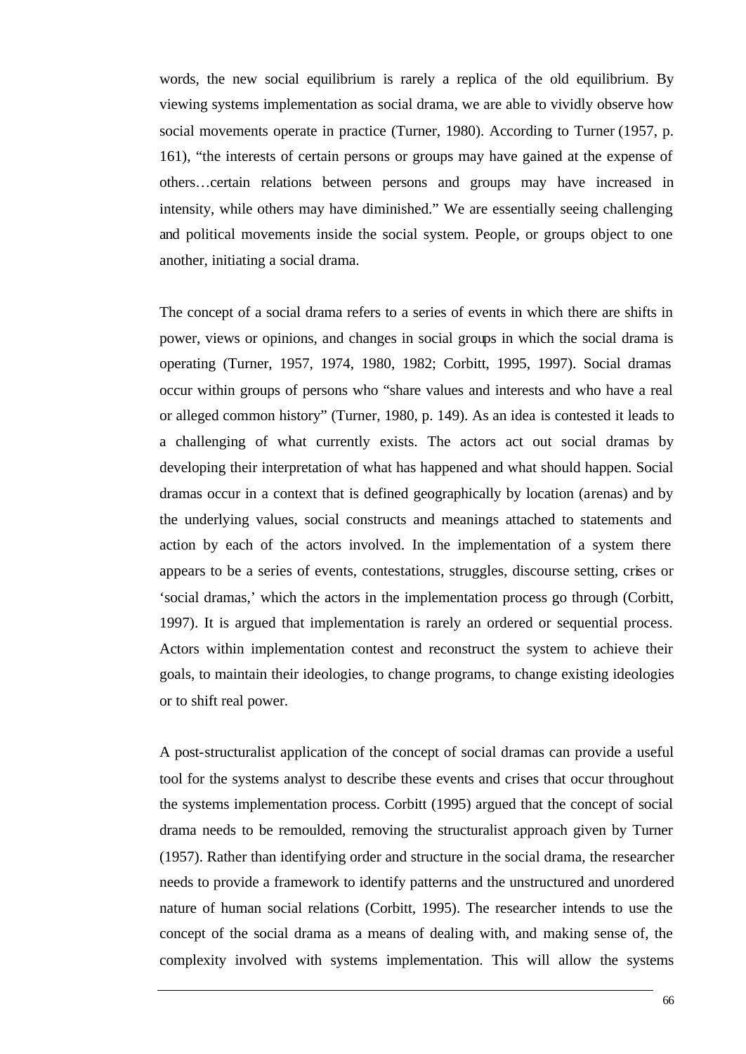words, the new social equilibrium is rarely a replica of the old equilibrium. By viewing systems implementation as social drama, we are able to vividly observe how social movements operate in practice (Turner, 1980). According to Turner (1957, p. 161), "the interests of certain persons or groups may have gained at the expense of others…certain relations between persons and groups may have increased in intensity, while others may have diminished." We are essentially seeing challenging and political movements inside the social system. People, or groups object to one another, initiating a social drama.

The concept of a social drama refers to a series of events in which there are shifts in power, views or opinions, and changes in social groups in which the social drama is operating (Turner, 1957, 1974, 1980, 1982; Corbitt, 1995, 1997). Social dramas occur within groups of persons who "share values and interests and who have a real or alleged common history" (Turner, 1980, p. 149). As an idea is contested it leads to a challenging of what currently exists. The actors act out social dramas by developing their interpretation of what has happened and what should happen. Social dramas occur in a context that is defined geographically by location (arenas) and by the underlying values, social constructs and meanings attached to statements and action by each of the actors involved. In the implementation of a system there appears to be a series of events, contestations, struggles, discourse setting, crises or 'social dramas,' which the actors in the implementation process go through (Corbitt, 1997). It is argued that implementation is rarely an ordered or sequential process. Actors within implementation contest and reconstruct the system to achieve their goals, to maintain their ideologies, to change programs, to change existing ideologies or to shift real power.

A post-structuralist application of the concept of social dramas can provide a useful tool for the systems analyst to describe these events and crises that occur throughout the systems implementation process. Corbitt (1995) argued that the concept of social drama needs to be remoulded, removing the structuralist approach given by Turner (1957). Rather than identifying order and structure in the social drama, the researcher needs to provide a framework to identify patterns and the unstructured and unordered nature of human social relations (Corbitt, 1995). The researcher intends to use the concept of the social drama as a means of dealing with, and making sense of, the complexity involved with systems implementation. This will allow the systems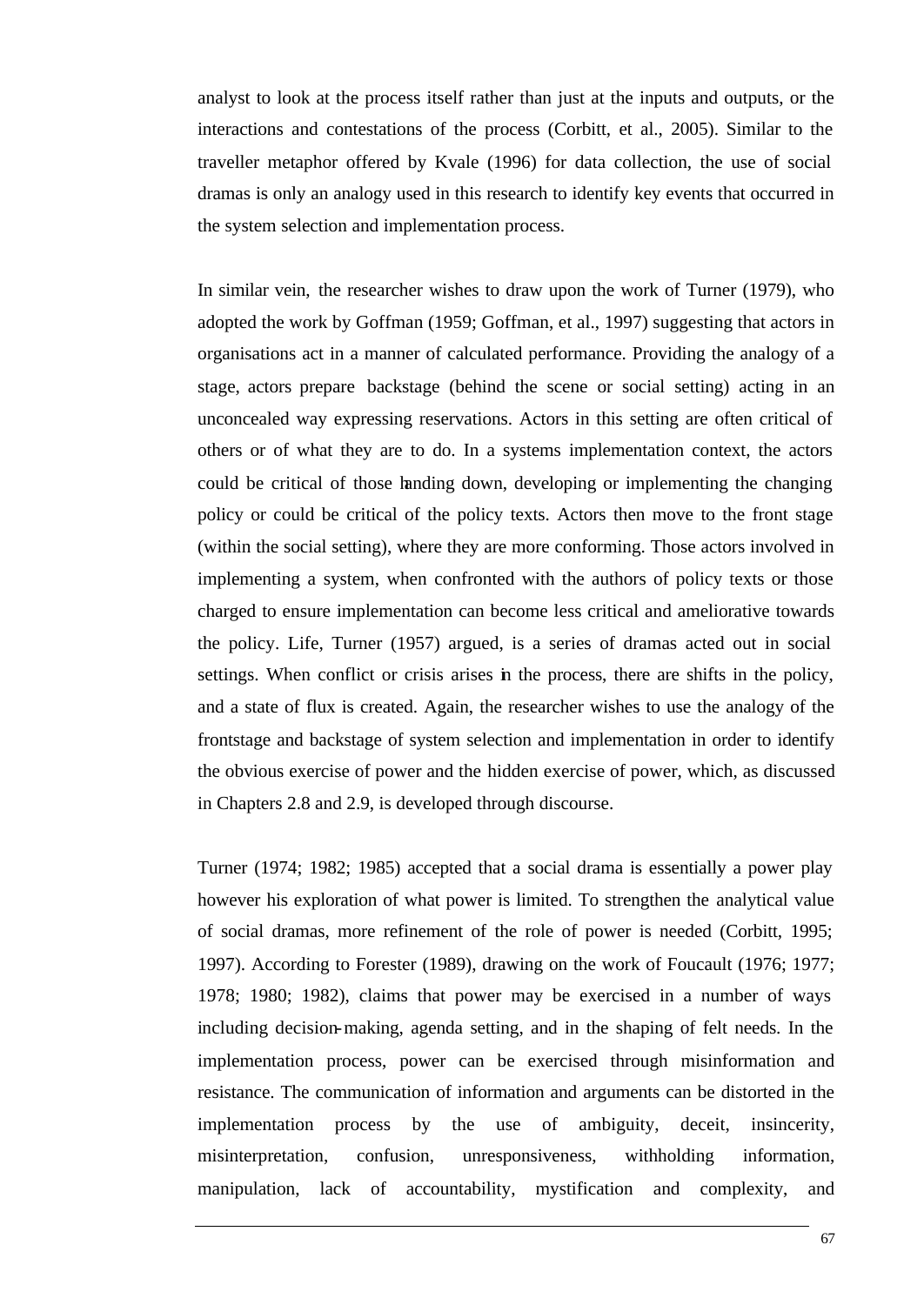analyst to look at the process itself rather than just at the inputs and outputs, or the interactions and contestations of the process (Corbitt, et al., 2005). Similar to the traveller metaphor offered by Kvale (1996) for data collection, the use of social dramas is only an analogy used in this research to identify key events that occurred in the system selection and implementation process.

In similar vein, the researcher wishes to draw upon the work of Turner (1979), who adopted the work by Goffman (1959; Goffman, et al., 1997) suggesting that actors in organisations act in a manner of calculated performance. Providing the analogy of a stage, actors prepare backstage (behind the scene or social setting) acting in an unconcealed way expressing reservations. Actors in this setting are often critical of others or of what they are to do. In a systems implementation context, the actors could be critical of those handing down, developing or implementing the changing policy or could be critical of the policy texts. Actors then move to the front stage (within the social setting), where they are more conforming. Those actors involved in implementing a system, when confronted with the authors of policy texts or those charged to ensure implementation can become less critical and ameliorative towards the policy. Life, Turner (1957) argued, is a series of dramas acted out in social settings. When conflict or crisis arises in the process, there are shifts in the policy, and a state of flux is created. Again, the researcher wishes to use the analogy of the frontstage and backstage of system selection and implementation in order to identify the obvious exercise of power and the hidden exercise of power, which, as discussed in Chapters 2.8 and 2.9, is developed through discourse.

Turner (1974; 1982; 1985) accepted that a social drama is essentially a power play however his exploration of what power is limited. To strengthen the analytical value of social dramas, more refinement of the role of power is needed (Corbitt, 1995; 1997). According to Forester (1989), drawing on the work of Foucault (1976; 1977; 1978; 1980; 1982), claims that power may be exercised in a number of ways including decision-making, agenda setting, and in the shaping of felt needs. In the implementation process, power can be exercised through misinformation and resistance. The communication of information and arguments can be distorted in the implementation process by the use of ambiguity, deceit, insincerity, misinterpretation, confusion, unresponsiveness, withholding information, manipulation, lack of accountability, mystification and complexity, and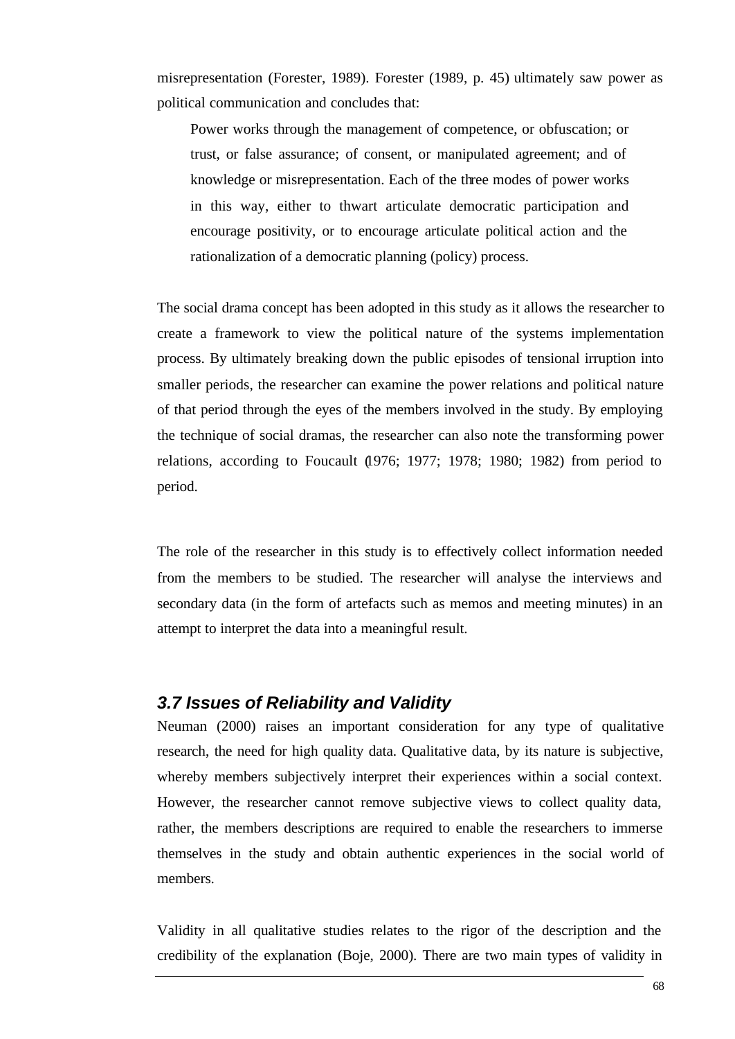misrepresentation (Forester, 1989). Forester (1989, p. 45) ultimately saw power as political communication and concludes that:

> Power works through the management of competence, or obfuscation; or trust, or false assurance; of consent, or manipulated agreement; and of knowledge or misrepresentation. Each of the three modes of power works in this way, either to thwart articulate democratic participation and encourage positivity, or to encourage articulate political action and the rationalization of a democratic planning (policy) process.

The social drama concept has been adopted in this study as it allows the researcher to create a framework to view the political nature of the systems implementation process. By ultimately breaking down the public episodes of tensional irruption into smaller periods, the researcher can examine the power relations and political nature of that period through the eyes of the members involved in the study. By employing the technique of social dramas, the researcher can also note the transforming power relations, according to Foucault (1976; 1977; 1978; 1980; 1982) from period to period.

The role of the researcher in this study is to effectively collect information needed from the members to be studied. The researcher will analyse the interviews and secondary data (in the form of artefacts such as memos and meeting minutes) in an attempt to interpret the data into a meaningful result.

### *3.7 Issues of Reliability and Validity*

Neuman (2000) raises an important consideration for any type of qualitative research, the need for high quality data. Qualitative data, by its nature is subjective, whereby members subjectively interpret their experiences within a social context. However, the researcher cannot remove subjective views to collect quality data, rather, the members descriptions are required to enable the researchers to immerse themselves in the study and obtain authentic experiences in the social world of members.

Validity in all qualitative studies relates to the rigor of the description and the credibility of the explanation (Boje, 2000). There are two main types of validity in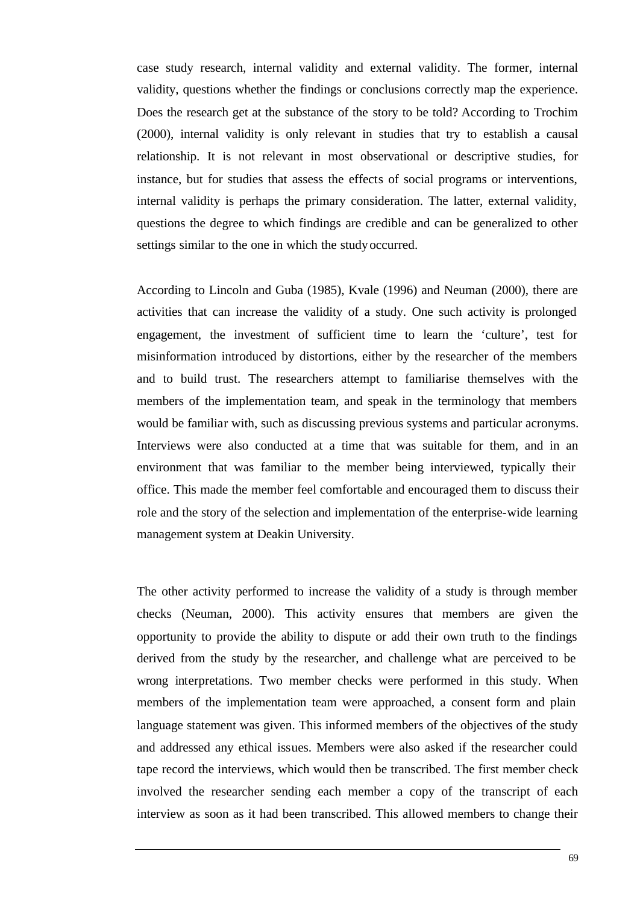case study research, internal validity and external validity. The former, internal validity, questions whether the findings or conclusions correctly map the experience. Does the research get at the substance of the story to be told? According to Trochim (2000), internal validity is only relevant in studies that try to establish a causal relationship. It is not relevant in most observational or descriptive studies, for instance, but for studies that assess the effects of social programs or interventions, internal validity is perhaps the primary consideration. The latter, external validity, questions the degree to which findings are credible and can be generalized to other settings similar to the one in which the study occurred.

According to Lincoln and Guba (1985), Kvale (1996) and Neuman (2000), there are activities that can increase the validity of a study. One such activity is prolonged engagement, the investment of sufficient time to learn the 'culture', test for misinformation introduced by distortions, either by the researcher of the members and to build trust. The researchers attempt to familiarise themselves with the members of the implementation team, and speak in the terminology that members would be familiar with, such as discussing previous systems and particular acronyms. Interviews were also conducted at a time that was suitable for them, and in an environment that was familiar to the member being interviewed, typically their office. This made the member feel comfortable and encouraged them to discuss their role and the story of the selection and implementation of the enterprise-wide learning management system at Deakin University.

The other activity performed to increase the validity of a study is through member checks (Neuman, 2000). This activity ensures that members are given the opportunity to provide the ability to dispute or add their own truth to the findings derived from the study by the researcher, and challenge what are perceived to be wrong interpretations. Two member checks were performed in this study. When members of the implementation team were approached, a consent form and plain language statement was given. This informed members of the objectives of the study and addressed any ethical issues. Members were also asked if the researcher could tape record the interviews, which would then be transcribed. The first member check involved the researcher sending each member a copy of the transcript of each interview as soon as it had been transcribed. This allowed members to change their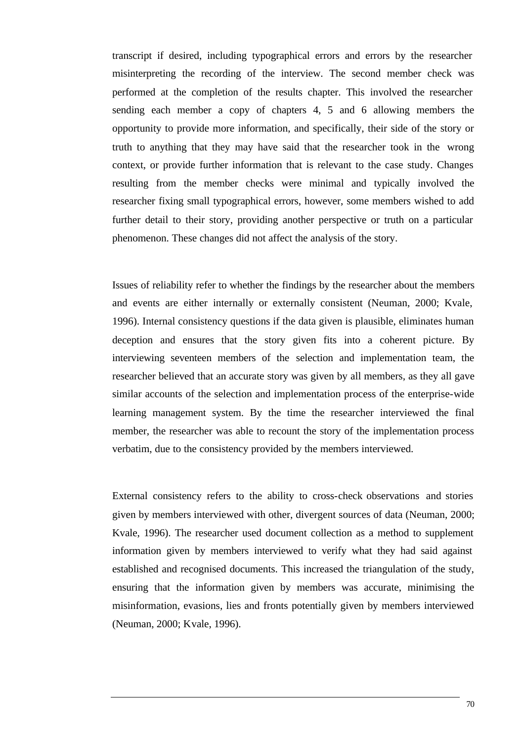transcript if desired, including typographical errors and errors by the researcher misinterpreting the recording of the interview. The second member check was performed at the completion of the results chapter. This involved the researcher sending each member a copy of chapters 4, 5 and 6 allowing members the opportunity to provide more information, and specifically, their side of the story or truth to anything that they may have said that the researcher took in the wrong context, or provide further information that is relevant to the case study. Changes resulting from the member checks were minimal and typically involved the researcher fixing small typographical errors, however, some members wished to add further detail to their story, providing another perspective or truth on a particular phenomenon. These changes did not affect the analysis of the story.

Issues of reliability refer to whether the findings by the researcher about the members and events are either internally or externally consistent (Neuman, 2000; Kvale, 1996). Internal consistency questions if the data given is plausible, eliminates human deception and ensures that the story given fits into a coherent picture. By interviewing seventeen members of the selection and implementation team, the researcher believed that an accurate story was given by all members, as they all gave similar accounts of the selection and implementation process of the enterprise-wide learning management system. By the time the researcher interviewed the final member, the researcher was able to recount the story of the implementation process verbatim, due to the consistency provided by the members interviewed.

External consistency refers to the ability to cross-check observations and stories given by members interviewed with other, divergent sources of data (Neuman, 2000; Kvale, 1996). The researcher used document collection as a method to supplement information given by members interviewed to verify what they had said against established and recognised documents. This increased the triangulation of the study, ensuring that the information given by members was accurate, minimising the misinformation, evasions, lies and fronts potentially given by members interviewed (Neuman, 2000; Kvale, 1996).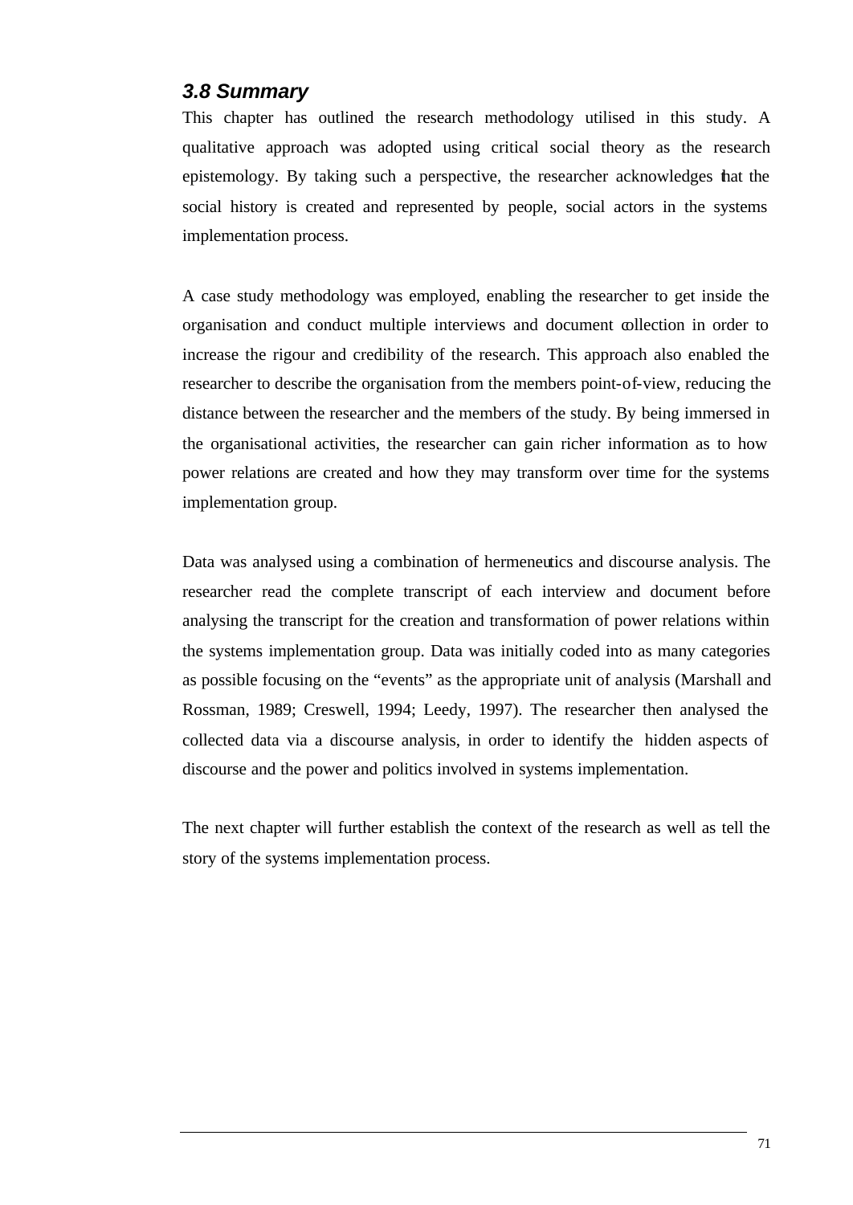### *3.8 Summary*

This chapter has outlined the research methodology utilised in this study. A qualitative approach was adopted using critical social theory as the research epistemology. By taking such a perspective, the researcher acknowledges that the social history is created and represented by people, social actors in the systems implementation process.

A case study methodology was employed, enabling the researcher to get inside the organisation and conduct multiple interviews and document collection in order to increase the rigour and credibility of the research. This approach also enabled the researcher to describe the organisation from the members point-of-view, reducing the distance between the researcher and the members of the study. By being immersed in the organisational activities, the researcher can gain richer information as to how power relations are created and how they may transform over time for the systems implementation group.

Data was analysed using a combination of hermeneutics and discourse analysis. The researcher read the complete transcript of each interview and document before analysing the transcript for the creation and transformation of power relations within the systems implementation group. Data was initially coded into as many categories as possible focusing on the "events" as the appropriate unit of analysis (Marshall and Rossman, 1989; Creswell, 1994; Leedy, 1997). The researcher then analysed the collected data via a discourse analysis, in order to identify the hidden aspects of discourse and the power and politics involved in systems implementation.

The next chapter will further establish the context of the research as well as tell the story of the systems implementation process.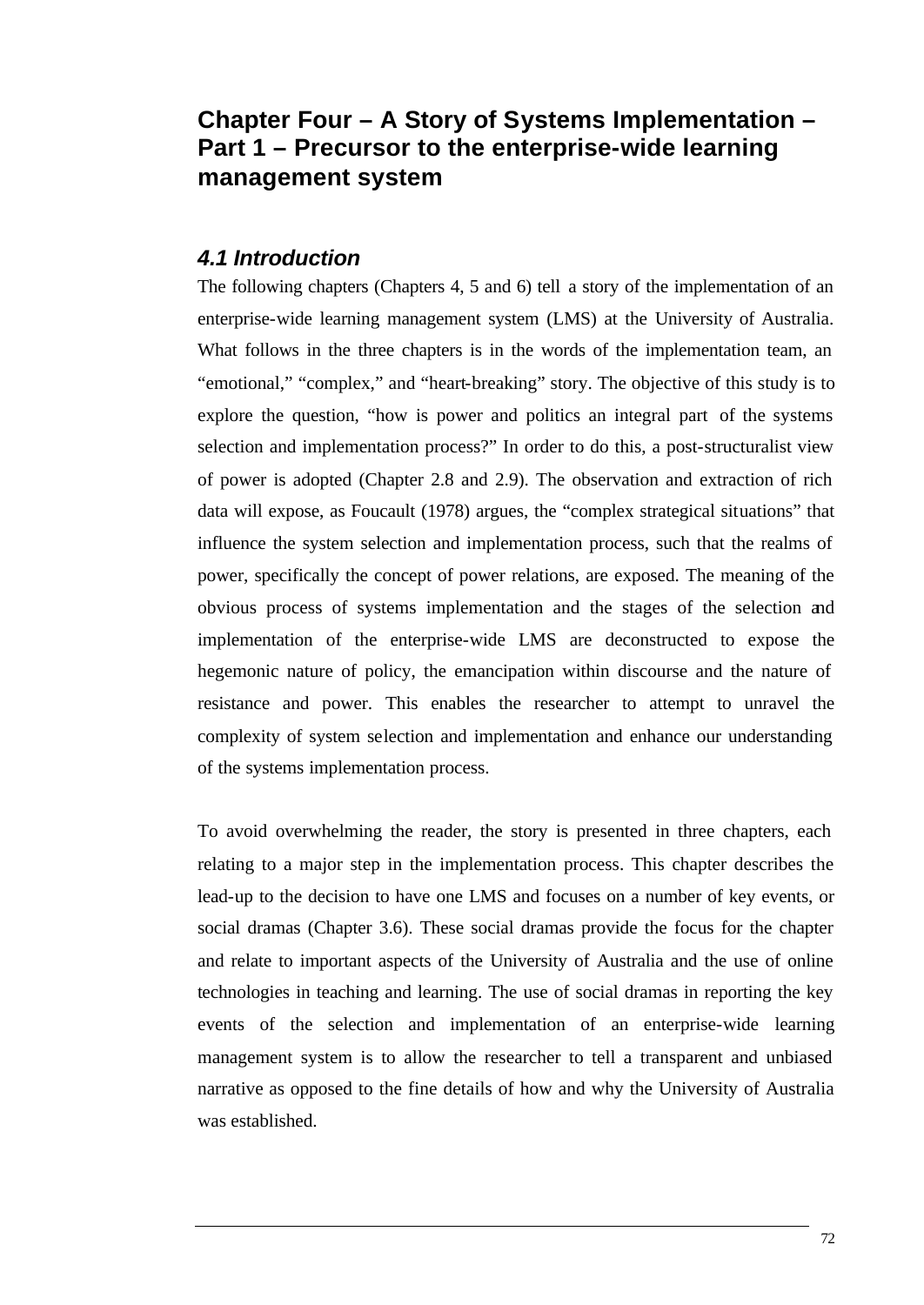# Chapter Four – A Story of Systems Implementation – Part 1 – Precursor to the enterprise-wide learning management system

## *4.1 Introduction*

The following chapters (Chapters 4, 5 and 6) tell a story of the implementation of an enterprise-wide learning management system (LMS) at the University of Australia. What follows in the three chapters is in the words of the implementation team, an "emotional," "complex," and "heart-breaking" story. The objective of this study is to explore the question, "how is power and politics an integral part of the systems selection and implementation process?" In order to do this, a post-structuralist view of power is adopted (Chapter 2.8 and 2.9). The observation and extraction of rich data will expose, as Foucault (1978) argues, the "complex strategical situations" that influence the system selection and implementation process, such that the realms of power, specifically the concept of power relations, are exposed. The meaning of the obvious process of systems implementation and the stages of the selection and implementation of the enterprise-wide LMS are deconstructed to expose the hegemonic nature of policy, the emancipation within discourse and the nature of resistance and power. This enables the researcher to attempt to unravel the complexity of system selection and implementation and enhance our understanding of the systems implementation process.

To avoid overwhelming the reader, the story is presented in three chapters, each relating to a major step in the implementation process. This chapter describes the lead-up to the decision to have one LMS and focuses on a number of key events, or social dramas (Chapter 3.6). These social dramas provide the focus for the chapter and relate to important aspects of the University of Australia and the use of online technologies in teaching and learning. The use of social dramas in reporting the key events of the selection and implementation of an enterprise-wide learning management system is to allow the researcher to tell a transparent and unbiased narrative as opposed to the fine details of how and why the University of Australia was established.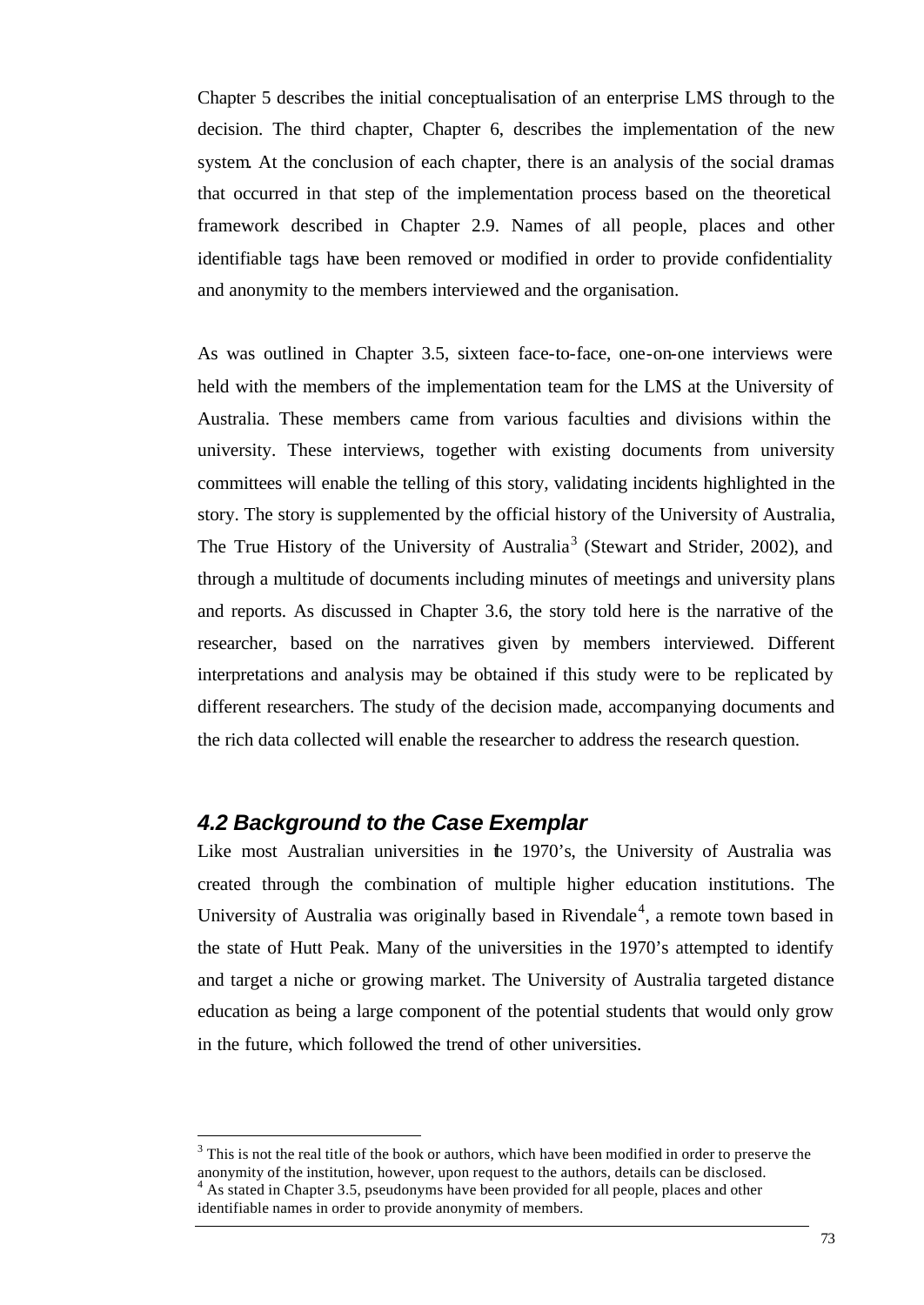Chapter 5 describes the initial conceptualisation of an enterprise LMS through to the decision. The third chapter, Chapter 6, describes the implementation of the new system. At the conclusion of each chapter, there is an analysis of the social dramas that occurred in that step of the implementation process based on the theoretical framework described in Chapter 2.9. Names of all people, places and other identifiable tags have been removed or modified in order to provide confidentiality and anonymity to the members interviewed and the organisation.

As was outlined in Chapter 3.5, sixteen face-to-face, one-on-one interviews were held with the members of the implementation team for the LMS at the University of Australia. These members came from various faculties and divisions within the university. These interviews, together with existing documents from university committees will enable the telling of this story, validating incidents highlighted in the story. The story is supplemented by the official history of the University of Australia, The True History of the University of Australia[3] (Stewart and Strider, 2002), and through a multitude of documents including minutes of meetings and university plans and reports. As discussed in Chapter 3.6, the story told here is the narrative of the researcher, based on the narratives given by members interviewed. Different interpretations and analysis may be obtained if this study were to be replicated by different researchers. The study of the decision made, accompanying documents and the rich data collected will enable the researcher to address the research question.

### *4.2 Background to the Case Exemplar*

Like most Australian universities in the 1970's, the University of Australia was created through the combination of multiple higher education institutions. The University of Australia was originally based in Rivendale[4], a remote town based in the state of Hutt Peak. Many of the universities in the 1970's attempted to identify and target a niche or growing market. The University of Australia targeted distance education as being a large component of the potential students that would only grow in the future, which followed the trend of other universities.

---

[3] This is not the real title of the book or authors, which have been modified in order to preserve the anonymity of the institution, however, upon request to the authors, details can be disclosed.

[4] As stated in Chapter 3.5, pseudonyms have been provided for all people, places and other identifiable names in order to provide anonymity of members.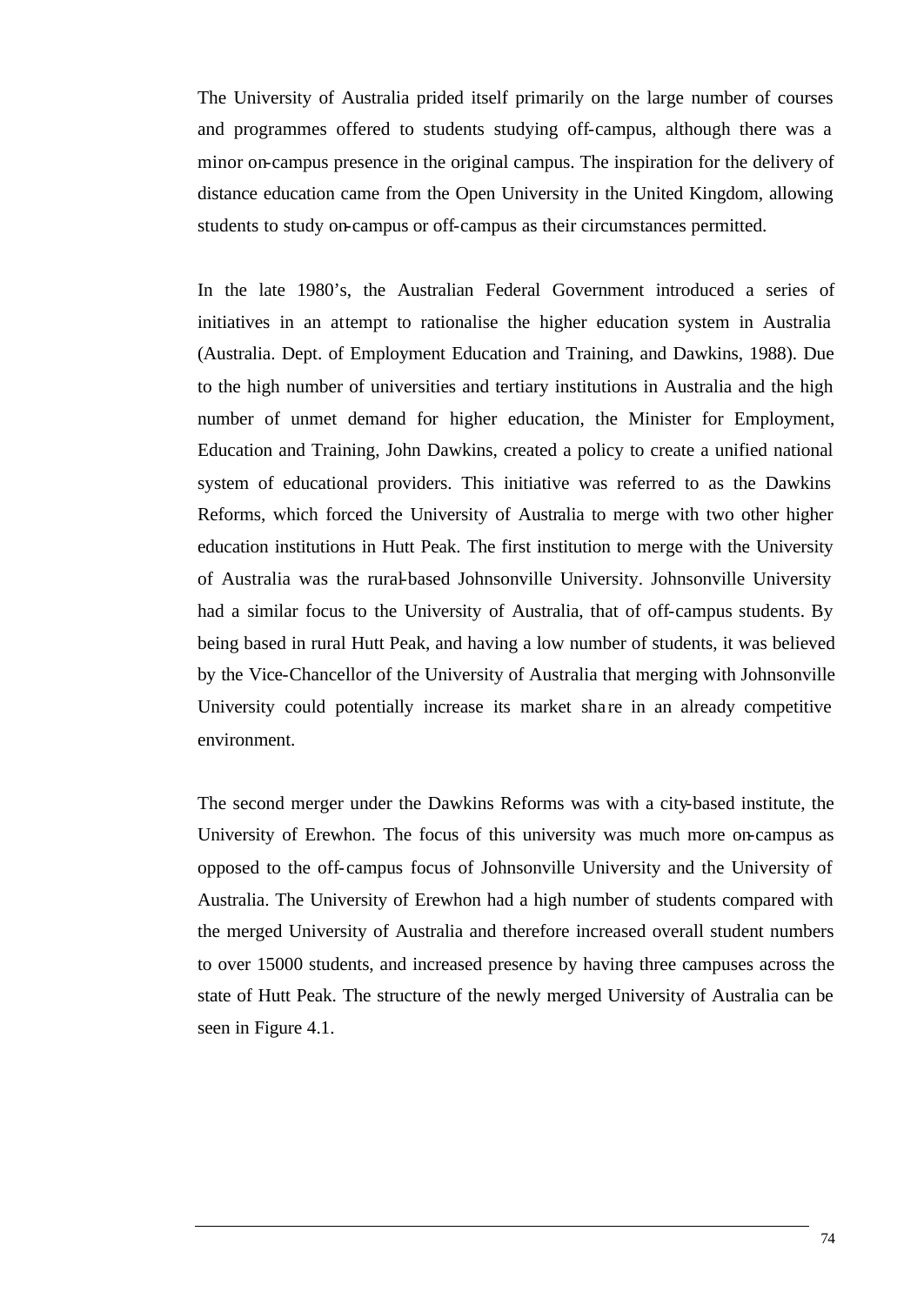The University of Australia prided itself primarily on the large number of courses and programmes offered to students studying off-campus, although there was a minor on-campus presence in the original campus. The inspiration for the delivery of distance education came from the Open University in the United Kingdom, allowing students to study on-campus or off-campus as their circumstances permitted.

In the late 1980's, the Australian Federal Government introduced a series of initiatives in an attempt to rationalise the higher education system in Australia (Australia. Dept. of Employment Education and Training, and Dawkins, 1988). Due to the high number of universities and tertiary institutions in Australia and the high number of unmet demand for higher education, the Minister for Employment, Education and Training, John Dawkins, created a policy to create a unified national system of educational providers. This initiative was referred to as the Dawkins Reforms, which forced the University of Australia to merge with two other higher education institutions in Hutt Peak. The first institution to merge with the University of Australia was the rural-based Johnsonville University. Johnsonville University had a similar focus to the University of Australia, that of off-campus students. By being based in rural Hutt Peak, and having a low number of students, it was believed by the Vice-Chancellor of the University of Australia that merging with Johnsonville University could potentially increase its market share in an already competitive environment.

The second merger under the Dawkins Reforms was with a city-based institute, the University of Erewhon. The focus of this university was much more on-campus as opposed to the off-campus focus of Johnsonville University and the University of Australia. The University of Erewhon had a high number of students compared with the merged University of Australia and therefore increased overall student numbers to over 15000 students, and increased presence by having three campuses across the state of Hutt Peak. The structure of the newly merged University of Australia can be seen in Figure 4.1.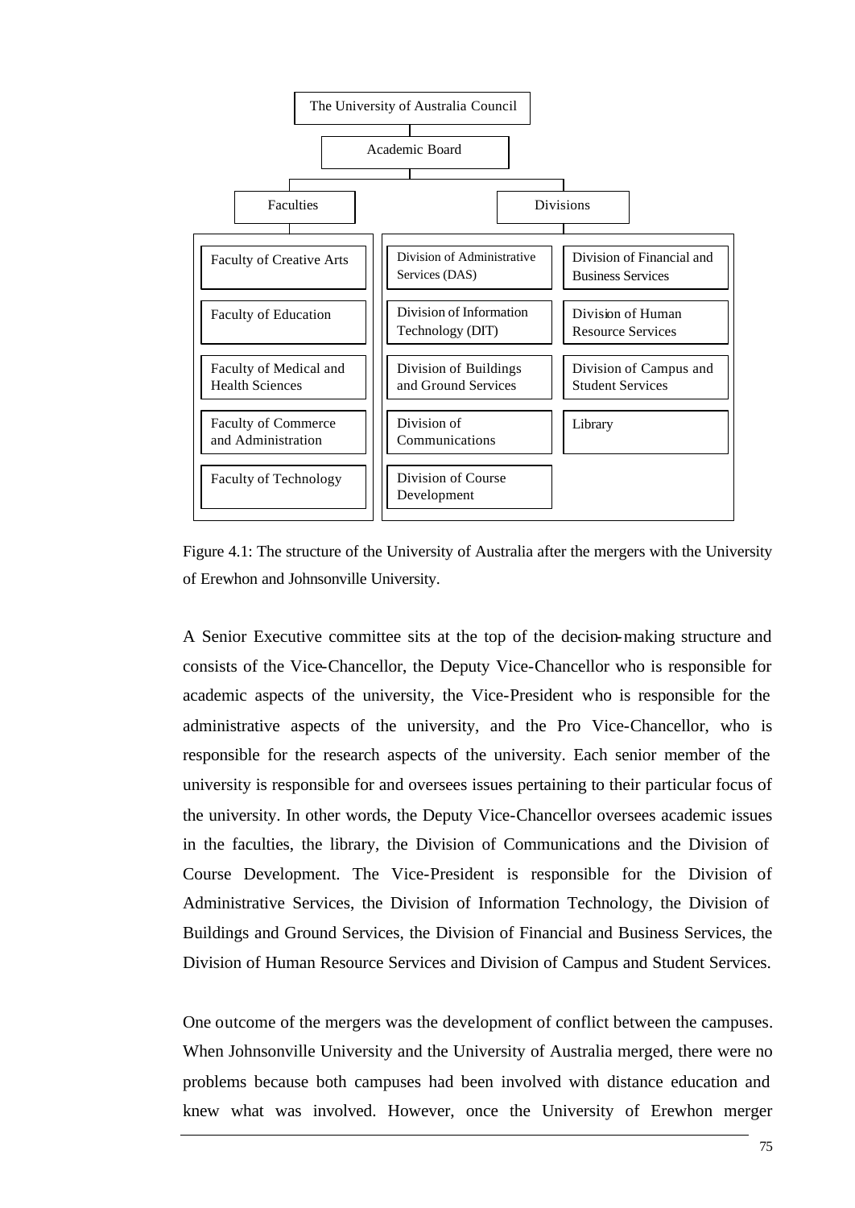The University of Australia Council

Academic Board

| Faculties | Divisions | |
|---|---|---|
| Faculty of Creative Arts | Division of Administrative Services (DAS) | Division of Financial and Business Services |
| Faculty of Education | Division of Information Technology (DIT) | Division of Human Resource Services |
| Faculty of Medical and Health Sciences | Division of Buildings and Ground Services | Division of Campus and Student Services |
| Faculty of Commerce and Administration | Division of Communications | Library |
| Faculty of Technology | Division of Course Development | |

Figure 4.1: The structure of the University of Australia after the mergers with the University of Erewhon and Johnsonville University.

A Senior Executive committee sits at the top of the decision-making structure and consists of the Vice-Chancellor, the Deputy Vice-Chancellor who is responsible for academic aspects of the university, the Vice-President who is responsible for the administrative aspects of the university, and the Pro Vice-Chancellor, who is responsible for the research aspects of the university. Each senior member of the university is responsible for and oversees issues pertaining to their particular focus of the university. In other words, the Deputy Vice-Chancellor oversees academic issues in the faculties, the library, the Division of Communications and the Division of Course Development. The Vice-President is responsible for the Division of Administrative Services, the Division of Information Technology, the Division of Buildings and Ground Services, the Division of Financial and Business Services, the Division of Human Resource Services and Division of Campus and Student Services.

One outcome of the mergers was the development of conflict between the campuses. When Johnsonville University and the University of Australia merged, there were no problems because both campuses had been involved with distance education and knew what was involved. However, once the University of Erewhon merger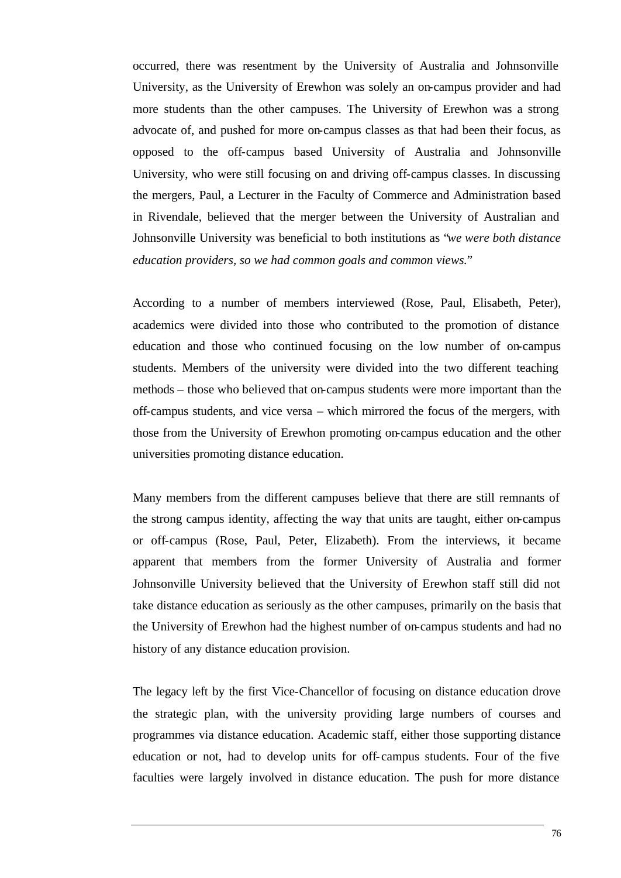occurred, there was resentment by the University of Australia and Johnsonville University, as the University of Erewhon was solely an on-campus provider and had more students than the other campuses. The University of Erewhon was a strong advocate of, and pushed for more on-campus classes as that had been their focus, as opposed to the off-campus based University of Australia and Johnsonville University, who were still focusing on and driving off-campus classes. In discussing the mergers, Paul, a Lecturer in the Faculty of Commerce and Administration based in Rivendale, believed that the merger between the University of Australian and Johnsonville University was beneficial to both institutions as "*we were both distance education providers, so we had common goals and common views.*"

According to a number of members interviewed (Rose, Paul, Elisabeth, Peter), academics were divided into those who contributed to the promotion of distance education and those who continued focusing on the low number of on-campus students. Members of the university were divided into the two different teaching methods – those who believed that on-campus students were more important than the off-campus students, and vice versa – which mirrored the focus of the mergers, with those from the University of Erewhon promoting on-campus education and the other universities promoting distance education.

Many members from the different campuses believe that there are still remnants of the strong campus identity, affecting the way that units are taught, either on-campus or off-campus (Rose, Paul, Peter, Elizabeth). From the interviews, it became apparent that members from the former University of Australia and former Johnsonville University believed that the University of Erewhon staff still did not take distance education as seriously as the other campuses, primarily on the basis that the University of Erewhon had the highest number of on-campus students and had no history of any distance education provision.

The legacy left by the first Vice-Chancellor of focusing on distance education drove the strategic plan, with the university providing large numbers of courses and programmes via distance education. Academic staff, either those supporting distance education or not, had to develop units for off-campus students. Four of the five faculties were largely involved in distance education. The push for more distance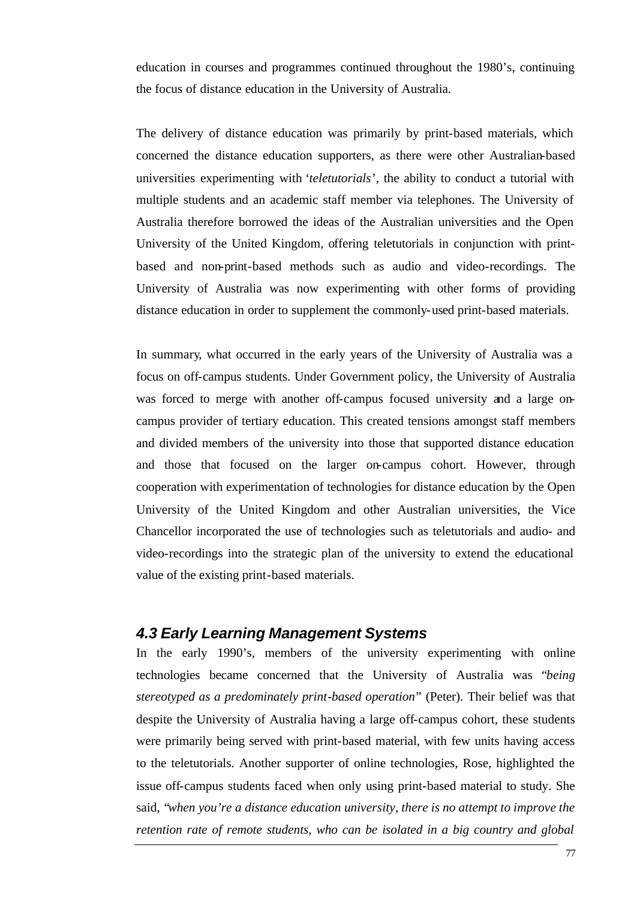education in courses and programmes continued throughout the 1980's, continuing the focus of distance education in the University of Australia.

The delivery of distance education was primarily by print-based materials, which concerned the distance education supporters, as there were other Australian-based universities experimenting with '*teletutorials*', the ability to conduct a tutorial with multiple students and an academic staff member via telephones. The University of Australia therefore borrowed the ideas of the Australian universities and the Open University of the United Kingdom, offering teletutorials in conjunction with print-based and non-print-based methods such as audio and video-recordings. The University of Australia was now experimenting with other forms of providing distance education in order to supplement the commonly-used print-based materials.

In summary, what occurred in the early years of the University of Australia was a focus on off-campus students. Under Government policy, the University of Australia was forced to merge with another off-campus focused university and a large on-campus provider of tertiary education. This created tensions amongst staff members and divided members of the university into those that supported distance education and those that focused on the larger on-campus cohort. However, through cooperation with experimentation of technologies for distance education by the Open University of the United Kingdom and other Australian universities, the Vice Chancellor incorporated the use of technologies such as teletutorials and audio- and video-recordings into the strategic plan of the university to extend the educational value of the existing print-based materials.

### *4.3 Early Learning Management Systems*

In the early 1990's, members of the university experimenting with online technologies became concerned that the University of Australia was "*being stereotyped as a predominately print-based operation*" (Peter). Their belief was that despite the University of Australia having a large off-campus cohort, these students were primarily being served with print-based material, with few units having access to the teletutorials. Another supporter of online technologies, Rose, highlighted the issue off-campus students faced when only using print-based material to study. She said, "*when you're a distance education university, there is no attempt to improve the retention rate of remote students, who can be isolated in a big country and global*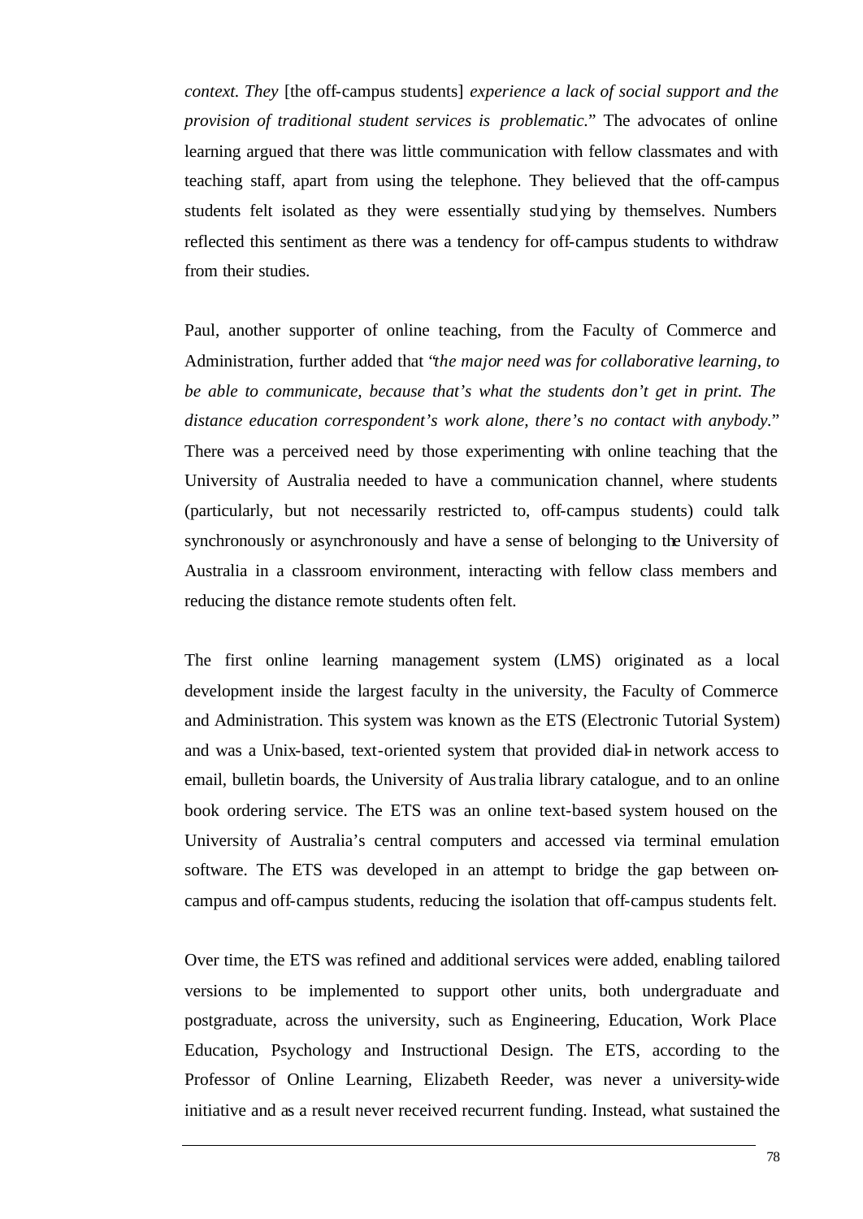*context. They* [the off-campus students] *experience a lack of social support and the provision of traditional student services is problematic.*" The advocates of online learning argued that there was little communication with fellow classmates and with teaching staff, apart from using the telephone. They believed that the off-campus students felt isolated as they were essentially studying by themselves. Numbers reflected this sentiment as there was a tendency for off-campus students to withdraw from their studies.

Paul, another supporter of online teaching, from the Faculty of Commerce and Administration, further added that "*the major need was for collaborative learning, to be able to communicate, because that's what the students don't get in print. The distance education correspondent's work alone, there's no contact with anybody.*" There was a perceived need by those experimenting with online teaching that the University of Australia needed to have a communication channel, where students (particularly, but not necessarily restricted to, off-campus students) could talk synchronously or asynchronously and have a sense of belonging to the University of Australia in a classroom environment, interacting with fellow class members and reducing the distance remote students often felt.

The first online learning management system (LMS) originated as a local development inside the largest faculty in the university, the Faculty of Commerce and Administration. This system was known as the ETS (Electronic Tutorial System) and was a Unix-based, text-oriented system that provided dial-in network access to email, bulletin boards, the University of Australia library catalogue, and to an online book ordering service. The ETS was an online text-based system housed on the University of Australia's central computers and accessed via terminal emulation software. The ETS was developed in an attempt to bridge the gap between on-campus and off-campus students, reducing the isolation that off-campus students felt.

Over time, the ETS was refined and additional services were added, enabling tailored versions to be implemented to support other units, both undergraduate and postgraduate, across the university, such as Engineering, Education, Work Place Education, Psychology and Instructional Design. The ETS, according to the Professor of Online Learning, Elizabeth Reeder, was never a university-wide initiative and as a result never received recurrent funding. Instead, what sustained the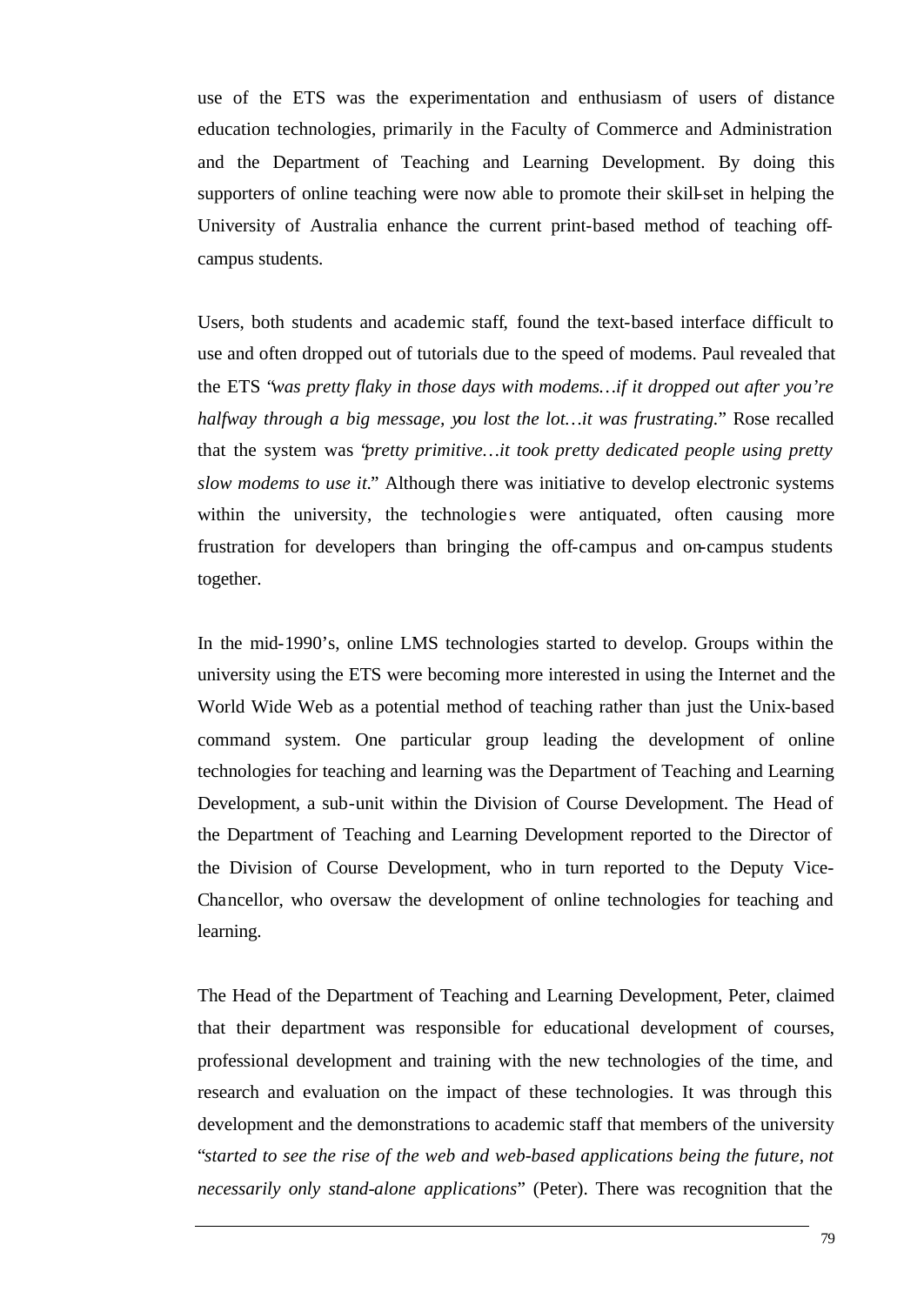use of the ETS was the experimentation and enthusiasm of users of distance education technologies, primarily in the Faculty of Commerce and Administration and the Department of Teaching and Learning Development. By doing this supporters of online teaching were now able to promote their skill-set in helping the University of Australia enhance the current print-based method of teaching off-campus students.

Users, both students and academic staff, found the text-based interface difficult to use and often dropped out of tutorials due to the speed of modems. Paul revealed that the ETS "*was pretty flaky in those days with modems…if it dropped out after you're halfway through a big message, you lost the lot…it was frustrating.*" Rose recalled that the system was "*pretty primitive…it took pretty dedicated people using pretty slow modems to use it.*" Although there was initiative to develop electronic systems within the university, the technologies were antiquated, often causing more frustration for developers than bringing the off-campus and on-campus students together.

In the mid-1990's, online LMS technologies started to develop. Groups within the university using the ETS were becoming more interested in using the Internet and the World Wide Web as a potential method of teaching rather than just the Unix-based command system. One particular group leading the development of online technologies for teaching and learning was the Department of Teaching and Learning Development, a sub-unit within the Division of Course Development. The Head of the Department of Teaching and Learning Development reported to the Director of the Division of Course Development, who in turn reported to the Deputy Vice-Chancellor, who oversaw the development of online technologies for teaching and learning.

The Head of the Department of Teaching and Learning Development, Peter, claimed that their department was responsible for educational development of courses, professional development and training with the new technologies of the time, and research and evaluation on the impact of these technologies. It was through this development and the demonstrations to academic staff that members of the university "*started to see the rise of the web and web-based applications being the future, not necessarily only stand-alone applications*" (Peter). There was recognition that the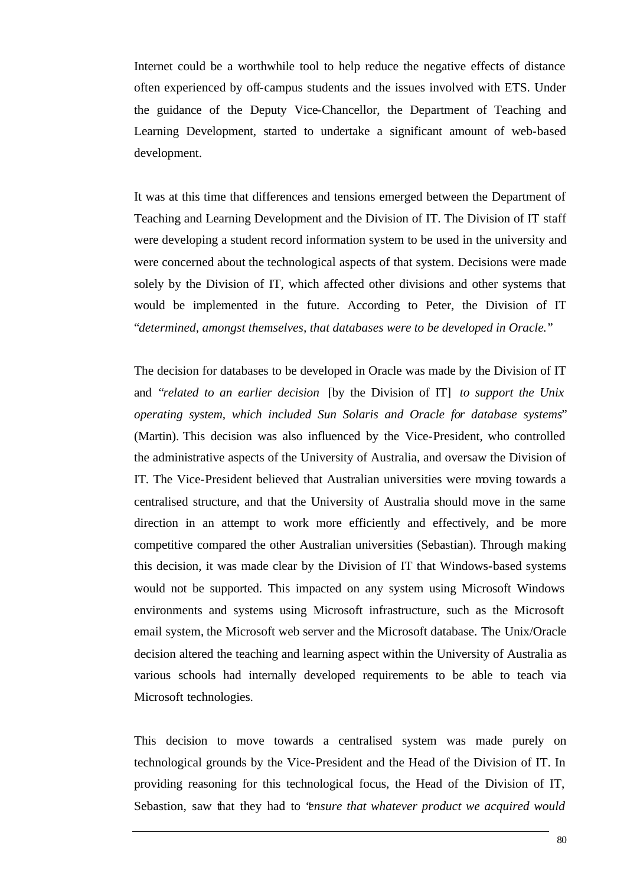Internet could be a worthwhile tool to help reduce the negative effects of distance often experienced by off-campus students and the issues involved with ETS. Under the guidance of the Deputy Vice-Chancellor, the Department of Teaching and Learning Development, started to undertake a significant amount of web-based development.

It was at this time that differences and tensions emerged between the Department of Teaching and Learning Development and the Division of IT. The Division of IT staff were developing a student record information system to be used in the university and were concerned about the technological aspects of that system. Decisions were made solely by the Division of IT, which affected other divisions and other systems that would be implemented in the future. According to Peter, the Division of IT "*determined, amongst themselves, that databases were to be developed in Oracle.*"

The decision for databases to be developed in Oracle was made by the Division of IT and "*related to an earlier decision* [by the Division of IT] *to support the Unix operating system, which included Sun Solaris and Oracle for database systems*" (Martin). This decision was also influenced by the Vice-President, who controlled the administrative aspects of the University of Australia, and oversaw the Division of IT. The Vice-President believed that Australian universities were moving towards a centralised structure, and that the University of Australia should move in the same direction in an attempt to work more efficiently and effectively, and be more competitive compared the other Australian universities (Sebastian). Through making this decision, it was made clear by the Division of IT that Windows-based systems would not be supported. This impacted on any system using Microsoft Windows environments and systems using Microsoft infrastructure, such as the Microsoft email system, the Microsoft web server and the Microsoft database. The Unix/Oracle decision altered the teaching and learning aspect within the University of Australia as various schools had internally developed requirements to be able to teach via Microsoft technologies.

This decision to move towards a centralised system was made purely on technological grounds by the Vice-President and the Head of the Division of IT. In providing reasoning for this technological focus, the Head of the Division of IT, Sebastion, saw that they had to "*ensure that whatever product we acquired would*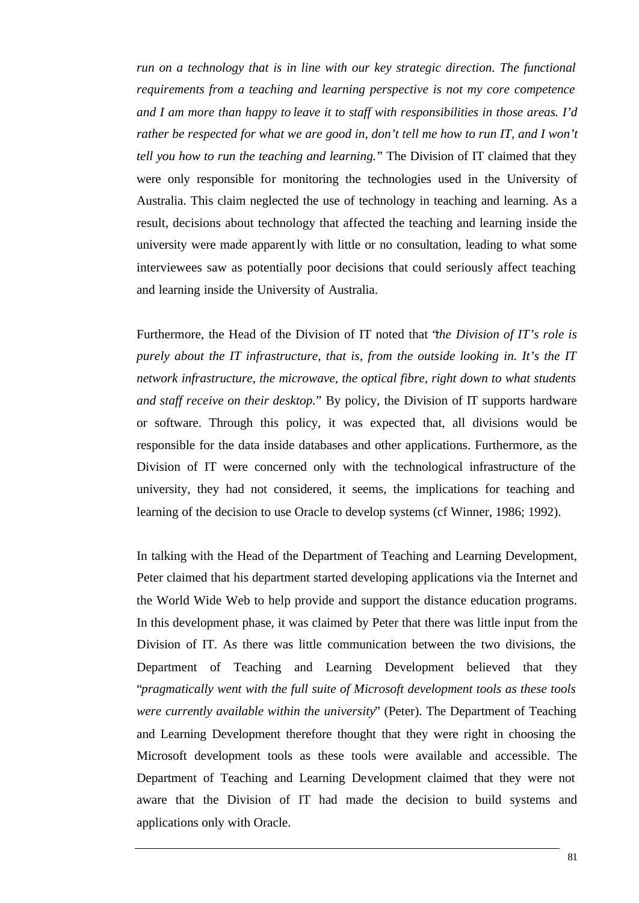*run on a technology that is in line with our key strategic direction. The functional requirements from a teaching and learning perspective is not my core competence and I am more than happy to leave it to staff with responsibilities in those areas. I'd rather be respected for what we are good in, don't tell me how to run IT, and I won't tell you how to run the teaching and learning."* The Division of IT claimed that they were only responsible for monitoring the technologies used in the University of Australia. This claim neglected the use of technology in teaching and learning. As a result, decisions about technology that affected the teaching and learning inside the university were made apparently with little or no consultation, leading to what some interviewees saw as potentially poor decisions that could seriously affect teaching and learning inside the University of Australia.

Furthermore, the Head of the Division of IT noted that "*the Division of IT's role is purely about the IT infrastructure, that is, from the outside looking in. It's the IT network infrastructure, the microwave, the optical fibre, right down to what students and staff receive on their desktop.*" By policy, the Division of IT supports hardware or software. Through this policy, it was expected that, all divisions would be responsible for the data inside databases and other applications. Furthermore, as the Division of IT were concerned only with the technological infrastructure of the university, they had not considered, it seems, the implications for teaching and learning of the decision to use Oracle to develop systems (cf Winner, 1986; 1992).

In talking with the Head of the Department of Teaching and Learning Development, Peter claimed that his department started developing applications via the Internet and the World Wide Web to help provide and support the distance education programs. In this development phase, it was claimed by Peter that there was little input from the Division of IT. As there was little communication between the two divisions, the Department of Teaching and Learning Development believed that they "*pragmatically went with the full suite of Microsoft development tools as these tools were currently available within the university*" (Peter). The Department of Teaching and Learning Development therefore thought that they were right in choosing the Microsoft development tools as these tools were available and accessible. The Department of Teaching and Learning Development claimed that they were not aware that the Division of IT had made the decision to build systems and applications only with Oracle.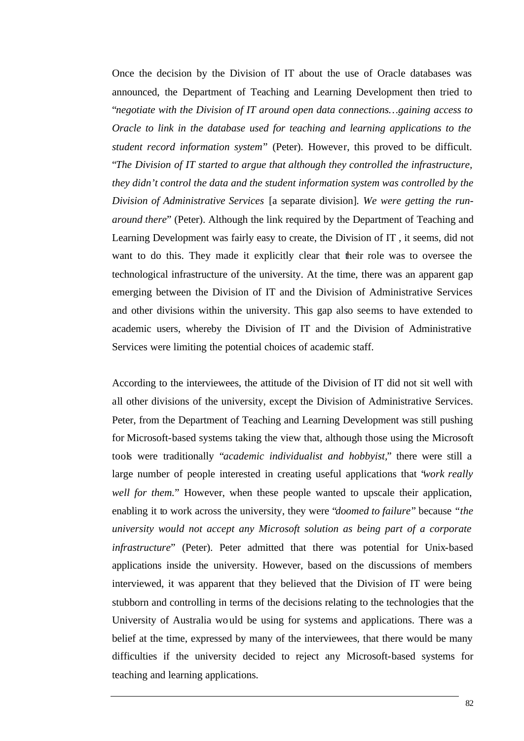Once the decision by the Division of IT about the use of Oracle databases was announced, the Department of Teaching and Learning Development then tried to "*negotiate with the Division of IT around open data connections…gaining access to Oracle to link in the database used for teaching and learning applications to the student record information system*" (Peter). However, this proved to be difficult. "*The Division of IT started to argue that although they controlled the infrastructure, they didn't control the data and the student information system was controlled by the Division of Administrative Services* [a separate division]. *We were getting the run-around there*" (Peter). Although the link required by the Department of Teaching and Learning Development was fairly easy to create, the Division of IT , it seems, did not want to do this. They made it explicitly clear that their role was to oversee the technological infrastructure of the university. At the time, there was an apparent gap emerging between the Division of IT and the Division of Administrative Services and other divisions within the university. This gap also seems to have extended to academic users, whereby the Division of IT and the Division of Administrative Services were limiting the potential choices of academic staff.

According to the interviewees, the attitude of the Division of IT did not sit well with all other divisions of the university, except the Division of Administrative Services. Peter, from the Department of Teaching and Learning Development was still pushing for Microsoft-based systems taking the view that, although those using the Microsoft tools were traditionally "*academic individualist and hobbyist*," there were still a large number of people interested in creating useful applications that "*work really well for them.*" However, when these people wanted to upscale their application, enabling it to work across the university, they were "*doomed to failure*" because "*the university would not accept any Microsoft solution as being part of a corporate infrastructure*" (Peter). Peter admitted that there was potential for Unix-based applications inside the university. However, based on the discussions of members interviewed, it was apparent that they believed that the Division of IT were being stubborn and controlling in terms of the decisions relating to the technologies that the University of Australia would be using for systems and applications. There was a belief at the time, expressed by many of the interviewees, that there would be many difficulties if the university decided to reject any Microsoft-based systems for teaching and learning applications.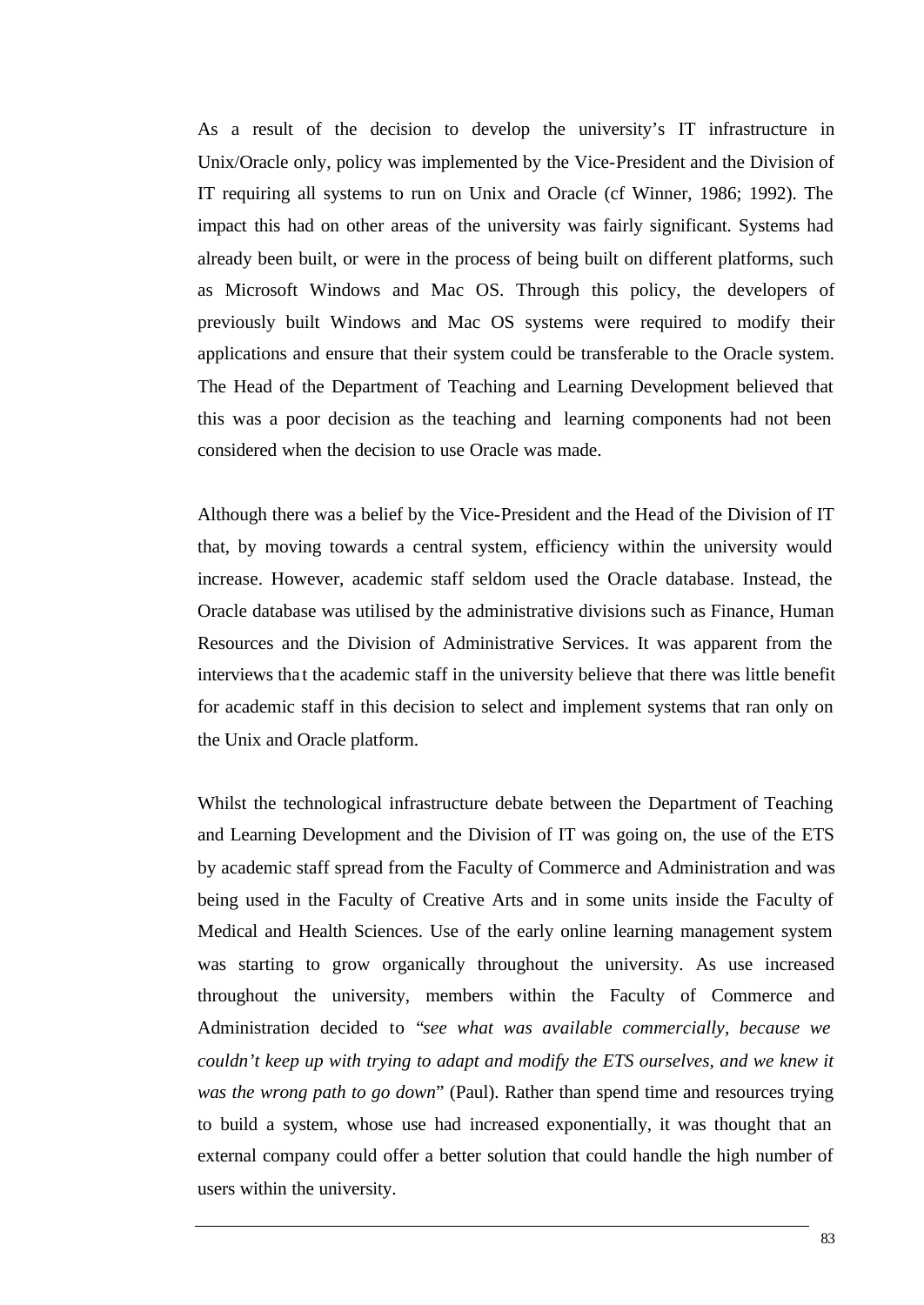As a result of the decision to develop the university's IT infrastructure in Unix/Oracle only, policy was implemented by the Vice-President and the Division of IT requiring all systems to run on Unix and Oracle (cf Winner, 1986; 1992). The impact this had on other areas of the university was fairly significant. Systems had already been built, or were in the process of being built on different platforms, such as Microsoft Windows and Mac OS. Through this policy, the developers of previously built Windows and Mac OS systems were required to modify their applications and ensure that their system could be transferable to the Oracle system. The Head of the Department of Teaching and Learning Development believed that this was a poor decision as the teaching and learning components had not been considered when the decision to use Oracle was made.

Although there was a belief by the Vice-President and the Head of the Division of IT that, by moving towards a central system, efficiency within the university would increase. However, academic staff seldom used the Oracle database. Instead, the Oracle database was utilised by the administrative divisions such as Finance, Human Resources and the Division of Administrative Services. It was apparent from the interviews that the academic staff in the university believe that there was little benefit for academic staff in this decision to select and implement systems that ran only on the Unix and Oracle platform.

Whilst the technological infrastructure debate between the Department of Teaching and Learning Development and the Division of IT was going on, the use of the ETS by academic staff spread from the Faculty of Commerce and Administration and was being used in the Faculty of Creative Arts and in some units inside the Faculty of Medical and Health Sciences. Use of the early online learning management system was starting to grow organically throughout the university. As use increased throughout the university, members within the Faculty of Commerce and Administration decided to "*see what was available commercially, because we couldn't keep up with trying to adapt and modify the ETS ourselves, and we knew it was the wrong path to go down*" (Paul). Rather than spend time and resources trying to build a system, whose use had increased exponentially, it was thought that an external company could offer a better solution that could handle the high number of users within the university.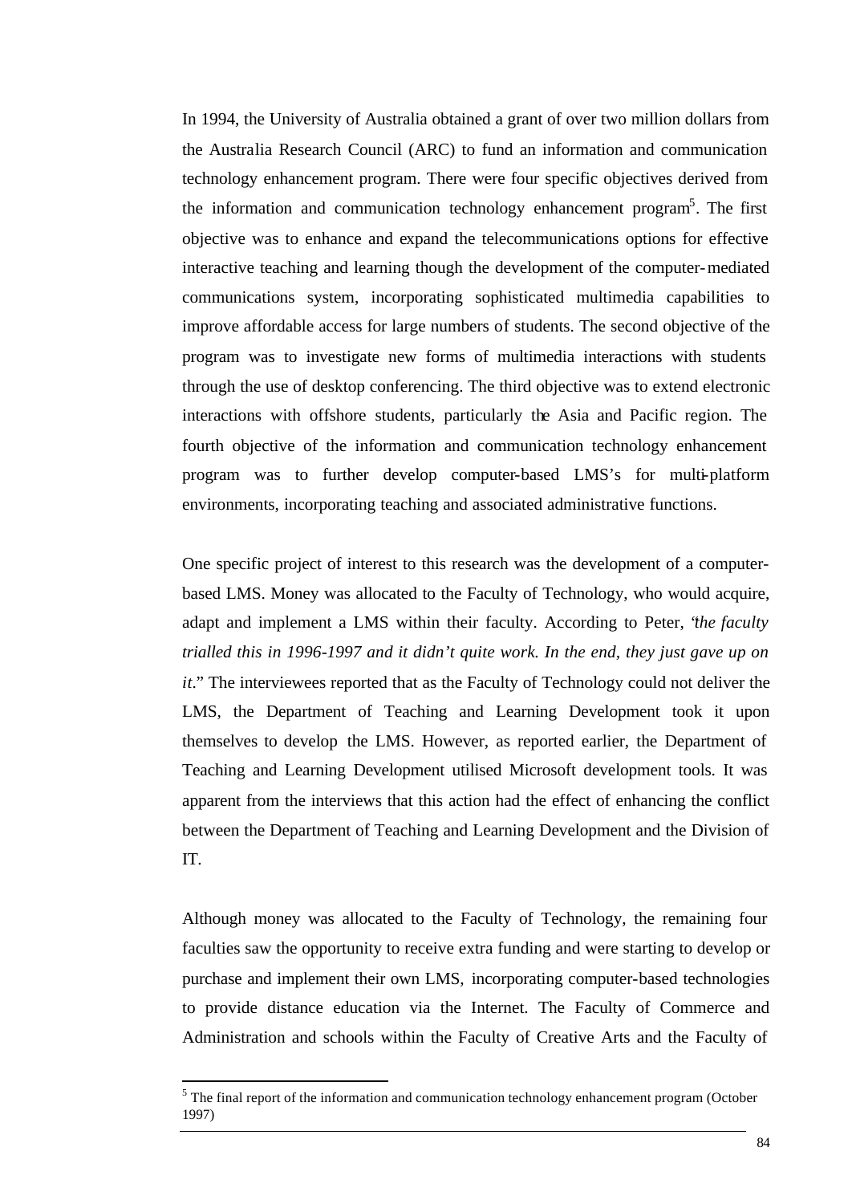In 1994, the University of Australia obtained a grant of over two million dollars from the Australia Research Council (ARC) to fund an information and communication technology enhancement program. There were four specific objectives derived from the information and communication technology enhancement program[5]. The first objective was to enhance and expand the telecommunications options for effective interactive teaching and learning though the development of the computer-mediated communications system, incorporating sophisticated multimedia capabilities to improve affordable access for large numbers of students. The second objective of the program was to investigate new forms of multimedia interactions with students through the use of desktop conferencing. The third objective was to extend electronic interactions with offshore students, particularly the Asia and Pacific region. The fourth objective of the information and communication technology enhancement program was to further develop computer-based LMS's for multi-platform environments, incorporating teaching and associated administrative functions.

One specific project of interest to this research was the development of a computer-based LMS. Money was allocated to the Faculty of Technology, who would acquire, adapt and implement a LMS within their faculty. According to Peter, "*the faculty trialled this in 1996-1997 and it didn't quite work. In the end, they just gave up on it*." The interviewees reported that as the Faculty of Technology could not deliver the LMS, the Department of Teaching and Learning Development took it upon themselves to develop the LMS. However, as reported earlier, the Department of Teaching and Learning Development utilised Microsoft development tools. It was apparent from the interviews that this action had the effect of enhancing the conflict between the Department of Teaching and Learning Development and the Division of IT.

Although money was allocated to the Faculty of Technology, the remaining four faculties saw the opportunity to receive extra funding and were starting to develop or purchase and implement their own LMS, incorporating computer-based technologies to provide distance education via the Internet. The Faculty of Commerce and Administration and schools within the Faculty of Creative Arts and the Faculty of

[5] The final report of the information and communication technology enhancement program (October 1997)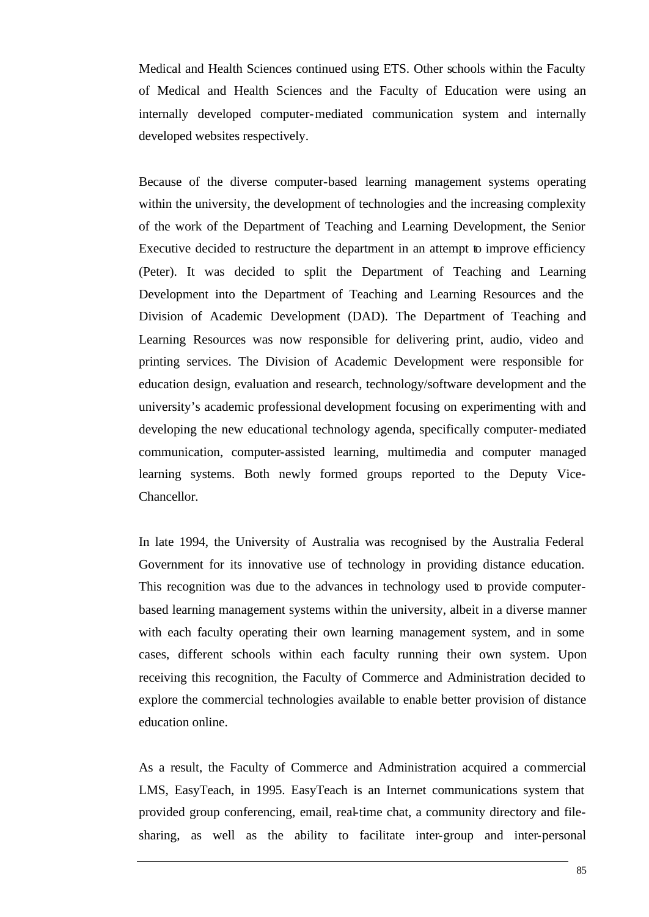Medical and Health Sciences continued using ETS. Other schools within the Faculty of Medical and Health Sciences and the Faculty of Education were using an internally developed computer-mediated communication system and internally developed websites respectively.

Because of the diverse computer-based learning management systems operating within the university, the development of technologies and the increasing complexity of the work of the Department of Teaching and Learning Development, the Senior Executive decided to restructure the department in an attempt to improve efficiency (Peter). It was decided to split the Department of Teaching and Learning Development into the Department of Teaching and Learning Resources and the Division of Academic Development (DAD). The Department of Teaching and Learning Resources was now responsible for delivering print, audio, video and printing services. The Division of Academic Development were responsible for education design, evaluation and research, technology/software development and the university's academic professional development focusing on experimenting with and developing the new educational technology agenda, specifically computer-mediated communication, computer-assisted learning, multimedia and computer managed learning systems. Both newly formed groups reported to the Deputy Vice-Chancellor.

In late 1994, the University of Australia was recognised by the Australia Federal Government for its innovative use of technology in providing distance education. This recognition was due to the advances in technology used to provide computer-based learning management systems within the university, albeit in a diverse manner with each faculty operating their own learning management system, and in some cases, different schools within each faculty running their own system. Upon receiving this recognition, the Faculty of Commerce and Administration decided to explore the commercial technologies available to enable better provision of distance education online.

As a result, the Faculty of Commerce and Administration acquired a commercial LMS, EasyTeach, in 1995. EasyTeach is an Internet communications system that provided group conferencing, email, real-time chat, a community directory and file-sharing, as well as the ability to facilitate inter-group and inter-personal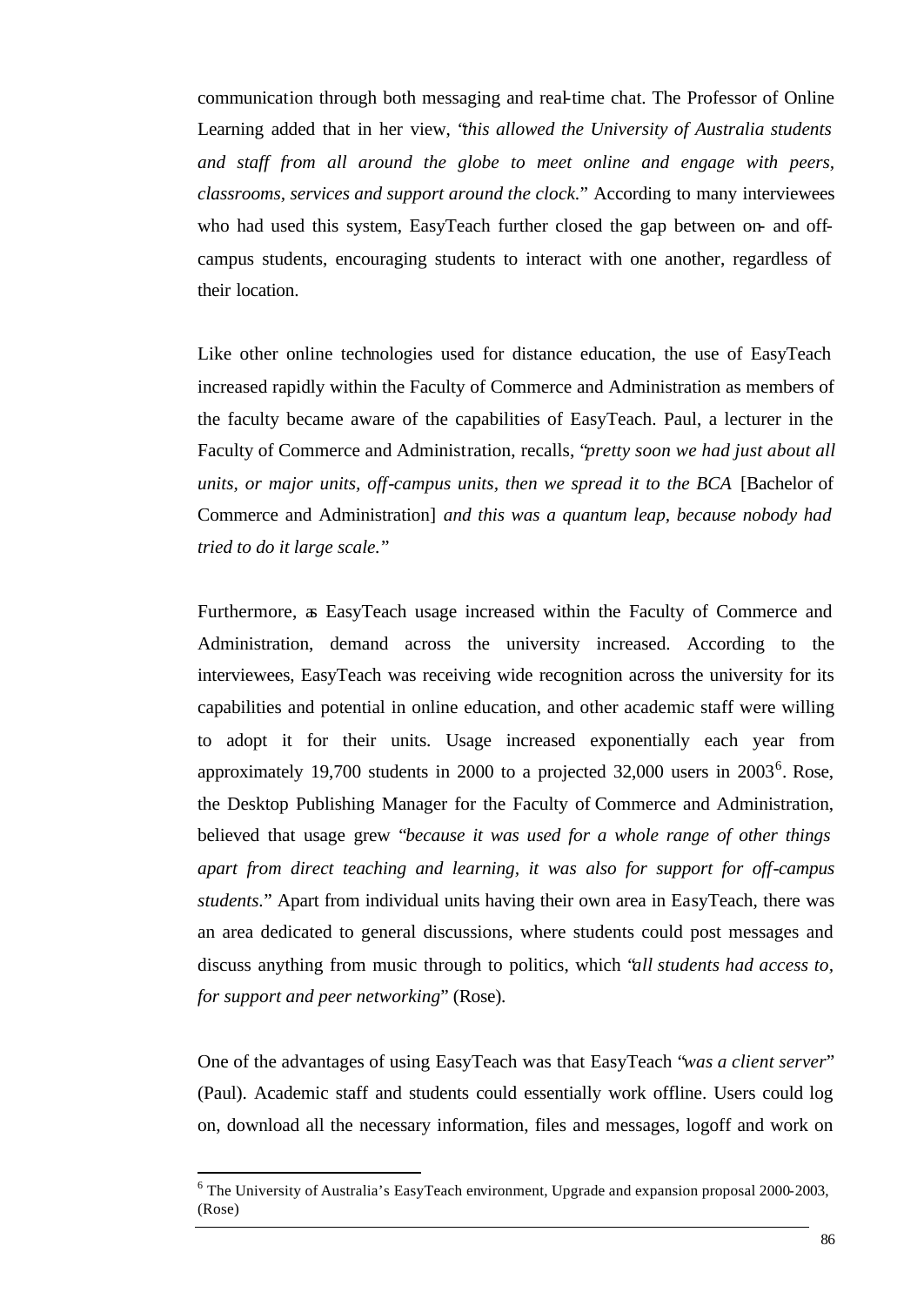communication through both messaging and real-time chat. The Professor of Online Learning added that in her view, "*this allowed the University of Australia students and staff from all around the globe to meet online and engage with peers, classrooms, services and support around the clock.*" According to many interviewees who had used this system, EasyTeach further closed the gap between on- and off-campus students, encouraging students to interact with one another, regardless of their location.

Like other online technologies used for distance education, the use of EasyTeach increased rapidly within the Faculty of Commerce and Administration as members of the faculty became aware of the capabilities of EasyTeach. Paul, a lecturer in the Faculty of Commerce and Administration, recalls, "*pretty soon we had just about all units, or major units, off-campus units, then we spread it to the BCA* [Bachelor of Commerce and Administration] *and this was a quantum leap, because nobody had tried to do it large scale.*"

Furthermore, as EasyTeach usage increased within the Faculty of Commerce and Administration, demand across the university increased. According to the interviewees, EasyTeach was receiving wide recognition across the university for its capabilities and potential in online education, and other academic staff were willing to adopt it for their units. Usage increased exponentially each year from approximately 19,700 students in 2000 to a projected 32,000 users in 2003[6]. Rose, the Desktop Publishing Manager for the Faculty of Commerce and Administration, believed that usage grew "*because it was used for a whole range of other things apart from direct teaching and learning, it was also for support for off-campus students.*" Apart from individual units having their own area in EasyTeach, there was an area dedicated to general discussions, where students could post messages and discuss anything from music through to politics, which "*all students had access to, for support and peer networking*" (Rose).

One of the advantages of using EasyTeach was that EasyTeach "*was a client server*" (Paul). Academic staff and students could essentially work offline. Users could log on, download all the necessary information, files and messages, logoff and work on

[6] The University of Australia's EasyTeach environment, Upgrade and expansion proposal 2000-2003, (Rose)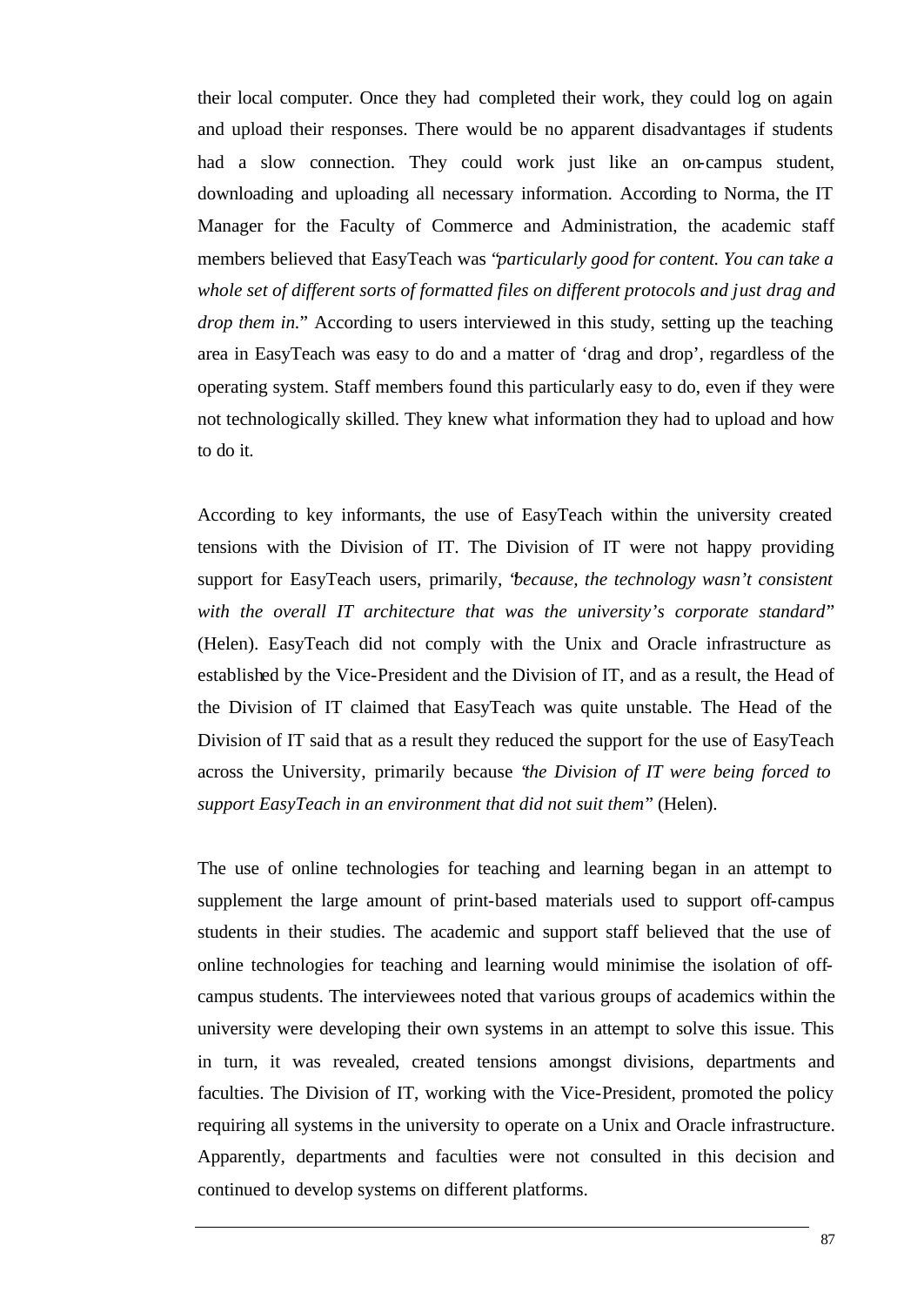their local computer. Once they had completed their work, they could log on again and upload their responses. There would be no apparent disadvantages if students had a slow connection. They could work just like an on-campus student, downloading and uploading all necessary information. According to Norma, the IT Manager for the Faculty of Commerce and Administration, the academic staff members believed that EasyTeach was "*particularly good for content. You can take a whole set of different sorts of formatted files on different protocols and just drag and drop them in.*" According to users interviewed in this study, setting up the teaching area in EasyTeach was easy to do and a matter of 'drag and drop', regardless of the operating system. Staff members found this particularly easy to do, even if they were not technologically skilled. They knew what information they had to upload and how to do it.

According to key informants, the use of EasyTeach within the university created tensions with the Division of IT. The Division of IT were not happy providing support for EasyTeach users, primarily, "*because, the technology wasn't consistent with the overall IT architecture that was the university's corporate standard*" (Helen). EasyTeach did not comply with the Unix and Oracle infrastructure as established by the Vice-President and the Division of IT, and as a result, the Head of the Division of IT claimed that EasyTeach was quite unstable. The Head of the Division of IT said that as a result they reduced the support for the use of EasyTeach across the University, primarily because "*the Division of IT were being forced to support EasyTeach in an environment that did not suit them*" (Helen).

The use of online technologies for teaching and learning began in an attempt to supplement the large amount of print-based materials used to support off-campus students in their studies. The academic and support staff believed that the use of online technologies for teaching and learning would minimise the isolation of off-campus students. The interviewees noted that various groups of academics within the university were developing their own systems in an attempt to solve this issue. This in turn, it was revealed, created tensions amongst divisions, departments and faculties. The Division of IT, working with the Vice-President, promoted the policy requiring all systems in the university to operate on a Unix and Oracle infrastructure. Apparently, departments and faculties were not consulted in this decision and continued to develop systems on different platforms.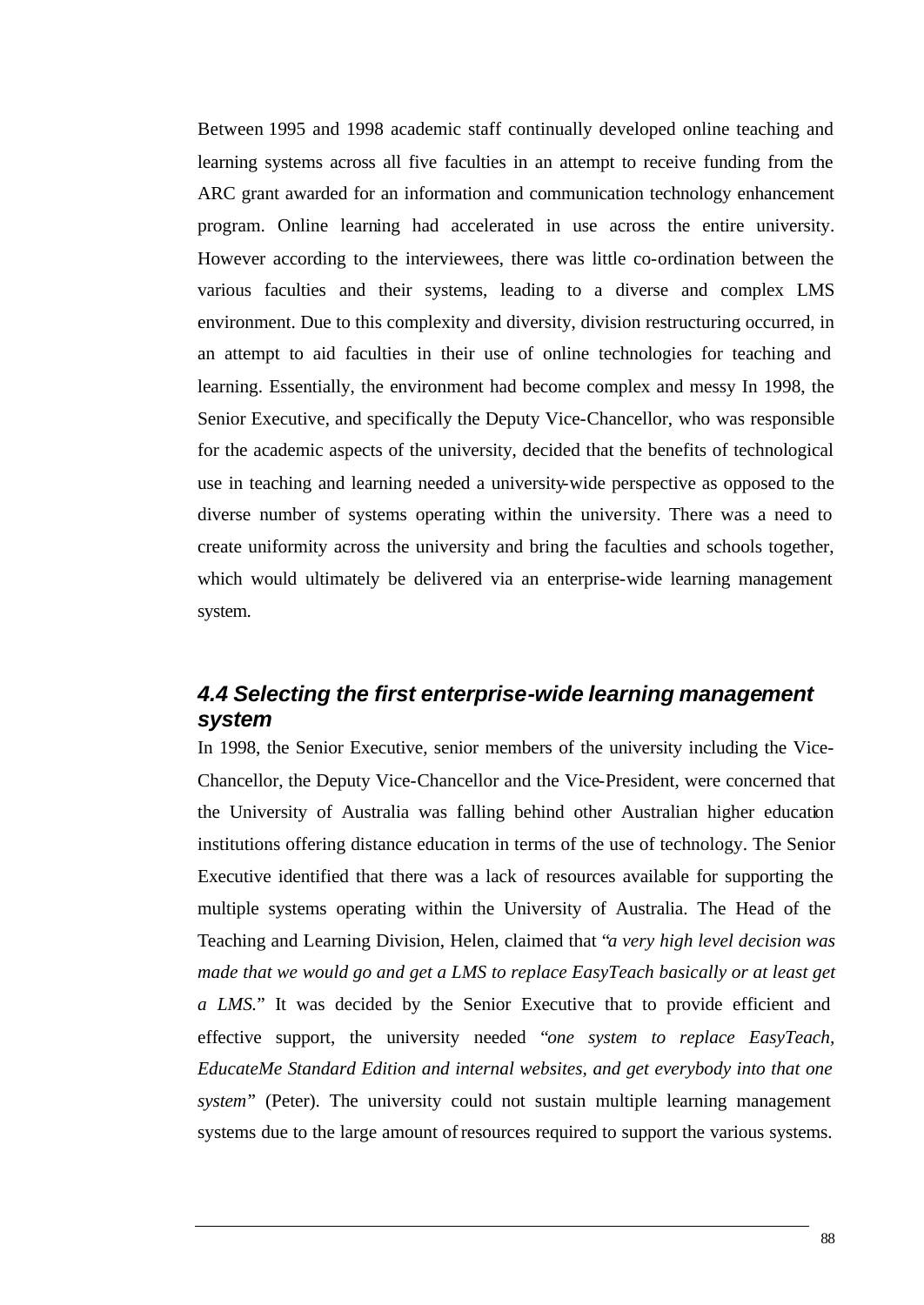Between 1995 and 1998 academic staff continually developed online teaching and learning systems across all five faculties in an attempt to receive funding from the ARC grant awarded for an information and communication technology enhancement program. Online learning had accelerated in use across the entire university. However according to the interviewees, there was little co-ordination between the various faculties and their systems, leading to a diverse and complex LMS environment. Due to this complexity and diversity, division restructuring occurred, in an attempt to aid faculties in their use of online technologies for teaching and learning. Essentially, the environment had become complex and messy In 1998, the Senior Executive, and specifically the Deputy Vice-Chancellor, who was responsible for the academic aspects of the university, decided that the benefits of technological use in teaching and learning needed a university-wide perspective as opposed to the diverse number of systems operating within the university. There was a need to create uniformity across the university and bring the faculties and schools together, which would ultimately be delivered via an enterprise-wide learning management system.

## 4.4 Selecting the first enterprise-wide learning management system

In 1998, the Senior Executive, senior members of the university including the Vice-Chancellor, the Deputy Vice-Chancellor and the Vice-President, were concerned that the University of Australia was falling behind other Australian higher education institutions offering distance education in terms of the use of technology. The Senior Executive identified that there was a lack of resources available for supporting the multiple systems operating within the University of Australia. The Head of the Teaching and Learning Division, Helen, claimed that "*a very high level decision was made that we would go and get a LMS to replace EasyTeach basically or at least get a LMS.*" It was decided by the Senior Executive that to provide efficient and effective support, the university needed "*one system to replace EasyTeach, EducateMe Standard Edition and internal websites, and get everybody into that one system*" (Peter). The university could not sustain multiple learning management systems due to the large amount of resources required to support the various systems.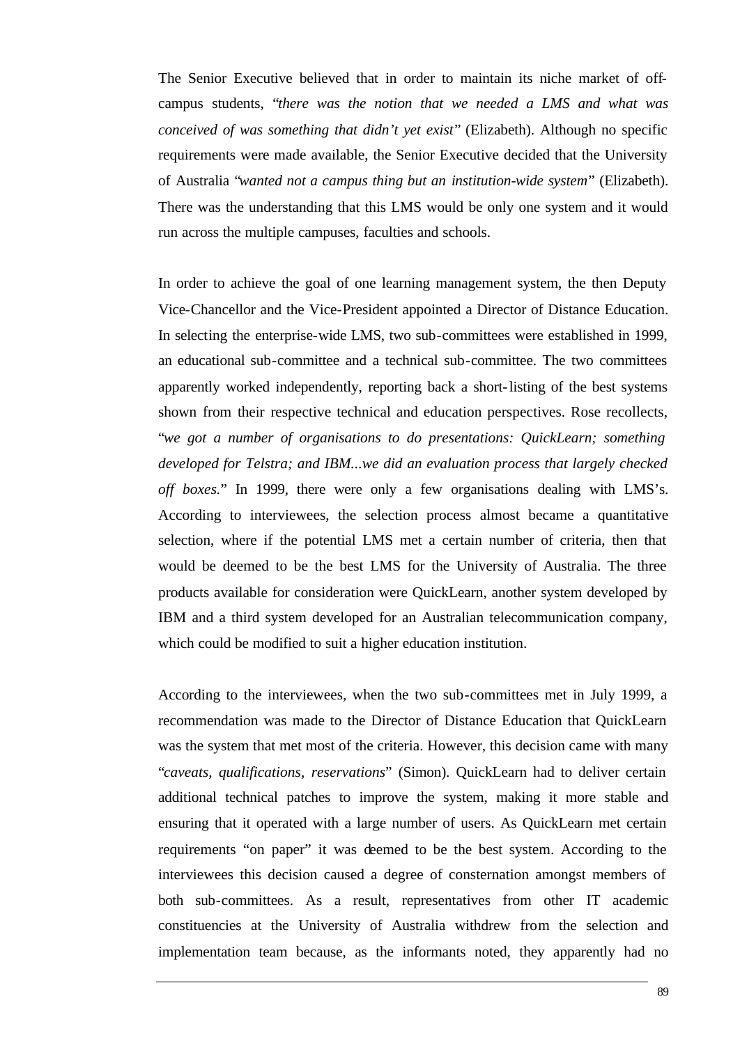The Senior Executive believed that in order to maintain its niche market of off-campus students, "*there was the notion that we needed a LMS and what was conceived of was something that didn't yet exist*" (Elizabeth). Although no specific requirements were made available, the Senior Executive decided that the University of Australia "*wanted not a campus thing but an institution-wide system*" (Elizabeth). There was the understanding that this LMS would be only one system and it would run across the multiple campuses, faculties and schools.

In order to achieve the goal of one learning management system, the then Deputy Vice-Chancellor and the Vice-President appointed a Director of Distance Education. In selecting the enterprise-wide LMS, two sub-committees were established in 1999, an educational sub-committee and a technical sub-committee. The two committees apparently worked independently, reporting back a short-listing of the best systems shown from their respective technical and education perspectives. Rose recollects, "*we got a number of organisations to do presentations: QuickLearn; something developed for Telstra; and IBM...we did an evaluation process that largely checked off boxes.*" In 1999, there were only a few organisations dealing with LMS's. According to interviewees, the selection process almost became a quantitative selection, where if the potential LMS met a certain number of criteria, then that would be deemed to be the best LMS for the University of Australia. The three products available for consideration were QuickLearn, another system developed by IBM and a third system developed for an Australian telecommunication company, which could be modified to suit a higher education institution.

According to the interviewees, when the two sub-committees met in July 1999, a recommendation was made to the Director of Distance Education that QuickLearn was the system that met most of the criteria. However, this decision came with many "*caveats, qualifications, reservations*" (Simon). QuickLearn had to deliver certain additional technical patches to improve the system, making it more stable and ensuring that it operated with a large number of users. As QuickLearn met certain requirements "on paper" it was deemed to be the best system. According to the interviewees this decision caused a degree of consternation amongst members of both sub-committees. As a result, representatives from other IT academic constituencies at the University of Australia withdrew from the selection and implementation team because, as the informants noted, they apparently had no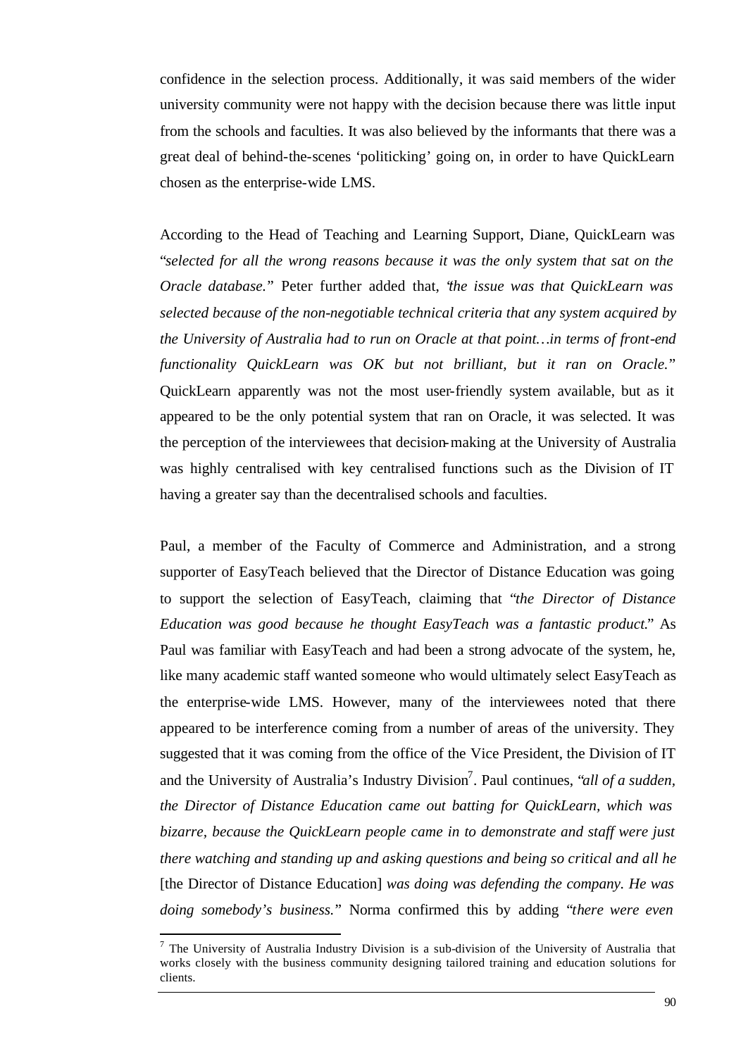confidence in the selection process. Additionally, it was said members of the wider university community were not happy with the decision because there was little input from the schools and faculties. It was also believed by the informants that there was a great deal of behind-the-scenes 'politicking' going on, in order to have QuickLearn chosen as the enterprise-wide LMS.

According to the Head of Teaching and Learning Support, Diane, QuickLearn was "*selected for all the wrong reasons because it was the only system that sat on the Oracle database.*" Peter further added that, "*the issue was that QuickLearn was selected because of the non-negotiable technical criteria that any system acquired by the University of Australia had to run on Oracle at that point…in terms of front-end functionality QuickLearn was OK but not brilliant, but it ran on Oracle.*" QuickLearn apparently was not the most user-friendly system available, but as it appeared to be the only potential system that ran on Oracle, it was selected. It was the perception of the interviewees that decision-making at the University of Australia was highly centralised with key centralised functions such as the Division of IT having a greater say than the decentralised schools and faculties.

Paul, a member of the Faculty of Commerce and Administration, and a strong supporter of EasyTeach believed that the Director of Distance Education was going to support the selection of EasyTeach, claiming that "*the Director of Distance Education was good because he thought EasyTeach was a fantastic product.*" As Paul was familiar with EasyTeach and had been a strong advocate of the system, he, like many academic staff wanted someone who would ultimately select EasyTeach as the enterprise-wide LMS. However, many of the interviewees noted that there appeared to be interference coming from a number of areas of the university. They suggested that it was coming from the office of the Vice President, the Division of IT and the University of Australia's Industry Division[7]. Paul continues, "*all of a sudden, the Director of Distance Education came out batting for QuickLearn, which was bizarre, because the QuickLearn people came in to demonstrate and staff were just there watching and standing up and asking questions and being so critical and all he* [the Director of Distance Education] *was doing was defending the company. He was doing somebody's business.*" Norma confirmed this by adding "*there were even*

---

[7] The University of Australia Industry Division is a sub-division of the University of Australia that works closely with the business community designing tailored training and education solutions for clients.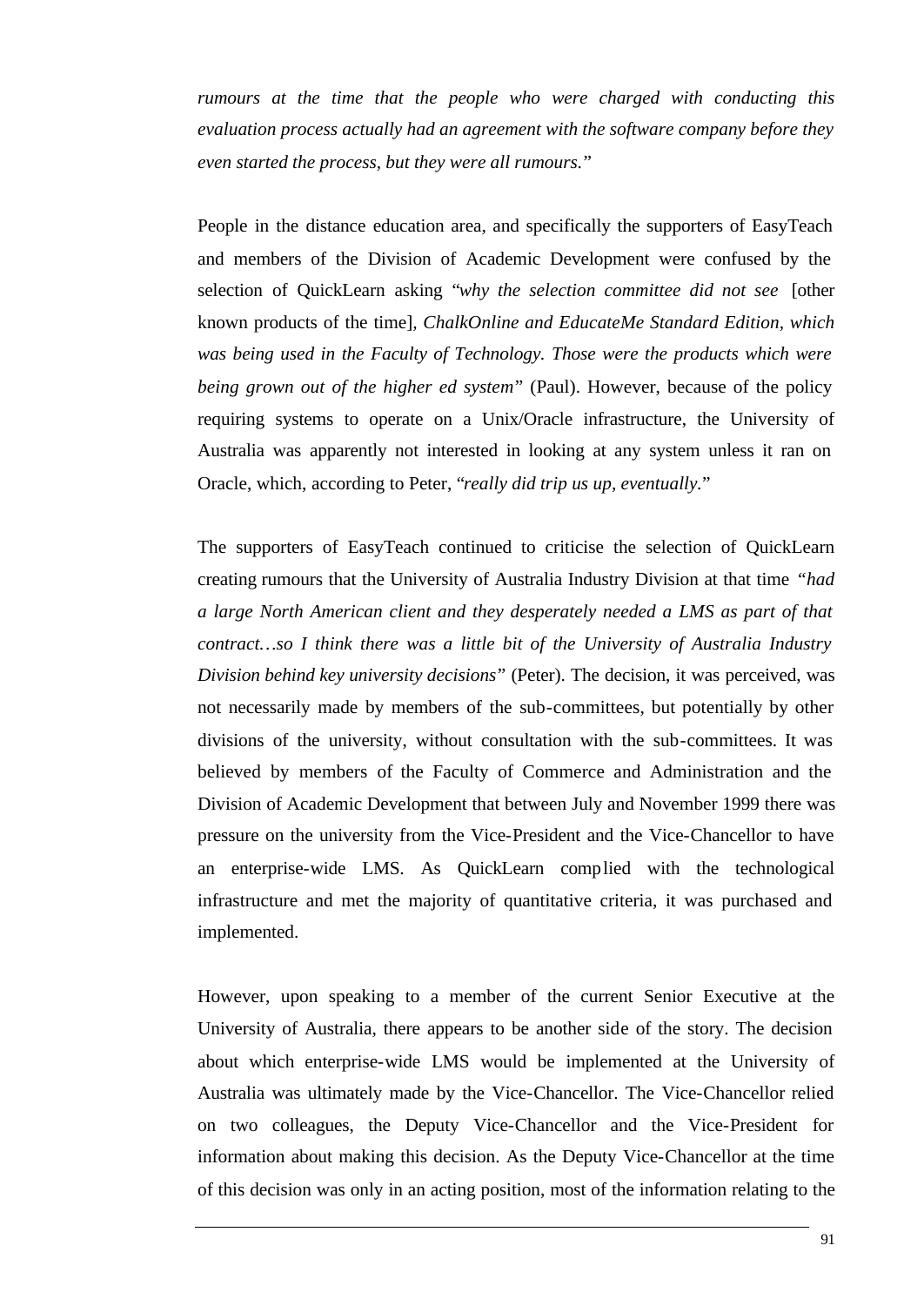*rumours at the time that the people who were charged with conducting this evaluation process actually had an agreement with the software company before they even started the process, but they were all rumours.*"

People in the distance education area, and specifically the supporters of EasyTeach and members of the Division of Academic Development were confused by the selection of QuickLearn asking "*why the selection committee did not see* [other known products of the time], *ChalkOnline and EducateMe Standard Edition, which was being used in the Faculty of Technology. Those were the products which were being grown out of the higher ed system*" (Paul). However, because of the policy requiring systems to operate on a Unix/Oracle infrastructure, the University of Australia was apparently not interested in looking at any system unless it ran on Oracle, which, according to Peter, "*really did trip us up, eventually.*"

The supporters of EasyTeach continued to criticise the selection of QuickLearn creating rumours that the University of Australia Industry Division at that time "*had a large North American client and they desperately needed a LMS as part of that contract…so I think there was a little bit of the University of Australia Industry Division behind key university decisions*" (Peter). The decision, it was perceived, was not necessarily made by members of the sub-committees, but potentially by other divisions of the university, without consultation with the sub-committees. It was believed by members of the Faculty of Commerce and Administration and the Division of Academic Development that between July and November 1999 there was pressure on the university from the Vice-President and the Vice-Chancellor to have an enterprise-wide LMS. As QuickLearn complied with the technological infrastructure and met the majority of quantitative criteria, it was purchased and implemented.

However, upon speaking to a member of the current Senior Executive at the University of Australia, there appears to be another side of the story. The decision about which enterprise-wide LMS would be implemented at the University of Australia was ultimately made by the Vice-Chancellor. The Vice-Chancellor relied on two colleagues, the Deputy Vice-Chancellor and the Vice-President for information about making this decision. As the Deputy Vice-Chancellor at the time of this decision was only in an acting position, most of the information relating to the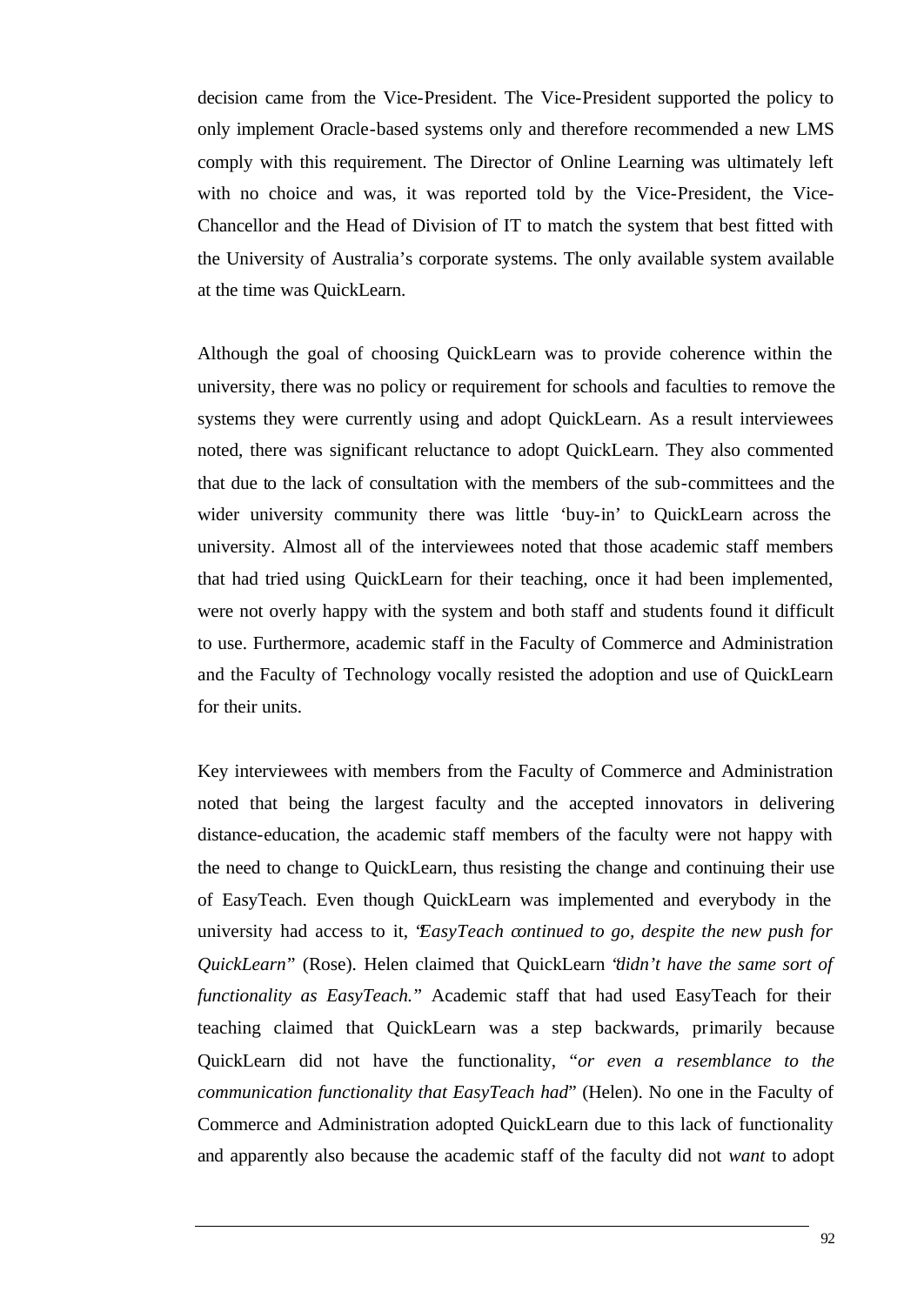decision came from the Vice-President. The Vice-President supported the policy to only implement Oracle-based systems only and therefore recommended a new LMS comply with this requirement. The Director of Online Learning was ultimately left with no choice and was, it was reported told by the Vice-President, the Vice-Chancellor and the Head of Division of IT to match the system that best fitted with the University of Australia's corporate systems. The only available system available at the time was QuickLearn.

Although the goal of choosing QuickLearn was to provide coherence within the university, there was no policy or requirement for schools and faculties to remove the systems they were currently using and adopt QuickLearn. As a result interviewees noted, there was significant reluctance to adopt QuickLearn. They also commented that due to the lack of consultation with the members of the sub-committees and the wider university community there was little 'buy-in' to QuickLearn across the university. Almost all of the interviewees noted that those academic staff members that had tried using QuickLearn for their teaching, once it had been implemented, were not overly happy with the system and both staff and students found it difficult to use. Furthermore, academic staff in the Faculty of Commerce and Administration and the Faculty of Technology vocally resisted the adoption and use of QuickLearn for their units.

Key interviewees with members from the Faculty of Commerce and Administration noted that being the largest faculty and the accepted innovators in delivering distance-education, the academic staff members of the faculty were not happy with the need to change to QuickLearn, thus resisting the change and continuing their use of EasyTeach. Even though QuickLearn was implemented and everybody in the university had access to it, "*EasyTeach continued to go, despite the new push for QuickLearn*" (Rose). Helen claimed that QuickLearn "*didn't have the same sort of functionality as EasyTeach.*" Academic staff that had used EasyTeach for their teaching claimed that QuickLearn was a step backwards, primarily because QuickLearn did not have the functionality, "*or even a resemblance to the communication functionality that EasyTeach had*" (Helen). No one in the Faculty of Commerce and Administration adopted QuickLearn due to this lack of functionality and apparently also because the academic staff of the faculty did not *want* to adopt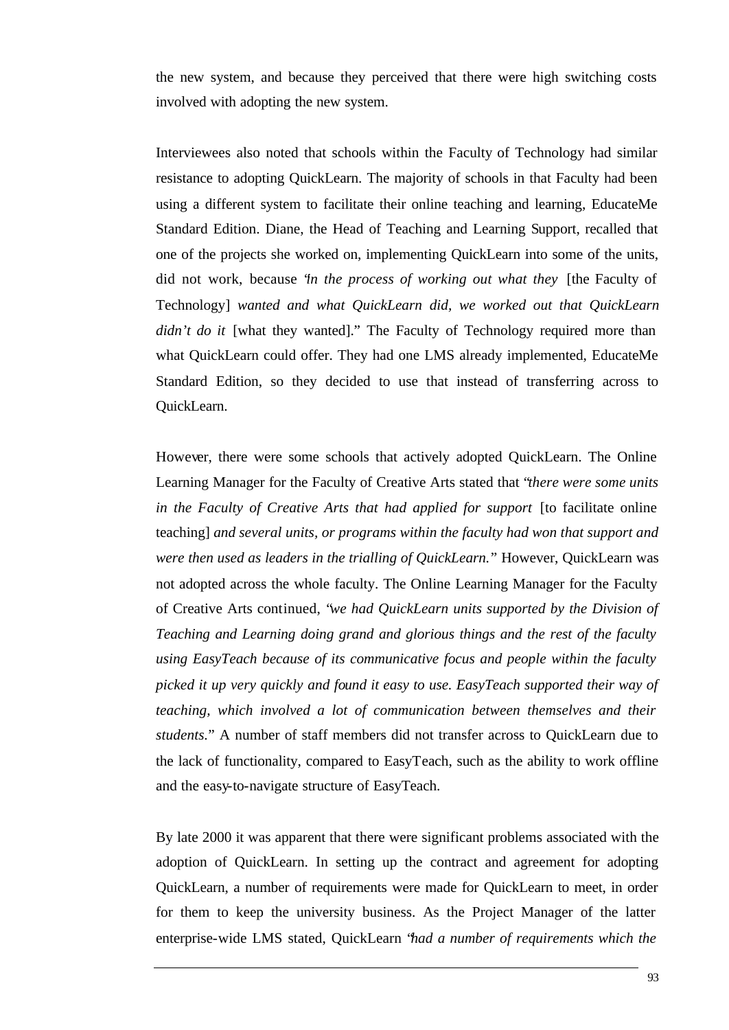the new system, and because they perceived that there were high switching costs involved with adopting the new system.

Interviewees also noted that schools within the Faculty of Technology had similar resistance to adopting QuickLearn. The majority of schools in that Faculty had been using a different system to facilitate their online teaching and learning, EducateMe Standard Edition. Diane, the Head of Teaching and Learning Support, recalled that one of the projects she worked on, implementing QuickLearn into some of the units, did not work, because "*in the process of working out what they* [the Faculty of Technology] *wanted and what QuickLearn did, we worked out that QuickLearn didn't do it* [what they wanted]." The Faculty of Technology required more than what QuickLearn could offer. They had one LMS already implemented, EducateMe Standard Edition, so they decided to use that instead of transferring across to QuickLearn.

However, there were some schools that actively adopted QuickLearn. The Online Learning Manager for the Faculty of Creative Arts stated that "*there were some units in the Faculty of Creative Arts that had applied for support* [to facilitate online teaching] *and several units, or programs within the faculty had won that support and were then used as leaders in the trialling of QuickLearn.*" However, QuickLearn was not adopted across the whole faculty. The Online Learning Manager for the Faculty of Creative Arts continued, "*we had QuickLearn units supported by the Division of Teaching and Learning doing grand and glorious things and the rest of the faculty using EasyTeach because of its communicative focus and people within the faculty picked it up very quickly and found it easy to use. EasyTeach supported their way of teaching, which involved a lot of communication between themselves and their students.*" A number of staff members did not transfer across to QuickLearn due to the lack of functionality, compared to EasyTeach, such as the ability to work offline and the easy-to-navigate structure of EasyTeach.

By late 2000 it was apparent that there were significant problems associated with the adoption of QuickLearn. In setting up the contract and agreement for adopting QuickLearn, a number of requirements were made for QuickLearn to meet, in order for them to keep the university business. As the Project Manager of the latter enterprise-wide LMS stated, QuickLearn "*had a number of requirements which the*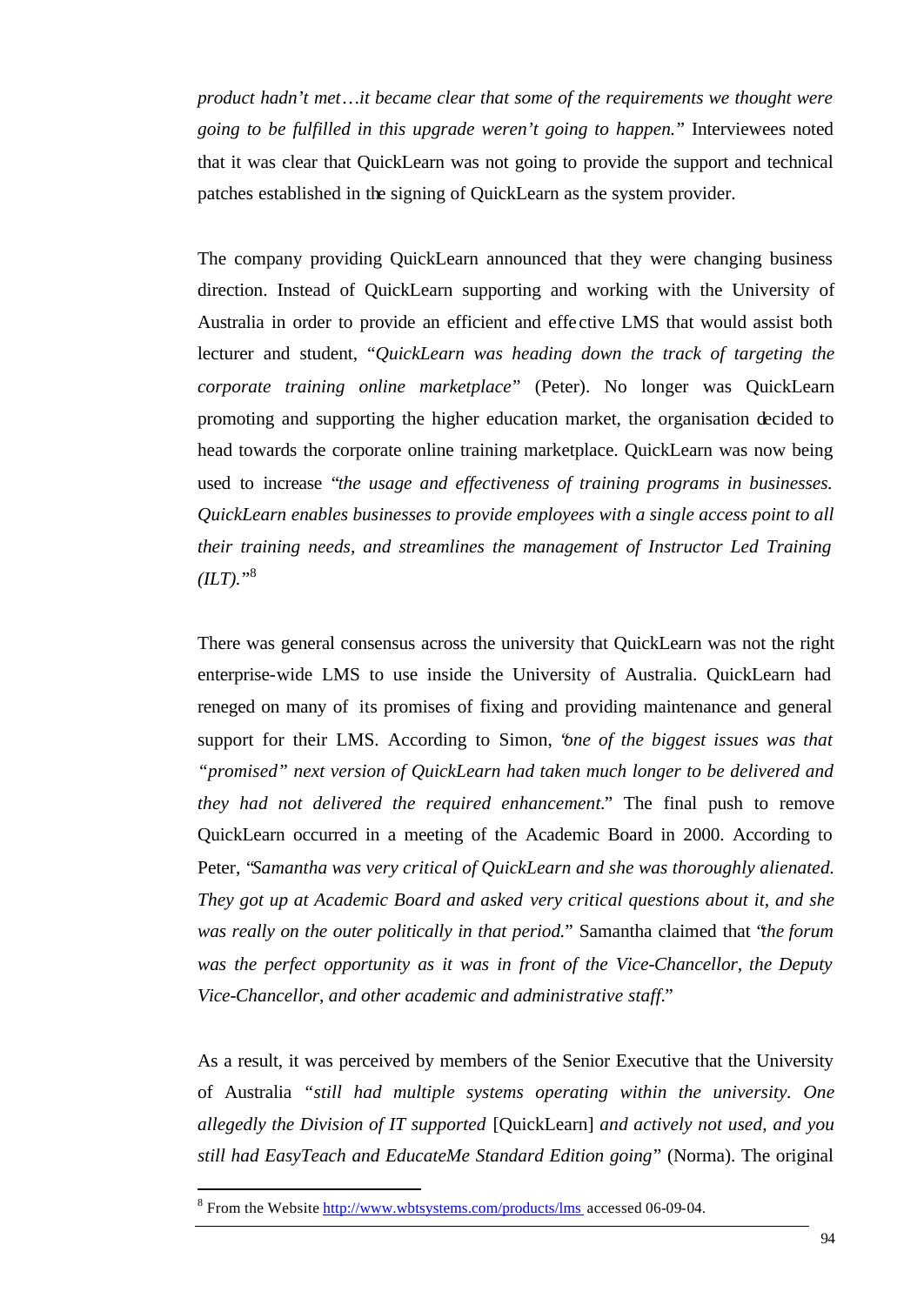*product hadn't met…it became clear that some of the requirements we thought were going to be fulfilled in this upgrade weren't going to happen."* Interviewees noted that it was clear that QuickLearn was not going to provide the support and technical patches established in the signing of QuickLearn as the system provider.

The company providing QuickLearn announced that they were changing business direction. Instead of QuickLearn supporting and working with the University of Australia in order to provide an efficient and effective LMS that would assist both lecturer and student, "*QuickLearn was heading down the track of targeting the corporate training online marketplace*" (Peter). No longer was QuickLearn promoting and supporting the higher education market, the organisation decided to head towards the corporate online training marketplace. QuickLearn was now being used to increase *"the usage and effectiveness of training programs in businesses. QuickLearn enables businesses to provide employees with a single access point to all their training needs, and streamlines the management of Instructor Led Training (ILT)."*[8]

There was general consensus across the university that QuickLearn was not the right enterprise-wide LMS to use inside the University of Australia. QuickLearn had reneged on many of its promises of fixing and providing maintenance and general support for their LMS. According to Simon, "*one of the biggest issues was that "promised" next version of QuickLearn had taken much longer to be delivered and they had not delivered the required enhancement.*" The final push to remove QuickLearn occurred in a meeting of the Academic Board in 2000. According to Peter, "*Samantha was very critical of QuickLearn and she was thoroughly alienated. They got up at Academic Board and asked very critical questions about it, and she was really on the outer politically in that period.*" Samantha claimed that "*the forum was the perfect opportunity as it was in front of the Vice-Chancellor, the Deputy Vice-Chancellor, and other academic and administrative staff.*"

As a result, it was perceived by members of the Senior Executive that the University of Australia *"still had multiple systems operating within the university. One allegedly the Division of IT supported* [QuickLearn] *and actively not used, and you still had EasyTeach and EducateMe Standard Edition going*" (Norma). The original

[8] From the Website http://www.wbtsystems.com/products/lms accessed 06-09-04.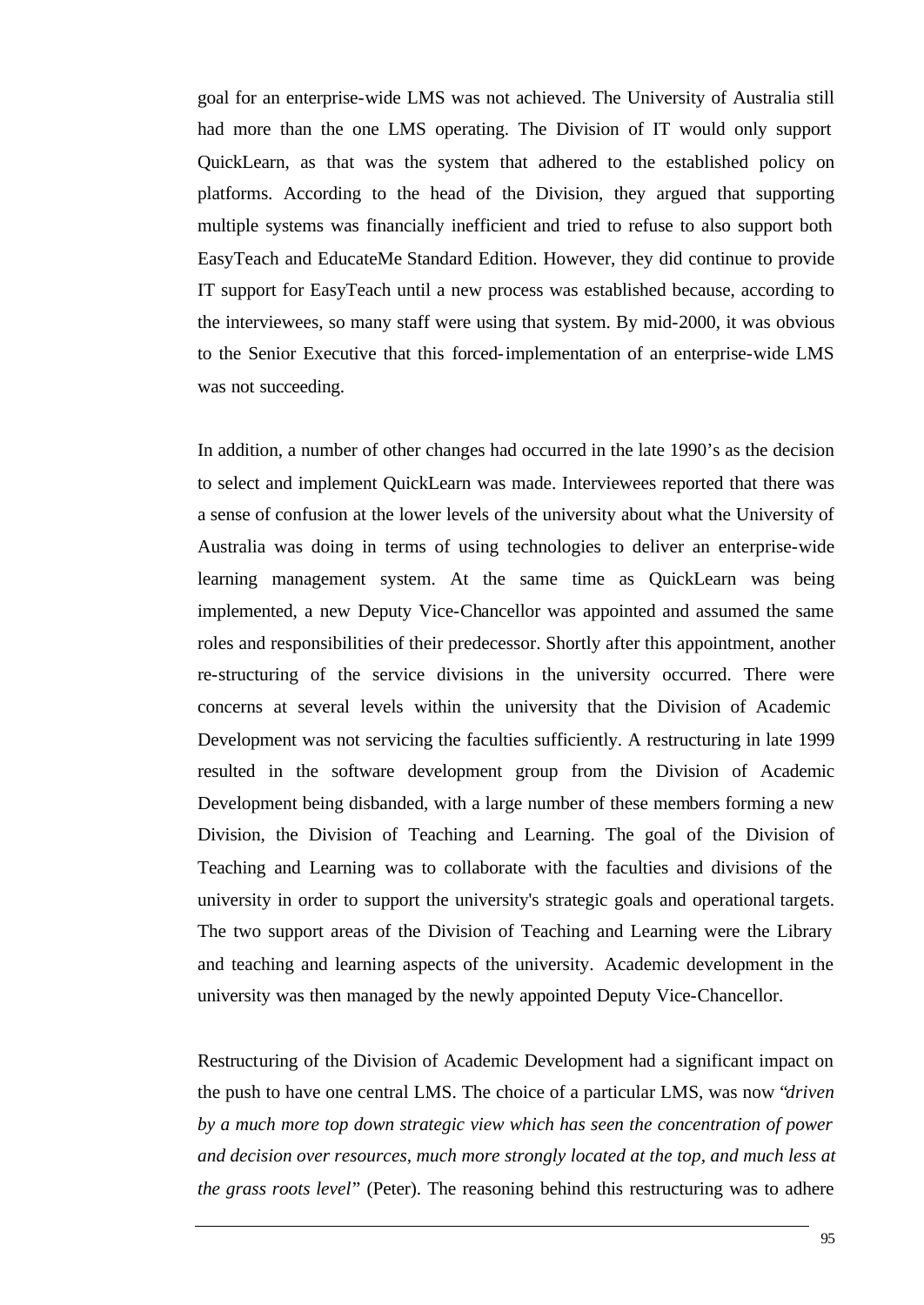goal for an enterprise-wide LMS was not achieved. The University of Australia still had more than the one LMS operating. The Division of IT would only support QuickLearn, as that was the system that adhered to the established policy on platforms. According to the head of the Division, they argued that supporting multiple systems was financially inefficient and tried to refuse to also support both EasyTeach and EducateMe Standard Edition. However, they did continue to provide IT support for EasyTeach until a new process was established because, according to the interviewees, so many staff were using that system. By mid-2000, it was obvious to the Senior Executive that this forced-implementation of an enterprise-wide LMS was not succeeding.

In addition, a number of other changes had occurred in the late 1990's as the decision to select and implement QuickLearn was made. Interviewees reported that there was a sense of confusion at the lower levels of the university about what the University of Australia was doing in terms of using technologies to deliver an enterprise-wide learning management system. At the same time as QuickLearn was being implemented, a new Deputy Vice-Chancellor was appointed and assumed the same roles and responsibilities of their predecessor. Shortly after this appointment, another re-structuring of the service divisions in the university occurred. There were concerns at several levels within the university that the Division of Academic Development was not servicing the faculties sufficiently. A restructuring in late 1999 resulted in the software development group from the Division of Academic Development being disbanded, with a large number of these members forming a new Division, the Division of Teaching and Learning. The goal of the Division of Teaching and Learning was to collaborate with the faculties and divisions of the university in order to support the university's strategic goals and operational targets. The two support areas of the Division of Teaching and Learning were the Library and teaching and learning aspects of the university. Academic development in the university was then managed by the newly appointed Deputy Vice-Chancellor.

Restructuring of the Division of Academic Development had a significant impact on the push to have one central LMS. The choice of a particular LMS, was now *"driven by a much more top down strategic view which has seen the concentration of power and decision over resources, much more strongly located at the top, and much less at the grass roots level"* (Peter). The reasoning behind this restructuring was to adhere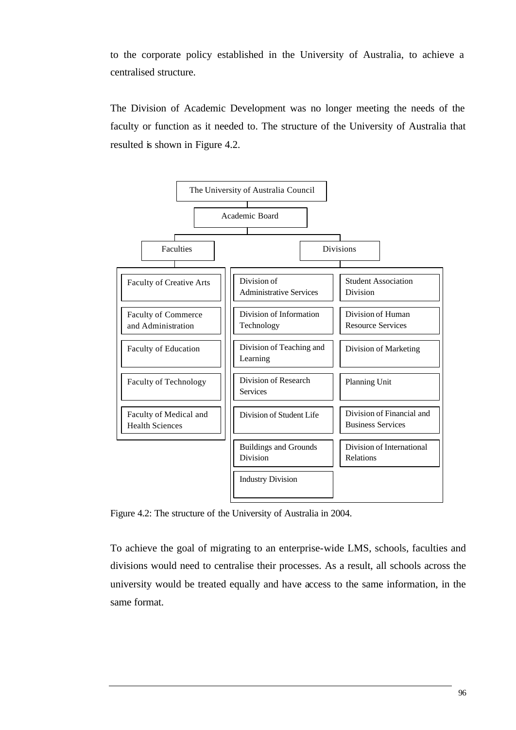to the corporate policy established in the University of Australia, to achieve a centralised structure.

The Division of Academic Development was no longer meeting the needs of the faculty or function as it needed to. The structure of the University of Australia that resulted is shown in Figure 4.2.

- The University of Australia Council
  - Academic Board
    - Faculties
      - Faculty of Creative Arts
      - Faculty of Commerce and Administration
      - Faculty of Education
      - Faculty of Technology
      - Faculty of Medical and Health Sciences
    - Divisions
      - Division of Administrative Services
      - Division of Information Technology
      - Division of Teaching and Learning
      - Division of Research Services
      - Division of Student Life
      - Buildings and Grounds Division
      - Industry Division
      - Student Association Division
      - Division of Human Resource Services
      - Division of Marketing
      - Planning Unit
      - Division of Financial and Business Services
      - Division of International Relations

Figure 4.2: The structure of the University of Australia in 2004.

To achieve the goal of migrating to an enterprise-wide LMS, schools, faculties and divisions would need to centralise their processes. As a result, all schools across the university would be treated equally and have access to the same information, in the same format.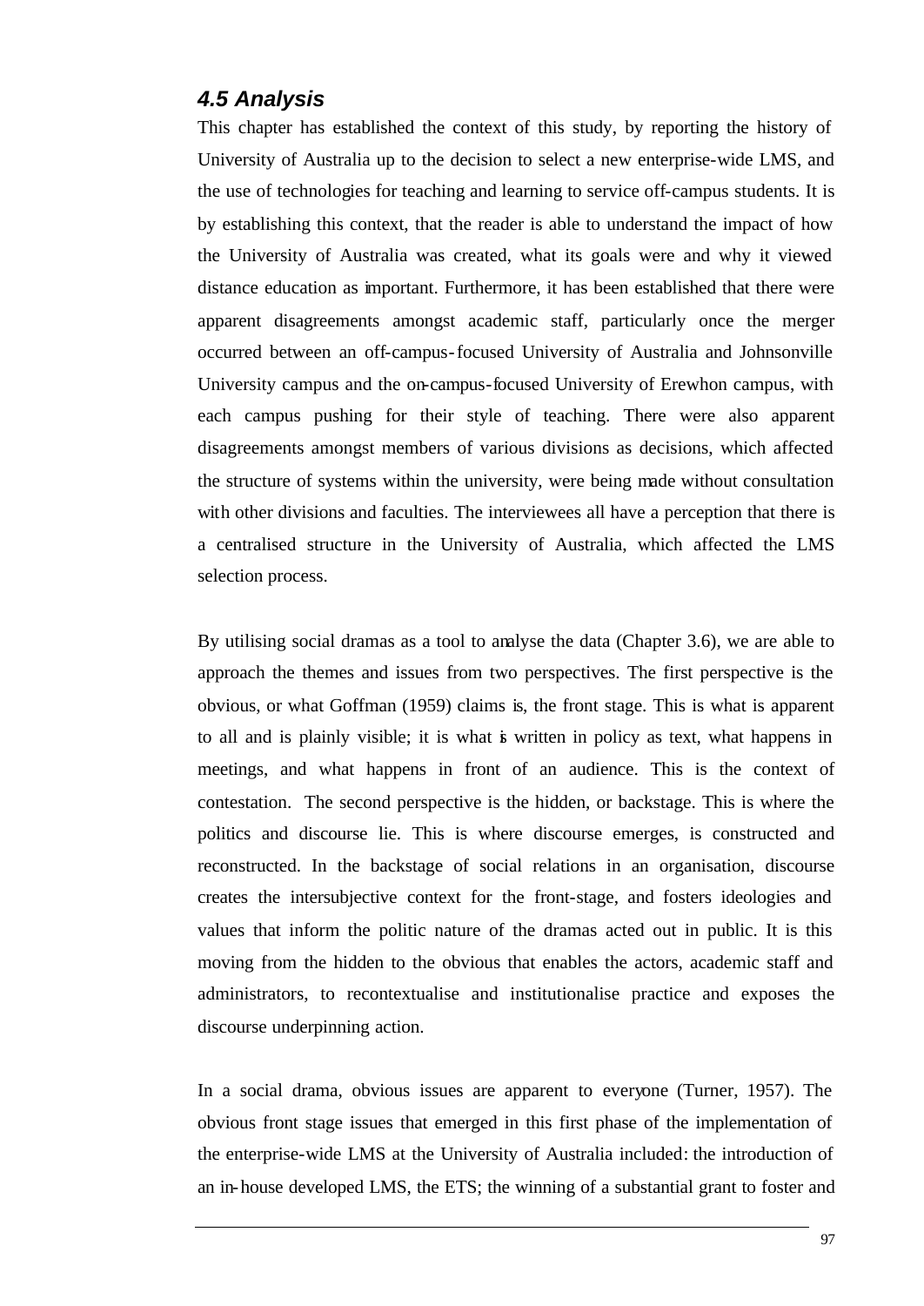### 4.5 Analysis

This chapter has established the context of this study, by reporting the history of University of Australia up to the decision to select a new enterprise-wide LMS, and the use of technologies for teaching and learning to service off-campus students. It is by establishing this context, that the reader is able to understand the impact of how the University of Australia was created, what its goals were and why it viewed distance education as important. Furthermore, it has been established that there were apparent disagreements amongst academic staff, particularly once the merger occurred between an off-campus-focused University of Australia and Johnsonville University campus and the on-campus-focused University of Erewhon campus, with each campus pushing for their style of teaching. There were also apparent disagreements amongst members of various divisions as decisions, which affected the structure of systems within the university, were being made without consultation with other divisions and faculties. The interviewees all have a perception that there is a centralised structure in the University of Australia, which affected the LMS selection process.

By utilising social dramas as a tool to analyse the data (Chapter 3.6), we are able to approach the themes and issues from two perspectives. The first perspective is the obvious, or what Goffman (1959) claims is, the front stage. This is what is apparent to all and is plainly visible; it is what is written in policy as text, what happens in meetings, and what happens in front of an audience. This is the context of contestation. The second perspective is the hidden, or backstage. This is where the politics and discourse lie. This is where discourse emerges, is constructed and reconstructed. In the backstage of social relations in an organisation, discourse creates the intersubjective context for the front-stage, and fosters ideologies and values that inform the politic nature of the dramas acted out in public. It is this moving from the hidden to the obvious that enables the actors, academic staff and administrators, to recontextualise and institutionalise practice and exposes the discourse underpinning action.

In a social drama, obvious issues are apparent to everyone (Turner, 1957). The obvious front stage issues that emerged in this first phase of the implementation of the enterprise-wide LMS at the University of Australia included: the introduction of an in-house developed LMS, the ETS; the winning of a substantial grant to foster and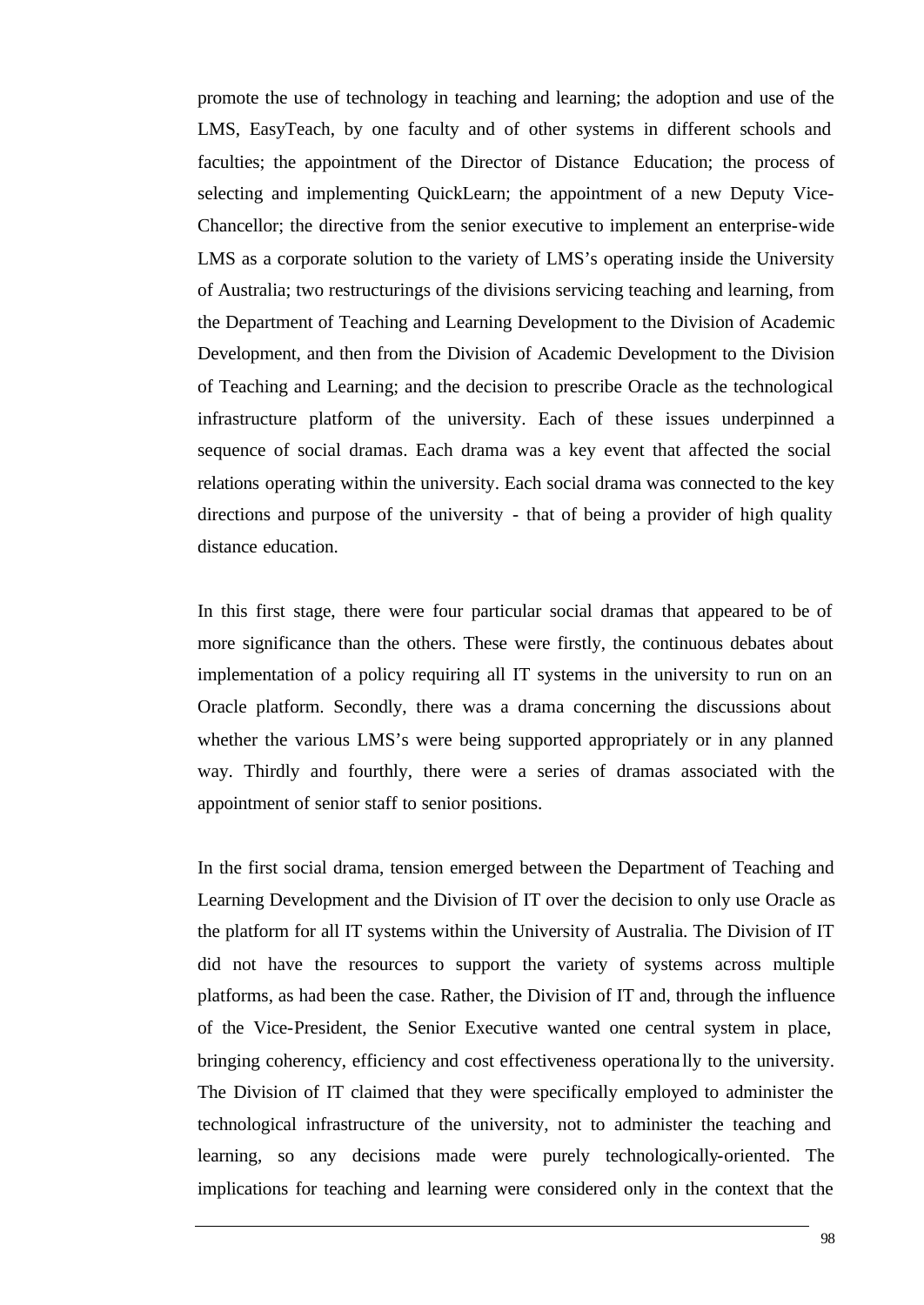promote the use of technology in teaching and learning; the adoption and use of the LMS, EasyTeach, by one faculty and of other systems in different schools and faculties; the appointment of the Director of Distance Education; the process of selecting and implementing QuickLearn; the appointment of a new Deputy Vice-Chancellor; the directive from the senior executive to implement an enterprise-wide LMS as a corporate solution to the variety of LMS's operating inside the University of Australia; two restructurings of the divisions servicing teaching and learning, from the Department of Teaching and Learning Development to the Division of Academic Development, and then from the Division of Academic Development to the Division of Teaching and Learning; and the decision to prescribe Oracle as the technological infrastructure platform of the university. Each of these issues underpinned a sequence of social dramas. Each drama was a key event that affected the social relations operating within the university. Each social drama was connected to the key directions and purpose of the university - that of being a provider of high quality distance education.

In this first stage, there were four particular social dramas that appeared to be of more significance than the others. These were firstly, the continuous debates about implementation of a policy requiring all IT systems in the university to run on an Oracle platform. Secondly, there was a drama concerning the discussions about whether the various LMS's were being supported appropriately or in any planned way. Thirdly and fourthly, there were a series of dramas associated with the appointment of senior staff to senior positions.

In the first social drama, tension emerged between the Department of Teaching and Learning Development and the Division of IT over the decision to only use Oracle as the platform for all IT systems within the University of Australia. The Division of IT did not have the resources to support the variety of systems across multiple platforms, as had been the case. Rather, the Division of IT and, through the influence of the Vice-President, the Senior Executive wanted one central system in place, bringing coherency, efficiency and cost effectiveness operationally to the university. The Division of IT claimed that they were specifically employed to administer the technological infrastructure of the university, not to administer the teaching and learning, so any decisions made were purely technologically-oriented. The implications for teaching and learning were considered only in the context that the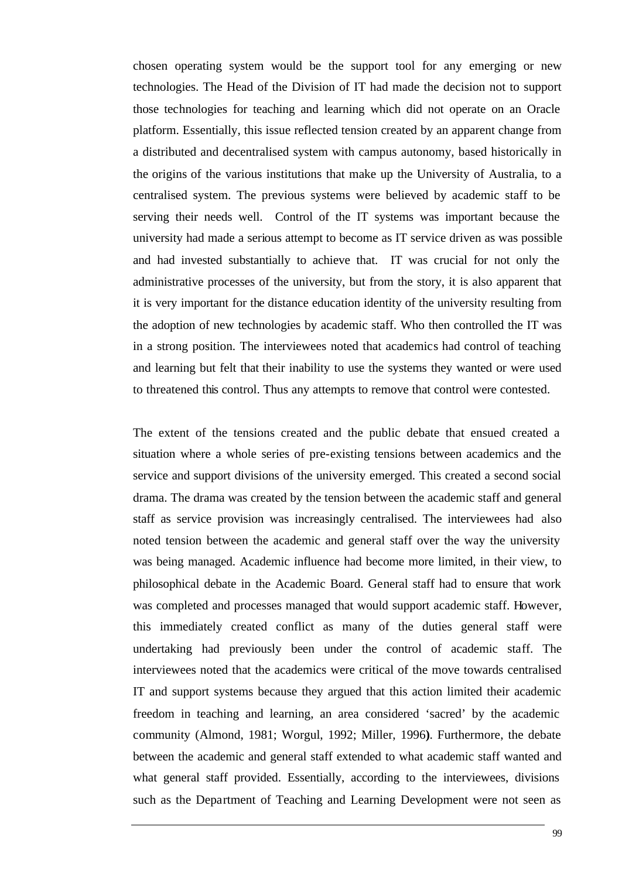chosen operating system would be the support tool for any emerging or new technologies. The Head of the Division of IT had made the decision not to support those technologies for teaching and learning which did not operate on an Oracle platform. Essentially, this issue reflected tension created by an apparent change from a distributed and decentralised system with campus autonomy, based historically in the origins of the various institutions that make up the University of Australia, to a centralised system. The previous systems were believed by academic staff to be serving their needs well. Control of the IT systems was important because the university had made a serious attempt to become as IT service driven as was possible and had invested substantially to achieve that. IT was crucial for not only the administrative processes of the university, but from the story, it is also apparent that it is very important for the distance education identity of the university resulting from the adoption of new technologies by academic staff. Who then controlled the IT was in a strong position. The interviewees noted that academics had control of teaching and learning but felt that their inability to use the systems they wanted or were used to threatened this control. Thus any attempts to remove that control were contested.

The extent of the tensions created and the public debate that ensued created a situation where a whole series of pre-existing tensions between academics and the service and support divisions of the university emerged. This created a second social drama. The drama was created by the tension between the academic staff and general staff as service provision was increasingly centralised. The interviewees had also noted tension between the academic and general staff over the way the university was being managed. Academic influence had become more limited, in their view, to philosophical debate in the Academic Board. General staff had to ensure that work was completed and processes managed that would support academic staff. However, this immediately created conflict as many of the duties general staff were undertaking had previously been under the control of academic staff. The interviewees noted that the academics were critical of the move towards centralised IT and support systems because they argued that this action limited their academic freedom in teaching and learning, an area considered 'sacred' by the academic community (Almond, 1981; Worgul, 1992; Miller, 1996). Furthermore, the debate between the academic and general staff extended to what academic staff wanted and what general staff provided. Essentially, according to the interviewees, divisions such as the Department of Teaching and Learning Development were not seen as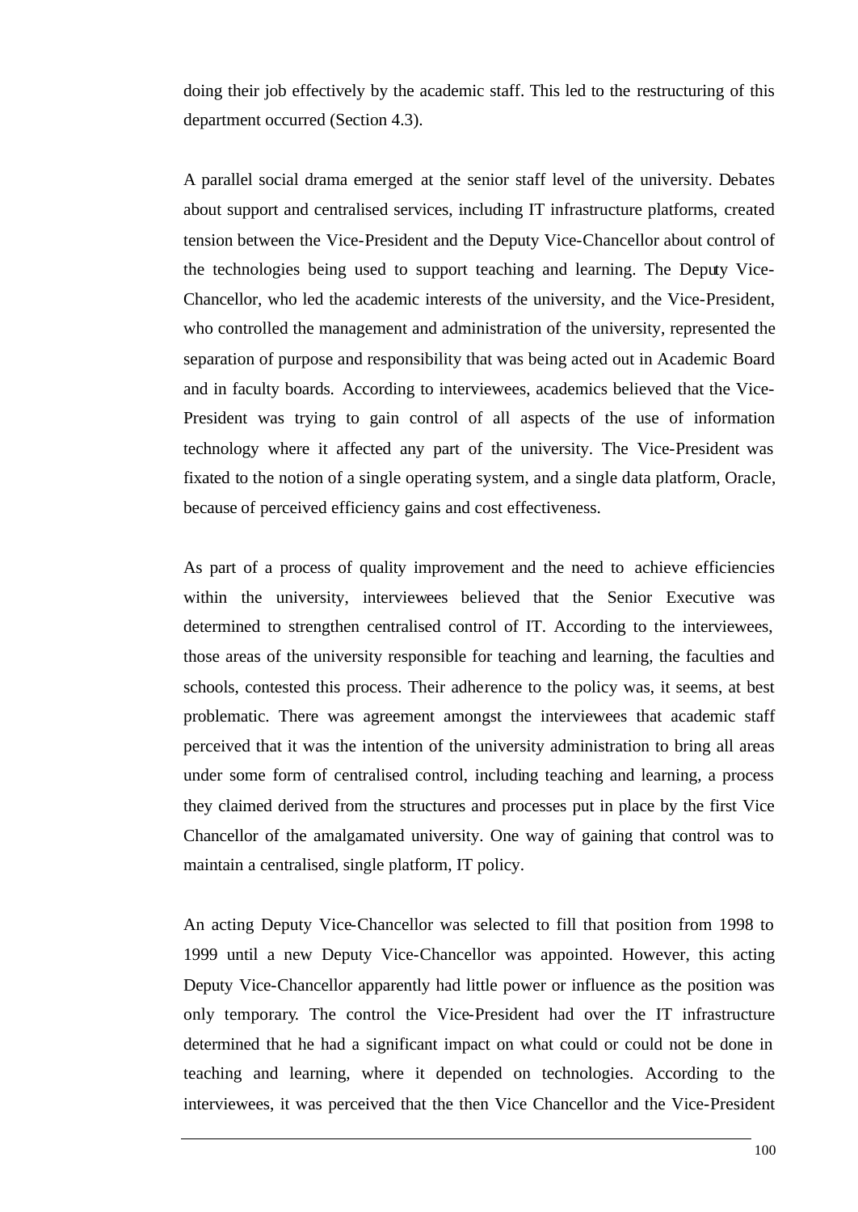doing their job effectively by the academic staff. This led to the restructuring of this department occurred (Section 4.3).

A parallel social drama emerged at the senior staff level of the university. Debates about support and centralised services, including IT infrastructure platforms, created tension between the Vice-President and the Deputy Vice-Chancellor about control of the technologies being used to support teaching and learning. The Deputy Vice-Chancellor, who led the academic interests of the university, and the Vice-President, who controlled the management and administration of the university, represented the separation of purpose and responsibility that was being acted out in Academic Board and in faculty boards. According to interviewees, academics believed that the Vice-President was trying to gain control of all aspects of the use of information technology where it affected any part of the university. The Vice-President was fixated to the notion of a single operating system, and a single data platform, Oracle, because of perceived efficiency gains and cost effectiveness.

As part of a process of quality improvement and the need to achieve efficiencies within the university, interviewees believed that the Senior Executive was determined to strengthen centralised control of IT. According to the interviewees, those areas of the university responsible for teaching and learning, the faculties and schools, contested this process. Their adherence to the policy was, it seems, at best problematic. There was agreement amongst the interviewees that academic staff perceived that it was the intention of the university administration to bring all areas under some form of centralised control, including teaching and learning, a process they claimed derived from the structures and processes put in place by the first Vice Chancellor of the amalgamated university. One way of gaining that control was to maintain a centralised, single platform, IT policy.

An acting Deputy Vice-Chancellor was selected to fill that position from 1998 to 1999 until a new Deputy Vice-Chancellor was appointed. However, this acting Deputy Vice-Chancellor apparently had little power or influence as the position was only temporary. The control the Vice-President had over the IT infrastructure determined that he had a significant impact on what could or could not be done in teaching and learning, where it depended on technologies. According to the interviewees, it was perceived that the then Vice Chancellor and the Vice-President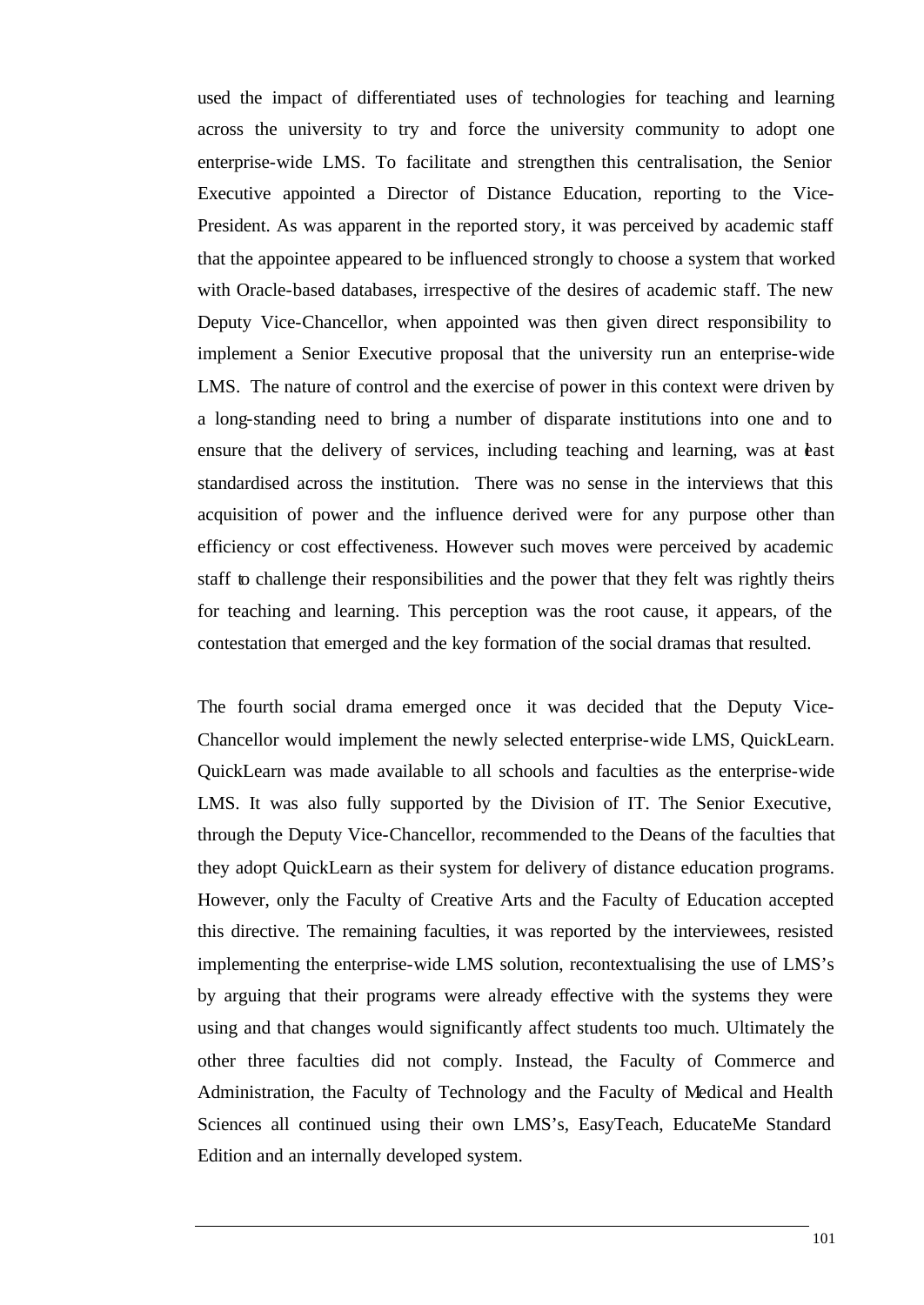used the impact of differentiated uses of technologies for teaching and learning across the university to try and force the university community to adopt one enterprise-wide LMS. To facilitate and strengthen this centralisation, the Senior Executive appointed a Director of Distance Education, reporting to the Vice-President. As was apparent in the reported story, it was perceived by academic staff that the appointee appeared to be influenced strongly to choose a system that worked with Oracle-based databases, irrespective of the desires of academic staff. The new Deputy Vice-Chancellor, when appointed was then given direct responsibility to implement a Senior Executive proposal that the university run an enterprise-wide LMS. The nature of control and the exercise of power in this context were driven by a long-standing need to bring a number of disparate institutions into one and to ensure that the delivery of services, including teaching and learning, was at least standardised across the institution. There was no sense in the interviews that this acquisition of power and the influence derived were for any purpose other than efficiency or cost effectiveness. However such moves were perceived by academic staff to challenge their responsibilities and the power that they felt was rightly theirs for teaching and learning. This perception was the root cause, it appears, of the contestation that emerged and the key formation of the social dramas that resulted.

The fourth social drama emerged once it was decided that the Deputy Vice-Chancellor would implement the newly selected enterprise-wide LMS, QuickLearn. QuickLearn was made available to all schools and faculties as the enterprise-wide LMS. It was also fully supported by the Division of IT. The Senior Executive, through the Deputy Vice-Chancellor, recommended to the Deans of the faculties that they adopt QuickLearn as their system for delivery of distance education programs. However, only the Faculty of Creative Arts and the Faculty of Education accepted this directive. The remaining faculties, it was reported by the interviewees, resisted implementing the enterprise-wide LMS solution, recontextualising the use of LMS's by arguing that their programs were already effective with the systems they were using and that changes would significantly affect students too much. Ultimately the other three faculties did not comply. Instead, the Faculty of Commerce and Administration, the Faculty of Technology and the Faculty of Medical and Health Sciences all continued using their own LMS's, EasyTeach, EducateMe Standard Edition and an internally developed system.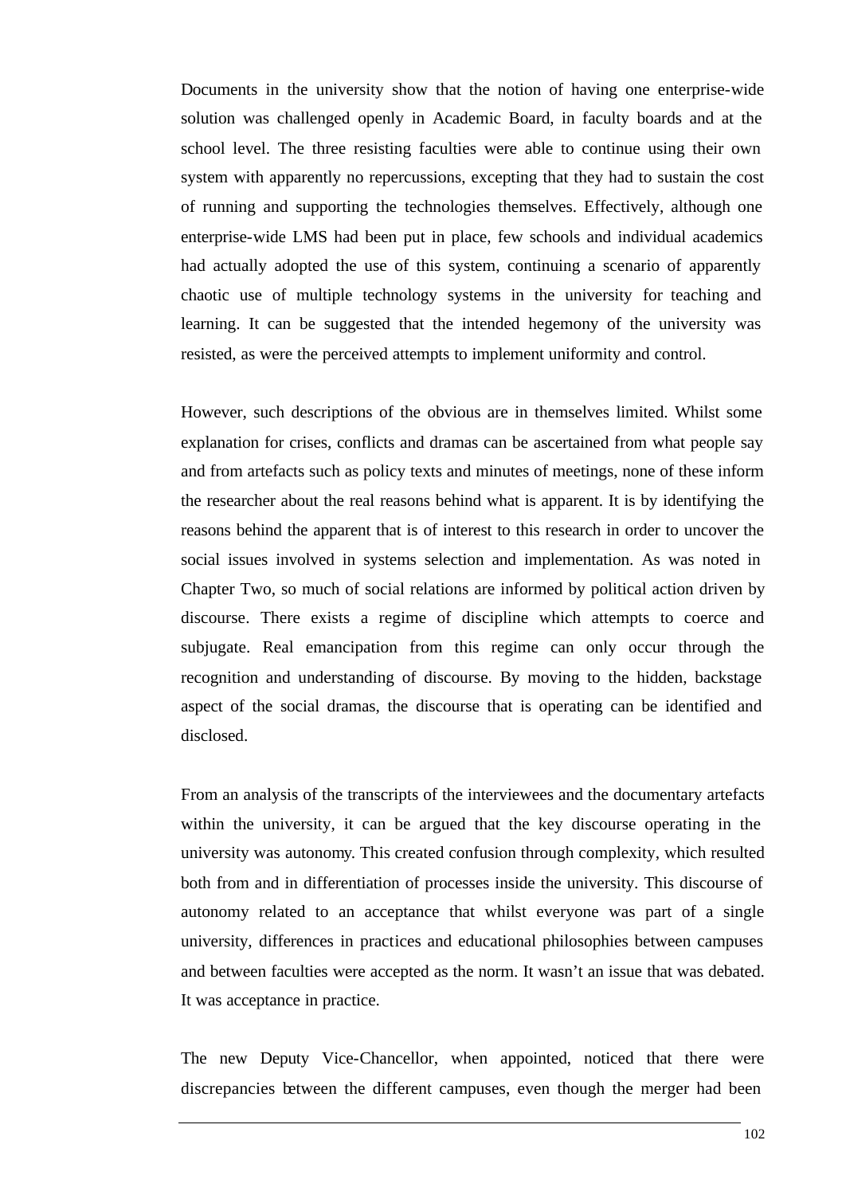Documents in the university show that the notion of having one enterprise-wide solution was challenged openly in Academic Board, in faculty boards and at the school level. The three resisting faculties were able to continue using their own system with apparently no repercussions, excepting that they had to sustain the cost of running and supporting the technologies themselves. Effectively, although one enterprise-wide LMS had been put in place, few schools and individual academics had actually adopted the use of this system, continuing a scenario of apparently chaotic use of multiple technology systems in the university for teaching and learning. It can be suggested that the intended hegemony of the university was resisted, as were the perceived attempts to implement uniformity and control.

However, such descriptions of the obvious are in themselves limited. Whilst some explanation for crises, conflicts and dramas can be ascertained from what people say and from artefacts such as policy texts and minutes of meetings, none of these inform the researcher about the real reasons behind what is apparent. It is by identifying the reasons behind the apparent that is of interest to this research in order to uncover the social issues involved in systems selection and implementation. As was noted in Chapter Two, so much of social relations are informed by political action driven by discourse. There exists a regime of discipline which attempts to coerce and subjugate. Real emancipation from this regime can only occur through the recognition and understanding of discourse. By moving to the hidden, backstage aspect of the social dramas, the discourse that is operating can be identified and disclosed.

From an analysis of the transcripts of the interviewees and the documentary artefacts within the university, it can be argued that the key discourse operating in the university was autonomy. This created confusion through complexity, which resulted both from and in differentiation of processes inside the university. This discourse of autonomy related to an acceptance that whilst everyone was part of a single university, differences in practices and educational philosophies between campuses and between faculties were accepted as the norm. It wasn't an issue that was debated. It was acceptance in practice.

The new Deputy Vice-Chancellor, when appointed, noticed that there were discrepancies between the different campuses, even though the merger had been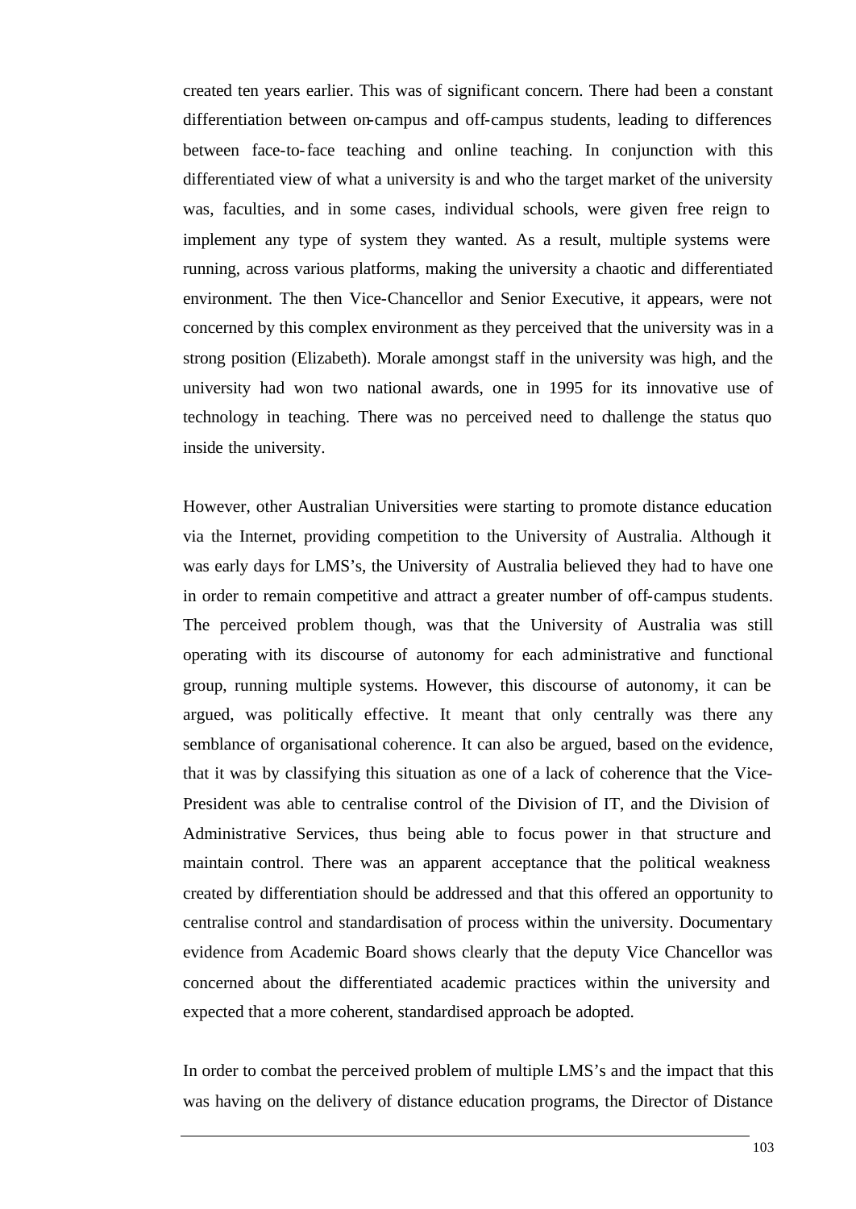created ten years earlier. This was of significant concern. There had been a constant differentiation between on-campus and off-campus students, leading to differences between face-to-face teaching and online teaching. In conjunction with this differentiated view of what a university is and who the target market of the university was, faculties, and in some cases, individual schools, were given free reign to implement any type of system they wanted. As a result, multiple systems were running, across various platforms, making the university a chaotic and differentiated environment. The then Vice-Chancellor and Senior Executive, it appears, were not concerned by this complex environment as they perceived that the university was in a strong position (Elizabeth). Morale amongst staff in the university was high, and the university had won two national awards, one in 1995 for its innovative use of technology in teaching. There was no perceived need to challenge the status quo inside the university.

However, other Australian Universities were starting to promote distance education via the Internet, providing competition to the University of Australia. Although it was early days for LMS's, the University of Australia believed they had to have one in order to remain competitive and attract a greater number of off-campus students. The perceived problem though, was that the University of Australia was still operating with its discourse of autonomy for each administrative and functional group, running multiple systems. However, this discourse of autonomy, it can be argued, was politically effective. It meant that only centrally was there any semblance of organisational coherence. It can also be argued, based on the evidence, that it was by classifying this situation as one of a lack of coherence that the Vice-President was able to centralise control of the Division of IT, and the Division of Administrative Services, thus being able to focus power in that structure and maintain control. There was an apparent acceptance that the political weakness created by differentiation should be addressed and that this offered an opportunity to centralise control and standardisation of process within the university. Documentary evidence from Academic Board shows clearly that the deputy Vice Chancellor was concerned about the differentiated academic practices within the university and expected that a more coherent, standardised approach be adopted.

In order to combat the perceived problem of multiple LMS's and the impact that this was having on the delivery of distance education programs, the Director of Distance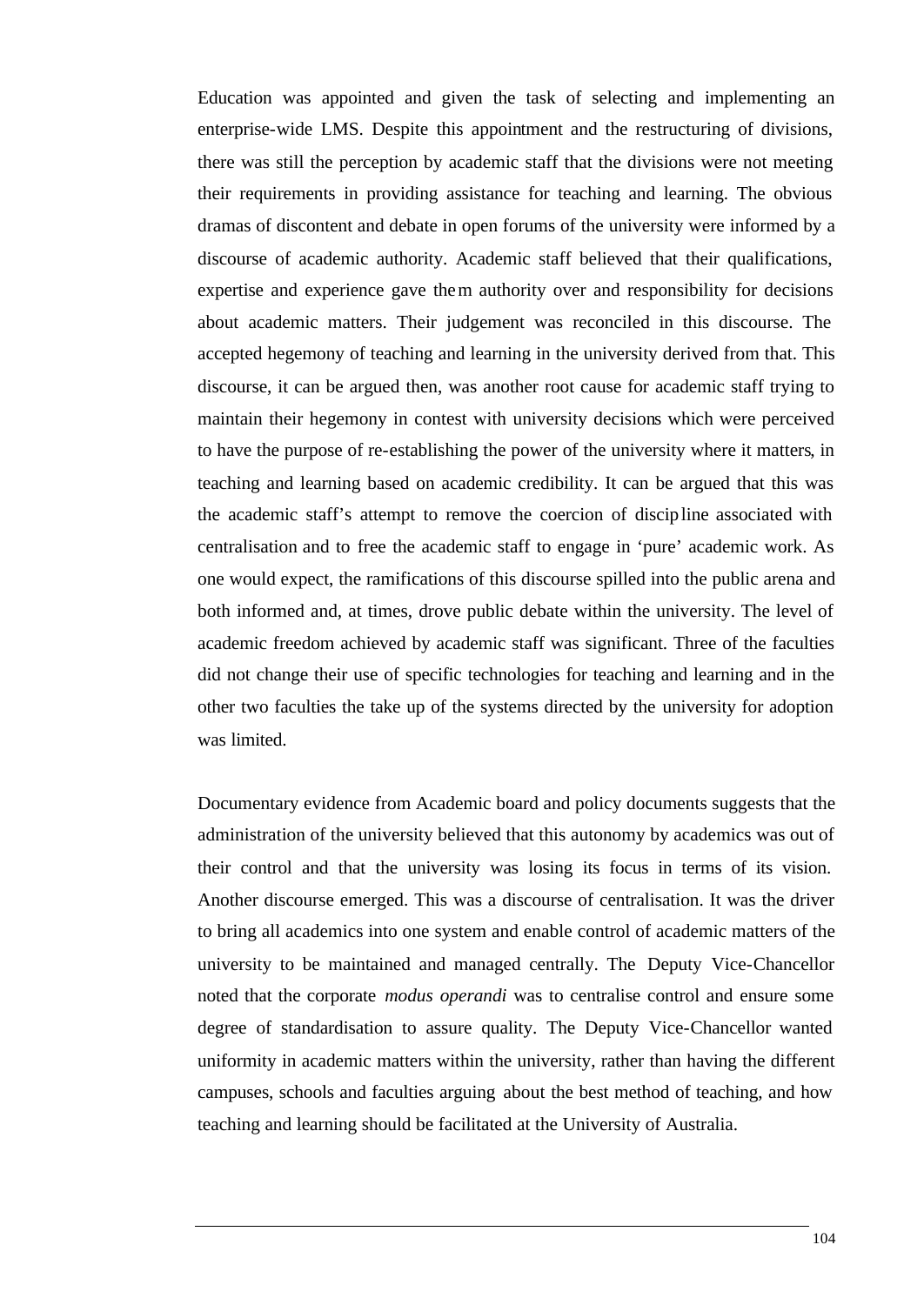Education was appointed and given the task of selecting and implementing an enterprise-wide LMS. Despite this appointment and the restructuring of divisions, there was still the perception by academic staff that the divisions were not meeting their requirements in providing assistance for teaching and learning. The obvious dramas of discontent and debate in open forums of the university were informed by a discourse of academic authority. Academic staff believed that their qualifications, expertise and experience gave them authority over and responsibility for decisions about academic matters. Their judgement was reconciled in this discourse. The accepted hegemony of teaching and learning in the university derived from that. This discourse, it can be argued then, was another root cause for academic staff trying to maintain their hegemony in contest with university decisions which were perceived to have the purpose of re-establishing the power of the university where it matters, in teaching and learning based on academic credibility. It can be argued that this was the academic staff's attempt to remove the coercion of discipline associated with centralisation and to free the academic staff to engage in 'pure' academic work. As one would expect, the ramifications of this discourse spilled into the public arena and both informed and, at times, drove public debate within the university. The level of academic freedom achieved by academic staff was significant. Three of the faculties did not change their use of specific technologies for teaching and learning and in the other two faculties the take up of the systems directed by the university for adoption was limited.

Documentary evidence from Academic board and policy documents suggests that the administration of the university believed that this autonomy by academics was out of their control and that the university was losing its focus in terms of its vision. Another discourse emerged. This was a discourse of centralisation. It was the driver to bring all academics into one system and enable control of academic matters of the university to be maintained and managed centrally. The Deputy Vice-Chancellor noted that the corporate *modus operandi* was to centralise control and ensure some degree of standardisation to assure quality. The Deputy Vice-Chancellor wanted uniformity in academic matters within the university, rather than having the different campuses, schools and faculties arguing about the best method of teaching, and how teaching and learning should be facilitated at the University of Australia.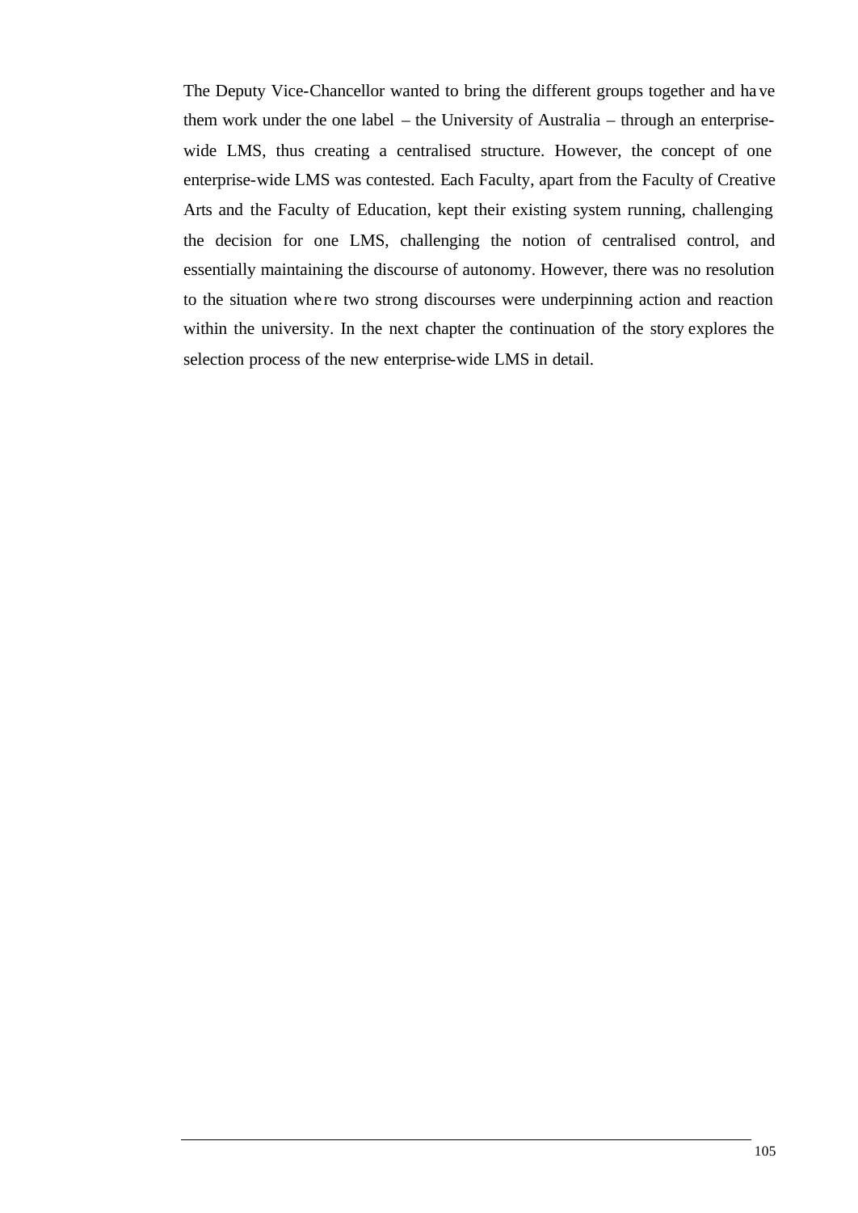The Deputy Vice-Chancellor wanted to bring the different groups together and have them work under the one label – the University of Australia – through an enterprise-wide LMS, thus creating a centralised structure. However, the concept of one enterprise-wide LMS was contested. Each Faculty, apart from the Faculty of Creative Arts and the Faculty of Education, kept their existing system running, challenging the decision for one LMS, challenging the notion of centralised control, and essentially maintaining the discourse of autonomy. However, there was no resolution to the situation where two strong discourses were underpinning action and reaction within the university. In the next chapter the continuation of the story explores the selection process of the new enterprise-wide LMS in detail.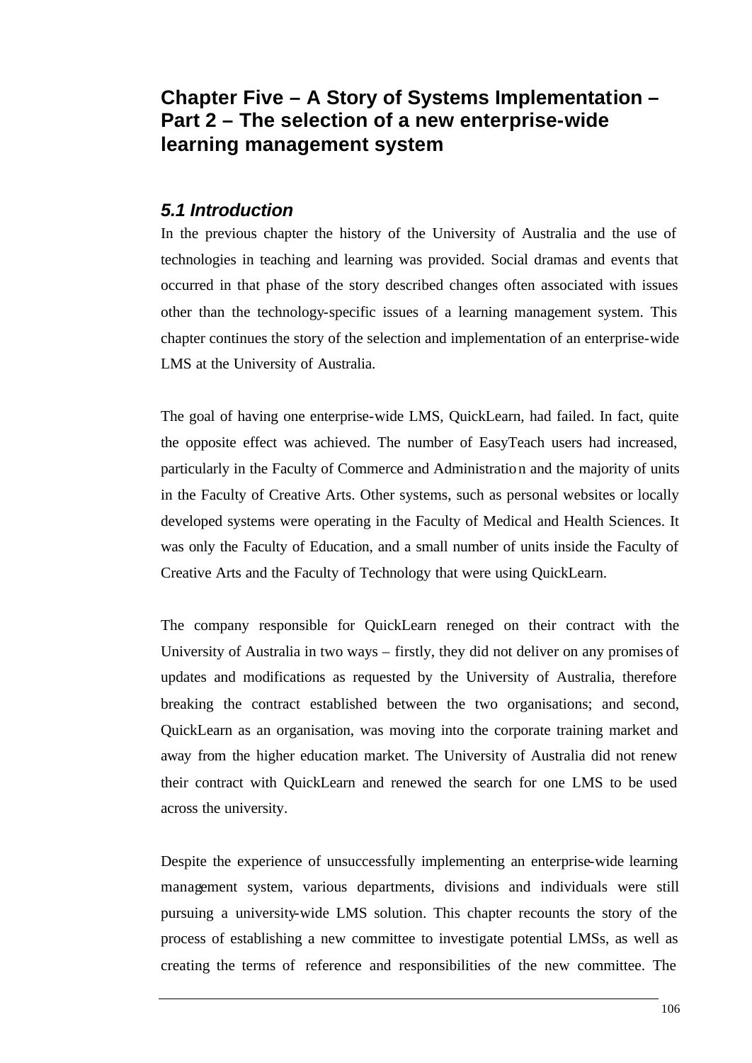# Chapter Five – A Story of Systems Implementation – Part 2 – The selection of a new enterprise-wide learning management system

## *5.1 Introduction*

In the previous chapter the history of the University of Australia and the use of technologies in teaching and learning was provided. Social dramas and events that occurred in that phase of the story described changes often associated with issues other than the technology-specific issues of a learning management system. This chapter continues the story of the selection and implementation of an enterprise-wide LMS at the University of Australia.

The goal of having one enterprise-wide LMS, QuickLearn, had failed. In fact, quite the opposite effect was achieved. The number of EasyTeach users had increased, particularly in the Faculty of Commerce and Administration and the majority of units in the Faculty of Creative Arts. Other systems, such as personal websites or locally developed systems were operating in the Faculty of Medical and Health Sciences. It was only the Faculty of Education, and a small number of units inside the Faculty of Creative Arts and the Faculty of Technology that were using QuickLearn.

The company responsible for QuickLearn reneged on their contract with the University of Australia in two ways – firstly, they did not deliver on any promises of updates and modifications as requested by the University of Australia, therefore breaking the contract established between the two organisations; and second, QuickLearn as an organisation, was moving into the corporate training market and away from the higher education market. The University of Australia did not renew their contract with QuickLearn and renewed the search for one LMS to be used across the university.

Despite the experience of unsuccessfully implementing an enterprise-wide learning management system, various departments, divisions and individuals were still pursuing a university-wide LMS solution. This chapter recounts the story of the process of establishing a new committee to investigate potential LMSs, as well as creating the terms of reference and responsibilities of the new committee. The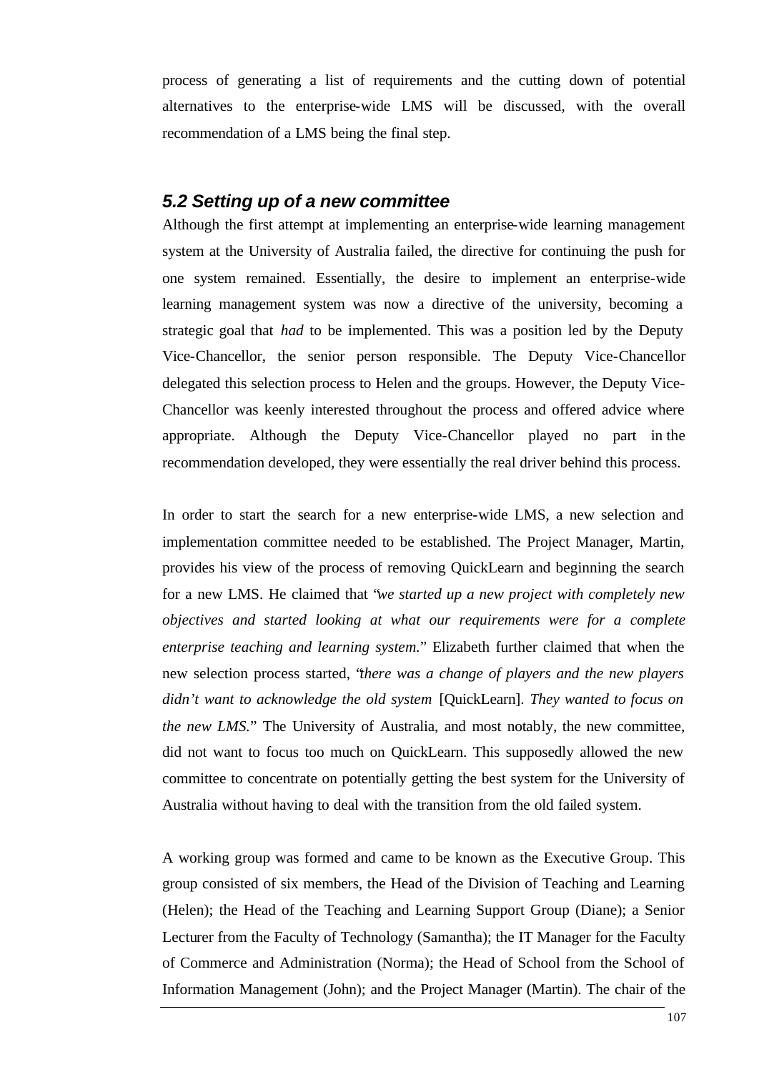process of generating a list of requirements and the cutting down of potential alternatives to the enterprise-wide LMS will be discussed, with the overall recommendation of a LMS being the final step.

## 5.2 Setting up of a new committee

Although the first attempt at implementing an enterprise-wide learning management system at the University of Australia failed, the directive for continuing the push for one system remained. Essentially, the desire to implement an enterprise-wide learning management system was now a directive of the university, becoming a strategic goal that *had* to be implemented. This was a position led by the Deputy Vice-Chancellor, the senior person responsible. The Deputy Vice-Chancellor delegated this selection process to Helen and the groups. However, the Deputy Vice-Chancellor was keenly interested throughout the process and offered advice where appropriate. Although the Deputy Vice-Chancellor played no part in the recommendation developed, they were essentially the real driver behind this process.

In order to start the search for a new enterprise-wide LMS, a new selection and implementation committee needed to be established. The Project Manager, Martin, provides his view of the process of removing QuickLearn and beginning the search for a new LMS. He claimed that "*we started up a new project with completely new objectives and started looking at what our requirements were for a complete enterprise teaching and learning system.*" Elizabeth further claimed that when the new selection process started, "*there was a change of players and the new players didn't want to acknowledge the old system* [QuickLearn]. *They wanted to focus on the new LMS.*" The University of Australia, and most notably, the new committee, did not want to focus too much on QuickLearn. This supposedly allowed the new committee to concentrate on potentially getting the best system for the University of Australia without having to deal with the transition from the old failed system.

A working group was formed and came to be known as the Executive Group. This group consisted of six members, the Head of the Division of Teaching and Learning (Helen); the Head of the Teaching and Learning Support Group (Diane); a Senior Lecturer from the Faculty of Technology (Samantha); the IT Manager for the Faculty of Commerce and Administration (Norma); the Head of School from the School of Information Management (John); and the Project Manager (Martin). The chair of the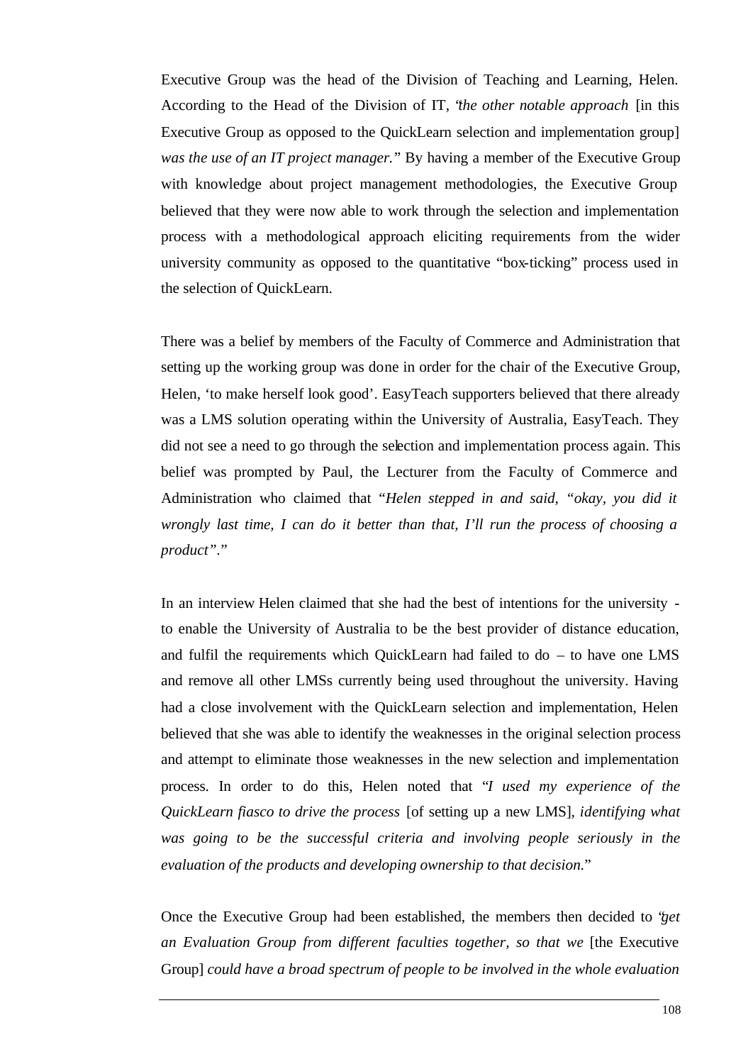Executive Group was the head of the Division of Teaching and Learning, Helen. According to the Head of the Division of IT, "*the other notable approach* [in this Executive Group as opposed to the QuickLearn selection and implementation group] *was the use of an IT project manager.*" By having a member of the Executive Group with knowledge about project management methodologies, the Executive Group believed that they were now able to work through the selection and implementation process with a methodological approach eliciting requirements from the wider university community as opposed to the quantitative "box-ticking" process used in the selection of QuickLearn.

There was a belief by members of the Faculty of Commerce and Administration that setting up the working group was done in order for the chair of the Executive Group, Helen, 'to make herself look good'. EasyTeach supporters believed that there already was a LMS solution operating within the University of Australia, EasyTeach. They did not see a need to go through the selection and implementation process again. This belief was prompted by Paul, the Lecturer from the Faculty of Commerce and Administration who claimed that "*Helen stepped in and said, "okay, you did it wrongly last time, I can do it better than that, I'll run the process of choosing a product".*"

In an interview Helen claimed that she had the best of intentions for the university - to enable the University of Australia to be the best provider of distance education, and fulfil the requirements which QuickLearn had failed to do – to have one LMS and remove all other LMSs currently being used throughout the university. Having had a close involvement with the QuickLearn selection and implementation, Helen believed that she was able to identify the weaknesses in the original selection process and attempt to eliminate those weaknesses in the new selection and implementation process. In order to do this, Helen noted that "*I used my experience of the QuickLearn fiasco to drive the process* [of setting up a new LMS], *identifying what was going to be the successful criteria and involving people seriously in the evaluation of the products and developing ownership to that decision.*"

Once the Executive Group had been established, the members then decided to "*get an Evaluation Group from different faculties together, so that we* [the Executive Group] *could have a broad spectrum of people to be involved in the whole evaluation*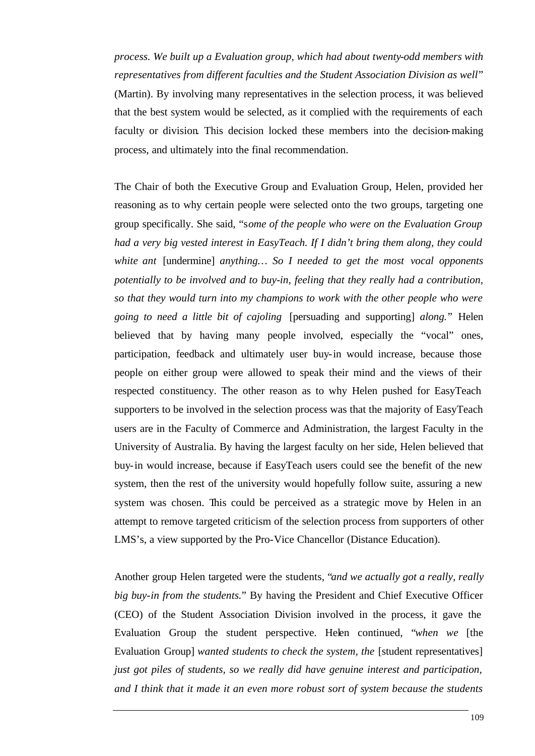*process. We built up a Evaluation group, which had about twenty-odd members with representatives from different faculties and the Student Association Division as well*" (Martin). By involving many representatives in the selection process, it was believed that the best system would be selected, as it complied with the requirements of each faculty or division. This decision locked these members into the decision-making process, and ultimately into the final recommendation.

The Chair of both the Executive Group and Evaluation Group, Helen, provided her reasoning as to why certain people were selected onto the two groups, targeting one group specifically. She said, "s*ome of the people who were on the Evaluation Group had a very big vested interest in EasyTeach. If I didn't bring them along, they could white ant* [undermine] *anything… So I needed to get the most vocal opponents potentially to be involved and to buy-in, feeling that they really had a contribution, so that they would turn into my champions to work with the other people who were going to need a little bit of cajoling* [persuading and supporting] *along.*" Helen believed that by having many people involved, especially the "vocal" ones, participation, feedback and ultimately user buy-in would increase, because those people on either group were allowed to speak their mind and the views of their respected constituency. The other reason as to why Helen pushed for EasyTeach supporters to be involved in the selection process was that the majority of EasyTeach users are in the Faculty of Commerce and Administration, the largest Faculty in the University of Australia. By having the largest faculty on her side, Helen believed that buy-in would increase, because if EasyTeach users could see the benefit of the new system, then the rest of the university would hopefully follow suite, assuring a new system was chosen. This could be perceived as a strategic move by Helen in an attempt to remove targeted criticism of the selection process from supporters of other LMS's, a view supported by the Pro-Vice Chancellor (Distance Education).

Another group Helen targeted were the students, "*and we actually got a really, really big buy-in from the students.*" By having the President and Chief Executive Officer (CEO) of the Student Association Division involved in the process, it gave the Evaluation Group the student perspective. Helen continued, "*when we* [the Evaluation Group] *wanted students to check the system, the* [student representatives] *just got piles of students, so we really did have genuine interest and participation, and I think that it made it an even more robust sort of system because the students*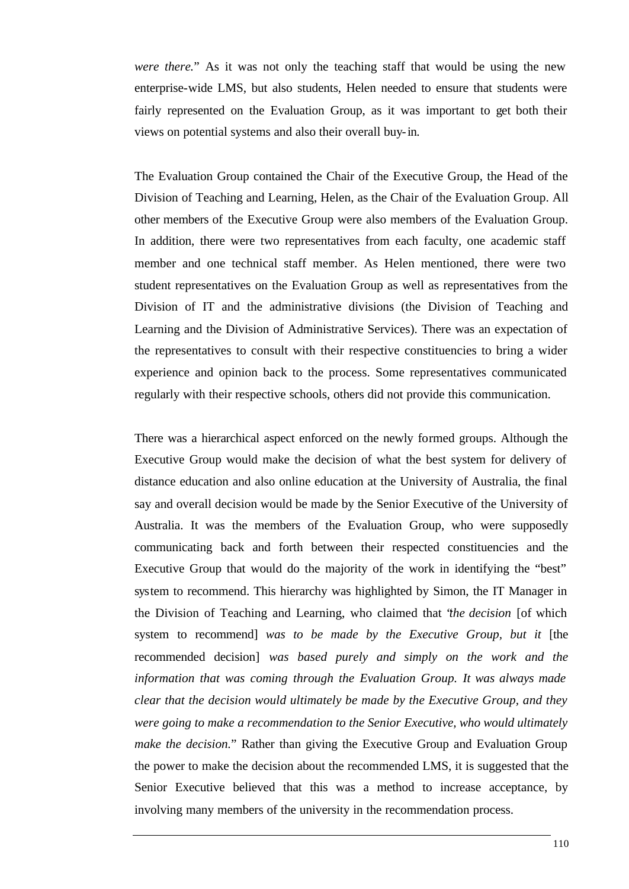*were there.*" As it was not only the teaching staff that would be using the new enterprise-wide LMS, but also students, Helen needed to ensure that students were fairly represented on the Evaluation Group, as it was important to get both their views on potential systems and also their overall buy-in.

The Evaluation Group contained the Chair of the Executive Group, the Head of the Division of Teaching and Learning, Helen, as the Chair of the Evaluation Group. All other members of the Executive Group were also members of the Evaluation Group. In addition, there were two representatives from each faculty, one academic staff member and one technical staff member. As Helen mentioned, there were two student representatives on the Evaluation Group as well as representatives from the Division of IT and the administrative divisions (the Division of Teaching and Learning and the Division of Administrative Services). There was an expectation of the representatives to consult with their respective constituencies to bring a wider experience and opinion back to the process. Some representatives communicated regularly with their respective schools, others did not provide this communication.

There was a hierarchical aspect enforced on the newly formed groups. Although the Executive Group would make the decision of what the best system for delivery of distance education and also online education at the University of Australia, the final say and overall decision would be made by the Senior Executive of the University of Australia. It was the members of the Evaluation Group, who were supposedly communicating back and forth between their respected constituencies and the Executive Group that would do the majority of the work in identifying the "best" system to recommend. This hierarchy was highlighted by Simon, the IT Manager in the Division of Teaching and Learning, who claimed that "*the decision* [of which system to recommend] *was to be made by the Executive Group, but it* [the recommended decision] *was based purely and simply on the work and the information that was coming through the Evaluation Group. It was always made clear that the decision would ultimately be made by the Executive Group, and they were going to make a recommendation to the Senior Executive, who would ultimately make the decision.*" Rather than giving the Executive Group and Evaluation Group the power to make the decision about the recommended LMS, it is suggested that the Senior Executive believed that this was a method to increase acceptance, by involving many members of the university in the recommendation process.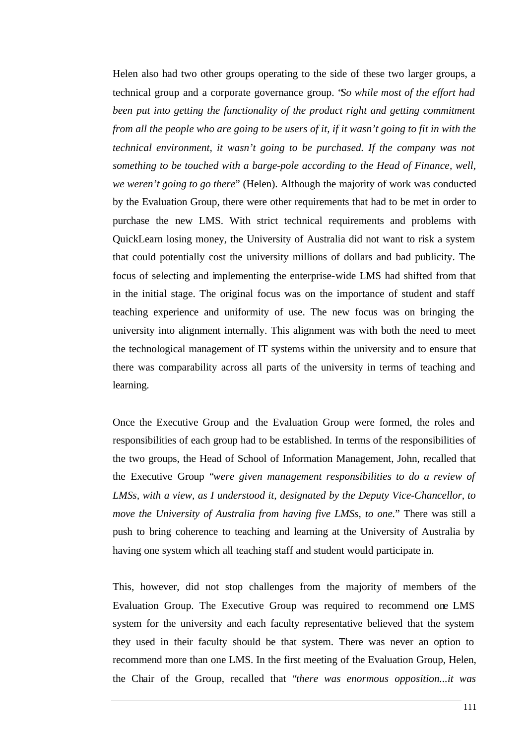Helen also had two other groups operating to the side of these two larger groups, a technical group and a corporate governance group. "*So while most of the effort had been put into getting the functionality of the product right and getting commitment from all the people who are going to be users of it, if it wasn't going to fit in with the technical environment, it wasn't going to be purchased. If the company was not something to be touched with a barge-pole according to the Head of Finance, well, we weren't going to go there*" (Helen). Although the majority of work was conducted by the Evaluation Group, there were other requirements that had to be met in order to purchase the new LMS. With strict technical requirements and problems with QuickLearn losing money, the University of Australia did not want to risk a system that could potentially cost the university millions of dollars and bad publicity. The focus of selecting and implementing the enterprise-wide LMS had shifted from that in the initial stage. The original focus was on the importance of student and staff teaching experience and uniformity of use. The new focus was on bringing the university into alignment internally. This alignment was with both the need to meet the technological management of IT systems within the university and to ensure that there was comparability across all parts of the university in terms of teaching and learning.

Once the Executive Group and the Evaluation Group were formed, the roles and responsibilities of each group had to be established. In terms of the responsibilities of the two groups, the Head of School of Information Management, John, recalled that the Executive Group "*were given management responsibilities to do a review of LMSs, with a view, as I understood it, designated by the Deputy Vice-Chancellor, to move the University of Australia from having five LMSs, to one.*" There was still a push to bring coherence to teaching and learning at the University of Australia by having one system which all teaching staff and student would participate in.

This, however, did not stop challenges from the majority of members of the Evaluation Group. The Executive Group was required to recommend one LMS system for the university and each faculty representative believed that the system they used in their faculty should be that system. There was never an option to recommend more than one LMS. In the first meeting of the Evaluation Group, Helen, the Chair of the Group, recalled that "*there was enormous opposition...it was*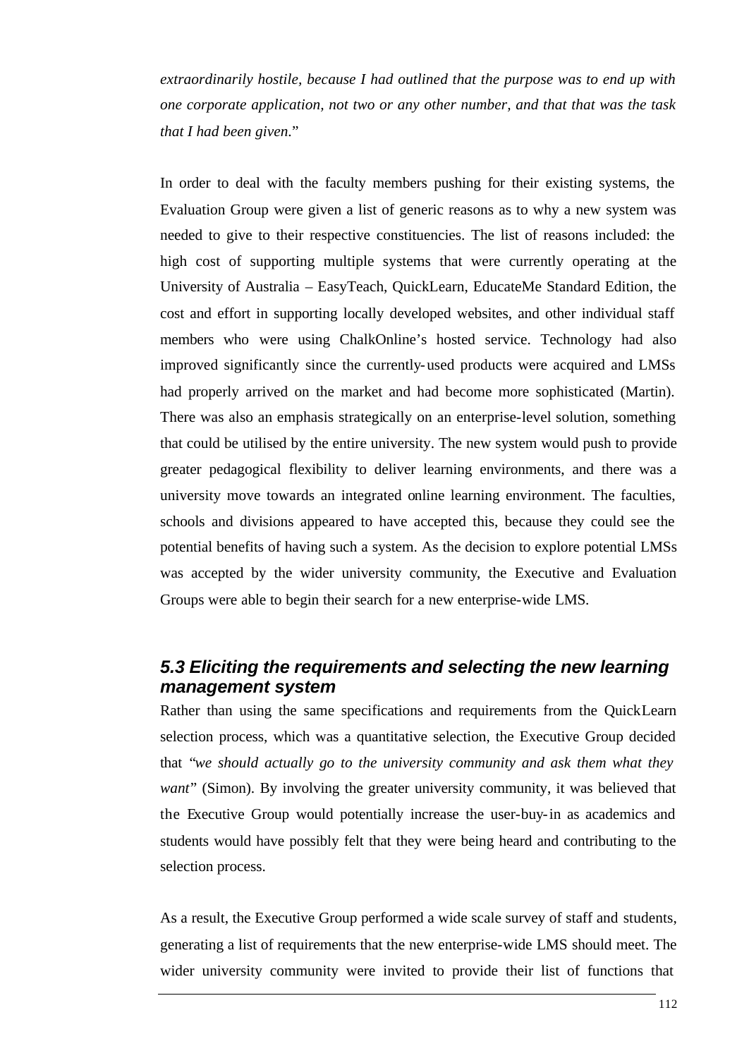*extraordinarily hostile, because I had outlined that the purpose was to end up with one corporate application, not two or any other number, and that that was the task that I had been given.*"

In order to deal with the faculty members pushing for their existing systems, the Evaluation Group were given a list of generic reasons as to why a new system was needed to give to their respective constituencies. The list of reasons included: the high cost of supporting multiple systems that were currently operating at the University of Australia – EasyTeach, QuickLearn, EducateMe Standard Edition, the cost and effort in supporting locally developed websites, and other individual staff members who were using ChalkOnline's hosted service. Technology had also improved significantly since the currently-used products were acquired and LMSs had properly arrived on the market and had become more sophisticated (Martin). There was also an emphasis strategically on an enterprise-level solution, something that could be utilised by the entire university. The new system would push to provide greater pedagogical flexibility to deliver learning environments, and there was a university move towards an integrated online learning environment. The faculties, schools and divisions appeared to have accepted this, because they could see the potential benefits of having such a system. As the decision to explore potential LMSs was accepted by the wider university community, the Executive and Evaluation Groups were able to begin their search for a new enterprise-wide LMS.

## 5.3 Eliciting the requirements and selecting the new learning management system

Rather than using the same specifications and requirements from the QuickLearn selection process, which was a quantitative selection, the Executive Group decided that "*we should actually go to the university community and ask them what they want*" (Simon). By involving the greater university community, it was believed that the Executive Group would potentially increase the user-buy-in as academics and students would have possibly felt that they were being heard and contributing to the selection process.

As a result, the Executive Group performed a wide scale survey of staff and students, generating a list of requirements that the new enterprise-wide LMS should meet. The wider university community were invited to provide their list of functions that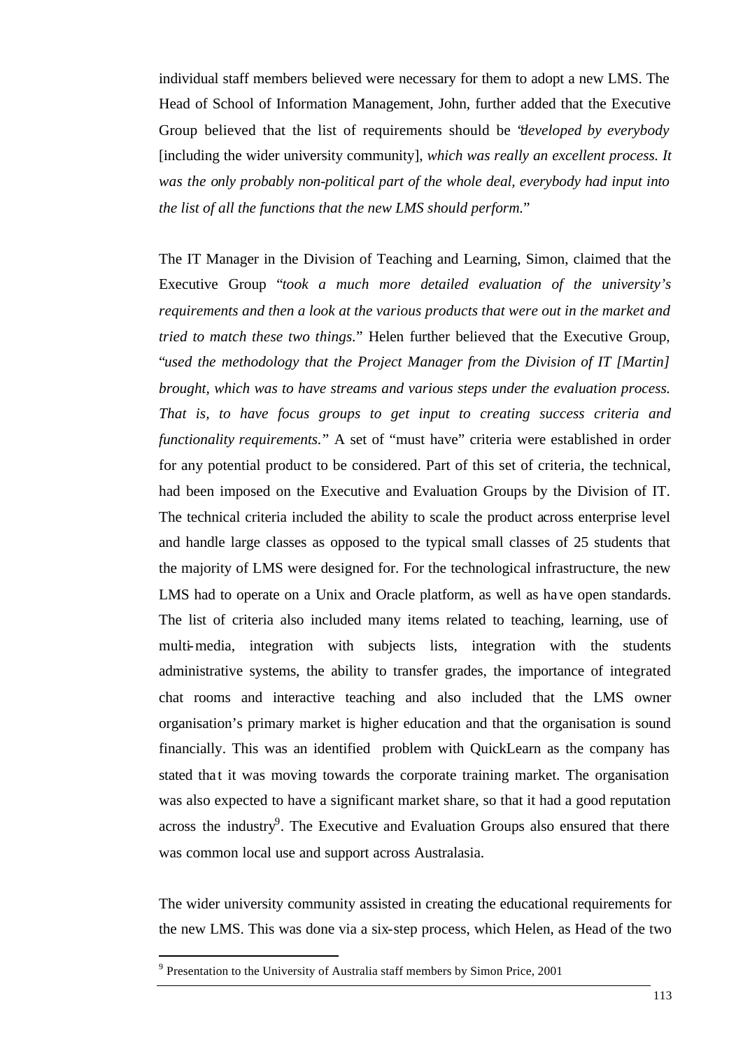individual staff members believed were necessary for them to adopt a new LMS. The Head of School of Information Management, John, further added that the Executive Group believed that the list of requirements should be "*developed by everybody* [including the wider university community], *which was really an excellent process. It was the only probably non-political part of the whole deal, everybody had input into the list of all the functions that the new LMS should perform.*"

The IT Manager in the Division of Teaching and Learning, Simon, claimed that the Executive Group "*took a much more detailed evaluation of the university's requirements and then a look at the various products that were out in the market and tried to match these two things.*" Helen further believed that the Executive Group, "*used the methodology that the Project Manager from the Division of IT [Martin] brought, which was to have streams and various steps under the evaluation process. That is, to have focus groups to get input to creating success criteria and functionality requirements.*" A set of "must have" criteria were established in order for any potential product to be considered. Part of this set of criteria, the technical, had been imposed on the Executive and Evaluation Groups by the Division of IT. The technical criteria included the ability to scale the product across enterprise level and handle large classes as opposed to the typical small classes of 25 students that the majority of LMS were designed for. For the technological infrastructure, the new LMS had to operate on a Unix and Oracle platform, as well as have open standards. The list of criteria also included many items related to teaching, learning, use of multi-media, integration with subjects lists, integration with the students administrative systems, the ability to transfer grades, the importance of integrated chat rooms and interactive teaching and also included that the LMS owner organisation's primary market is higher education and that the organisation is sound financially. This was an identified problem with QuickLearn as the company has stated that it was moving towards the corporate training market. The organisation was also expected to have a significant market share, so that it had a good reputation across the industry[9]. The Executive and Evaluation Groups also ensured that there was common local use and support across Australasia.

The wider university community assisted in creating the educational requirements for the new LMS. This was done via a six-step process, which Helen, as Head of the two

[9] Presentation to the University of Australia staff members by Simon Price, 2001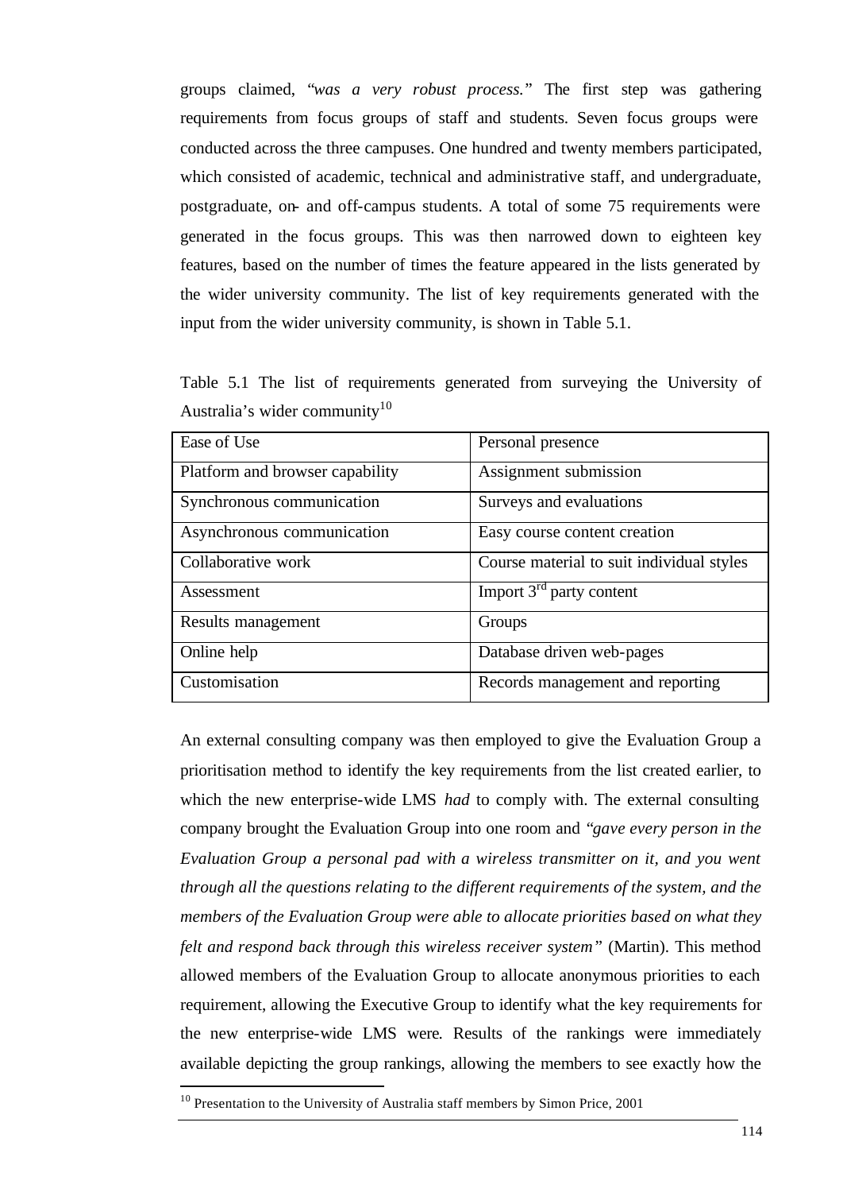groups claimed, "*was a very robust process.*" The first step was gathering requirements from focus groups of staff and students. Seven focus groups were conducted across the three campuses. One hundred and twenty members participated, which consisted of academic, technical and administrative staff, and undergraduate, postgraduate, on- and off-campus students. A total of some 75 requirements were generated in the focus groups. This was then narrowed down to eighteen key features, based on the number of times the feature appeared in the lists generated by the wider university community. The list of key requirements generated with the input from the wider university community, is shown in Table 5.1.

Table 5.1 The list of requirements generated from surveying the University of Australia's wider community[10]

| | |
|---|---|
| Ease of Use | Personal presence |
| Platform and browser capability | Assignment submission |
| Synchronous communication | Surveys and evaluations |
| Asynchronous communication | Easy course content creation |
| Collaborative work | Course material to suit individual styles |
| Assessment | Import 3rd party content |
| Results management | Groups |
| Online help | Database driven web-pages |
| Customisation | Records management and reporting |

An external consulting company was then employed to give the Evaluation Group a prioritisation method to identify the key requirements from the list created earlier, to which the new enterprise-wide LMS *had* to comply with. The external consulting company brought the Evaluation Group into one room and "*gave every person in the Evaluation Group a personal pad with a wireless transmitter on it, and you went through all the questions relating to the different requirements of the system, and the members of the Evaluation Group were able to allocate priorities based on what they felt and respond back through this wireless receiver system*" (Martin). This method allowed members of the Evaluation Group to allocate anonymous priorities to each requirement, allowing the Executive Group to identify what the key requirements for the new enterprise-wide LMS were. Results of the rankings were immediately available depicting the group rankings, allowing the members to see exactly how the

[10] Presentation to the University of Australia staff members by Simon Price, 2001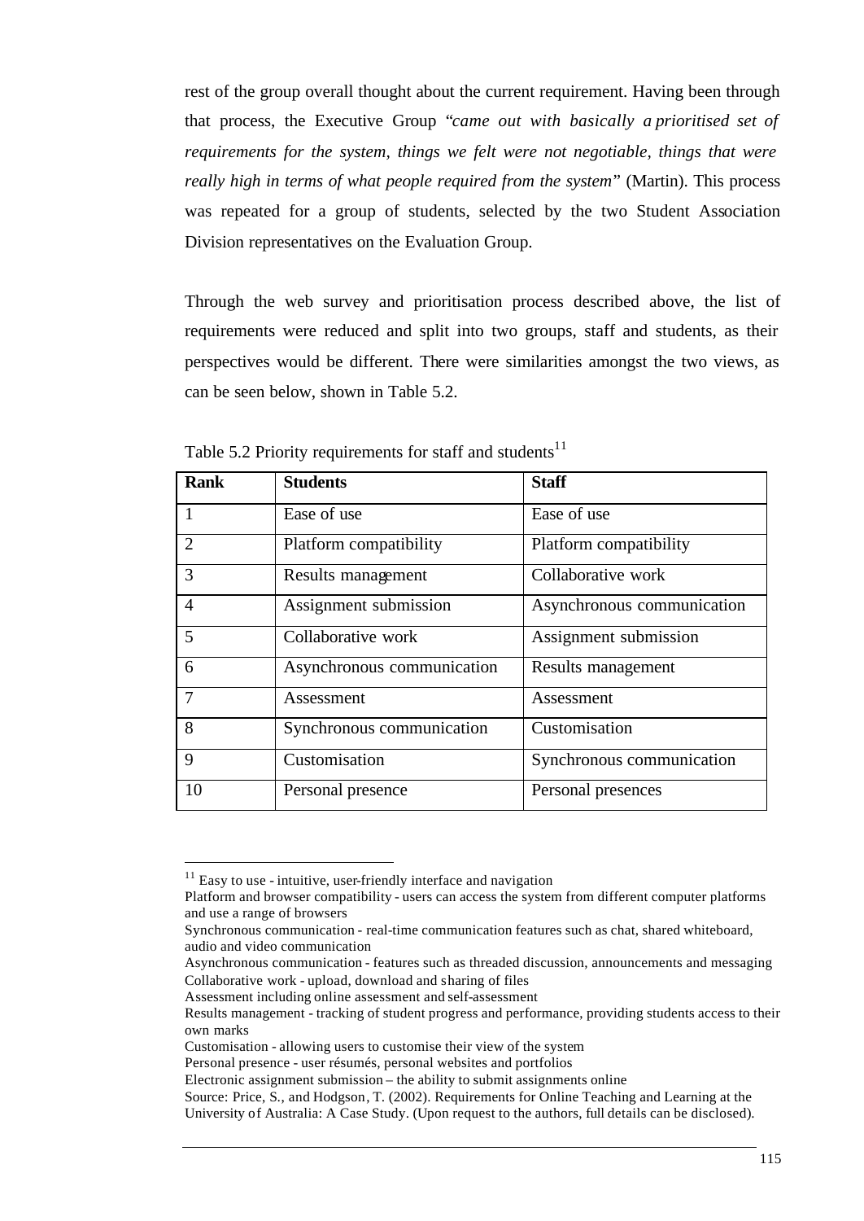rest of the group overall thought about the current requirement. Having been through that process, the Executive Group "*came out with basically a prioritised set of requirements for the system, things we felt were not negotiable, things that were really high in terms of what people required from the system*" (Martin). This process was repeated for a group of students, selected by the two Student Association Division representatives on the Evaluation Group.

Through the web survey and prioritisation process described above, the list of requirements were reduced and split into two groups, staff and students, as their perspectives would be different. There were similarities amongst the two views, as can be seen below, shown in Table 5.2.

Table 5.2 Priority requirements for staff and students[11]

| **Rank** | **Students** | **Staff** |
|---|---|---|
| 1 | Ease of use | Ease of use |
| 2 | Platform compatibility | Platform compatibility |
| 3 | Results management | Collaborative work |
| 4 | Assignment submission | Asynchronous communication |
| 5 | Collaborative work | Assignment submission |
| 6 | Asynchronous communication | Results management |
| 7 | Assessment | Assessment |
| 8 | Synchronous communication | Customisation |
| 9 | Customisation | Synchronous communication |
| 10 | Personal presence | Personal presences |

---

[11] Easy to use - intuitive, user-friendly interface and navigation
Platform and browser compatibility - users can access the system from different computer platforms and use a range of browsers
Synchronous communication - real-time communication features such as chat, shared whiteboard, audio and video communication
Asynchronous communication - features such as threaded discussion, announcements and messaging
Collaborative work - upload, download and sharing of files
Assessment including online assessment and self-assessment
Results management - tracking of student progress and performance, providing students access to their own marks
Customisation - allowing users to customise their view of the system
Personal presence - user résumés, personal websites and portfolios
Electronic assignment submission – the ability to submit assignments online
Source: Price, S., and Hodgson, T. (2002). Requirements for Online Teaching and Learning at the University of Australia: A Case Study. (Upon request to the authors, full details can be disclosed).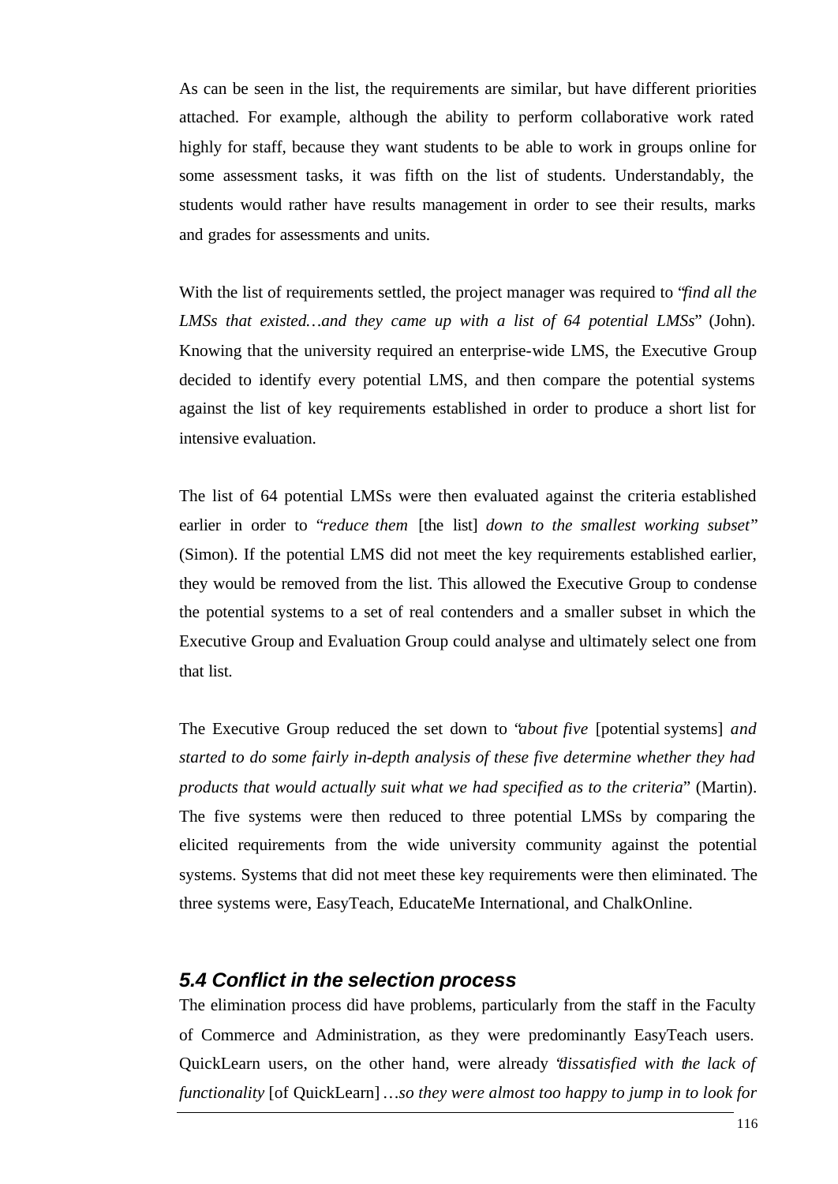As can be seen in the list, the requirements are similar, but have different priorities attached. For example, although the ability to perform collaborative work rated highly for staff, because they want students to be able to work in groups online for some assessment tasks, it was fifth on the list of students. Understandably, the students would rather have results management in order to see their results, marks and grades for assessments and units.

With the list of requirements settled, the project manager was required to "*find all the LMSs that existed…and they came up with a list of 64 potential LMSs*" (John). Knowing that the university required an enterprise-wide LMS, the Executive Group decided to identify every potential LMS, and then compare the potential systems against the list of key requirements established in order to produce a short list for intensive evaluation.

The list of 64 potential LMSs were then evaluated against the criteria established earlier in order to "*reduce them* [the list] *down to the smallest working subset*" (Simon). If the potential LMS did not meet the key requirements established earlier, they would be removed from the list. This allowed the Executive Group to condense the potential systems to a set of real contenders and a smaller subset in which the Executive Group and Evaluation Group could analyse and ultimately select one from that list.

The Executive Group reduced the set down to "*about five* [potential systems] *and started to do some fairly in-depth analysis of these five determine whether they had products that would actually suit what we had specified as to the criteria*" (Martin). The five systems were then reduced to three potential LMSs by comparing the elicited requirements from the wide university community against the potential systems. Systems that did not meet these key requirements were then eliminated. The three systems were, EasyTeach, EducateMe International, and ChalkOnline.

## 5.4 Conflict in the selection process

The elimination process did have problems, particularly from the staff in the Faculty of Commerce and Administration, as they were predominantly EasyTeach users. QuickLearn users, on the other hand, were already "*dissatisfied with the lack of functionality* [of QuickLearn] *…so they were almost too happy to jump in to look for*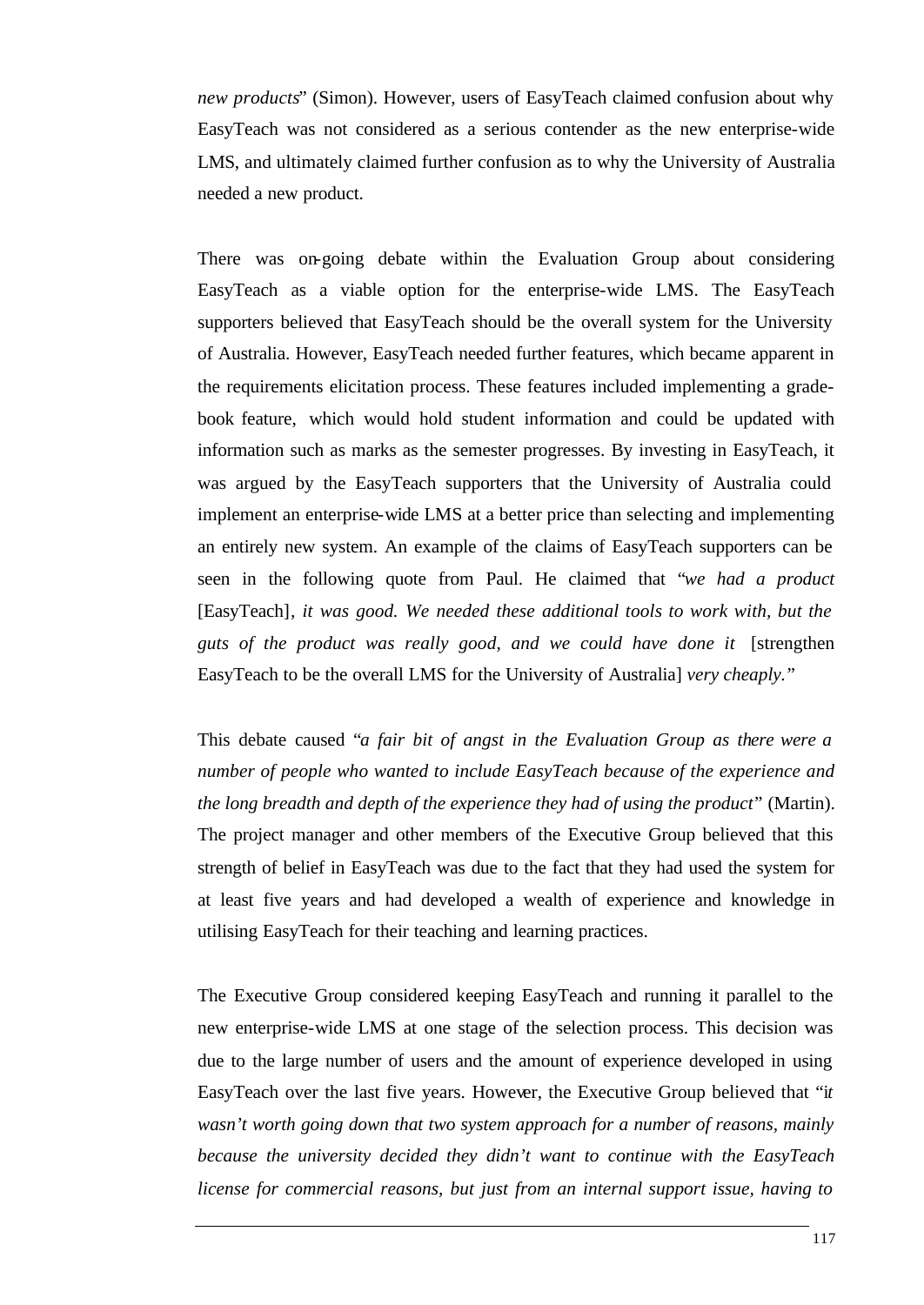*new products*" (Simon). However, users of EasyTeach claimed confusion about why EasyTeach was not considered as a serious contender as the new enterprise-wide LMS, and ultimately claimed further confusion as to why the University of Australia needed a new product.

There was on-going debate within the Evaluation Group about considering EasyTeach as a viable option for the enterprise-wide LMS. The EasyTeach supporters believed that EasyTeach should be the overall system for the University of Australia. However, EasyTeach needed further features, which became apparent in the requirements elicitation process. These features included implementing a grade-book feature, which would hold student information and could be updated with information such as marks as the semester progresses. By investing in EasyTeach, it was argued by the EasyTeach supporters that the University of Australia could implement an enterprise-wide LMS at a better price than selecting and implementing an entirely new system. An example of the claims of EasyTeach supporters can be seen in the following quote from Paul. He claimed that "*we had a product* [EasyTeach]*, it was good. We needed these additional tools to work with, but the guts of the product was really good, and we could have done it* [strengthen EasyTeach to be the overall LMS for the University of Australia] *very cheaply.*"

This debate caused "*a fair bit of angst in the Evaluation Group as there were a number of people who wanted to include EasyTeach because of the experience and the long breadth and depth of the experience they had of using the product*" (Martin). The project manager and other members of the Executive Group believed that this strength of belief in EasyTeach was due to the fact that they had used the system for at least five years and had developed a wealth of experience and knowledge in utilising EasyTeach for their teaching and learning practices.

The Executive Group considered keeping EasyTeach and running it parallel to the new enterprise-wide LMS at one stage of the selection process. This decision was due to the large number of users and the amount of experience developed in using EasyTeach over the last five years. However, the Executive Group believed that "*it wasn't worth going down that two system approach for a number of reasons, mainly because the university decided they didn't want to continue with the EasyTeach license for commercial reasons, but just from an internal support issue, having to*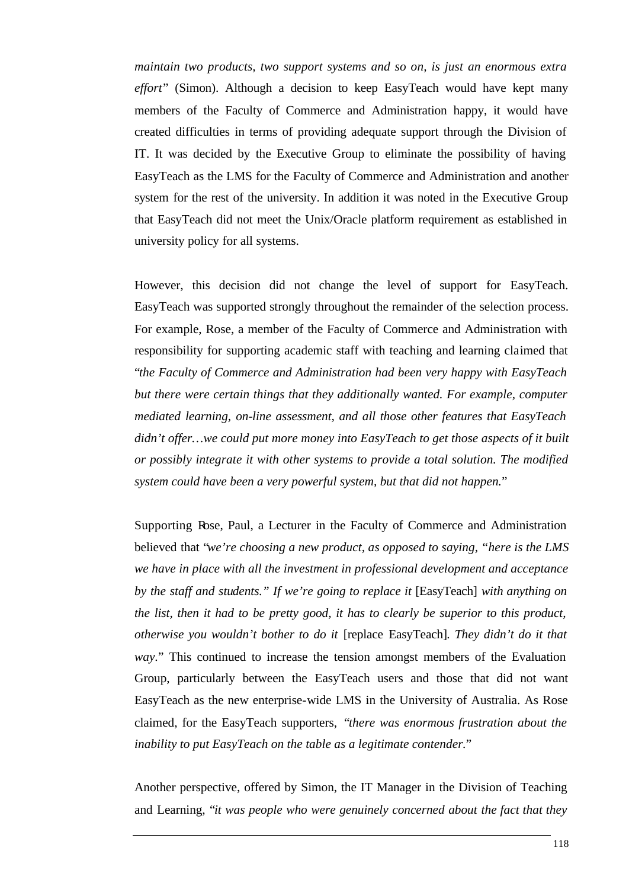*maintain two products, two support systems and so on, is just an enormous extra effort*" (Simon). Although a decision to keep EasyTeach would have kept many members of the Faculty of Commerce and Administration happy, it would have created difficulties in terms of providing adequate support through the Division of IT. It was decided by the Executive Group to eliminate the possibility of having EasyTeach as the LMS for the Faculty of Commerce and Administration and another system for the rest of the university. In addition it was noted in the Executive Group that EasyTeach did not meet the Unix/Oracle platform requirement as established in university policy for all systems.

However, this decision did not change the level of support for EasyTeach. EasyTeach was supported strongly throughout the remainder of the selection process. For example, Rose, a member of the Faculty of Commerce and Administration with responsibility for supporting academic staff with teaching and learning claimed that "*the Faculty of Commerce and Administration had been very happy with EasyTeach but there were certain things that they additionally wanted. For example, computer mediated learning, on-line assessment, and all those other features that EasyTeach didn't offer…we could put more money into EasyTeach to get those aspects of it built or possibly integrate it with other systems to provide a total solution. The modified system could have been a very powerful system, but that did not happen.*"

Supporting Rose, Paul, a Lecturer in the Faculty of Commerce and Administration believed that "*we're choosing a new product, as opposed to saying, "here is the LMS we have in place with all the investment in professional development and acceptance by the staff and students." If we're going to replace it* [EasyTeach] *with anything on the list, then it had to be pretty good, it has to clearly be superior to this product, otherwise you wouldn't bother to do it* [replace EasyTeach]. *They didn't do it that way*." This continued to increase the tension amongst members of the Evaluation Group, particularly between the EasyTeach users and those that did not want EasyTeach as the new enterprise-wide LMS in the University of Australia. As Rose claimed, for the EasyTeach supporters, "*there was enormous frustration about the inability to put EasyTeach on the table as a legitimate contender.*"

Another perspective, offered by Simon, the IT Manager in the Division of Teaching and Learning, "*it was people who were genuinely concerned about the fact that they*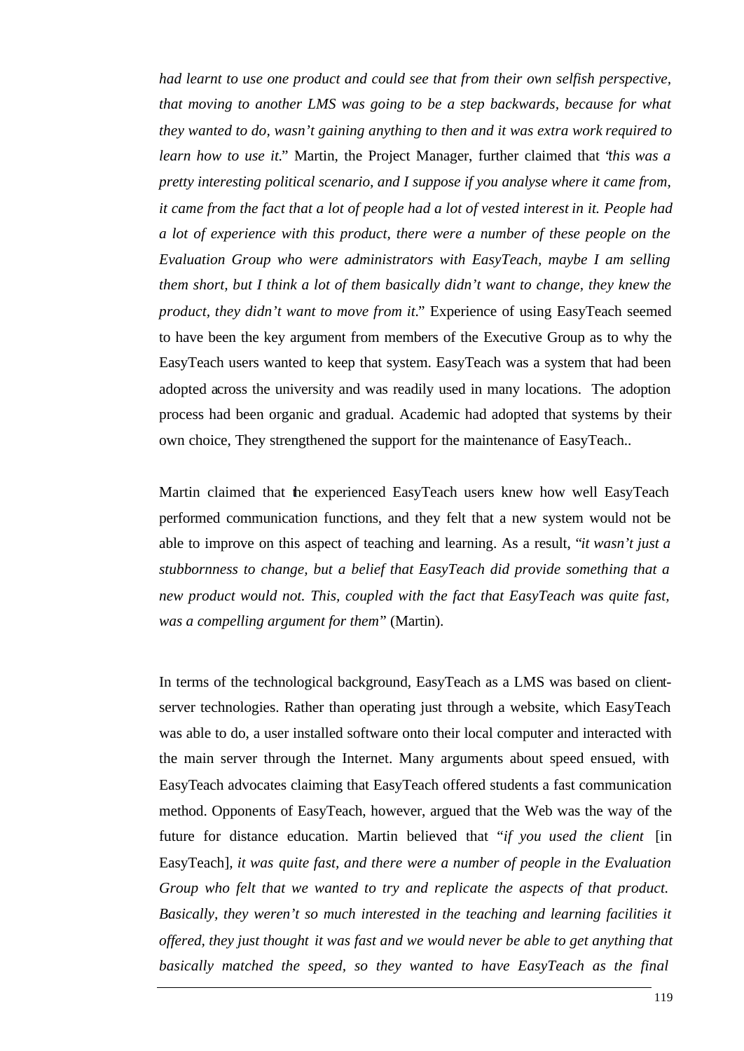*had learnt to use one product and could see that from their own selfish perspective, that moving to another LMS was going to be a step backwards, because for what they wanted to do, wasn't gaining anything to then and it was extra work required to learn how to use it*." Martin, the Project Manager, further claimed that "*this was a pretty interesting political scenario, and I suppose if you analyse where it came from, it came from the fact that a lot of people had a lot of vested interest in it. People had a lot of experience with this product, there were a number of these people on the Evaluation Group who were administrators with EasyTeach, maybe I am selling them short, but I think a lot of them basically didn't want to change, they knew the product, they didn't want to move from it*." Experience of using EasyTeach seemed to have been the key argument from members of the Executive Group as to why the EasyTeach users wanted to keep that system. EasyTeach was a system that had been adopted across the university and was readily used in many locations. The adoption process had been organic and gradual. Academic had adopted that systems by their own choice, They strengthened the support for the maintenance of EasyTeach..

Martin claimed that the experienced EasyTeach users knew how well EasyTeach performed communication functions, and they felt that a new system would not be able to improve on this aspect of teaching and learning. As a result, "*it wasn't just a stubbornness to change, but a belief that EasyTeach did provide something that a new product would not. This, coupled with the fact that EasyTeach was quite fast, was a compelling argument for them*" (Martin).

In terms of the technological background, EasyTeach as a LMS was based on client-server technologies. Rather than operating just through a website, which EasyTeach was able to do, a user installed software onto their local computer and interacted with the main server through the Internet. Many arguments about speed ensued, with EasyTeach advocates claiming that EasyTeach offered students a fast communication method. Opponents of EasyTeach, however, argued that the Web was the way of the future for distance education. Martin believed that "*if you used the client* [in EasyTeach]*, it was quite fast, and there were a number of people in the Evaluation Group who felt that we wanted to try and replicate the aspects of that product. Basically, they weren't so much interested in the teaching and learning facilities it offered, they just thought it was fast and we would never be able to get anything that basically matched the speed, so they wanted to have EasyTeach as the final*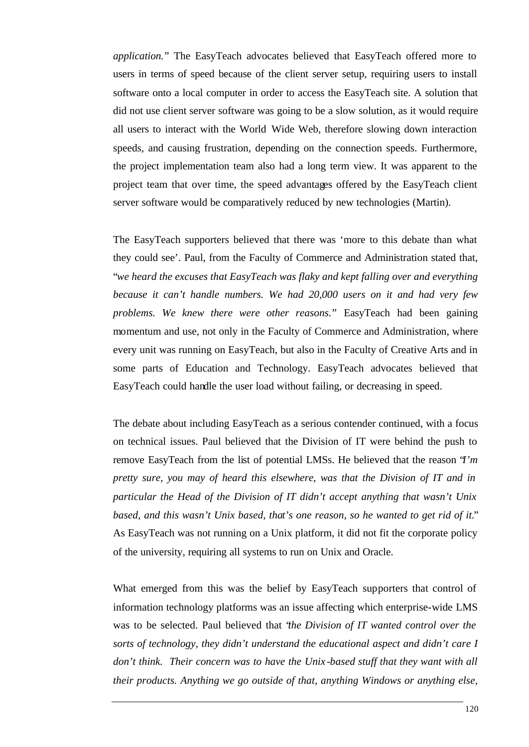*application.*" The EasyTeach advocates believed that EasyTeach offered more to users in terms of speed because of the client server setup, requiring users to install software onto a local computer in order to access the EasyTeach site. A solution that did not use client server software was going to be a slow solution, as it would require all users to interact with the World Wide Web, therefore slowing down interaction speeds, and causing frustration, depending on the connection speeds. Furthermore, the project implementation team also had a long term view. It was apparent to the project team that over time, the speed advantages offered by the EasyTeach client server software would be comparatively reduced by new technologies (Martin).

The EasyTeach supporters believed that there was 'more to this debate than what they could see'. Paul, from the Faculty of Commerce and Administration stated that, "*we heard the excuses that EasyTeach was flaky and kept falling over and everything because it can't handle numbers. We had 20,000 users on it and had very few problems. We knew there were other reasons.*" EasyTeach had been gaining momentum and use, not only in the Faculty of Commerce and Administration, where every unit was running on EasyTeach, but also in the Faculty of Creative Arts and in some parts of Education and Technology. EasyTeach advocates believed that EasyTeach could handle the user load without failing, or decreasing in speed.

The debate about including EasyTeach as a serious contender continued, with a focus on technical issues. Paul believed that the Division of IT were behind the push to remove EasyTeach from the list of potential LMSs. He believed that the reason "*I'm pretty sure, you may of heard this elsewhere, was that the Division of IT and in particular the Head of the Division of IT didn't accept anything that wasn't Unix based, and this wasn't Unix based, that's one reason, so he wanted to get rid of it.*" As EasyTeach was not running on a Unix platform, it did not fit the corporate policy of the university, requiring all systems to run on Unix and Oracle.

What emerged from this was the belief by EasyTeach supporters that control of information technology platforms was an issue affecting which enterprise-wide LMS was to be selected. Paul believed that "*the Division of IT wanted control over the sorts of technology, they didn't understand the educational aspect and didn't care I don't think. Their concern was to have the Unix-based stuff that they want with all their products. Anything we go outside of that, anything Windows or anything else,*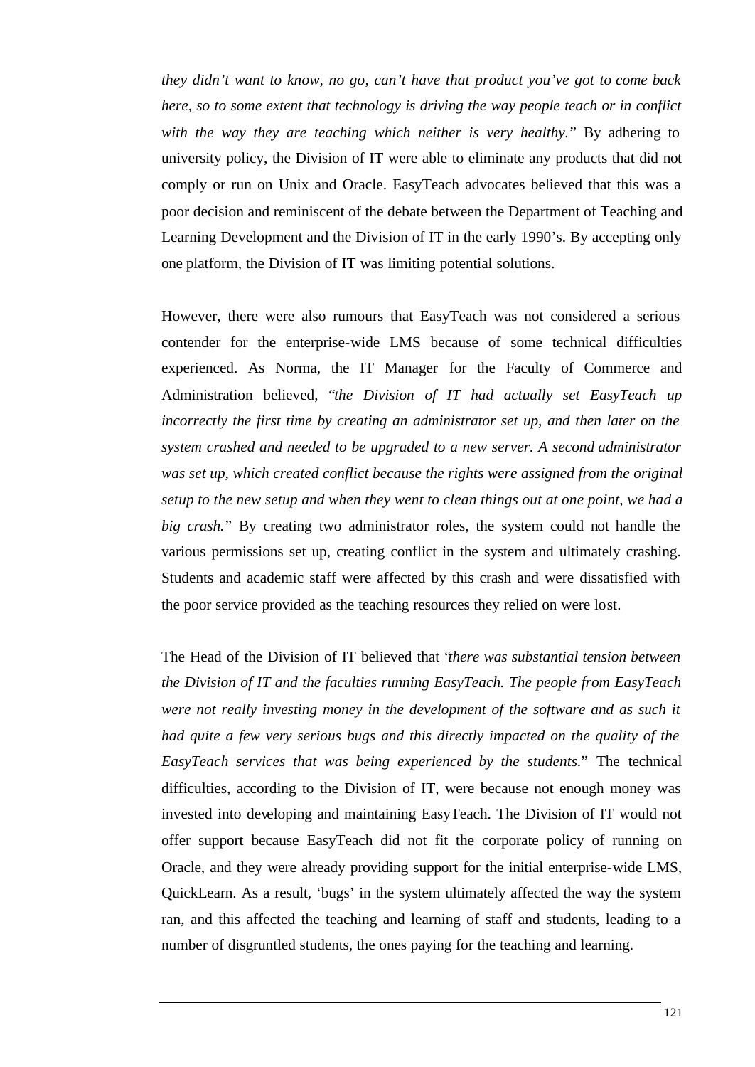*they didn't want to know, no go, can't have that product you've got to come back here, so to some extent that technology is driving the way people teach or in conflict with the way they are teaching which neither is very healthy."* By adhering to university policy, the Division of IT were able to eliminate any products that did not comply or run on Unix and Oracle. EasyTeach advocates believed that this was a poor decision and reminiscent of the debate between the Department of Teaching and Learning Development and the Division of IT in the early 1990's. By accepting only one platform, the Division of IT was limiting potential solutions.

However, there were also rumours that EasyTeach was not considered a serious contender for the enterprise-wide LMS because of some technical difficulties experienced. As Norma, the IT Manager for the Faculty of Commerce and Administration believed, *"the Division of IT had actually set EasyTeach up incorrectly the first time by creating an administrator set up, and then later on the system crashed and needed to be upgraded to a new server. A second administrator was set up, which created conflict because the rights were assigned from the original setup to the new setup and when they went to clean things out at one point, we had a big crash."* By creating two administrator roles, the system could not handle the various permissions set up, creating conflict in the system and ultimately crashing. Students and academic staff were affected by this crash and were dissatisfied with the poor service provided as the teaching resources they relied on were lost.

The Head of the Division of IT believed that *"there was substantial tension between the Division of IT and the faculties running EasyTeach. The people from EasyTeach were not really investing money in the development of the software and as such it had quite a few very serious bugs and this directly impacted on the quality of the EasyTeach services that was being experienced by the students."* The technical difficulties, according to the Division of IT, were because not enough money was invested into developing and maintaining EasyTeach. The Division of IT would not offer support because EasyTeach did not fit the corporate policy of running on Oracle, and they were already providing support for the initial enterprise-wide LMS, QuickLearn. As a result, 'bugs' in the system ultimately affected the way the system ran, and this affected the teaching and learning of staff and students, leading to a number of disgruntled students, the ones paying for the teaching and learning.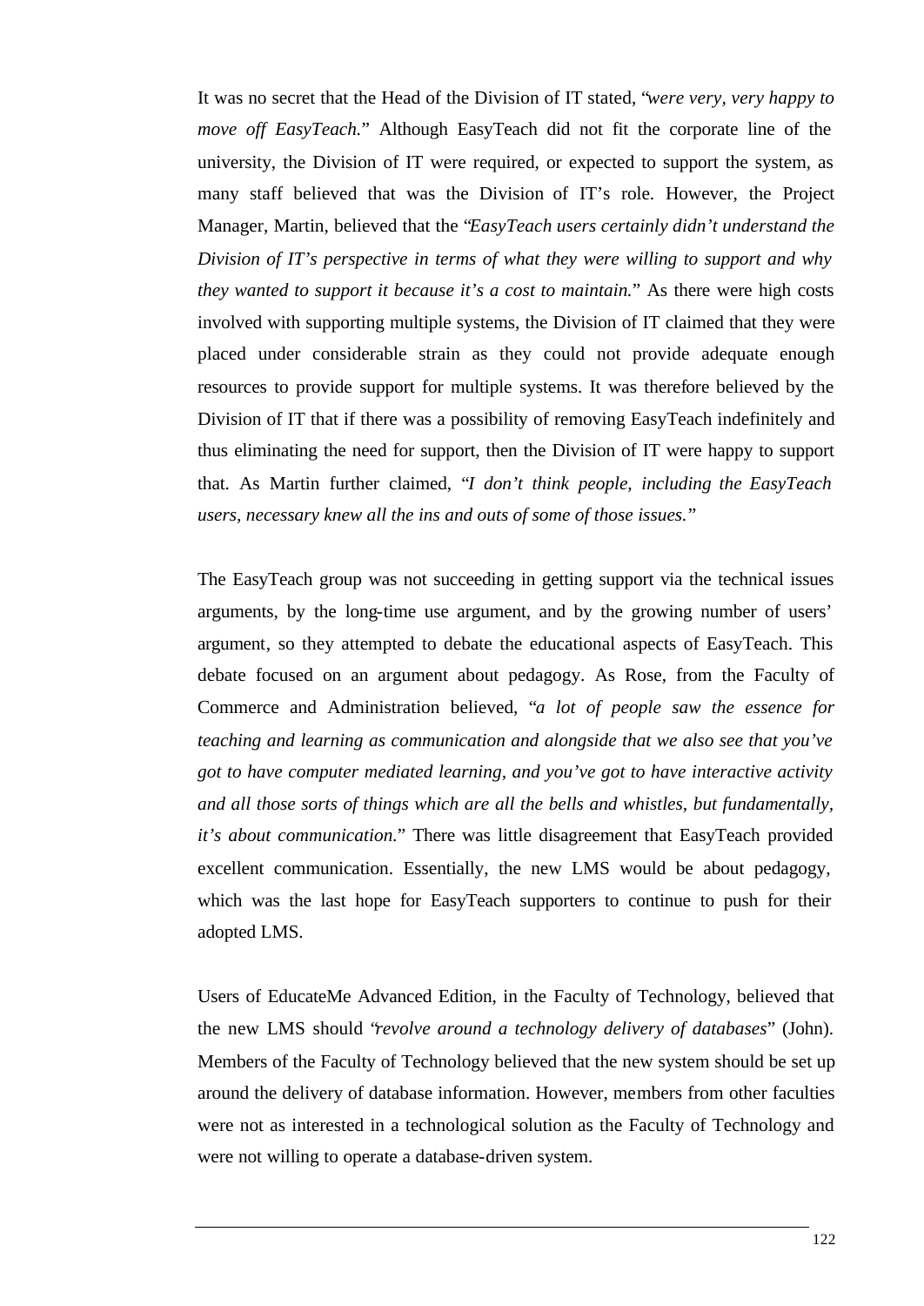It was no secret that the Head of the Division of IT stated, "*were very, very happy to move off EasyTeach.*" Although EasyTeach did not fit the corporate line of the university, the Division of IT were required, or expected to support the system, as many staff believed that was the Division of IT's role. However, the Project Manager, Martin, believed that the "*EasyTeach users certainly didn't understand the Division of IT's perspective in terms of what they were willing to support and why they wanted to support it because it's a cost to maintain.*" As there were high costs involved with supporting multiple systems, the Division of IT claimed that they were placed under considerable strain as they could not provide adequate enough resources to provide support for multiple systems. It was therefore believed by the Division of IT that if there was a possibility of removing EasyTeach indefinitely and thus eliminating the need for support, then the Division of IT were happy to support that. As Martin further claimed, "*I don't think people, including the EasyTeach users, necessary knew all the ins and outs of some of those issues.*"

The EasyTeach group was not succeeding in getting support via the technical issues arguments, by the long-time use argument, and by the growing number of users' argument, so they attempted to debate the educational aspects of EasyTeach. This debate focused on an argument about pedagogy. As Rose, from the Faculty of Commerce and Administration believed, "*a lot of people saw the essence for teaching and learning as communication and alongside that we also see that you've got to have computer mediated learning, and you've got to have interactive activity and all those sorts of things which are all the bells and whistles, but fundamentally, it's about communication.*" There was little disagreement that EasyTeach provided excellent communication. Essentially, the new LMS would be about pedagogy, which was the last hope for EasyTeach supporters to continue to push for their adopted LMS.

Users of EducateMe Advanced Edition, in the Faculty of Technology, believed that the new LMS should "*revolve around a technology delivery of databases*" (John). Members of the Faculty of Technology believed that the new system should be set up around the delivery of database information. However, members from other faculties were not as interested in a technological solution as the Faculty of Technology and were not willing to operate a database-driven system.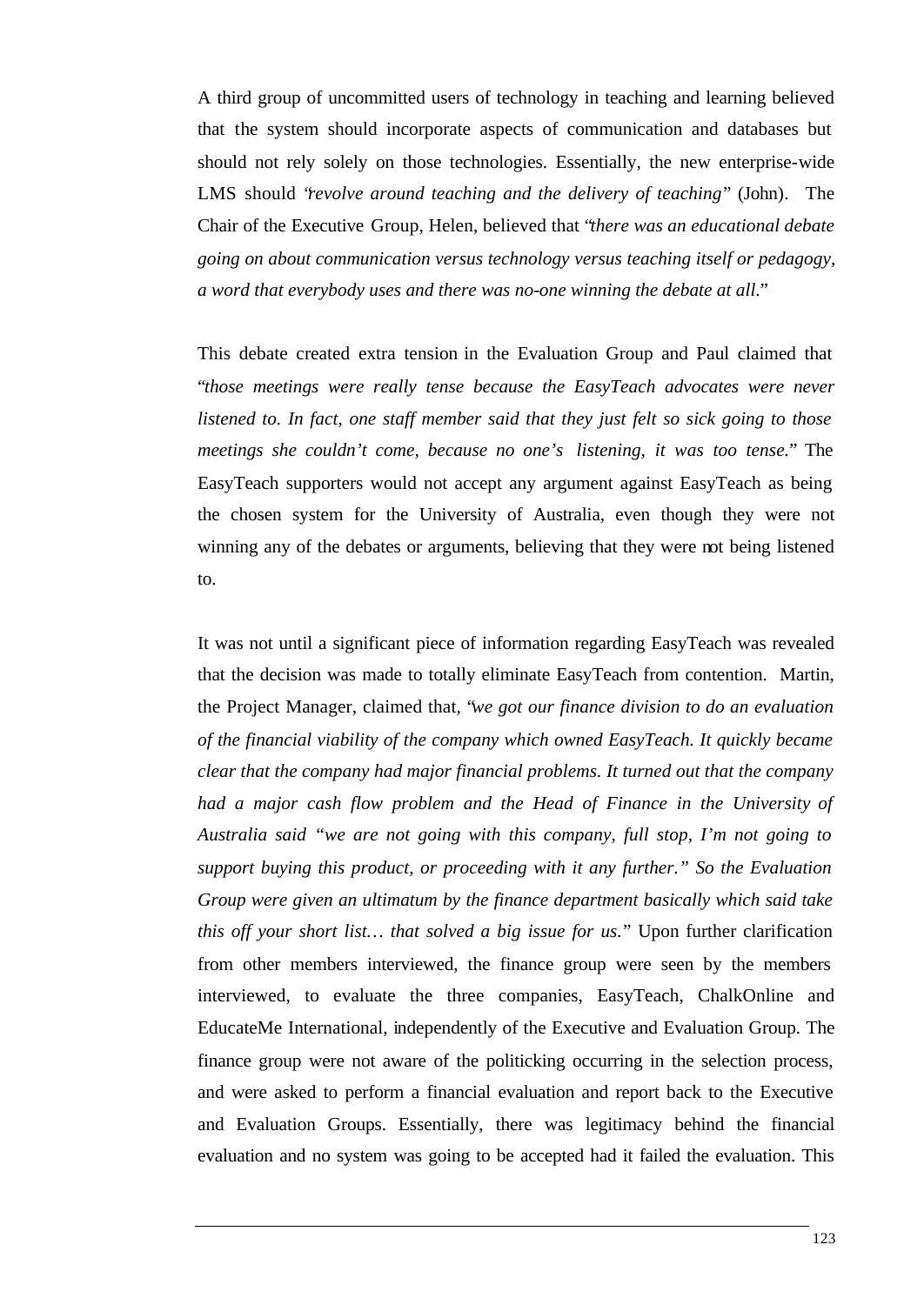A third group of uncommitted users of technology in teaching and learning believed that the system should incorporate aspects of communication and databases but should not rely solely on those technologies. Essentially, the new enterprise-wide LMS should "*revolve around teaching and the delivery of teaching*" (John). The Chair of the Executive Group, Helen, believed that "*there was an educational debate going on about communication versus technology versus teaching itself or pedagogy, a word that everybody uses and there was no-one winning the debate at all.*"

This debate created extra tension in the Evaluation Group and Paul claimed that "*those meetings were really tense because the EasyTeach advocates were never listened to. In fact, one staff member said that they just felt so sick going to those meetings she couldn't come, because no one's listening, it was too tense.*" The EasyTeach supporters would not accept any argument against EasyTeach as being the chosen system for the University of Australia, even though they were not winning any of the debates or arguments, believing that they were not being listened to.

It was not until a significant piece of information regarding EasyTeach was revealed that the decision was made to totally eliminate EasyTeach from contention. Martin, the Project Manager, claimed that, "*we got our finance division to do an evaluation of the financial viability of the company which owned EasyTeach. It quickly became clear that the company had major financial problems. It turned out that the company had a major cash flow problem and the Head of Finance in the University of Australia said "we are not going with this company, full stop, I'm not going to support buying this product, or proceeding with it any further." So the Evaluation Group were given an ultimatum by the finance department basically which said take this off your short list… that solved a big issue for us.*" Upon further clarification from other members interviewed, the finance group were seen by the members interviewed, to evaluate the three companies, EasyTeach, ChalkOnline and EducateMe International, independently of the Executive and Evaluation Group. The finance group were not aware of the politicking occurring in the selection process, and were asked to perform a financial evaluation and report back to the Executive and Evaluation Groups. Essentially, there was legitimacy behind the financial evaluation and no system was going to be accepted had it failed the evaluation. This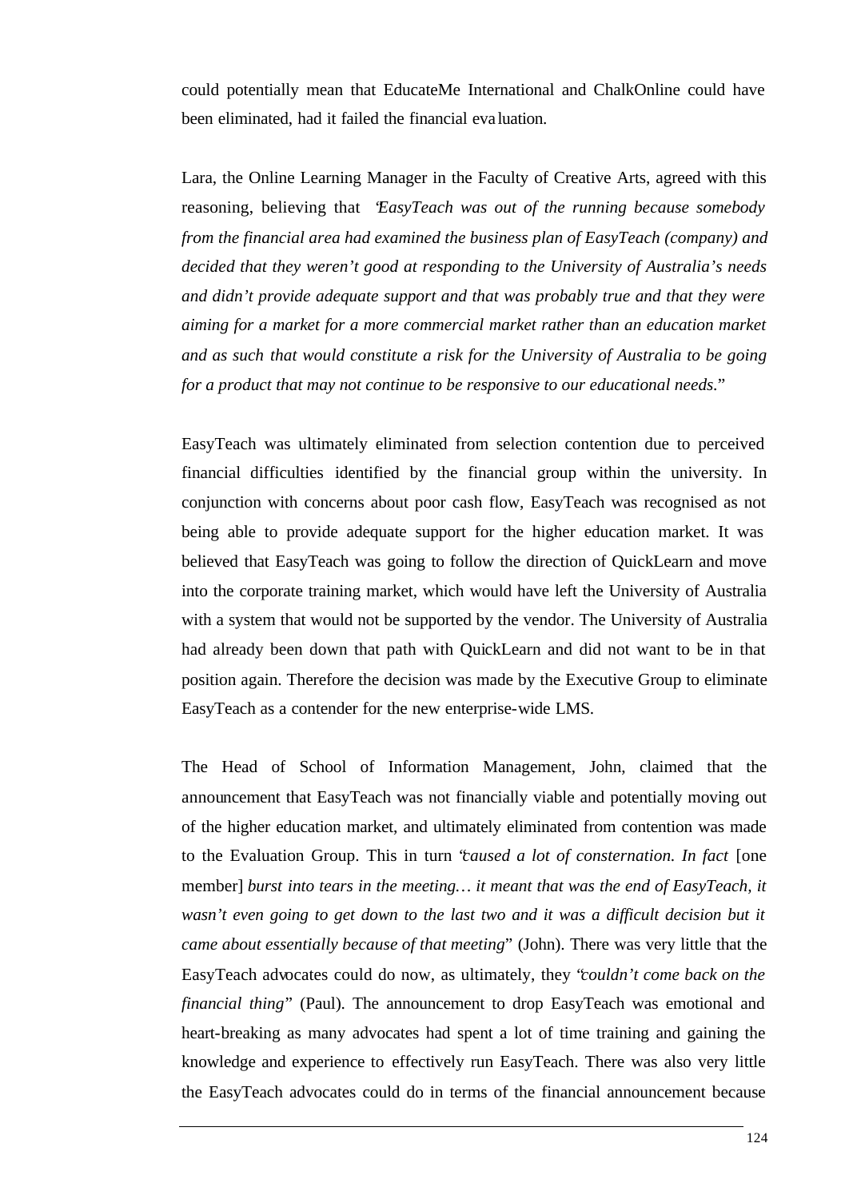could potentially mean that EducateMe International and ChalkOnline could have been eliminated, had it failed the financial evaluation.

Lara, the Online Learning Manager in the Faculty of Creative Arts, agreed with this reasoning, believing that "*EasyTeach was out of the running because somebody from the financial area had examined the business plan of EasyTeach (company) and decided that they weren't good at responding to the University of Australia's needs and didn't provide adequate support and that was probably true and that they were aiming for a market for a more commercial market rather than an education market and as such that would constitute a risk for the University of Australia to be going for a product that may not continue to be responsive to our educational needs.*"

EasyTeach was ultimately eliminated from selection contention due to perceived financial difficulties identified by the financial group within the university. In conjunction with concerns about poor cash flow, EasyTeach was recognised as not being able to provide adequate support for the higher education market. It was believed that EasyTeach was going to follow the direction of QuickLearn and move into the corporate training market, which would have left the University of Australia with a system that would not be supported by the vendor. The University of Australia had already been down that path with QuickLearn and did not want to be in that position again. Therefore the decision was made by the Executive Group to eliminate EasyTeach as a contender for the new enterprise-wide LMS.

The Head of School of Information Management, John, claimed that the announcement that EasyTeach was not financially viable and potentially moving out of the higher education market, and ultimately eliminated from contention was made to the Evaluation Group. This in turn "*caused a lot of consternation. In fact* [one member] *burst into tears in the meeting… it meant that was the end of EasyTeach, it wasn't even going to get down to the last two and it was a difficult decision but it came about essentially because of that meeting*" (John). There was very little that the EasyTeach advocates could do now, as ultimately, they "*couldn't come back on the financial thing*" (Paul). The announcement to drop EasyTeach was emotional and heart-breaking as many advocates had spent a lot of time training and gaining the knowledge and experience to effectively run EasyTeach. There was also very little the EasyTeach advocates could do in terms of the financial announcement because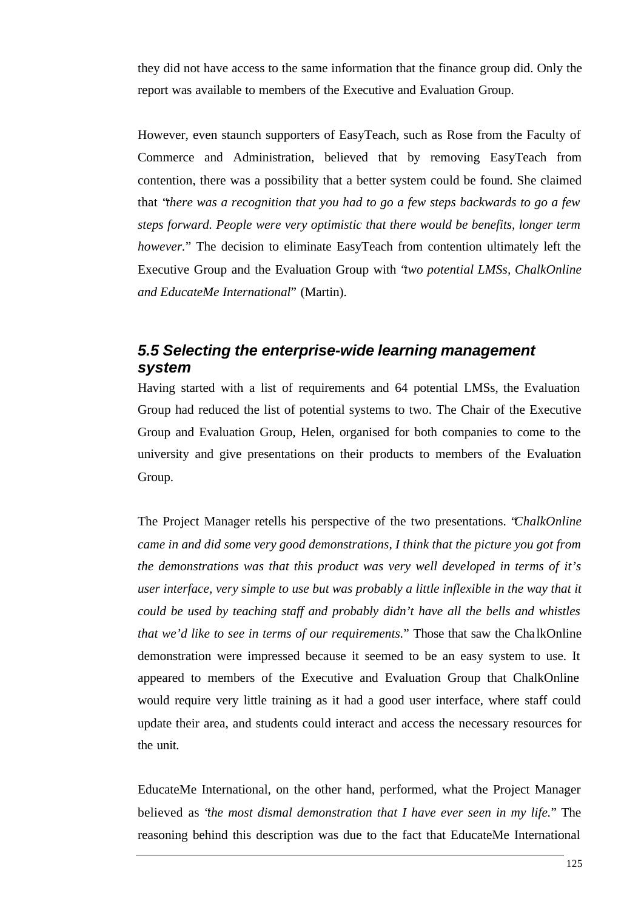they did not have access to the same information that the finance group did. Only the report was available to members of the Executive and Evaluation Group.

However, even staunch supporters of EasyTeach, such as Rose from the Faculty of Commerce and Administration, believed that by removing EasyTeach from contention, there was a possibility that a better system could be found. She claimed that "*there was a recognition that you had to go a few steps backwards to go a few steps forward. People were very optimistic that there would be benefits, longer term however.*" The decision to eliminate EasyTeach from contention ultimately left the Executive Group and the Evaluation Group with "*two potential LMSs, ChalkOnline and EducateMe International*" (Martin).

## *5.5 Selecting the enterprise-wide learning management system*

Having started with a list of requirements and 64 potential LMSs, the Evaluation Group had reduced the list of potential systems to two. The Chair of the Executive Group and Evaluation Group, Helen, organised for both companies to come to the university and give presentations on their products to members of the Evaluation Group.

The Project Manager retells his perspective of the two presentations. "*ChalkOnline came in and did some very good demonstrations, I think that the picture you got from the demonstrations was that this product was very well developed in terms of it's user interface, very simple to use but was probably a little inflexible in the way that it could be used by teaching staff and probably didn't have all the bells and whistles that we'd like to see in terms of our requirements.*" Those that saw the ChalkOnline demonstration were impressed because it seemed to be an easy system to use. It appeared to members of the Executive and Evaluation Group that ChalkOnline would require very little training as it had a good user interface, where staff could update their area, and students could interact and access the necessary resources for the unit.

EducateMe International, on the other hand, performed, what the Project Manager believed as "*the most dismal demonstration that I have ever seen in my life.*" The reasoning behind this description was due to the fact that EducateMe International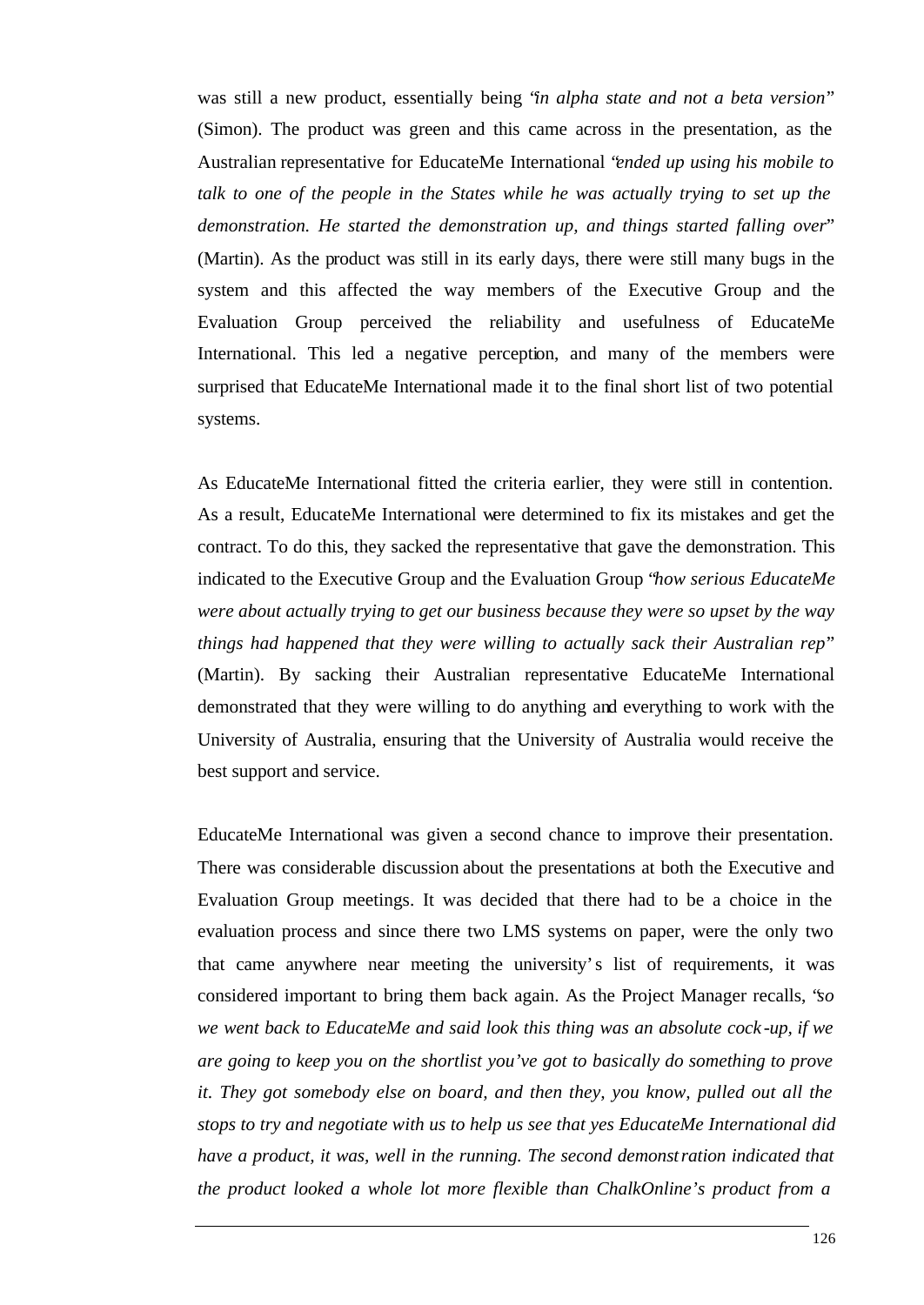was still a new product, essentially being "*in alpha state and not a beta version*" (Simon). The product was green and this came across in the presentation, as the Australian representative for EducateMe International "*ended up using his mobile to talk to one of the people in the States while he was actually trying to set up the demonstration. He started the demonstration up, and things started falling over*" (Martin). As the product was still in its early days, there were still many bugs in the system and this affected the way members of the Executive Group and the Evaluation Group perceived the reliability and usefulness of EducateMe International. This led a negative perception, and many of the members were surprised that EducateMe International made it to the final short list of two potential systems.

As EducateMe International fitted the criteria earlier, they were still in contention. As a result, EducateMe International were determined to fix its mistakes and get the contract. To do this, they sacked the representative that gave the demonstration. This indicated to the Executive Group and the Evaluation Group "*how serious EducateMe were about actually trying to get our business because they were so upset by the way things had happened that they were willing to actually sack their Australian rep*" (Martin). By sacking their Australian representative EducateMe International demonstrated that they were willing to do anything and everything to work with the University of Australia, ensuring that the University of Australia would receive the best support and service.

EducateMe International was given a second chance to improve their presentation. There was considerable discussion about the presentations at both the Executive and Evaluation Group meetings. It was decided that there had to be a choice in the evaluation process and since there two LMS systems on paper, were the only two that came anywhere near meeting the university's list of requirements, it was considered important to bring them back again. As the Project Manager recalls, "*so we went back to EducateMe and said look this thing was an absolute cock-up, if we are going to keep you on the shortlist you've got to basically do something to prove it. They got somebody else on board, and then they, you know, pulled out all the stops to try and negotiate with us to help us see that yes EducateMe International did have a product, it was, well in the running. The second demonstration indicated that the product looked a whole lot more flexible than ChalkOnline's product from a*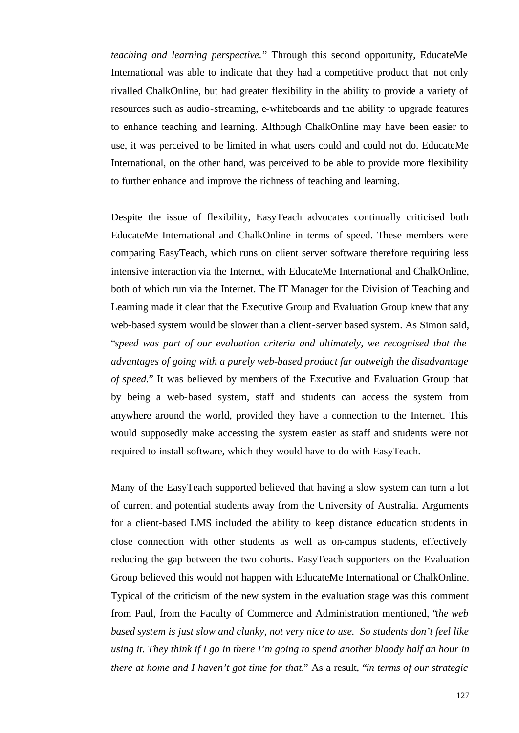*teaching and learning perspective.*" Through this second opportunity, EducateMe International was able to indicate that they had a competitive product that not only rivalled ChalkOnline, but had greater flexibility in the ability to provide a variety of resources such as audio-streaming, e-whiteboards and the ability to upgrade features to enhance teaching and learning. Although ChalkOnline may have been easier to use, it was perceived to be limited in what users could and could not do. EducateMe International, on the other hand, was perceived to be able to provide more flexibility to further enhance and improve the richness of teaching and learning.

Despite the issue of flexibility, EasyTeach advocates continually criticised both EducateMe International and ChalkOnline in terms of speed. These members were comparing EasyTeach, which runs on client server software therefore requiring less intensive interaction via the Internet, with EducateMe International and ChalkOnline, both of which run via the Internet. The IT Manager for the Division of Teaching and Learning made it clear that the Executive Group and Evaluation Group knew that any web-based system would be slower than a client-server based system. As Simon said, "*speed was part of our evaluation criteria and ultimately, we recognised that the advantages of going with a purely web-based product far outweigh the disadvantage of speed.*" It was believed by members of the Executive and Evaluation Group that by being a web-based system, staff and students can access the system from anywhere around the world, provided they have a connection to the Internet. This would supposedly make accessing the system easier as staff and students were not required to install software, which they would have to do with EasyTeach.

Many of the EasyTeach supported believed that having a slow system can turn a lot of current and potential students away from the University of Australia. Arguments for a client-based LMS included the ability to keep distance education students in close connection with other students as well as on-campus students, effectively reducing the gap between the two cohorts. EasyTeach supporters on the Evaluation Group believed this would not happen with EducateMe International or ChalkOnline. Typical of the criticism of the new system in the evaluation stage was this comment from Paul, from the Faculty of Commerce and Administration mentioned, "*the web based system is just slow and clunky, not very nice to use. So students don't feel like using it. They think if I go in there I'm going to spend another bloody half an hour in there at home and I haven't got time for that.*" As a result, "*in terms of our strategic*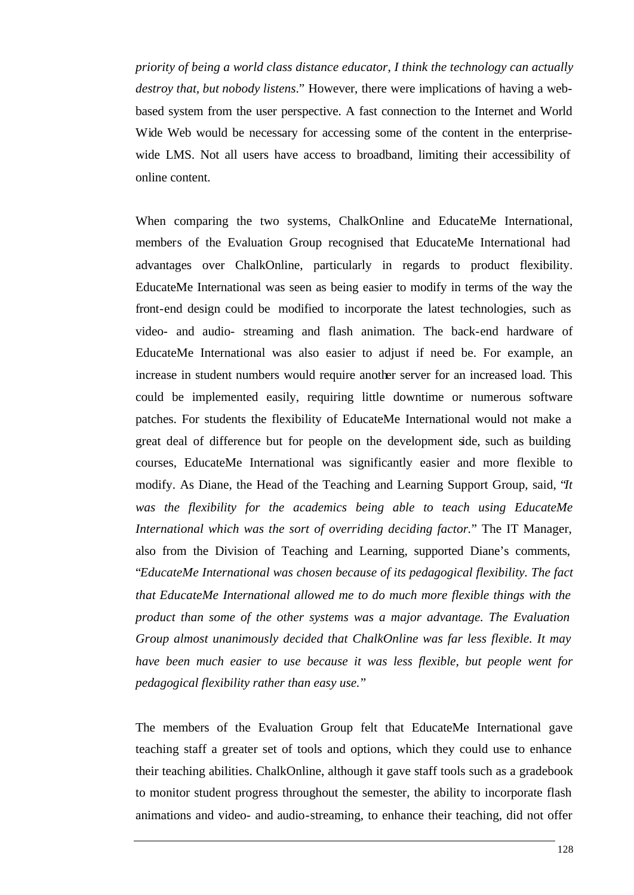*priority of being a world class distance educator, I think the technology can actually destroy that, but nobody listens*." However, there were implications of having a web-based system from the user perspective. A fast connection to the Internet and World Wide Web would be necessary for accessing some of the content in the enterprise-wide LMS. Not all users have access to broadband, limiting their accessibility of online content.

When comparing the two systems, ChalkOnline and EducateMe International, members of the Evaluation Group recognised that EducateMe International had advantages over ChalkOnline, particularly in regards to product flexibility. EducateMe International was seen as being easier to modify in terms of the way the front-end design could be modified to incorporate the latest technologies, such as video- and audio- streaming and flash animation. The back-end hardware of EducateMe International was also easier to adjust if need be. For example, an increase in student numbers would require another server for an increased load. This could be implemented easily, requiring little downtime or numerous software patches. For students the flexibility of EducateMe International would not make a great deal of difference but for people on the development side, such as building courses, EducateMe International was significantly easier and more flexible to modify. As Diane, the Head of the Teaching and Learning Support Group, said, "*It was the flexibility for the academics being able to teach using EducateMe International which was the sort of overriding deciding factor.*" The IT Manager, also from the Division of Teaching and Learning, supported Diane's comments, "*EducateMe International was chosen because of its pedagogical flexibility. The fact that EducateMe International allowed me to do much more flexible things with the product than some of the other systems was a major advantage. The Evaluation Group almost unanimously decided that ChalkOnline was far less flexible. It may have been much easier to use because it was less flexible, but people went for pedagogical flexibility rather than easy use.*"

The members of the Evaluation Group felt that EducateMe International gave teaching staff a greater set of tools and options, which they could use to enhance their teaching abilities. ChalkOnline, although it gave staff tools such as a gradebook to monitor student progress throughout the semester, the ability to incorporate flash animations and video- and audio-streaming, to enhance their teaching, did not offer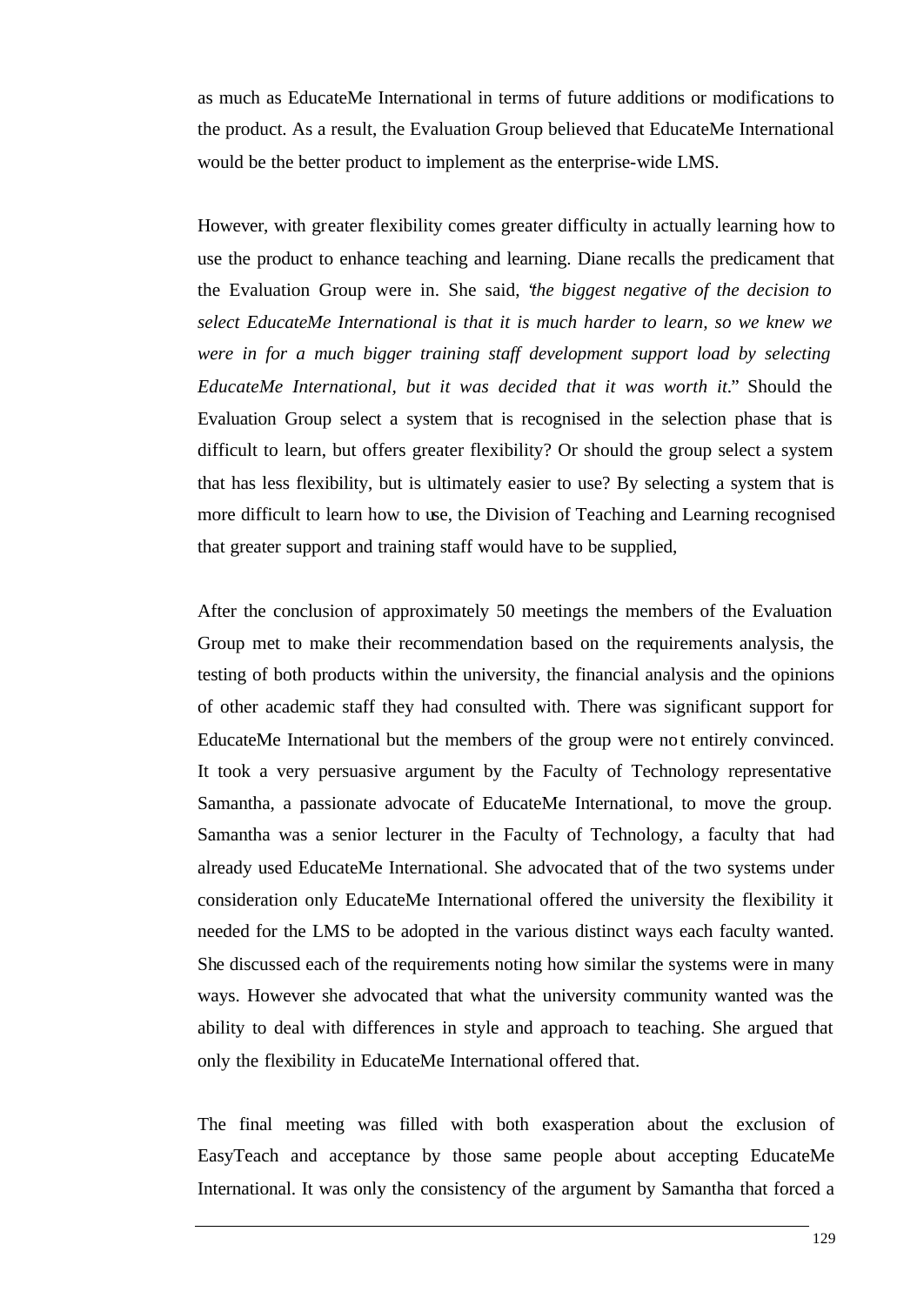as much as EducateMe International in terms of future additions or modifications to the product. As a result, the Evaluation Group believed that EducateMe International would be the better product to implement as the enterprise-wide LMS.

However, with greater flexibility comes greater difficulty in actually learning how to use the product to enhance teaching and learning. Diane recalls the predicament that the Evaluation Group were in. She said, "*the biggest negative of the decision to select EducateMe International is that it is much harder to learn, so we knew we were in for a much bigger training staff development support load by selecting EducateMe International, but it was decided that it was worth it.*" Should the Evaluation Group select a system that is recognised in the selection phase that is difficult to learn, but offers greater flexibility? Or should the group select a system that has less flexibility, but is ultimately easier to use? By selecting a system that is more difficult to learn how to use, the Division of Teaching and Learning recognised that greater support and training staff would have to be supplied,

After the conclusion of approximately 50 meetings the members of the Evaluation Group met to make their recommendation based on the requirements analysis, the testing of both products within the university, the financial analysis and the opinions of other academic staff they had consulted with. There was significant support for EducateMe International but the members of the group were not entirely convinced. It took a very persuasive argument by the Faculty of Technology representative Samantha, a passionate advocate of EducateMe International, to move the group. Samantha was a senior lecturer in the Faculty of Technology, a faculty that had already used EducateMe International. She advocated that of the two systems under consideration only EducateMe International offered the university the flexibility it needed for the LMS to be adopted in the various distinct ways each faculty wanted. She discussed each of the requirements noting how similar the systems were in many ways. However she advocated that what the university community wanted was the ability to deal with differences in style and approach to teaching. She argued that only the flexibility in EducateMe International offered that.

The final meeting was filled with both exasperation about the exclusion of EasyTeach and acceptance by those same people about accepting EducateMe International. It was only the consistency of the argument by Samantha that forced a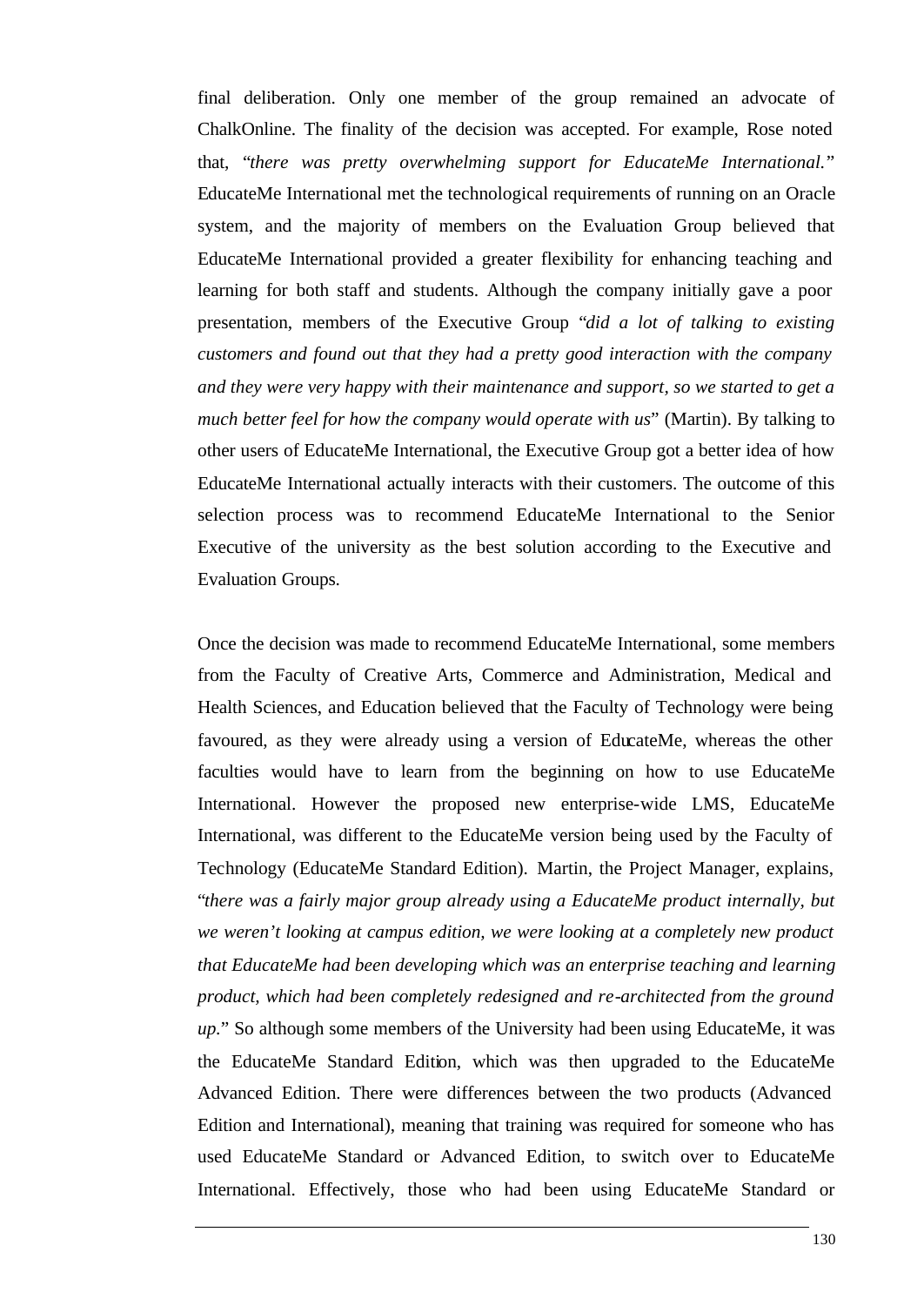final deliberation. Only one member of the group remained an advocate of ChalkOnline. The finality of the decision was accepted. For example, Rose noted that, "*there was pretty overwhelming support for EducateMe International.*" EducateMe International met the technological requirements of running on an Oracle system, and the majority of members on the Evaluation Group believed that EducateMe International provided a greater flexibility for enhancing teaching and learning for both staff and students. Although the company initially gave a poor presentation, members of the Executive Group "*did a lot of talking to existing customers and found out that they had a pretty good interaction with the company and they were very happy with their maintenance and support, so we started to get a much better feel for how the company would operate with us*" (Martin). By talking to other users of EducateMe International, the Executive Group got a better idea of how EducateMe International actually interacts with their customers. The outcome of this selection process was to recommend EducateMe International to the Senior Executive of the university as the best solution according to the Executive and Evaluation Groups.

Once the decision was made to recommend EducateMe International, some members from the Faculty of Creative Arts, Commerce and Administration, Medical and Health Sciences, and Education believed that the Faculty of Technology were being favoured, as they were already using a version of EducateMe, whereas the other faculties would have to learn from the beginning on how to use EducateMe International. However the proposed new enterprise-wide LMS, EducateMe International, was different to the EducateMe version being used by the Faculty of Technology (EducateMe Standard Edition). Martin, the Project Manager, explains, "*there was a fairly major group already using a EducateMe product internally, but we weren't looking at campus edition, we were looking at a completely new product that EducateMe had been developing which was an enterprise teaching and learning product, which had been completely redesigned and re-architected from the ground up.*" So although some members of the University had been using EducateMe, it was the EducateMe Standard Edition, which was then upgraded to the EducateMe Advanced Edition. There were differences between the two products (Advanced Edition and International), meaning that training was required for someone who has used EducateMe Standard or Advanced Edition, to switch over to EducateMe International. Effectively, those who had been using EducateMe Standard or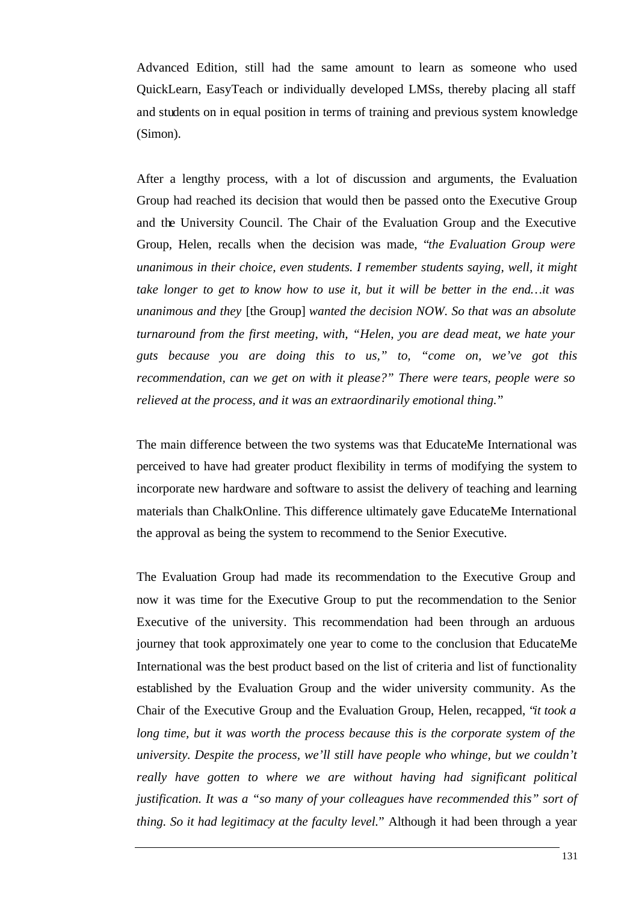Advanced Edition, still had the same amount to learn as someone who used QuickLearn, EasyTeach or individually developed LMSs, thereby placing all staff and students on in equal position in terms of training and previous system knowledge (Simon).

After a lengthy process, with a lot of discussion and arguments, the Evaluation Group had reached its decision that would then be passed onto the Executive Group and the University Council. The Chair of the Evaluation Group and the Executive Group, Helen, recalls when the decision was made, "*the Evaluation Group were unanimous in their choice, even students. I remember students saying, well, it might take longer to get to know how to use it, but it will be better in the end…it was unanimous and they* [the Group] *wanted the decision NOW. So that was an absolute turnaround from the first meeting, with, "Helen, you are dead meat, we hate your guts because you are doing this to us," to, "come on, we've got this recommendation, can we get on with it please?" There were tears, people were so relieved at the process, and it was an extraordinarily emotional thing.*"

The main difference between the two systems was that EducateMe International was perceived to have had greater product flexibility in terms of modifying the system to incorporate new hardware and software to assist the delivery of teaching and learning materials than ChalkOnline. This difference ultimately gave EducateMe International the approval as being the system to recommend to the Senior Executive.

The Evaluation Group had made its recommendation to the Executive Group and now it was time for the Executive Group to put the recommendation to the Senior Executive of the university. This recommendation had been through an arduous journey that took approximately one year to come to the conclusion that EducateMe International was the best product based on the list of criteria and list of functionality established by the Evaluation Group and the wider university community. As the Chair of the Executive Group and the Evaluation Group, Helen, recapped, "*it took a long time, but it was worth the process because this is the corporate system of the university. Despite the process, we'll still have people who whinge, but we couldn't really have gotten to where we are without having had significant political justification. It was a "so many of your colleagues have recommended this" sort of thing. So it had legitimacy at the faculty level.*" Although it had been through a year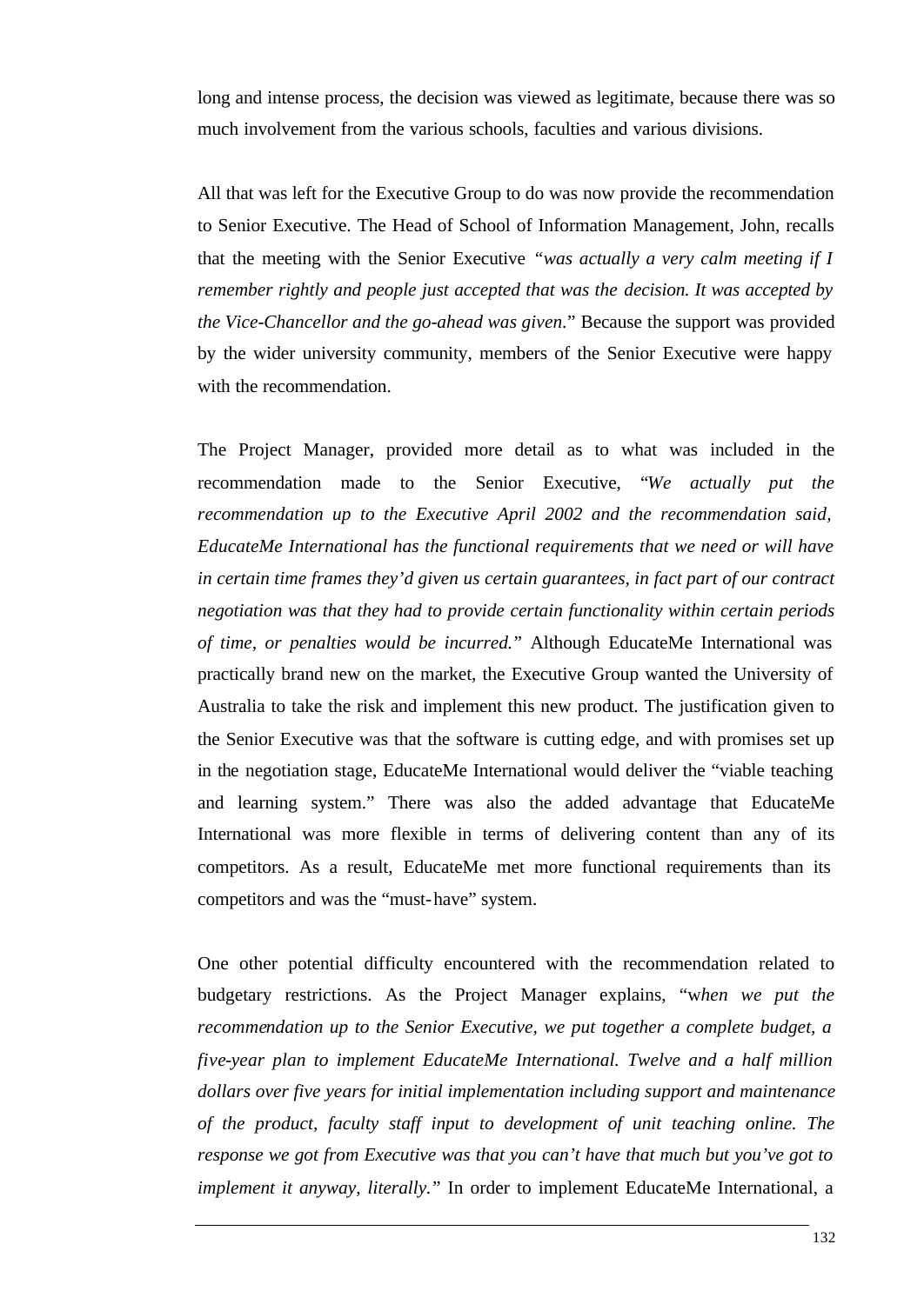long and intense process, the decision was viewed as legitimate, because there was so much involvement from the various schools, faculties and various divisions.

All that was left for the Executive Group to do was now provide the recommendation to Senior Executive. The Head of School of Information Management, John, recalls that the meeting with the Senior Executive *"was actually a very calm meeting if I remember rightly and people just accepted that was the decision. It was accepted by the Vice-Chancellor and the go-ahead was given."* Because the support was provided by the wider university community, members of the Senior Executive were happy with the recommendation.

The Project Manager, provided more detail as to what was included in the recommendation made to the Senior Executive, *"We actually put the recommendation up to the Executive April 2002 and the recommendation said, EducateMe International has the functional requirements that we need or will have in certain time frames they'd given us certain guarantees, in fact part of our contract negotiation was that they had to provide certain functionality within certain periods of time, or penalties would be incurred."* Although EducateMe International was practically brand new on the market, the Executive Group wanted the University of Australia to take the risk and implement this new product. The justification given to the Senior Executive was that the software is cutting edge, and with promises set up in the negotiation stage, EducateMe International would deliver the "viable teaching and learning system." There was also the added advantage that EducateMe International was more flexible in terms of delivering content than any of its competitors. As a result, EducateMe met more functional requirements than its competitors and was the "must-have" system.

One other potential difficulty encountered with the recommendation related to budgetary restrictions. As the Project Manager explains, *"when we put the recommendation up to the Senior Executive, we put together a complete budget, a five-year plan to implement EducateMe International. Twelve and a half million dollars over five years for initial implementation including support and maintenance of the product, faculty staff input to development of unit teaching online. The response we got from Executive was that you can't have that much but you've got to implement it anyway, literally."* In order to implement EducateMe International, a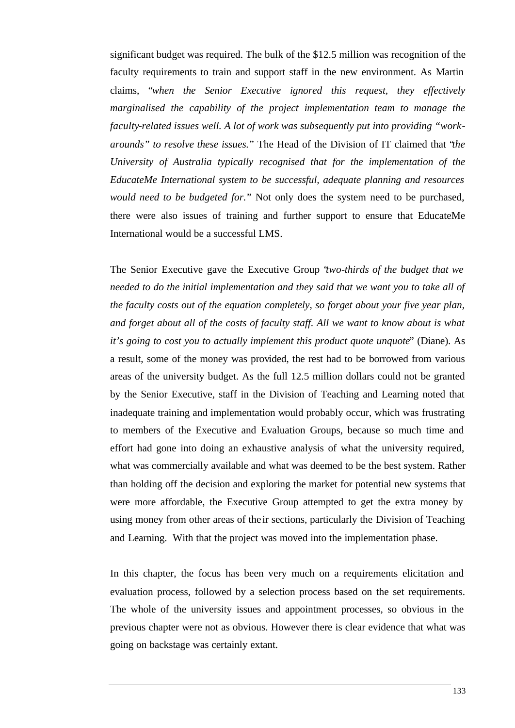significant budget was required. The bulk of the $12.5 million was recognition of the faculty requirements to train and support staff in the new environment. As Martin claims, "*when the Senior Executive ignored this request, they effectively marginalised the capability of the project implementation team to manage the faculty-related issues well. A lot of work was subsequently put into providing "work-arounds" to resolve these issues.*" The Head of the Division of IT claimed that "*the University of Australia typically recognised that for the implementation of the EducateMe International system to be successful, adequate planning and resources would need to be budgeted for.*" Not only does the system need to be purchased, there were also issues of training and further support to ensure that EducateMe International would be a successful LMS.

The Senior Executive gave the Executive Group "*two-thirds of the budget that we needed to do the initial implementation and they said that we want you to take all of the faculty costs out of the equation completely, so forget about your five year plan, and forget about all of the costs of faculty staff. All we want to know about is what it's going to cost you to actually implement this product quote unquote*" (Diane). As a result, some of the money was provided, the rest had to be borrowed from various areas of the university budget. As the full 12.5 million dollars could not be granted by the Senior Executive, staff in the Division of Teaching and Learning noted that inadequate training and implementation would probably occur, which was frustrating to members of the Executive and Evaluation Groups, because so much time and effort had gone into doing an exhaustive analysis of what the university required, what was commercially available and what was deemed to be the best system. Rather than holding off the decision and exploring the market for potential new systems that were more affordable, the Executive Group attempted to get the extra money by using money from other areas of their sections, particularly the Division of Teaching and Learning. With that the project was moved into the implementation phase.

In this chapter, the focus has been very much on a requirements elicitation and evaluation process, followed by a selection process based on the set requirements. The whole of the university issues and appointment processes, so obvious in the previous chapter were not as obvious. However there is clear evidence that what was going on backstage was certainly extant.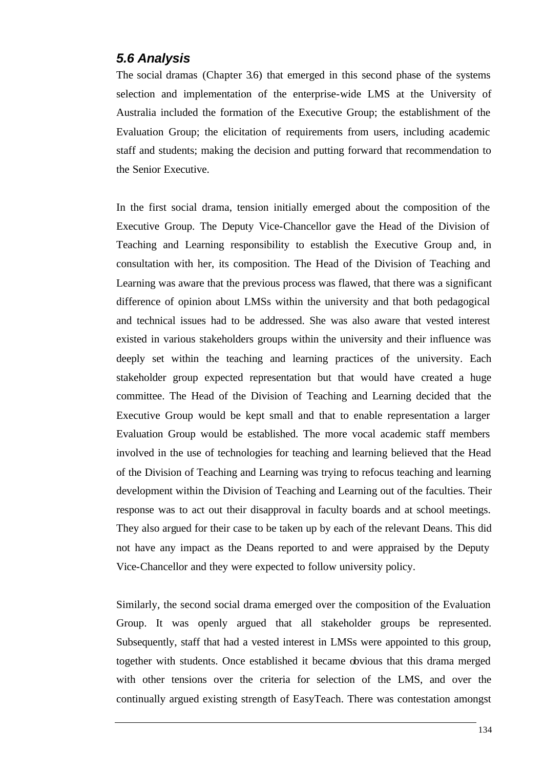## *5.6 Analysis*

The social dramas (Chapter 3.6) that emerged in this second phase of the systems selection and implementation of the enterprise-wide LMS at the University of Australia included the formation of the Executive Group; the establishment of the Evaluation Group; the elicitation of requirements from users, including academic staff and students; making the decision and putting forward that recommendation to the Senior Executive.

In the first social drama, tension initially emerged about the composition of the Executive Group. The Deputy Vice-Chancellor gave the Head of the Division of Teaching and Learning responsibility to establish the Executive Group and, in consultation with her, its composition. The Head of the Division of Teaching and Learning was aware that the previous process was flawed, that there was a significant difference of opinion about LMSs within the university and that both pedagogical and technical issues had to be addressed. She was also aware that vested interest existed in various stakeholders groups within the university and their influence was deeply set within the teaching and learning practices of the university. Each stakeholder group expected representation but that would have created a huge committee. The Head of the Division of Teaching and Learning decided that the Executive Group would be kept small and that to enable representation a larger Evaluation Group would be established. The more vocal academic staff members involved in the use of technologies for teaching and learning believed that the Head of the Division of Teaching and Learning was trying to refocus teaching and learning development within the Division of Teaching and Learning out of the faculties. Their response was to act out their disapproval in faculty boards and at school meetings. They also argued for their case to be taken up by each of the relevant Deans. This did not have any impact as the Deans reported to and were appraised by the Deputy Vice-Chancellor and they were expected to follow university policy.

Similarly, the second social drama emerged over the composition of the Evaluation Group. It was openly argued that all stakeholder groups be represented. Subsequently, staff that had a vested interest in LMSs were appointed to this group, together with students. Once established it became obvious that this drama merged with other tensions over the criteria for selection of the LMS, and over the continually argued existing strength of EasyTeach. There was contestation amongst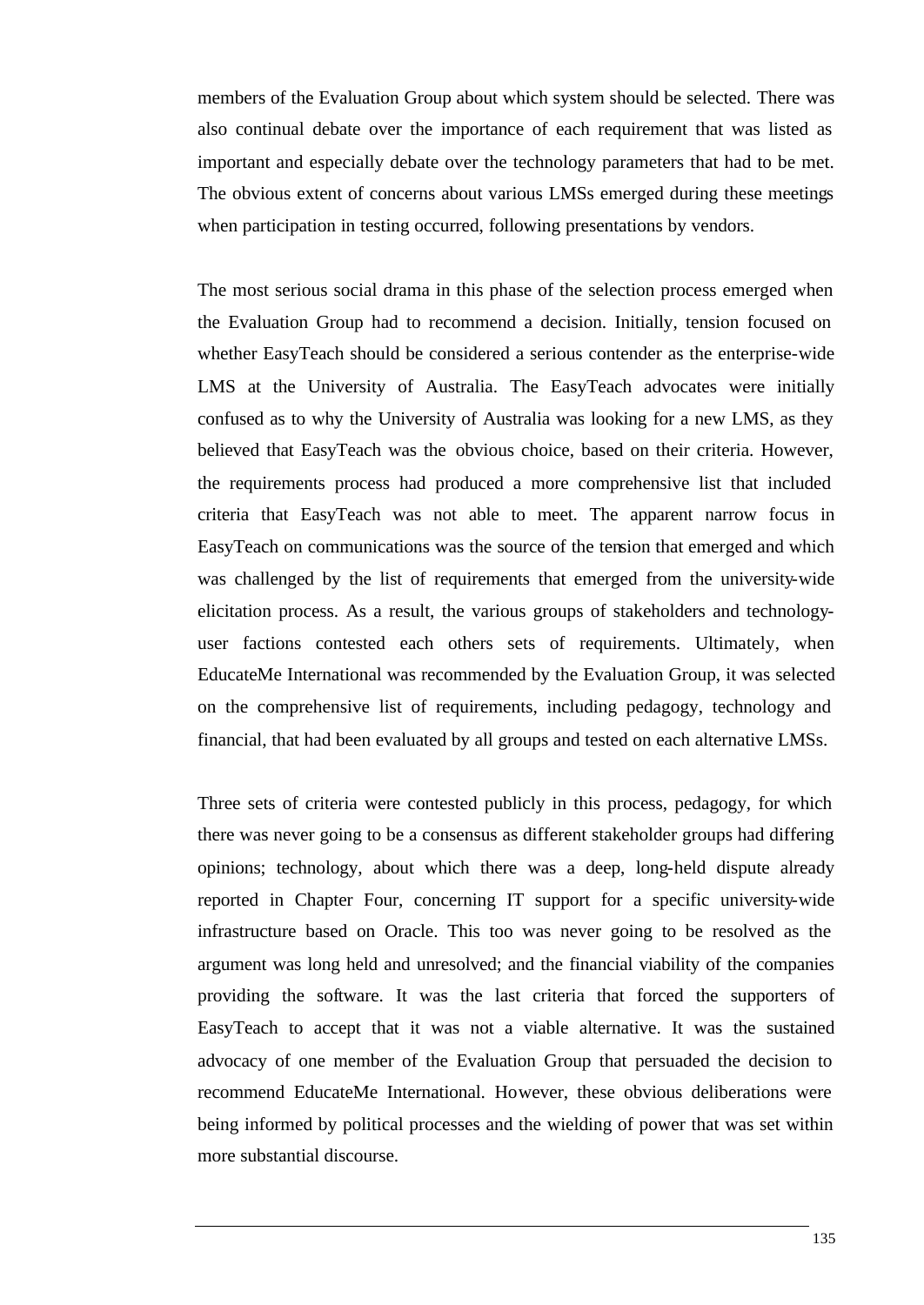members of the Evaluation Group about which system should be selected. There was also continual debate over the importance of each requirement that was listed as important and especially debate over the technology parameters that had to be met. The obvious extent of concerns about various LMSs emerged during these meetings when participation in testing occurred, following presentations by vendors.

The most serious social drama in this phase of the selection process emerged when the Evaluation Group had to recommend a decision. Initially, tension focused on whether EasyTeach should be considered a serious contender as the enterprise-wide LMS at the University of Australia. The EasyTeach advocates were initially confused as to why the University of Australia was looking for a new LMS, as they believed that EasyTeach was the obvious choice, based on their criteria. However, the requirements process had produced a more comprehensive list that included criteria that EasyTeach was not able to meet. The apparent narrow focus in EasyTeach on communications was the source of the tension that emerged and which was challenged by the list of requirements that emerged from the university-wide elicitation process. As a result, the various groups of stakeholders and technology-user factions contested each others sets of requirements. Ultimately, when EducateMe International was recommended by the Evaluation Group, it was selected on the comprehensive list of requirements, including pedagogy, technology and financial, that had been evaluated by all groups and tested on each alternative LMSs.

Three sets of criteria were contested publicly in this process, pedagogy, for which there was never going to be a consensus as different stakeholder groups had differing opinions; technology, about which there was a deep, long-held dispute already reported in Chapter Four, concerning IT support for a specific university-wide infrastructure based on Oracle. This too was never going to be resolved as the argument was long held and unresolved; and the financial viability of the companies providing the software. It was the last criteria that forced the supporters of EasyTeach to accept that it was not a viable alternative. It was the sustained advocacy of one member of the Evaluation Group that persuaded the decision to recommend EducateMe International. However, these obvious deliberations were being informed by political processes and the wielding of power that was set within more substantial discourse.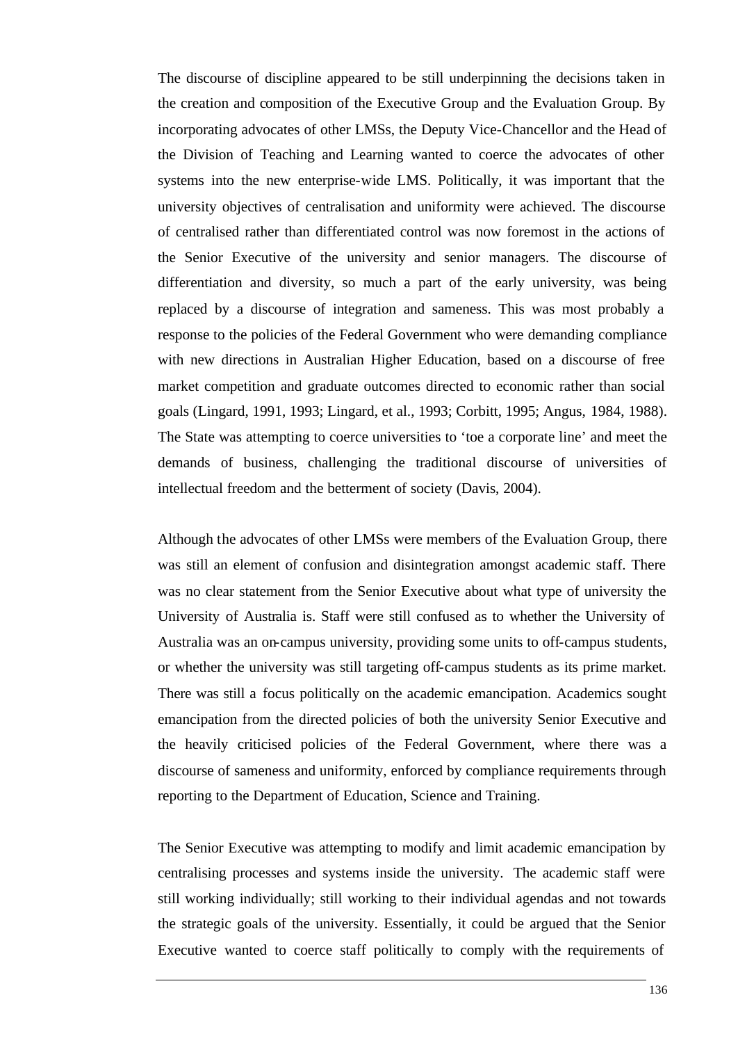The discourse of discipline appeared to be still underpinning the decisions taken in the creation and composition of the Executive Group and the Evaluation Group. By incorporating advocates of other LMSs, the Deputy Vice-Chancellor and the Head of the Division of Teaching and Learning wanted to coerce the advocates of other systems into the new enterprise-wide LMS. Politically, it was important that the university objectives of centralisation and uniformity were achieved. The discourse of centralised rather than differentiated control was now foremost in the actions of the Senior Executive of the university and senior managers. The discourse of differentiation and diversity, so much a part of the early university, was being replaced by a discourse of integration and sameness. This was most probably a response to the policies of the Federal Government who were demanding compliance with new directions in Australian Higher Education, based on a discourse of free market competition and graduate outcomes directed to economic rather than social goals (Lingard, 1991, 1993; Lingard, et al., 1993; Corbitt, 1995; Angus, 1984, 1988). The State was attempting to coerce universities to 'toe a corporate line' and meet the demands of business, challenging the traditional discourse of universities of intellectual freedom and the betterment of society (Davis, 2004).

Although the advocates of other LMSs were members of the Evaluation Group, there was still an element of confusion and disintegration amongst academic staff. There was no clear statement from the Senior Executive about what type of university the University of Australia is. Staff were still confused as to whether the University of Australia was an on-campus university, providing some units to off-campus students, or whether the university was still targeting off-campus students as its prime market. There was still a focus politically on the academic emancipation. Academics sought emancipation from the directed policies of both the university Senior Executive and the heavily criticised policies of the Federal Government, where there was a discourse of sameness and uniformity, enforced by compliance requirements through reporting to the Department of Education, Science and Training.

The Senior Executive was attempting to modify and limit academic emancipation by centralising processes and systems inside the university. The academic staff were still working individually; still working to their individual agendas and not towards the strategic goals of the university. Essentially, it could be argued that the Senior Executive wanted to coerce staff politically to comply with the requirements of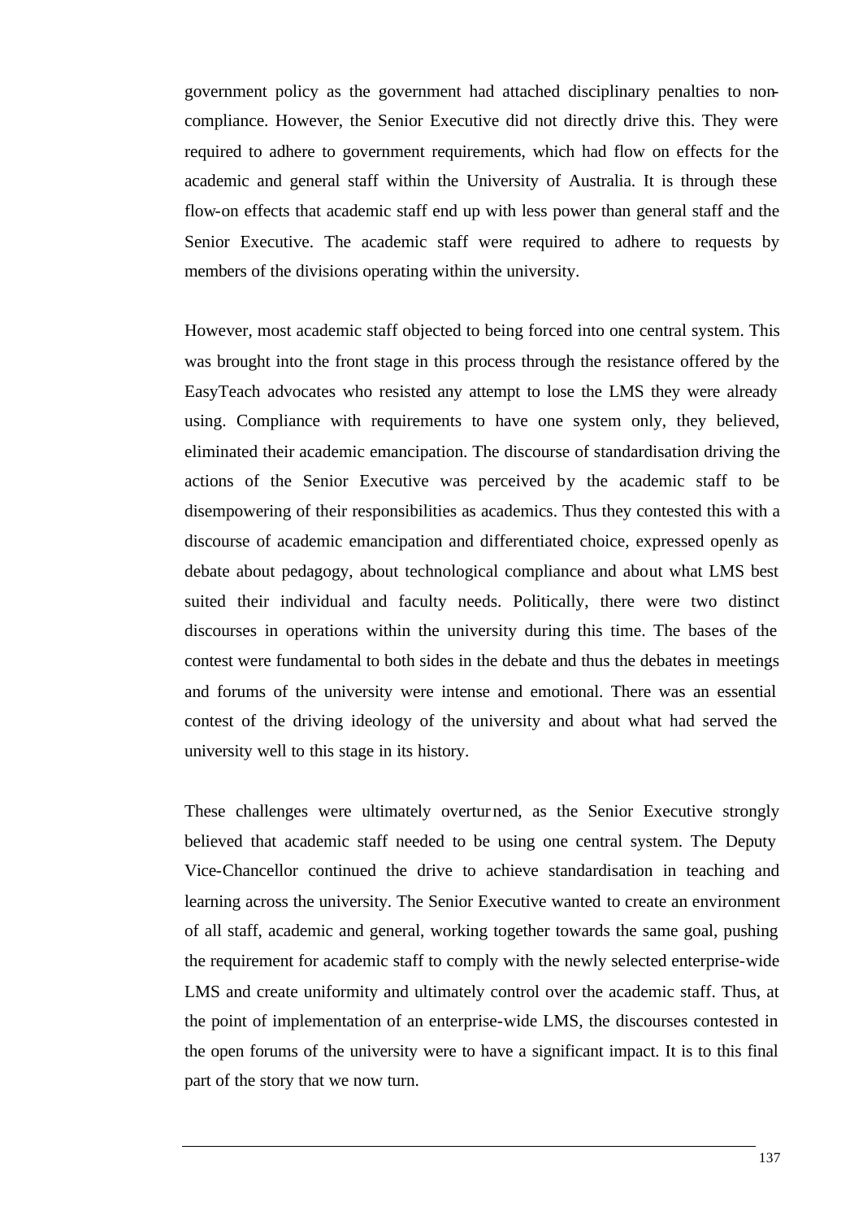government policy as the government had attached disciplinary penalties to non-compliance. However, the Senior Executive did not directly drive this. They were required to adhere to government requirements, which had flow on effects for the academic and general staff within the University of Australia. It is through these flow-on effects that academic staff end up with less power than general staff and the Senior Executive. The academic staff were required to adhere to requests by members of the divisions operating within the university.

However, most academic staff objected to being forced into one central system. This was brought into the front stage in this process through the resistance offered by the EasyTeach advocates who resisted any attempt to lose the LMS they were already using. Compliance with requirements to have one system only, they believed, eliminated their academic emancipation. The discourse of standardisation driving the actions of the Senior Executive was perceived by the academic staff to be disempowering of their responsibilities as academics. Thus they contested this with a discourse of academic emancipation and differentiated choice, expressed openly as debate about pedagogy, about technological compliance and about what LMS best suited their individual and faculty needs. Politically, there were two distinct discourses in operations within the university during this time. The bases of the contest were fundamental to both sides in the debate and thus the debates in meetings and forums of the university were intense and emotional. There was an essential contest of the driving ideology of the university and about what had served the university well to this stage in its history.

These challenges were ultimately overturned, as the Senior Executive strongly believed that academic staff needed to be using one central system. The Deputy Vice-Chancellor continued the drive to achieve standardisation in teaching and learning across the university. The Senior Executive wanted to create an environment of all staff, academic and general, working together towards the same goal, pushing the requirement for academic staff to comply with the newly selected enterprise-wide LMS and create uniformity and ultimately control over the academic staff. Thus, at the point of implementation of an enterprise-wide LMS, the discourses contested in the open forums of the university were to have a significant impact. It is to this final part of the story that we now turn.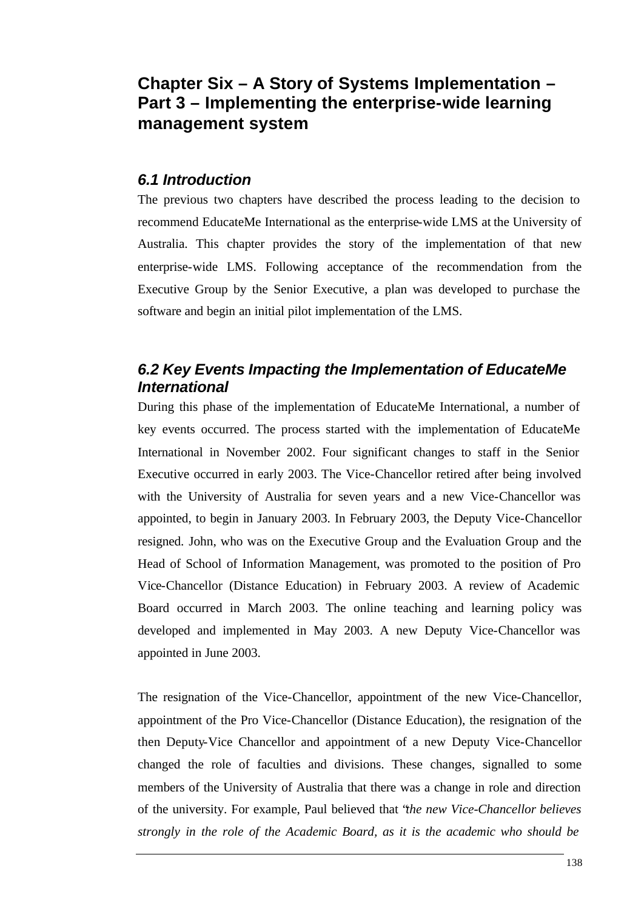# Chapter Six – A Story of Systems Implementation – Part 3 – Implementing the enterprise-wide learning management system

## 6.1 Introduction

The previous two chapters have described the process leading to the decision to recommend EducateMe International as the enterprise-wide LMS at the University of Australia. This chapter provides the story of the implementation of that new enterprise-wide LMS. Following acceptance of the recommendation from the Executive Group by the Senior Executive, a plan was developed to purchase the software and begin an initial pilot implementation of the LMS.

## 6.2 Key Events Impacting the Implementation of EducateMe International

During this phase of the implementation of EducateMe International, a number of key events occurred. The process started with the implementation of EducateMe International in November 2002. Four significant changes to staff in the Senior Executive occurred in early 2003. The Vice-Chancellor retired after being involved with the University of Australia for seven years and a new Vice-Chancellor was appointed, to begin in January 2003. In February 2003, the Deputy Vice-Chancellor resigned. John, who was on the Executive Group and the Evaluation Group and the Head of School of Information Management, was promoted to the position of Pro Vice-Chancellor (Distance Education) in February 2003. A review of Academic Board occurred in March 2003. The online teaching and learning policy was developed and implemented in May 2003. A new Deputy Vice-Chancellor was appointed in June 2003.

The resignation of the Vice-Chancellor, appointment of the new Vice-Chancellor, appointment of the Pro Vice-Chancellor (Distance Education), the resignation of the then Deputy-Vice Chancellor and appointment of a new Deputy Vice-Chancellor changed the role of faculties and divisions. These changes, signalled to some members of the University of Australia that there was a change in role and direction of the university. For example, Paul believed that "*the new Vice-Chancellor believes strongly in the role of the Academic Board, as it is the academic who should be*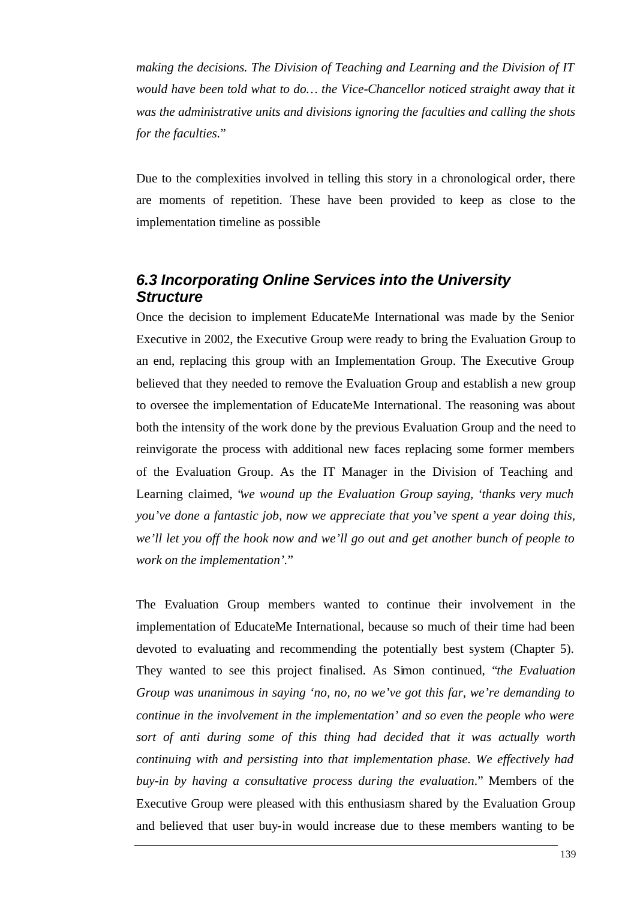*making the decisions. The Division of Teaching and Learning and the Division of IT would have been told what to do… the Vice-Chancellor noticed straight away that it was the administrative units and divisions ignoring the faculties and calling the shots for the faculties.*"

Due to the complexities involved in telling this story in a chronological order, there are moments of repetition. These have been provided to keep as close to the implementation timeline as possible

## 6.3 Incorporating Online Services into the University Structure

Once the decision to implement EducateMe International was made by the Senior Executive in 2002, the Executive Group were ready to bring the Evaluation Group to an end, replacing this group with an Implementation Group. The Executive Group believed that they needed to remove the Evaluation Group and establish a new group to oversee the implementation of EducateMe International. The reasoning was about both the intensity of the work done by the previous Evaluation Group and the need to reinvigorate the process with additional new faces replacing some former members of the Evaluation Group. As the IT Manager in the Division of Teaching and Learning claimed, "*we wound up the Evaluation Group saying, 'thanks very much you've done a fantastic job, now we appreciate that you've spent a year doing this, we'll let you off the hook now and we'll go out and get another bunch of people to work on the implementation'.*"

The Evaluation Group members wanted to continue their involvement in the implementation of EducateMe International, because so much of their time had been devoted to evaluating and recommending the potentially best system (Chapter 5). They wanted to see this project finalised. As Simon continued, "*the Evaluation Group was unanimous in saying 'no, no, no we've got this far, we're demanding to continue in the involvement in the implementation' and so even the people who were sort of anti during some of this thing had decided that it was actually worth continuing with and persisting into that implementation phase. We effectively had buy-in by having a consultative process during the evaluation*." Members of the Executive Group were pleased with this enthusiasm shared by the Evaluation Group and believed that user buy-in would increase due to these members wanting to be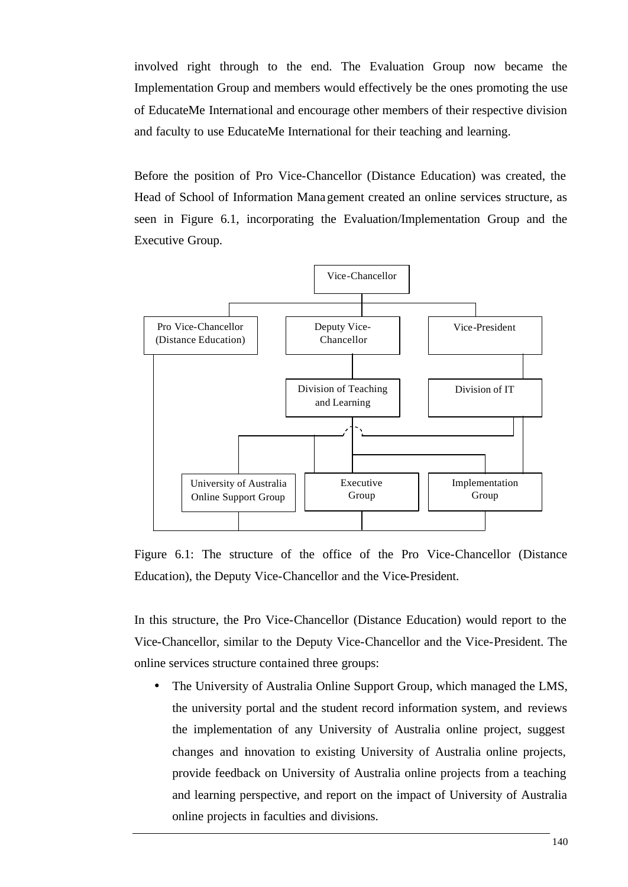involved right through to the end. The Evaluation Group now became the Implementation Group and members would effectively be the ones promoting the use of EducateMe International and encourage other members of their respective division and faculty to use EducateMe International for their teaching and learning.

Before the position of Pro Vice-Chancellor (Distance Education) was created, the Head of School of Information Management created an online services structure, as seen in Figure 6.1, incorporating the Evaluation/Implementation Group and the Executive Group.

Figure 6.1: The structure of the office of the Pro Vice-Chancellor (Distance Education), the Deputy Vice-Chancellor and the Vice-President.

In this structure, the Pro Vice-Chancellor (Distance Education) would report to the Vice-Chancellor, similar to the Deputy Vice-Chancellor and the Vice-President. The online services structure contained three groups:

- The University of Australia Online Support Group, which managed the LMS, the university portal and the student record information system, and reviews the implementation of any University of Australia online project, suggest changes and innovation to existing University of Australia online projects, provide feedback on University of Australia online projects from a teaching and learning perspective, and report on the impact of University of Australia online projects in faculties and divisions.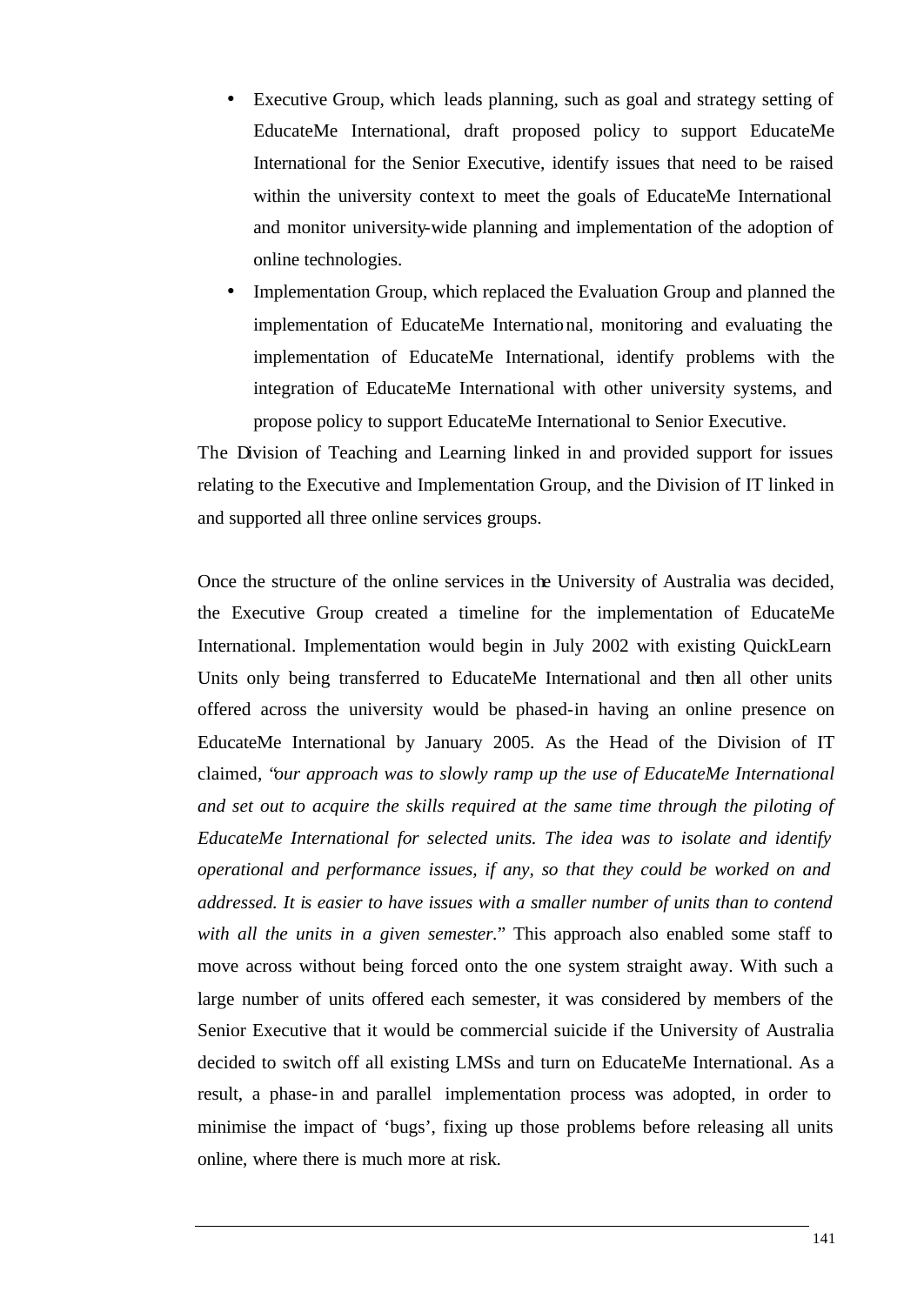- Executive Group, which leads planning, such as goal and strategy setting of EducateMe International, draft proposed policy to support EducateMe International for the Senior Executive, identify issues that need to be raised within the university context to meet the goals of EducateMe International and monitor university-wide planning and implementation of the adoption of online technologies.
- Implementation Group, which replaced the Evaluation Group and planned the implementation of EducateMe International, monitoring and evaluating the implementation of EducateMe International, identify problems with the integration of EducateMe International with other university systems, and propose policy to support EducateMe International to Senior Executive.

The Division of Teaching and Learning linked in and provided support for issues relating to the Executive and Implementation Group, and the Division of IT linked in and supported all three online services groups.

Once the structure of the online services in the University of Australia was decided, the Executive Group created a timeline for the implementation of EducateMe International. Implementation would begin in July 2002 with existing QuickLearn Units only being transferred to EducateMe International and then all other units offered across the university would be phased-in having an online presence on EducateMe International by January 2005. As the Head of the Division of IT claimed, "*our approach was to slowly ramp up the use of EducateMe International and set out to acquire the skills required at the same time through the piloting of EducateMe International for selected units. The idea was to isolate and identify operational and performance issues, if any, so that they could be worked on and addressed. It is easier to have issues with a smaller number of units than to contend with all the units in a given semester.*" This approach also enabled some staff to move across without being forced onto the one system straight away. With such a large number of units offered each semester, it was considered by members of the Senior Executive that it would be commercial suicide if the University of Australia decided to switch off all existing LMSs and turn on EducateMe International. As a result, a phase-in and parallel implementation process was adopted, in order to minimise the impact of 'bugs', fixing up those problems before releasing all units online, where there is much more at risk.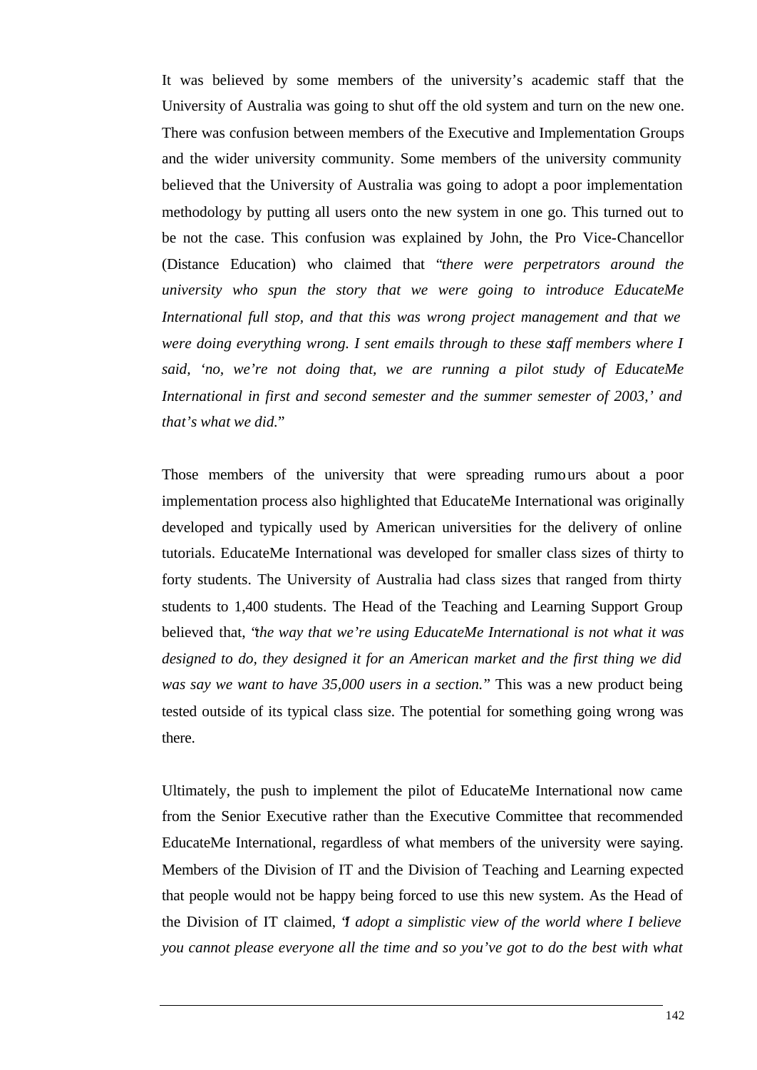It was believed by some members of the university's academic staff that the University of Australia was going to shut off the old system and turn on the new one. There was confusion between members of the Executive and Implementation Groups and the wider university community. Some members of the university community believed that the University of Australia was going to adopt a poor implementation methodology by putting all users onto the new system in one go. This turned out to be not the case. This confusion was explained by John, the Pro Vice-Chancellor (Distance Education) who claimed that "*there were perpetrators around the university who spun the story that we were going to introduce EducateMe International full stop, and that this was wrong project management and that we were doing everything wrong. I sent emails through to these staff members where I said, 'no, we're not doing that, we are running a pilot study of EducateMe International in first and second semester and the summer semester of 2003,' and that's what we did.*"

Those members of the university that were spreading rumours about a poor implementation process also highlighted that EducateMe International was originally developed and typically used by American universities for the delivery of online tutorials. EducateMe International was developed for smaller class sizes of thirty to forty students. The University of Australia had class sizes that ranged from thirty students to 1,400 students. The Head of the Teaching and Learning Support Group believed that, "*the way that we're using EducateMe International is not what it was designed to do, they designed it for an American market and the first thing we did was say we want to have 35,000 users in a section.*" This was a new product being tested outside of its typical class size. The potential for something going wrong was there.

Ultimately, the push to implement the pilot of EducateMe International now came from the Senior Executive rather than the Executive Committee that recommended EducateMe International, regardless of what members of the university were saying. Members of the Division of IT and the Division of Teaching and Learning expected that people would not be happy being forced to use this new system. As the Head of the Division of IT claimed, "*I adopt a simplistic view of the world where I believe you cannot please everyone all the time and so you've got to do the best with what*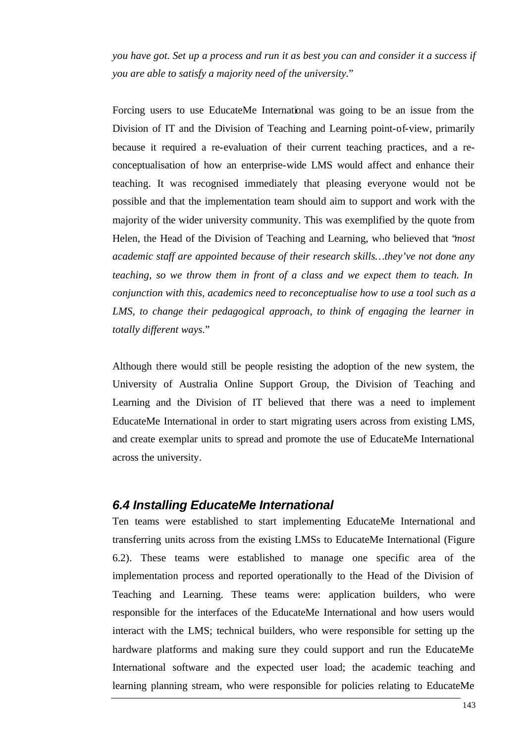*you have got. Set up a process and run it as best you can and consider it a success if you are able to satisfy a majority need of the university.*"

Forcing users to use EducateMe International was going to be an issue from the Division of IT and the Division of Teaching and Learning point-of-view, primarily because it required a re-evaluation of their current teaching practices, and a re-conceptualisation of how an enterprise-wide LMS would affect and enhance their teaching. It was recognised immediately that pleasing everyone would not be possible and that the implementation team should aim to support and work with the majority of the wider university community. This was exemplified by the quote from Helen, the Head of the Division of Teaching and Learning, who believed that "*most academic staff are appointed because of their research skills…they've not done any teaching, so we throw them in front of a class and we expect them to teach. In conjunction with this, academics need to reconceptualise how to use a tool such as a LMS, to change their pedagogical approach, to think of engaging the learner in totally different ways.*"

Although there would still be people resisting the adoption of the new system, the University of Australia Online Support Group, the Division of Teaching and Learning and the Division of IT believed that there was a need to implement EducateMe International in order to start migrating users across from existing LMS, and create exemplar units to spread and promote the use of EducateMe International across the university.

### *6.4 Installing EducateMe International*

Ten teams were established to start implementing EducateMe International and transferring units across from the existing LMSs to EducateMe International (Figure 6.2). These teams were established to manage one specific area of the implementation process and reported operationally to the Head of the Division of Teaching and Learning. These teams were: application builders, who were responsible for the interfaces of the EducateMe International and how users would interact with the LMS; technical builders, who were responsible for setting up the hardware platforms and making sure they could support and run the EducateMe International software and the expected user load; the academic teaching and learning planning stream, who were responsible for policies relating to EducateMe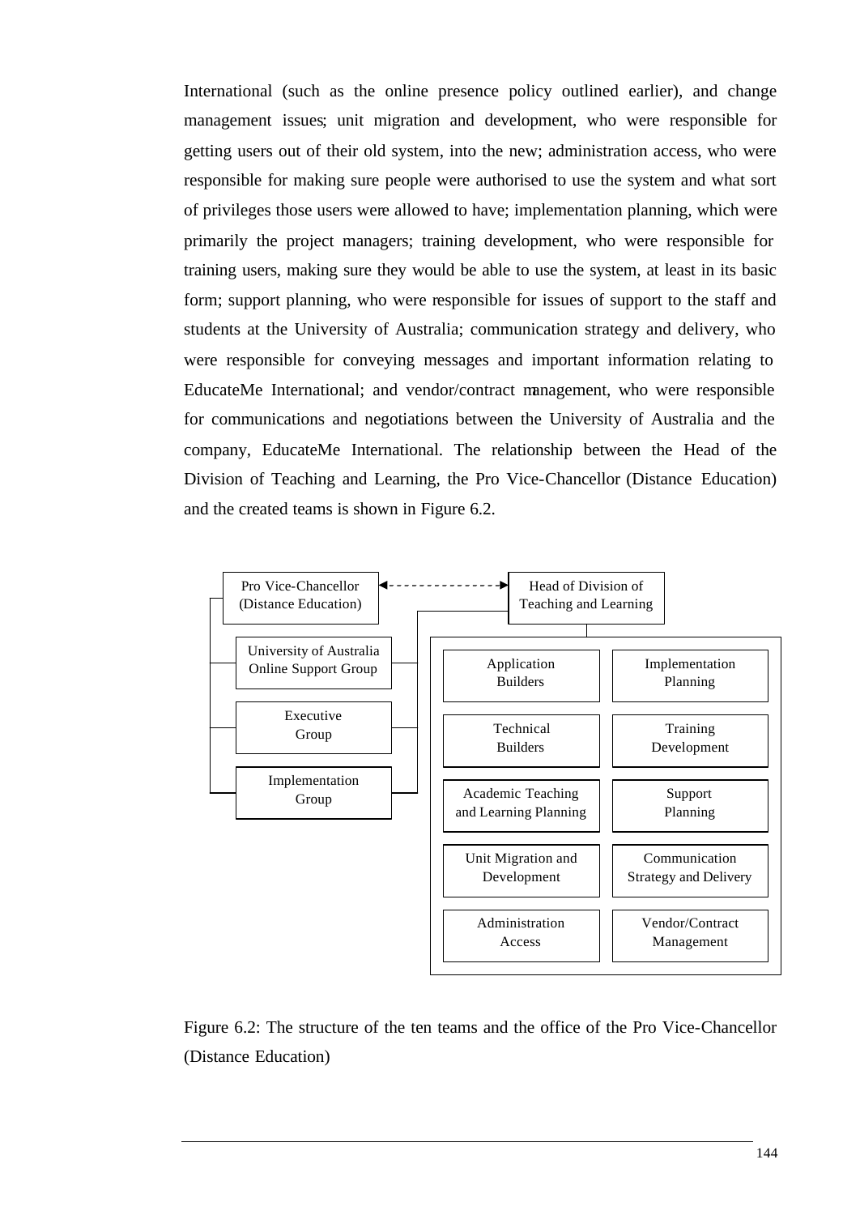International (such as the online presence policy outlined earlier), and change management issues; unit migration and development, who were responsible for getting users out of their old system, into the new; administration access, who were responsible for making sure people were authorised to use the system and what sort of privileges those users were allowed to have; implementation planning, which were primarily the project managers; training development, who were responsible for training users, making sure they would be able to use the system, at least in its basic form; support planning, who were responsible for issues of support to the staff and students at the University of Australia; communication strategy and delivery, who were responsible for conveying messages and important information relating to EducateMe International; and vendor/contract management, who were responsible for communications and negotiations between the University of Australia and the company, EducateMe International. The relationship between the Head of the Division of Teaching and Learning, the Pro Vice-Chancellor (Distance Education) and the created teams is shown in Figure 6.2.

Pro Vice-Chancellor (Distance Education)

Head of Division of Teaching and Learning

University of Australia Online Support Group

Executive Group

Implementation Group

Application Builders

Implementation Planning

Technical Builders

Training Development

Academic Teaching and Learning Planning

Support Planning

Unit Migration and Development

Communication Strategy and Delivery

Administration Access

Vendor/Contract Management

Figure 6.2: The structure of the ten teams and the office of the Pro Vice-Chancellor (Distance Education)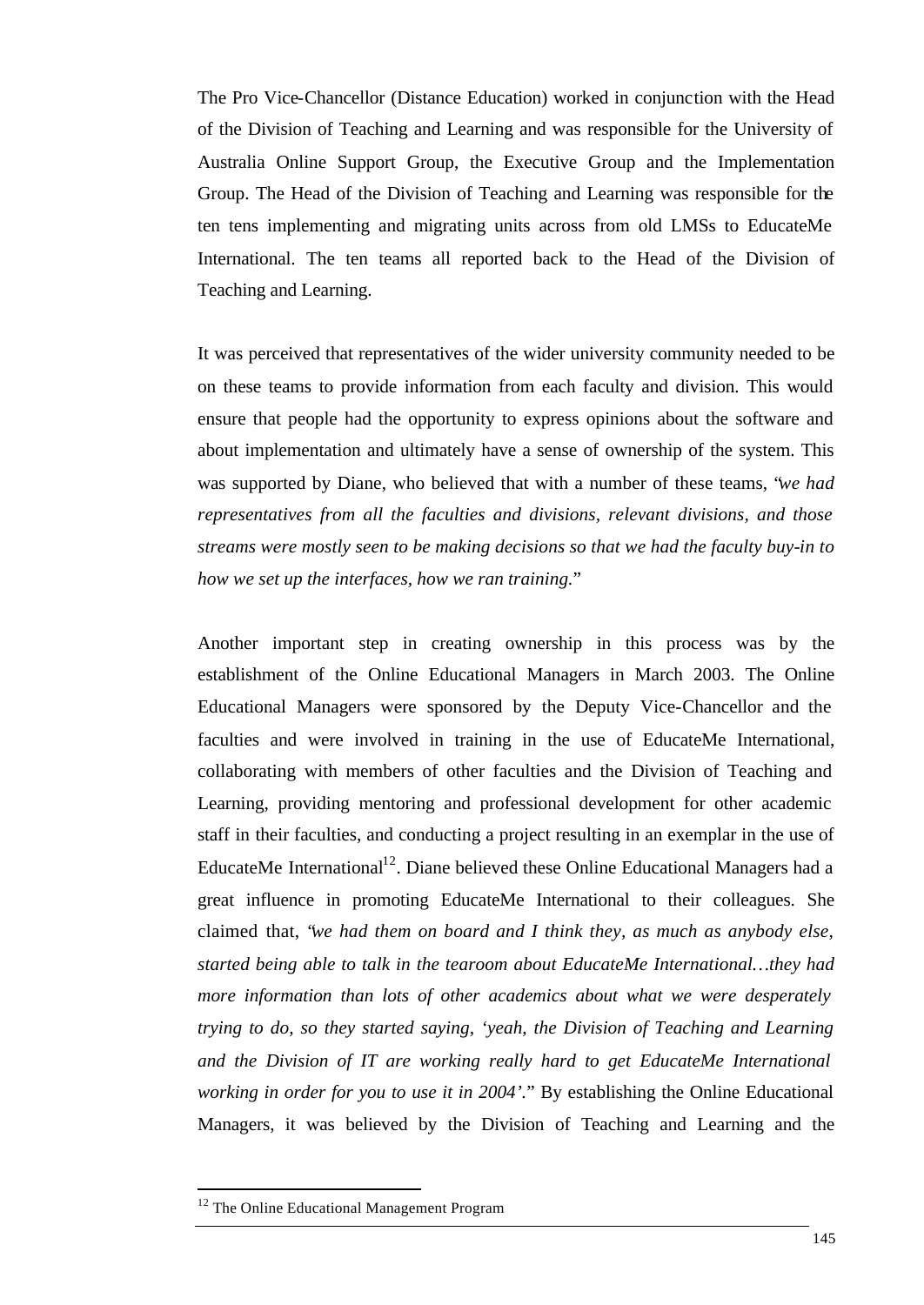The Pro Vice-Chancellor (Distance Education) worked in conjunction with the Head of the Division of Teaching and Learning and was responsible for the University of Australia Online Support Group, the Executive Group and the Implementation Group. The Head of the Division of Teaching and Learning was responsible for the ten tens implementing and migrating units across from old LMSs to EducateMe International. The ten teams all reported back to the Head of the Division of Teaching and Learning.

It was perceived that representatives of the wider university community needed to be on these teams to provide information from each faculty and division. This would ensure that people had the opportunity to express opinions about the software and about implementation and ultimately have a sense of ownership of the system. This was supported by Diane, who believed that with a number of these teams, "*we had representatives from all the faculties and divisions, relevant divisions, and those streams were mostly seen to be making decisions so that we had the faculty buy-in to how we set up the interfaces, how we ran training.*"

Another important step in creating ownership in this process was by the establishment of the Online Educational Managers in March 2003. The Online Educational Managers were sponsored by the Deputy Vice-Chancellor and the faculties and were involved in training in the use of EducateMe International, collaborating with members of other faculties and the Division of Teaching and Learning, providing mentoring and professional development for other academic staff in their faculties, and conducting a project resulting in an exemplar in the use of EducateMe International[12]. Diane believed these Online Educational Managers had a great influence in promoting EducateMe International to their colleagues. She claimed that, "*we had them on board and I think they, as much as anybody else, started being able to talk in the tearoom about EducateMe International…they had more information than lots of other academics about what we were desperately trying to do, so they started saying, 'yeah, the Division of Teaching and Learning and the Division of IT are working really hard to get EducateMe International working in order for you to use it in 2004'.*" By establishing the Online Educational Managers, it was believed by the Division of Teaching and Learning and the

[12] The Online Educational Management Program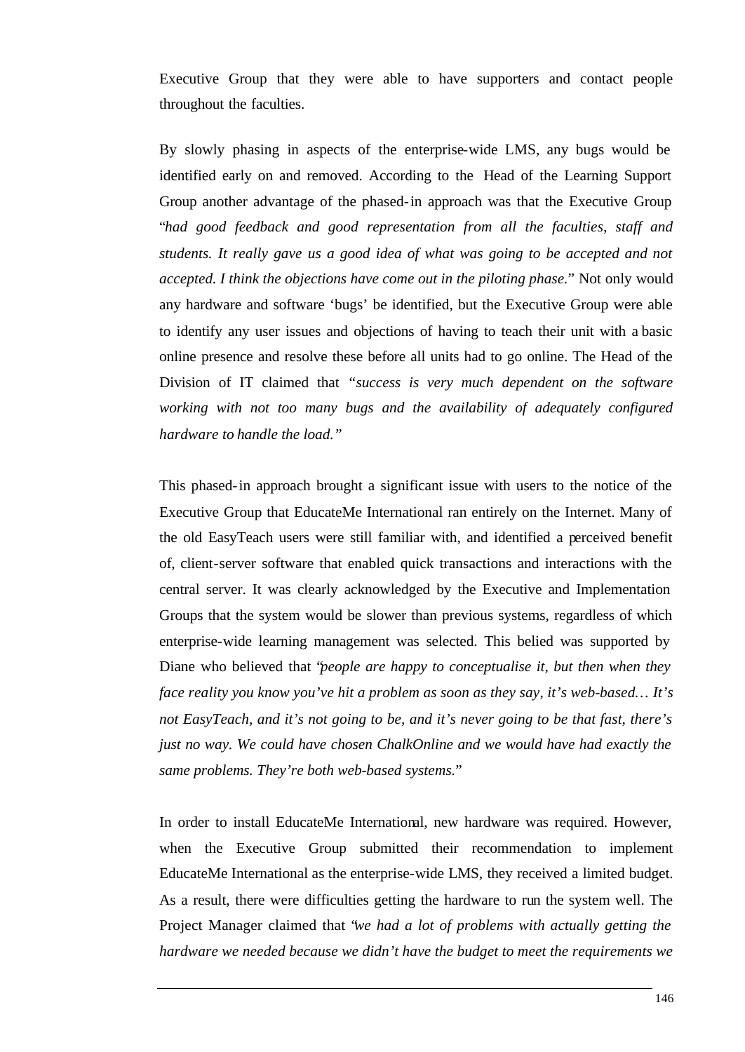Executive Group that they were able to have supporters and contact people throughout the faculties.

By slowly phasing in aspects of the enterprise-wide LMS, any bugs would be identified early on and removed. According to the Head of the Learning Support Group another advantage of the phased-in approach was that the Executive Group "*had good feedback and good representation from all the faculties, staff and students. It really gave us a good idea of what was going to be accepted and not accepted. I think the objections have come out in the piloting phase.*" Not only would any hardware and software 'bugs' be identified, but the Executive Group were able to identify any user issues and objections of having to teach their unit with a basic online presence and resolve these before all units had to go online. The Head of the Division of IT claimed that *"success is very much dependent on the software working with not too many bugs and the availability of adequately configured hardware to handle the load."*

This phased-in approach brought a significant issue with users to the notice of the Executive Group that EducateMe International ran entirely on the Internet. Many of the old EasyTeach users were still familiar with, and identified a perceived benefit of, client-server software that enabled quick transactions and interactions with the central server. It was clearly acknowledged by the Executive and Implementation Groups that the system would be slower than previous systems, regardless of which enterprise-wide learning management was selected. This belied was supported by Diane who believed that "*people are happy to conceptualise it, but then when they face reality you know you've hit a problem as soon as they say, it's web-based… It's not EasyTeach, and it's not going to be, and it's never going to be that fast, there's just no way. We could have chosen ChalkOnline and we would have had exactly the same problems. They're both web-based systems.*"

In order to install EducateMe International, new hardware was required. However, when the Executive Group submitted their recommendation to implement EducateMe International as the enterprise-wide LMS, they received a limited budget. As a result, there were difficulties getting the hardware to run the system well. The Project Manager claimed that "*we had a lot of problems with actually getting the hardware we needed because we didn't have the budget to meet the requirements we*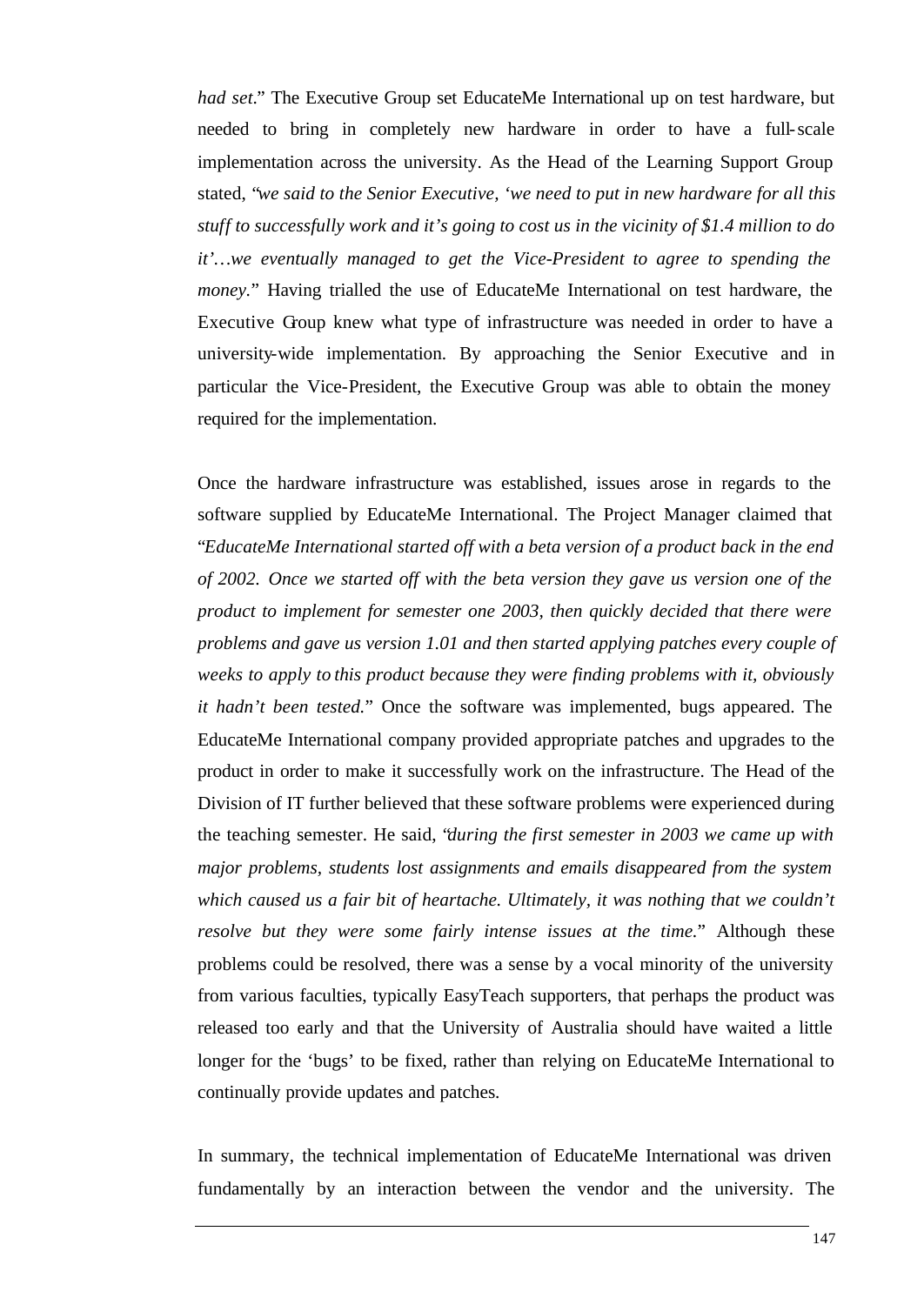*had set*." The Executive Group set EducateMe International up on test hardware, but needed to bring in completely new hardware in order to have a full-scale implementation across the university. As the Head of the Learning Support Group stated, "*we said to the Senior Executive, 'we need to put in new hardware for all this stuff to successfully work and it's going to cost us in the vicinity of $1.4 million to do it'…we eventually managed to get the Vice-President to agree to spending the money.*" Having trialled the use of EducateMe International on test hardware, the Executive Group knew what type of infrastructure was needed in order to have a university-wide implementation. By approaching the Senior Executive and in particular the Vice-President, the Executive Group was able to obtain the money required for the implementation.

Once the hardware infrastructure was established, issues arose in regards to the software supplied by EducateMe International. The Project Manager claimed that "*EducateMe International started off with a beta version of a product back in the end of 2002. Once we started off with the beta version they gave us version one of the product to implement for semester one 2003, then quickly decided that there were problems and gave us version 1.01 and then started applying patches every couple of weeks to apply to this product because they were finding problems with it, obviously it hadn't been tested.*" Once the software was implemented, bugs appeared. The EducateMe International company provided appropriate patches and upgrades to the product in order to make it successfully work on the infrastructure. The Head of the Division of IT further believed that these software problems were experienced during the teaching semester. He said, "*during the first semester in 2003 we came up with major problems, students lost assignments and emails disappeared from the system which caused us a fair bit of heartache. Ultimately, it was nothing that we couldn't resolve but they were some fairly intense issues at the time.*" Although these problems could be resolved, there was a sense by a vocal minority of the university from various faculties, typically EasyTeach supporters, that perhaps the product was released too early and that the University of Australia should have waited a little longer for the 'bugs' to be fixed, rather than relying on EducateMe International to continually provide updates and patches.

In summary, the technical implementation of EducateMe International was driven fundamentally by an interaction between the vendor and the university. The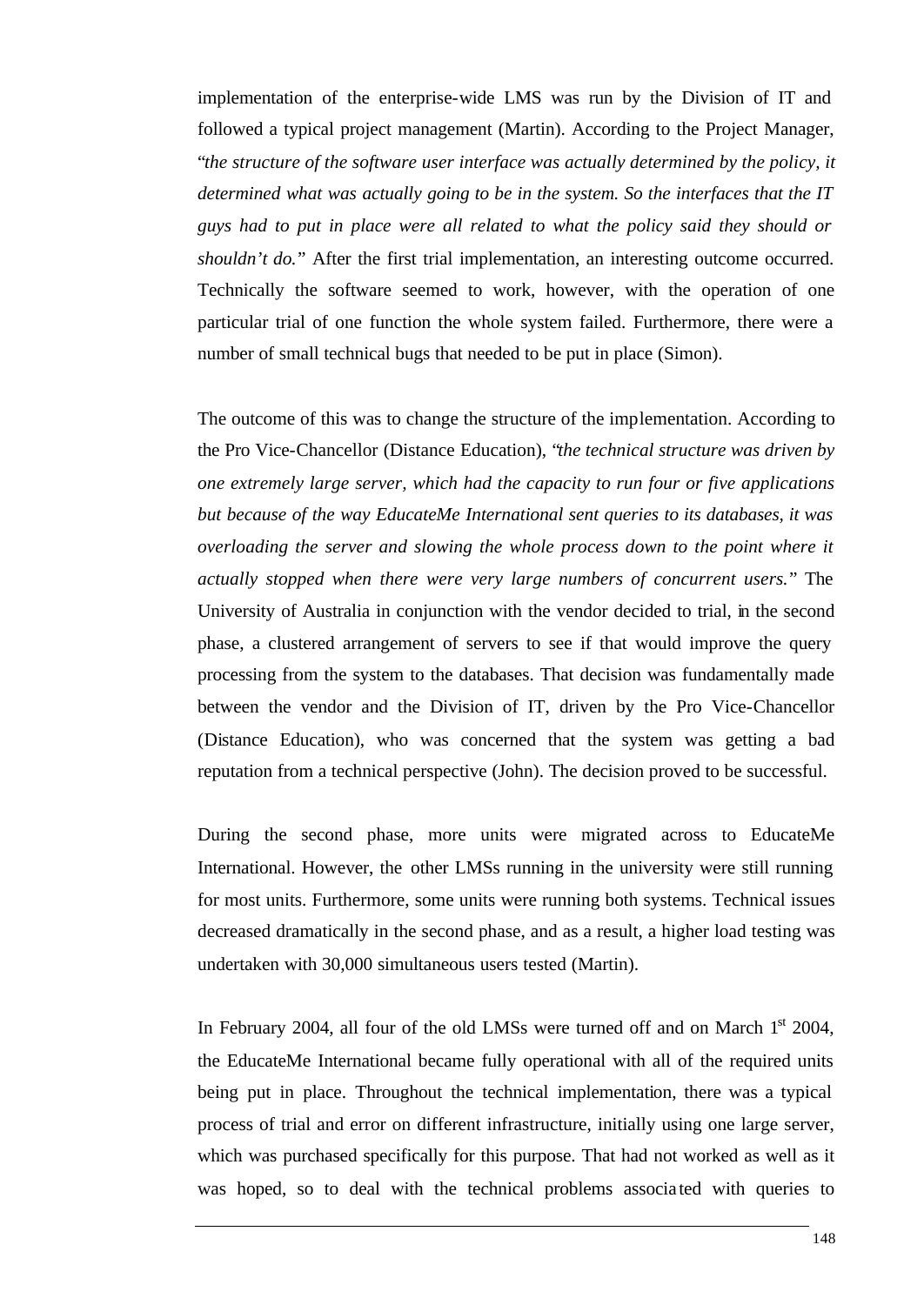implementation of the enterprise-wide LMS was run by the Division of IT and followed a typical project management (Martin). According to the Project Manager, "*the structure of the software user interface was actually determined by the policy, it determined what was actually going to be in the system. So the interfaces that the IT guys had to put in place were all related to what the policy said they should or shouldn't do.*" After the first trial implementation, an interesting outcome occurred. Technically the software seemed to work, however, with the operation of one particular trial of one function the whole system failed. Furthermore, there were a number of small technical bugs that needed to be put in place (Simon).

The outcome of this was to change the structure of the implementation. According to the Pro Vice-Chancellor (Distance Education), "*the technical structure was driven by one extremely large server, which had the capacity to run four or five applications but because of the way EducateMe International sent queries to its databases, it was overloading the server and slowing the whole process down to the point where it actually stopped when there were very large numbers of concurrent users.*" The University of Australia in conjunction with the vendor decided to trial, in the second phase, a clustered arrangement of servers to see if that would improve the query processing from the system to the databases. That decision was fundamentally made between the vendor and the Division of IT, driven by the Pro Vice-Chancellor (Distance Education), who was concerned that the system was getting a bad reputation from a technical perspective (John). The decision proved to be successful.

During the second phase, more units were migrated across to EducateMe International. However, the other LMSs running in the university were still running for most units. Furthermore, some units were running both systems. Technical issues decreased dramatically in the second phase, and as a result, a higher load testing was undertaken with 30,000 simultaneous users tested (Martin).

In February 2004, all four of the old LMSs were turned off and on March 1st 2004, the EducateMe International became fully operational with all of the required units being put in place. Throughout the technical implementation, there was a typical process of trial and error on different infrastructure, initially using one large server, which was purchased specifically for this purpose. That had not worked as well as it was hoped, so to deal with the technical problems associated with queries to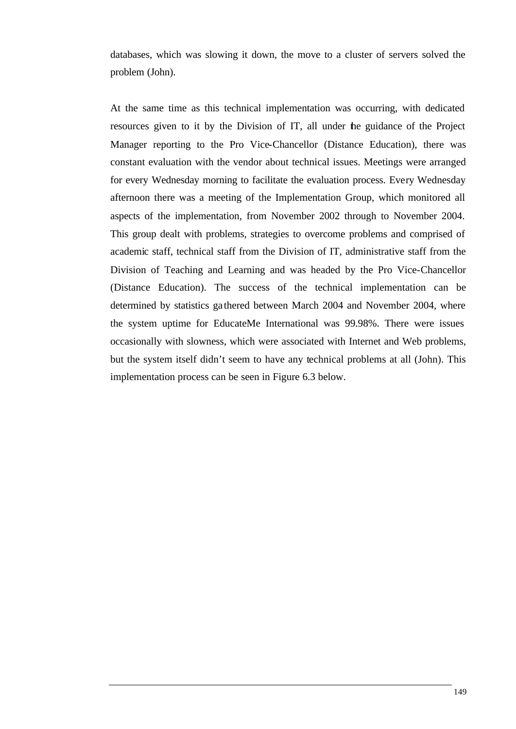databases, which was slowing it down, the move to a cluster of servers solved the problem (John).

At the same time as this technical implementation was occurring, with dedicated resources given to it by the Division of IT, all under the guidance of the Project Manager reporting to the Pro Vice-Chancellor (Distance Education), there was constant evaluation with the vendor about technical issues. Meetings were arranged for every Wednesday morning to facilitate the evaluation process. Every Wednesday afternoon there was a meeting of the Implementation Group, which monitored all aspects of the implementation, from November 2002 through to November 2004. This group dealt with problems, strategies to overcome problems and comprised of academic staff, technical staff from the Division of IT, administrative staff from the Division of Teaching and Learning and was headed by the Pro Vice-Chancellor (Distance Education). The success of the technical implementation can be determined by statistics gathered between March 2004 and November 2004, where the system uptime for EducateMe International was 99.98%. There were issues occasionally with slowness, which were associated with Internet and Web problems, but the system itself didn't seem to have any technical problems at all (John). This implementation process can be seen in Figure 6.3 below.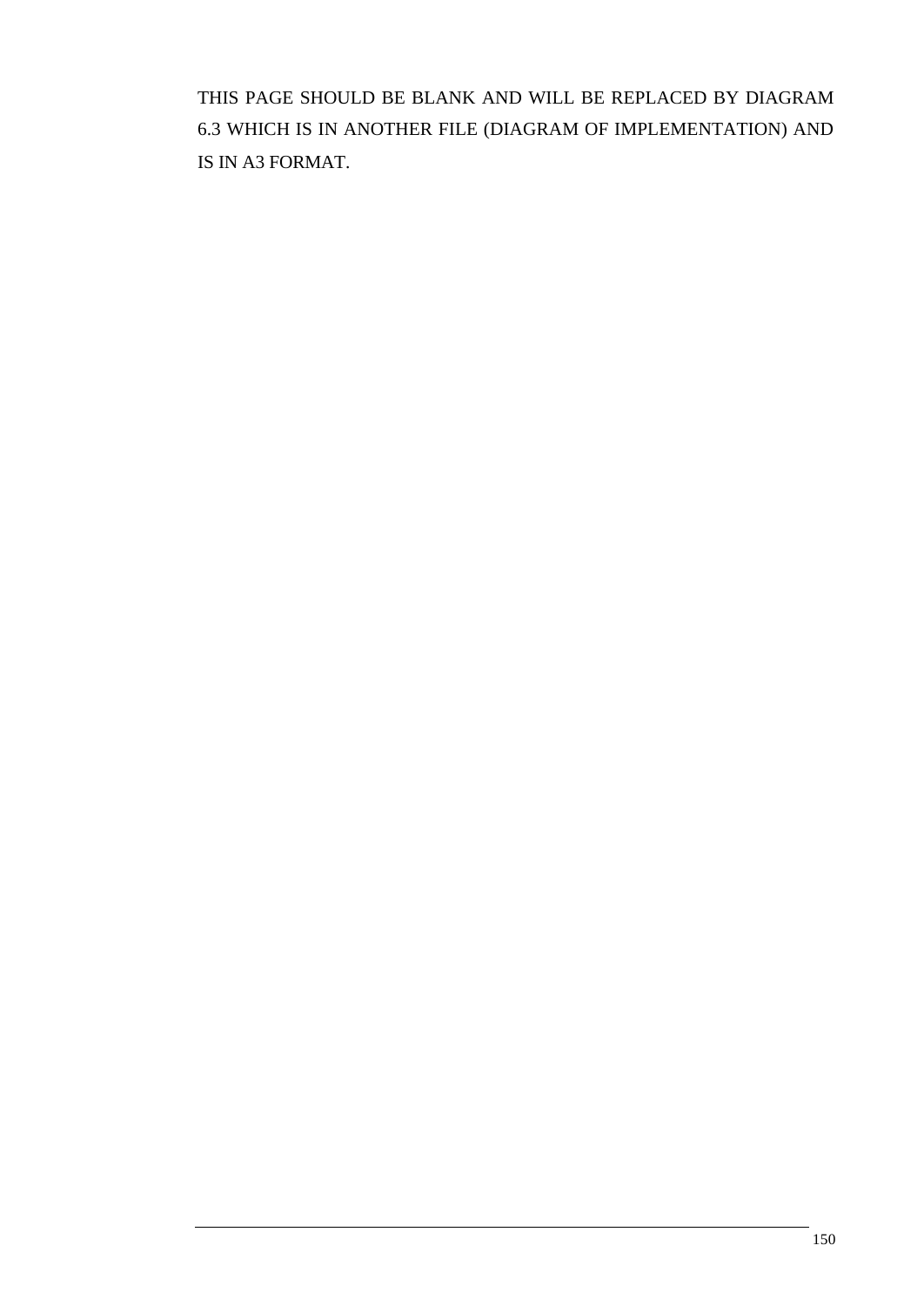THIS PAGE SHOULD BE BLANK AND WILL BE REPLACED BY DIAGRAM 6.3 WHICH IS IN ANOTHER FILE (DIAGRAM OF IMPLEMENTATION) AND IS IN A3 FORMAT.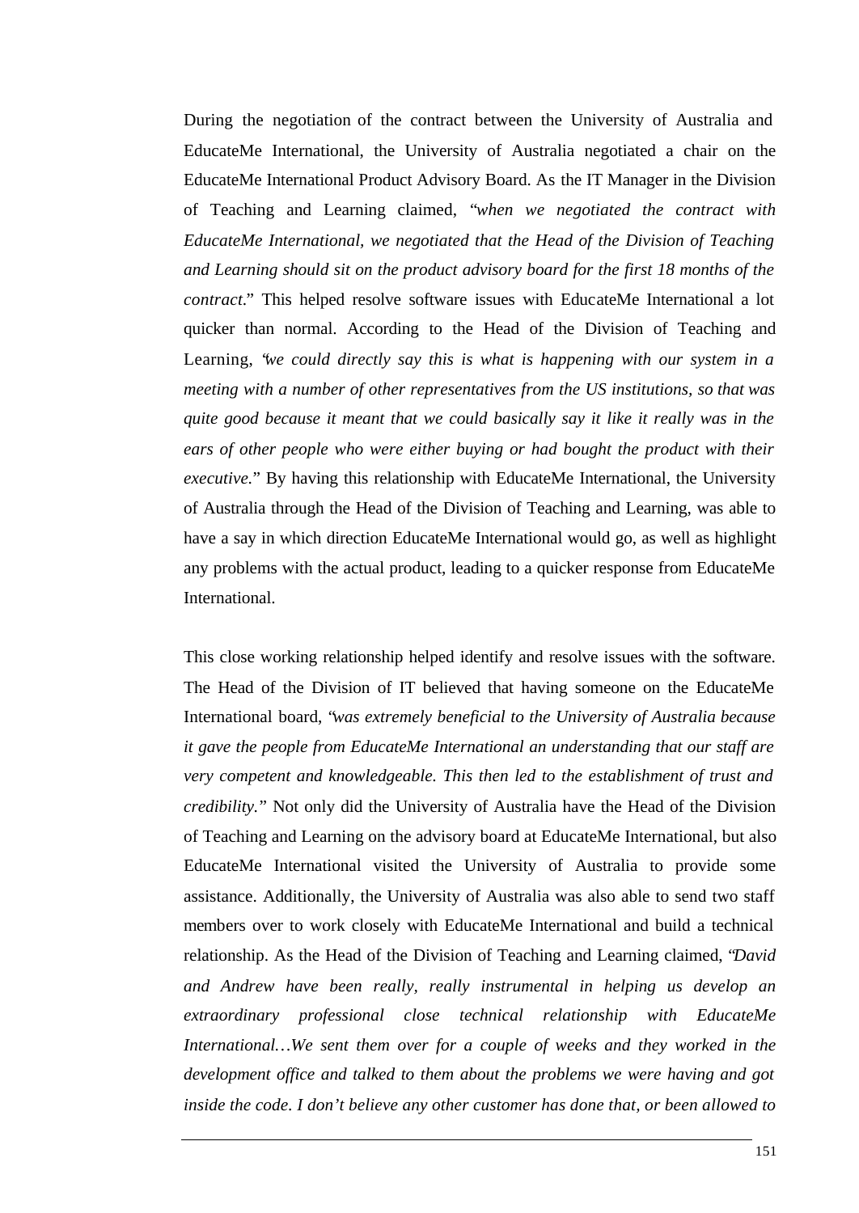During the negotiation of the contract between the University of Australia and EducateMe International, the University of Australia negotiated a chair on the EducateMe International Product Advisory Board. As the IT Manager in the Division of Teaching and Learning claimed, "*when we negotiated the contract with EducateMe International, we negotiated that the Head of the Division of Teaching and Learning should sit on the product advisory board for the first 18 months of the contract*." This helped resolve software issues with EducateMe International a lot quicker than normal. According to the Head of the Division of Teaching and Learning, "*we could directly say this is what is happening with our system in a meeting with a number of other representatives from the US institutions, so that was quite good because it meant that we could basically say it like it really was in the ears of other people who were either buying or had bought the product with their executive.*" By having this relationship with EducateMe International, the University of Australia through the Head of the Division of Teaching and Learning, was able to have a say in which direction EducateMe International would go, as well as highlight any problems with the actual product, leading to a quicker response from EducateMe International.

This close working relationship helped identify and resolve issues with the software. The Head of the Division of IT believed that having someone on the EducateMe International board, "*was extremely beneficial to the University of Australia because it gave the people from EducateMe International an understanding that our staff are very competent and knowledgeable. This then led to the establishment of trust and credibility.*" Not only did the University of Australia have the Head of the Division of Teaching and Learning on the advisory board at EducateMe International, but also EducateMe International visited the University of Australia to provide some assistance. Additionally, the University of Australia was also able to send two staff members over to work closely with EducateMe International and build a technical relationship. As the Head of the Division of Teaching and Learning claimed, "*David and Andrew have been really, really instrumental in helping us develop an extraordinary professional close technical relationship with EducateMe International…We sent them over for a couple of weeks and they worked in the development office and talked to them about the problems we were having and got inside the code. I don't believe any other customer has done that, or been allowed to*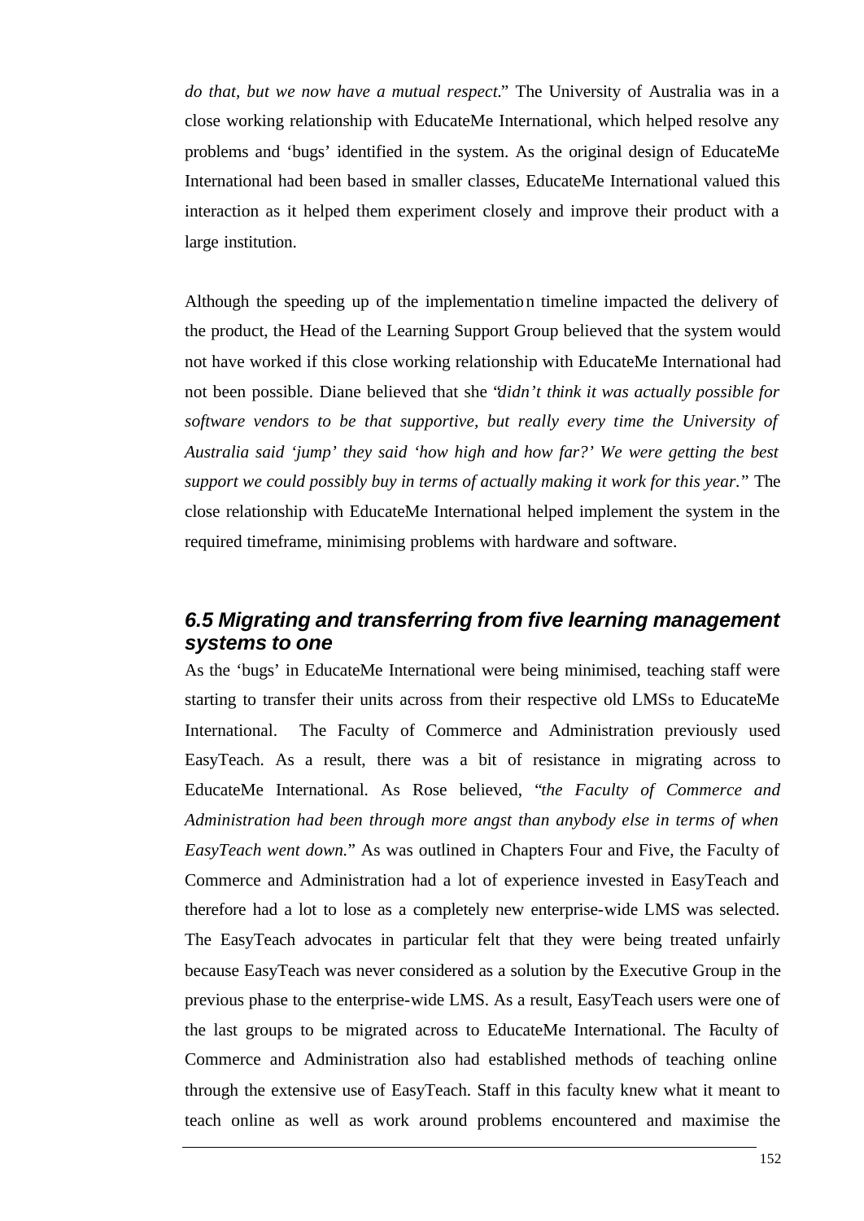*do that, but we now have a mutual respect.*" The University of Australia was in a close working relationship with EducateMe International, which helped resolve any problems and 'bugs' identified in the system. As the original design of EducateMe International had been based in smaller classes, EducateMe International valued this interaction as it helped them experiment closely and improve their product with a large institution.

Although the speeding up of the implementation timeline impacted the delivery of the product, the Head of the Learning Support Group believed that the system would not have worked if this close working relationship with EducateMe International had not been possible. Diane believed that she "*didn't think it was actually possible for software vendors to be that supportive, but really every time the University of Australia said 'jump' they said 'how high and how far?' We were getting the best support we could possibly buy in terms of actually making it work for this year.*" The close relationship with EducateMe International helped implement the system in the required timeframe, minimising problems with hardware and software.

## 6.5 Migrating and transferring from five learning management systems to one

As the 'bugs' in EducateMe International were being minimised, teaching staff were starting to transfer their units across from their respective old LMSs to EducateMe International. The Faculty of Commerce and Administration previously used EasyTeach. As a result, there was a bit of resistance in migrating across to EducateMe International. As Rose believed, "*the Faculty of Commerce and Administration had been through more angst than anybody else in terms of when EasyTeach went down.*" As was outlined in Chapters Four and Five, the Faculty of Commerce and Administration had a lot of experience invested in EasyTeach and therefore had a lot to lose as a completely new enterprise-wide LMS was selected. The EasyTeach advocates in particular felt that they were being treated unfairly because EasyTeach was never considered as a solution by the Executive Group in the previous phase to the enterprise-wide LMS. As a result, EasyTeach users were one of the last groups to be migrated across to EducateMe International. The Faculty of Commerce and Administration also had established methods of teaching online through the extensive use of EasyTeach. Staff in this faculty knew what it meant to teach online as well as work around problems encountered and maximise the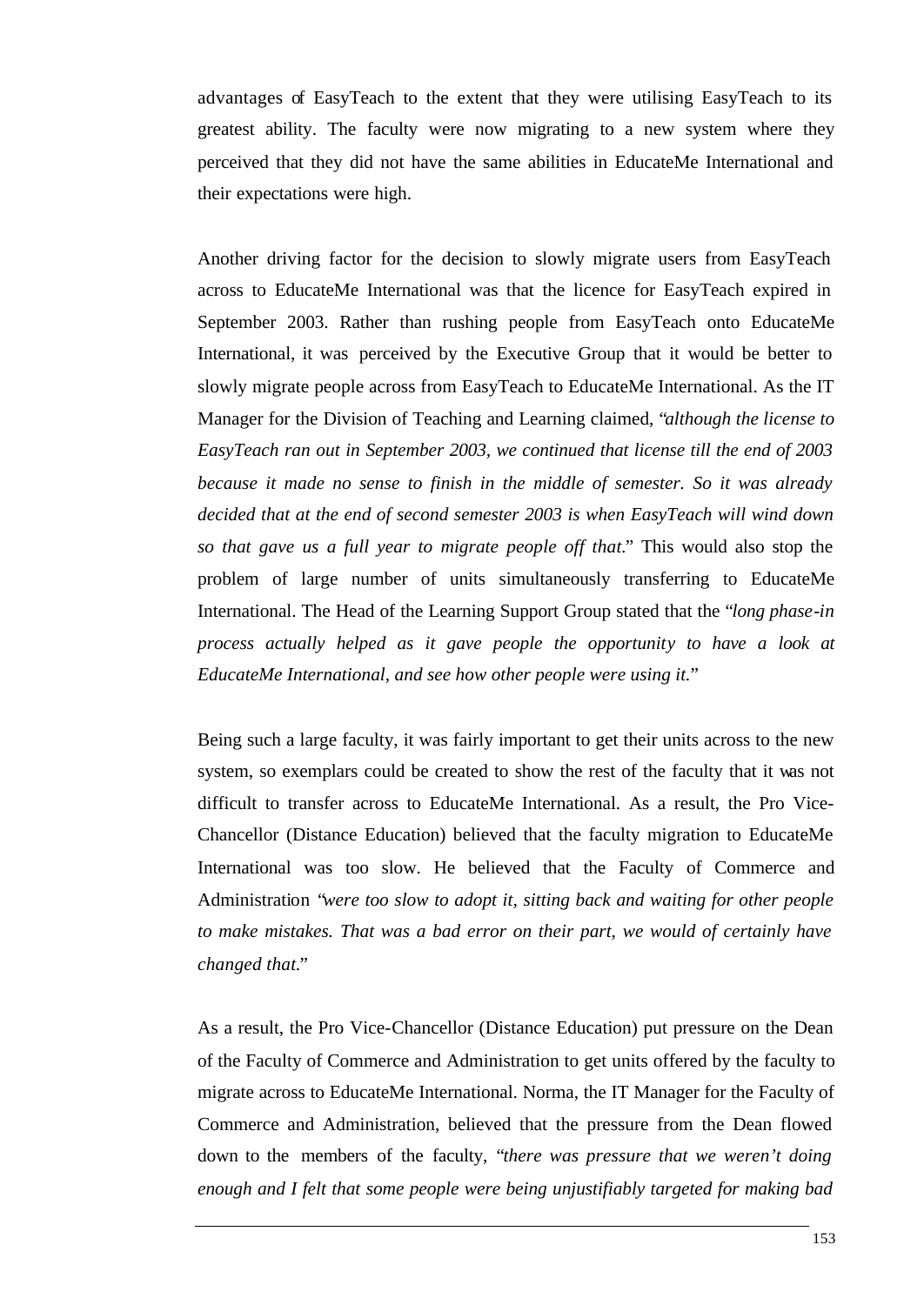advantages of EasyTeach to the extent that they were utilising EasyTeach to its greatest ability. The faculty were now migrating to a new system where they perceived that they did not have the same abilities in EducateMe International and their expectations were high.

Another driving factor for the decision to slowly migrate users from EasyTeach across to EducateMe International was that the licence for EasyTeach expired in September 2003. Rather than rushing people from EasyTeach onto EducateMe International, it was perceived by the Executive Group that it would be better to slowly migrate people across from EasyTeach to EducateMe International. As the IT Manager for the Division of Teaching and Learning claimed, "*although the license to EasyTeach ran out in September 2003, we continued that license till the end of 2003 because it made no sense to finish in the middle of semester. So it was already decided that at the end of second semester 2003 is when EasyTeach will wind down so that gave us a full year to migrate people off that.*" This would also stop the problem of large number of units simultaneously transferring to EducateMe International. The Head of the Learning Support Group stated that the "*long phase-in process actually helped as it gave people the opportunity to have a look at EducateMe International, and see how other people were using it.*"

Being such a large faculty, it was fairly important to get their units across to the new system, so exemplars could be created to show the rest of the faculty that it was not difficult to transfer across to EducateMe International. As a result, the Pro Vice-Chancellor (Distance Education) believed that the faculty migration to EducateMe International was too slow. He believed that the Faculty of Commerce and Administration "*were too slow to adopt it, sitting back and waiting for other people to make mistakes. That was a bad error on their part, we would of certainly have changed that.*"

As a result, the Pro Vice-Chancellor (Distance Education) put pressure on the Dean of the Faculty of Commerce and Administration to get units offered by the faculty to migrate across to EducateMe International. Norma, the IT Manager for the Faculty of Commerce and Administration, believed that the pressure from the Dean flowed down to the members of the faculty, "*there was pressure that we weren't doing enough and I felt that some people were being unjustifiably targeted for making bad*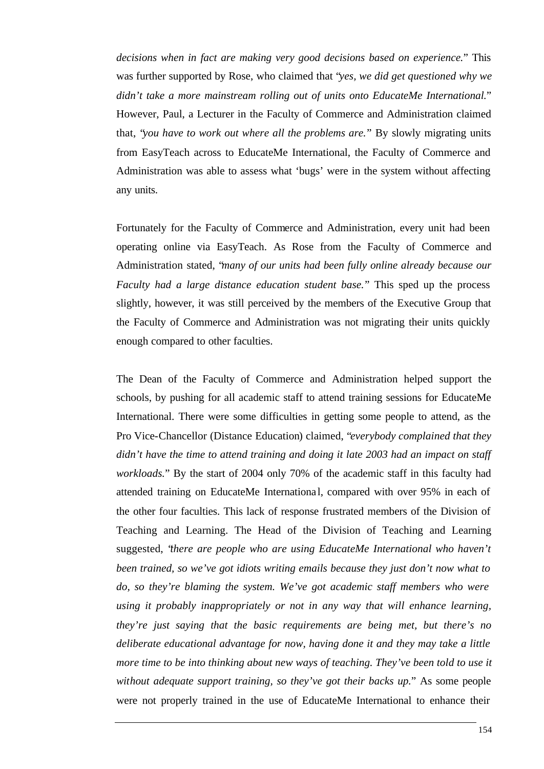*decisions when in fact are making very good decisions based on experience.*" This was further supported by Rose, who claimed that "*yes, we did get questioned why we didn't take a more mainstream rolling out of units onto EducateMe International.*" However, Paul, a Lecturer in the Faculty of Commerce and Administration claimed that, "*you have to work out where all the problems are.*" By slowly migrating units from EasyTeach across to EducateMe International, the Faculty of Commerce and Administration was able to assess what 'bugs' were in the system without affecting any units.

Fortunately for the Faculty of Commerce and Administration, every unit had been operating online via EasyTeach. As Rose from the Faculty of Commerce and Administration stated, "*many of our units had been fully online already because our Faculty had a large distance education student base.*" This sped up the process slightly, however, it was still perceived by the members of the Executive Group that the Faculty of Commerce and Administration was not migrating their units quickly enough compared to other faculties.

The Dean of the Faculty of Commerce and Administration helped support the schools, by pushing for all academic staff to attend training sessions for EducateMe International. There were some difficulties in getting some people to attend, as the Pro Vice-Chancellor (Distance Education) claimed, "*everybody complained that they didn't have the time to attend training and doing it late 2003 had an impact on staff workloads.*" By the start of 2004 only 70% of the academic staff in this faculty had attended training on EducateMe International, compared with over 95% in each of the other four faculties. This lack of response frustrated members of the Division of Teaching and Learning. The Head of the Division of Teaching and Learning suggested, "*there are people who are using EducateMe International who haven't been trained, so we've got idiots writing emails because they just don't now what to do, so they're blaming the system. We've got academic staff members who were using it probably inappropriately or not in any way that will enhance learning, they're just saying that the basic requirements are being met, but there's no deliberate educational advantage for now, having done it and they may take a little more time to be into thinking about new ways of teaching. They've been told to use it without adequate support training, so they've got their backs up.*" As some people were not properly trained in the use of EducateMe International to enhance their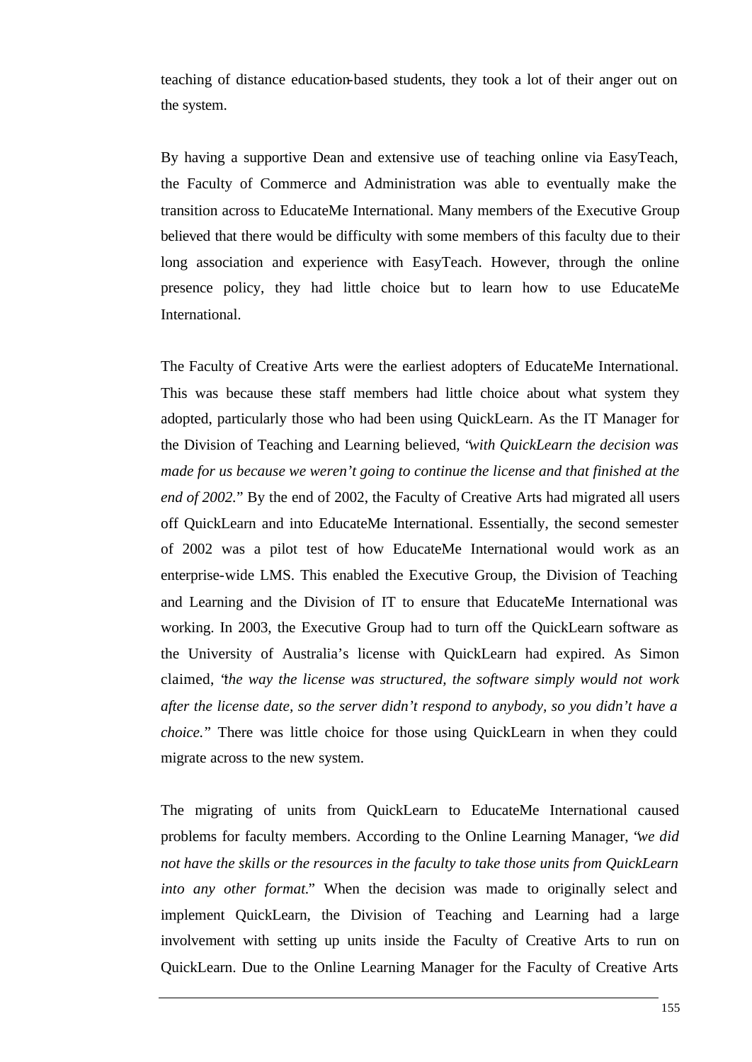teaching of distance education-based students, they took a lot of their anger out on the system.

By having a supportive Dean and extensive use of teaching online via EasyTeach, the Faculty of Commerce and Administration was able to eventually make the transition across to EducateMe International. Many members of the Executive Group believed that there would be difficulty with some members of this faculty due to their long association and experience with EasyTeach. However, through the online presence policy, they had little choice but to learn how to use EducateMe International.

The Faculty of Creative Arts were the earliest adopters of EducateMe International. This was because these staff members had little choice about what system they adopted, particularly those who had been using QuickLearn. As the IT Manager for the Division of Teaching and Learning believed, "*with QuickLearn the decision was made for us because we weren't going to continue the license and that finished at the end of 2002.*" By the end of 2002, the Faculty of Creative Arts had migrated all users off QuickLearn and into EducateMe International. Essentially, the second semester of 2002 was a pilot test of how EducateMe International would work as an enterprise-wide LMS. This enabled the Executive Group, the Division of Teaching and Learning and the Division of IT to ensure that EducateMe International was working. In 2003, the Executive Group had to turn off the QuickLearn software as the University of Australia's license with QuickLearn had expired. As Simon claimed, "*the way the license was structured, the software simply would not work after the license date, so the server didn't respond to anybody, so you didn't have a choice.*" There was little choice for those using QuickLearn in when they could migrate across to the new system.

The migrating of units from QuickLearn to EducateMe International caused problems for faculty members. According to the Online Learning Manager, "*we did not have the skills or the resources in the faculty to take those units from QuickLearn into any other format.*" When the decision was made to originally select and implement QuickLearn, the Division of Teaching and Learning had a large involvement with setting up units inside the Faculty of Creative Arts to run on QuickLearn. Due to the Online Learning Manager for the Faculty of Creative Arts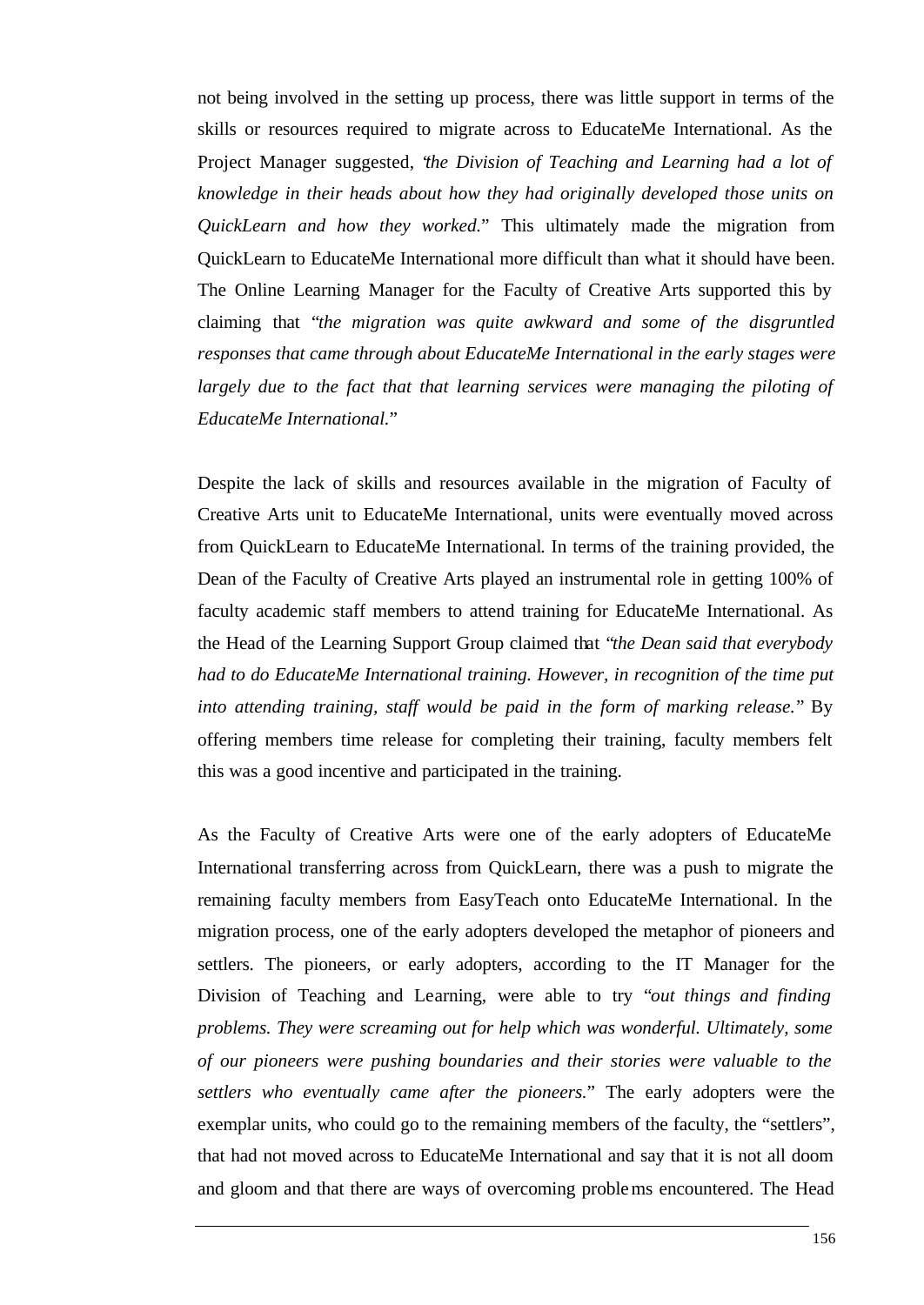not being involved in the setting up process, there was little support in terms of the skills or resources required to migrate across to EducateMe International. As the Project Manager suggested, "*the Division of Teaching and Learning had a lot of knowledge in their heads about how they had originally developed those units on QuickLearn and how they worked.*" This ultimately made the migration from QuickLearn to EducateMe International more difficult than what it should have been. The Online Learning Manager for the Faculty of Creative Arts supported this by claiming that "*the migration was quite awkward and some of the disgruntled responses that came through about EducateMe International in the early stages were largely due to the fact that that learning services were managing the piloting of EducateMe International.*"

Despite the lack of skills and resources available in the migration of Faculty of Creative Arts unit to EducateMe International, units were eventually moved across from QuickLearn to EducateMe International. In terms of the training provided, the Dean of the Faculty of Creative Arts played an instrumental role in getting 100% of faculty academic staff members to attend training for EducateMe International. As the Head of the Learning Support Group claimed that "*the Dean said that everybody had to do EducateMe International training. However, in recognition of the time put into attending training, staff would be paid in the form of marking release.*" By offering members time release for completing their training, faculty members felt this was a good incentive and participated in the training.

As the Faculty of Creative Arts were one of the early adopters of EducateMe International transferring across from QuickLearn, there was a push to migrate the remaining faculty members from EasyTeach onto EducateMe International. In the migration process, one of the early adopters developed the metaphor of pioneers and settlers. The pioneers, or early adopters, according to the IT Manager for the Division of Teaching and Learning, were able to try "*out things and finding problems. They were screaming out for help which was wonderful. Ultimately, some of our pioneers were pushing boundaries and their stories were valuable to the settlers who eventually came after the pioneers.*" The early adopters were the exemplar units, who could go to the remaining members of the faculty, the "settlers", that had not moved across to EducateMe International and say that it is not all doom and gloom and that there are ways of overcoming problems encountered. The Head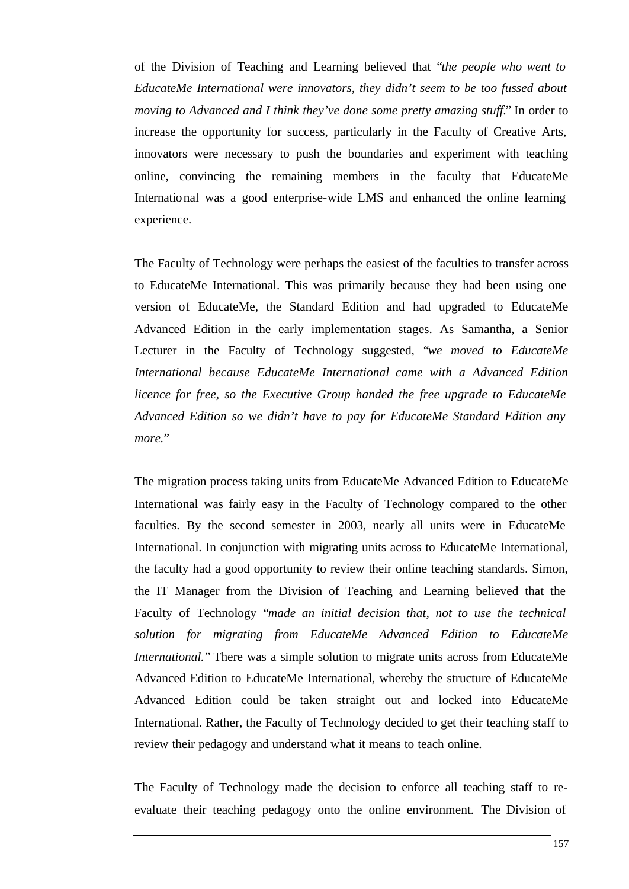of the Division of Teaching and Learning believed that "*the people who went to EducateMe International were innovators, they didn't seem to be too fussed about moving to Advanced and I think they've done some pretty amazing stuff.*" In order to increase the opportunity for success, particularly in the Faculty of Creative Arts, innovators were necessary to push the boundaries and experiment with teaching online, convincing the remaining members in the faculty that EducateMe International was a good enterprise-wide LMS and enhanced the online learning experience.

The Faculty of Technology were perhaps the easiest of the faculties to transfer across to EducateMe International. This was primarily because they had been using one version of EducateMe, the Standard Edition and had upgraded to EducateMe Advanced Edition in the early implementation stages. As Samantha, a Senior Lecturer in the Faculty of Technology suggested, "*we moved to EducateMe International because EducateMe International came with a Advanced Edition licence for free, so the Executive Group handed the free upgrade to EducateMe Advanced Edition so we didn't have to pay for EducateMe Standard Edition any more.*"

The migration process taking units from EducateMe Advanced Edition to EducateMe International was fairly easy in the Faculty of Technology compared to the other faculties. By the second semester in 2003, nearly all units were in EducateMe International. In conjunction with migrating units across to EducateMe International, the faculty had a good opportunity to review their online teaching standards. Simon, the IT Manager from the Division of Teaching and Learning believed that the Faculty of Technology "*made an initial decision that, not to use the technical solution for migrating from EducateMe Advanced Edition to EducateMe International.*" There was a simple solution to migrate units across from EducateMe Advanced Edition to EducateMe International, whereby the structure of EducateMe Advanced Edition could be taken straight out and locked into EducateMe International. Rather, the Faculty of Technology decided to get their teaching staff to review their pedagogy and understand what it means to teach online.

The Faculty of Technology made the decision to enforce all teaching staff to re-evaluate their teaching pedagogy onto the online environment. The Division of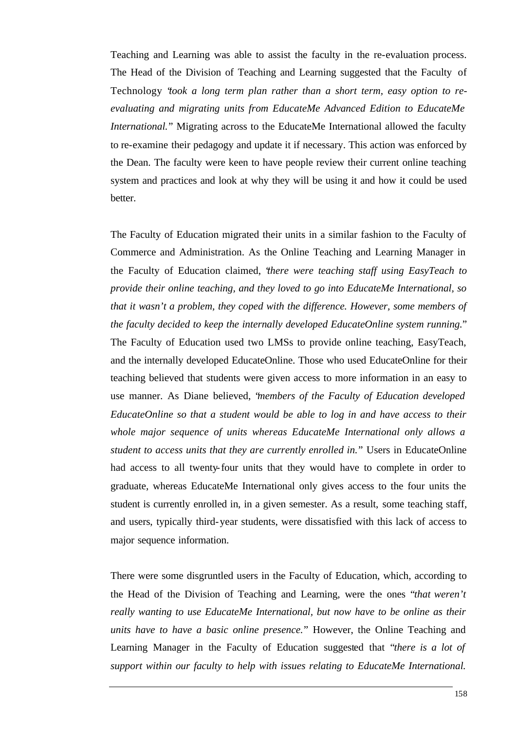Teaching and Learning was able to assist the faculty in the re-evaluation process. The Head of the Division of Teaching and Learning suggested that the Faculty of Technology "*took a long term plan rather than a short term, easy option to re-evaluating and migrating units from EducateMe Advanced Edition to EducateMe International.*" Migrating across to the EducateMe International allowed the faculty to re-examine their pedagogy and update it if necessary. This action was enforced by the Dean. The faculty were keen to have people review their current online teaching system and practices and look at why they will be using it and how it could be used better.

The Faculty of Education migrated their units in a similar fashion to the Faculty of Commerce and Administration. As the Online Teaching and Learning Manager in the Faculty of Education claimed, "*there were teaching staff using EasyTeach to provide their online teaching, and they loved to go into EducateMe International, so that it wasn't a problem, they coped with the difference. However, some members of the faculty decided to keep the internally developed EducateOnline system running.*" The Faculty of Education used two LMSs to provide online teaching, EasyTeach, and the internally developed EducateOnline. Those who used EducateOnline for their teaching believed that students were given access to more information in an easy to use manner. As Diane believed, "*members of the Faculty of Education developed EducateOnline so that a student would be able to log in and have access to their whole major sequence of units whereas EducateMe International only allows a student to access units that they are currently enrolled in.*" Users in EducateOnline had access to all twenty-four units that they would have to complete in order to graduate, whereas EducateMe International only gives access to the four units the student is currently enrolled in, in a given semester. As a result, some teaching staff, and users, typically third-year students, were dissatisfied with this lack of access to major sequence information.

There were some disgruntled users in the Faculty of Education, which, according to the Head of the Division of Teaching and Learning, were the ones "*that weren't really wanting to use EducateMe International, but now have to be online as their units have to have a basic online presence.*" However, the Online Teaching and Learning Manager in the Faculty of Education suggested that "*there is a lot of support within our faculty to help with issues relating to EducateMe International.*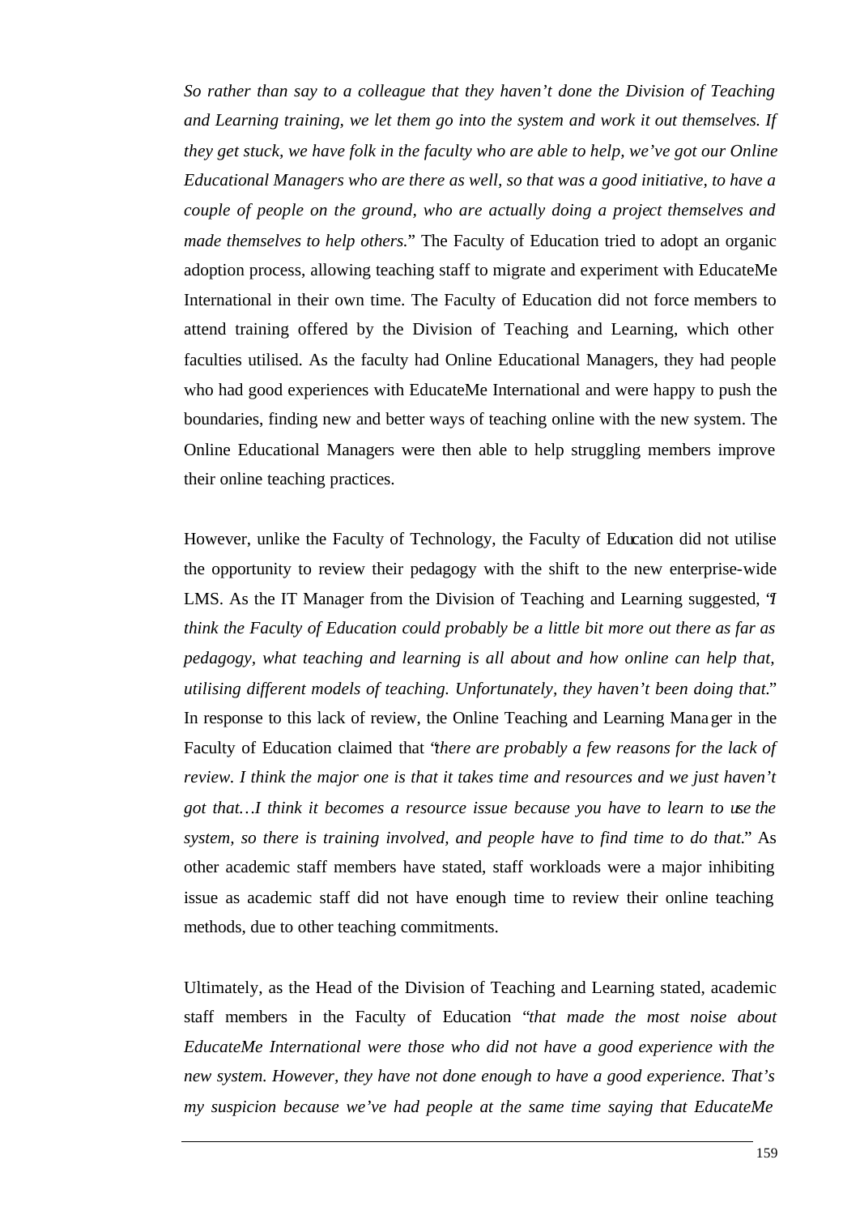*So rather than say to a colleague that they haven't done the Division of Teaching and Learning training, we let them go into the system and work it out themselves. If they get stuck, we have folk in the faculty who are able to help, we've got our Online Educational Managers who are there as well, so that was a good initiative, to have a couple of people on the ground, who are actually doing a project themselves and made themselves to help others.*" The Faculty of Education tried to adopt an organic adoption process, allowing teaching staff to migrate and experiment with EducateMe International in their own time. The Faculty of Education did not force members to attend training offered by the Division of Teaching and Learning, which other faculties utilised. As the faculty had Online Educational Managers, they had people who had good experiences with EducateMe International and were happy to push the boundaries, finding new and better ways of teaching online with the new system. The Online Educational Managers were then able to help struggling members improve their online teaching practices.

However, unlike the Faculty of Technology, the Faculty of Education did not utilise the opportunity to review their pedagogy with the shift to the new enterprise-wide LMS. As the IT Manager from the Division of Teaching and Learning suggested, "*I think the Faculty of Education could probably be a little bit more out there as far as pedagogy, what teaching and learning is all about and how online can help that, utilising different models of teaching. Unfortunately, they haven't been doing that.*" In response to this lack of review, the Online Teaching and Learning Manager in the Faculty of Education claimed that "*there are probably a few reasons for the lack of review. I think the major one is that it takes time and resources and we just haven't got that…I think it becomes a resource issue because you have to learn to use the system, so there is training involved, and people have to find time to do that.*" As other academic staff members have stated, staff workloads were a major inhibiting issue as academic staff did not have enough time to review their online teaching methods, due to other teaching commitments.

Ultimately, as the Head of the Division of Teaching and Learning stated, academic staff members in the Faculty of Education "*that made the most noise about EducateMe International were those who did not have a good experience with the new system. However, they have not done enough to have a good experience. That's my suspicion because we've had people at the same time saying that EducateMe*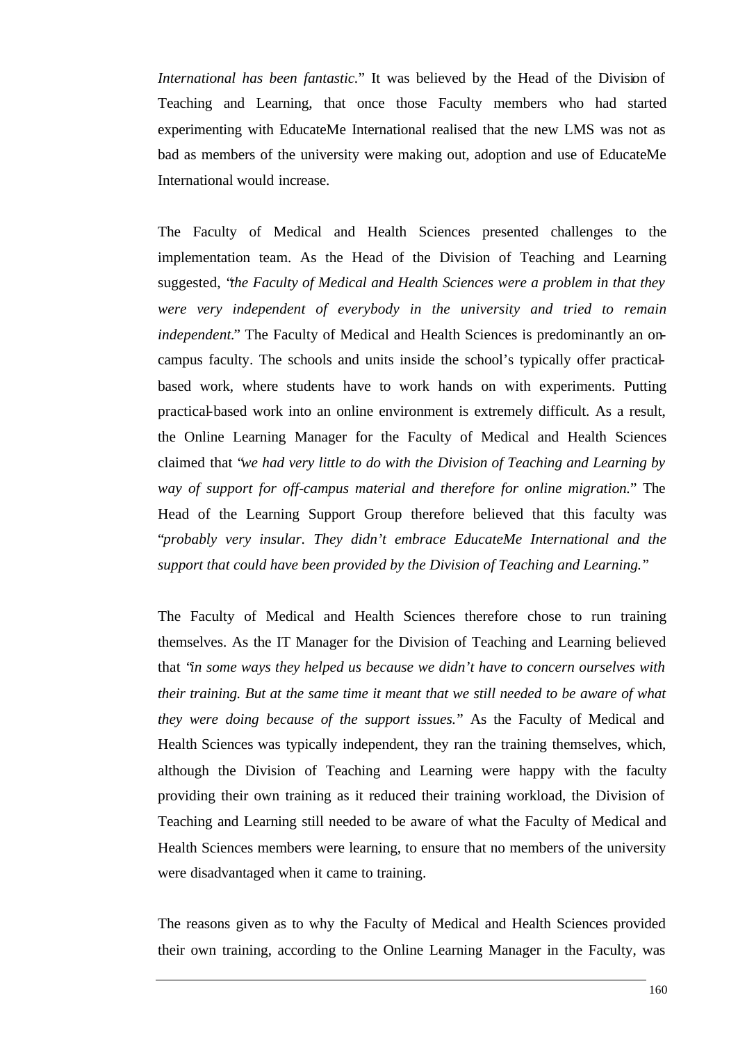*International has been fantastic.*" It was believed by the Head of the Division of Teaching and Learning, that once those Faculty members who had started experimenting with EducateMe International realised that the new LMS was not as bad as members of the university were making out, adoption and use of EducateMe International would increase.

The Faculty of Medical and Health Sciences presented challenges to the implementation team. As the Head of the Division of Teaching and Learning suggested, "*the Faculty of Medical and Health Sciences were a problem in that they were very independent of everybody in the university and tried to remain independent.*" The Faculty of Medical and Health Sciences is predominantly an on-campus faculty. The schools and units inside the school's typically offer practical-based work, where students have to work hands on with experiments. Putting practical-based work into an online environment is extremely difficult. As a result, the Online Learning Manager for the Faculty of Medical and Health Sciences claimed that "*we had very little to do with the Division of Teaching and Learning by way of support for off-campus material and therefore for online migration.*" The Head of the Learning Support Group therefore believed that this faculty was "*probably very insular. They didn't embrace EducateMe International and the support that could have been provided by the Division of Teaching and Learning.*"

The Faculty of Medical and Health Sciences therefore chose to run training themselves. As the IT Manager for the Division of Teaching and Learning believed that "*in some ways they helped us because we didn't have to concern ourselves with their training. But at the same time it meant that we still needed to be aware of what they were doing because of the support issues.*" As the Faculty of Medical and Health Sciences was typically independent, they ran the training themselves, which, although the Division of Teaching and Learning were happy with the faculty providing their own training as it reduced their training workload, the Division of Teaching and Learning still needed to be aware of what the Faculty of Medical and Health Sciences members were learning, to ensure that no members of the university were disadvantaged when it came to training.

The reasons given as to why the Faculty of Medical and Health Sciences provided their own training, according to the Online Learning Manager in the Faculty, was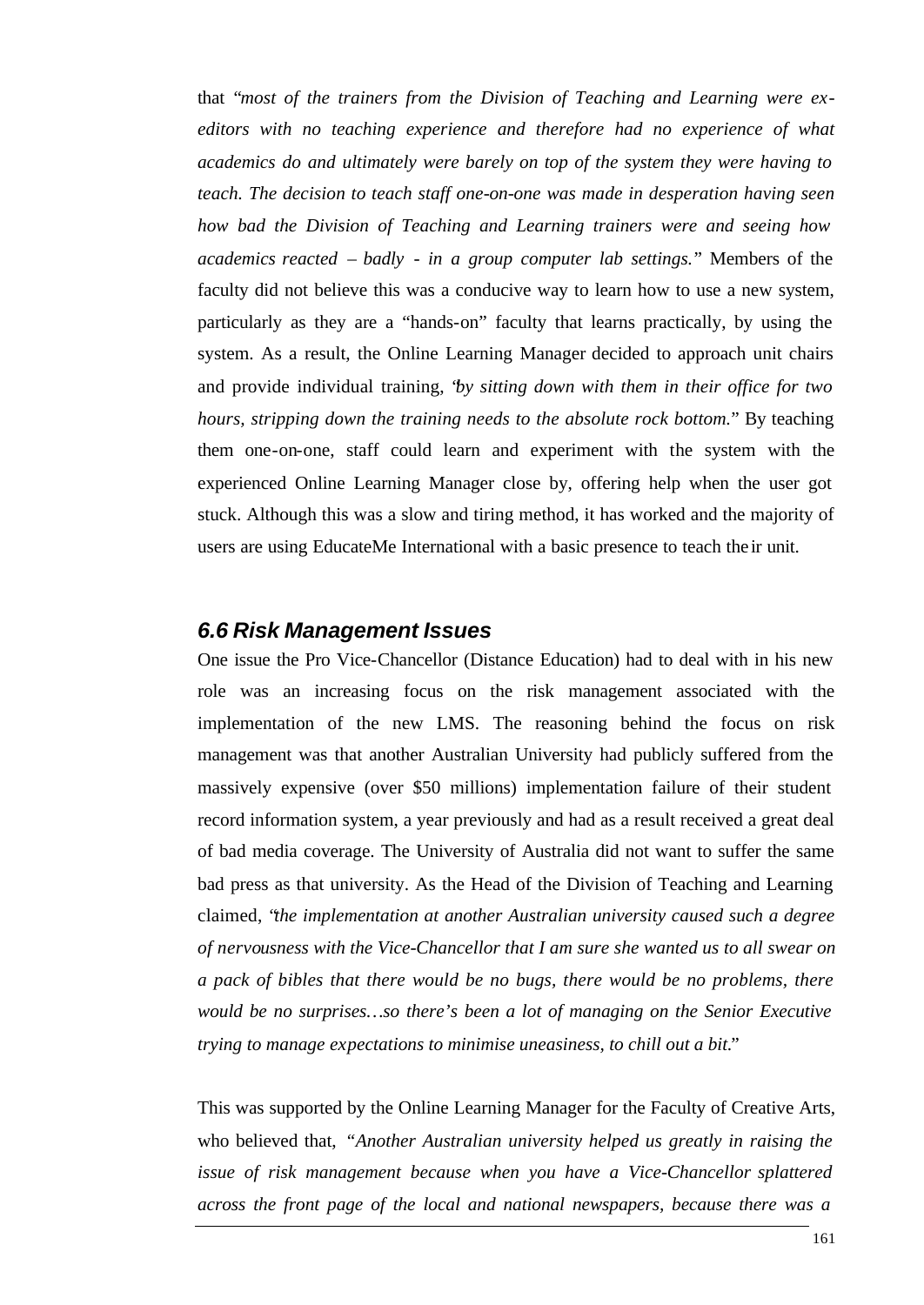that *"most of the trainers from the Division of Teaching and Learning were ex-editors with no teaching experience and therefore had no experience of what academics do and ultimately were barely on top of the system they were having to teach. The decision to teach staff one-on-one was made in desperation having seen how bad the Division of Teaching and Learning trainers were and seeing how academics reacted – badly - in a group computer lab settings."* Members of the faculty did not believe this was a conducive way to learn how to use a new system, particularly as they are a "hands-on" faculty that learns practically, by using the system. As a result, the Online Learning Manager decided to approach unit chairs and provide individual training, *"by sitting down with them in their office for two hours, stripping down the training needs to the absolute rock bottom."* By teaching them one-on-one, staff could learn and experiment with the system with the experienced Online Learning Manager close by, offering help when the user got stuck. Although this was a slow and tiring method, it has worked and the majority of users are using EducateMe International with a basic presence to teach their unit.

## *6.6 Risk Management Issues*

One issue the Pro Vice-Chancellor (Distance Education) had to deal with in his new role was an increasing focus on the risk management associated with the implementation of the new LMS. The reasoning behind the focus on risk management was that another Australian University had publicly suffered from the massively expensive (over $50 millions) implementation failure of their student record information system, a year previously and had as a result received a great deal of bad media coverage. The University of Australia did not want to suffer the same bad press as that university. As the Head of the Division of Teaching and Learning claimed, *"the implementation at another Australian university caused such a degree of nervousness with the Vice-Chancellor that I am sure she wanted us to all swear on a pack of bibles that there would be no bugs, there would be no problems, there would be no surprises…so there's been a lot of managing on the Senior Executive trying to manage expectations to minimise uneasiness, to chill out a bit."*

This was supported by the Online Learning Manager for the Faculty of Creative Arts, who believed that, *"Another Australian university helped us greatly in raising the issue of risk management because when you have a Vice-Chancellor splattered across the front page of the local and national newspapers, because there was a*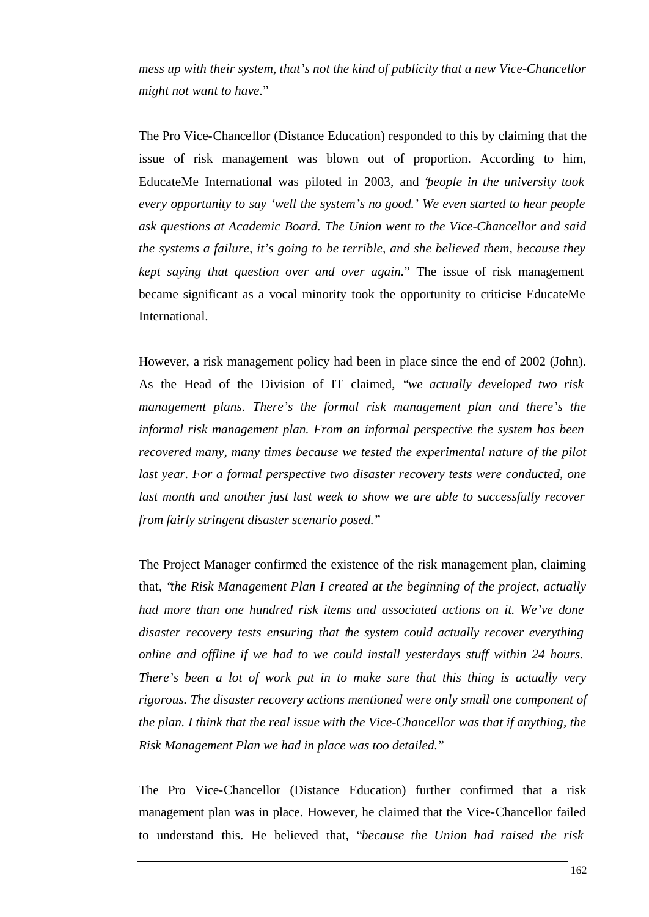*mess up with their system, that's not the kind of publicity that a new Vice-Chancellor might not want to have.*"

The Pro Vice-Chancellor (Distance Education) responded to this by claiming that the issue of risk management was blown out of proportion. According to him, EducateMe International was piloted in 2003, and "*people in the university took every opportunity to say 'well the system's no good.' We even started to hear people ask questions at Academic Board. The Union went to the Vice-Chancellor and said the systems a failure, it's going to be terrible, and she believed them, because they kept saying that question over and over again.*" The issue of risk management became significant as a vocal minority took the opportunity to criticise EducateMe International.

However, a risk management policy had been in place since the end of 2002 (John). As the Head of the Division of IT claimed, "*we actually developed two risk management plans. There's the formal risk management plan and there's the informal risk management plan. From an informal perspective the system has been recovered many, many times because we tested the experimental nature of the pilot last year. For a formal perspective two disaster recovery tests were conducted, one last month and another just last week to show we are able to successfully recover from fairly stringent disaster scenario posed.*"

The Project Manager confirmed the existence of the risk management plan, claiming that, "*the Risk Management Plan I created at the beginning of the project, actually had more than one hundred risk items and associated actions on it. We've done disaster recovery tests ensuring that the system could actually recover everything online and offline if we had to we could install yesterdays stuff within 24 hours. There's been a lot of work put in to make sure that this thing is actually very rigorous. The disaster recovery actions mentioned were only small one component of the plan. I think that the real issue with the Vice-Chancellor was that if anything, the Risk Management Plan we had in place was too detailed.*"

The Pro Vice-Chancellor (Distance Education) further confirmed that a risk management plan was in place. However, he claimed that the Vice-Chancellor failed to understand this. He believed that, "*because the Union had raised the risk*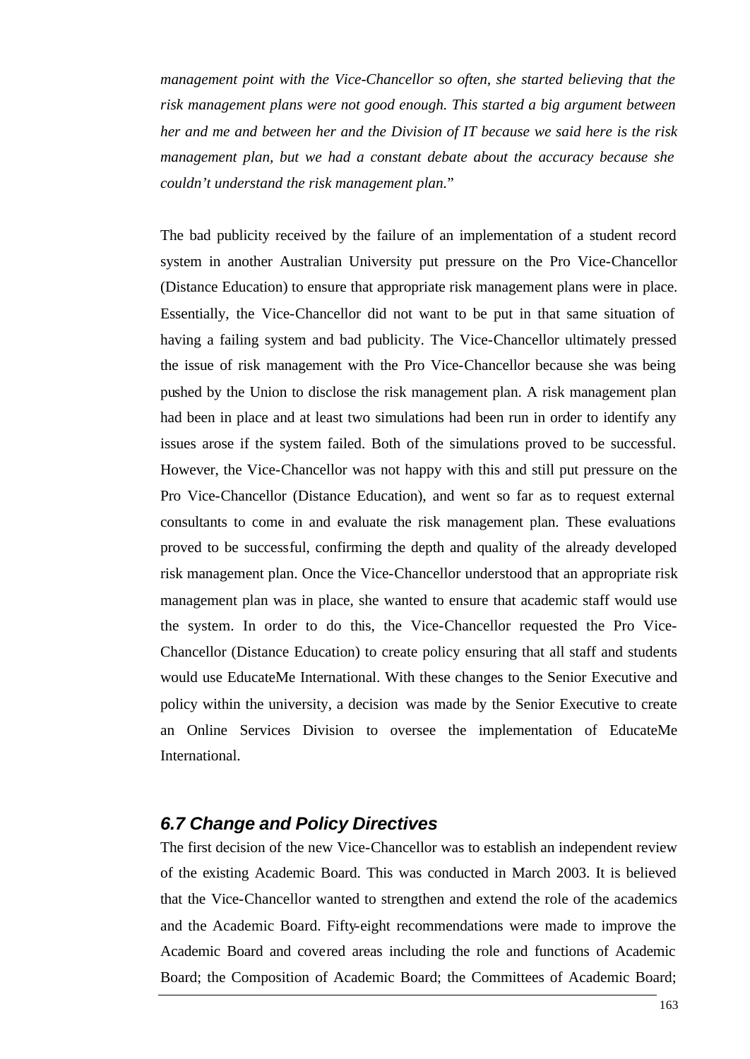*management point with the Vice-Chancellor so often, she started believing that the risk management plans were not good enough. This started a big argument between her and me and between her and the Division of IT because we said here is the risk management plan, but we had a constant debate about the accuracy because she couldn't understand the risk management plan.*"

The bad publicity received by the failure of an implementation of a student record system in another Australian University put pressure on the Pro Vice-Chancellor (Distance Education) to ensure that appropriate risk management plans were in place. Essentially, the Vice-Chancellor did not want to be put in that same situation of having a failing system and bad publicity. The Vice-Chancellor ultimately pressed the issue of risk management with the Pro Vice-Chancellor because she was being pushed by the Union to disclose the risk management plan. A risk management plan had been in place and at least two simulations had been run in order to identify any issues arose if the system failed. Both of the simulations proved to be successful. However, the Vice-Chancellor was not happy with this and still put pressure on the Pro Vice-Chancellor (Distance Education), and went so far as to request external consultants to come in and evaluate the risk management plan. These evaluations proved to be successful, confirming the depth and quality of the already developed risk management plan. Once the Vice-Chancellor understood that an appropriate risk management plan was in place, she wanted to ensure that academic staff would use the system. In order to do this, the Vice-Chancellor requested the Pro Vice-Chancellor (Distance Education) to create policy ensuring that all staff and students would use EducateMe International. With these changes to the Senior Executive and policy within the university, a decision was made by the Senior Executive to create an Online Services Division to oversee the implementation of EducateMe International.

## 6.7 Change and Policy Directives

The first decision of the new Vice-Chancellor was to establish an independent review of the existing Academic Board. This was conducted in March 2003. It is believed that the Vice-Chancellor wanted to strengthen and extend the role of the academics and the Academic Board. Fifty-eight recommendations were made to improve the Academic Board and covered areas including the role and functions of Academic Board; the Composition of Academic Board; the Committees of Academic Board;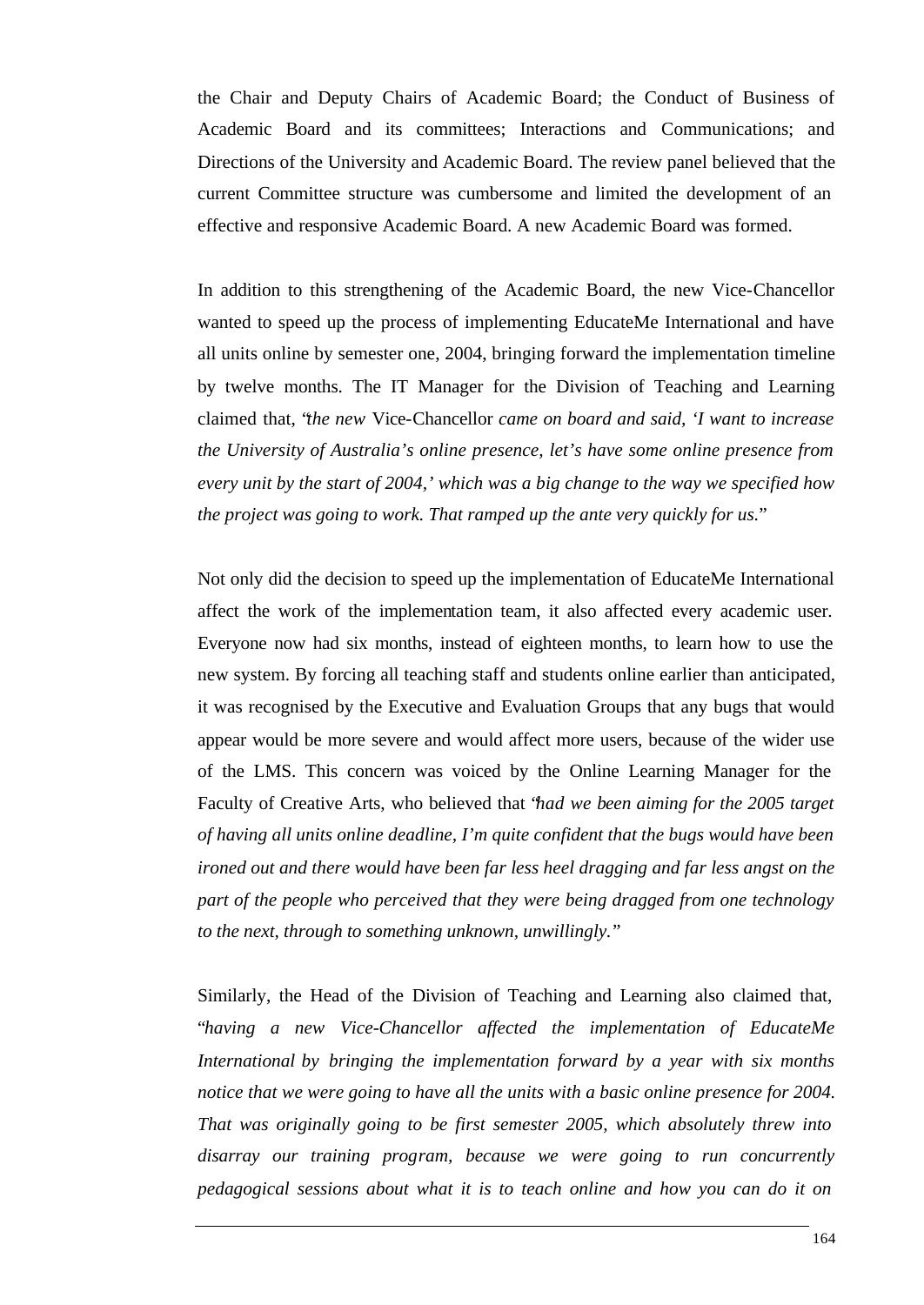the Chair and Deputy Chairs of Academic Board; the Conduct of Business of Academic Board and its committees; Interactions and Communications; and Directions of the University and Academic Board. The review panel believed that the current Committee structure was cumbersome and limited the development of an effective and responsive Academic Board. A new Academic Board was formed.

In addition to this strengthening of the Academic Board, the new Vice-Chancellor wanted to speed up the process of implementing EducateMe International and have all units online by semester one, 2004, bringing forward the implementation timeline by twelve months. The IT Manager for the Division of Teaching and Learning claimed that, "*the new* Vice-Chancellor *came on board and said, 'I want to increase the University of Australia's online presence, let's have some online presence from every unit by the start of 2004,' which was a big change to the way we specified how the project was going to work. That ramped up the ante very quickly for us.*"

Not only did the decision to speed up the implementation of EducateMe International affect the work of the implementation team, it also affected every academic user. Everyone now had six months, instead of eighteen months, to learn how to use the new system. By forcing all teaching staff and students online earlier than anticipated, it was recognised by the Executive and Evaluation Groups that any bugs that would appear would be more severe and would affect more users, because of the wider use of the LMS. This concern was voiced by the Online Learning Manager for the Faculty of Creative Arts, who believed that "*had we been aiming for the 2005 target of having all units online deadline, I'm quite confident that the bugs would have been ironed out and there would have been far less heel dragging and far less angst on the part of the people who perceived that they were being dragged from one technology to the next, through to something unknown, unwillingly.*"

Similarly, the Head of the Division of Teaching and Learning also claimed that, "*having a new Vice-Chancellor affected the implementation of EducateMe International by bringing the implementation forward by a year with six months notice that we were going to have all the units with a basic online presence for 2004. That was originally going to be first semester 2005, which absolutely threw into disarray our training program, because we were going to run concurrently pedagogical sessions about what it is to teach online and how you can do it on*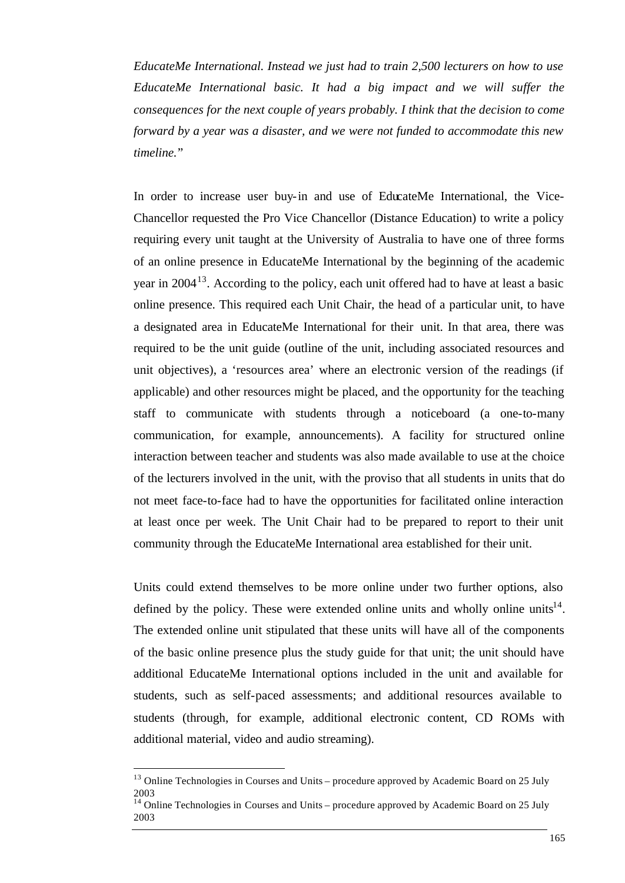*EducateMe International. Instead we just had to train 2,500 lecturers on how to use EducateMe International basic. It had a big impact and we will suffer the consequences for the next couple of years probably. I think that the decision to come forward by a year was a disaster, and we were not funded to accommodate this new timeline.*"

In order to increase user buy-in and use of EducateMe International, the Vice-Chancellor requested the Pro Vice Chancellor (Distance Education) to write a policy requiring every unit taught at the University of Australia to have one of three forms of an online presence in EducateMe International by the beginning of the academic year in 2004[13]. According to the policy, each unit offered had to have at least a basic online presence. This required each Unit Chair, the head of a particular unit, to have a designated area in EducateMe International for their unit. In that area, there was required to be the unit guide (outline of the unit, including associated resources and unit objectives), a 'resources area' where an electronic version of the readings (if applicable) and other resources might be placed, and the opportunity for the teaching staff to communicate with students through a noticeboard (a one-to-many communication, for example, announcements). A facility for structured online interaction between teacher and students was also made available to use at the choice of the lecturers involved in the unit, with the proviso that all students in units that do not meet face-to-face had to have the opportunities for facilitated online interaction at least once per week. The Unit Chair had to be prepared to report to their unit community through the EducateMe International area established for their unit.

Units could extend themselves to be more online under two further options, also defined by the policy. These were extended online units and wholly online units[14]. The extended online unit stipulated that these units will have all of the components of the basic online presence plus the study guide for that unit; the unit should have additional EducateMe International options included in the unit and available for students, such as self-paced assessments; and additional resources available to students (through, for example, additional electronic content, CD ROMs with additional material, video and audio streaming).

[13] Online Technologies in Courses and Units – procedure approved by Academic Board on 25 July 2003

[14] Online Technologies in Courses and Units – procedure approved by Academic Board on 25 July 2003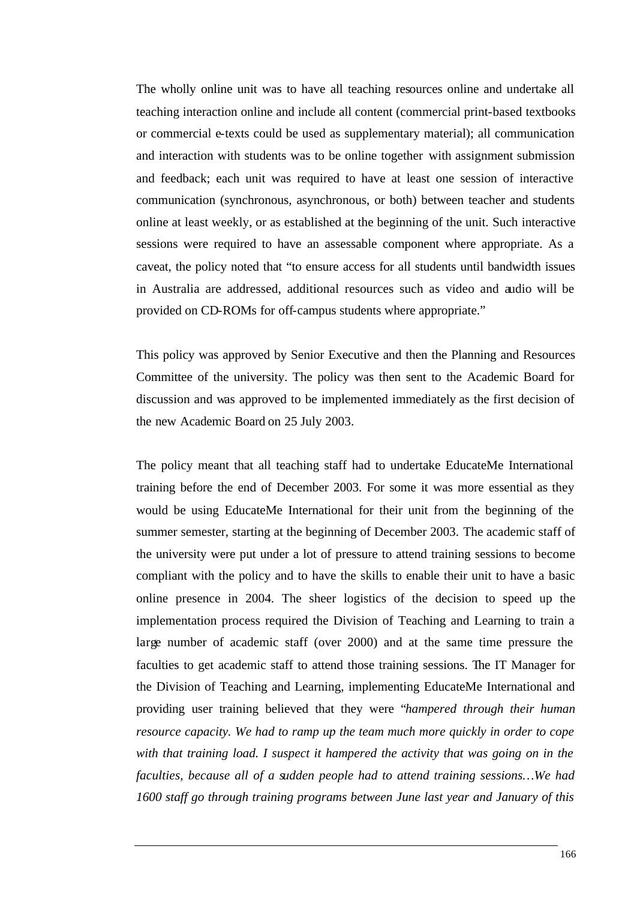The wholly online unit was to have all teaching resources online and undertake all teaching interaction online and include all content (commercial print-based textbooks or commercial e-texts could be used as supplementary material); all communication and interaction with students was to be online together with assignment submission and feedback; each unit was required to have at least one session of interactive communication (synchronous, asynchronous, or both) between teacher and students online at least weekly, or as established at the beginning of the unit. Such interactive sessions were required to have an assessable component where appropriate. As a caveat, the policy noted that "to ensure access for all students until bandwidth issues in Australia are addressed, additional resources such as video and audio will be provided on CD-ROMs for off-campus students where appropriate."

This policy was approved by Senior Executive and then the Planning and Resources Committee of the university. The policy was then sent to the Academic Board for discussion and was approved to be implemented immediately as the first decision of the new Academic Board on 25 July 2003.

The policy meant that all teaching staff had to undertake EducateMe International training before the end of December 2003. For some it was more essential as they would be using EducateMe International for their unit from the beginning of the summer semester, starting at the beginning of December 2003. The academic staff of the university were put under a lot of pressure to attend training sessions to become compliant with the policy and to have the skills to enable their unit to have a basic online presence in 2004. The sheer logistics of the decision to speed up the implementation process required the Division of Teaching and Learning to train a large number of academic staff (over 2000) and at the same time pressure the faculties to get academic staff to attend those training sessions. The IT Manager for the Division of Teaching and Learning, implementing EducateMe International and providing user training believed that they were "*hampered through their human resource capacity. We had to ramp up the team much more quickly in order to cope with that training load. I suspect it hampered the activity that was going on in the faculties, because all of a sudden people had to attend training sessions…We had 1600 staff go through training programs between June last year and January of this*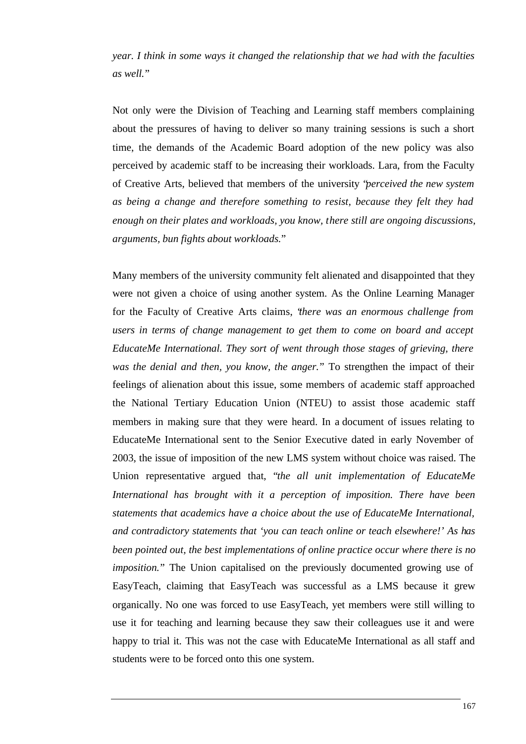*year. I think in some ways it changed the relationship that we had with the faculties as well.*"

Not only were the Division of Teaching and Learning staff members complaining about the pressures of having to deliver so many training sessions is such a short time, the demands of the Academic Board adoption of the new policy was also perceived by academic staff to be increasing their workloads. Lara, from the Faculty of Creative Arts, believed that members of the university "*perceived the new system as being a change and therefore something to resist, because they felt they had enough on their plates and workloads, you know, there still are ongoing discussions, arguments, bun fights about workloads.*"

Many members of the university community felt alienated and disappointed that they were not given a choice of using another system. As the Online Learning Manager for the Faculty of Creative Arts claims, "*there was an enormous challenge from users in terms of change management to get them to come on board and accept EducateMe International. They sort of went through those stages of grieving, there was the denial and then, you know, the anger.*" To strengthen the impact of their feelings of alienation about this issue, some members of academic staff approached the National Tertiary Education Union (NTEU) to assist those academic staff members in making sure that they were heard. In a document of issues relating to EducateMe International sent to the Senior Executive dated in early November of 2003, the issue of imposition of the new LMS system without choice was raised. The Union representative argued that, "*the all unit implementation of EducateMe International has brought with it a perception of imposition. There have been statements that academics have a choice about the use of EducateMe International, and contradictory statements that 'you can teach online or teach elsewhere!' As has been pointed out, the best implementations of online practice occur where there is no imposition.*" The Union capitalised on the previously documented growing use of EasyTeach, claiming that EasyTeach was successful as a LMS because it grew organically. No one was forced to use EasyTeach, yet members were still willing to use it for teaching and learning because they saw their colleagues use it and were happy to trial it. This was not the case with EducateMe International as all staff and students were to be forced onto this one system.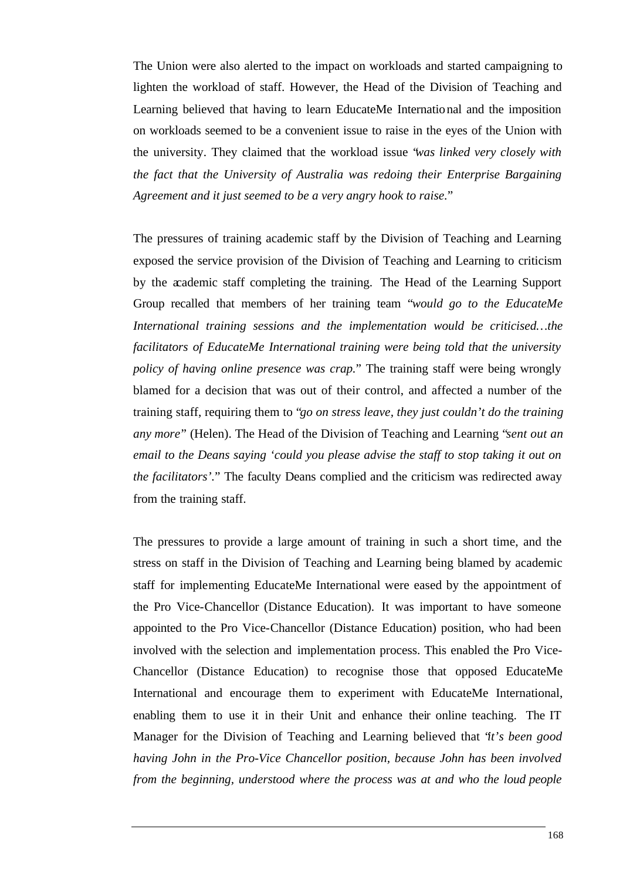The Union were also alerted to the impact on workloads and started campaigning to lighten the workload of staff. However, the Head of the Division of Teaching and Learning believed that having to learn EducateMe International and the imposition on workloads seemed to be a convenient issue to raise in the eyes of the Union with the university. They claimed that the workload issue "*was linked very closely with the fact that the University of Australia was redoing their Enterprise Bargaining Agreement and it just seemed to be a very angry hook to raise*."

The pressures of training academic staff by the Division of Teaching and Learning exposed the service provision of the Division of Teaching and Learning to criticism by the academic staff completing the training. The Head of the Learning Support Group recalled that members of her training team "*would go to the EducateMe International training sessions and the implementation would be criticised…the facilitators of EducateMe International training were being told that the university policy of having online presence was crap.*" The training staff were being wrongly blamed for a decision that was out of their control, and affected a number of the training staff, requiring them to "*go on stress leave, they just couldn't do the training any more*" (Helen). The Head of the Division of Teaching and Learning "*sent out an email to the Deans saying 'could you please advise the staff to stop taking it out on the facilitators'.*" The faculty Deans complied and the criticism was redirected away from the training staff.

The pressures to provide a large amount of training in such a short time, and the stress on staff in the Division of Teaching and Learning being blamed by academic staff for implementing EducateMe International were eased by the appointment of the Pro Vice-Chancellor (Distance Education). It was important to have someone appointed to the Pro Vice-Chancellor (Distance Education) position, who had been involved with the selection and implementation process. This enabled the Pro Vice-Chancellor (Distance Education) to recognise those that opposed EducateMe International and encourage them to experiment with EducateMe International, enabling them to use it in their Unit and enhance their online teaching. The IT Manager for the Division of Teaching and Learning believed that "*It's been good having John in the Pro-Vice Chancellor position, because John has been involved from the beginning, understood where the process was at and who the loud people*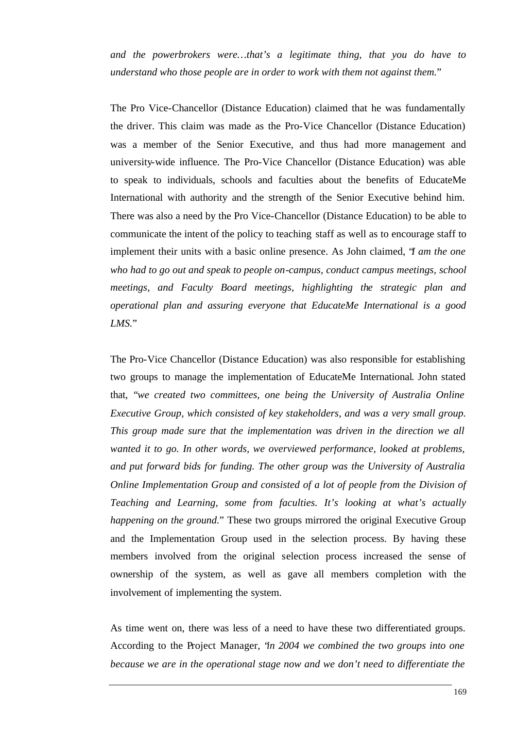*and the powerbrokers were…that's a legitimate thing, that you do have to understand who those people are in order to work with them not against them.*"

The Pro Vice-Chancellor (Distance Education) claimed that he was fundamentally the driver. This claim was made as the Pro-Vice Chancellor (Distance Education) was a member of the Senior Executive, and thus had more management and university-wide influence. The Pro-Vice Chancellor (Distance Education) was able to speak to individuals, schools and faculties about the benefits of EducateMe International with authority and the strength of the Senior Executive behind him. There was also a need by the Pro Vice-Chancellor (Distance Education) to be able to communicate the intent of the policy to teaching staff as well as to encourage staff to implement their units with a basic online presence. As John claimed, "*I am the one who had to go out and speak to people on-campus, conduct campus meetings, school meetings, and Faculty Board meetings, highlighting the strategic plan and operational plan and assuring everyone that EducateMe International is a good LMS.*"

The Pro-Vice Chancellor (Distance Education) was also responsible for establishing two groups to manage the implementation of EducateMe International. John stated that, "*we created two committees, one being the University of Australia Online Executive Group, which consisted of key stakeholders, and was a very small group. This group made sure that the implementation was driven in the direction we all wanted it to go. In other words, we overviewed performance, looked at problems, and put forward bids for funding. The other group was the University of Australia Online Implementation Group and consisted of a lot of people from the Division of Teaching and Learning, some from faculties. It's looking at what's actually happening on the ground.*" These two groups mirrored the original Executive Group and the Implementation Group used in the selection process. By having these members involved from the original selection process increased the sense of ownership of the system, as well as gave all members completion with the involvement of implementing the system.

As time went on, there was less of a need to have these two differentiated groups. According to the Project Manager, "*in 2004 we combined the two groups into one because we are in the operational stage now and we don't need to differentiate the*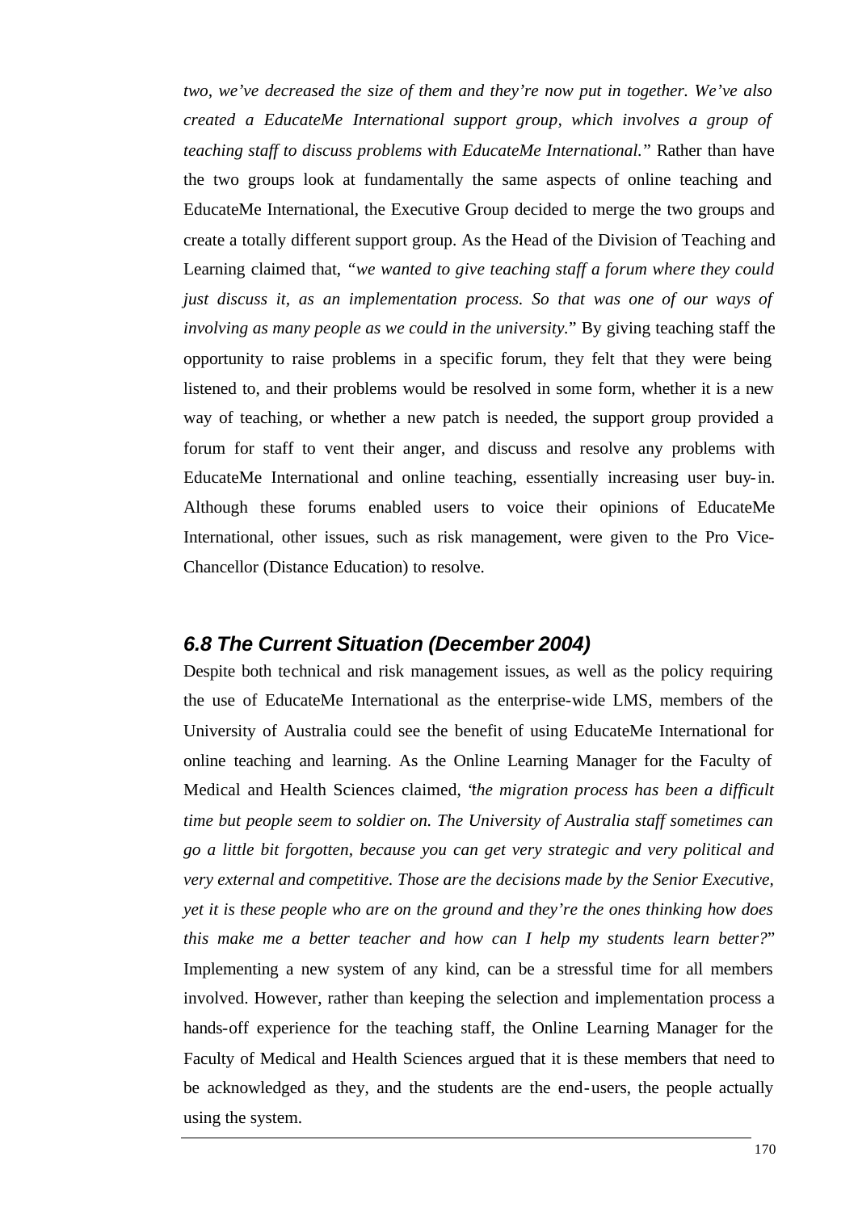*two, we've decreased the size of them and they're now put in together. We've also created a EducateMe International support group, which involves a group of teaching staff to discuss problems with EducateMe International."* Rather than have the two groups look at fundamentally the same aspects of online teaching and EducateMe International, the Executive Group decided to merge the two groups and create a totally different support group. As the Head of the Division of Teaching and Learning claimed that, *"we wanted to give teaching staff a forum where they could just discuss it, as an implementation process. So that was one of our ways of involving as many people as we could in the university."* By giving teaching staff the opportunity to raise problems in a specific forum, they felt that they were being listened to, and their problems would be resolved in some form, whether it is a new way of teaching, or whether a new patch is needed, the support group provided a forum for staff to vent their anger, and discuss and resolve any problems with EducateMe International and online teaching, essentially increasing user buy-in. Although these forums enabled users to voice their opinions of EducateMe International, other issues, such as risk management, were given to the Pro Vice-Chancellor (Distance Education) to resolve.

## 6.8 The Current Situation (December 2004)

Despite both technical and risk management issues, as well as the policy requiring the use of EducateMe International as the enterprise-wide LMS, members of the University of Australia could see the benefit of using EducateMe International for online teaching and learning. As the Online Learning Manager for the Faculty of Medical and Health Sciences claimed, "*the migration process has been a difficult time but people seem to soldier on. The University of Australia staff sometimes can go a little bit forgotten, because you can get very strategic and very political and very external and competitive. Those are the decisions made by the Senior Executive, yet it is these people who are on the ground and they're the ones thinking how does this make me a better teacher and how can I help my students learn better?*" Implementing a new system of any kind, can be a stressful time for all members involved. However, rather than keeping the selection and implementation process a hands-off experience for the teaching staff, the Online Learning Manager for the Faculty of Medical and Health Sciences argued that it is these members that need to be acknowledged as they, and the students are the end-users, the people actually using the system.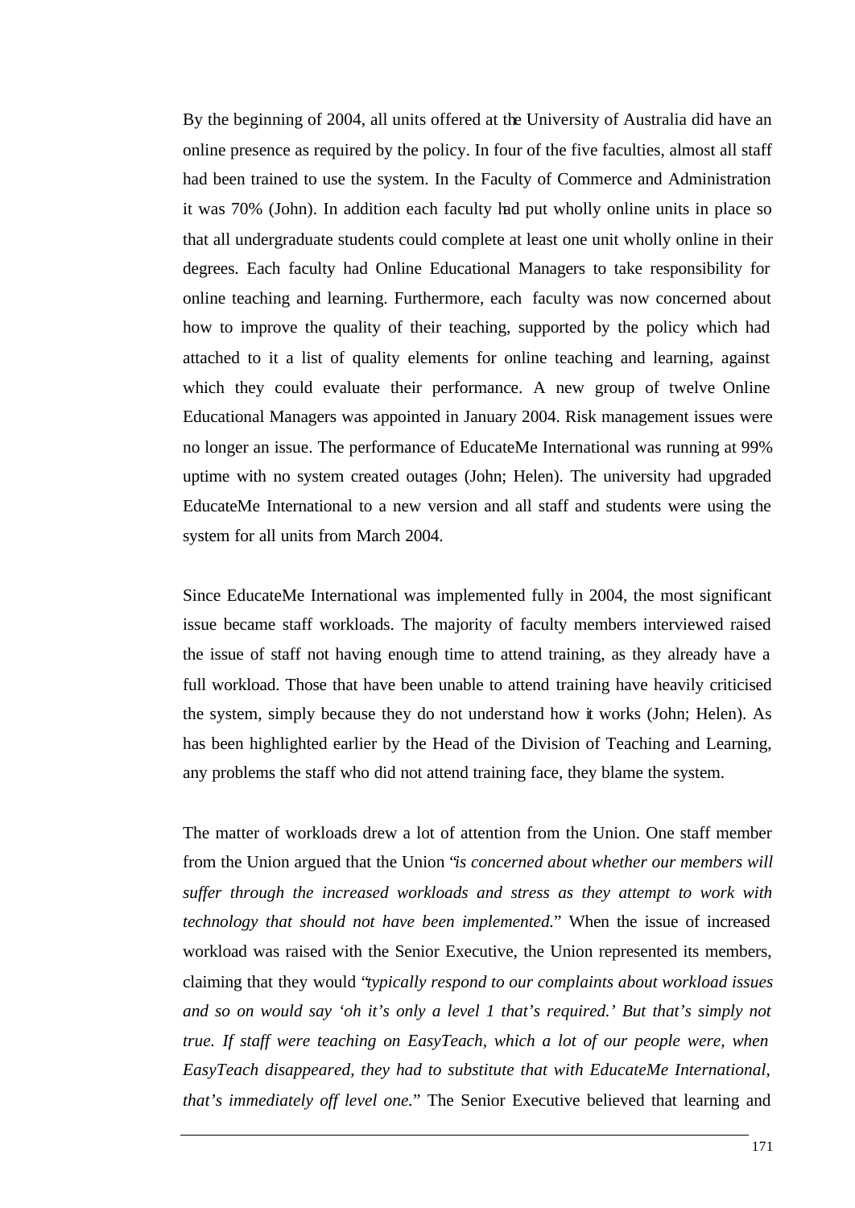By the beginning of 2004, all units offered at the University of Australia did have an online presence as required by the policy. In four of the five faculties, almost all staff had been trained to use the system. In the Faculty of Commerce and Administration it was 70% (John). In addition each faculty had put wholly online units in place so that all undergraduate students could complete at least one unit wholly online in their degrees. Each faculty had Online Educational Managers to take responsibility for online teaching and learning. Furthermore, each faculty was now concerned about how to improve the quality of their teaching, supported by the policy which had attached to it a list of quality elements for online teaching and learning, against which they could evaluate their performance. A new group of twelve Online Educational Managers was appointed in January 2004. Risk management issues were no longer an issue. The performance of EducateMe International was running at 99% uptime with no system created outages (John; Helen). The university had upgraded EducateMe International to a new version and all staff and students were using the system for all units from March 2004.

Since EducateMe International was implemented fully in 2004, the most significant issue became staff workloads. The majority of faculty members interviewed raised the issue of staff not having enough time to attend training, as they already have a full workload. Those that have been unable to attend training have heavily criticised the system, simply because they do not understand how it works (John; Helen). As has been highlighted earlier by the Head of the Division of Teaching and Learning, any problems the staff who did not attend training face, they blame the system.

The matter of workloads drew a lot of attention from the Union. One staff member from the Union argued that the Union "*is concerned about whether our members will suffer through the increased workloads and stress as they attempt to work with technology that should not have been implemented.*" When the issue of increased workload was raised with the Senior Executive, the Union represented its members, claiming that they would "*typically respond to our complaints about workload issues and so on would say 'oh it's only a level 1 that's required.' But that's simply not true. If staff were teaching on EasyTeach, which a lot of our people were, when EasyTeach disappeared, they had to substitute that with EducateMe International, that's immediately off level one.*" The Senior Executive believed that learning and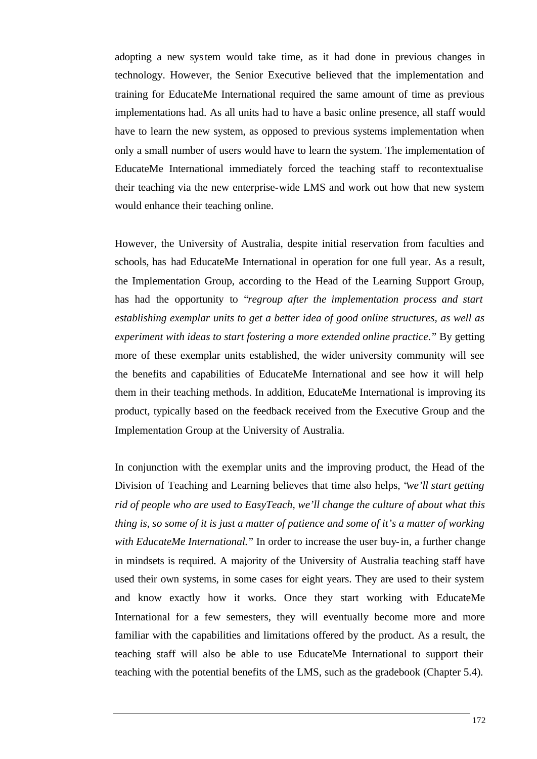adopting a new system would take time, as it had done in previous changes in technology. However, the Senior Executive believed that the implementation and training for EducateMe International required the same amount of time as previous implementations had. As all units had to have a basic online presence, all staff would have to learn the new system, as opposed to previous systems implementation when only a small number of users would have to learn the system. The implementation of EducateMe International immediately forced the teaching staff to recontextualise their teaching via the new enterprise-wide LMS and work out how that new system would enhance their teaching online.

However, the University of Australia, despite initial reservation from faculties and schools, has had EducateMe International in operation for one full year. As a result, the Implementation Group, according to the Head of the Learning Support Group, has had the opportunity to "*regroup after the implementation process and start establishing exemplar units to get a better idea of good online structures, as well as experiment with ideas to start fostering a more extended online practice.*" By getting more of these exemplar units established, the wider university community will see the benefits and capabilities of EducateMe International and see how it will help them in their teaching methods. In addition, EducateMe International is improving its product, typically based on the feedback received from the Executive Group and the Implementation Group at the University of Australia.

In conjunction with the exemplar units and the improving product, the Head of the Division of Teaching and Learning believes that time also helps, "*we'll start getting rid of people who are used to EasyTeach, we'll change the culture of about what this thing is, so some of it is just a matter of patience and some of it's a matter of working with EducateMe International.*" In order to increase the user buy-in, a further change in mindsets is required. A majority of the University of Australia teaching staff have used their own systems, in some cases for eight years. They are used to their system and know exactly how it works. Once they start working with EducateMe International for a few semesters, they will eventually become more and more familiar with the capabilities and limitations offered by the product. As a result, the teaching staff will also be able to use EducateMe International to support their teaching with the potential benefits of the LMS, such as the gradebook (Chapter 5.4).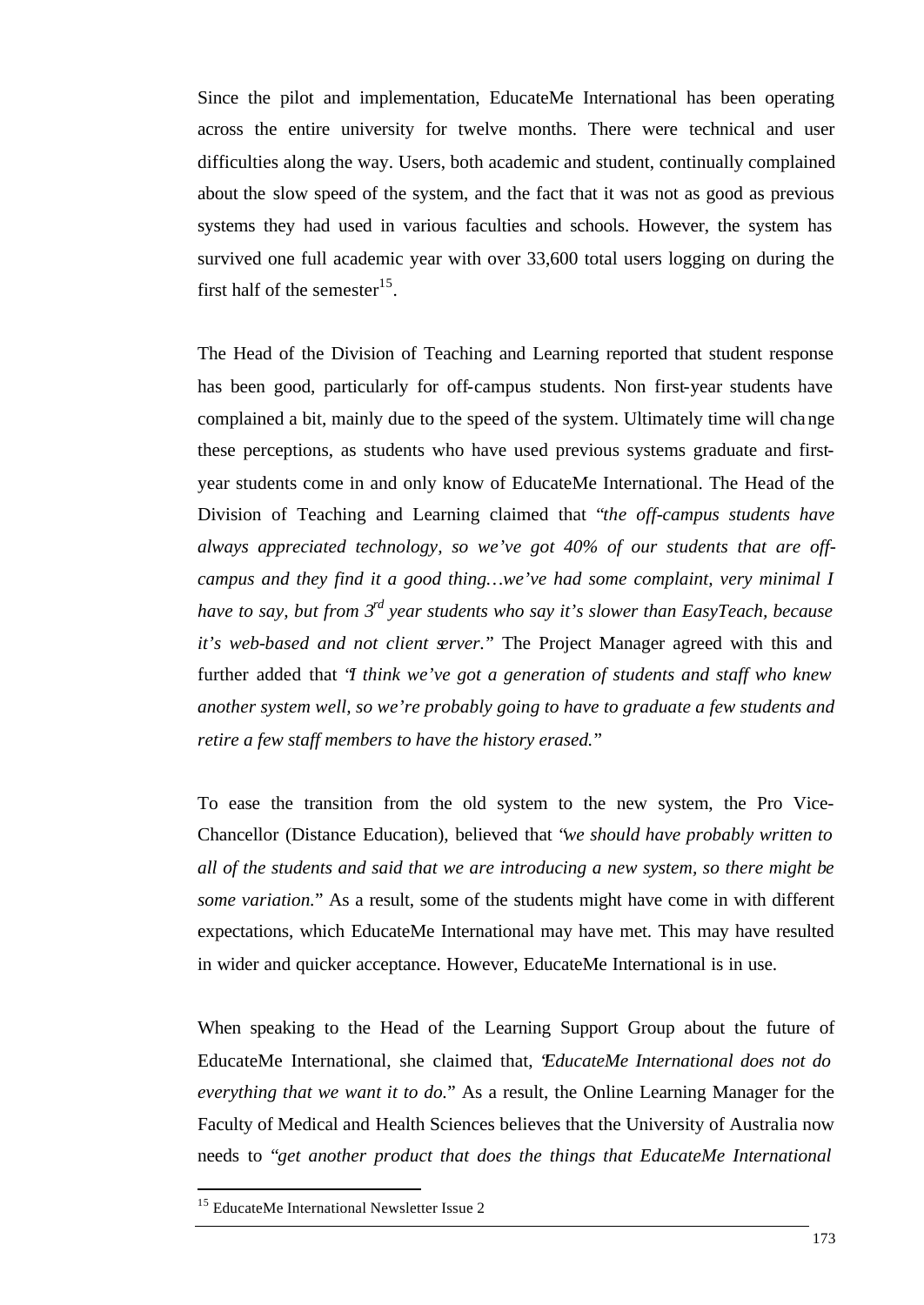Since the pilot and implementation, EducateMe International has been operating across the entire university for twelve months. There were technical and user difficulties along the way. Users, both academic and student, continually complained about the slow speed of the system, and the fact that it was not as good as previous systems they had used in various faculties and schools. However, the system has survived one full academic year with over 33,600 total users logging on during the first half of the semester[15].

The Head of the Division of Teaching and Learning reported that student response has been good, particularly for off-campus students. Non first-year students have complained a bit, mainly due to the speed of the system. Ultimately time will change these perceptions, as students who have used previous systems graduate and first-year students come in and only know of EducateMe International. The Head of the Division of Teaching and Learning claimed that "*the off-campus students have always appreciated technology, so we've got 40% of our students that are off-campus and they find it a good thing…we've had some complaint, very minimal I have to say, but from 3rd year students who say it's slower than EasyTeach, because it's web-based and not client server.*" The Project Manager agreed with this and further added that "*I think we've got a generation of students and staff who knew another system well, so we're probably going to have to graduate a few students and retire a few staff members to have the history erased.*"

To ease the transition from the old system to the new system, the Pro Vice-Chancellor (Distance Education), believed that "*we should have probably written to all of the students and said that we are introducing a new system, so there might be some variation.*" As a result, some of the students might have come in with different expectations, which EducateMe International may have met. This may have resulted in wider and quicker acceptance. However, EducateMe International is in use.

When speaking to the Head of the Learning Support Group about the future of EducateMe International, she claimed that, "*EducateMe International does not do everything that we want it to do.*" As a result, the Online Learning Manager for the Faculty of Medical and Health Sciences believes that the University of Australia now needs to "*get another product that does the things that EducateMe International*

[15] EducateMe International Newsletter Issue 2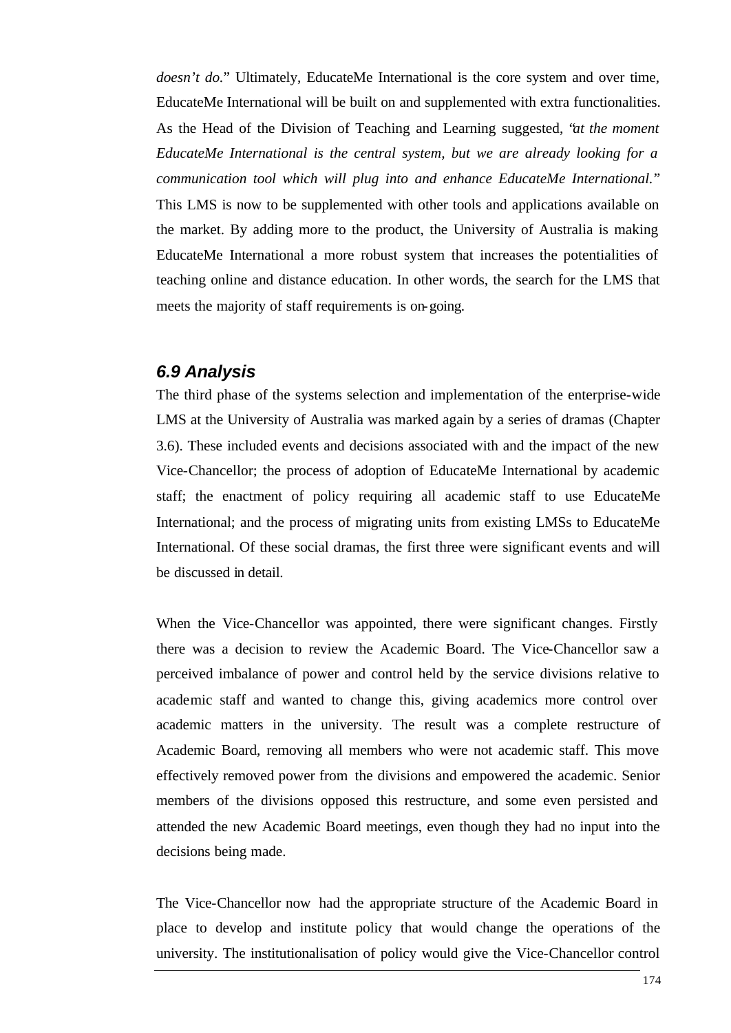*doesn't do.*" Ultimately, EducateMe International is the core system and over time, EducateMe International will be built on and supplemented with extra functionalities. As the Head of the Division of Teaching and Learning suggested, "*at the moment EducateMe International is the central system, but we are already looking for a communication tool which will plug into and enhance EducateMe International.*" This LMS is now to be supplemented with other tools and applications available on the market. By adding more to the product, the University of Australia is making EducateMe International a more robust system that increases the potentialities of teaching online and distance education. In other words, the search for the LMS that meets the majority of staff requirements is on-going.

### 6.9 Analysis

The third phase of the systems selection and implementation of the enterprise-wide LMS at the University of Australia was marked again by a series of dramas (Chapter 3.6). These included events and decisions associated with and the impact of the new Vice-Chancellor; the process of adoption of EducateMe International by academic staff; the enactment of policy requiring all academic staff to use EducateMe International; and the process of migrating units from existing LMSs to EducateMe International. Of these social dramas, the first three were significant events and will be discussed in detail.

When the Vice-Chancellor was appointed, there were significant changes. Firstly there was a decision to review the Academic Board. The Vice-Chancellor saw a perceived imbalance of power and control held by the service divisions relative to academic staff and wanted to change this, giving academics more control over academic matters in the university. The result was a complete restructure of Academic Board, removing all members who were not academic staff. This move effectively removed power from the divisions and empowered the academic. Senior members of the divisions opposed this restructure, and some even persisted and attended the new Academic Board meetings, even though they had no input into the decisions being made.

The Vice-Chancellor now had the appropriate structure of the Academic Board in place to develop and institute policy that would change the operations of the university. The institutionalisation of policy would give the Vice-Chancellor control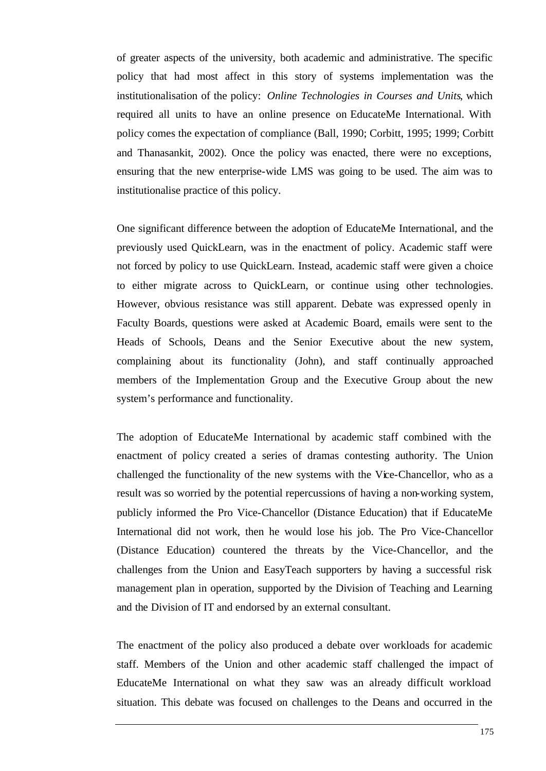of greater aspects of the university, both academic and administrative. The specific policy that had most affect in this story of systems implementation was the institutionalisation of the policy: *Online Technologies in Courses and Units*, which required all units to have an online presence on EducateMe International. With policy comes the expectation of compliance (Ball, 1990; Corbitt, 1995; 1999; Corbitt and Thanasankit, 2002). Once the policy was enacted, there were no exceptions, ensuring that the new enterprise-wide LMS was going to be used. The aim was to institutionalise practice of this policy.

One significant difference between the adoption of EducateMe International, and the previously used QuickLearn, was in the enactment of policy. Academic staff were not forced by policy to use QuickLearn. Instead, academic staff were given a choice to either migrate across to QuickLearn, or continue using other technologies. However, obvious resistance was still apparent. Debate was expressed openly in Faculty Boards, questions were asked at Academic Board, emails were sent to the Heads of Schools, Deans and the Senior Executive about the new system, complaining about its functionality (John), and staff continually approached members of the Implementation Group and the Executive Group about the new system's performance and functionality.

The adoption of EducateMe International by academic staff combined with the enactment of policy created a series of dramas contesting authority. The Union challenged the functionality of the new systems with the Vice-Chancellor, who as a result was so worried by the potential repercussions of having a non-working system, publicly informed the Pro Vice-Chancellor (Distance Education) that if EducateMe International did not work, then he would lose his job. The Pro Vice-Chancellor (Distance Education) countered the threats by the Vice-Chancellor, and the challenges from the Union and EasyTeach supporters by having a successful risk management plan in operation, supported by the Division of Teaching and Learning and the Division of IT and endorsed by an external consultant.

The enactment of the policy also produced a debate over workloads for academic staff. Members of the Union and other academic staff challenged the impact of EducateMe International on what they saw was an already difficult workload situation. This debate was focused on challenges to the Deans and occurred in the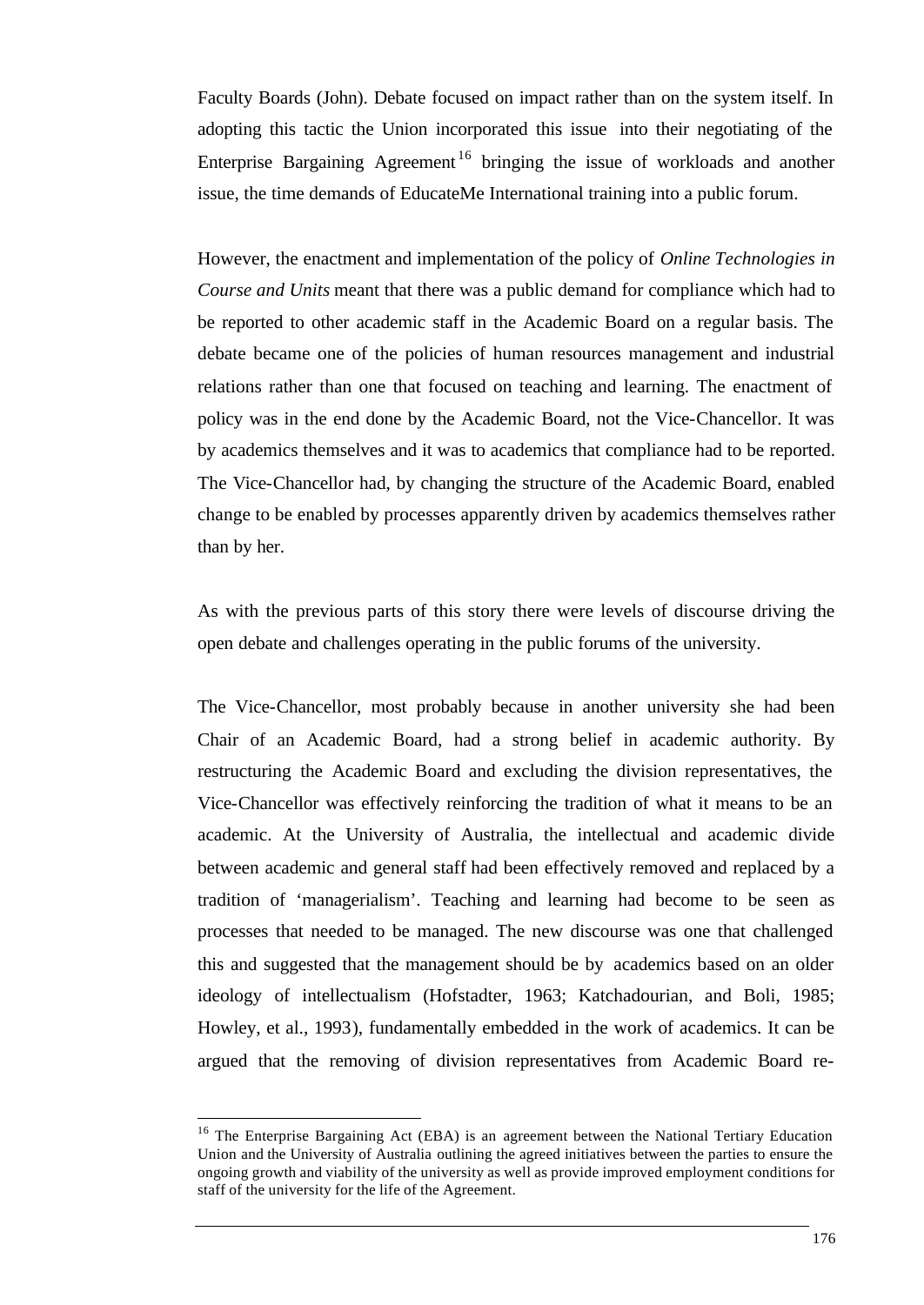Faculty Boards (John). Debate focused on impact rather than on the system itself. In adopting this tactic the Union incorporated this issue into their negotiating of the Enterprise Bargaining Agreement[16] bringing the issue of workloads and another issue, the time demands of EducateMe International training into a public forum.

However, the enactment and implementation of the policy of *Online Technologies in Course and Units* meant that there was a public demand for compliance which had to be reported to other academic staff in the Academic Board on a regular basis. The debate became one of the policies of human resources management and industrial relations rather than one that focused on teaching and learning. The enactment of policy was in the end done by the Academic Board, not the Vice-Chancellor. It was by academics themselves and it was to academics that compliance had to be reported. The Vice-Chancellor had, by changing the structure of the Academic Board, enabled change to be enabled by processes apparently driven by academics themselves rather than by her.

As with the previous parts of this story there were levels of discourse driving the open debate and challenges operating in the public forums of the university.

The Vice-Chancellor, most probably because in another university she had been Chair of an Academic Board, had a strong belief in academic authority. By restructuring the Academic Board and excluding the division representatives, the Vice-Chancellor was effectively reinforcing the tradition of what it means to be an academic. At the University of Australia, the intellectual and academic divide between academic and general staff had been effectively removed and replaced by a tradition of 'managerialism'. Teaching and learning had become to be seen as processes that needed to be managed. The new discourse was one that challenged this and suggested that the management should be by academics based on an older ideology of intellectualism (Hofstadter, 1963; Katchadourian, and Boli, 1985; Howley, et al., 1993), fundamentally embedded in the work of academics. It can be argued that the removing of division representatives from Academic Board re-

[16] The Enterprise Bargaining Act (EBA) is an agreement between the National Tertiary Education Union and the University of Australia outlining the agreed initiatives between the parties to ensure the ongoing growth and viability of the university as well as provide improved employment conditions for staff of the university for the life of the Agreement.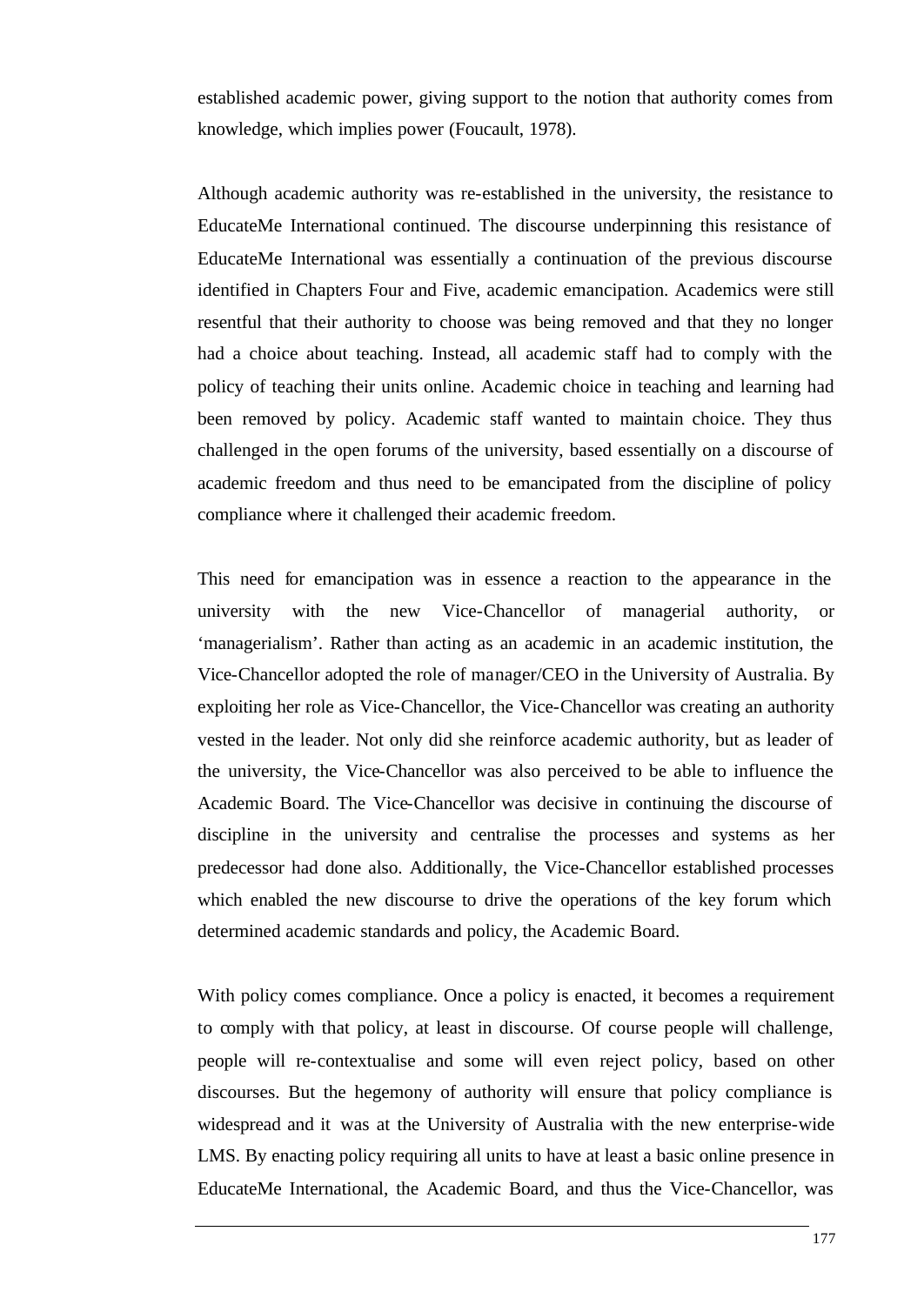established academic power, giving support to the notion that authority comes from knowledge, which implies power (Foucault, 1978).

Although academic authority was re-established in the university, the resistance to EducateMe International continued. The discourse underpinning this resistance of EducateMe International was essentially a continuation of the previous discourse identified in Chapters Four and Five, academic emancipation. Academics were still resentful that their authority to choose was being removed and that they no longer had a choice about teaching. Instead, all academic staff had to comply with the policy of teaching their units online. Academic choice in teaching and learning had been removed by policy. Academic staff wanted to maintain choice. They thus challenged in the open forums of the university, based essentially on a discourse of academic freedom and thus need to be emancipated from the discipline of policy compliance where it challenged their academic freedom.

This need for emancipation was in essence a reaction to the appearance in the university with the new Vice-Chancellor of managerial authority, or 'managerialism'. Rather than acting as an academic in an academic institution, the Vice-Chancellor adopted the role of manager/CEO in the University of Australia. By exploiting her role as Vice-Chancellor, the Vice-Chancellor was creating an authority vested in the leader. Not only did she reinforce academic authority, but as leader of the university, the Vice-Chancellor was also perceived to be able to influence the Academic Board. The Vice-Chancellor was decisive in continuing the discourse of discipline in the university and centralise the processes and systems as her predecessor had done also. Additionally, the Vice-Chancellor established processes which enabled the new discourse to drive the operations of the key forum which determined academic standards and policy, the Academic Board.

With policy comes compliance. Once a policy is enacted, it becomes a requirement to comply with that policy, at least in discourse. Of course people will challenge, people will re-contextualise and some will even reject policy, based on other discourses. But the hegemony of authority will ensure that policy compliance is widespread and it was at the University of Australia with the new enterprise-wide LMS. By enacting policy requiring all units to have at least a basic online presence in EducateMe International, the Academic Board, and thus the Vice-Chancellor, was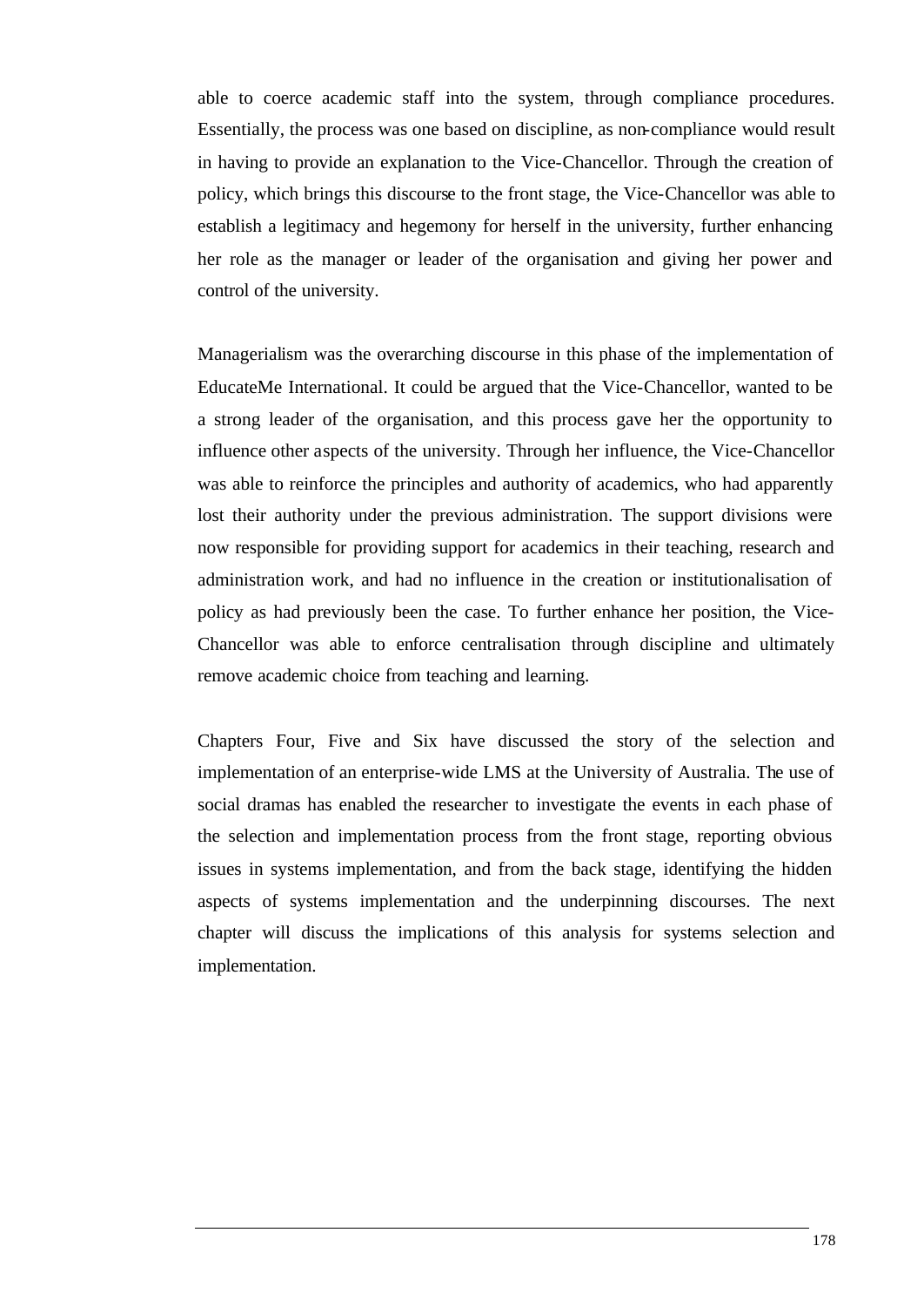able to coerce academic staff into the system, through compliance procedures. Essentially, the process was one based on discipline, as non-compliance would result in having to provide an explanation to the Vice-Chancellor. Through the creation of policy, which brings this discourse to the front stage, the Vice-Chancellor was able to establish a legitimacy and hegemony for herself in the university, further enhancing her role as the manager or leader of the organisation and giving her power and control of the university.

Managerialism was the overarching discourse in this phase of the implementation of EducateMe International. It could be argued that the Vice-Chancellor, wanted to be a strong leader of the organisation, and this process gave her the opportunity to influence other aspects of the university. Through her influence, the Vice-Chancellor was able to reinforce the principles and authority of academics, who had apparently lost their authority under the previous administration. The support divisions were now responsible for providing support for academics in their teaching, research and administration work, and had no influence in the creation or institutionalisation of policy as had previously been the case. To further enhance her position, the Vice-Chancellor was able to enforce centralisation through discipline and ultimately remove academic choice from teaching and learning.

Chapters Four, Five and Six have discussed the story of the selection and implementation of an enterprise-wide LMS at the University of Australia. The use of social dramas has enabled the researcher to investigate the events in each phase of the selection and implementation process from the front stage, reporting obvious issues in systems implementation, and from the back stage, identifying the hidden aspects of systems implementation and the underpinning discourses. The next chapter will discuss the implications of this analysis for systems selection and implementation.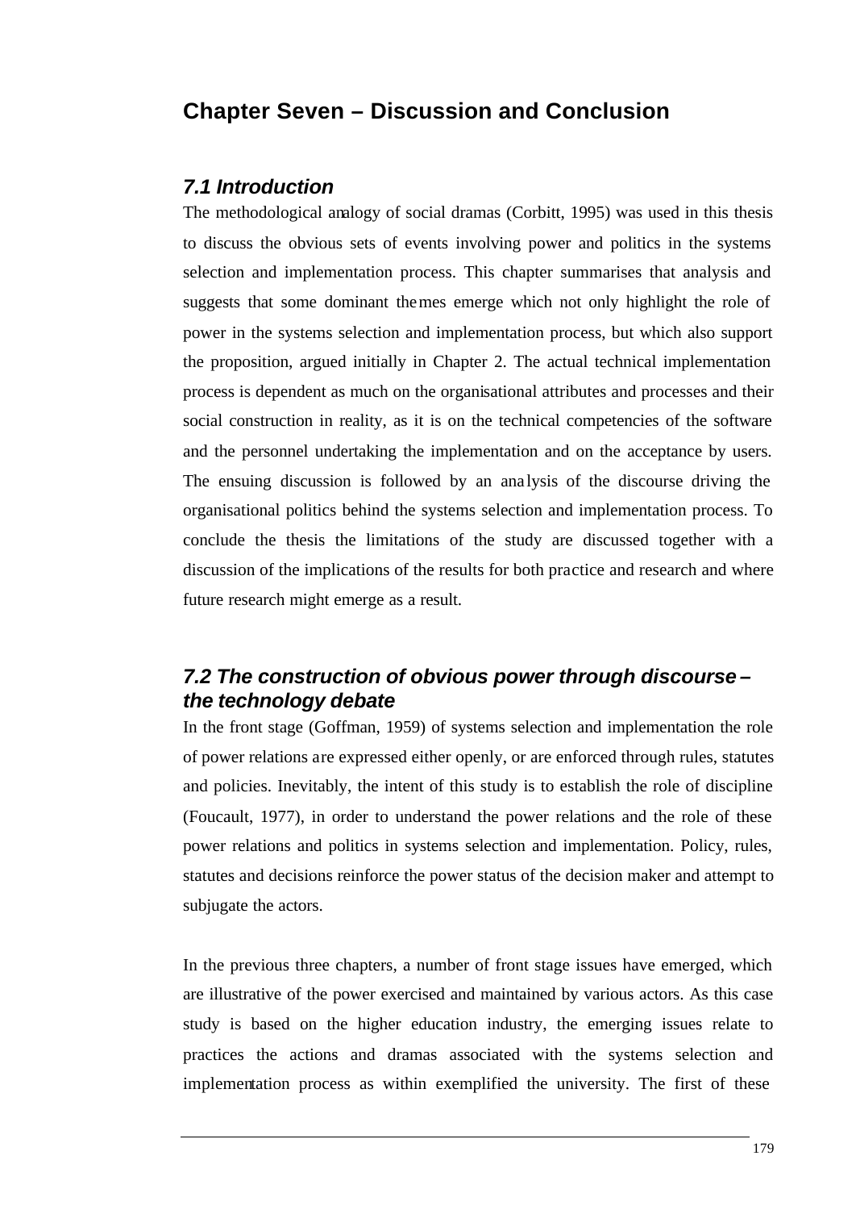# Chapter Seven – Discussion and Conclusion

## *7.1 Introduction*

The methodological analogy of social dramas (Corbitt, 1995) was used in this thesis to discuss the obvious sets of events involving power and politics in the systems selection and implementation process. This chapter summarises that analysis and suggests that some dominant themes emerge which not only highlight the role of power in the systems selection and implementation process, but which also support the proposition, argued initially in Chapter 2. The actual technical implementation process is dependent as much on the organisational attributes and processes and their social construction in reality, as it is on the technical competencies of the software and the personnel undertaking the implementation and on the acceptance by users. The ensuing discussion is followed by an analysis of the discourse driving the organisational politics behind the systems selection and implementation process. To conclude the thesis the limitations of the study are discussed together with a discussion of the implications of the results for both practice and research and where future research might emerge as a result.

## *7.2 The construction of obvious power through discourse – the technology debate*

In the front stage (Goffman, 1959) of systems selection and implementation the role of power relations are expressed either openly, or are enforced through rules, statutes and policies. Inevitably, the intent of this study is to establish the role of discipline (Foucault, 1977), in order to understand the power relations and the role of these power relations and politics in systems selection and implementation. Policy, rules, statutes and decisions reinforce the power status of the decision maker and attempt to subjugate the actors.

In the previous three chapters, a number of front stage issues have emerged, which are illustrative of the power exercised and maintained by various actors. As this case study is based on the higher education industry, the emerging issues relate to practices the actions and dramas associated with the systems selection and implementation process as within exemplified the university. The first of these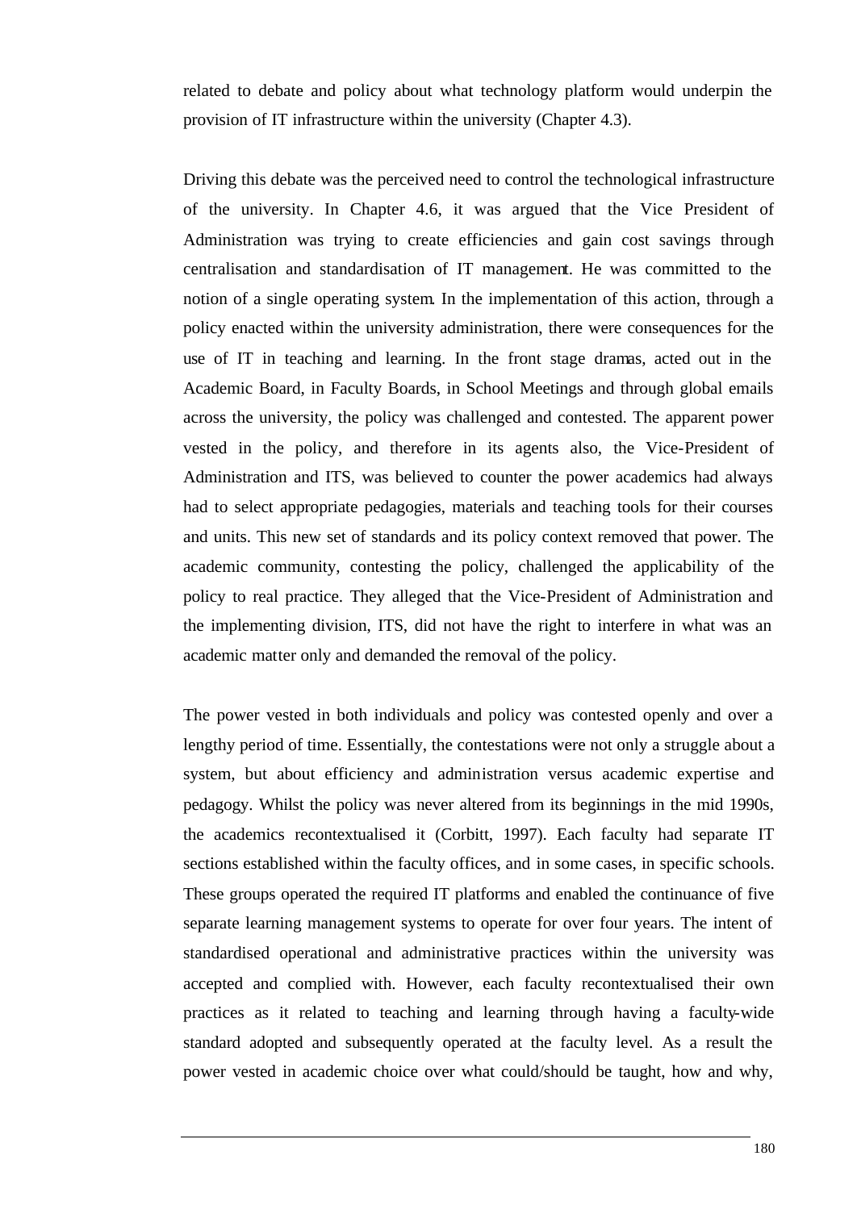related to debate and policy about what technology platform would underpin the provision of IT infrastructure within the university (Chapter 4.3).

Driving this debate was the perceived need to control the technological infrastructure of the university. In Chapter 4.6, it was argued that the Vice President of Administration was trying to create efficiencies and gain cost savings through centralisation and standardisation of IT management. He was committed to the notion of a single operating system. In the implementation of this action, through a policy enacted within the university administration, there were consequences for the use of IT in teaching and learning. In the front stage dramas, acted out in the Academic Board, in Faculty Boards, in School Meetings and through global emails across the university, the policy was challenged and contested. The apparent power vested in the policy, and therefore in its agents also, the Vice-President of Administration and ITS, was believed to counter the power academics had always had to select appropriate pedagogies, materials and teaching tools for their courses and units. This new set of standards and its policy context removed that power. The academic community, contesting the policy, challenged the applicability of the policy to real practice. They alleged that the Vice-President of Administration and the implementing division, ITS, did not have the right to interfere in what was an academic matter only and demanded the removal of the policy.

The power vested in both individuals and policy was contested openly and over a lengthy period of time. Essentially, the contestations were not only a struggle about a system, but about efficiency and administration versus academic expertise and pedagogy. Whilst the policy was never altered from its beginnings in the mid 1990s, the academics recontextualised it (Corbitt, 1997). Each faculty had separate IT sections established within the faculty offices, and in some cases, in specific schools. These groups operated the required IT platforms and enabled the continuance of five separate learning management systems to operate for over four years. The intent of standardised operational and administrative practices within the university was accepted and complied with. However, each faculty recontextualised their own practices as it related to teaching and learning through having a faculty-wide standard adopted and subsequently operated at the faculty level. As a result the power vested in academic choice over what could/should be taught, how and why,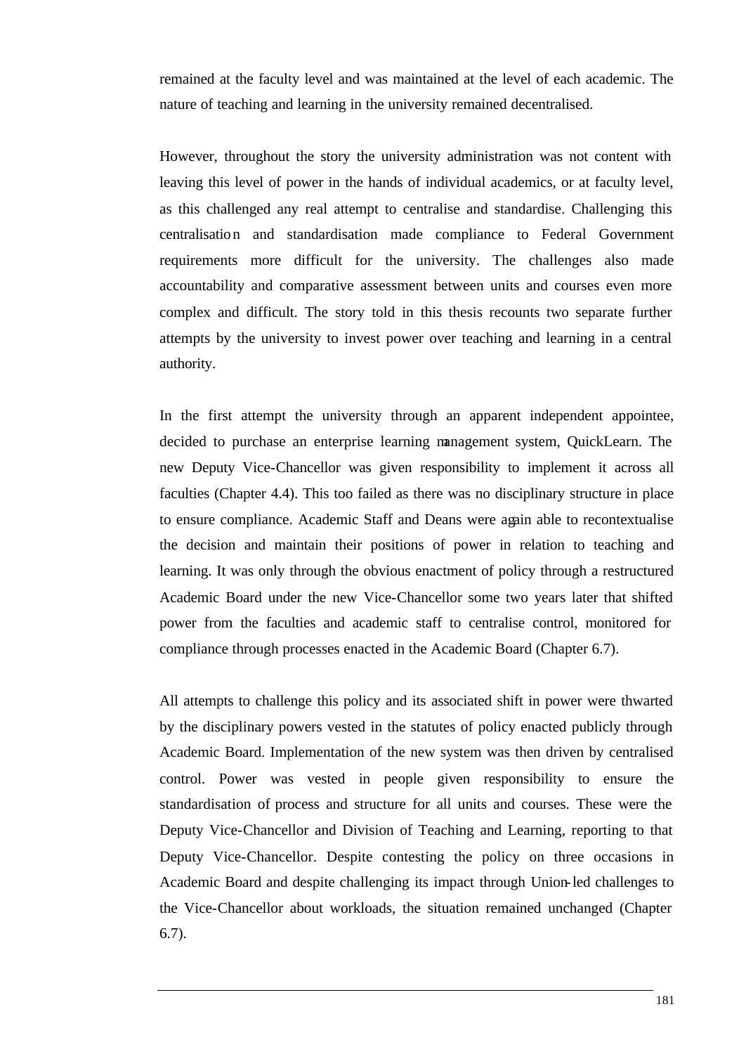remained at the faculty level and was maintained at the level of each academic. The nature of teaching and learning in the university remained decentralised.

However, throughout the story the university administration was not content with leaving this level of power in the hands of individual academics, or at faculty level, as this challenged any real attempt to centralise and standardise. Challenging this centralisation and standardisation made compliance to Federal Government requirements more difficult for the university. The challenges also made accountability and comparative assessment between units and courses even more complex and difficult. The story told in this thesis recounts two separate further attempts by the university to invest power over teaching and learning in a central authority.

In the first attempt the university through an apparent independent appointee, decided to purchase an enterprise learning management system, QuickLearn. The new Deputy Vice-Chancellor was given responsibility to implement it across all faculties (Chapter 4.4). This too failed as there was no disciplinary structure in place to ensure compliance. Academic Staff and Deans were again able to recontextualise the decision and maintain their positions of power in relation to teaching and learning. It was only through the obvious enactment of policy through a restructured Academic Board under the new Vice-Chancellor some two years later that shifted power from the faculties and academic staff to centralise control, monitored for compliance through processes enacted in the Academic Board (Chapter 6.7).

All attempts to challenge this policy and its associated shift in power were thwarted by the disciplinary powers vested in the statutes of policy enacted publicly through Academic Board. Implementation of the new system was then driven by centralised control. Power was vested in people given responsibility to ensure the standardisation of process and structure for all units and courses. These were the Deputy Vice-Chancellor and Division of Teaching and Learning, reporting to that Deputy Vice-Chancellor. Despite contesting the policy on three occasions in Academic Board and despite challenging its impact through Union-led challenges to the Vice-Chancellor about workloads, the situation remained unchanged (Chapter 6.7).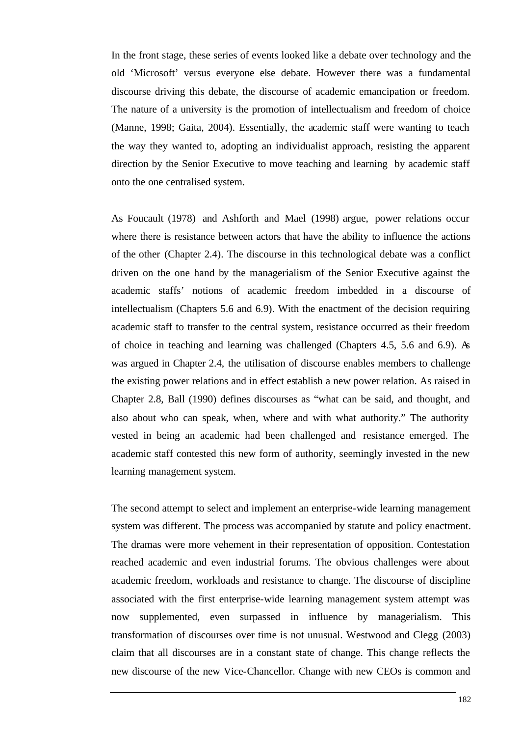In the front stage, these series of events looked like a debate over technology and the old 'Microsoft' versus everyone else debate. However there was a fundamental discourse driving this debate, the discourse of academic emancipation or freedom. The nature of a university is the promotion of intellectualism and freedom of choice (Manne, 1998; Gaita, 2004). Essentially, the academic staff were wanting to teach the way they wanted to, adopting an individualist approach, resisting the apparent direction by the Senior Executive to move teaching and learning by academic staff onto the one centralised system.

As Foucault (1978) and Ashforth and Mael (1998) argue, power relations occur where there is resistance between actors that have the ability to influence the actions of the other (Chapter 2.4). The discourse in this technological debate was a conflict driven on the one hand by the managerialism of the Senior Executive against the academic staffs' notions of academic freedom imbedded in a discourse of intellectualism (Chapters 5.6 and 6.9). With the enactment of the decision requiring academic staff to transfer to the central system, resistance occurred as their freedom of choice in teaching and learning was challenged (Chapters 4.5, 5.6 and 6.9). As was argued in Chapter 2.4, the utilisation of discourse enables members to challenge the existing power relations and in effect establish a new power relation. As raised in Chapter 2.8, Ball (1990) defines discourses as "what can be said, and thought, and also about who can speak, when, where and with what authority." The authority vested in being an academic had been challenged and resistance emerged. The academic staff contested this new form of authority, seemingly invested in the new learning management system.

The second attempt to select and implement an enterprise-wide learning management system was different. The process was accompanied by statute and policy enactment. The dramas were more vehement in their representation of opposition. Contestation reached academic and even industrial forums. The obvious challenges were about academic freedom, workloads and resistance to change. The discourse of discipline associated with the first enterprise-wide learning management system attempt was now supplemented, even surpassed in influence by managerialism. This transformation of discourses over time is not unusual. Westwood and Clegg (2003) claim that all discourses are in a constant state of change. This change reflects the new discourse of the new Vice-Chancellor. Change with new CEOs is common and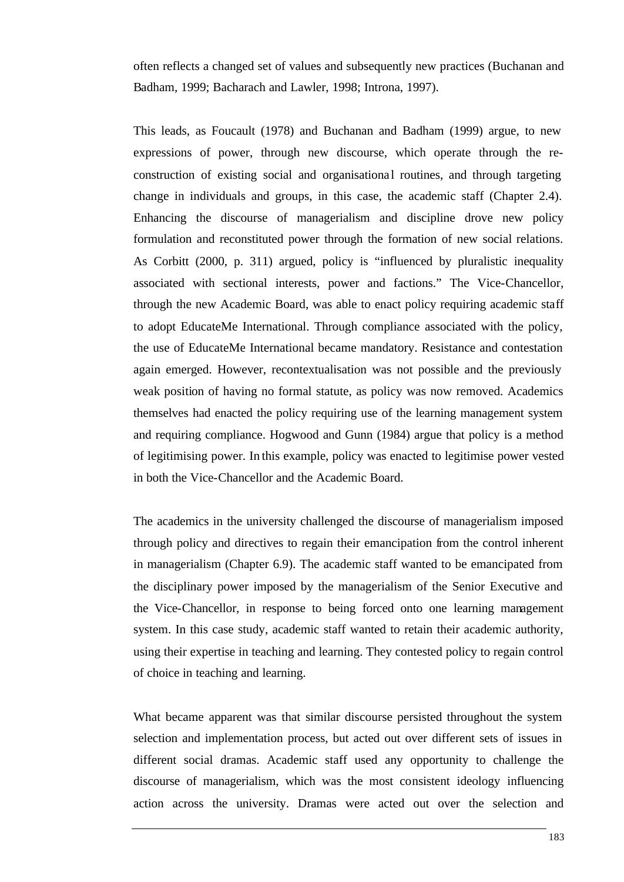often reflects a changed set of values and subsequently new practices (Buchanan and Badham, 1999; Bacharach and Lawler, 1998; Introna, 1997).

This leads, as Foucault (1978) and Buchanan and Badham (1999) argue, to new expressions of power, through new discourse, which operate through the re-construction of existing social and organisational routines, and through targeting change in individuals and groups, in this case, the academic staff (Chapter 2.4). Enhancing the discourse of managerialism and discipline drove new policy formulation and reconstituted power through the formation of new social relations. As Corbitt (2000, p. 311) argued, policy is "influenced by pluralistic inequality associated with sectional interests, power and factions." The Vice-Chancellor, through the new Academic Board, was able to enact policy requiring academic staff to adopt EducateMe International. Through compliance associated with the policy, the use of EducateMe International became mandatory. Resistance and contestation again emerged. However, recontextualisation was not possible and the previously weak position of having no formal statute, as policy was now removed. Academics themselves had enacted the policy requiring use of the learning management system and requiring compliance. Hogwood and Gunn (1984) argue that policy is a method of legitimising power. In this example, policy was enacted to legitimise power vested in both the Vice-Chancellor and the Academic Board.

The academics in the university challenged the discourse of managerialism imposed through policy and directives to regain their emancipation from the control inherent in managerialism (Chapter 6.9). The academic staff wanted to be emancipated from the disciplinary power imposed by the managerialism of the Senior Executive and the Vice-Chancellor, in response to being forced onto one learning management system. In this case study, academic staff wanted to retain their academic authority, using their expertise in teaching and learning. They contested policy to regain control of choice in teaching and learning.

What became apparent was that similar discourse persisted throughout the system selection and implementation process, but acted out over different sets of issues in different social dramas. Academic staff used any opportunity to challenge the discourse of managerialism, which was the most consistent ideology influencing action across the university. Dramas were acted out over the selection and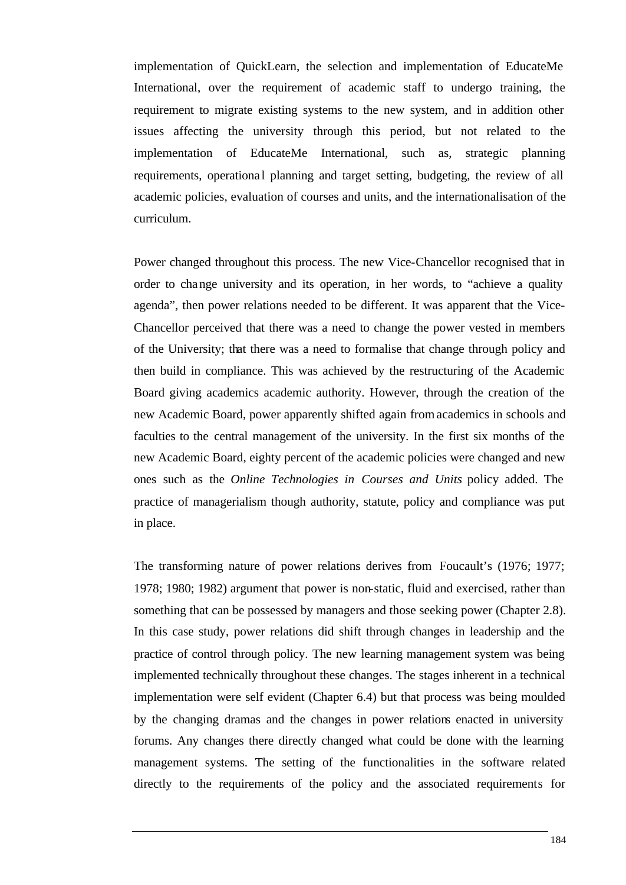implementation of QuickLearn, the selection and implementation of EducateMe International, over the requirement of academic staff to undergo training, the requirement to migrate existing systems to the new system, and in addition other issues affecting the university through this period, but not related to the implementation of EducateMe International, such as, strategic planning requirements, operational planning and target setting, budgeting, the review of all academic policies, evaluation of courses and units, and the internationalisation of the curriculum.

Power changed throughout this process. The new Vice-Chancellor recognised that in order to change university and its operation, in her words, to "achieve a quality agenda", then power relations needed to be different. It was apparent that the Vice-Chancellor perceived that there was a need to change the power vested in members of the University; that there was a need to formalise that change through policy and then build in compliance. This was achieved by the restructuring of the Academic Board giving academics academic authority. However, through the creation of the new Academic Board, power apparently shifted again from academics in schools and faculties to the central management of the university. In the first six months of the new Academic Board, eighty percent of the academic policies were changed and new ones such as the *Online Technologies in Courses and Units* policy added. The practice of managerialism though authority, statute, policy and compliance was put in place.

The transforming nature of power relations derives from Foucault's (1976; 1977; 1978; 1980; 1982) argument that power is non-static, fluid and exercised, rather than something that can be possessed by managers and those seeking power (Chapter 2.8). In this case study, power relations did shift through changes in leadership and the practice of control through policy. The new learning management system was being implemented technically throughout these changes. The stages inherent in a technical implementation were self evident (Chapter 6.4) but that process was being moulded by the changing dramas and the changes in power relations enacted in university forums. Any changes there directly changed what could be done with the learning management systems. The setting of the functionalities in the software related directly to the requirements of the policy and the associated requirements for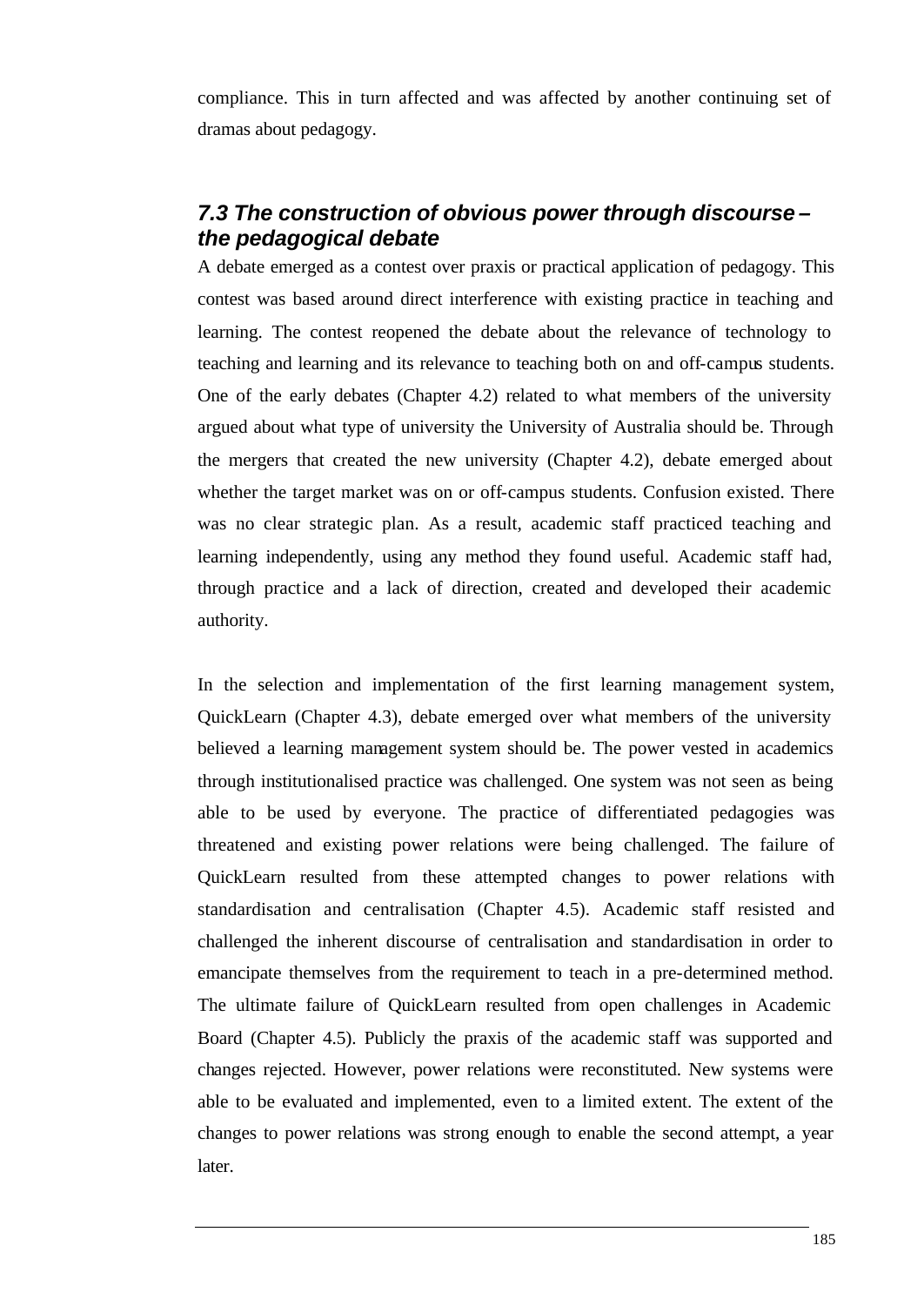compliance. This in turn affected and was affected by another continuing set of dramas about pedagogy.

### *7.3 The construction of obvious power through discourse – the pedagogical debate*

A debate emerged as a contest over praxis or practical application of pedagogy. This contest was based around direct interference with existing practice in teaching and learning. The contest reopened the debate about the relevance of technology to teaching and learning and its relevance to teaching both on and off-campus students. One of the early debates (Chapter 4.2) related to what members of the university argued about what type of university the University of Australia should be. Through the mergers that created the new university (Chapter 4.2), debate emerged about whether the target market was on or off-campus students. Confusion existed. There was no clear strategic plan. As a result, academic staff practiced teaching and learning independently, using any method they found useful. Academic staff had, through practice and a lack of direction, created and developed their academic authority.

In the selection and implementation of the first learning management system, QuickLearn (Chapter 4.3), debate emerged over what members of the university believed a learning management system should be. The power vested in academics through institutionalised practice was challenged. One system was not seen as being able to be used by everyone. The practice of differentiated pedagogies was threatened and existing power relations were being challenged. The failure of QuickLearn resulted from these attempted changes to power relations with standardisation and centralisation (Chapter 4.5). Academic staff resisted and challenged the inherent discourse of centralisation and standardisation in order to emancipate themselves from the requirement to teach in a pre-determined method. The ultimate failure of QuickLearn resulted from open challenges in Academic Board (Chapter 4.5). Publicly the praxis of the academic staff was supported and changes rejected. However, power relations were reconstituted. New systems were able to be evaluated and implemented, even to a limited extent. The extent of the changes to power relations was strong enough to enable the second attempt, a year later.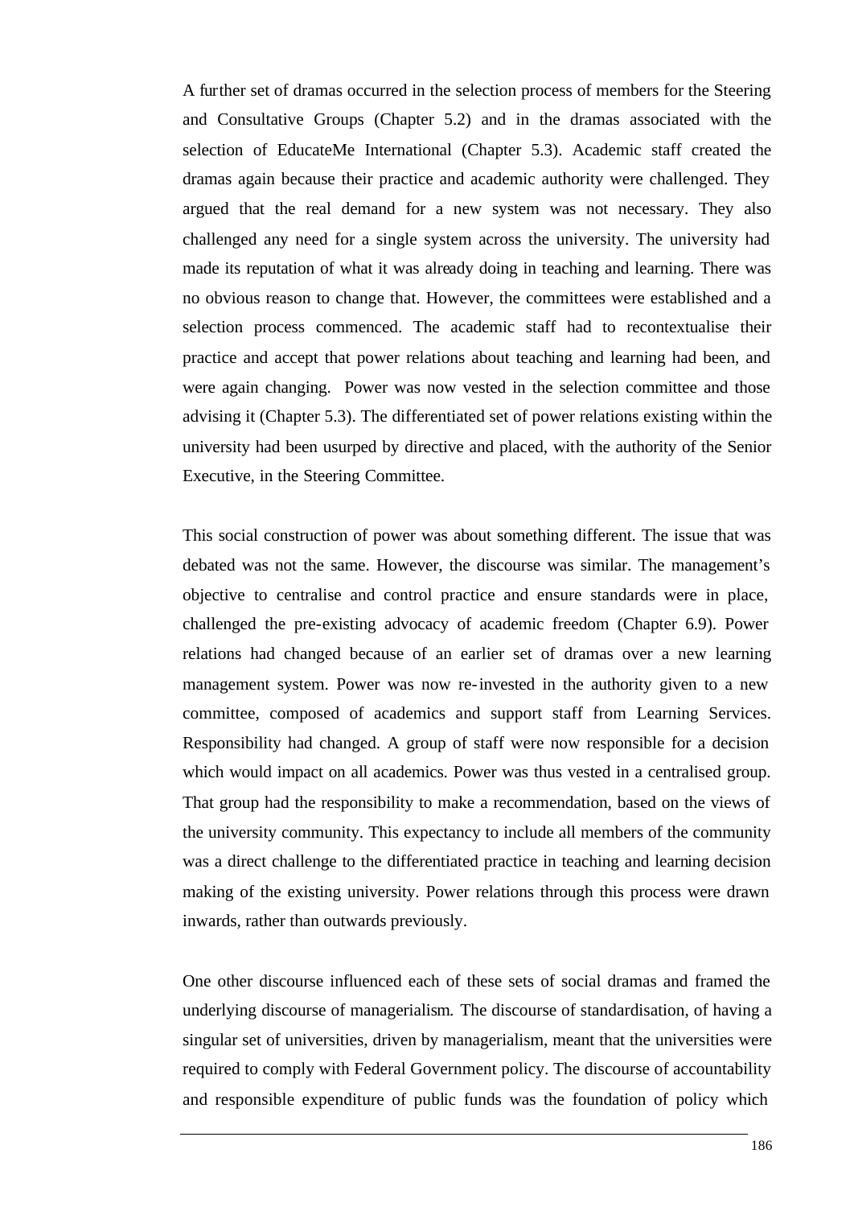A further set of dramas occurred in the selection process of members for the Steering and Consultative Groups (Chapter 5.2) and in the dramas associated with the selection of EducateMe International (Chapter 5.3). Academic staff created the dramas again because their practice and academic authority were challenged. They argued that the real demand for a new system was not necessary. They also challenged any need for a single system across the university. The university had made its reputation of what it was already doing in teaching and learning. There was no obvious reason to change that. However, the committees were established and a selection process commenced. The academic staff had to recontextualise their practice and accept that power relations about teaching and learning had been, and were again changing. Power was now vested in the selection committee and those advising it (Chapter 5.3). The differentiated set of power relations existing within the university had been usurped by directive and placed, with the authority of the Senior Executive, in the Steering Committee.

This social construction of power was about something different. The issue that was debated was not the same. However, the discourse was similar. The management's objective to centralise and control practice and ensure standards were in place, challenged the pre-existing advocacy of academic freedom (Chapter 6.9). Power relations had changed because of an earlier set of dramas over a new learning management system. Power was now re-invested in the authority given to a new committee, composed of academics and support staff from Learning Services. Responsibility had changed. A group of staff were now responsible for a decision which would impact on all academics. Power was thus vested in a centralised group. That group had the responsibility to make a recommendation, based on the views of the university community. This expectancy to include all members of the community was a direct challenge to the differentiated practice in teaching and learning decision making of the existing university. Power relations through this process were drawn inwards, rather than outwards previously.

One other discourse influenced each of these sets of social dramas and framed the underlying discourse of managerialism. The discourse of standardisation, of having a singular set of universities, driven by managerialism, meant that the universities were required to comply with Federal Government policy. The discourse of accountability and responsible expenditure of public funds was the foundation of policy which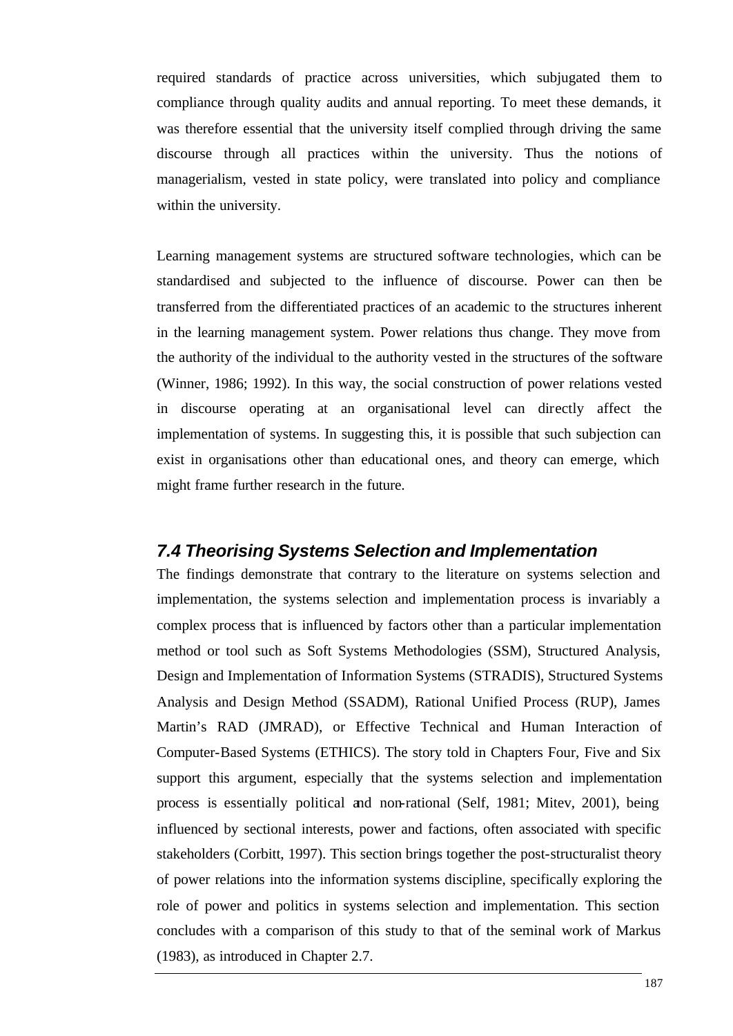required standards of practice across universities, which subjugated them to compliance through quality audits and annual reporting. To meet these demands, it was therefore essential that the university itself complied through driving the same discourse through all practices within the university. Thus the notions of managerialism, vested in state policy, were translated into policy and compliance within the university.

Learning management systems are structured software technologies, which can be standardised and subjected to the influence of discourse. Power can then be transferred from the differentiated practices of an academic to the structures inherent in the learning management system. Power relations thus change. They move from the authority of the individual to the authority vested in the structures of the software (Winner, 1986; 1992). In this way, the social construction of power relations vested in discourse operating at an organisational level can directly affect the implementation of systems. In suggesting this, it is possible that such subjection can exist in organisations other than educational ones, and theory can emerge, which might frame further research in the future.

## *7.4 Theorising Systems Selection and Implementation*

The findings demonstrate that contrary to the literature on systems selection and implementation, the systems selection and implementation process is invariably a complex process that is influenced by factors other than a particular implementation method or tool such as Soft Systems Methodologies (SSM), Structured Analysis, Design and Implementation of Information Systems (STRADIS), Structured Systems Analysis and Design Method (SSADM), Rational Unified Process (RUP), James Martin's RAD (JMRAD), or Effective Technical and Human Interaction of Computer-Based Systems (ETHICS). The story told in Chapters Four, Five and Six support this argument, especially that the systems selection and implementation process is essentially political and non-rational (Self, 1981; Mitev, 2001), being influenced by sectional interests, power and factions, often associated with specific stakeholders (Corbitt, 1997). This section brings together the post-structuralist theory of power relations into the information systems discipline, specifically exploring the role of power and politics in systems selection and implementation. This section concludes with a comparison of this study to that of the seminal work of Markus (1983), as introduced in Chapter 2.7.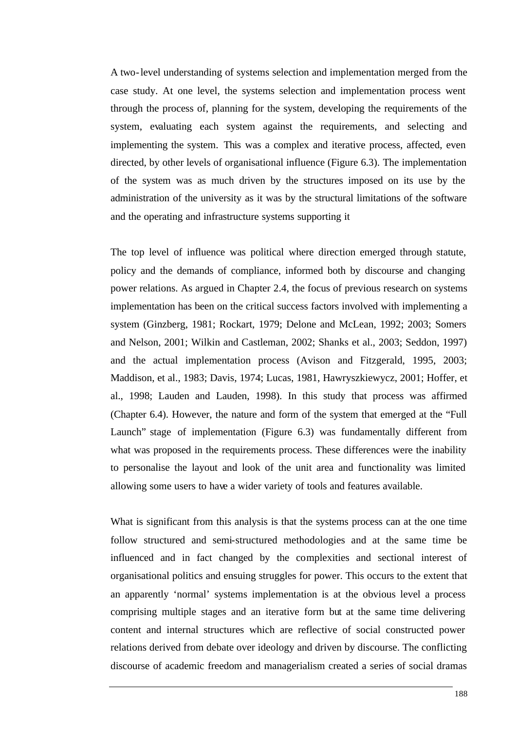A two-level understanding of systems selection and implementation merged from the case study. At one level, the systems selection and implementation process went through the process of, planning for the system, developing the requirements of the system, evaluating each system against the requirements, and selecting and implementing the system. This was a complex and iterative process, affected, even directed, by other levels of organisational influence (Figure 6.3). The implementation of the system was as much driven by the structures imposed on its use by the administration of the university as it was by the structural limitations of the software and the operating and infrastructure systems supporting it

The top level of influence was political where direction emerged through statute, policy and the demands of compliance, informed both by discourse and changing power relations. As argued in Chapter 2.4, the focus of previous research on systems implementation has been on the critical success factors involved with implementing a system (Ginzberg, 1981; Rockart, 1979; Delone and McLean, 1992; 2003; Somers and Nelson, 2001; Wilkin and Castleman, 2002; Shanks et al., 2003; Seddon, 1997) and the actual implementation process (Avison and Fitzgerald, 1995, 2003; Maddison, et al., 1983; Davis, 1974; Lucas, 1981, Hawryszkiewycz, 2001; Hoffer, et al., 1998; Lauden and Lauden, 1998). In this study that process was affirmed (Chapter 6.4). However, the nature and form of the system that emerged at the "Full Launch" stage of implementation (Figure 6.3) was fundamentally different from what was proposed in the requirements process. These differences were the inability to personalise the layout and look of the unit area and functionality was limited allowing some users to have a wider variety of tools and features available.

What is significant from this analysis is that the systems process can at the one time follow structured and semi-structured methodologies and at the same time be influenced and in fact changed by the complexities and sectional interest of organisational politics and ensuing struggles for power. This occurs to the extent that an apparently 'normal' systems implementation is at the obvious level a process comprising multiple stages and an iterative form but at the same time delivering content and internal structures which are reflective of social constructed power relations derived from debate over ideology and driven by discourse. The conflicting discourse of academic freedom and managerialism created a series of social dramas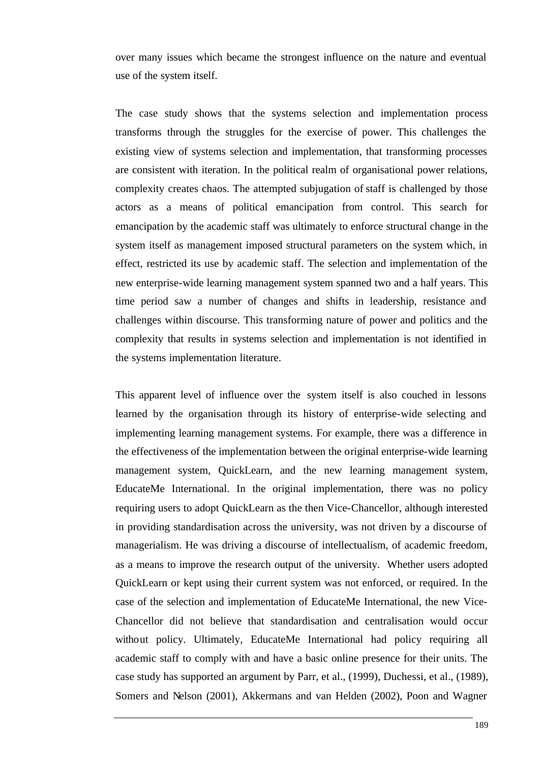over many issues which became the strongest influence on the nature and eventual use of the system itself.

The case study shows that the systems selection and implementation process transforms through the struggles for the exercise of power. This challenges the existing view of systems selection and implementation, that transforming processes are consistent with iteration. In the political realm of organisational power relations, complexity creates chaos. The attempted subjugation of staff is challenged by those actors as a means of political emancipation from control. This search for emancipation by the academic staff was ultimately to enforce structural change in the system itself as management imposed structural parameters on the system which, in effect, restricted its use by academic staff. The selection and implementation of the new enterprise-wide learning management system spanned two and a half years. This time period saw a number of changes and shifts in leadership, resistance and challenges within discourse. This transforming nature of power and politics and the complexity that results in systems selection and implementation is not identified in the systems implementation literature.

This apparent level of influence over the system itself is also couched in lessons learned by the organisation through its history of enterprise-wide selecting and implementing learning management systems. For example, there was a difference in the effectiveness of the implementation between the original enterprise-wide learning management system, QuickLearn, and the new learning management system, EducateMe International. In the original implementation, there was no policy requiring users to adopt QuickLearn as the then Vice-Chancellor, although interested in providing standardisation across the university, was not driven by a discourse of managerialism. He was driving a discourse of intellectualism, of academic freedom, as a means to improve the research output of the university. Whether users adopted QuickLearn or kept using their current system was not enforced, or required. In the case of the selection and implementation of EducateMe International, the new Vice-Chancellor did not believe that standardisation and centralisation would occur without policy. Ultimately, EducateMe International had policy requiring all academic staff to comply with and have a basic online presence for their units. The case study has supported an argument by Parr, et al., (1999), Duchessi, et al., (1989), Somers and Nelson (2001), Akkermans and van Helden (2002), Poon and Wagner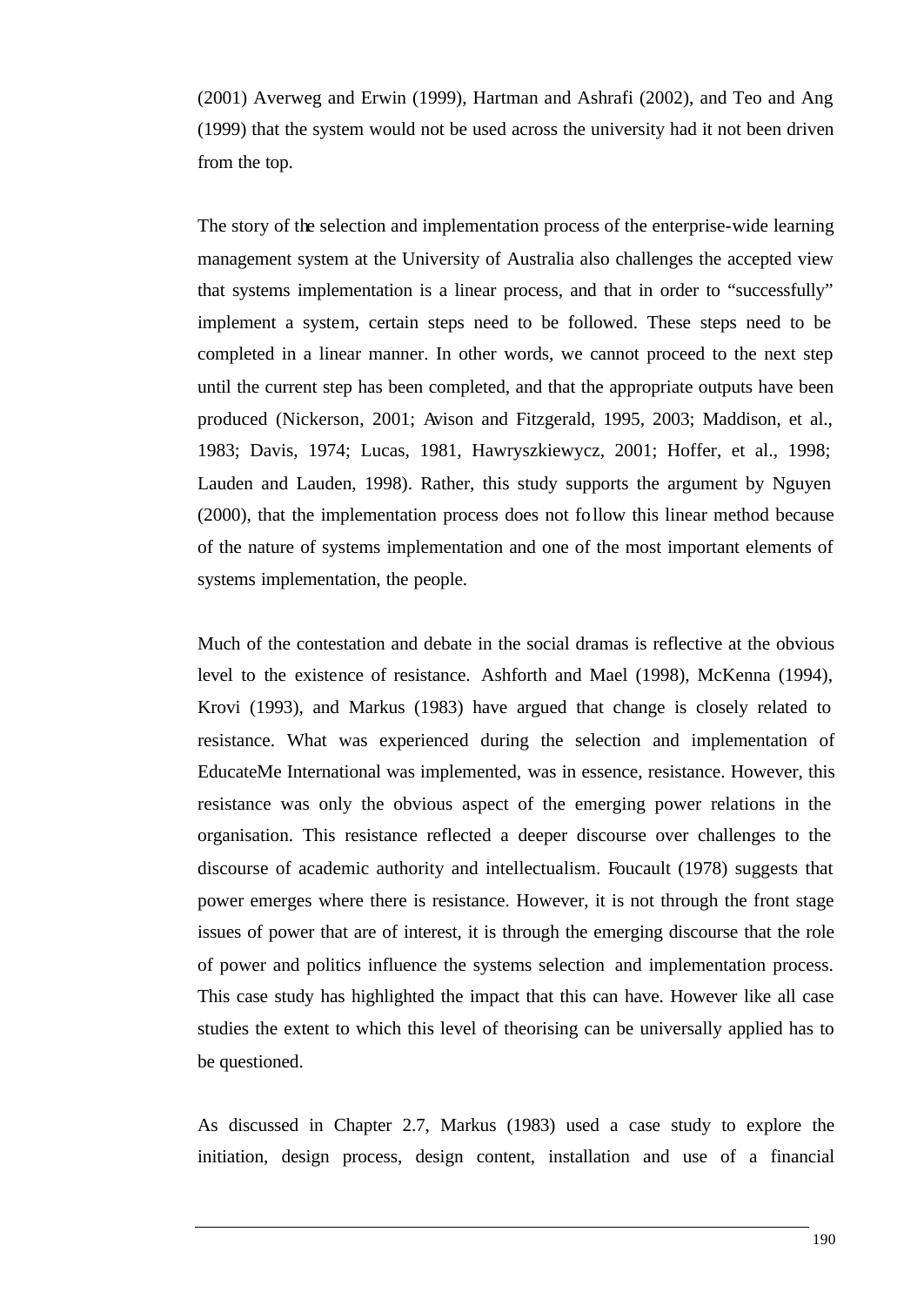(2001) Averweg and Erwin (1999), Hartman and Ashrafi (2002), and Teo and Ang (1999) that the system would not be used across the university had it not been driven from the top.

The story of the selection and implementation process of the enterprise-wide learning management system at the University of Australia also challenges the accepted view that systems implementation is a linear process, and that in order to "successfully" implement a system, certain steps need to be followed. These steps need to be completed in a linear manner. In other words, we cannot proceed to the next step until the current step has been completed, and that the appropriate outputs have been produced (Nickerson, 2001; Avison and Fitzgerald, 1995, 2003; Maddison, et al., 1983; Davis, 1974; Lucas, 1981, Hawryszkiewycz, 2001; Hoffer, et al., 1998; Lauden and Lauden, 1998). Rather, this study supports the argument by Nguyen (2000), that the implementation process does not follow this linear method because of the nature of systems implementation and one of the most important elements of systems implementation, the people.

Much of the contestation and debate in the social dramas is reflective at the obvious level to the existence of resistance. Ashforth and Mael (1998), McKenna (1994), Krovi (1993), and Markus (1983) have argued that change is closely related to resistance. What was experienced during the selection and implementation of EducateMe International was implemented, was in essence, resistance. However, this resistance was only the obvious aspect of the emerging power relations in the organisation. This resistance reflected a deeper discourse over challenges to the discourse of academic authority and intellectualism. Foucault (1978) suggests that power emerges where there is resistance. However, it is not through the front stage issues of power that are of interest, it is through the emerging discourse that the role of power and politics influence the systems selection and implementation process. This case study has highlighted the impact that this can have. However like all case studies the extent to which this level of theorising can be universally applied has to be questioned.

As discussed in Chapter 2.7, Markus (1983) used a case study to explore the initiation, design process, design content, installation and use of a financial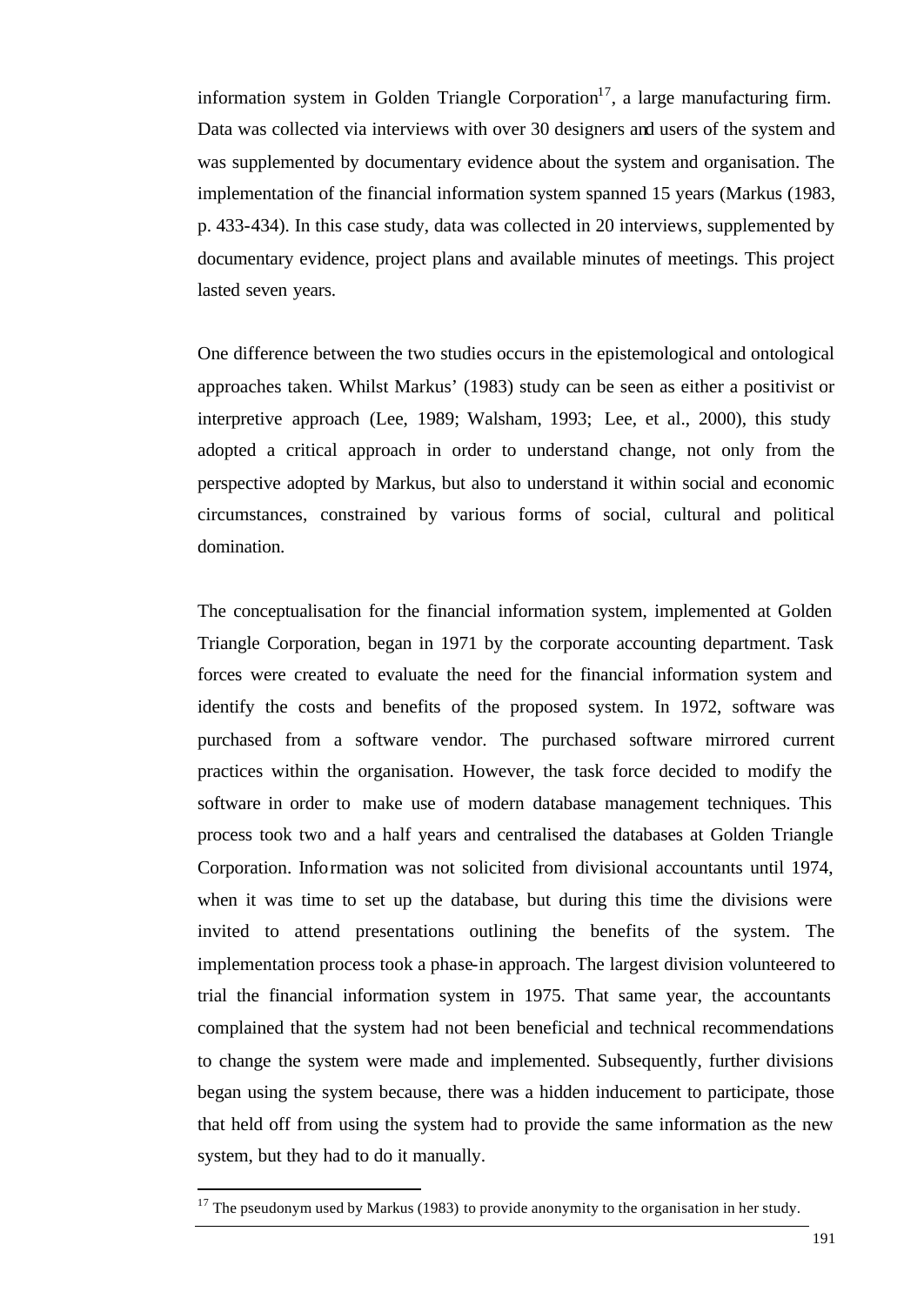information system in Golden Triangle Corporation[17], a large manufacturing firm. Data was collected via interviews with over 30 designers and users of the system and was supplemented by documentary evidence about the system and organisation. The implementation of the financial information system spanned 15 years (Markus (1983, p. 433-434). In this case study, data was collected in 20 interviews, supplemented by documentary evidence, project plans and available minutes of meetings. This project lasted seven years.

One difference between the two studies occurs in the epistemological and ontological approaches taken. Whilst Markus' (1983) study can be seen as either a positivist or interpretive approach (Lee, 1989; Walsham, 1993; Lee, et al., 2000), this study adopted a critical approach in order to understand change, not only from the perspective adopted by Markus, but also to understand it within social and economic circumstances, constrained by various forms of social, cultural and political domination.

The conceptualisation for the financial information system, implemented at Golden Triangle Corporation, began in 1971 by the corporate accounting department. Task forces were created to evaluate the need for the financial information system and identify the costs and benefits of the proposed system. In 1972, software was purchased from a software vendor. The purchased software mirrored current practices within the organisation. However, the task force decided to modify the software in order to make use of modern database management techniques. This process took two and a half years and centralised the databases at Golden Triangle Corporation. Information was not solicited from divisional accountants until 1974, when it was time to set up the database, but during this time the divisions were invited to attend presentations outlining the benefits of the system. The implementation process took a phase-in approach. The largest division volunteered to trial the financial information system in 1975. That same year, the accountants complained that the system had not been beneficial and technical recommendations to change the system were made and implemented. Subsequently, further divisions began using the system because, there was a hidden inducement to participate, those that held off from using the system had to provide the same information as the new system, but they had to do it manually.

[17] The pseudonym used by Markus (1983) to provide anonymity to the organisation in her study.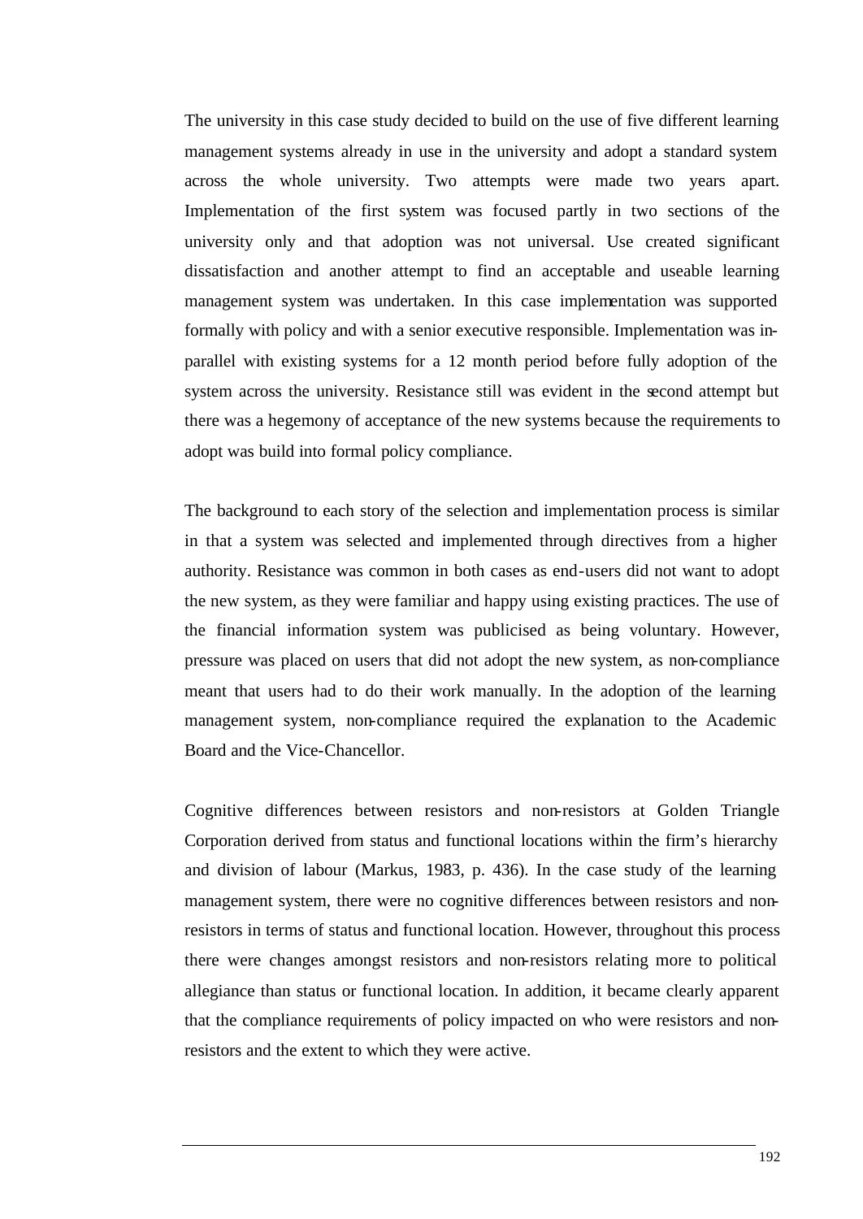The university in this case study decided to build on the use of five different learning management systems already in use in the university and adopt a standard system across the whole university. Two attempts were made two years apart. Implementation of the first system was focused partly in two sections of the university only and that adoption was not universal. Use created significant dissatisfaction and another attempt to find an acceptable and useable learning management system was undertaken. In this case implementation was supported formally with policy and with a senior executive responsible. Implementation was in-parallel with existing systems for a 12 month period before fully adoption of the system across the university. Resistance still was evident in the second attempt but there was a hegemony of acceptance of the new systems because the requirements to adopt was build into formal policy compliance.

The background to each story of the selection and implementation process is similar in that a system was selected and implemented through directives from a higher authority. Resistance was common in both cases as end-users did not want to adopt the new system, as they were familiar and happy using existing practices. The use of the financial information system was publicised as being voluntary. However, pressure was placed on users that did not adopt the new system, as non-compliance meant that users had to do their work manually. In the adoption of the learning management system, non-compliance required the explanation to the Academic Board and the Vice-Chancellor.

Cognitive differences between resistors and non-resistors at Golden Triangle Corporation derived from status and functional locations within the firm's hierarchy and division of labour (Markus, 1983, p. 436). In the case study of the learning management system, there were no cognitive differences between resistors and non-resistors in terms of status and functional location. However, throughout this process there were changes amongst resistors and non-resistors relating more to political allegiance than status or functional location. In addition, it became clearly apparent that the compliance requirements of policy impacted on who were resistors and non-resistors and the extent to which they were active.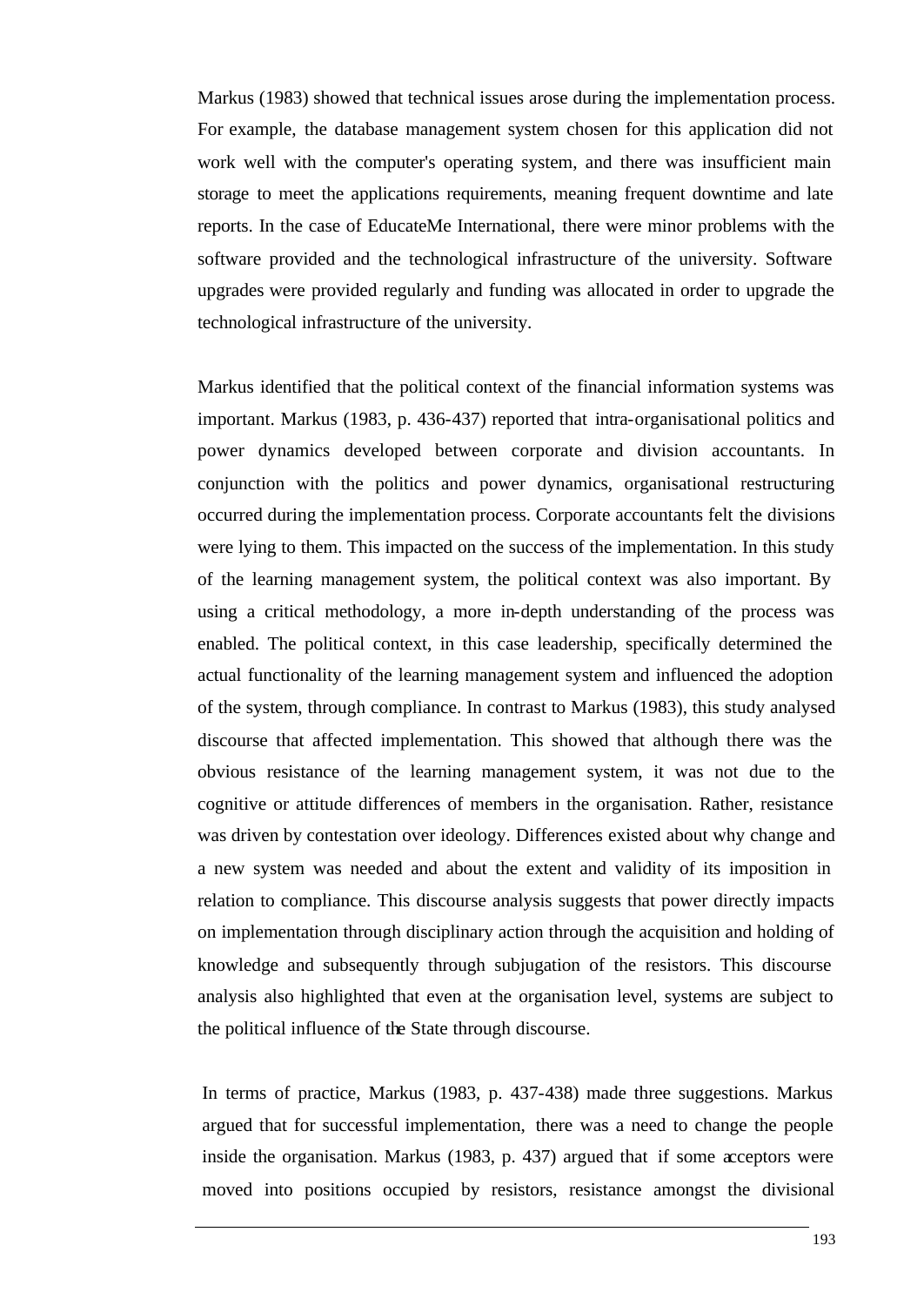Markus (1983) showed that technical issues arose during the implementation process. For example, the database management system chosen for this application did not work well with the computer's operating system, and there was insufficient main storage to meet the applications requirements, meaning frequent downtime and late reports. In the case of EducateMe International, there were minor problems with the software provided and the technological infrastructure of the university. Software upgrades were provided regularly and funding was allocated in order to upgrade the technological infrastructure of the university.

Markus identified that the political context of the financial information systems was important. Markus (1983, p. 436-437) reported that intra-organisational politics and power dynamics developed between corporate and division accountants. In conjunction with the politics and power dynamics, organisational restructuring occurred during the implementation process. Corporate accountants felt the divisions were lying to them. This impacted on the success of the implementation. In this study of the learning management system, the political context was also important. By using a critical methodology, a more in-depth understanding of the process was enabled. The political context, in this case leadership, specifically determined the actual functionality of the learning management system and influenced the adoption of the system, through compliance. In contrast to Markus (1983), this study analysed discourse that affected implementation. This showed that although there was the obvious resistance of the learning management system, it was not due to the cognitive or attitude differences of members in the organisation. Rather, resistance was driven by contestation over ideology. Differences existed about why change and a new system was needed and about the extent and validity of its imposition in relation to compliance. This discourse analysis suggests that power directly impacts on implementation through disciplinary action through the acquisition and holding of knowledge and subsequently through subjugation of the resistors. This discourse analysis also highlighted that even at the organisation level, systems are subject to the political influence of the State through discourse.

In terms of practice, Markus (1983, p. 437-438) made three suggestions. Markus argued that for successful implementation, there was a need to change the people inside the organisation. Markus (1983, p. 437) argued that if some acceptors were moved into positions occupied by resistors, resistance amongst the divisional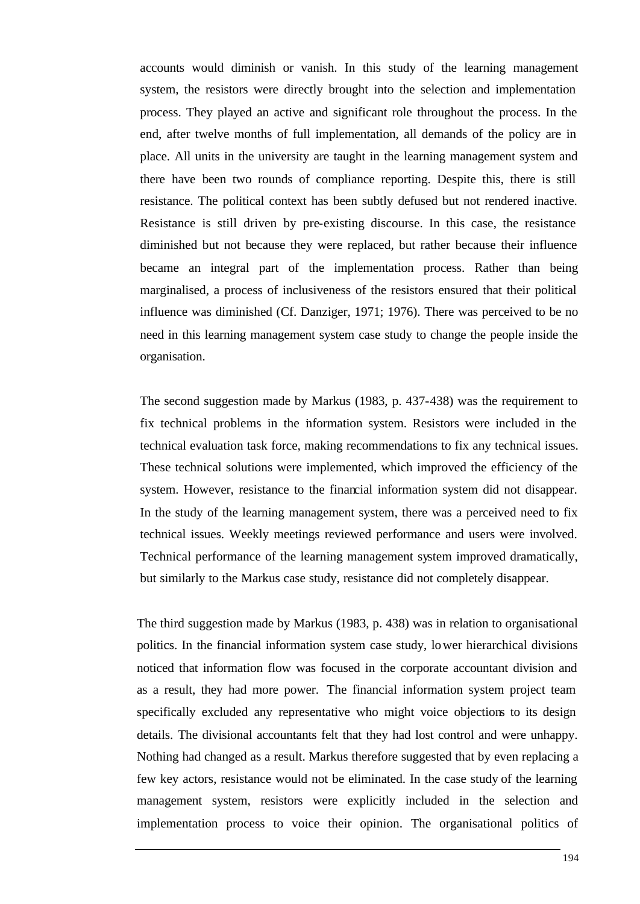accounts would diminish or vanish. In this study of the learning management system, the resistors were directly brought into the selection and implementation process. They played an active and significant role throughout the process. In the end, after twelve months of full implementation, all demands of the policy are in place. All units in the university are taught in the learning management system and there have been two rounds of compliance reporting. Despite this, there is still resistance. The political context has been subtly defused but not rendered inactive. Resistance is still driven by pre-existing discourse. In this case, the resistance diminished but not because they were replaced, but rather because their influence became an integral part of the implementation process. Rather than being marginalised, a process of inclusiveness of the resistors ensured that their political influence was diminished (Cf. Danziger, 1971; 1976). There was perceived to be no need in this learning management system case study to change the people inside the organisation.

The second suggestion made by Markus (1983, p. 437-438) was the requirement to fix technical problems in the information system. Resistors were included in the technical evaluation task force, making recommendations to fix any technical issues. These technical solutions were implemented, which improved the efficiency of the system. However, resistance to the financial information system did not disappear. In the study of the learning management system, there was a perceived need to fix technical issues. Weekly meetings reviewed performance and users were involved. Technical performance of the learning management system improved dramatically, but similarly to the Markus case study, resistance did not completely disappear.

The third suggestion made by Markus (1983, p. 438) was in relation to organisational politics. In the financial information system case study, lower hierarchical divisions noticed that information flow was focused in the corporate accountant division and as a result, they had more power. The financial information system project team specifically excluded any representative who might voice objections to its design details. The divisional accountants felt that they had lost control and were unhappy. Nothing had changed as a result. Markus therefore suggested that by even replacing a few key actors, resistance would not be eliminated. In the case study of the learning management system, resistors were explicitly included in the selection and implementation process to voice their opinion. The organisational politics of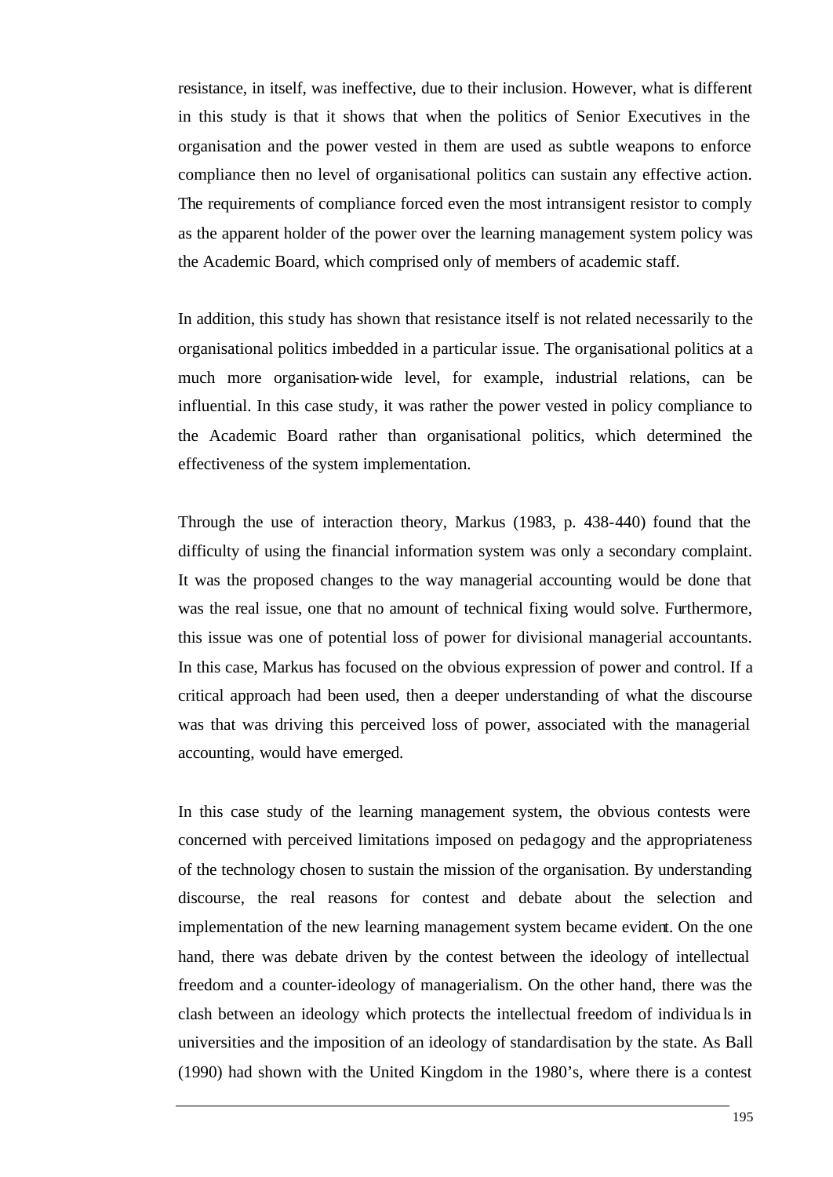resistance, in itself, was ineffective, due to their inclusion. However, what is different in this study is that it shows that when the politics of Senior Executives in the organisation and the power vested in them are used as subtle weapons to enforce compliance then no level of organisational politics can sustain any effective action. The requirements of compliance forced even the most intransigent resistor to comply as the apparent holder of the power over the learning management system policy was the Academic Board, which comprised only of members of academic staff.

In addition, this study has shown that resistance itself is not related necessarily to the organisational politics imbedded in a particular issue. The organisational politics at a much more organisation-wide level, for example, industrial relations, can be influential. In this case study, it was rather the power vested in policy compliance to the Academic Board rather than organisational politics, which determined the effectiveness of the system implementation.

Through the use of interaction theory, Markus (1983, p. 438-440) found that the difficulty of using the financial information system was only a secondary complaint. It was the proposed changes to the way managerial accounting would be done that was the real issue, one that no amount of technical fixing would solve. Furthermore, this issue was one of potential loss of power for divisional managerial accountants. In this case, Markus has focused on the obvious expression of power and control. If a critical approach had been used, then a deeper understanding of what the discourse was that was driving this perceived loss of power, associated with the managerial accounting, would have emerged.

In this case study of the learning management system, the obvious contests were concerned with perceived limitations imposed on pedagogy and the appropriateness of the technology chosen to sustain the mission of the organisation. By understanding discourse, the real reasons for contest and debate about the selection and implementation of the new learning management system became evident. On the one hand, there was debate driven by the contest between the ideology of intellectual freedom and a counter-ideology of managerialism. On the other hand, there was the clash between an ideology which protects the intellectual freedom of individuals in universities and the imposition of an ideology of standardisation by the state. As Ball (1990) had shown with the United Kingdom in the 1980's, where there is a contest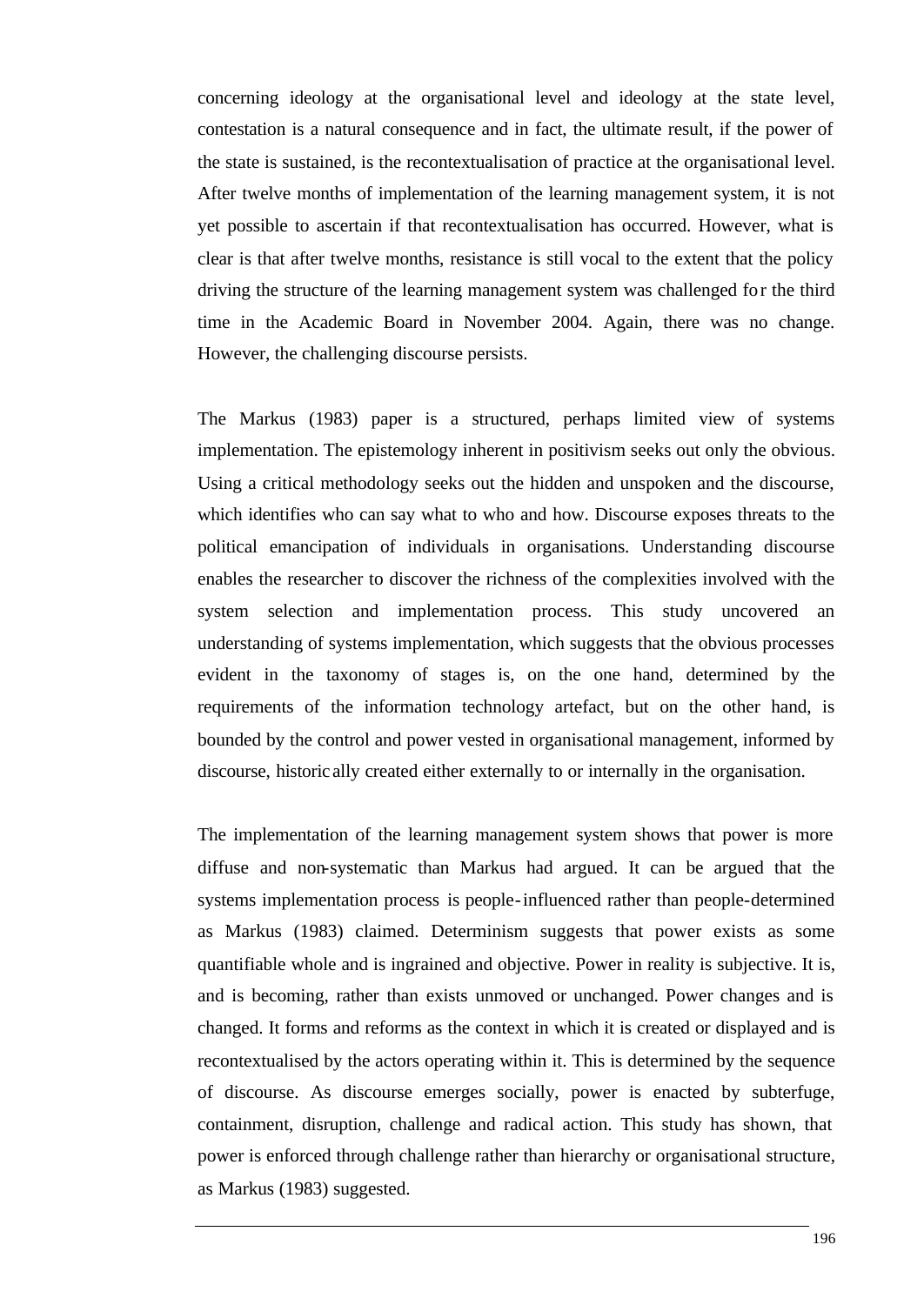concerning ideology at the organisational level and ideology at the state level, contestation is a natural consequence and in fact, the ultimate result, if the power of the state is sustained, is the recontextualisation of practice at the organisational level. After twelve months of implementation of the learning management system, it is not yet possible to ascertain if that recontextualisation has occurred. However, what is clear is that after twelve months, resistance is still vocal to the extent that the policy driving the structure of the learning management system was challenged for the third time in the Academic Board in November 2004. Again, there was no change. However, the challenging discourse persists.

The Markus (1983) paper is a structured, perhaps limited view of systems implementation. The epistemology inherent in positivism seeks out only the obvious. Using a critical methodology seeks out the hidden and unspoken and the discourse, which identifies who can say what to who and how. Discourse exposes threats to the political emancipation of individuals in organisations. Understanding discourse enables the researcher to discover the richness of the complexities involved with the system selection and implementation process. This study uncovered an understanding of systems implementation, which suggests that the obvious processes evident in the taxonomy of stages is, on the one hand, determined by the requirements of the information technology artefact, but on the other hand, is bounded by the control and power vested in organisational management, informed by discourse, historically created either externally to or internally in the organisation.

The implementation of the learning management system shows that power is more diffuse and non-systematic than Markus had argued. It can be argued that the systems implementation process is people-influenced rather than people-determined as Markus (1983) claimed. Determinism suggests that power exists as some quantifiable whole and is ingrained and objective. Power in reality is subjective. It is, and is becoming, rather than exists unmoved or unchanged. Power changes and is changed. It forms and reforms as the context in which it is created or displayed and is recontextualised by the actors operating within it. This is determined by the sequence of discourse. As discourse emerges socially, power is enacted by subterfuge, containment, disruption, challenge and radical action. This study has shown, that power is enforced through challenge rather than hierarchy or organisational structure, as Markus (1983) suggested.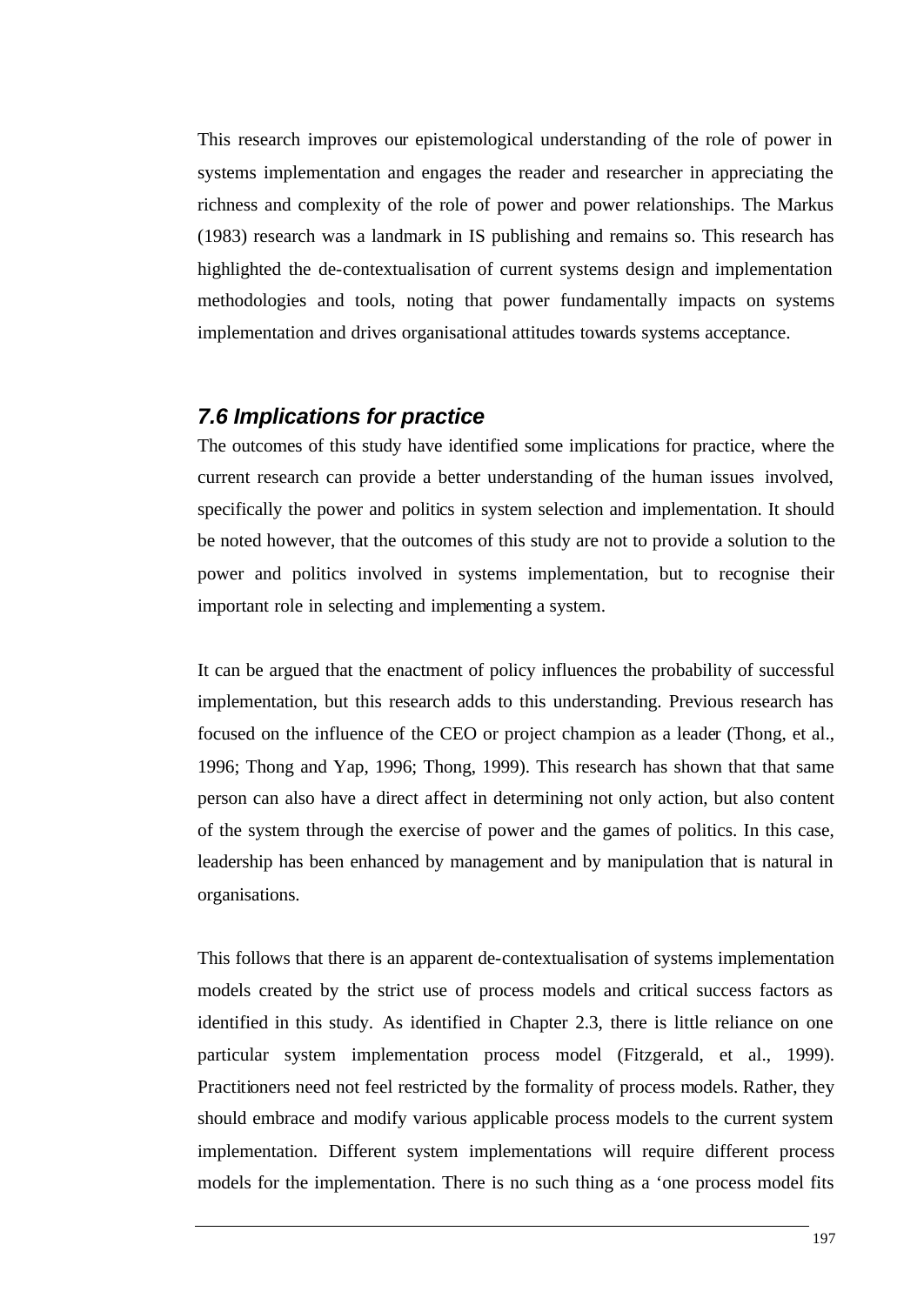This research improves our epistemological understanding of the role of power in systems implementation and engages the reader and researcher in appreciating the richness and complexity of the role of power and power relationships. The Markus (1983) research was a landmark in IS publishing and remains so. This research has highlighted the de-contextualisation of current systems design and implementation methodologies and tools, noting that power fundamentally impacts on systems implementation and drives organisational attitudes towards systems acceptance.

### *7.6 Implications for practice*

The outcomes of this study have identified some implications for practice, where the current research can provide a better understanding of the human issues involved, specifically the power and politics in system selection and implementation. It should be noted however, that the outcomes of this study are not to provide a solution to the power and politics involved in systems implementation, but to recognise their important role in selecting and implementing a system.

It can be argued that the enactment of policy influences the probability of successful implementation, but this research adds to this understanding. Previous research has focused on the influence of the CEO or project champion as a leader (Thong, et al., 1996; Thong and Yap, 1996; Thong, 1999). This research has shown that that same person can also have a direct affect in determining not only action, but also content of the system through the exercise of power and the games of politics. In this case, leadership has been enhanced by management and by manipulation that is natural in organisations.

This follows that there is an apparent de-contextualisation of systems implementation models created by the strict use of process models and critical success factors as identified in this study. As identified in Chapter 2.3, there is little reliance on one particular system implementation process model (Fitzgerald, et al., 1999). Practitioners need not feel restricted by the formality of process models. Rather, they should embrace and modify various applicable process models to the current system implementation. Different system implementations will require different process models for the implementation. There is no such thing as a 'one process model fits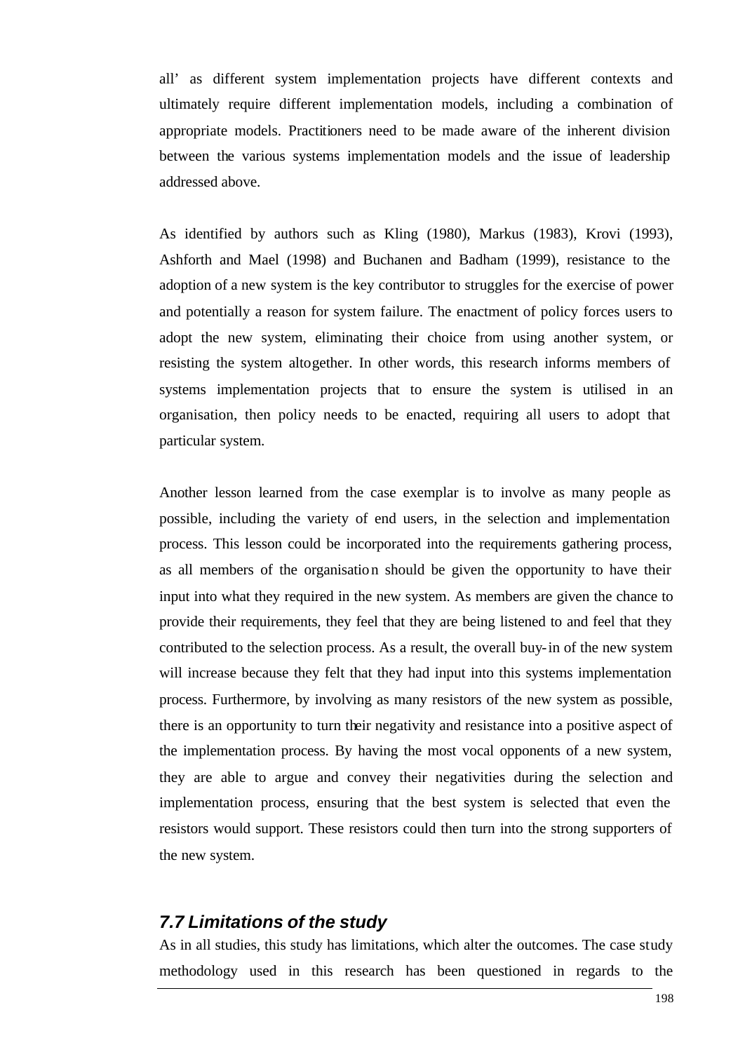all' as different system implementation projects have different contexts and ultimately require different implementation models, including a combination of appropriate models. Practitioners need to be made aware of the inherent division between the various systems implementation models and the issue of leadership addressed above.

As identified by authors such as Kling (1980), Markus (1983), Krovi (1993), Ashforth and Mael (1998) and Buchanen and Badham (1999), resistance to the adoption of a new system is the key contributor to struggles for the exercise of power and potentially a reason for system failure. The enactment of policy forces users to adopt the new system, eliminating their choice from using another system, or resisting the system altogether. In other words, this research informs members of systems implementation projects that to ensure the system is utilised in an organisation, then policy needs to be enacted, requiring all users to adopt that particular system.

Another lesson learned from the case exemplar is to involve as many people as possible, including the variety of end users, in the selection and implementation process. This lesson could be incorporated into the requirements gathering process, as all members of the organisation should be given the opportunity to have their input into what they required in the new system. As members are given the chance to provide their requirements, they feel that they are being listened to and feel that they contributed to the selection process. As a result, the overall buy-in of the new system will increase because they felt that they had input into this systems implementation process. Furthermore, by involving as many resistors of the new system as possible, there is an opportunity to turn their negativity and resistance into a positive aspect of the implementation process. By having the most vocal opponents of a new system, they are able to argue and convey their negativities during the selection and implementation process, ensuring that the best system is selected that even the resistors would support. These resistors could then turn into the strong supporters of the new system.

## *7.7 Limitations of the study*

As in all studies, this study has limitations, which alter the outcomes. The case study methodology used in this research has been questioned in regards to the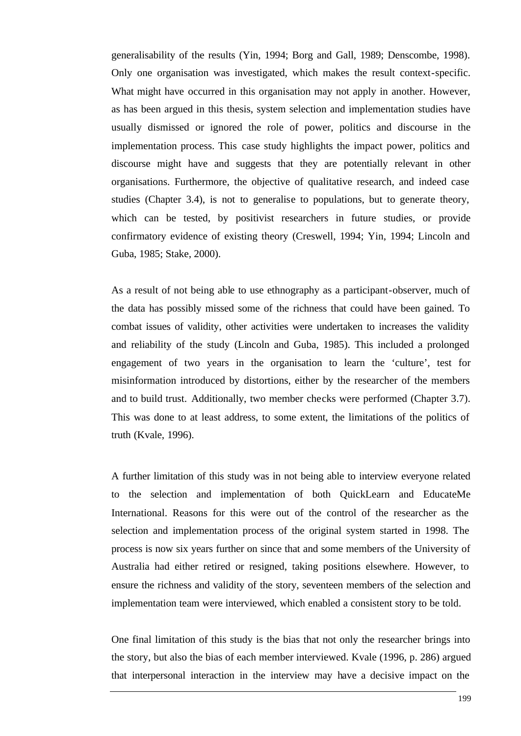generalisability of the results (Yin, 1994; Borg and Gall, 1989; Denscombe, 1998). Only one organisation was investigated, which makes the result context-specific. What might have occurred in this organisation may not apply in another. However, as has been argued in this thesis, system selection and implementation studies have usually dismissed or ignored the role of power, politics and discourse in the implementation process. This case study highlights the impact power, politics and discourse might have and suggests that they are potentially relevant in other organisations. Furthermore, the objective of qualitative research, and indeed case studies (Chapter 3.4), is not to generalise to populations, but to generate theory, which can be tested, by positivist researchers in future studies, or provide confirmatory evidence of existing theory (Creswell, 1994; Yin, 1994; Lincoln and Guba, 1985; Stake, 2000).

As a result of not being able to use ethnography as a participant-observer, much of the data has possibly missed some of the richness that could have been gained. To combat issues of validity, other activities were undertaken to increases the validity and reliability of the study (Lincoln and Guba, 1985). This included a prolonged engagement of two years in the organisation to learn the 'culture', test for misinformation introduced by distortions, either by the researcher of the members and to build trust. Additionally, two member checks were performed (Chapter 3.7). This was done to at least address, to some extent, the limitations of the politics of truth (Kvale, 1996).

A further limitation of this study was in not being able to interview everyone related to the selection and implementation of both QuickLearn and EducateMe International. Reasons for this were out of the control of the researcher as the selection and implementation process of the original system started in 1998. The process is now six years further on since that and some members of the University of Australia had either retired or resigned, taking positions elsewhere. However, to ensure the richness and validity of the story, seventeen members of the selection and implementation team were interviewed, which enabled a consistent story to be told.

One final limitation of this study is the bias that not only the researcher brings into the story, but also the bias of each member interviewed. Kvale (1996, p. 286) argued that interpersonal interaction in the interview may have a decisive impact on the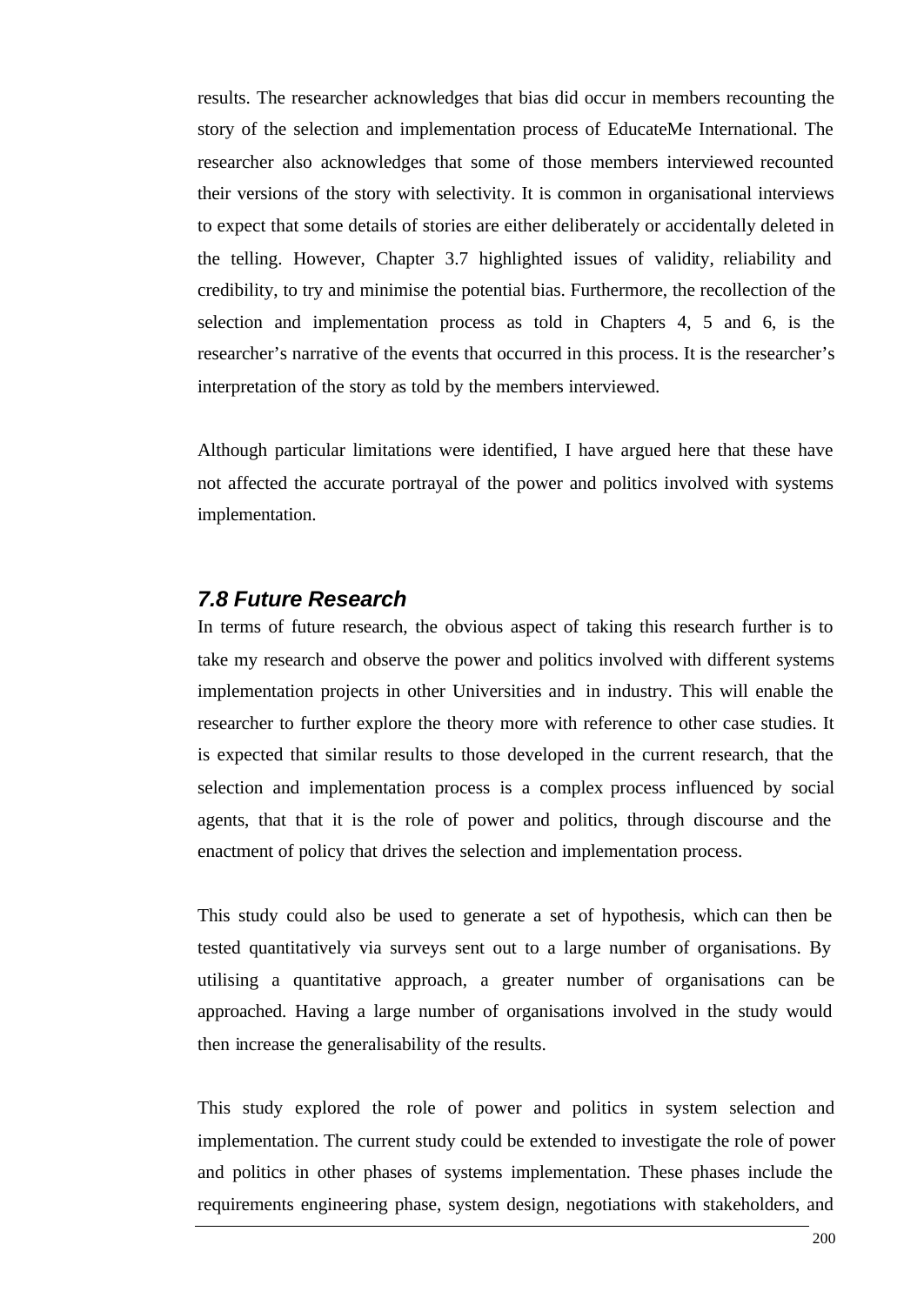results. The researcher acknowledges that bias did occur in members recounting the story of the selection and implementation process of EducateMe International. The researcher also acknowledges that some of those members interviewed recounted their versions of the story with selectivity. It is common in organisational interviews to expect that some details of stories are either deliberately or accidentally deleted in the telling. However, Chapter 3.7 highlighted issues of validity, reliability and credibility, to try and minimise the potential bias. Furthermore, the recollection of the selection and implementation process as told in Chapters 4, 5 and 6, is the researcher's narrative of the events that occurred in this process. It is the researcher's interpretation of the story as told by the members interviewed.

Although particular limitations were identified, I have argued here that these have not affected the accurate portrayal of the power and politics involved with systems implementation.

### *7.8 Future Research*

In terms of future research, the obvious aspect of taking this research further is to take my research and observe the power and politics involved with different systems implementation projects in other Universities and in industry. This will enable the researcher to further explore the theory more with reference to other case studies. It is expected that similar results to those developed in the current research, that the selection and implementation process is a complex process influenced by social agents, that that it is the role of power and politics, through discourse and the enactment of policy that drives the selection and implementation process.

This study could also be used to generate a set of hypothesis, which can then be tested quantitatively via surveys sent out to a large number of organisations. By utilising a quantitative approach, a greater number of organisations can be approached. Having a large number of organisations involved in the study would then increase the generalisability of the results.

This study explored the role of power and politics in system selection and implementation. The current study could be extended to investigate the role of power and politics in other phases of systems implementation. These phases include the requirements engineering phase, system design, negotiations with stakeholders, and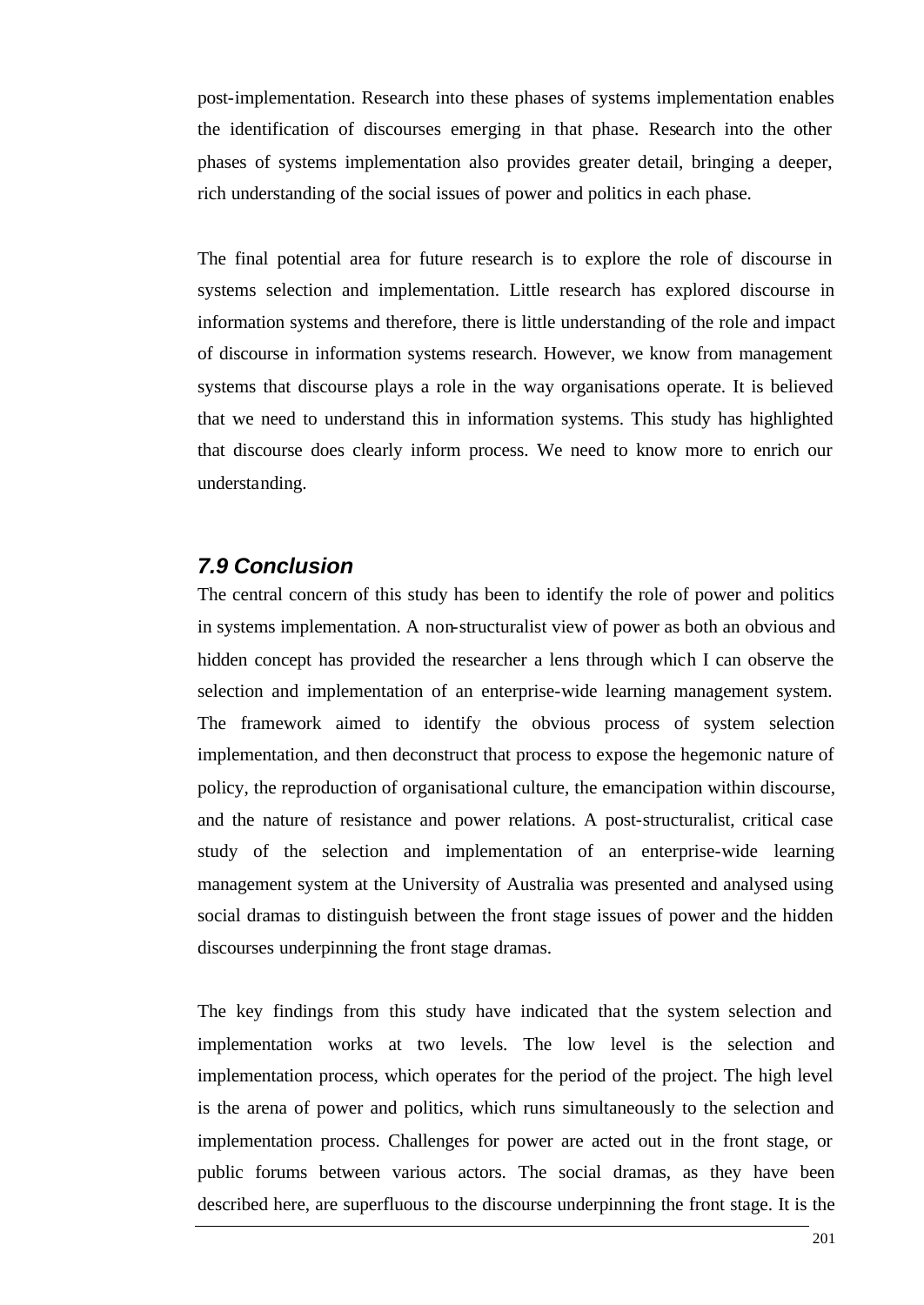post-implementation. Research into these phases of systems implementation enables the identification of discourses emerging in that phase. Research into the other phases of systems implementation also provides greater detail, bringing a deeper, rich understanding of the social issues of power and politics in each phase.

The final potential area for future research is to explore the role of discourse in systems selection and implementation. Little research has explored discourse in information systems and therefore, there is little understanding of the role and impact of discourse in information systems research. However, we know from management systems that discourse plays a role in the way organisations operate. It is believed that we need to understand this in information systems. This study has highlighted that discourse does clearly inform process. We need to know more to enrich our understanding.

## *7.9 Conclusion*

The central concern of this study has been to identify the role of power and politics in systems implementation. A non-structuralist view of power as both an obvious and hidden concept has provided the researcher a lens through which I can observe the selection and implementation of an enterprise-wide learning management system. The framework aimed to identify the obvious process of system selection implementation, and then deconstruct that process to expose the hegemonic nature of policy, the reproduction of organisational culture, the emancipation within discourse, and the nature of resistance and power relations. A post-structuralist, critical case study of the selection and implementation of an enterprise-wide learning management system at the University of Australia was presented and analysed using social dramas to distinguish between the front stage issues of power and the hidden discourses underpinning the front stage dramas.

The key findings from this study have indicated that the system selection and implementation works at two levels. The low level is the selection and implementation process, which operates for the period of the project. The high level is the arena of power and politics, which runs simultaneously to the selection and implementation process. Challenges for power are acted out in the front stage, or public forums between various actors. The social dramas, as they have been described here, are superfluous to the discourse underpinning the front stage. It is the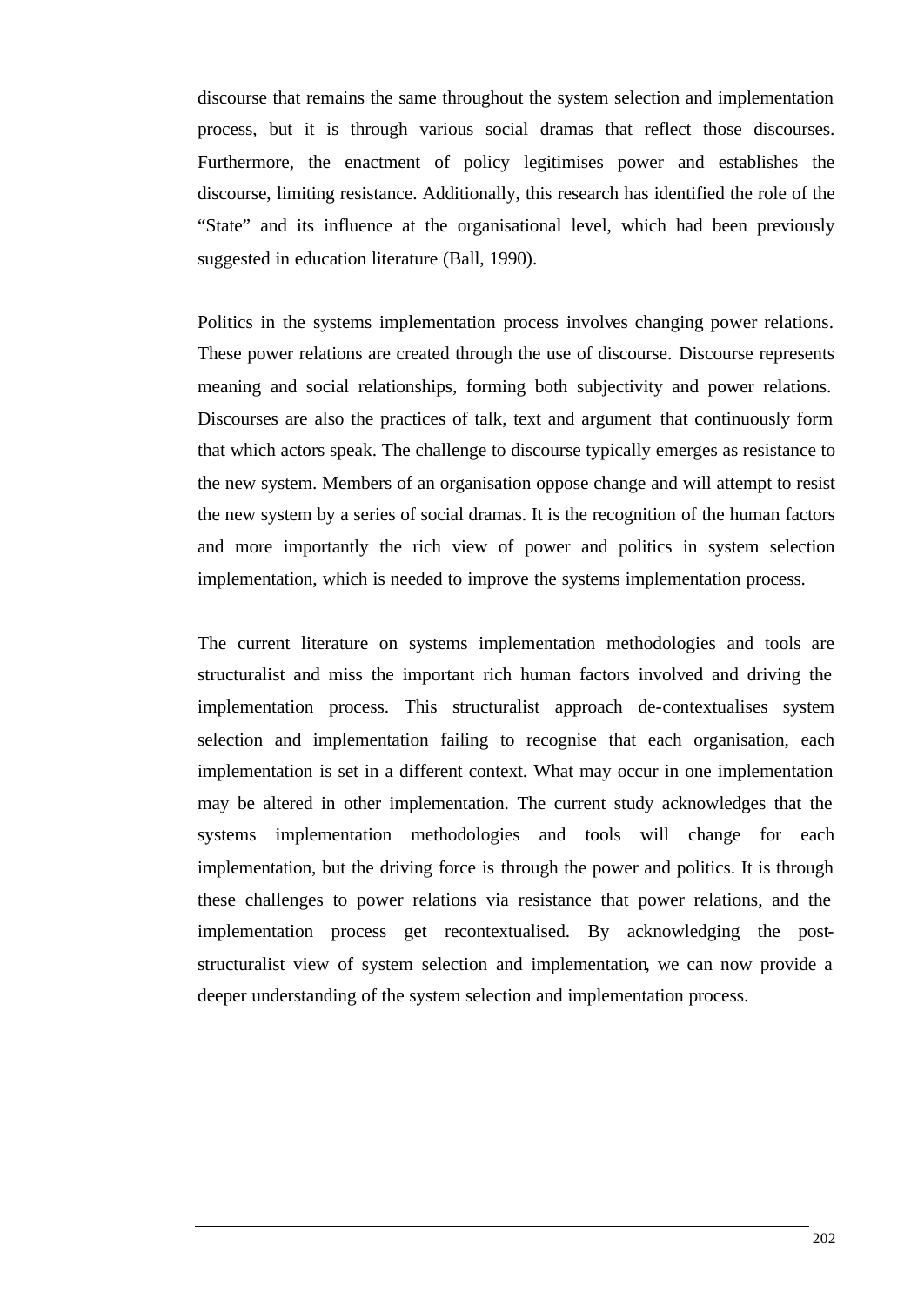discourse that remains the same throughout the system selection and implementation process, but it is through various social dramas that reflect those discourses. Furthermore, the enactment of policy legitimises power and establishes the discourse, limiting resistance. Additionally, this research has identified the role of the "State" and its influence at the organisational level, which had been previously suggested in education literature (Ball, 1990).

Politics in the systems implementation process involves changing power relations. These power relations are created through the use of discourse. Discourse represents meaning and social relationships, forming both subjectivity and power relations. Discourses are also the practices of talk, text and argument that continuously form that which actors speak. The challenge to discourse typically emerges as resistance to the new system. Members of an organisation oppose change and will attempt to resist the new system by a series of social dramas. It is the recognition of the human factors and more importantly the rich view of power and politics in system selection implementation, which is needed to improve the systems implementation process.

The current literature on systems implementation methodologies and tools are structuralist and miss the important rich human factors involved and driving the implementation process. This structuralist approach de-contextualises system selection and implementation failing to recognise that each organisation, each implementation is set in a different context. What may occur in one implementation may be altered in other implementation. The current study acknowledges that the systems implementation methodologies and tools will change for each implementation, but the driving force is through the power and politics. It is through these challenges to power relations via resistance that power relations, and the implementation process get recontextualised. By acknowledging the post-structuralist view of system selection and implementation, we can now provide a deeper understanding of the system selection and implementation process.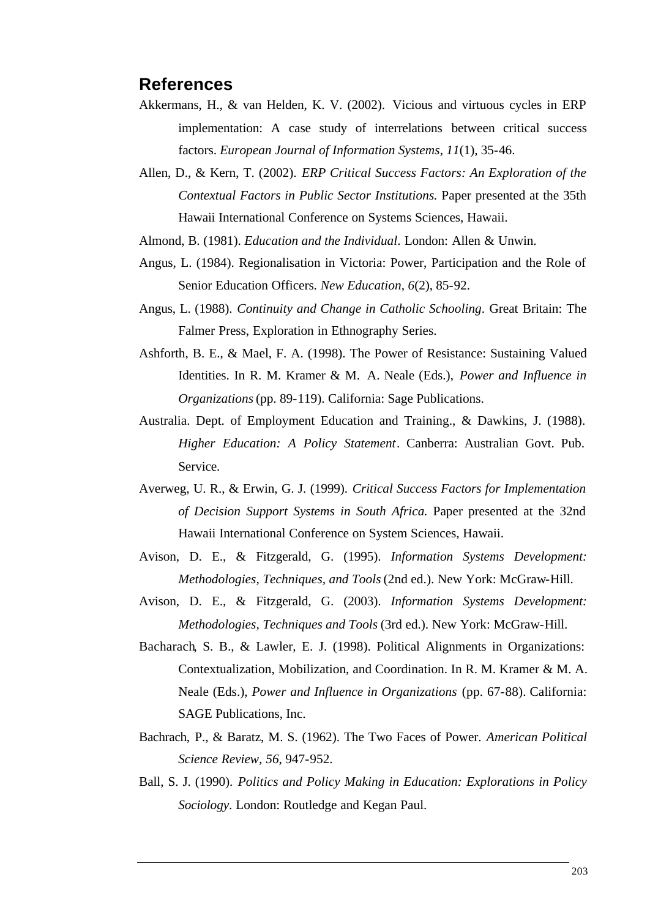## References

Akkermans, H., & van Helden, K. V. (2002). Vicious and virtuous cycles in ERP implementation: A case study of interrelations between critical success factors. *European Journal of Information Systems, 11*(1), 35-46.

Allen, D., & Kern, T. (2002). *ERP Critical Success Factors: An Exploration of the Contextual Factors in Public Sector Institutions.* Paper presented at the 35th Hawaii International Conference on Systems Sciences, Hawaii.

Almond, B. (1981). *Education and the Individual*. London: Allen & Unwin.

Angus, L. (1984). Regionalisation in Victoria: Power, Participation and the Role of Senior Education Officers. *New Education, 6*(2), 85-92.

Angus, L. (1988). *Continuity and Change in Catholic Schooling*. Great Britain: The Falmer Press, Exploration in Ethnography Series.

Ashforth, B. E., & Mael, F. A. (1998). The Power of Resistance: Sustaining Valued Identities. In R. M. Kramer & M. A. Neale (Eds.), *Power and Influence in Organizations* (pp. 89-119). California: Sage Publications.

Australia. Dept. of Employment Education and Training., & Dawkins, J. (1988). *Higher Education: A Policy Statement*. Canberra: Australian Govt. Pub. Service.

Averweg, U. R., & Erwin, G. J. (1999). *Critical Success Factors for Implementation of Decision Support Systems in South Africa.* Paper presented at the 32nd Hawaii International Conference on System Sciences, Hawaii.

Avison, D. E., & Fitzgerald, G. (1995). *Information Systems Development: Methodologies, Techniques, and Tools* (2nd ed.). New York: McGraw-Hill.

Avison, D. E., & Fitzgerald, G. (2003). *Information Systems Development: Methodologies, Techniques and Tools* (3rd ed.). New York: McGraw-Hill.

Bacharach, S. B., & Lawler, E. J. (1998). Political Alignments in Organizations: Contextualization, Mobilization, and Coordination. In R. M. Kramer & M. A. Neale (Eds.), *Power and Influence in Organizations* (pp. 67-88). California: SAGE Publications, Inc.

Bachrach, P., & Baratz, M. S. (1962). The Two Faces of Power. *American Political Science Review, 56*, 947-952.

Ball, S. J. (1990). *Politics and Policy Making in Education: Explorations in Policy Sociology*. London: Routledge and Kegan Paul.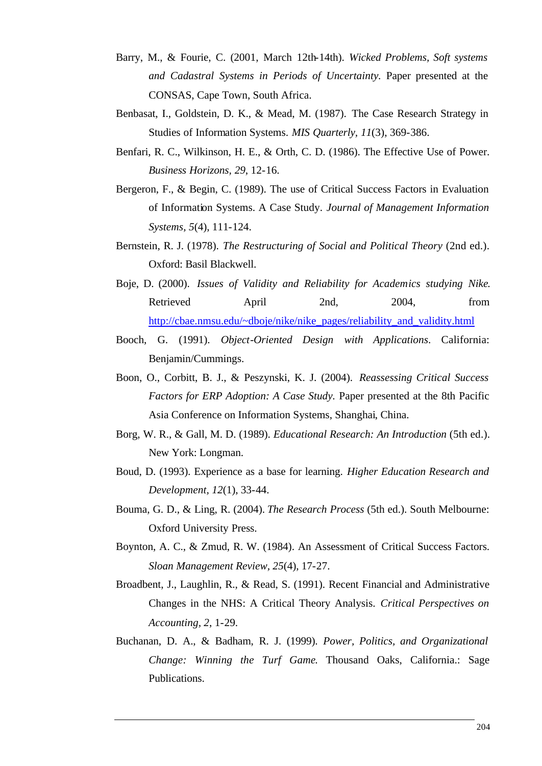Barry, M., & Fourie, C. (2001, March 12th-14th). *Wicked Problems, Soft systems and Cadastral Systems in Periods of Uncertainty*. Paper presented at the CONSAS, Cape Town, South Africa.

Benbasat, I., Goldstein, D. K., & Mead, M. (1987). The Case Research Strategy in Studies of Information Systems. *MIS Quarterly, 11*(3), 369-386.

Benfari, R. C., Wilkinson, H. E., & Orth, C. D. (1986). The Effective Use of Power. *Business Horizons, 29*, 12-16.

Bergeron, F., & Begin, C. (1989). The use of Critical Success Factors in Evaluation of Information Systems. A Case Study. *Journal of Management Information Systems, 5*(4), 111-124.

Bernstein, R. J. (1978). *The Restructuring of Social and Political Theory* (2nd ed.). Oxford: Basil Blackwell.

Boje, D. (2000). *Issues of Validity and Reliability for Academics studying Nike*. Retrieved April 2nd, 2004, from http://cbae.nmsu.edu/~dboje/nike/nike_pages/reliability_and_validity.html

Booch, G. (1991). *Object-Oriented Design with Applications*. California: Benjamin/Cummings.

Boon, O., Corbitt, B. J., & Peszynski, K. J. (2004). *Reassessing Critical Success Factors for ERP Adoption: A Case Study*. Paper presented at the 8th Pacific Asia Conference on Information Systems, Shanghai, China.

Borg, W. R., & Gall, M. D. (1989). *Educational Research: An Introduction* (5th ed.). New York: Longman.

Boud, D. (1993). Experience as a base for learning. *Higher Education Research and Development, 12*(1), 33-44.

Bouma, G. D., & Ling, R. (2004). *The Research Process* (5th ed.). South Melbourne: Oxford University Press.

Boynton, A. C., & Zmud, R. W. (1984). An Assessment of Critical Success Factors. *Sloan Management Review, 25*(4), 17-27.

Broadbent, J., Laughlin, R., & Read, S. (1991). Recent Financial and Administrative Changes in the NHS: A Critical Theory Analysis. *Critical Perspectives on Accounting, 2*, 1-29.

Buchanan, D. A., & Badham, R. J. (1999). *Power, Politics, and Organizational Change: Winning the Turf Game*. Thousand Oaks, California.: Sage Publications.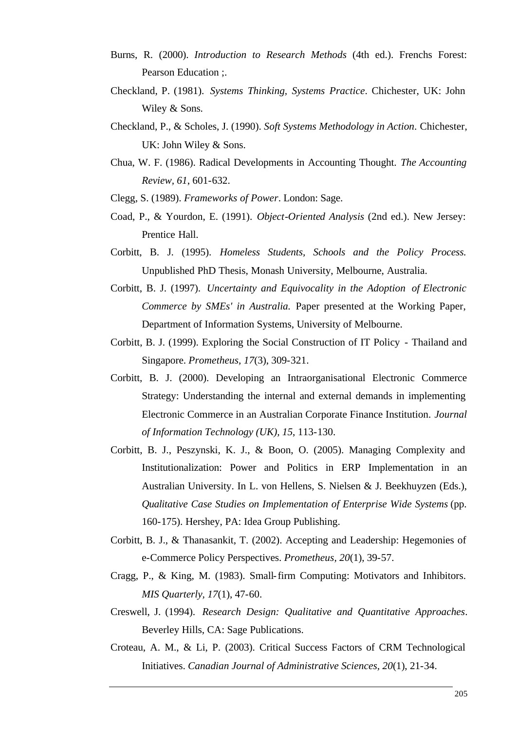Burns, R. (2000). *Introduction to Research Methods* (4th ed.). Frenchs Forest: Pearson Education ;.

Checkland, P. (1981). *Systems Thinking, Systems Practice*. Chichester, UK: John Wiley & Sons.

Checkland, P., & Scholes, J. (1990). *Soft Systems Methodology in Action*. Chichester, UK: John Wiley & Sons.

Chua, W. F. (1986). Radical Developments in Accounting Thought. *The Accounting Review, 61*, 601-632.

Clegg, S. (1989). *Frameworks of Power*. London: Sage.

Coad, P., & Yourdon, E. (1991). *Object-Oriented Analysis* (2nd ed.). New Jersey: Prentice Hall.

Corbitt, B. J. (1995). *Homeless Students, Schools and the Policy Process.* Unpublished PhD Thesis, Monash University, Melbourne, Australia.

Corbitt, B. J. (1997). *Uncertainty and Equivocality in the Adoption of Electronic Commerce by SMEs' in Australia.* Paper presented at the Working Paper, Department of Information Systems, University of Melbourne.

Corbitt, B. J. (1999). Exploring the Social Construction of IT Policy - Thailand and Singapore. *Prometheus, 17*(3), 309-321.

Corbitt, B. J. (2000). Developing an Intraorganisational Electronic Commerce Strategy: Understanding the internal and external demands in implementing Electronic Commerce in an Australian Corporate Finance Institution. *Journal of Information Technology (UK), 15*, 113-130.

Corbitt, B. J., Peszynski, K. J., & Boon, O. (2005). Managing Complexity and Institutionalization: Power and Politics in ERP Implementation in an Australian University. In L. von Hellens, S. Nielsen & J. Beekhuyzen (Eds.), *Qualitative Case Studies on Implementation of Enterprise Wide Systems* (pp. 160-175). Hershey, PA: Idea Group Publishing.

Corbitt, B. J., & Thanasankit, T. (2002). Accepting and Leadership: Hegemonies of e-Commerce Policy Perspectives. *Prometheus, 20*(1), 39-57.

Cragg, P., & King, M. (1983). Small-firm Computing: Motivators and Inhibitors. *MIS Quarterly, 17*(1), 47-60.

Creswell, J. (1994). *Research Design: Qualitative and Quantitative Approaches*. Beverley Hills, CA: Sage Publications.

Croteau, A. M., & Li, P. (2003). Critical Success Factors of CRM Technological Initiatives. *Canadian Journal of Administrative Sciences, 20*(1), 21-34.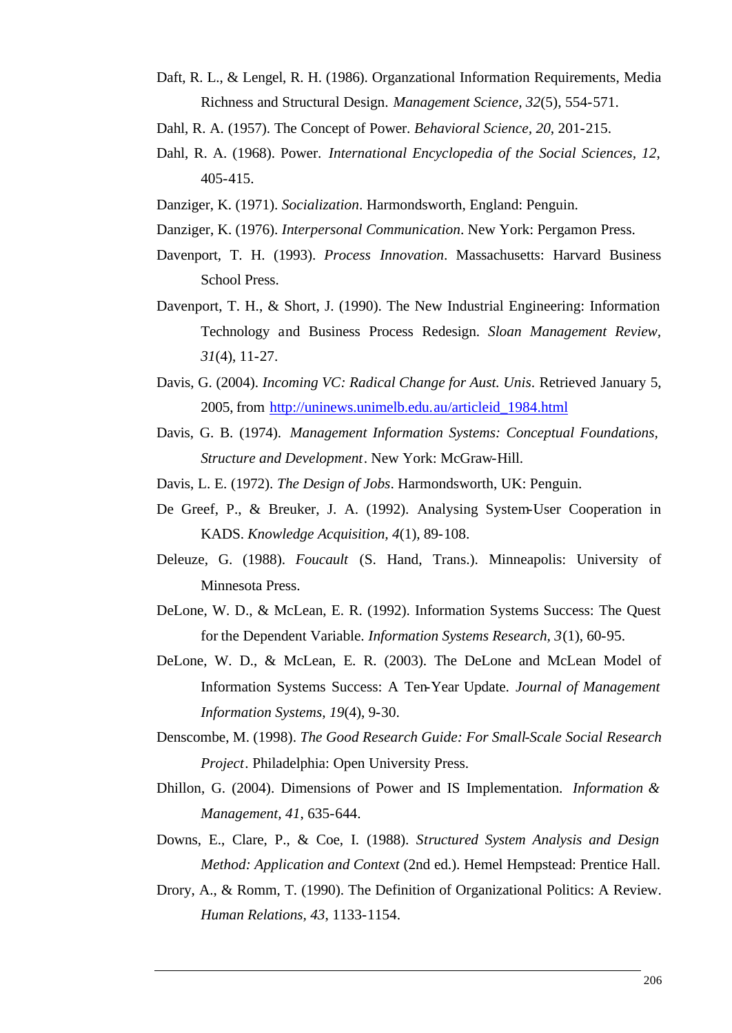Daft, R. L., & Lengel, R. H. (1986). Organzational Information Requirements, Media Richness and Structural Design. *Management Science, 32*(5), 554-571.

Dahl, R. A. (1957). The Concept of Power. *Behavioral Science, 20*, 201-215.

Dahl, R. A. (1968). Power. *International Encyclopedia of the Social Sciences, 12*, 405-415.

Danziger, K. (1971). *Socialization*. Harmondsworth, England: Penguin.

Danziger, K. (1976). *Interpersonal Communication*. New York: Pergamon Press.

Davenport, T. H. (1993). *Process Innovation*. Massachusetts: Harvard Business School Press.

Davenport, T. H., & Short, J. (1990). The New Industrial Engineering: Information Technology and Business Process Redesign. *Sloan Management Review, 31*(4), 11-27.

Davis, G. (2004). *Incoming VC: Radical Change for Aust. Unis*. Retrieved January 5, 2005, from http://uninews.unimelb.edu.au/articleid_1984.html

Davis, G. B. (1974). *Management Information Systems: Conceptual Foundations, Structure and Development*. New York: McGraw-Hill.

Davis, L. E. (1972). *The Design of Jobs*. Harmondsworth, UK: Penguin.

De Greef, P., & Breuker, J. A. (1992). Analysing System-User Cooperation in KADS. *Knowledge Acquisition, 4*(1), 89-108.

Deleuze, G. (1988). *Foucault* (S. Hand, Trans.). Minneapolis: University of Minnesota Press.

DeLone, W. D., & McLean, E. R. (1992). Information Systems Success: The Quest for the Dependent Variable. *Information Systems Research, 3*(1), 60-95.

DeLone, W. D., & McLean, E. R. (2003). The DeLone and McLean Model of Information Systems Success: A Ten-Year Update. *Journal of Management Information Systems, 19*(4), 9-30.

Denscombe, M. (1998). *The Good Research Guide: For Small-Scale Social Research Project*. Philadelphia: Open University Press.

Dhillon, G. (2004). Dimensions of Power and IS Implementation. *Information & Management, 41*, 635-644.

Downs, E., Clare, P., & Coe, I. (1988). *Structured System Analysis and Design Method: Application and Context* (2nd ed.). Hemel Hempstead: Prentice Hall.

Drory, A., & Romm, T. (1990). The Definition of Organizational Politics: A Review. *Human Relations, 43*, 1133-1154.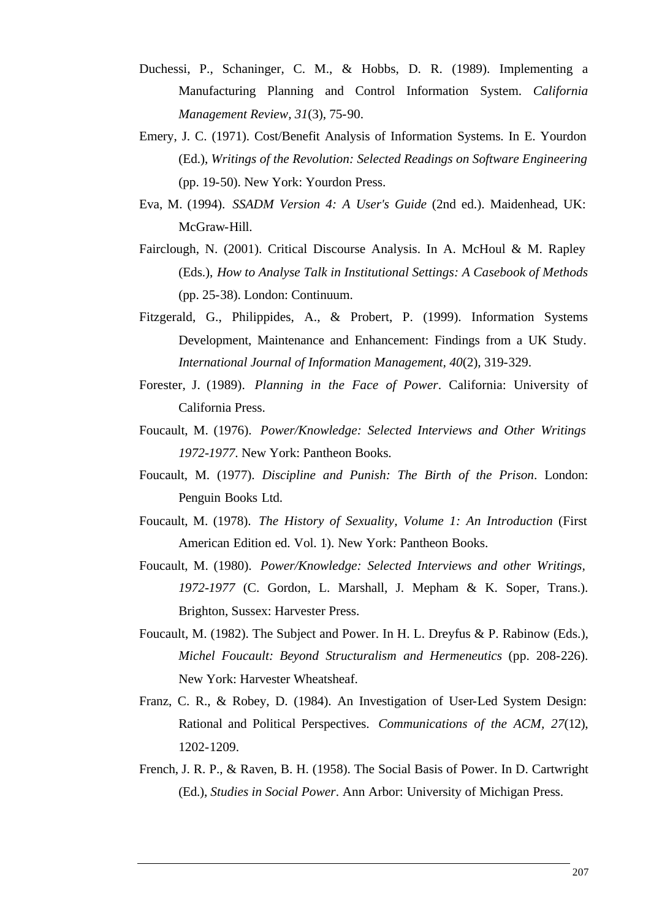Duchessi, P., Schaninger, C. M., & Hobbs, D. R. (1989). Implementing a Manufacturing Planning and Control Information System. *California Management Review, 31*(3), 75-90.

Emery, J. C. (1971). Cost/Benefit Analysis of Information Systems. In E. Yourdon (Ed.), *Writings of the Revolution: Selected Readings on Software Engineering* (pp. 19-50). New York: Yourdon Press.

Eva, M. (1994). *SSADM Version 4: A User's Guide* (2nd ed.). Maidenhead, UK: McGraw-Hill.

Fairclough, N. (2001). Critical Discourse Analysis. In A. McHoul & M. Rapley (Eds.), *How to Analyse Talk in Institutional Settings: A Casebook of Methods* (pp. 25-38). London: Continuum.

Fitzgerald, G., Philippides, A., & Probert, P. (1999). Information Systems Development, Maintenance and Enhancement: Findings from a UK Study. *International Journal of Information Management, 40*(2), 319-329.

Forester, J. (1989). *Planning in the Face of Power*. California: University of California Press.

Foucault, M. (1976). *Power/Knowledge: Selected Interviews and Other Writings 1972-1977*. New York: Pantheon Books.

Foucault, M. (1977). *Discipline and Punish: The Birth of the Prison*. London: Penguin Books Ltd.

Foucault, M. (1978). *The History of Sexuality, Volume 1: An Introduction* (First American Edition ed. Vol. 1). New York: Pantheon Books.

Foucault, M. (1980). *Power/Knowledge: Selected Interviews and other Writings, 1972-1977* (C. Gordon, L. Marshall, J. Mepham & K. Soper, Trans.). Brighton, Sussex: Harvester Press.

Foucault, M. (1982). The Subject and Power. In H. L. Dreyfus & P. Rabinow (Eds.), *Michel Foucault: Beyond Structuralism and Hermeneutics* (pp. 208-226). New York: Harvester Wheatsheaf.

Franz, C. R., & Robey, D. (1984). An Investigation of User-Led System Design: Rational and Political Perspectives. *Communications of the ACM, 27*(12), 1202-1209.

French, J. R. P., & Raven, B. H. (1958). The Social Basis of Power. In D. Cartwright (Ed.), *Studies in Social Power*. Ann Arbor: University of Michigan Press.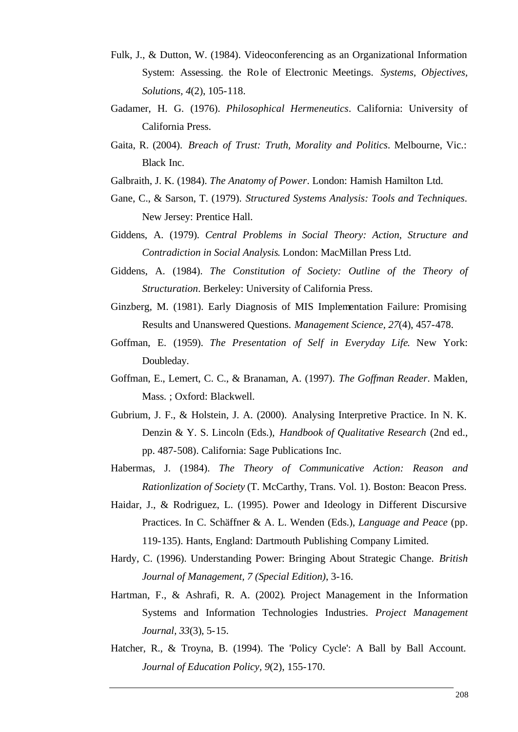Fulk, J., & Dutton, W. (1984). Videoconferencing as an Organizational Information System: Assessing. the Role of Electronic Meetings. *Systems, Objectives, Solutions, 4*(2), 105-118.

Gadamer, H. G. (1976). *Philosophical Hermeneutics*. California: University of California Press.

Gaita, R. (2004). *Breach of Trust: Truth, Morality and Politics*. Melbourne, Vic.: Black Inc.

Galbraith, J. K. (1984). *The Anatomy of Power*. London: Hamish Hamilton Ltd.

Gane, C., & Sarson, T. (1979). *Structured Systems Analysis: Tools and Techniques*. New Jersey: Prentice Hall.

Giddens, A. (1979). *Central Problems in Social Theory: Action, Structure and Contradiction in Social Analysis*. London: MacMillan Press Ltd.

Giddens, A. (1984). *The Constitution of Society: Outline of the Theory of Structuration*. Berkeley: University of California Press.

Ginzberg, M. (1981). Early Diagnosis of MIS Implementation Failure: Promising Results and Unanswered Questions. *Management Science, 27*(4), 457-478.

Goffman, E. (1959). *The Presentation of Self in Everyday Life*. New York: Doubleday.

Goffman, E., Lemert, C. C., & Branaman, A. (1997). *The Goffman Reader*. Malden, Mass. ; Oxford: Blackwell.

Gubrium, J. F., & Holstein, J. A. (2000). Analysing Interpretive Practice. In N. K. Denzin & Y. S. Lincoln (Eds.), *Handbook of Qualitative Research* (2nd ed., pp. 487-508). California: Sage Publications Inc.

Habermas, J. (1984). *The Theory of Communicative Action: Reason and Rationlization of Society* (T. McCarthy, Trans. Vol. 1). Boston: Beacon Press.

Haidar, J., & Rodriguez, L. (1995). Power and Ideology in Different Discursive Practices. In C. Schäffner & A. L. Wenden (Eds.), *Language and Peace* (pp. 119-135). Hants, England: Dartmouth Publishing Company Limited.

Hardy, C. (1996). Understanding Power: Bringing About Strategic Change. *British Journal of Management, 7 (Special Edition)*, 3-16.

Hartman, F., & Ashrafi, R. A. (2002). Project Management in the Information Systems and Information Technologies Industries. *Project Management Journal, 33*(3), 5-15.

Hatcher, R., & Troyna, B. (1994). The 'Policy Cycle': A Ball by Ball Account. *Journal of Education Policy, 9*(2), 155-170.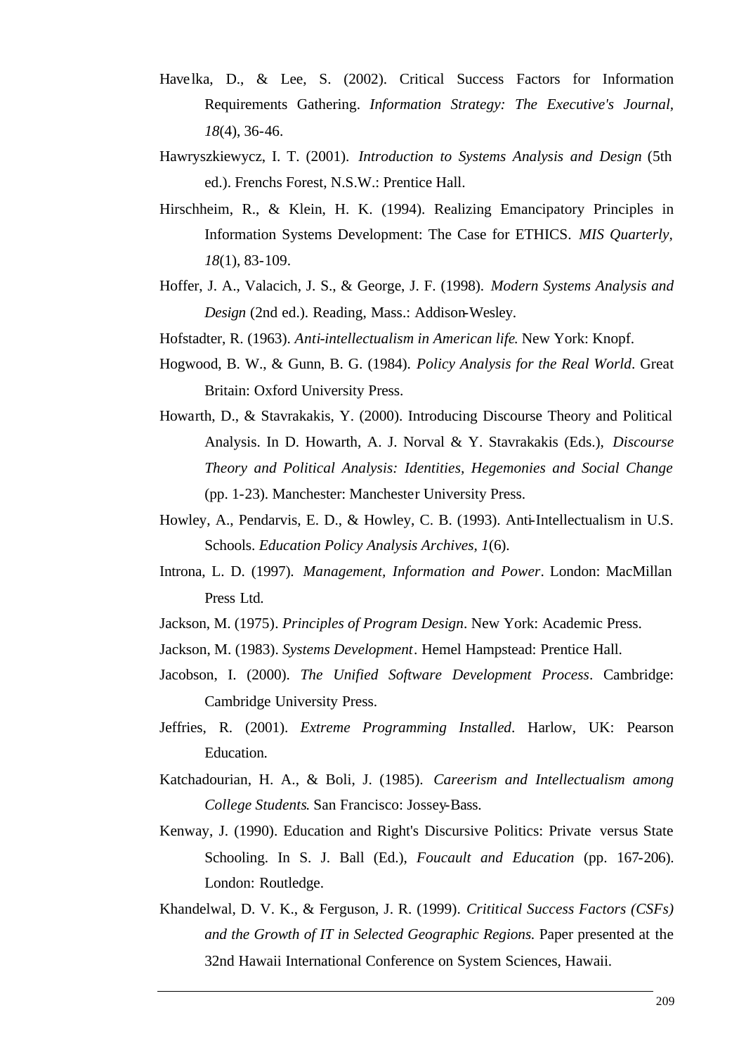Havelka, D., & Lee, S. (2002). Critical Success Factors for Information Requirements Gathering. *Information Strategy: The Executive's Journal, 18*(4), 36-46.

Hawryszkiewycz, I. T. (2001). *Introduction to Systems Analysis and Design* (5th ed.). Frenchs Forest, N.S.W.: Prentice Hall.

Hirschheim, R., & Klein, H. K. (1994). Realizing Emancipatory Principles in Information Systems Development: The Case for ETHICS. *MIS Quarterly, 18*(1), 83-109.

Hoffer, J. A., Valacich, J. S., & George, J. F. (1998). *Modern Systems Analysis and Design* (2nd ed.). Reading, Mass.: Addison-Wesley.

Hofstadter, R. (1963). *Anti-intellectualism in American life*. New York: Knopf.

Hogwood, B. W., & Gunn, B. G. (1984). *Policy Analysis for the Real World*. Great Britain: Oxford University Press.

Howarth, D., & Stavrakakis, Y. (2000). Introducing Discourse Theory and Political Analysis. In D. Howarth, A. J. Norval & Y. Stavrakakis (Eds.), *Discourse Theory and Political Analysis: Identities, Hegemonies and Social Change* (pp. 1-23). Manchester: Manchester University Press.

Howley, A., Pendarvis, E. D., & Howley, C. B. (1993). Anti-Intellectualism in U.S. Schools. *Education Policy Analysis Archives, 1*(6).

Introna, L. D. (1997). *Management, Information and Power*. London: MacMillan Press Ltd.

Jackson, M. (1975). *Principles of Program Design*. New York: Academic Press.

Jackson, M. (1983). *Systems Development*. Hemel Hampstead: Prentice Hall.

Jacobson, I. (2000). *The Unified Software Development Process*. Cambridge: Cambridge University Press.

Jeffries, R. (2001). *Extreme Programming Installed*. Harlow, UK: Pearson Education.

Katchadourian, H. A., & Boli, J. (1985). *Careerism and Intellectualism among College Students*. San Francisco: Jossey-Bass.

Kenway, J. (1990). Education and Right's Discursive Politics: Private versus State Schooling. In S. J. Ball (Ed.), *Foucault and Education* (pp. 167-206). London: Routledge.

Khandelwal, D. V. K., & Ferguson, J. R. (1999). *Crititical Success Factors (CSFs) and the Growth of IT in Selected Geographic Regions.* Paper presented at the 32nd Hawaii International Conference on System Sciences, Hawaii.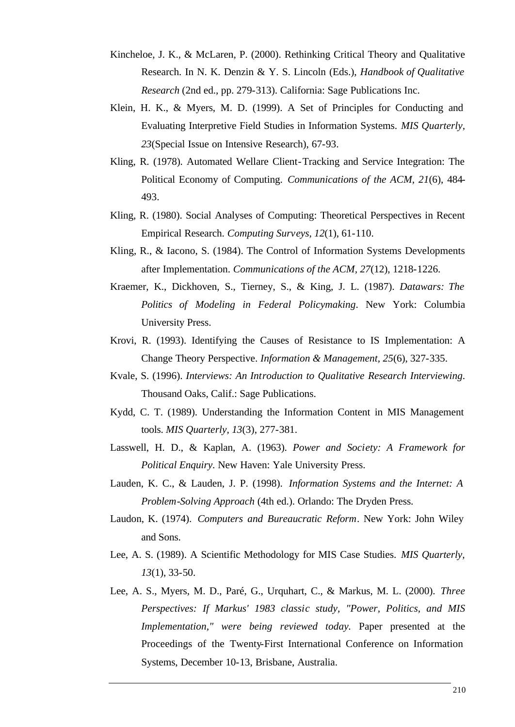Kincheloe, J. K., & McLaren, P. (2000). Rethinking Critical Theory and Qualitative Research. In N. K. Denzin & Y. S. Lincoln (Eds.), *Handbook of Qualitative Research* (2nd ed., pp. 279-313). California: Sage Publications Inc.

Klein, H. K., & Myers, M. D. (1999). A Set of Principles for Conducting and Evaluating Interpretive Field Studies in Information Systems. *MIS Quarterly, 23*(Special Issue on Intensive Research), 67-93.

Kling, R. (1978). Automated Wellare Client-Tracking and Service Integration: The Political Economy of Computing. *Communications of the ACM, 21*(6), 484-493.

Kling, R. (1980). Social Analyses of Computing: Theoretical Perspectives in Recent Empirical Research. *Computing Surveys, 12*(1), 61-110.

Kling, R., & Iacono, S. (1984). The Control of Information Systems Developments after Implementation. *Communications of the ACM, 27*(12), 1218-1226.

Kraemer, K., Dickhoven, S., Tierney, S., & King, J. L. (1987). *Datawars: The Politics of Modeling in Federal Policymaking*. New York: Columbia University Press.

Krovi, R. (1993). Identifying the Causes of Resistance to IS Implementation: A Change Theory Perspective. *Information & Management, 25*(6), 327-335.

Kvale, S. (1996). *Interviews: An Introduction to Qualitative Research Interviewing*. Thousand Oaks, Calif.: Sage Publications.

Kydd, C. T. (1989). Understanding the Information Content in MIS Management tools. *MIS Quarterly, 13*(3), 277-381.

Lasswell, H. D., & Kaplan, A. (1963). *Power and Society: A Framework for Political Enquiry*. New Haven: Yale University Press.

Lauden, K. C., & Lauden, J. P. (1998). *Information Systems and the Internet: A Problem-Solving Approach* (4th ed.). Orlando: The Dryden Press.

Laudon, K. (1974). *Computers and Bureaucratic Reform*. New York: John Wiley and Sons.

Lee, A. S. (1989). A Scientific Methodology for MIS Case Studies. *MIS Quarterly, 13*(1), 33-50.

Lee, A. S., Myers, M. D., Paré, G., Urquhart, C., & Markus, M. L. (2000). *Three Perspectives: If Markus' 1983 classic study, "Power, Politics, and MIS Implementation," were being reviewed today.* Paper presented at the Proceedings of the Twenty-First International Conference on Information Systems, December 10-13, Brisbane, Australia.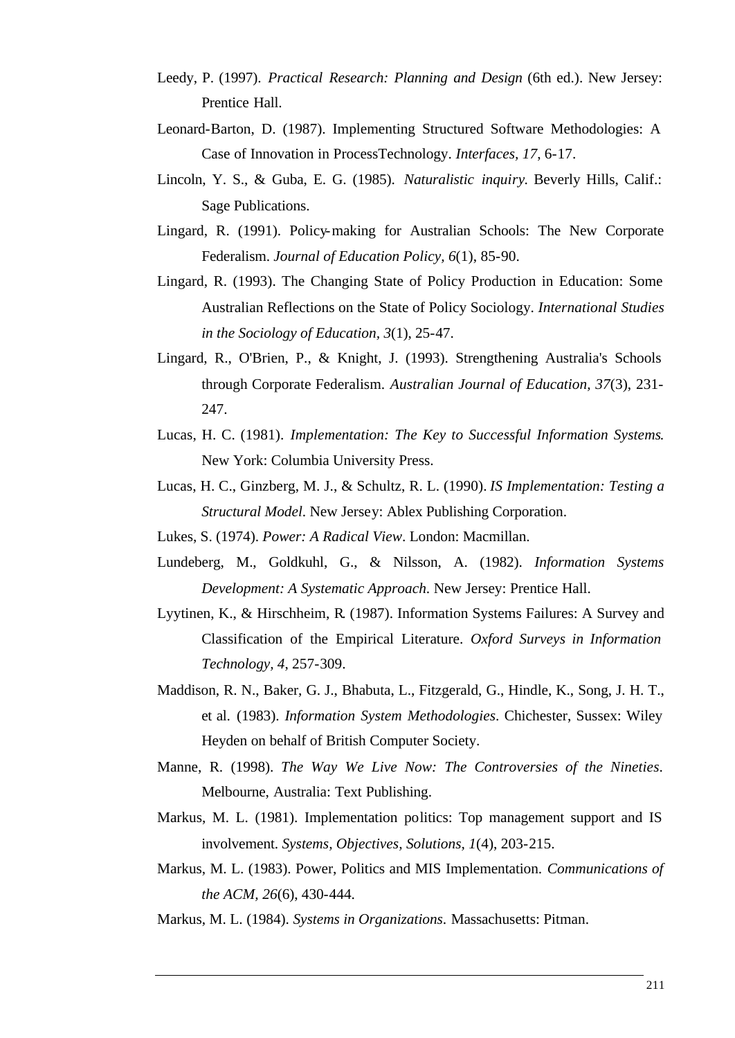Leedy, P. (1997). *Practical Research: Planning and Design* (6th ed.). New Jersey: Prentice Hall.

Leonard-Barton, D. (1987). Implementing Structured Software Methodologies: A Case of Innovation in ProcessTechnology. *Interfaces, 17*, 6-17.

Lincoln, Y. S., & Guba, E. G. (1985). *Naturalistic inquiry*. Beverly Hills, Calif.: Sage Publications.

Lingard, R. (1991). Policy-making for Australian Schools: The New Corporate Federalism. *Journal of Education Policy, 6*(1), 85-90.

Lingard, R. (1993). The Changing State of Policy Production in Education: Some Australian Reflections on the State of Policy Sociology. *International Studies in the Sociology of Education, 3*(1), 25-47.

Lingard, R., O'Brien, P., & Knight, J. (1993). Strengthening Australia's Schools through Corporate Federalism. *Australian Journal of Education, 37*(3), 231-247.

Lucas, H. C. (1981). *Implementation: The Key to Successful Information Systems*. New York: Columbia University Press.

Lucas, H. C., Ginzberg, M. J., & Schultz, R. L. (1990). *IS Implementation: Testing a Structural Model*. New Jersey: Ablex Publishing Corporation.

Lukes, S. (1974). *Power: A Radical View*. London: Macmillan.

Lundeberg, M., Goldkuhl, G., & Nilsson, A. (1982). *Information Systems Development: A Systematic Approach*. New Jersey: Prentice Hall.

Lyytinen, K., & Hirschheim, R. (1987). Information Systems Failures: A Survey and Classification of the Empirical Literature. *Oxford Surveys in Information Technology, 4*, 257-309.

Maddison, R. N., Baker, G. J., Bhabuta, L., Fitzgerald, G., Hindle, K., Song, J. H. T., et al. (1983). *Information System Methodologies*. Chichester, Sussex: Wiley Heyden on behalf of British Computer Society.

Manne, R. (1998). *The Way We Live Now: The Controversies of the Nineties*. Melbourne, Australia: Text Publishing.

Markus, M. L. (1981). Implementation politics: Top management support and IS involvement. *Systems, Objectives, Solutions, 1*(4), 203-215.

Markus, M. L. (1983). Power, Politics and MIS Implementation. *Communications of the ACM, 26*(6), 430-444.

Markus, M. L. (1984). *Systems in Organizations*. Massachusetts: Pitman.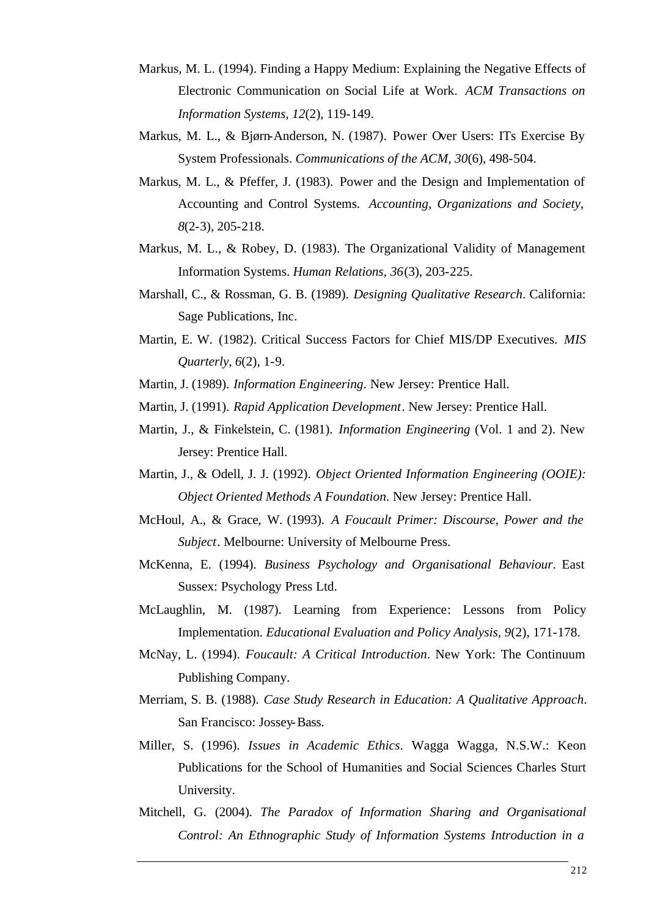Markus, M. L. (1994). Finding a Happy Medium: Explaining the Negative Effects of Electronic Communication on Social Life at Work. *ACM Transactions on Information Systems, 12*(2), 119-149.

Markus, M. L., & Bjørn-Anderson, N. (1987). Power Over Users: ITs Exercise By System Professionals. *Communications of the ACM, 30*(6), 498-504.

Markus, M. L., & Pfeffer, J. (1983). Power and the Design and Implementation of Accounting and Control Systems. *Accounting, Organizations and Society, 8*(2-3), 205-218.

Markus, M. L., & Robey, D. (1983). The Organizational Validity of Management Information Systems. *Human Relations, 36*(3), 203-225.

Marshall, C., & Rossman, G. B. (1989). *Designing Qualitative Research*. California: Sage Publications, Inc.

Martin, E. W. (1982). Critical Success Factors for Chief MIS/DP Executives. *MIS Quarterly, 6*(2), 1-9.

Martin, J. (1989). *Information Engineering*. New Jersey: Prentice Hall.

Martin, J. (1991). *Rapid Application Development*. New Jersey: Prentice Hall.

Martin, J., & Finkelstein, C. (1981). *Information Engineering* (Vol. 1 and 2). New Jersey: Prentice Hall.

Martin, J., & Odell, J. J. (1992). *Object Oriented Information Engineering (OOIE): Object Oriented Methods A Foundation*. New Jersey: Prentice Hall.

McHoul, A., & Grace, W. (1993). *A Foucault Primer: Discourse, Power and the Subject*. Melbourne: University of Melbourne Press.

McKenna, E. (1994). *Business Psychology and Organisational Behaviour*. East Sussex: Psychology Press Ltd.

McLaughlin, M. (1987). Learning from Experience: Lessons from Policy Implementation. *Educational Evaluation and Policy Analysis, 9*(2), 171-178.

McNay, L. (1994). *Foucault: A Critical Introduction*. New York: The Continuum Publishing Company.

Merriam, S. B. (1988). *Case Study Research in Education: A Qualitative Approach*. San Francisco: Jossey-Bass.

Miller, S. (1996). *Issues in Academic Ethics*. Wagga Wagga, N.S.W.: Keon Publications for the School of Humanities and Social Sciences Charles Sturt University.

Mitchell, G. (2004). *The Paradox of Information Sharing and Organisational Control: An Ethnographic Study of Information Systems Introduction in a*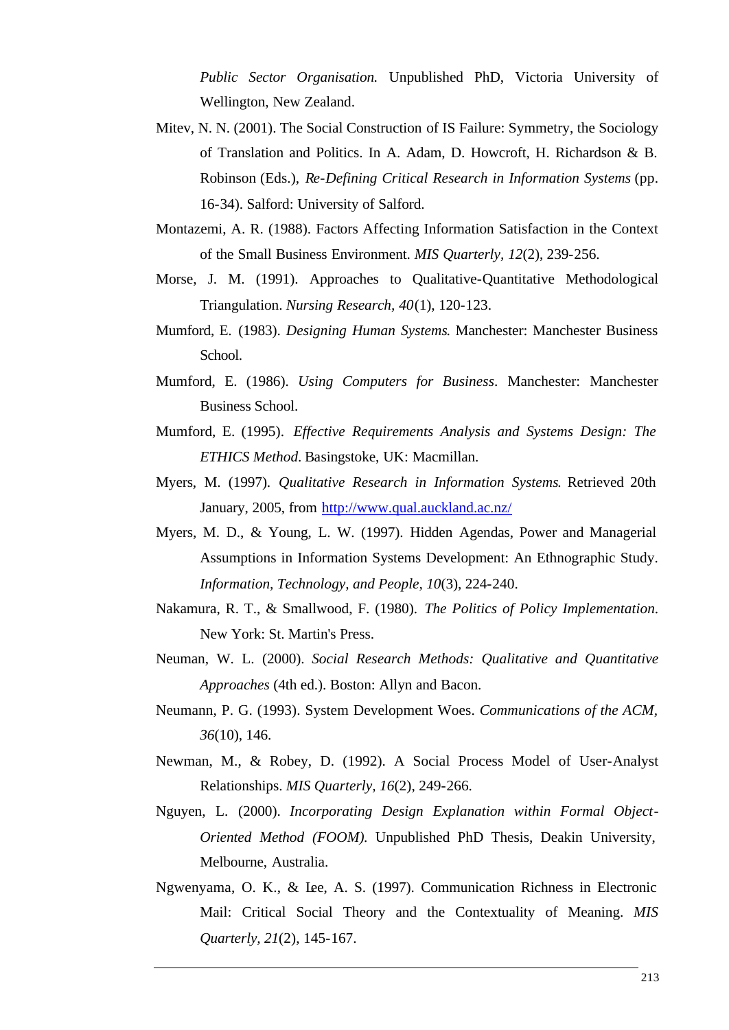*Public Sector Organisation.* Unpublished PhD, Victoria University of Wellington, New Zealand.

Mitev, N. N. (2001). The Social Construction of IS Failure: Symmetry, the Sociology of Translation and Politics. In A. Adam, D. Howcroft, H. Richardson & B. Robinson (Eds.), *Re-Defining Critical Research in Information Systems* (pp. 16-34). Salford: University of Salford.

Montazemi, A. R. (1988). Factors Affecting Information Satisfaction in the Context of the Small Business Environment. *MIS Quarterly, 12*(2), 239-256.

Morse, J. M. (1991). Approaches to Qualitative-Quantitative Methodological Triangulation. *Nursing Research, 40*(1), 120-123.

Mumford, E. (1983). *Designing Human Systems*. Manchester: Manchester Business School.

Mumford, E. (1986). *Using Computers for Business*. Manchester: Manchester Business School.

Mumford, E. (1995). *Effective Requirements Analysis and Systems Design: The ETHICS Method*. Basingstoke, UK: Macmillan.

Myers, M. (1997). *Qualitative Research in Information Systems*. Retrieved 20th January, 2005, from http://www.qual.auckland.ac.nz/

Myers, M. D., & Young, L. W. (1997). Hidden Agendas, Power and Managerial Assumptions in Information Systems Development: An Ethnographic Study. *Information, Technology, and People, 10*(3), 224-240.

Nakamura, R. T., & Smallwood, F. (1980). *The Politics of Policy Implementation*. New York: St. Martin's Press.

Neuman, W. L. (2000). *Social Research Methods: Qualitative and Quantitative Approaches* (4th ed.). Boston: Allyn and Bacon.

Neumann, P. G. (1993). System Development Woes. *Communications of the ACM, 36*(10), 146.

Newman, M., & Robey, D. (1992). A Social Process Model of User-Analyst Relationships. *MIS Quarterly, 16*(2), 249-266.

Nguyen, L. (2000). *Incorporating Design Explanation within Formal Object-Oriented Method (FOOM)*. Unpublished PhD Thesis, Deakin University, Melbourne, Australia.

Ngwenyama, O. K., & Lee, A. S. (1997). Communication Richness in Electronic Mail: Critical Social Theory and the Contextuality of Meaning. *MIS Quarterly, 21*(2), 145-167.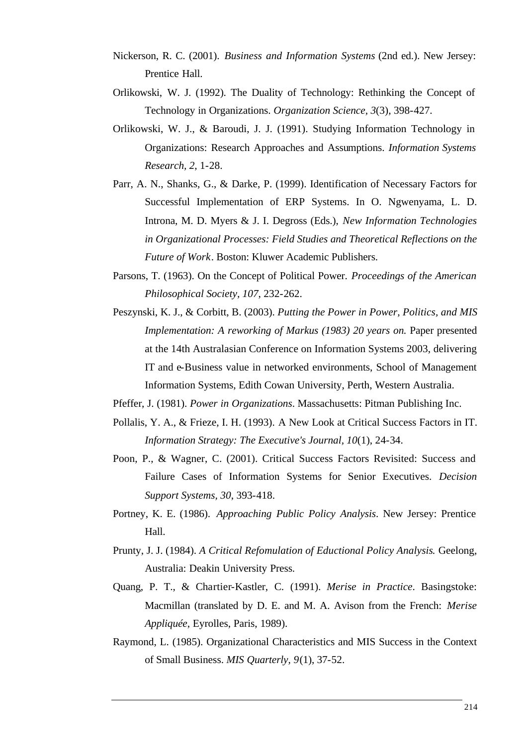Nickerson, R. C. (2001). *Business and Information Systems* (2nd ed.). New Jersey: Prentice Hall.

Orlikowski, W. J. (1992). The Duality of Technology: Rethinking the Concept of Technology in Organizations. *Organization Science, 3*(3), 398-427.

Orlikowski, W. J., & Baroudi, J. J. (1991). Studying Information Technology in Organizations: Research Approaches and Assumptions. *Information Systems Research, 2*, 1-28.

Parr, A. N., Shanks, G., & Darke, P. (1999). Identification of Necessary Factors for Successful Implementation of ERP Systems. In O. Ngwenyama, L. D. Introna, M. D. Myers & J. I. Degross (Eds.), *New Information Technologies in Organizational Processes: Field Studies and Theoretical Reflections on the Future of Work*. Boston: Kluwer Academic Publishers.

Parsons, T. (1963). On the Concept of Political Power. *Proceedings of the American Philosophical Society, 107*, 232-262.

Peszynski, K. J., & Corbitt, B. (2003). *Putting the Power in Power, Politics, and MIS Implementation: A reworking of Markus (1983) 20 years on.* Paper presented at the 14th Australasian Conference on Information Systems 2003, delivering IT and e-Business value in networked environments, School of Management Information Systems, Edith Cowan University, Perth, Western Australia.

Pfeffer, J. (1981). *Power in Organizations*. Massachusetts: Pitman Publishing Inc.

Pollalis, Y. A., & Frieze, I. H. (1993). A New Look at Critical Success Factors in IT. *Information Strategy: The Executive's Journal, 10*(1), 24-34.

Poon, P., & Wagner, C. (2001). Critical Success Factors Revisited: Success and Failure Cases of Information Systems for Senior Executives. *Decision Support Systems, 30*, 393-418.

Portney, K. E. (1986). *Approaching Public Policy Analysis*. New Jersey: Prentice Hall.

Prunty, J. J. (1984). *A Critical Refomulation of Eductional Policy Analysis*. Geelong, Australia: Deakin University Press.

Quang, P. T., & Chartier-Kastler, C. (1991). *Merise in Practice*. Basingstoke: Macmillan (translated by D. E. and M. A. Avison from the French: *Merise Appliquée*, Eyrolles, Paris, 1989).

Raymond, L. (1985). Organizational Characteristics and MIS Success in the Context of Small Business. *MIS Quarterly, 9*(1), 37-52.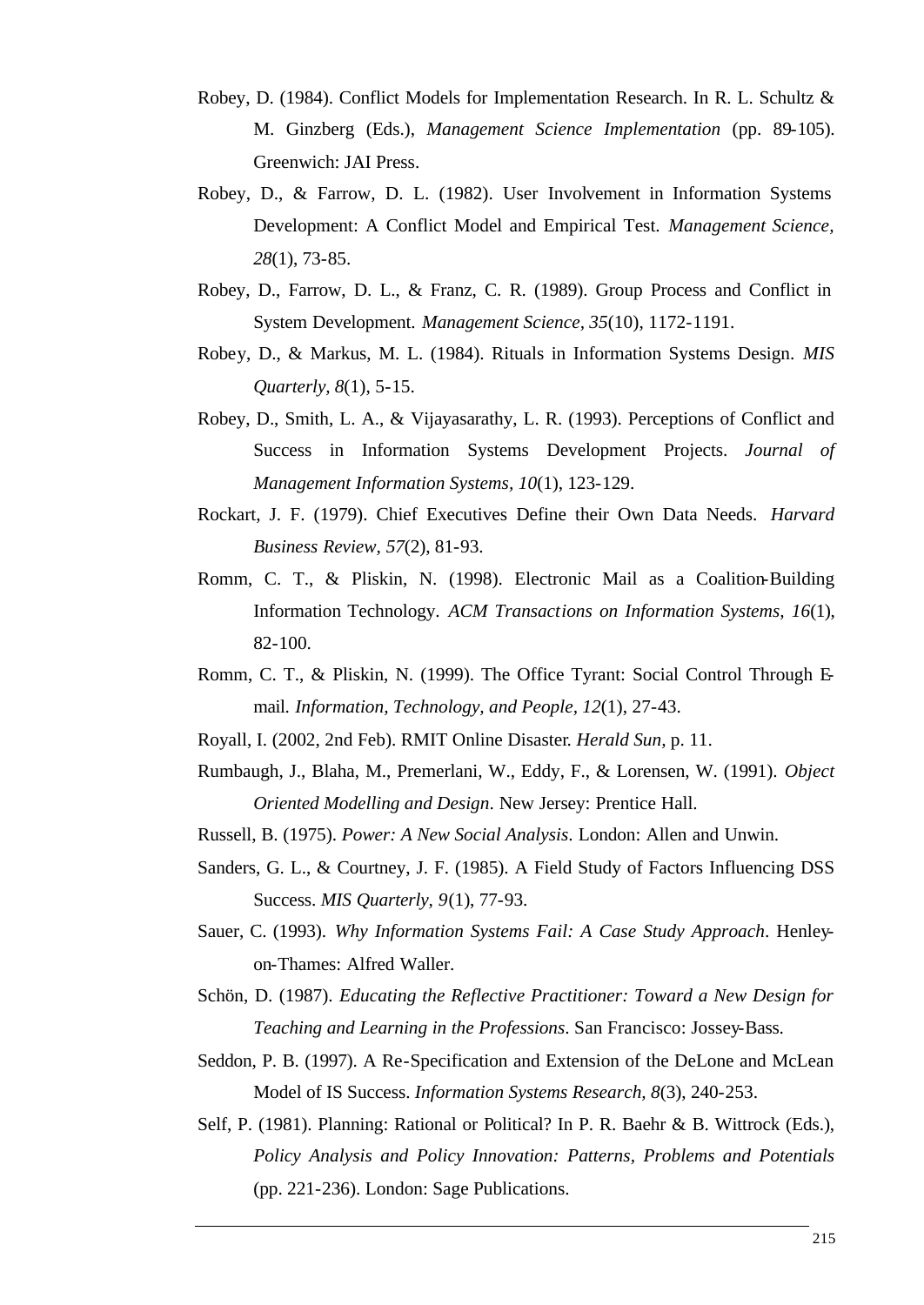Robey, D. (1984). Conflict Models for Implementation Research. In R. L. Schultz & M. Ginzberg (Eds.), *Management Science Implementation* (pp. 89-105). Greenwich: JAI Press.

Robey, D., & Farrow, D. L. (1982). User Involvement in Information Systems Development: A Conflict Model and Empirical Test. *Management Science, 28*(1), 73-85.

Robey, D., Farrow, D. L., & Franz, C. R. (1989). Group Process and Conflict in System Development. *Management Science, 35*(10), 1172-1191.

Robey, D., & Markus, M. L. (1984). Rituals in Information Systems Design. *MIS Quarterly, 8*(1), 5-15.

Robey, D., Smith, L. A., & Vijayasarathy, L. R. (1993). Perceptions of Conflict and Success in Information Systems Development Projects. *Journal of Management Information Systems, 10*(1), 123-129.

Rockart, J. F. (1979). Chief Executives Define their Own Data Needs. *Harvard Business Review, 57*(2), 81-93.

Romm, C. T., & Pliskin, N. (1998). Electronic Mail as a Coalition-Building Information Technology. *ACM Transactions on Information Systems, 16*(1), 82-100.

Romm, C. T., & Pliskin, N. (1999). The Office Tyrant: Social Control Through E-mail. *Information, Technology, and People, 12*(1), 27-43.

Royall, I. (2002, 2nd Feb). RMIT Online Disaster. *Herald Sun*, p. 11.

Rumbaugh, J., Blaha, M., Premerlani, W., Eddy, F., & Lorensen, W. (1991). *Object Oriented Modelling and Design*. New Jersey: Prentice Hall.

Russell, B. (1975). *Power: A New Social Analysis*. London: Allen and Unwin.

Sanders, G. L., & Courtney, J. F. (1985). A Field Study of Factors Influencing DSS Success. *MIS Quarterly, 9*(1), 77-93.

Sauer, C. (1993). *Why Information Systems Fail: A Case Study Approach*. Henley-on-Thames: Alfred Waller.

Schön, D. (1987). *Educating the Reflective Practitioner: Toward a New Design for Teaching and Learning in the Professions*. San Francisco: Jossey-Bass.

Seddon, P. B. (1997). A Re-Specification and Extension of the DeLone and McLean Model of IS Success. *Information Systems Research, 8*(3), 240-253.

Self, P. (1981). Planning: Rational or Political? In P. R. Baehr & B. Wittrock (Eds.), *Policy Analysis and Policy Innovation: Patterns, Problems and Potentials* (pp. 221-236). London: Sage Publications.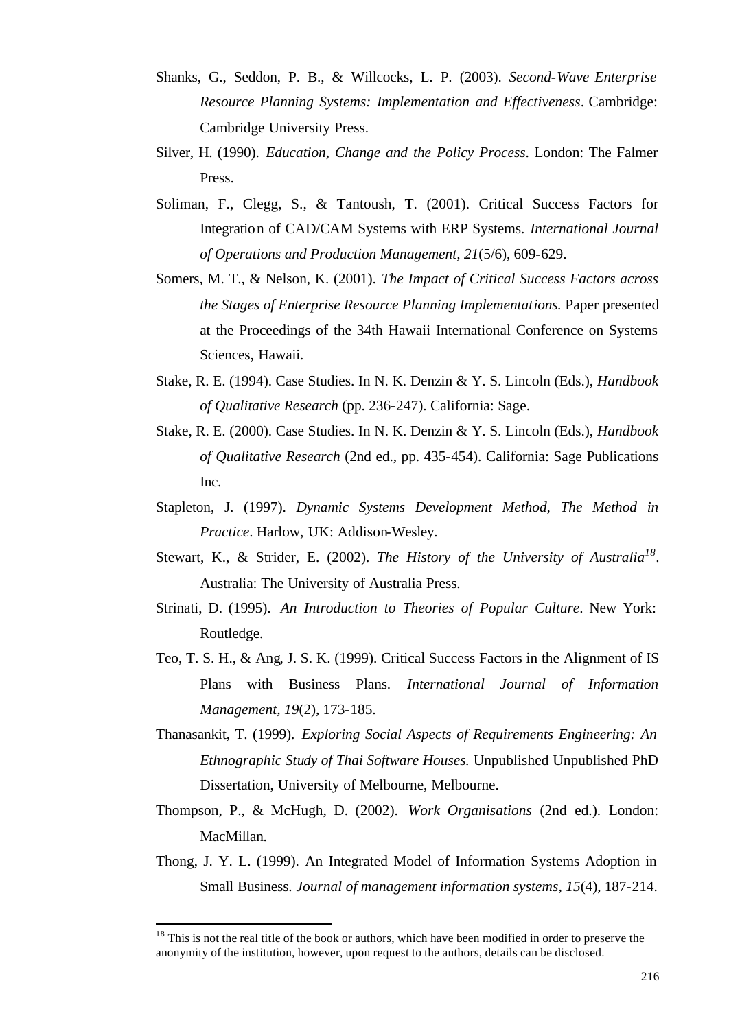Shanks, G., Seddon, P. B., & Willcocks, L. P. (2003). *Second-Wave Enterprise Resource Planning Systems: Implementation and Effectiveness*. Cambridge: Cambridge University Press.

Silver, H. (1990). *Education, Change and the Policy Process*. London: The Falmer Press.

Soliman, F., Clegg, S., & Tantoush, T. (2001). Critical Success Factors for Integration of CAD/CAM Systems with ERP Systems. *International Journal of Operations and Production Management, 21*(5/6), 609-629.

Somers, M. T., & Nelson, K. (2001). *The Impact of Critical Success Factors across the Stages of Enterprise Resource Planning Implementations.* Paper presented at the Proceedings of the 34th Hawaii International Conference on Systems Sciences, Hawaii.

Stake, R. E. (1994). Case Studies. In N. K. Denzin & Y. S. Lincoln (Eds.), *Handbook of Qualitative Research* (pp. 236-247). California: Sage.

Stake, R. E. (2000). Case Studies. In N. K. Denzin & Y. S. Lincoln (Eds.), *Handbook of Qualitative Research* (2nd ed., pp. 435-454). California: Sage Publications Inc.

Stapleton, J. (1997). *Dynamic Systems Development Method, The Method in Practice*. Harlow, UK: Addison-Wesley.

Stewart, K., & Strider, E. (2002). *The History of the University of Australia*[18]. Australia: The University of Australia Press.

Strinati, D. (1995). *An Introduction to Theories of Popular Culture*. New York: Routledge.

Teo, T. S. H., & Ang, J. S. K. (1999). Critical Success Factors in the Alignment of IS Plans with Business Plans. *International Journal of Information Management, 19*(2), 173-185.

Thanasankit, T. (1999). *Exploring Social Aspects of Requirements Engineering: An Ethnographic Study of Thai Software Houses.* Unpublished Unpublished PhD Dissertation, University of Melbourne, Melbourne.

Thompson, P., & McHugh, D. (2002). *Work Organisations* (2nd ed.). London: MacMillan.

Thong, J. Y. L. (1999). An Integrated Model of Information Systems Adoption in Small Business. *Journal of management information systems*, *15*(4), 187-214.

---

[18] This is not the real title of the book or authors, which have been modified in order to preserve the anonymity of the institution, however, upon request to the authors, details can be disclosed.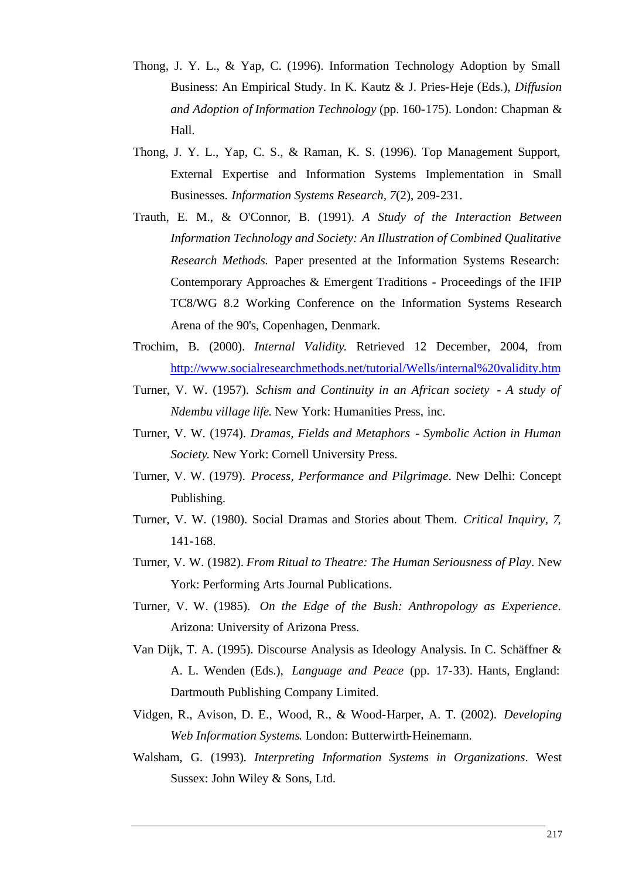Thong, J. Y. L., & Yap, C. (1996). Information Technology Adoption by Small Business: An Empirical Study. In K. Kautz & J. Pries-Heje (Eds.), *Diffusion and Adoption of Information Technology* (pp. 160-175). London: Chapman & Hall.

Thong, J. Y. L., Yap, C. S., & Raman, K. S. (1996). Top Management Support, External Expertise and Information Systems Implementation in Small Businesses. *Information Systems Research, 7*(2), 209-231.

Trauth, E. M., & O'Connor, B. (1991). *A Study of the Interaction Between Information Technology and Society: An Illustration of Combined Qualitative Research Methods.* Paper presented at the Information Systems Research: Contemporary Approaches & Emergent Traditions - Proceedings of the IFIP TC8/WG 8.2 Working Conference on the Information Systems Research Arena of the 90's, Copenhagen, Denmark.

Trochim, B. (2000). *Internal Validity.* Retrieved 12 December, 2004, from http://www.socialresearchmethods.net/tutorial/Wells/internal%20validity.htm

Turner, V. W. (1957). *Schism and Continuity in an African society - A study of Ndembu village life.* New York: Humanities Press, inc.

Turner, V. W. (1974). *Dramas, Fields and Metaphors - Symbolic Action in Human Society.* New York: Cornell University Press.

Turner, V. W. (1979). *Process, Performance and Pilgrimage*. New Delhi: Concept Publishing.

Turner, V. W. (1980). Social Dramas and Stories about Them. *Critical Inquiry, 7,* 141-168.

Turner, V. W. (1982). *From Ritual to Theatre: The Human Seriousness of Play*. New York: Performing Arts Journal Publications.

Turner, V. W. (1985). *On the Edge of the Bush: Anthropology as Experience*. Arizona: University of Arizona Press.

Van Dijk, T. A. (1995). Discourse Analysis as Ideology Analysis. In C. Schäffner & A. L. Wenden (Eds.), *Language and Peace* (pp. 17-33). Hants, England: Dartmouth Publishing Company Limited.

Vidgen, R., Avison, D. E., Wood, R., & Wood-Harper, A. T. (2002). *Developing Web Information Systems*. London: Butterwirth-Heinemann.

Walsham, G. (1993). *Interpreting Information Systems in Organizations*. West Sussex: John Wiley & Sons, Ltd.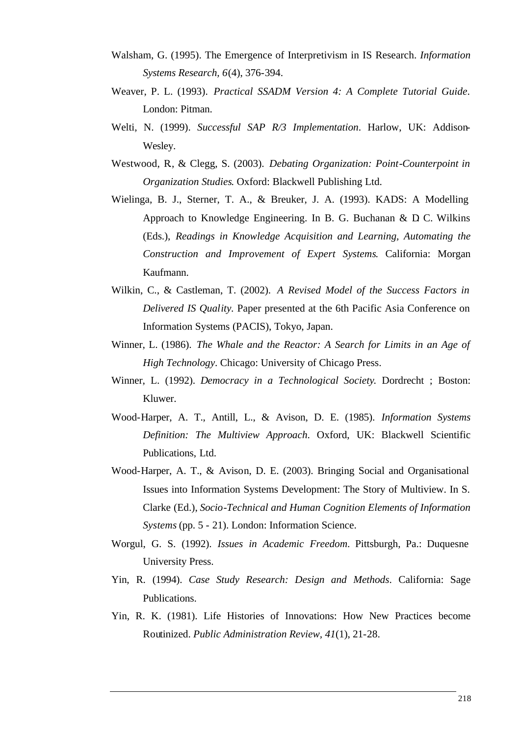Walsham, G. (1995). The Emergence of Interpretivism in IS Research. *Information Systems Research, 6*(4), 376-394.

Weaver, P. L. (1993). *Practical SSADM Version 4: A Complete Tutorial Guide*. London: Pitman.

Welti, N. (1999). *Successful SAP R/3 Implementation*. Harlow, UK: Addison-Wesley.

Westwood, R., & Clegg, S. (2003). *Debating Organization: Point-Counterpoint in Organization Studies*. Oxford: Blackwell Publishing Ltd.

Wielinga, B. J., Sterner, T. A., & Breuker, J. A. (1993). KADS: A Modelling Approach to Knowledge Engineering. In B. G. Buchanan & D. C. Wilkins (Eds.), *Readings in Knowledge Acquisition and Learning, Automating the Construction and Improvement of Expert Systems*. California: Morgan Kaufmann.

Wilkin, C., & Castleman, T. (2002). *A Revised Model of the Success Factors in Delivered IS Quality*. Paper presented at the 6th Pacific Asia Conference on Information Systems (PACIS), Tokyo, Japan.

Winner, L. (1986). *The Whale and the Reactor: A Search for Limits in an Age of High Technology*. Chicago: University of Chicago Press.

Winner, L. (1992). *Democracy in a Technological Society*. Dordrecht ; Boston: Kluwer.

Wood-Harper, A. T., Antill, L., & Avison, D. E. (1985). *Information Systems Definition: The Multiview Approach*. Oxford, UK: Blackwell Scientific Publications, Ltd.

Wood-Harper, A. T., & Avison, D. E. (2003). Bringing Social and Organisational Issues into Information Systems Development: The Story of Multiview. In S. Clarke (Ed.), *Socio-Technical and Human Cognition Elements of Information Systems* (pp. 5 - 21). London: Information Science.

Worgul, G. S. (1992). *Issues in Academic Freedom*. Pittsburgh, Pa.: Duquesne University Press.

Yin, R. (1994). *Case Study Research: Design and Methods*. California: Sage Publications.

Yin, R. K. (1981). Life Histories of Innovations: How New Practices become Routinized. *Public Administration Review, 41*(1), 21-28.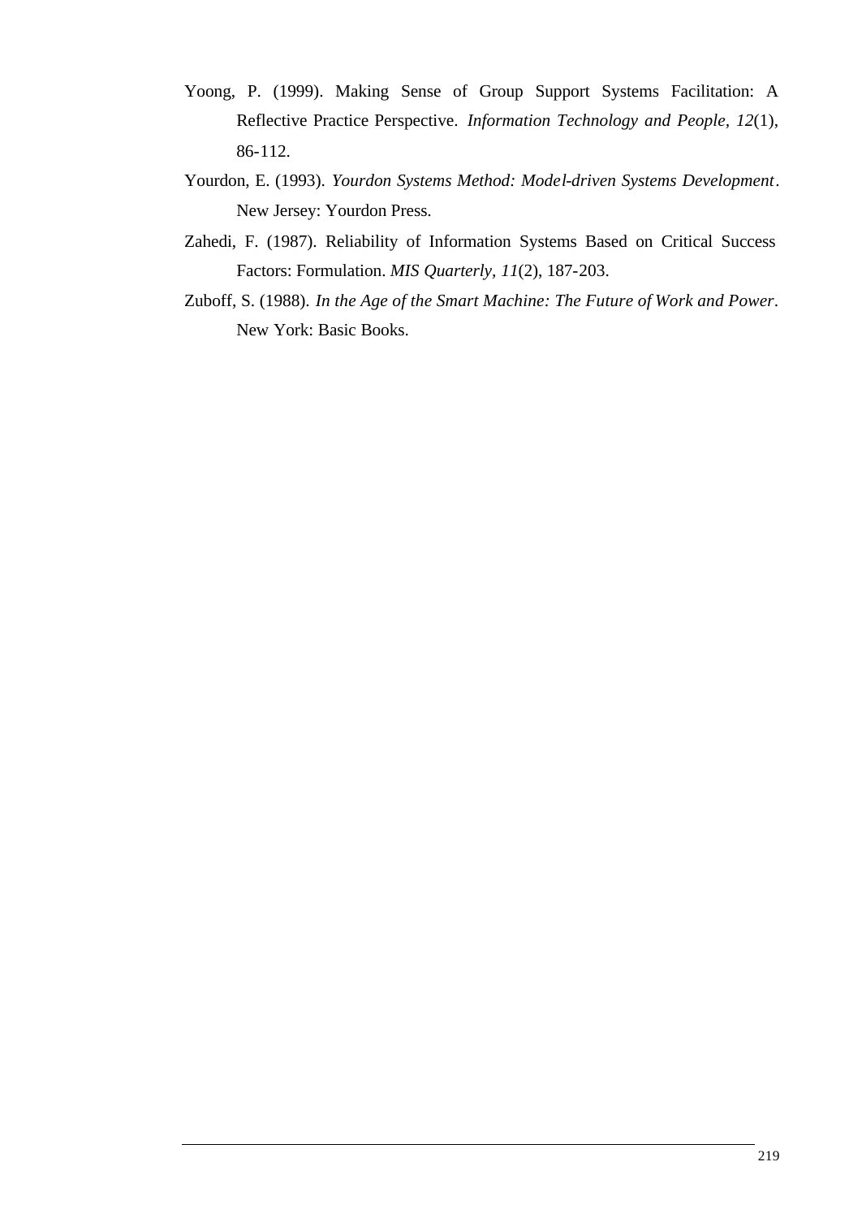Yoong, P. (1999). Making Sense of Group Support Systems Facilitation: A Reflective Practice Perspective. *Information Technology and People, 12*(1), 86-112.

Yourdon, E. (1993). *Yourdon Systems Method: Model-driven Systems Development*. New Jersey: Yourdon Press.

Zahedi, F. (1987). Reliability of Information Systems Based on Critical Success Factors: Formulation. *MIS Quarterly, 11*(2), 187-203.

Zuboff, S. (1988). *In the Age of the Smart Machine: The Future of Work and Power*. New York: Basic Books.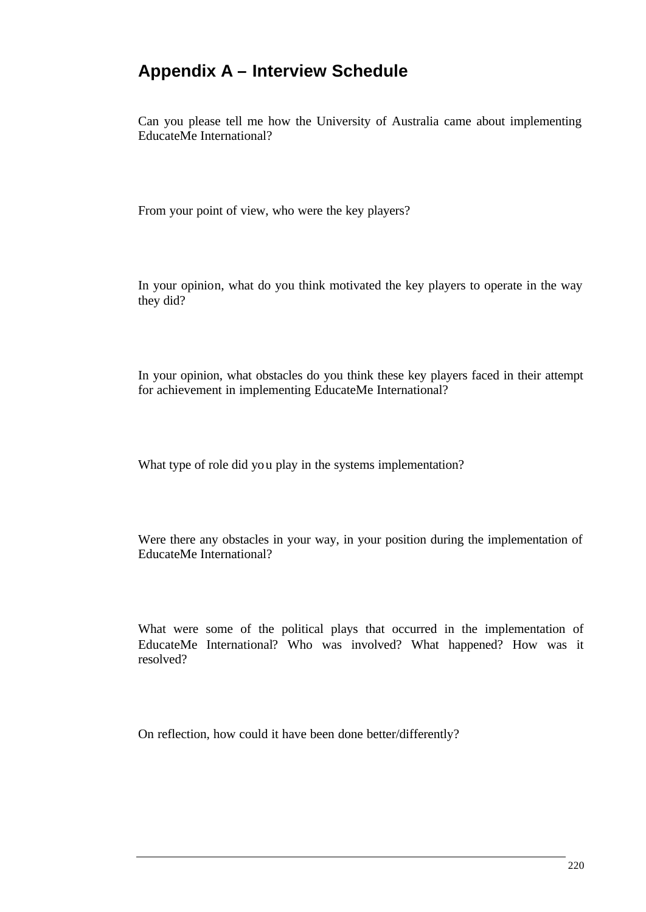## Appendix A – Interview Schedule

Can you please tell me how the University of Australia came about implementing EducateMe International?

From your point of view, who were the key players?

In your opinion, what do you think motivated the key players to operate in the way they did?

In your opinion, what obstacles do you think these key players faced in their attempt for achievement in implementing EducateMe International?

What type of role did you play in the systems implementation?

Were there any obstacles in your way, in your position during the implementation of EducateMe International?

What were some of the political plays that occurred in the implementation of EducateMe International? Who was involved? What happened? How was it resolved?

On reflection, how could it have been done better/differently?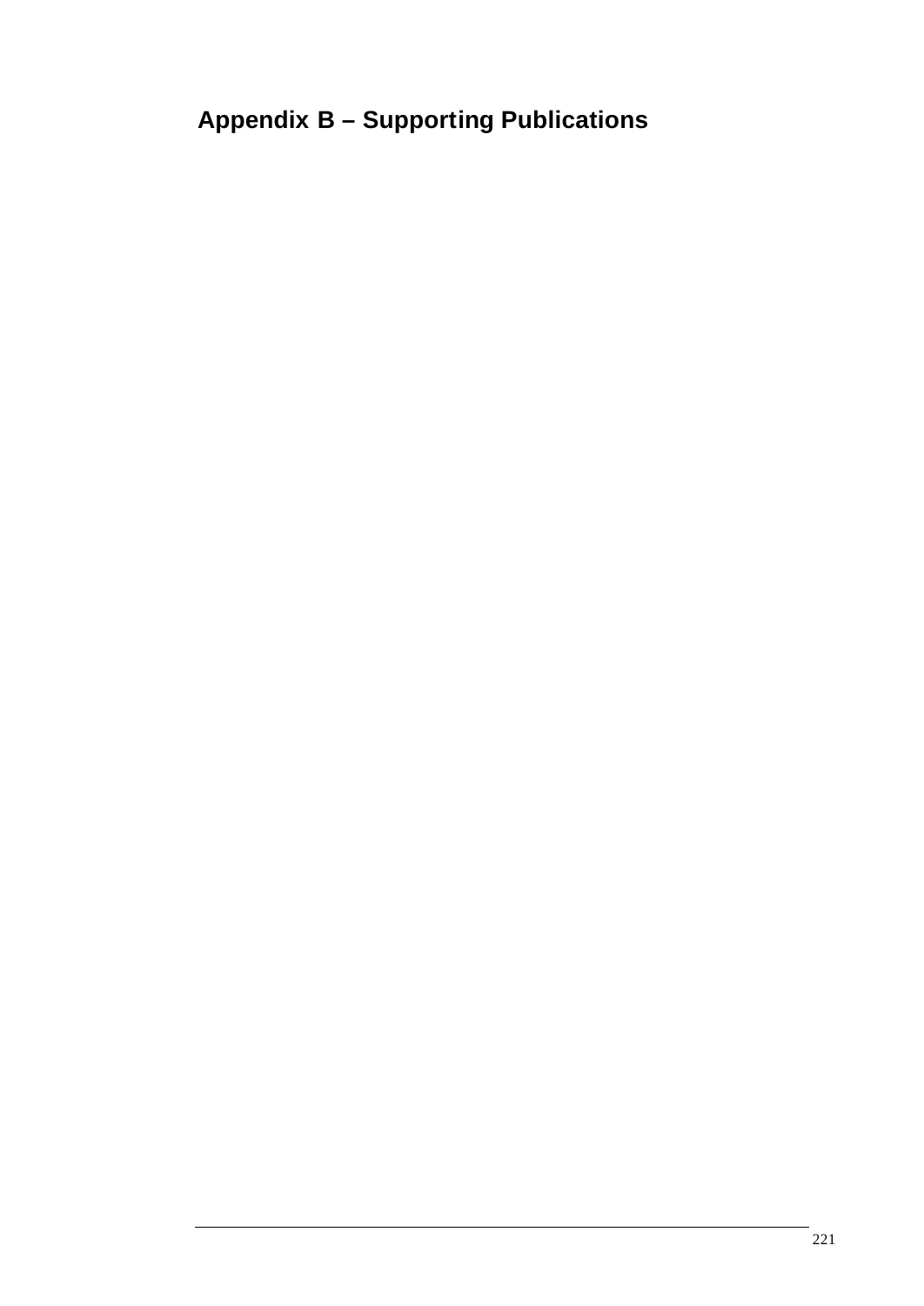# Appendix B – Supporting Publications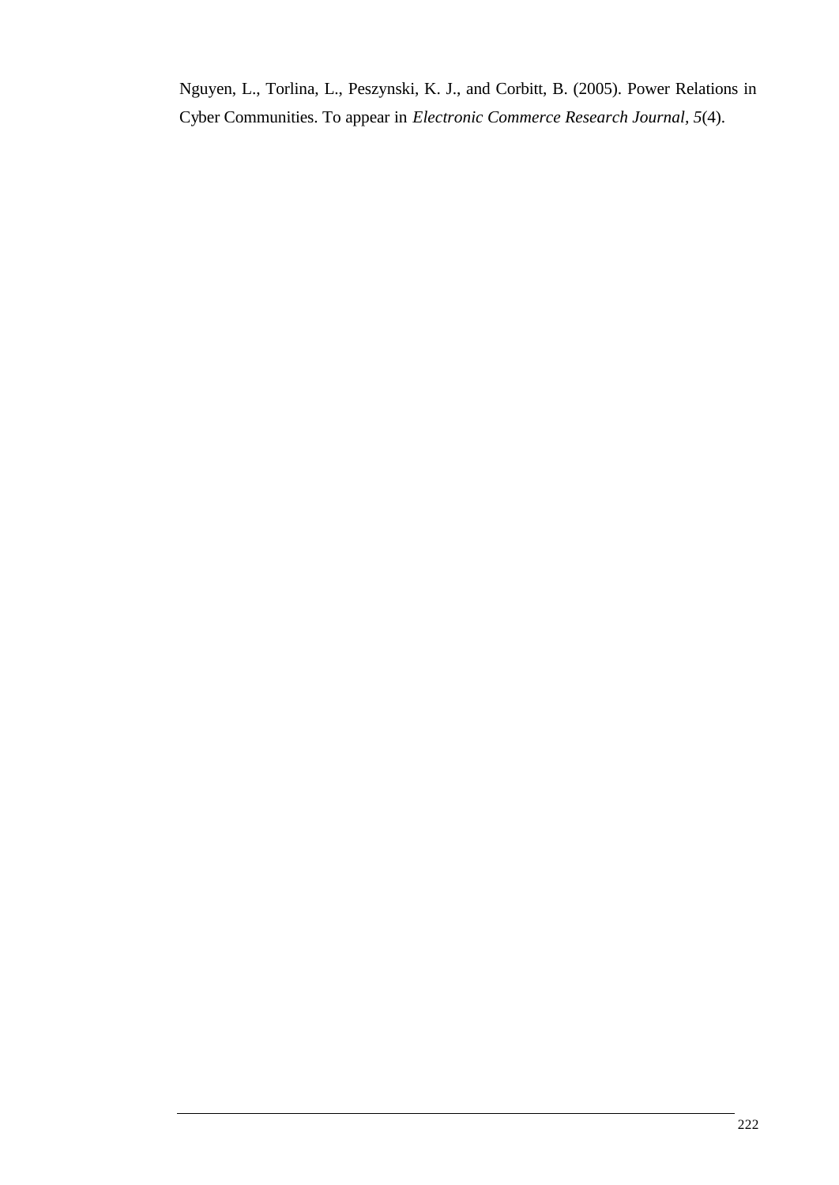Nguyen, L., Torlina, L., Peszynski, K. J., and Corbitt, B. (2005). Power Relations in Cyber Communities. To appear in *Electronic Commerce Research Journal, 5*(4).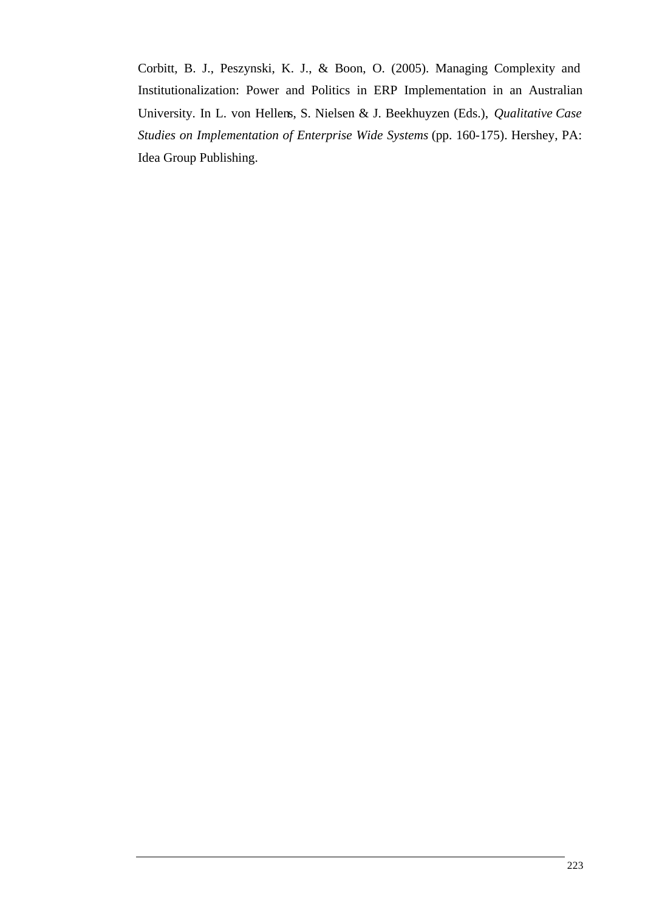Corbitt, B. J., Peszynski, K. J., & Boon, O. (2005). Managing Complexity and Institutionalization: Power and Politics in ERP Implementation in an Australian University. In L. von Hellens, S. Nielsen & J. Beekhuyzen (Eds.), *Qualitative Case Studies on Implementation of Enterprise Wide Systems* (pp. 160-175). Hershey, PA: Idea Group Publishing.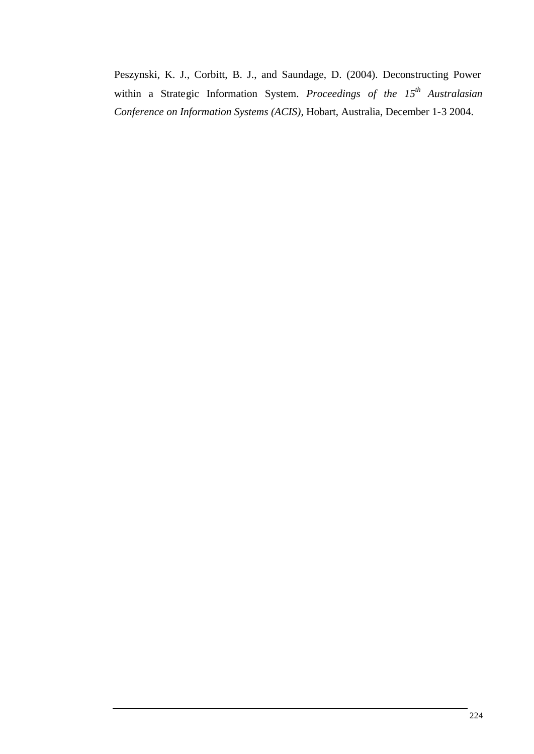Peszynski, K. J., Corbitt, B. J., and Saundage, D. (2004). Deconstructing Power within a Strategic Information System. *Proceedings of the 15th Australasian Conference on Information Systems (ACIS)*, Hobart, Australia, December 1-3 2004.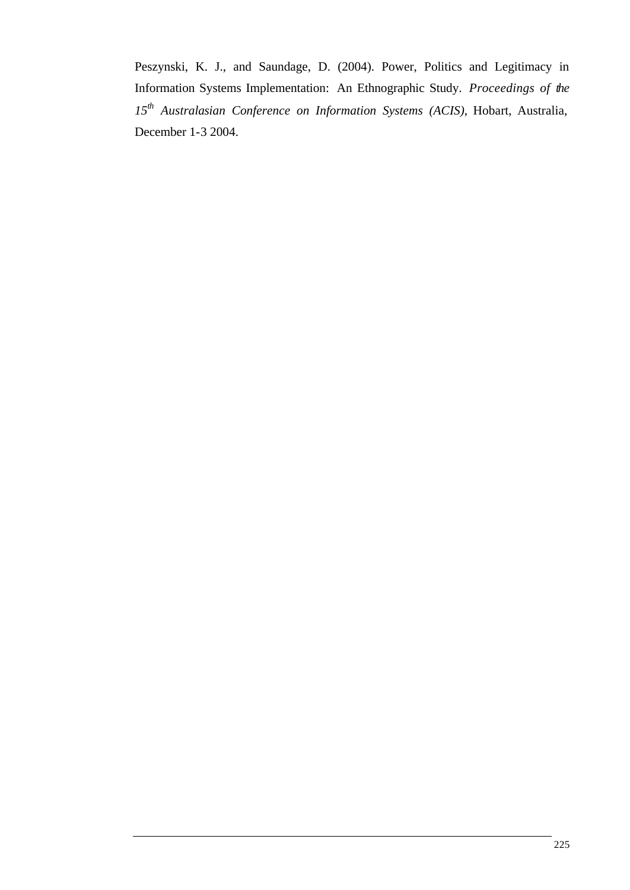Peszynski, K. J., and Saundage, D. (2004). Power, Politics and Legitimacy in Information Systems Implementation: An Ethnographic Study. *Proceedings of the 15th Australasian Conference on Information Systems (ACIS)*, Hobart, Australia, December 1-3 2004.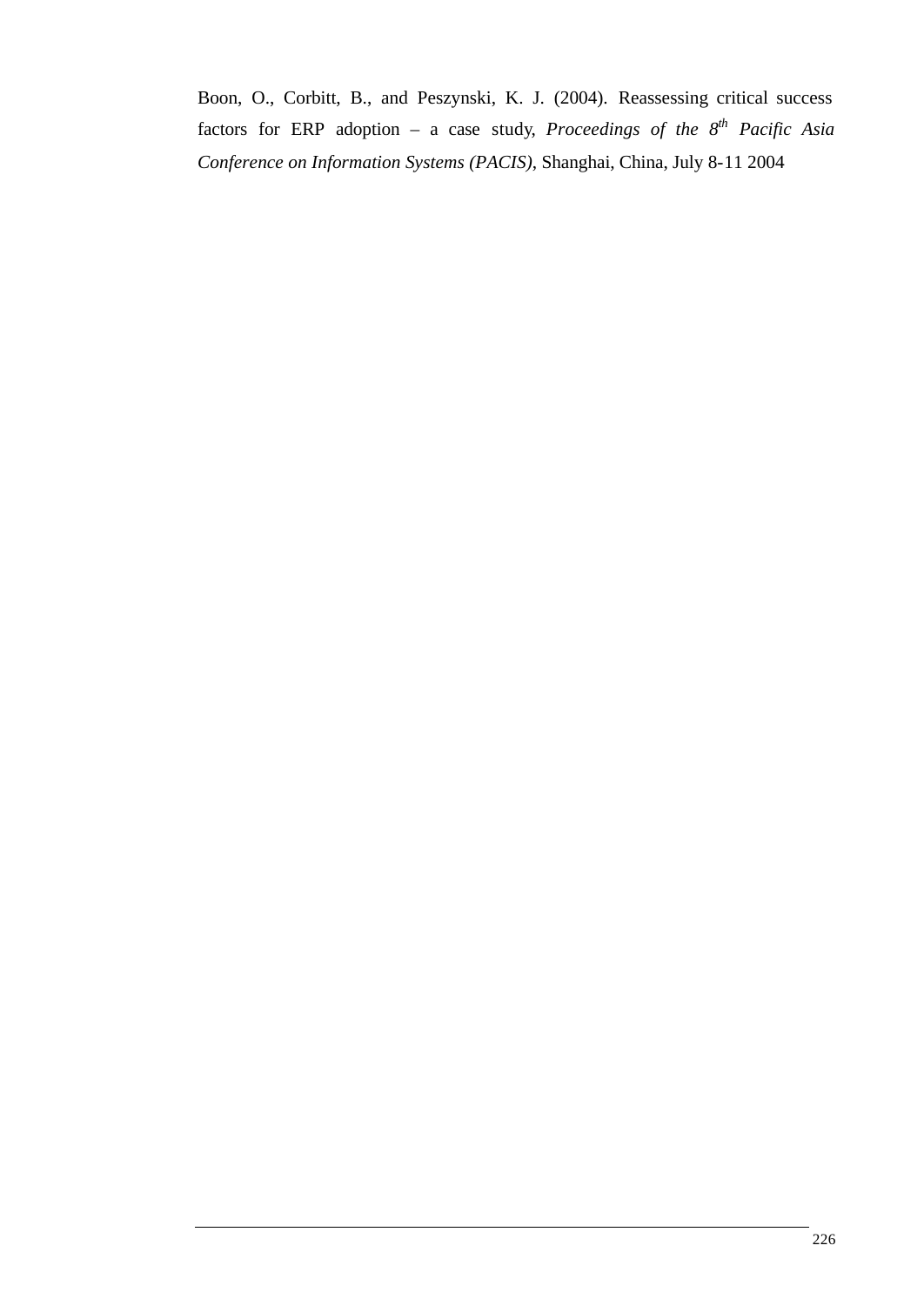Boon, O., Corbitt, B., and Peszynski, K. J. (2004). Reassessing critical success factors for ERP adoption – a case study, *Proceedings of the 8th Pacific Asia Conference on Information Systems (PACIS)*, Shanghai, China, July 8-11 2004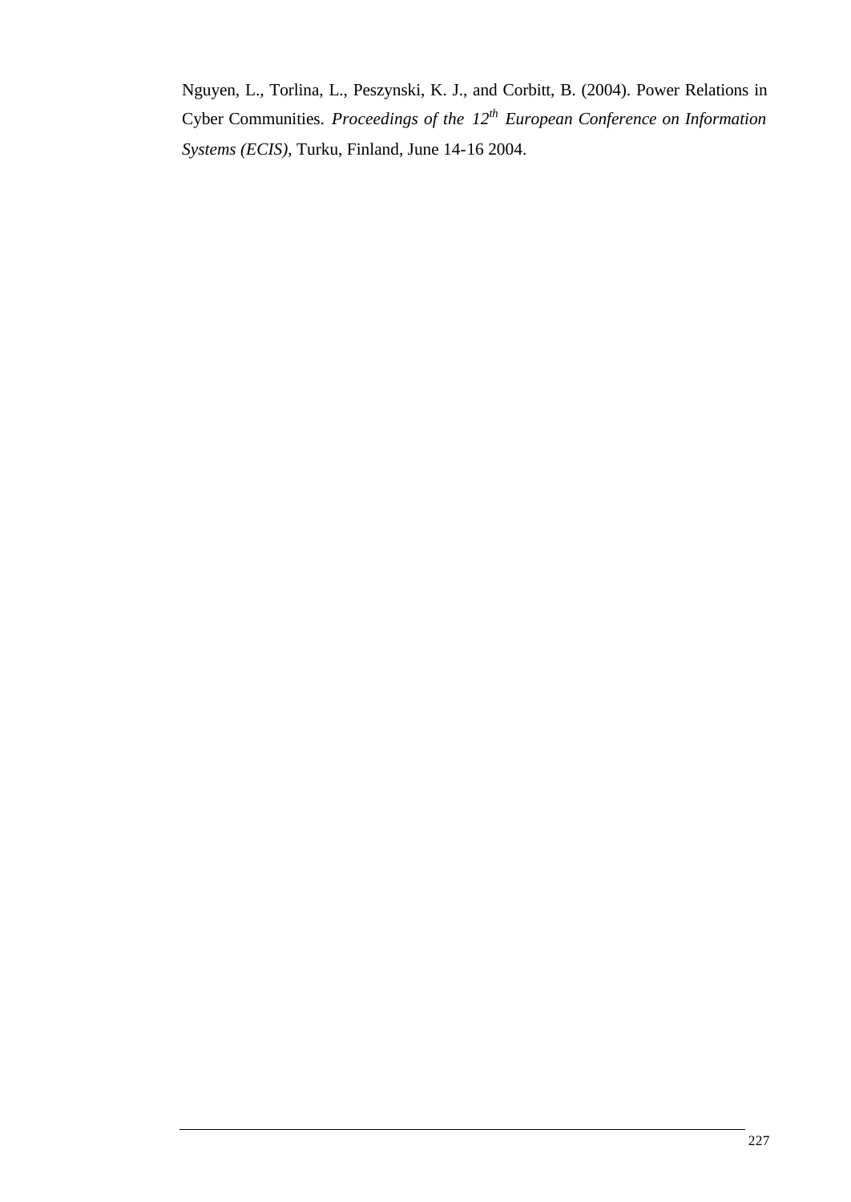Nguyen, L., Torlina, L., Peszynski, K. J., and Corbitt, B. (2004). Power Relations in Cyber Communities. *Proceedings of the 12th European Conference on Information Systems (ECIS)*, Turku, Finland, June 14-16 2004.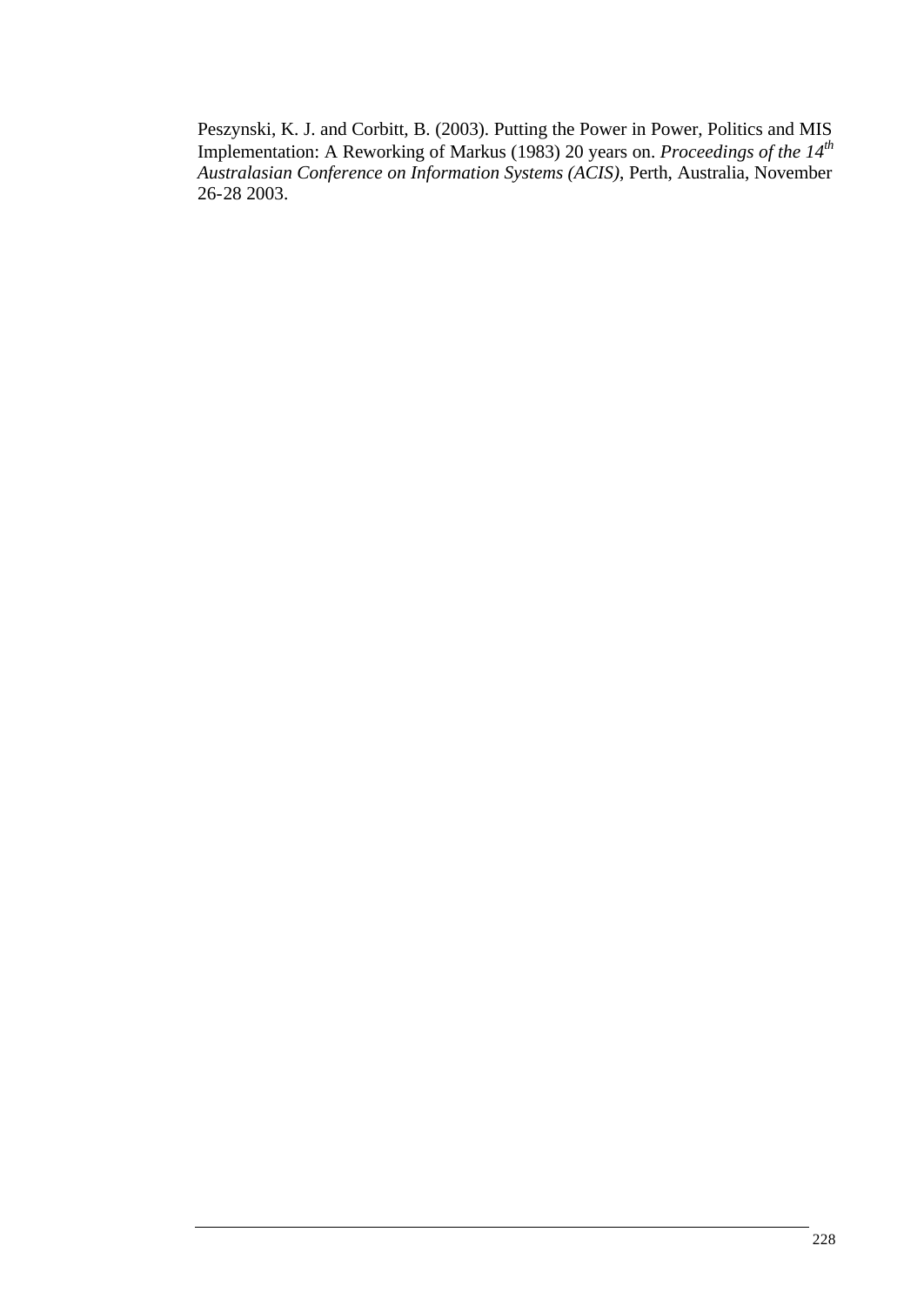Peszynski, K. J. and Corbitt, B. (2003). Putting the Power in Power, Politics and MIS Implementation: A Reworking of Markus (1983) 20 years on. *Proceedings of the 14th Australasian Conference on Information Systems (ACIS)*, Perth, Australia, November 26-28 2003.